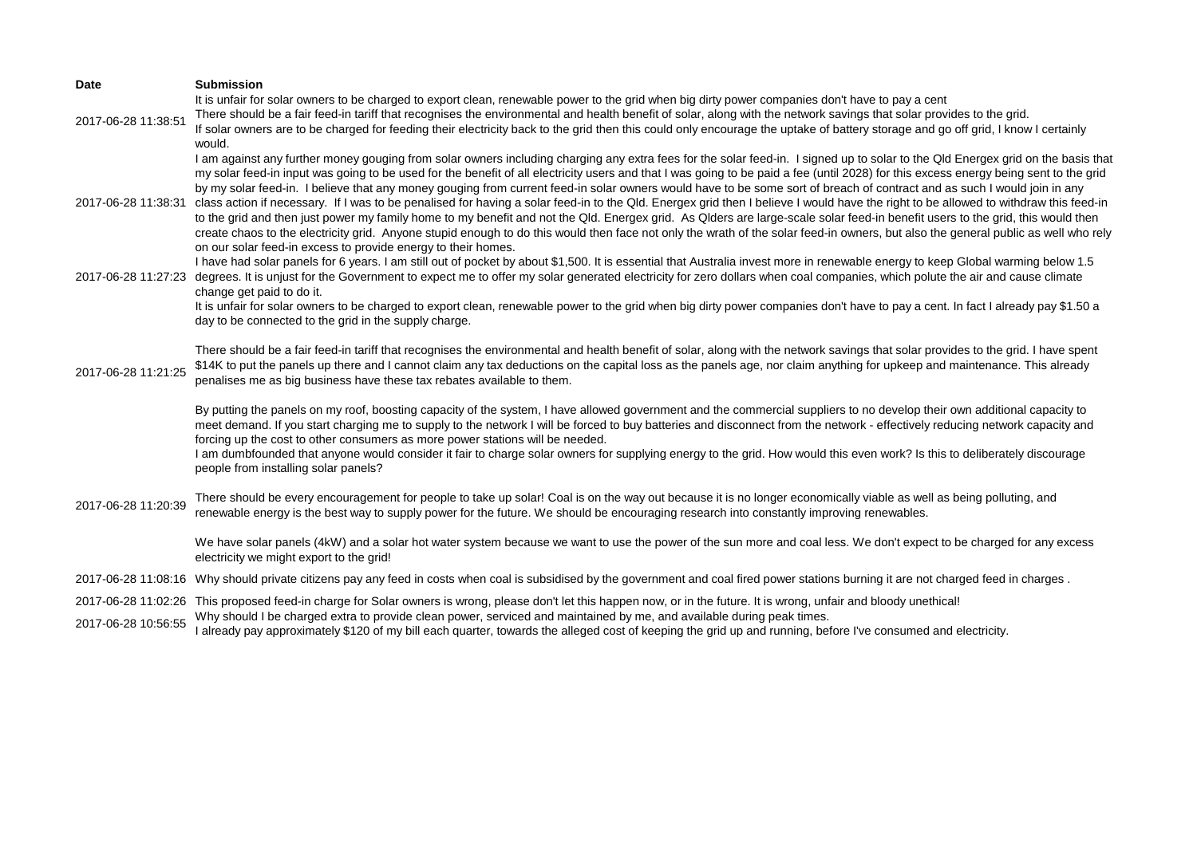| Date | Submission |
|---|---|
| 2017-06-28 11:38:51 | It is unfair for solar owners to be charged to export clean, renewable power to the grid when big dirty power companies don't have to pay a cent<br>There should be a fair feed-in tariff that recognises the environmental and health benefit of solar, along with the network savings that solar provides to the grid.<br>If solar owners are to be charged for feeding their electricity back to the grid then this could only encourage the uptake of battery storage and go off grid, I know I certainly would. |
| 2017-06-28 11:38:31 | I am against any further money gouging from solar owners including charging any extra fees for the solar feed-in. I signed up to solar to the Qld Energex grid on the basis that my solar feed-in input was going to be used for the benefit of all electricity users and that I was going to be paid a fee (until 2028) for this excess energy being sent to the grid by my solar feed-in. I believe that any money gouging from current feed-in solar owners would have to be some sort of breach of contract and as such I would join in any class action if necessary. If I was to be penalised for having a solar feed-in to the Qld. Energex grid then I believe I would have the right to be allowed to withdraw this feed-in to the grid and then just power my family home to my benefit and not the Qld. Energex grid. As Qlders are large-scale solar feed-in benefit users to the grid, this would then create chaos to the electricity grid. Anyone stupid enough to do this would then face not only the wrath of the solar feed-in owners, but also the general public as well who rely on our solar feed-in excess to provide energy to their homes. |
| 2017-06-28 11:27:23 | I have had solar panels for 6 years. I am still out of pocket by about $1,500. It is essential that Australia invest more in renewable energy to keep Global warming below 1.5 degrees. It is unjust for the Government to expect me to offer my solar generated electricity for zero dollars when coal companies, which polute the air and cause climate change get paid to do it. |
| 2017-06-28 11:21:25 | It is unfair for solar owners to be charged to export clean, renewable power to the grid when big dirty power companies don't have to pay a cent. In fact I already pay $1.50 a day to be connected to the grid in the supply charge.<br><br>There should be a fair feed-in tariff that recognises the environmental and health benefit of solar, along with the network savings that solar provides to the grid. I have spent $14K to put the panels up there and I cannot claim any tax deductions on the capital loss as the panels age, nor claim anything for upkeep and maintenance. This already penalises me as big business have these tax rebates available to them.<br><br>By putting the panels on my roof, boosting capacity of the system, I have allowed government and the commercial suppliers to no develop their own additional capacity to meet demand. If you start charging me to supply to the network I will be forced to buy batteries and disconnect from the network - effectively reducing network capacity and forcing up the cost to other consumers as more power stations will be needed.<br>I am dumbfounded that anyone would consider it fair to charge solar owners for supplying energy to the grid. How would this even work? Is this to deliberately discourage people from installing solar panels? |
| 2017-06-28 11:20:39 | There should be every encouragement for people to take up solar! Coal is on the way out because it is no longer economically viable as well as being polluting, and renewable energy is the best way to supply power for the future. We should be encouraging research into constantly improving renewables.<br><br>We have solar panels (4kW) and a solar hot water system because we want to use the power of the sun more and coal less. We don't expect to be charged for any excess electricity we might export to the grid! |
| 2017-06-28 11:08:16 | Why should private citizens pay any feed in costs when coal is subsidised by the government and coal fired power stations burning it are not charged feed in charges . |
| 2017-06-28 11:02:26 | This proposed feed-in charge for Solar owners is wrong, please don't let this happen now, or in the future. It is wrong, unfair and bloody unethical! |
| 2017-06-28 10:56:55 | Why should I be charged extra to provide clean power, serviced and maintained by me, and available during peak times.<br>I already pay approximately $120 of my bill each quarter, towards the alleged cost of keeping the grid up and running, before I've consumed and electricity. |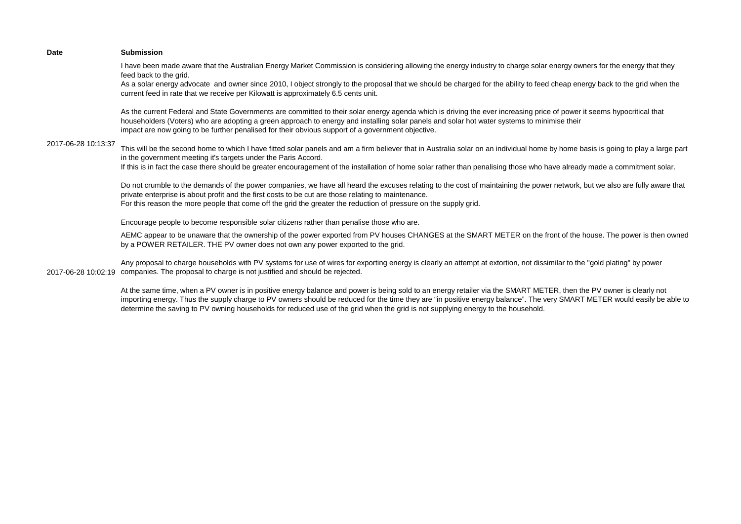| Date | Submission |
|---|---|
| 2017-06-28 10:13:37 | I have been made aware that the Australian Energy Market Commission is considering allowing the energy industry to charge solar energy owners for the energy that they feed back to the grid.<br>As a solar energy advocate  and owner since 2010, I object strongly to the proposal that we should be charged for the ability to feed cheap energy back to the grid when the current feed in rate that we receive per Kilowatt is approximately 6.5 cents unit.<br><br>As the current Federal and State Governments are committed to their solar energy agenda which is driving the ever increasing price of power it seems hypocritical that householders (Voters) who are adopting a green approach to energy and installing solar panels and solar hot water systems to minimise their impact are now going to be further penalised for their obvious support of a government objective.<br><br>This will be the second home to which I have fitted solar panels and am a firm believer that in Australia solar on an individual home by home basis is going to play a large part in the government meeting it's targets under the Paris Accord.<br>If this is in fact the case there should be greater encouragement of the installation of home solar rather than penalising those who have already made a commitment solar.<br><br>Do not crumble to the demands of the power companies, we have all heard the excuses relating to the cost of maintaining the power network, but we also are fully aware that private enterprise is about profit and the first costs to be cut are those relating to maintenance.<br>For this reason the more people that come off the grid the greater the reduction of pressure on the supply grid.<br><br>Encourage people to become responsible solar citizens rather than penalise those who are. |
| 2017-06-28 10:02:19 | AEMC appear to be unaware that the ownership of the power exported from PV houses CHANGES at the SMART METER on the front of the house. The power is then owned by a POWER RETAILER. THE PV owner does not own any power exported to the grid.<br><br>Any proposal to charge households with PV systems for use of wires for exporting energy is clearly an attempt at extortion, not dissimilar to the "gold plating" by power companies. The proposal to charge is not justified and should be rejected.<br><br>At the same time, when a PV owner is in positive energy balance and power is being sold to an energy retailer via the SMART METER, then the PV owner is clearly not importing energy. Thus the supply charge to PV owners should be reduced for the time they are "in positive energy balance". The very SMART METER would easily be able to determine the saving to PV owning households for reduced use of the grid when the grid is not supplying energy to the household. |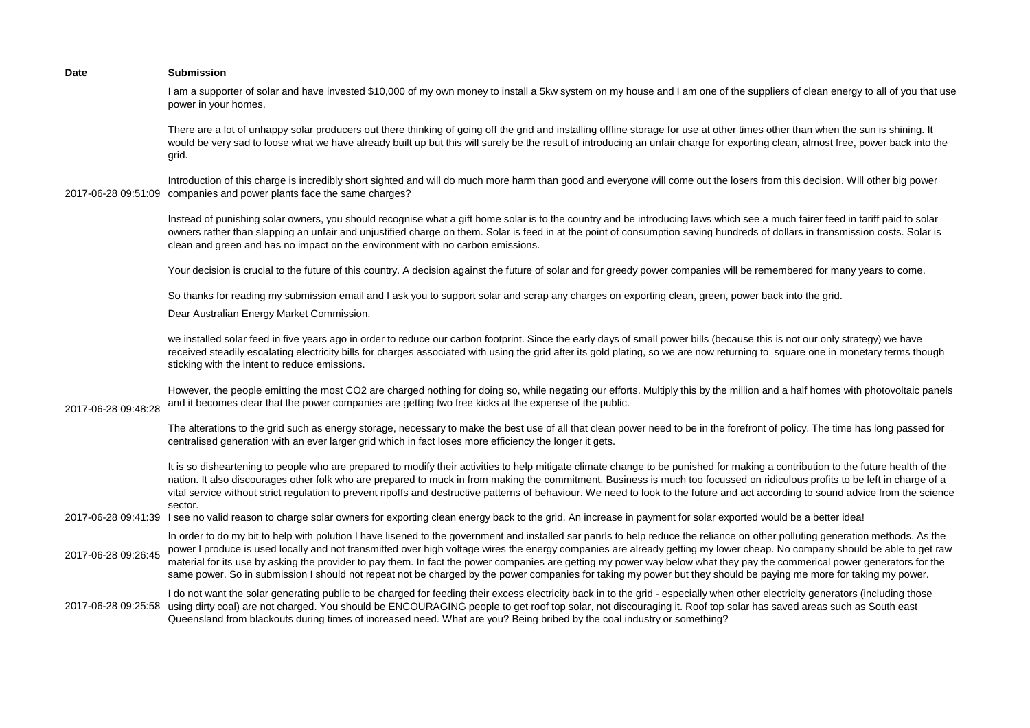| Date | Submission |
| --- | --- |
| 2017-06-28 09:51:09 | I am a supporter of solar and have invested $10,000 of my own money to install a 5kw system on my house and I am one of the suppliers of clean energy to all of you that use power in your homes.<br><br>There are a lot of unhappy solar producers out there thinking of going off the grid and installing offline storage for use at other times other than when the sun is shining. It would be very sad to loose what we have already built up but this will surely be the result of introducing an unfair charge for exporting clean, almost free, power back into the grid.<br><br>Introduction of this charge is incredibly short sighted and will do much more harm than good and everyone will come out the losers from this decision. Will other big power companies and power plants face the same charges?<br><br>Instead of punishing solar owners, you should recognise what a gift home solar is to the country and be introducing laws which see a much fairer feed in tariff paid to solar owners rather than slapping an unfair and unjustified charge on them. Solar is feed in at the point of consumption saving hundreds of dollars in transmission costs. Solar is clean and green and has no impact on the environment with no carbon emissions.<br><br>Your decision is crucial to the future of this country. A decision against the future of solar and for greedy power companies will be remembered for many years to come.<br><br>So thanks for reading my submission email and I ask you to support solar and scrap any charges on exporting clean, green, power back into the grid. |
| 2017-06-28 09:48:28 | Dear Australian Energy Market Commission,<br><br>we installed solar feed in five years ago in order to reduce our carbon footprint. Since the early days of small power bills (because this is not our only strategy) we have received steadily escalating electricity bills for charges associated with using the grid after its gold plating, so we are now returning to square one in monetary terms though sticking with the intent to reduce emissions.<br><br>However, the people emitting the most CO2 are charged nothing for doing so, while negating our efforts. Multiply this by the million and a half homes with photovoltaic panels and it becomes clear that the power companies are getting two free kicks at the expense of the public.<br><br>The alterations to the grid such as energy storage, necessary to make the best use of all that clean power need to be in the forefront of policy. The time has long passed for centralised generation with an ever larger grid which in fact loses more efficiency the longer it gets.<br><br>It is so disheartening to people who are prepared to modify their activities to help mitigate climate change to be punished for making a contribution to the future health of the nation. It also discourages other folk who are prepared to muck in from making the commitment. Business is much too focussed on ridiculous profits to be left in charge of a vital service without strict regulation to prevent ripoffs and destructive patterns of behaviour. We need to look to the future and act according to sound advice from the science sector. |
| 2017-06-28 09:41:39 | I see no valid reason to charge solar owners for exporting clean energy back to the grid. An increase in payment for solar exported would be a better idea! |
| 2017-06-28 09:26:45 | In order to do my bit to help with polution I have lisened to the government and installed sar panrls to help reduce the reliance on other polluting generation methods. As the power I produce is used locally and not transmitted over high voltage wires the energy companies are already getting my lower cheap. No company should be able to get raw material for its use by asking the provider to pay them. In fact the power companies are getting my power way below what they pay the commerical power generators for the same power. So in submission I should not repeat not be charged by the power companies for taking my power but they should be paying me more for taking my power. |
| 2017-06-28 09:25:58 | I do not want the solar generating public to be charged for feeding their excess electricity back in to the grid - especially when other electricity generators (including those using dirty coal) are not charged. You should be ENCOURAGING people to get roof top solar, not discouraging it. Roof top solar has saved areas such as South east Queensland from blackouts during times of increased need. What are you? Being bribed by the coal industry or something? |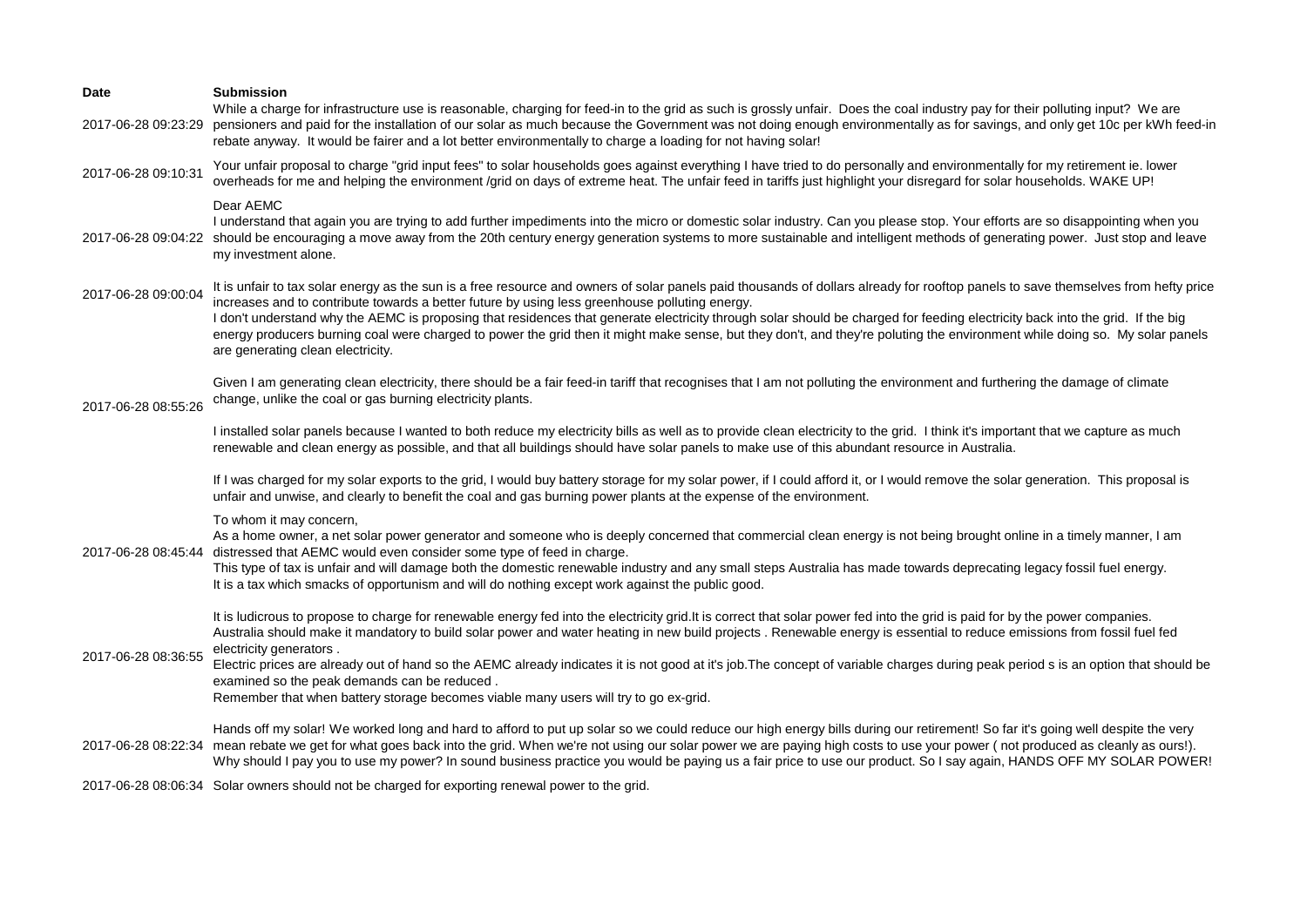| Date | Submission |
|---|---|
| 2017-06-28 09:23:29 | While a charge for infrastructure use is reasonable, charging for feed-in to the grid as such is grossly unfair. Does the coal industry pay for their polluting input? We are pensioners and paid for the installation of our solar as much because the Government was not doing enough environmentally as for savings, and only get 10c per kWh feed-in rebate anyway. It would be fairer and a lot better environmentally to charge a loading for not having solar! |
| 2017-06-28 09:10:31 | Your unfair proposal to charge "grid input fees" to solar households goes against everything I have tried to do personally and environmentally for my retirement ie. lower overheads for me and helping the environment /grid on days of extreme heat. The unfair feed in tariffs just highlight your disregard for solar households. WAKE UP! |
| 2017-06-28 09:04:22 | Dear AEMC<br>I understand that again you are trying to add further impediments into the micro or domestic solar industry. Can you please stop. Your efforts are so disappointing when you should be encouraging a move away from the 20th century energy generation systems to more sustainable and intelligent methods of generating power. Just stop and leave my investment alone. |
| 2017-06-28 09:00:04 | It is unfair to tax solar energy as the sun is a free resource and owners of solar panels paid thousands of dollars already for rooftop panels to save themselves from hefty price increases and to contribute towards a better future by using less greenhouse polluting energy.<br>I don't understand why the AEMC is proposing that residences that generate electricity through solar should be charged for feeding electricity back into the grid. If the big energy producers burning coal were charged to power the grid then it might make sense, but they don't, and they're poluting the environment while doing so. My solar panels are generating clean electricity. |
| 2017-06-28 08:55:26 | Given I am generating clean electricity, there should be a fair feed-in tariff that recognises that I am not polluting the environment and furthering the damage of climate change, unlike the coal or gas burning electricity plants.<br><br>I installed solar panels because I wanted to both reduce my electricity bills as well as to provide clean electricity to the grid. I think it's important that we capture as much renewable and clean energy as possible, and that all buildings should have solar panels to make use of this abundant resource in Australia.<br><br>If I was charged for my solar exports to the grid, I would buy battery storage for my solar power, if I could afford it, or I would remove the solar generation. This proposal is unfair and unwise, and clearly to benefit the coal and gas burning power plants at the expense of the environment. |
| 2017-06-28 08:45:44 | To whom it may concern,<br>As a home owner, a net solar power generator and someone who is deeply concerned that commercial clean energy is not being brought online in a timely manner, I am distressed that AEMC would even consider some type of feed in charge.<br>This type of tax is unfair and will damage both the domestic renewable industry and any small steps Australia has made towards deprecating legacy fossil fuel energy.<br>It is a tax which smacks of opportunism and will do nothing except work against the public good. |
| 2017-06-28 08:36:55 | It is ludicrous to propose to charge for renewable energy fed into the electricity grid.It is correct that solar power fed into the grid is paid for by the power companies. Australia should make it mandatory to build solar power and water heating in new build projects . Renewable energy is essential to reduce emissions from fossil fuel fed electricity generators .<br>Electric prices are already out of hand so the AEMC already indicates it is not good at it's job.The concept of variable charges during peak period s is an option that should be examined so the peak demands can be reduced .<br>Remember that when battery storage becomes viable many users will try to go ex-grid. |
| 2017-06-28 08:22:34 | Hands off my solar! We worked long and hard to afford to put up solar so we could reduce our high energy bills during our retirement! So far it's going well despite the very mean rebate we get for what goes back into the grid. When we're not using our solar power we are paying high costs to use your power ( not produced as cleanly as ours!). Why should I pay you to use my power? In sound business practice you would be paying us a fair price to use our product. So I say again, HANDS OFF MY SOLAR POWER! |
| 2017-06-28 08:06:34 | Solar owners should not be charged for exporting renewal power to the grid. |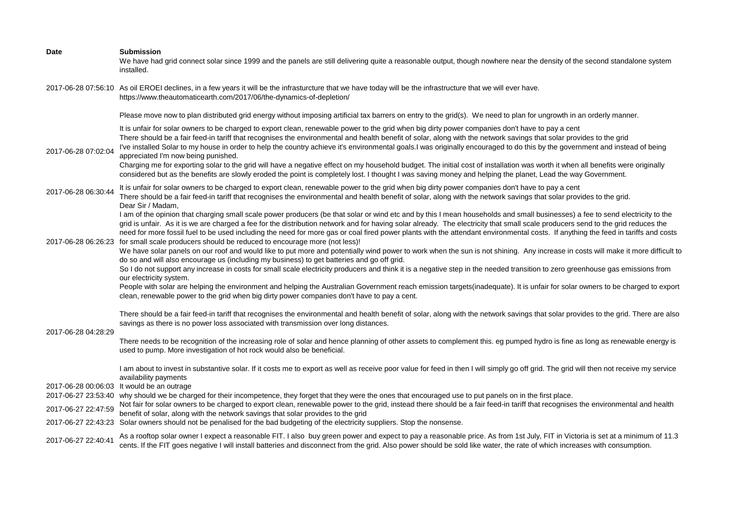| Date | Submission |
| --- | --- |
| | We have had grid connect solar since 1999 and the panels are still delivering quite a reasonable output, though nowhere near the density of the second standalone system installed. |
| 2017-06-28 07:56:10 | As oil EROEI declines, in a few years it will be the infrasturcture that we have today will be the infrastructure that we will ever have.<br>https://www.theautomaticearth.com/2017/06/the-dynamics-of-depletion/<br><br>Please move now to plan distributed grid energy without imposing artificial tax barrers on entry to the grid(s). We need to plan for ungrowth in an orderly manner. |
| 2017-06-28 07:02:04 | It is unfair for solar owners to be charged to export clean, renewable power to the grid when big dirty power companies don't have to pay a cent<br>There should be a fair feed-in tariff that recognises the environmental and health benefit of solar, along with the network savings that solar provides to the grid<br>I've installed Solar to my house in order to help the country achieve it's environmental goals.I was originally encouraged to do this by the government and instead of being appreciated I'm now being punished.<br>Charging me for exporting solar to the grid will have a negative effect on my household budget. The initial cost of installation was worth it when all benefits were originally considered but as the benefits are slowly eroded the point is completely lost. I thought I was saving money and helping the planet, Lead the way Government. |
| 2017-06-28 06:30:44 | It is unfair for solar owners to be charged to export clean, renewable power to the grid when big dirty power companies don't have to pay a cent<br>There should be a fair feed-in tariff that recognises the environmental and health benefit of solar, along with the network savings that solar provides to the grid. |
| 2017-06-28 06:26:23 | Dear Sir / Madam,<br>I am of the opinion that charging small scale power producers (be that solar or wind etc and by this I mean households and small businesses) a fee to send electricity to the grid is unfair. As it is we are charged a fee for the distribution network and for having solar already. The electricity that small scale producers send to the grid reduces the need for more fossil fuel to be used including the need for more gas or coal fired power plants with the attendant environmental costs. If anything the feed in tariffs and costs for small scale producers should be reduced to encourage more (not less)!<br>We have solar panels on our roof and would like to put more and potentially wind power to work when the sun is not shining. Any increase in costs will make it more difficult to do so and will also encourage us (including my business) to get batteries and go off grid.<br>So I do not support any increase in costs for small scale electricity producers and think it is a negative step in the needed transition to zero greenhouse gas emissions from our electricity system.<br>People with solar are helping the environment and helping the Australian Government reach emission targets(inadequate). It is unfair for solar owners to be charged to export clean, renewable power to the grid when big dirty power companies don't have to pay a cent. |
| 2017-06-28 04:28:29 | There should be a fair feed-in tariff that recognises the environmental and health benefit of solar, along with the network savings that solar provides to the grid. There are also savings as there is no power loss associated with transmission over long distances.<br><br>There needs to be recognition of the increasing role of solar and hence planning of other assets to complement this. eg pumped hydro is fine as long as renewable energy is used to pump. More investigation of hot rock would also be beneficial.<br><br>I am about to invest in substantive solar. If it costs me to export as well as receive poor value for feed in then I will simply go off grid. The grid will then not receive my service availability payments |
| 2017-06-28 00:06:03 | It would be an outrage |
| 2017-06-27 23:53:40 | why should we be charged for their incompetence, they forget that they were the ones that encouraged use to put panels on in the first place. |
| 2017-06-27 22:47:59 | Not fair for solar owners to be charged to export clean, renewable power to the grid, instead there should be a fair feed-in tariff that recognises the environmental and health benefit of solar, along with the network savings that solar provides to the grid |
| 2017-06-27 22:43:23 | Solar owners should not be penalised for the bad budgeting of the electricity suppliers. Stop the nonsense. |
| 2017-06-27 22:40:41 | As a rooftop solar owner I expect a reasonable FIT. I also buy green power and expect to pay a reasonable price. As from 1st July, FIT in Victoria is set at a minimum of 11.3 cents. If the FIT goes negative I will install batteries and disconnect from the grid. Also power should be sold like water, the rate of which increases with consumption. |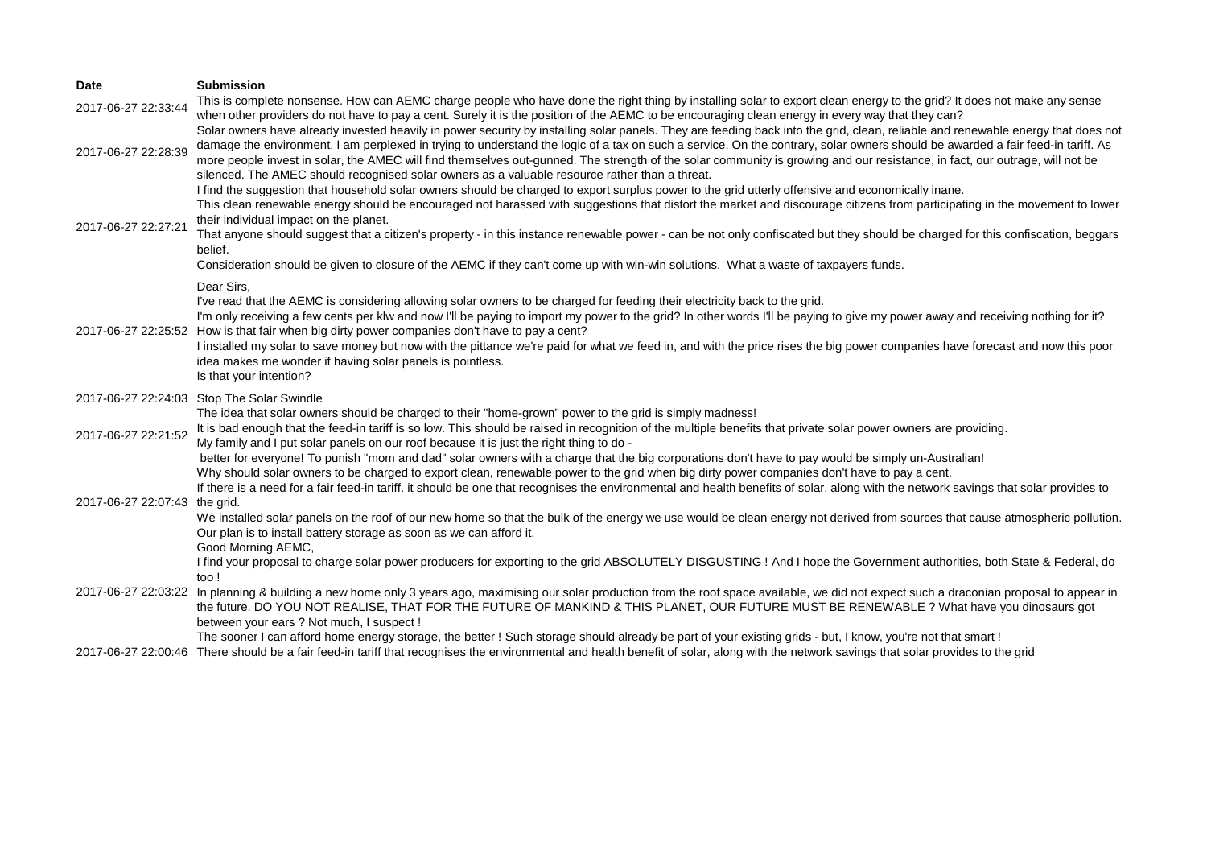| Date | Submission |
|---|---|
| 2017-06-27 22:33:44 | This is complete nonsense. How can AEMC charge people who have done the right thing by installing solar to export clean energy to the grid? It does not make any sense when other providers do not have to pay a cent. Surely it is the position of the AEMC to be encouraging clean energy in every way that they can? |
| 2017-06-27 22:28:39 | Solar owners have already invested heavily in power security by installing solar panels. They are feeding back into the grid, clean, reliable and renewable energy that does not damage the environment. I am perplexed in trying to understand the logic of a tax on such a service. On the contrary, solar owners should be awarded a fair feed-in tariff. As more people invest in solar, the AMEC will find themselves out-gunned. The strength of the solar community is growing and our resistance, in fact, our outrage, will not be silenced. The AMEC should recognised solar owners as a valuable resource rather than a threat. |
| 2017-06-27 22:27:21 | I find the suggestion that household solar owners should be charged to export surplus power to the grid utterly offensive and economically inane.<br>This clean renewable energy should be encouraged not harassed with suggestions that distort the market and discourage citizens from participating in the movement to lower their individual impact on the planet.<br>That anyone should suggest that a citizen's property - in this instance renewable power - can be not only confiscated but they should be charged for this confiscation, beggars belief.<br>Consideration should be given to closure of the AEMC if they can't come up with win-win solutions. What a waste of taxpayers funds. |
| 2017-06-27 22:25:52 | Dear Sirs,<br>I've read that the AEMC is considering allowing solar owners to be charged for feeding their electricity back to the grid.<br>I'm only receiving a few cents per klw and now I'll be paying to import my power to the grid? In other words I'll be paying to give my power away and receiving nothing for it? How is that fair when big dirty power companies don't have to pay a cent?<br>I installed my solar to save money but now with the pittance we're paid for what we feed in, and with the price rises the big power companies have forecast and now this poor idea makes me wonder if having solar panels is pointless.<br>Is that your intention? |
| 2017-06-27 22:24:03 | Stop The Solar Swindle |
| 2017-06-27 22:21:52 | The idea that solar owners should be charged to their "home-grown" power to the grid is simply madness!<br>It is bad enough that the feed-in tariff is so low. This should be raised in recognition of the multiple benefits that private solar power owners are providing.<br>My family and I put solar panels on our roof because it is just the right thing to do -<br>better for everyone! To punish "mom and dad" solar owners with a charge that the big corporations don't have to pay would be simply un-Australian! |
| 2017-06-27 22:07:43 | Why should solar owners to be charged to export clean, renewable power to the grid when big dirty power companies don't have to pay a cent.<br>If there is a need for a fair feed-in tariff. it should be one that recognises the environmental and health benefits of solar, along with the network savings that solar provides to the grid.<br>We installed solar panels on the roof of our new home so that the bulk of the energy we use would be clean energy not derived from sources that cause atmospheric pollution. Our plan is to install battery storage as soon as we can afford it. |
| 2017-06-27 22:03:22 | Good Morning AEMC,<br>I find your proposal to charge solar power producers for exporting to the grid ABSOLUTELY DISGUSTING ! And I hope the Government authorities, both State & Federal, do too !<br>In planning & building a new home only 3 years ago, maximising our solar production from the roof space available, we did not expect such a draconian proposal to appear in the future. DO YOU NOT REALISE, THAT FOR THE FUTURE OF MANKIND & THIS PLANET, OUR FUTURE MUST BE RENEWABLE ? What have you dinosaurs got between your ears ? Not much, I suspect !<br>The sooner I can afford home energy storage, the better ! Such storage should already be part of your existing grids - but, I know, you're not that smart ! |
| 2017-06-27 22:00:46 | There should be a fair feed-in tariff that recognises the environmental and health benefit of solar, along with the network savings that solar provides to the grid |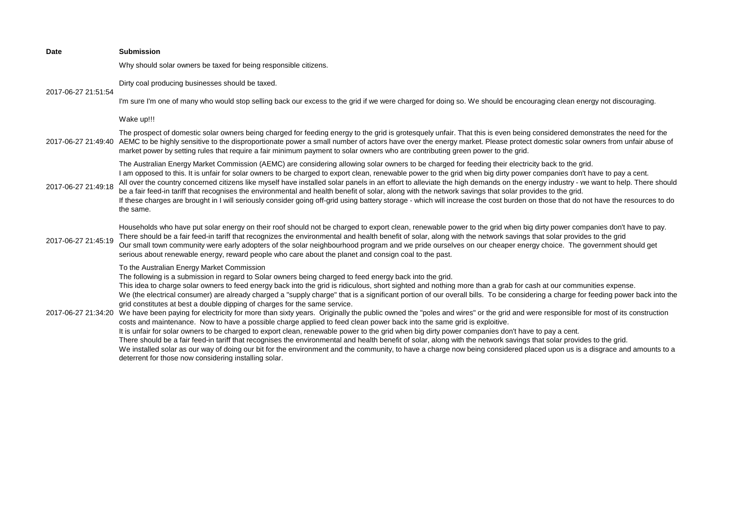| Date | Submission |
| --- | --- |
| 2017-06-27 21:51:54 | Why should solar owners be taxed for being responsible citizens.<br><br>Dirty coal producing businesses should be taxed.<br><br>I'm sure I'm one of many who would stop selling back our excess to the grid if we were charged for doing so. We should be encouraging clean energy not discouraging.<br><br>Wake up!!! |
| 2017-06-27 21:49:40 | The prospect of domestic solar owners being charged for feeding energy to the grid is grotesquely unfair. That this is even being considered demonstrates the need for the AEMC to be highly sensitive to the disproportionate power a small number of actors have over the energy market. Please protect domestic solar owners from unfair abuse of market power by setting rules that require a fair minimum payment to solar owners who are contributing green power to the grid. |
| 2017-06-27 21:49:18 | The Australian Energy Market Commission (AEMC) are considering allowing solar owners to be charged for feeding their electricity back to the grid.<br>I am opposed to this. It is unfair for solar owners to be charged to export clean, renewable power to the grid when big dirty power companies don't have to pay a cent.<br>All over the country concerned citizens like myself have installed solar panels in an effort to alleviate the high demands on the energy industry - we want to help. There should be a fair feed-in tariff that recognises the environmental and health benefit of solar, along with the network savings that solar provides to the grid.<br>If these charges are brought in I will seriously consider going off-grid using battery storage - which will increase the cost burden on those that do not have the resources to do the same. |
| 2017-06-27 21:45:19 | Households who have put solar energy on their roof should not be charged to export clean, renewable power to the grid when big dirty power companies don't have to pay.<br>There should be a fair feed-in tariff that recognizes the environmental and health benefit of solar, along with the network savings that solar provides to the grid<br>Our small town community were early adopters of the solar neighbourhood program and we pride ourselves on our cheaper energy choice. The government should get serious about renewable energy, reward people who care about the planet and consign coal to the past. |
| 2017-06-27 21:34:20 | To the Australian Energy Market Commission<br>The following is a submission in regard to Solar owners being charged to feed energy back into the grid.<br>This idea to charge solar owners to feed energy back into the grid is ridiculous, short sighted and nothing more than a grab for cash at our communities expense.<br>We (the electrical consumer) are already charged a "supply charge" that is a significant portion of our overall bills. To be considering a charge for feeding power back into the grid constitutes at best a double dipping of charges for the same service.<br>We have been paying for electricity for more than sixty years. Originally the public owned the "poles and wires" or the grid and were responsible for most of its construction costs and maintenance. Now to have a possible charge applied to feed clean power back into the same grid is exploitive.<br>It is unfair for solar owners to be charged to export clean, renewable power to the grid when big dirty power companies don't have to pay a cent.<br>There should be a fair feed-in tariff that recognises the environmental and health benefit of solar, along with the network savings that solar provides to the grid.<br>We installed solar as our way of doing our bit for the environment and the community, to have a charge now being considered placed upon us is a disgrace and amounts to a deterrent for those now considering installing solar. |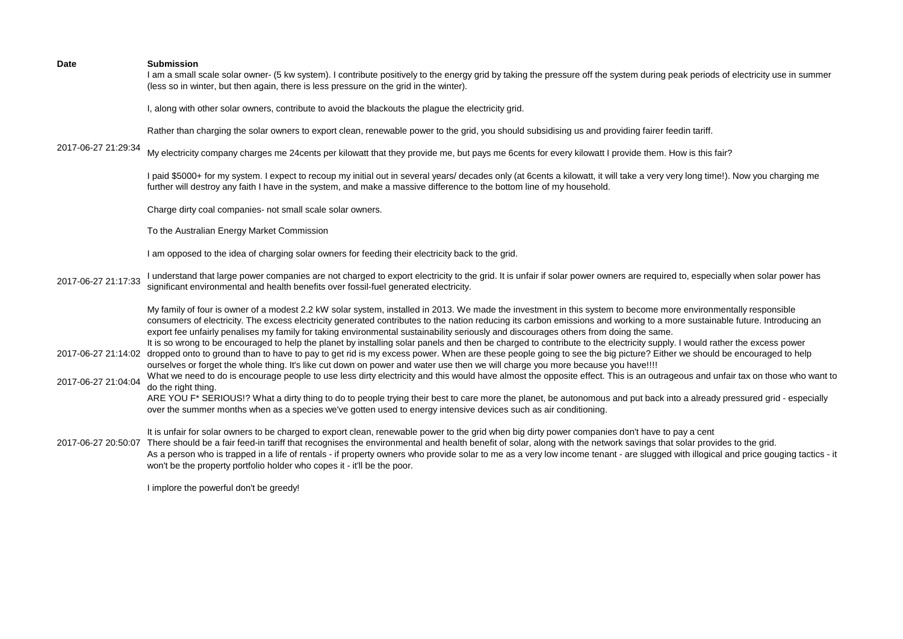| Date | Submission |
| --- | --- |
| 2017-06-27 21:29:34 | I am a small scale solar owner- (5 kw system). I contribute positively to the energy grid by taking the pressure off the system during peak periods of electricity use in summer (less so in winter, but then again, there is less pressure on the grid in the winter).<br><br>I, along with other solar owners, contribute to avoid the blackouts the plague the electricity grid.<br><br>Rather than charging the solar owners to export clean, renewable power to the grid, you should subsidising us and providing fairer feedin tariff.<br><br>My electricity company charges me 24cents per kilowatt that they provide me, but pays me 6cents for every kilowatt I provide them. How is this fair?<br><br>I paid $5000+ for my system. I expect to recoup my initial out in several years/ decades only (at 6cents a kilowatt, it will take a very very long time!). Now you charging me further will destroy any faith I have in the system, and make a massive difference to the bottom line of my household.<br><br>Charge dirty coal companies- not small scale solar owners. |
| 2017-06-27 21:17:33 | To the Australian Energy Market Commission<br><br>I am opposed to the idea of charging solar owners for feeding their electricity back to the grid.<br><br>I understand that large power companies are not charged to export electricity to the grid. It is unfair if solar power owners are required to, especially when solar power has significant environmental and health benefits over fossil-fuel generated electricity.<br><br>My family of four is owner of a modest 2.2 kW solar system, installed in 2013. We made the investment in this system to become more environmentally responsible consumers of electricity. The excess electricity generated contributes to the nation reducing its carbon emissions and working to a more sustainable future. Introducing an export fee unfairly penalises my family for taking environmental sustainability seriously and discourages others from doing the same. |
| 2017-06-27 21:14:02 | It is so wrong to be encouraged to help the planet by installing solar panels and then be charged to contribute to the electricity supply. I would rather the excess power dropped onto to ground than to have to pay to get rid is my excess power. When are these people going to see the big picture? Either we should be encouraged to help ourselves or forget the whole thing. It's like cut down on power and water use then we will charge you more because you have!!!! |
| 2017-06-27 21:04:04 | What we need to do is encourage people to use less dirty electricity and this would have almost the opposite effect. This is an outrageous and unfair tax on those who want to do the right thing. |
| 2017-06-27 20:50:07 | ARE YOU F* SERIOUS!? What a dirty thing to do to people trying their best to care more the planet, be autonomous and put back into a already pressured grid - especially over the summer months when as a species we've gotten used to energy intensive devices such as air conditioning.<br><br>It is unfair for solar owners to be charged to export clean, renewable power to the grid when big dirty power companies don't have to pay a cent<br>There should be a fair feed-in tariff that recognises the environmental and health benefit of solar, along with the network savings that solar provides to the grid.<br>As a person who is trapped in a life of rentals - if property owners who provide solar to me as a very low income tenant - are slugged with illogical and price gouging tactics - it won't be the property portfolio holder who copes it - it'll be the poor.<br><br>I implore the powerful don't be greedy! |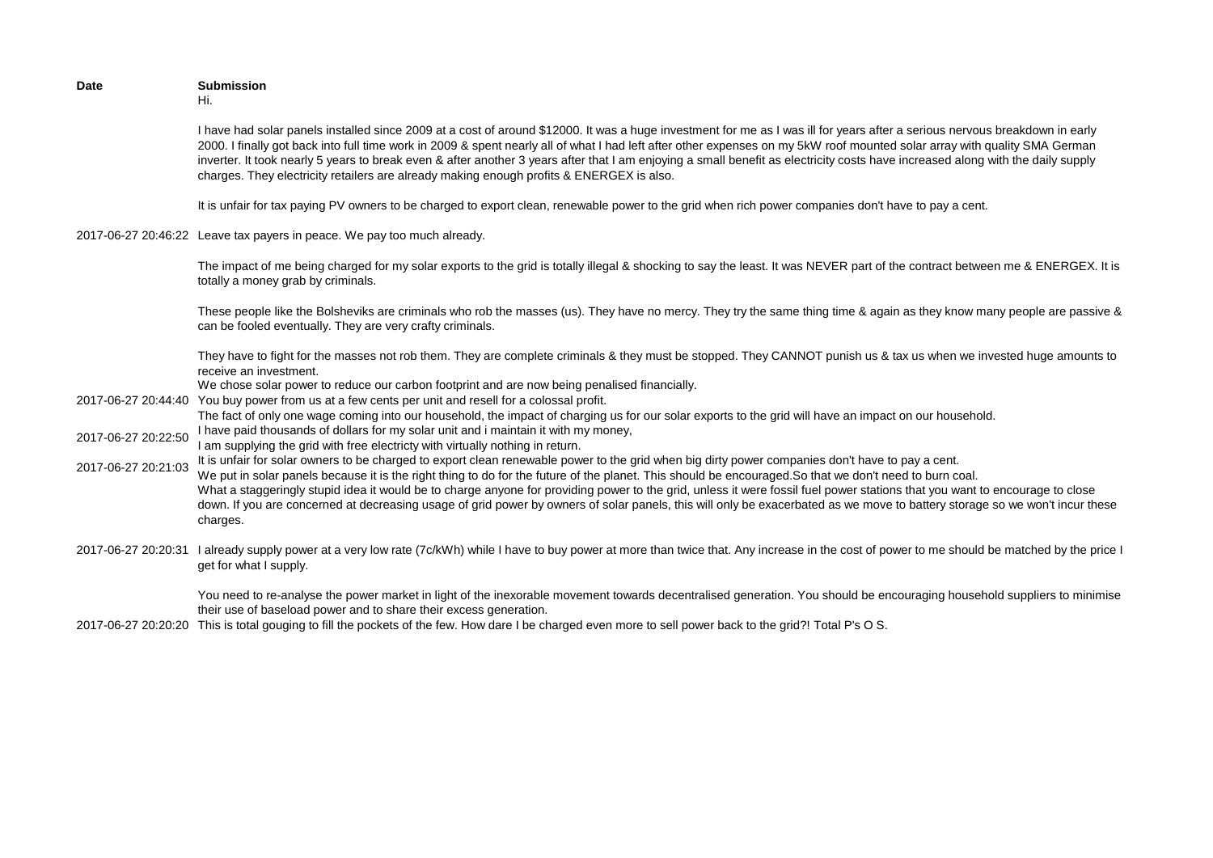| Date | Submission |
| --- | --- |
| 2017-06-27 20:46:22 | Hi.<br><br>I have had solar panels installed since 2009 at a cost of around $12000. It was a huge investment for me as I was ill for years after a serious nervous breakdown in early 2000. I finally got back into full time work in 2009 & spent nearly all of what I had left after other expenses on my 5kW roof mounted solar array with quality SMA German inverter. It took nearly 5 years to break even & after another 3 years after that I am enjoying a small benefit as electricity costs have increased along with the daily supply charges. They electricity retailers are already making enough profits & ENERGEX is also.<br><br>It is unfair for tax paying PV owners to be charged to export clean, renewable power to the grid when rich power companies don't have to pay a cent.<br><br>Leave tax payers in peace. We pay too much already.<br><br>The impact of me being charged for my solar exports to the grid is totally illegal & shocking to say the least. It was NEVER part of the contract between me & ENERGEX. It is totally a money grab by criminals.<br><br>These people like the Bolsheviks are criminals who rob the masses (us). They have no mercy. They try the same thing time & again as they know many people are passive & can be fooled eventually. They are very crafty criminals.<br><br>They have to fight for the masses not rob them. They are complete criminals & they must be stopped. They CANNOT punish us & tax us when we invested huge amounts to receive an investment. |
| 2017-06-27 20:44:40 | We chose solar power to reduce our carbon footprint and are now being penalised financially.<br>You buy power from us at a few cents per unit and resell for a colossal profit.<br>The fact of only one wage coming into our household, the impact of charging us for our solar exports to the grid will have an impact on our household. |
| 2017-06-27 20:22:50 | I have paid thousands of dollars for my solar unit and i maintain it with my money,<br>I am supplying the grid with free electricty with virtually nothing in return. |
| 2017-06-27 20:21:03 | It is unfair for solar owners to be charged to export clean renewable power to the grid when big dirty power companies don't have to pay a cent.<br>We put in solar panels because it is the right thing to do for the future of the planet. This should be encouraged.So that we don't need to burn coal.<br>What a staggeringly stupid idea it would be to charge anyone for providing power to the grid, unless it were fossil fuel power stations that you want to encourage to close down. If you are concerned at decreasing usage of grid power by owners of solar panels, this will only be exacerbated as we move to battery storage so we won't incur these charges. |
| 2017-06-27 20:20:31 | I already supply power at a very low rate (7c/kWh) while I have to buy power at more than twice that. Any increase in the cost of power to me should be matched by the price I get for what I supply.<br><br>You need to re-analyse the power market in light of the inexorable movement towards decentralised generation. You should be encouraging household suppliers to minimise their use of baseload power and to share their excess generation. |
| 2017-06-27 20:20:20 | This is total gouging to fill the pockets of the few. How dare I be charged even more to sell power back to the grid?! Total P's O S. |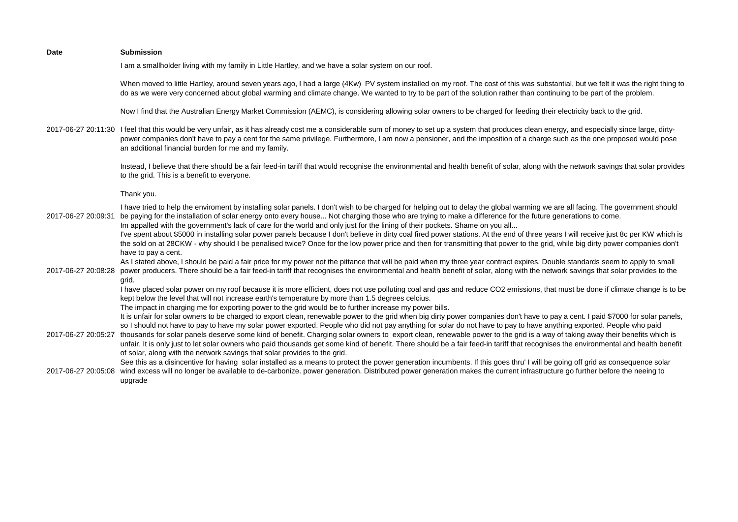| Date | Submission |
| --- | --- |
| 2017-06-27 20:11:30 | I am a smallholder living with my family in Little Hartley, and we have a solar system on our roof.<br><br>When moved to little Hartley, around seven years ago, I had a large (4Kw) PV system installed on my roof. The cost of this was substantial, but we felt it was the right thing to do as we were very concerned about global warming and climate change. We wanted to try to be part of the solution rather than continuing to be part of the problem.<br><br>Now I find that the Australian Energy Market Commission (AEMC), is considering allowing solar owners to be charged for feeding their electricity back to the grid.<br><br>I feel that this would be very unfair, as it has already cost me a considerable sum of money to set up a system that produces clean energy, and especially since large, dirty-power companies don't have to pay a cent for the same privilege. Furthermore, I am now a pensioner, and the imposition of a charge such as the one proposed would pose an additional financial burden for me and my family.<br><br>Instead, I believe that there should be a fair feed-in tariff that would recognise the environmental and health benefit of solar, along with the network savings that solar provides to the grid. This is a benefit to everyone.<br><br>Thank you. |
| 2017-06-27 20:09:31 | I have tried to help the enviroment by installing solar panels. I don't wish to be charged for helping out to delay the global warming we are all facing. The government should be paying for the installation of solar energy onto every house... Not charging those who are trying to make a difference for the future generations to come.<br>Im appalled with the government's lack of care for the world and only just for the lining of their pockets. Shame on you all... |
| 2017-06-27 20:08:28 | I've spent about $5000 in installing solar power panels because I don't believe in dirty coal fired power stations. At the end of three years I will receive just 8c per KW which is the sold on at 28CKW - why should I be penalised twice? Once for the low power price and then for transmitting that power to the grid, while big dirty power companies don't have to pay a cent.<br>As I stated above, I should be paid a fair price for my power not the pittance that will be paid when my three year contract expires. Double standards seem to apply to small power producers. There should be a fair feed-in tariff that recognises the environmental and health benefit of solar, along with the network savings that solar provides to the grid. |
| 2017-06-27 20:05:27 | I have placed solar power on my roof because it is more efficient, does not use polluting coal and gas and reduce CO2 emissions, that must be done if climate change is to be kept below the level that will not increase earth's temperature by more than 1.5 degrees celcius.<br>The impact in charging me for exporting power to the grid would be to further increase my power bills.<br>It is unfair for solar owners to be charged to export clean, renewable power to the grid when big dirty power companies don't have to pay a cent. I paid $7000 for solar panels, so I should not have to pay to have my solar power exported. People who did not pay anything for solar do not have to pay to have anything exported. People who paid thousands for solar panels deserve some kind of benefit. Charging solar owners to export clean, renewable power to the grid is a way of taking away their benefits which is unfair. It is only just to let solar owners who paid thousands get some kind of benefit. There should be a fair feed-in tariff that recognises the environmental and health benefit of solar, along with the network savings that solar provides to the grid. |
| 2017-06-27 20:05:08 | See this as a disincentive for having solar installed as a means to protect the power generation incumbents. If this goes thru' I will be going off grid as consequence solar wind excess will no longer be available to de-carbonize. power generation. Distributed power generation makes the current infrastructure go further before the neeing to upgrade |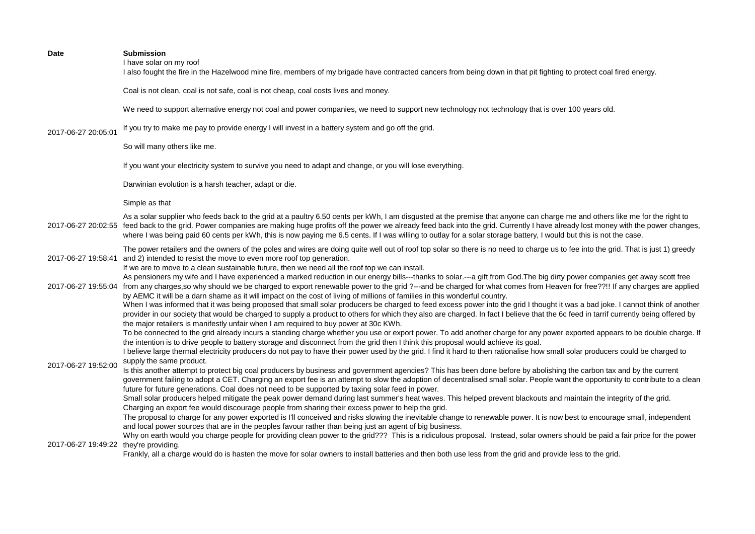| Date | Submission |
| --- | --- |
| 2017-06-27 20:05:01 | I have solar on my roof<br>I also fought the fire in the Hazelwood mine fire, members of my brigade have contracted cancers from being down in that pit fighting to protect coal fired energy.<br><br>Coal is not clean, coal is not safe, coal is not cheap, coal costs lives and money.<br><br>We need to support alternative energy not coal and power companies, we need to support new technology not technology that is over 100 years old.<br><br>If you try to make me pay to provide energy I will invest in a battery system and go off the grid.<br><br>So will many others like me.<br><br>If you want your electricity system to survive you need to adapt and change, or you will lose everything.<br><br>Darwinian evolution is a harsh teacher, adapt or die.<br><br>Simple as that |
| 2017-06-27 20:02:55 | As a solar supplier who feeds back to the grid at a paultry 6.50 cents per kWh, I am disgusted at the premise that anyone can charge me and others like me for the right to feed back to the grid. Power companies are making huge profits off the power we already feed back into the grid. Currently I have already lost money with the power changes, where I was being paid 60 cents per kWh, this is now paying me 6.5 cents. If I was willing to outlay for a solar storage battery, I would but this is not the case. |
| 2017-06-27 19:58:41 | The power retailers and the owners of the poles and wires are doing quite well out of roof top solar so there is no need to charge us to fee into the grid. That is just 1) greedy and 2) intended to resist the move to even more roof top generation.<br>If we are to move to a clean sustainable future, then we need all the roof top we can install. |
| 2017-06-27 19:55:04 | As pensioners my wife and I have experienced a marked reduction in our energy bills---thanks to solar.---a gift from God.The big dirty power companies get away scott free from any charges,so why should we be charged to export renewable power to the grid ?---and be charged for what comes from Heaven for free??!! If any charges are applied by AEMC it will be a darn shame as it will impact on the cost of living of millions of families in this wonderful country. |
| 2017-06-27 19:52:00 | When I was informed that it was being proposed that small solar producers be charged to feed excess power into the grid I thought it was a bad joke. I cannot think of another provider in our society that would be charged to supply a product to others for which they also are charged. In fact I believe that the 6c feed in tarrif currently being offered by the major retailers is manifestly unfair when I am required to buy power at 30c KWh.<br>To be connected to the grid already incurs a standing charge whether you use or export power. To add another charge for any power exported appears to be double charge. If the intention is to drive people to battery storage and disconnect from the grid then I think this proposal would achieve its goal.<br>I believe large thermal electricity producers do not pay to have their power used by the grid. I find it hard to then rationalise how small solar producers could be charged to supply the same product.<br>Is this another attempt to protect big coal producers by business and government agencies? This has been done before by abolishing the carbon tax and by the current government failing to adopt a CET. Charging an export fee is an attempt to slow the adoption of decentralised small solar. People want the opportunity to contribute to a clean future for future generations. Coal does not need to be supported by taxing solar feed in power.<br>Small solar producers helped mitigate the peak power demand during last summer's heat waves. This helped prevent blackouts and maintain the integrity of the grid. Charging an export fee would discourage people from sharing their excess power to help the grid.<br>The proposal to charge for any power exported is I'll conceived and risks slowing the inevitable change to renewable power. It is now best to encourage small, independent and local power sources that are in the peoples favour rather than being just an agent of big business. |
| 2017-06-27 19:49:22 | Why on earth would you charge people for providing clean power to the grid??? This is a ridiculous proposal. Instead, solar owners should be paid a fair price for the power they're providing.<br>Frankly, all a charge would do is hasten the move for solar owners to install batteries and then both use less from the grid and provide less to the grid. |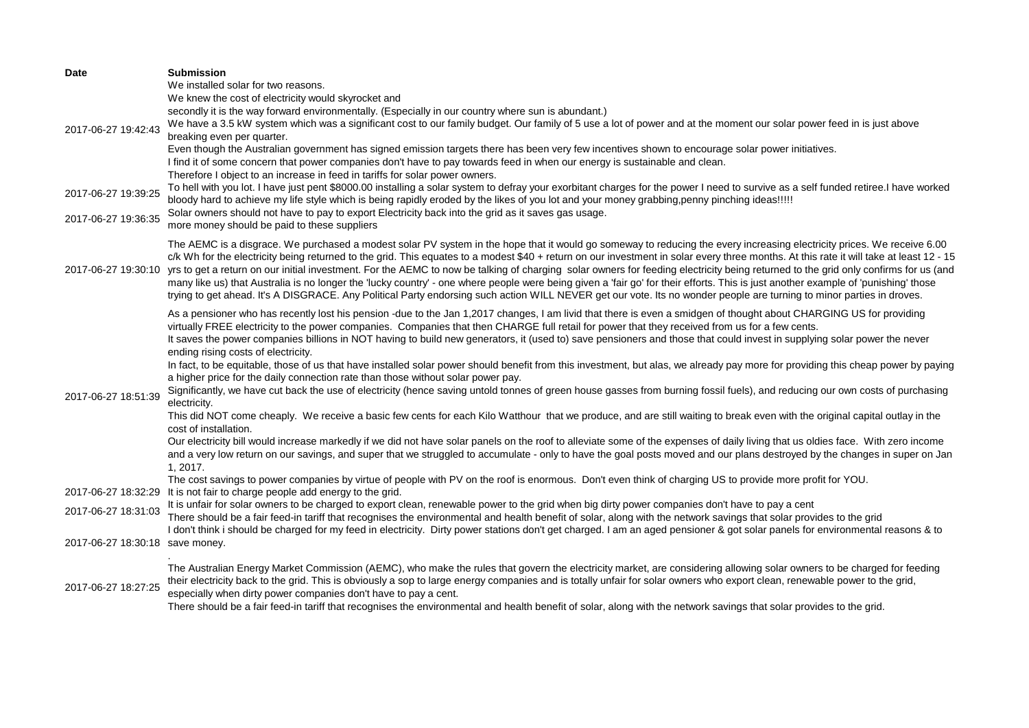| Date | Submission |
| --- | --- |
| 2017-06-27 19:42:43 | We installed solar for two reasons.<br>We knew the cost of electricity would skyrocket and<br>secondly it is the way forward environmentally. (Especially in our country where sun is abundant.)<br>We have a 3.5 kW system which was a significant cost to our family budget. Our family of 5 use a lot of power and at the moment our solar power feed in is just above breaking even per quarter.<br>Even though the Australian government has signed emission targets there has been very few incentives shown to encourage solar power initiatives.<br>I find it of some concern that power companies don't have to pay towards feed in when our energy is sustainable and clean.<br>Therefore I object to an increase in feed in tariffs for solar power owners. |
| 2017-06-27 19:39:25 | To hell with you lot. I have just pent $8000.00 installing a solar system to defray your exorbitant charges for the power I need to survive as a self funded retiree.I have worked bloody hard to achieve my life style which is being rapidly eroded by the likes of you lot and your money grabbing,penny pinching ideas!!!!! |
| 2017-06-27 19:36:35 | Solar owners should not have to pay to export Electricity back into the grid as it saves gas usage.<br>more money should be paid to these suppliers |
| 2017-06-27 19:30:10 | The AEMC is a disgrace. We purchased a modest solar PV system in the hope that it would go someway to reducing the every increasing electricity prices. We receive 6.00 c/k Wh for the electricity being returned to the grid. This equates to a modest $40 + return on our investment in solar every three months. At this rate it will take at least 12 - 15 yrs to get a return on our initial investment. For the AEMC to now be talking of charging solar owners for feeding electricity being returned to the grid only confirms for us (and many like us) that Australia is no longer the 'lucky country' - one where people were being given a 'fair go' for their efforts. This is just another example of 'punishing' those trying to get ahead. It's A DISGRACE. Any Political Party endorsing such action WILL NEVER get our vote. Its no wonder people are turning to minor parties in droves. |
| 2017-06-27 18:51:39 | As a pensioner who has recently lost his pension -due to the Jan 1,2017 changes, I am livid that there is even a smidgen of thought about CHARGING US for providing virtually FREE electricity to the power companies. Companies that then CHARGE full retail for power that they received from us for a few cents.<br>It saves the power companies billions in NOT having to build new generators, it (used to) save pensioners and those that could invest in supplying solar power the never ending rising costs of electricity.<br>In fact, to be equitable, those of us that have installed solar power should benefit from this investment, but alas, we already pay more for providing this cheap power by paying a higher price for the daily connection rate than those without solar power pay.<br>Significantly, we have cut back the use of electricity (hence saving untold tonnes of green house gasses from burning fossil fuels), and reducing our own costs of purchasing electricity.<br>This did NOT come cheaply. We receive a basic few cents for each Kilo Watthour that we produce, and are still waiting to break even with the original capital outlay in the cost of installation.<br>Our electricity bill would increase markedly if we did not have solar panels on the roof to alleviate some of the expenses of daily living that us oldies face. With zero income and a very low return on our savings, and super that we struggled to accumulate - only to have the goal posts moved and our plans destroyed by the changes in super on Jan 1, 2017.<br>The cost savings to power companies by virtue of people with PV on the roof is enormous. Don't even think of charging US to provide more profit for YOU. |
| 2017-06-27 18:32:29 | It is not fair to charge people add energy to the grid. |
| 2017-06-27 18:31:03 | It is unfair for solar owners to be charged to export clean, renewable power to the grid when big dirty power companies don't have to pay a cent<br>There should be a fair feed-in tariff that recognises the environmental and health benefit of solar, along with the network savings that solar provides to the grid |
| 2017-06-27 18:30:18 | I don't think i should be charged for my feed in electricity. Dirty power stations don't get charged. I am an aged pensioner & got solar panels for environmental reasons & to save money. |
| 2017-06-27 18:27:25 | .<br>The Australian Energy Market Commission (AEMC), who make the rules that govern the electricity market, are considering allowing solar owners to be charged for feeding their electricity back to the grid. This is obviously a sop to large energy companies and is totally unfair for solar owners who export clean, renewable power to the grid, especially when dirty power companies don't have to pay a cent.<br>There should be a fair feed-in tariff that recognises the environmental and health benefit of solar, along with the network savings that solar provides to the grid. |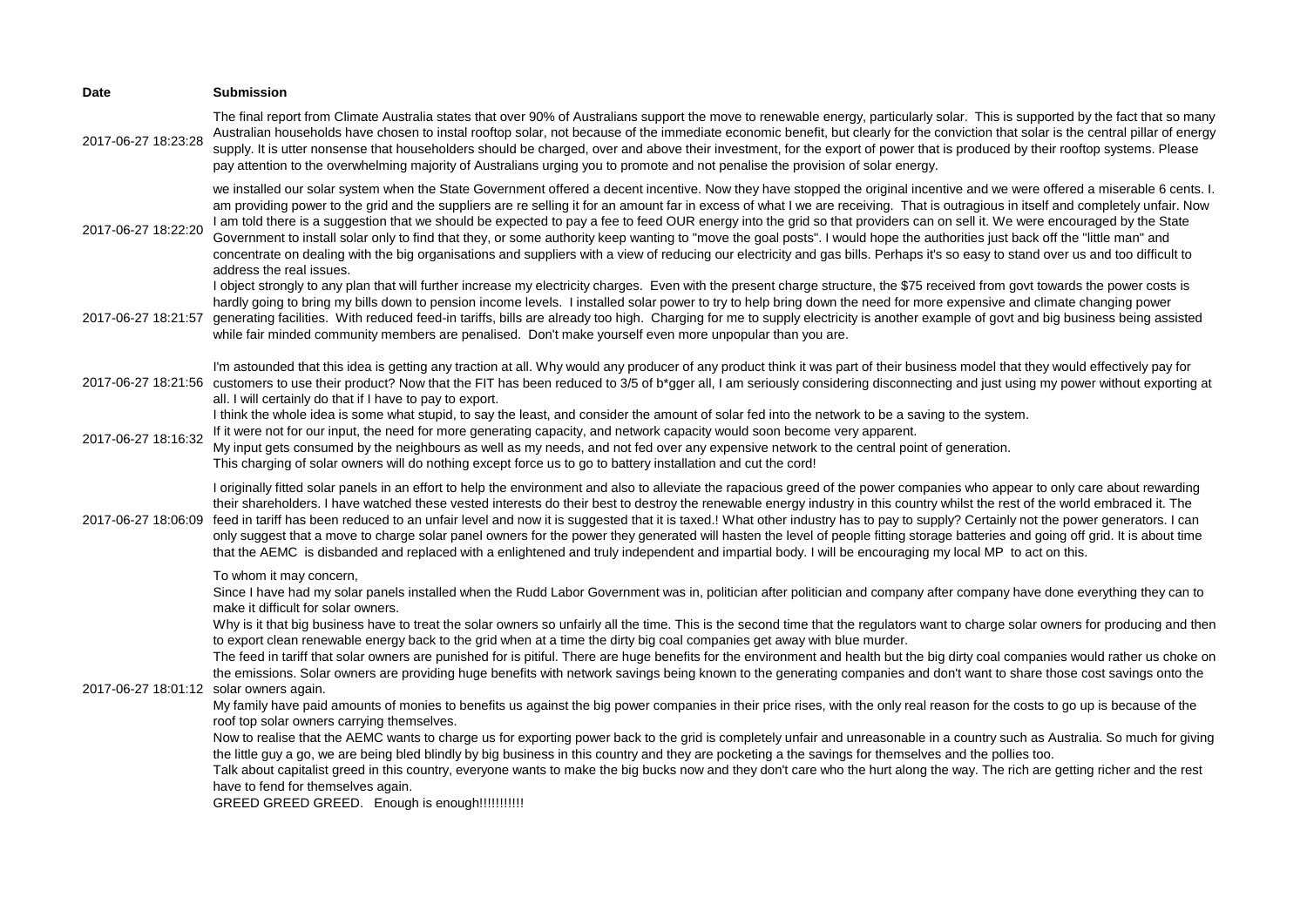| Date | Submission |
| --- | --- |
| 2017-06-27 18:23:28 | The final report from Climate Australia states that over 90% of Australians support the move to renewable energy, particularly solar. This is supported by the fact that so many Australian households have chosen to instal rooftop solar, not because of the immediate economic benefit, but clearly for the conviction that solar is the central pillar of energy supply. It is utter nonsense that householders should be charged, over and above their investment, for the export of power that is produced by their rooftop systems. Please pay attention to the overwhelming majority of Australians urging you to promote and not penalise the provision of solar energy. |
| 2017-06-27 18:22:20 | we installed our solar system when the State Government offered a decent incentive. Now they have stopped the original incentive and we were offered a miserable 6 cents. I. am providing power to the grid and the suppliers are re selling it for an amount far in excess of what I we are receiving. That is outragious in itself and completely unfair. Now I am told there is a suggestion that we should be expected to pay a fee to feed OUR energy into the grid so that providers can on sell it. We were encouraged by the State Government to install solar only to find that they, or some authority keep wanting to "move the goal posts". I would hope the authorities just back off the "little man" and concentrate on dealing with the big organisations and suppliers with a view of reducing our electricity and gas bills. Perhaps it's so easy to stand over us and too difficult to address the real issues. |
| 2017-06-27 18:21:57 | I object strongly to any plan that will further increase my electricity charges. Even with the present charge structure, the $75 received from govt towards the power costs is hardly going to bring my bills down to pension income levels. I installed solar power to try to help bring down the need for more expensive and climate changing power generating facilities. With reduced feed-in tariffs, bills are already too high. Charging for me to supply electricity is another example of govt and big business being assisted while fair minded community members are penalised. Don't make yourself even more unpopular than you are. |
| 2017-06-27 18:21:56 | I'm astounded that this idea is getting any traction at all. Why would any producer of any product think it was part of their business model that they would effectively pay for customers to use their product? Now that the FIT has been reduced to 3/5 of b*gger all, I am seriously considering disconnecting and just using my power without exporting at all. I will certainly do that if I have to pay to export. |
| 2017-06-27 18:16:32 | I think the whole idea is some what stupid, to say the least, and consider the amount of solar fed into the network to be a saving to the system.<br>If it were not for our input, the need for more generating capacity, and network capacity would soon become very apparent.<br>My input gets consumed by the neighbours as well as my needs, and not fed over any expensive network to the central point of generation.<br>This charging of solar owners will do nothing except force us to go to battery installation and cut the cord! |
| 2017-06-27 18:06:09 | I originally fitted solar panels in an effort to help the environment and also to alleviate the rapacious greed of the power companies who appear to only care about rewarding their shareholders. I have watched these vested interests do their best to destroy the renewable energy industry in this country whilst the rest of the world embraced it. The feed in tariff has been reduced to an unfair level and now it is suggested that it is taxed.! What other industry has to pay to supply? Certainly not the power generators. I can only suggest that a move to charge solar panel owners for the power they generated will hasten the level of people fitting storage batteries and going off grid. It is about time that the AEMC is disbanded and replaced with a enlightened and truly independent and impartial body. I will be encouraging my local MP to act on this. |
| 2017-06-27 18:01:12 | To whom it may concern,<br>Since I have had my solar panels installed when the Rudd Labor Government was in, politician after politician and company after company have done everything they can to make it difficult for solar owners.<br>Why is it that big business have to treat the solar owners so unfairly all the time. This is the second time that the regulators want to charge solar owners for producing and then to export clean renewable energy back to the grid when at a time the dirty big coal companies get away with blue murder.<br>The feed in tariff that solar owners are punished for is pitiful. There are huge benefits for the environment and health but the big dirty coal companies would rather us choke on the emissions. Solar owners are providing huge benefits with network savings being known to the generating companies and don't want to share those cost savings onto the solar owners again.<br>My family have paid amounts of monies to benefits us against the big power companies in their price rises, with the only real reason for the costs to go up is because of the roof top solar owners carrying themselves.<br>Now to realise that the AEMC wants to charge us for exporting power back to the grid is completely unfair and unreasonable in a country such as Australia. So much for giving the little guy a go, we are being bled blindly by big business in this country and they are pocketing a the savings for themselves and the pollies too.<br>Talk about capitalist greed in this country, everyone wants to make the big bucks now and they don't care who the hurt along the way. The rich are getting richer and the rest have to fend for themselves again.<br>GREED GREED GREED. Enough is enough!!!!!!!!!!! |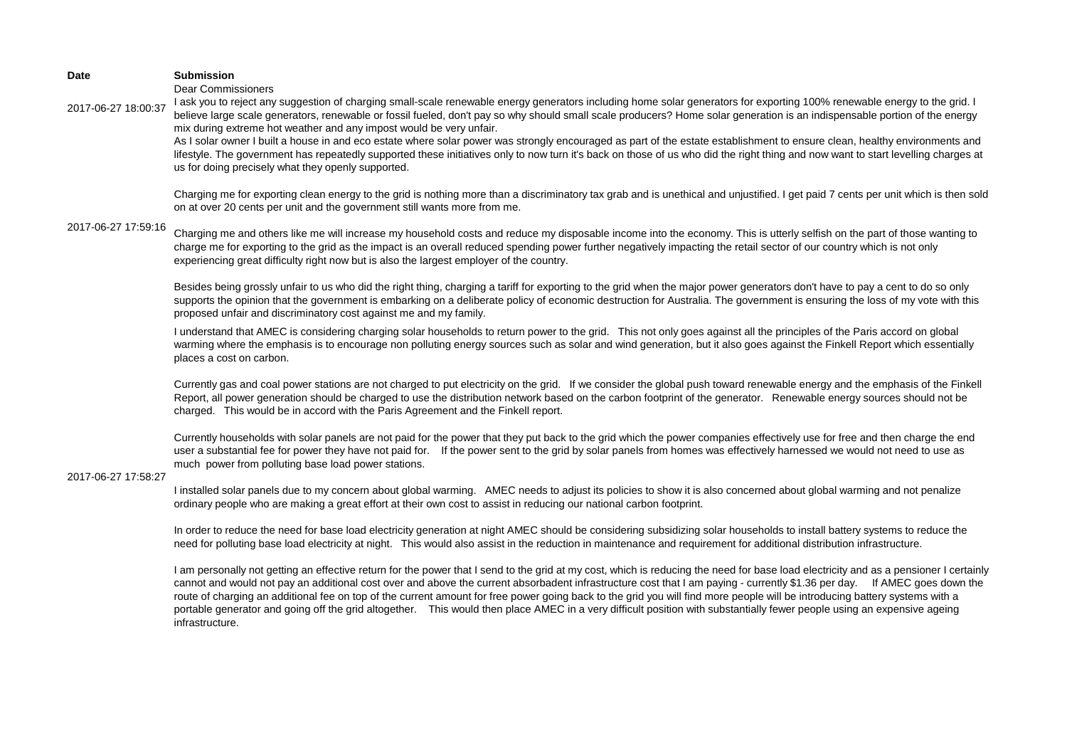| Date | Submission |
| --- | --- |
| 2017-06-27 18:00:37 | Dear Commissioners<br>I ask you to reject any suggestion of charging small-scale renewable energy generators including home solar generators for exporting 100% renewable energy to the grid. I believe large scale generators, renewable or fossil fueled, don't pay so why should small scale producers? Home solar generation is an indispensable portion of the energy mix during extreme hot weather and any impost would be very unfair. |
| 2017-06-27 17:59:16 | As I solar owner I built a house in and eco estate where solar power was strongly encouraged as part of the estate establishment to ensure clean, healthy environments and lifestyle. The government has repeatedly supported these initiatives only to now turn it's back on those of us who did the right thing and now want to start levelling charges at us for doing precisely what they openly supported.<br><br>Charging me for exporting clean energy to the grid is nothing more than a discriminatory tax grab and is unethical and unjustified. I get paid 7 cents per unit which is then sold on at over 20 cents per unit and the government still wants more from me.<br><br>Charging me and others like me will increase my household costs and reduce my disposable income into the economy. This is utterly selfish on the part of those wanting to charge me for exporting to the grid as the impact is an overall reduced spending power further negatively impacting the retail sector of our country which is not only experiencing great difficulty right now but is also the largest employer of the country.<br><br>Besides being grossly unfair to us who did the right thing, charging a tariff for exporting to the grid when the major power generators don't have to pay a cent to do so only supports the opinion that the government is embarking on a deliberate policy of economic destruction for Australia. The government is ensuring the loss of my vote with this proposed unfair and discriminatory cost against me and my family. |
| 2017-06-27 17:58:27 | I understand that AMEC is considering charging solar households to return power to the grid. This not only goes against all the principles of the Paris accord on global warming where the emphasis is to encourage non polluting energy sources such as solar and wind generation, but it also goes against the Finkell Report which essentially places a cost on carbon.<br><br>Currently gas and coal power stations are not charged to put electricity on the grid. If we consider the global push toward renewable energy and the emphasis of the Finkell Report, all power generation should be charged to use the distribution network based on the carbon footprint of the generator. Renewable energy sources should not be charged. This would be in accord with the Paris Agreement and the Finkell report.<br><br>Currently households with solar panels are not paid for the power that they put back to the grid which the power companies effectively use for free and then charge the end user a substantial fee for power they have not paid for. If the power sent to the grid by solar panels from homes was effectively harnessed we would not need to use as much power from polluting base load power stations.<br><br>I installed solar panels due to my concern about global warming. AMEC needs to adjust its policies to show it is also concerned about global warming and not penalize ordinary people who are making a great effort at their own cost to assist in reducing our national carbon footprint.<br><br>In order to reduce the need for base load electricity generation at night AMEC should be considering subsidizing solar households to install battery systems to reduce the need for polluting base load electricity at night. This would also assist in the reduction in maintenance and requirement for additional distribution infrastructure.<br><br>I am personally not getting an effective return for the power that I send to the grid at my cost, which is reducing the need for base load electricity and as a pensioner I certainly cannot and would not pay an additional cost over and above the current absorbadent infrastructure cost that I am paying - currently $1.36 per day. If AMEC goes down the route of charging an additional fee on top of the current amount for free power going back to the grid you will find more people will be introducing battery systems with a portable generator and going off the grid altogether. This would then place AMEC in a very difficult position with substantially fewer people using an expensive ageing infrastructure. |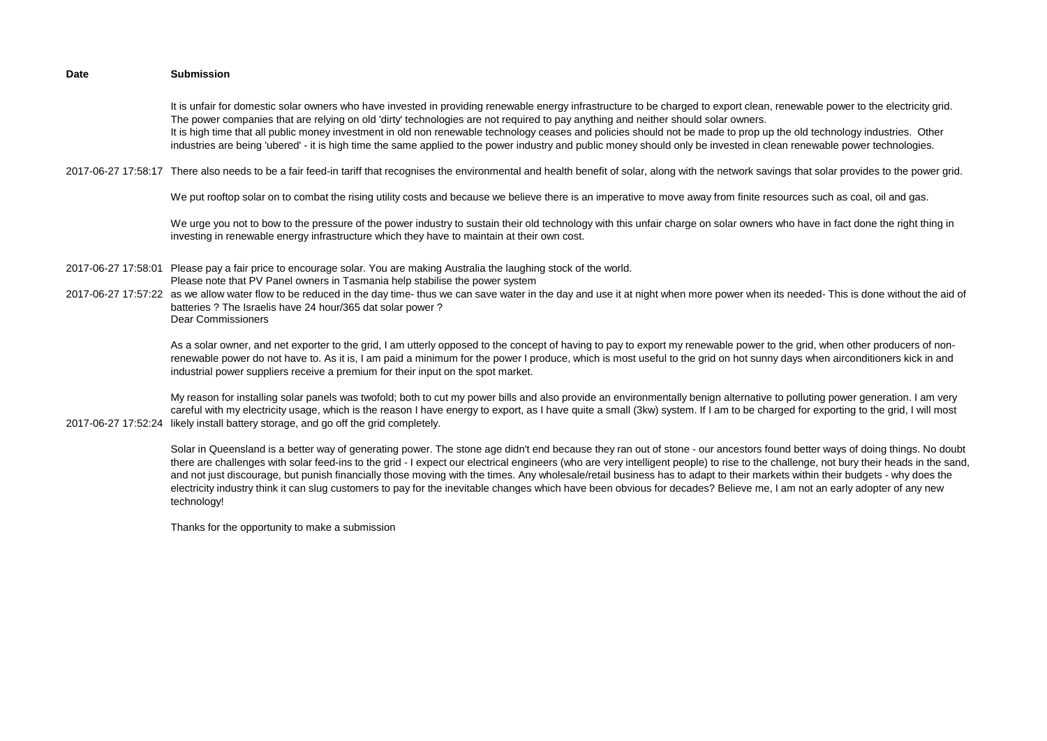| Date | Submission |
| --- | --- |
| 2017-06-27 17:58:17 | It is unfair for domestic solar owners who have invested in providing renewable energy infrastructure to be charged to export clean, renewable power to the electricity grid. The power companies that are relying on old 'dirty' technologies are not required to pay anything and neither should solar owners.<br>It is high time that all public money investment in old non renewable technology ceases and policies should not be made to prop up the old technology industries. Other industries are being 'ubered' - it is high time the same applied to the power industry and public money should only be invested in clean renewable power technologies.<br><br>There also needs to be a fair feed-in tariff that recognises the environmental and health benefit of solar, along with the network savings that solar provides to the power grid.<br><br>We put rooftop solar on to combat the rising utility costs and because we believe there is an imperative to move away from finite resources such as coal, oil and gas.<br><br>We urge you not to bow to the pressure of the power industry to sustain their old technology with this unfair charge on solar owners who have in fact done the right thing in investing in renewable energy infrastructure which they have to maintain at their own cost. |
| 2017-06-27 17:58:01 | Please pay a fair price to encourage solar. You are making Australia the laughing stock of the world. |
| 2017-06-27 17:57:22 | Please note that PV Panel owners in Tasmania help stabilise the power system<br>as we allow water flow to be reduced in the day time- thus we can save water in the day and use it at night when more power when its needed- This is done without the aid of batteries ? The Israelis have 24 hour/365 dat solar power ? |
| 2017-06-27 17:52:24 | Dear Commissioners<br><br>As a solar owner, and net exporter to the grid, I am utterly opposed to the concept of having to pay to export my renewable power to the grid, when other producers of non-renewable power do not have to. As it is, I am paid a minimum for the power I produce, which is most useful to the grid on hot sunny days when airconditioners kick in and industrial power suppliers receive a premium for their input on the spot market.<br><br>My reason for installing solar panels was twofold; both to cut my power bills and also provide an environmentally benign alternative to polluting power generation. I am very careful with my electricity usage, which is the reason I have energy to export, as I have quite a small (3kw) system. If I am to be charged for exporting to the grid, I will most likely install battery storage, and go off the grid completely.<br><br>Solar in Queensland is a better way of generating power. The stone age didn't end because they ran out of stone - our ancestors found better ways of doing things. No doubt there are challenges with solar feed-ins to the grid - I expect our electrical engineers (who are very intelligent people) to rise to the challenge, not bury their heads in the sand, and not just discourage, but punish financially those moving with the times. Any wholesale/retail business has to adapt to their markets within their budgets - why does the electricity industry think it can slug customers to pay for the inevitable changes which have been obvious for decades? Believe me, I am not an early adopter of any new technology!<br><br>Thanks for the opportunity to make a submission |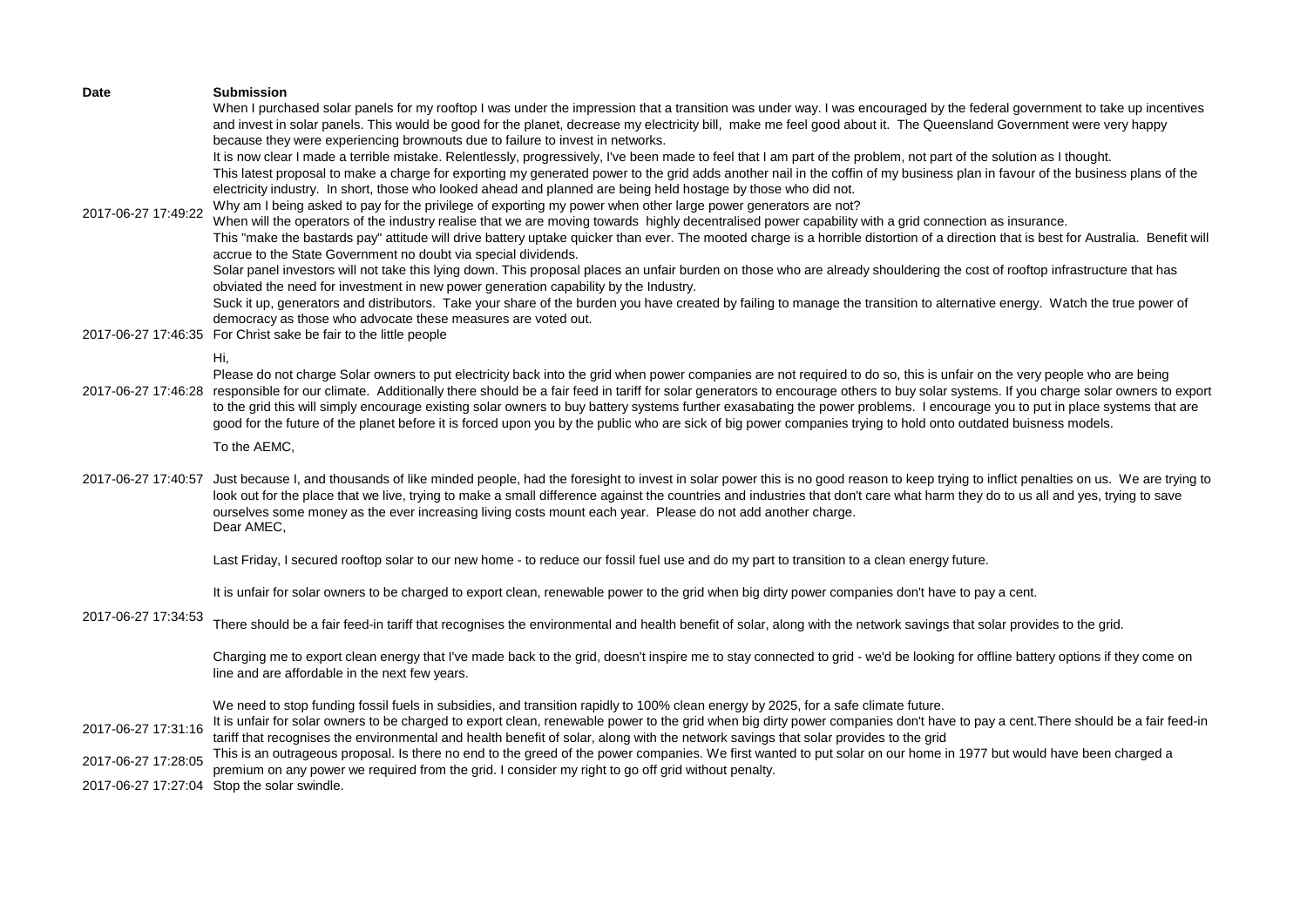| Date | Submission |
| --- | --- |
| 2017-06-27 17:49:22 | When I purchased solar panels for my rooftop I was under the impression that a transition was under way. I was encouraged by the federal government to take up incentives and invest in solar panels. This would be good for the planet, decrease my electricity bill, make me feel good about it. The Queensland Government were very happy because they were experiencing brownouts due to failure to invest in networks.<br>It is now clear I made a terrible mistake. Relentlessly, progressively, I've been made to feel that I am part of the problem, not part of the solution as I thought.<br>This latest proposal to make a charge for exporting my generated power to the grid adds another nail in the coffin of my business plan in favour of the business plans of the electricity industry. In short, those who looked ahead and planned are being held hostage by those who did not.<br>Why am I being asked to pay for the privilege of exporting my power when other large power generators are not?<br>When will the operators of the industry realise that we are moving towards highly decentralised power capability with a grid connection as insurance.<br>This "make the bastards pay" attitude will drive battery uptake quicker than ever. The mooted charge is a horrible distortion of a direction that is best for Australia. Benefit will accrue to the State Government no doubt via special dividends.<br>Solar panel investors will not take this lying down. This proposal places an unfair burden on those who are already shouldering the cost of rooftop infrastructure that has obviated the need for investment in new power generation capability by the Industry.<br>Suck it up, generators and distributors. Take your share of the burden you have created by failing to manage the transition to alternative energy. Watch the true power of democracy as those who advocate these measures are voted out. |
| 2017-06-27 17:46:35 | For Christ sake be fair to the little people |
| 2017-06-27 17:46:28 | Hi,<br>Please do not charge Solar owners to put electricity back into the grid when power companies are not required to do so, this is unfair on the very people who are being responsible for our climate. Additionally there should be a fair feed in tariff for solar generators to encourage others to buy solar systems. If you charge solar owners to export to the grid this will simply encourage existing solar owners to buy battery systems further exasabating the power problems. I encourage you to put in place systems that are good for the future of the planet before it is forced upon you by the public who are sick of big power companies trying to hold onto outdated buisness models. |
| 2017-06-27 17:40:57 | To the AEMC,<br>Just because I, and thousands of like minded people, had the foresight to invest in solar power this is no good reason to keep trying to inflict penalties on us. We are trying to look out for the place that we live, trying to make a small difference against the countries and industries that don't care what harm they do to us all and yes, trying to save ourselves some money as the ever increasing living costs mount each year. Please do not add another charge. |
| 2017-06-27 17:34:53 | Dear AMEC,<br>Last Friday, I secured rooftop solar to our new home - to reduce our fossil fuel use and do my part to transition to a clean energy future.<br>It is unfair for solar owners to be charged to export clean, renewable power to the grid when big dirty power companies don't have to pay a cent.<br>There should be a fair feed-in tariff that recognises the environmental and health benefit of solar, along with the network savings that solar provides to the grid.<br>Charging me to export clean energy that I've made back to the grid, doesn't inspire me to stay connected to grid - we'd be looking for offline battery options if they come on line and are affordable in the next few years.<br>We need to stop funding fossil fuels in subsidies, and transition rapidly to 100% clean energy by 2025, for a safe climate future. |
| 2017-06-27 17:31:16 | It is unfair for solar owners to be charged to export clean, renewable power to the grid when big dirty power companies don't have to pay a cent.There should be a fair feed-in tariff that recognises the environmental and health benefit of solar, along with the network savings that solar provides to the grid |
| 2017-06-27 17:28:05 | This is an outrageous proposal. Is there no end to the greed of the power companies. We first wanted to put solar on our home in 1977 but would have been charged a premium on any power we required from the grid. I consider my right to go off grid without penalty. |
| 2017-06-27 17:27:04 | Stop the solar swindle. |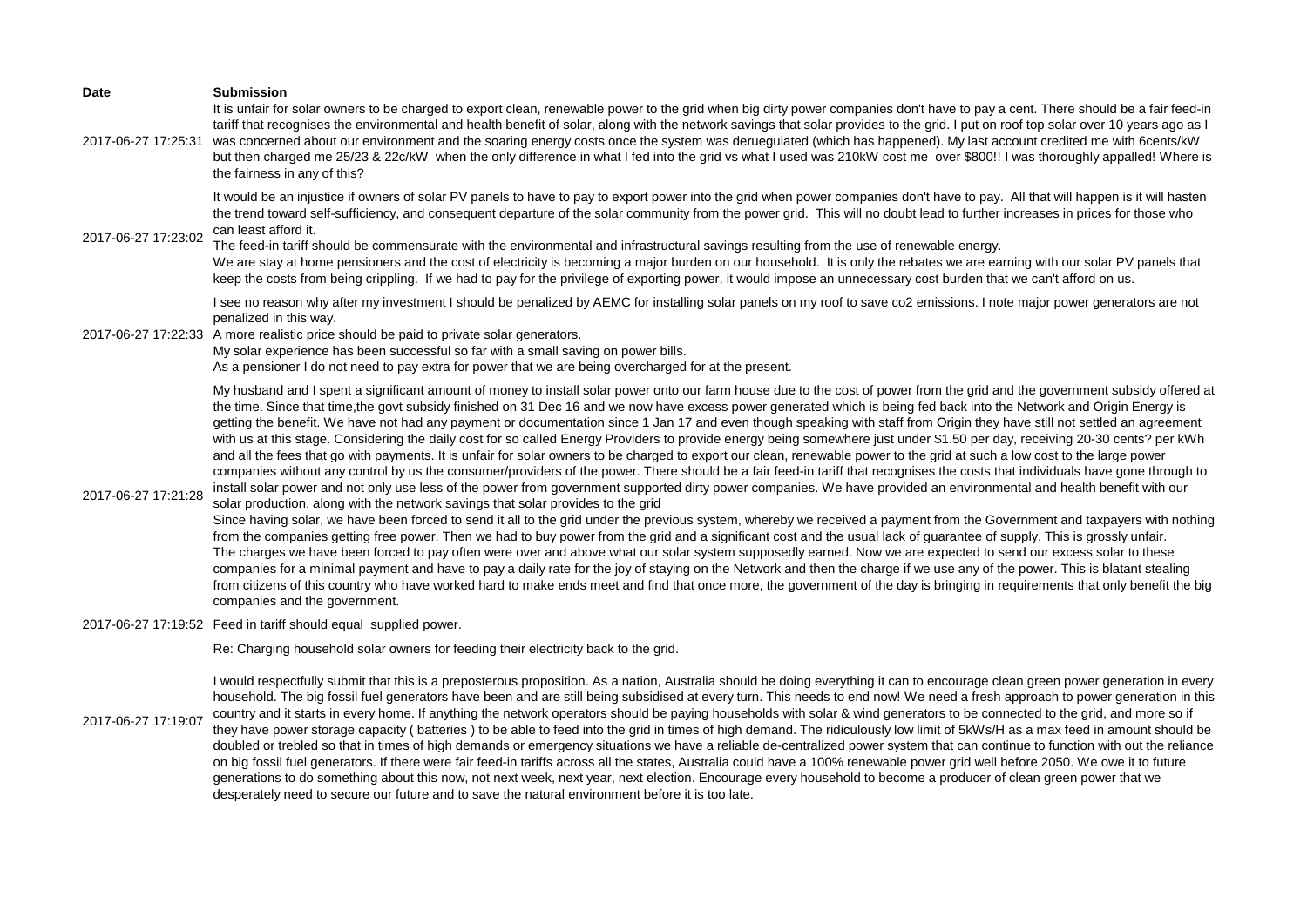| Date | Submission |
| --- | --- |
| 2017-06-27 17:25:31 | It is unfair for solar owners to be charged to export clean, renewable power to the grid when big dirty power companies don't have to pay a cent. There should be a fair feed-in tariff that recognises the environmental and health benefit of solar, along with the network savings that solar provides to the grid. I put on roof top solar over 10 years ago as I was concerned about our environment and the soaring energy costs once the system was deruegulated (which has happened). My last account credited me with 6cents/kW but then charged me 25/23 & 22c/kW when the only difference in what I fed into the grid vs what I used was 210kW cost me over $800!! I was thoroughly appalled! Where is the fairness in any of this? |
| 2017-06-27 17:23:02 | It would be an injustice if owners of solar PV panels to have to pay to export power into the grid when power companies don't have to pay. All that will happen is it will hasten the trend toward self-sufficiency, and consequent departure of the solar community from the power grid. This will no doubt lead to further increases in prices for those who can least afford it.<br>The feed-in tariff should be commensurate with the environmental and infrastructural savings resulting from the use of renewable energy.<br>We are stay at home pensioners and the cost of electricity is becoming a major burden on our household. It is only the rebates we are earning with our solar PV panels that keep the costs from being crippling. If we had to pay for the privilege of exporting power, it would impose an unnecessary cost burden that we can't afford on us. |
| 2017-06-27 17:22:33 | I see no reason why after my investment I should be penalized by AEMC for installing solar panels on my roof to save co2 emissions. I note major power generators are not penalized in this way.<br>A more realistic price should be paid to private solar generators.<br>My solar experience has been successful so far with a small saving on power bills.<br>As a pensioner I do not need to pay extra for power that we are being overcharged for at the present. |
| 2017-06-27 17:21:28 | My husband and I spent a significant amount of money to install solar power onto our farm house due to the cost of power from the grid and the government subsidy offered at the time. Since that time,the govt subsidy finished on 31 Dec 16 and we now have excess power generated which is being fed back into the Network and Origin Energy is getting the benefit. We have not had any payment or documentation since 1 Jan 17 and even though speaking with staff from Origin they have still not settled an agreement with us at this stage. Considering the daily cost for so called Energy Providers to provide energy being somewhere just under $1.50 per day, receiving 20-30 cents? per kWh and all the fees that go with payments. It is unfair for solar owners to be charged to export our clean, renewable power to the grid at such a low cost to the large power companies without any control by us the consumer/providers of the power. There should be a fair feed-in tariff that recognises the costs that individuals have gone through to install solar power and not only use less of the power from government supported dirty power companies. We have provided an environmental and health benefit with our solar production, along with the network savings that solar provides to the grid<br>Since having solar, we have been forced to send it all to the grid under the previous system, whereby we received a payment from the Government and taxpayers with nothing from the companies getting free power. Then we had to buy power from the grid and a significant cost and the usual lack of guarantee of supply. This is grossly unfair.<br>The charges we have been forced to pay often were over and above what our solar system supposedly earned. Now we are expected to send our excess solar to these companies for a minimal payment and have to pay a daily rate for the joy of staying on the Network and then the charge if we use any of the power. This is blatant stealing from citizens of this country who have worked hard to make ends meet and find that once more, the government of the day is bringing in requirements that only benefit the big companies and the government. |
| 2017-06-27 17:19:52 | Feed in tariff should equal supplied power. |
| 2017-06-27 17:19:07 | Re: Charging household solar owners for feeding their electricity back to the grid.<br><br>I would respectfully submit that this is a preposterous proposition. As a nation, Australia should be doing everything it can to encourage clean green power generation in every household. The big fossil fuel generators have been and are still being subsidised at every turn. This needs to end now! We need a fresh approach to power generation in this country and it starts in every home. If anything the network operators should be paying households with solar & wind generators to be connected to the grid, and more so if they have power storage capacity ( batteries ) to be able to feed into the grid in times of high demand. The ridiculously low limit of 5kWs/H as a max feed in amount should be doubled or trebled so that in times of high demands or emergency situations we have a reliable de-centralized power system that can continue to function with out the reliance on big fossil fuel generators. If there were fair feed-in tariffs across all the states, Australia could have a 100% renewable power grid well before 2050. We owe it to future generations to do something about this now, not next week, next year, next election. Encourage every household to become a producer of clean green power that we desperately need to secure our future and to save the natural environment before it is too late. |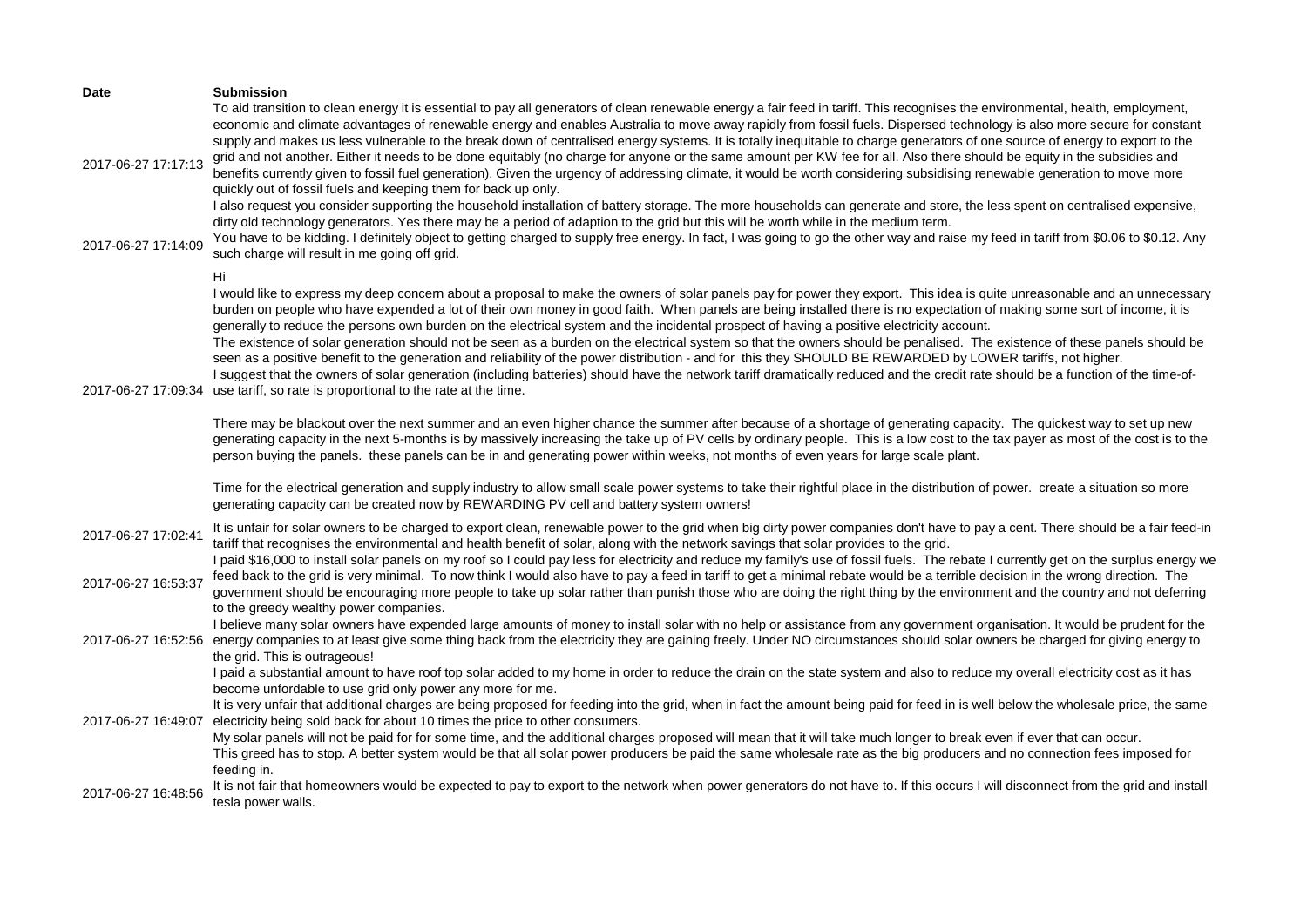| Date | Submission |
| --- | --- |
| 2017-06-27 17:17:13 | To aid transition to clean energy it is essential to pay all generators of clean renewable energy a fair feed in tariff. This recognises the environmental, health, employment, economic and climate advantages of renewable energy and enables Australia to move away rapidly from fossil fuels. Dispersed technology is also more secure for constant supply and makes us less vulnerable to the break down of centralised energy systems. It is totally inequitable to charge generators of one source of energy to export to the grid and not another. Either it needs to be done equitably (no charge for anyone or the same amount per KW fee for all. Also there should be equity in the subsidies and benefits currently given to fossil fuel generation). Given the urgency of addressing climate, it would be worth considering subsidising renewable generation to move more quickly out of fossil fuels and keeping them for back up only.<br>I also request you consider supporting the household installation of battery storage. The more households can generate and store, the less spent on centralised expensive, dirty old technology generators. Yes there may be a period of adaption to the grid but this will be worth while in the medium term. |
| 2017-06-27 17:14:09 | You have to be kidding. I definitely object to getting charged to supply free energy. In fact, I was going to go the other way and raise my feed in tariff from $0.06 to $0.12. Any such charge will result in me going off grid. |
| 2017-06-27 17:09:34 | Hi<br>I would like to express my deep concern about a proposal to make the owners of solar panels pay for power they export. This idea is quite unreasonable and an unnecessary burden on people who have expended a lot of their own money in good faith. When panels are being installed there is no expectation of making some sort of income, it is generally to reduce the persons own burden on the electrical system and the incidental prospect of having a positive electricity account.<br>The existence of solar generation should not be seen as a burden on the electrical system so that the owners should be penalised. The existence of these panels should be seen as a positive benefit to the generation and reliability of the power distribution - and for this they SHOULD BE REWARDED by LOWER tariffs, not higher.<br>I suggest that the owners of solar generation (including batteries) should have the network tariff dramatically reduced and the credit rate should be a function of the time-of-use tariff, so rate is proportional to the rate at the time.<br><br>There may be blackout over the next summer and an even higher chance the summer after because of a shortage of generating capacity. The quickest way to set up new generating capacity in the next 5-months is by massively increasing the take up of PV cells by ordinary people. This is a low cost to the tax payer as most of the cost is to the person buying the panels. these panels can be in and generating power within weeks, not months of even years for large scale plant.<br><br>Time for the electrical generation and supply industry to allow small scale power systems to take their rightful place in the distribution of power. create a situation so more generating capacity can be created now by REWARDING PV cell and battery system owners! |
| 2017-06-27 17:02:41 | It is unfair for solar owners to be charged to export clean, renewable power to the grid when big dirty power companies don't have to pay a cent. There should be a fair feed-in tariff that recognises the environmental and health benefit of solar, along with the network savings that solar provides to the grid. |
| 2017-06-27 16:53:37 | I paid $16,000 to install solar panels on my roof so I could pay less for electricity and reduce my family's use of fossil fuels. The rebate I currently get on the surplus energy we feed back to the grid is very minimal. To now think I would also have to pay a feed in tariff to get a minimal rebate would be a terrible decision in the wrong direction. The government should be encouraging more people to take up solar rather than punish those who are doing the right thing by the environment and the country and not deferring to the greedy wealthy power companies. |
| 2017-06-27 16:52:56 | I believe many solar owners have expended large amounts of money to install solar with no help or assistance from any government organisation. It would be prudent for the energy companies to at least give some thing back from the electricity they are gaining freely. Under NO circumstances should solar owners be charged for giving energy to the grid. This is outrageous! |
| 2017-06-27 16:49:07 | I paid a substantial amount to have roof top solar added to my home in order to reduce the drain on the state system and also to reduce my overall electricity cost as it has become unfordable to use grid only power any more for me.<br>It is very unfair that additional charges are being proposed for feeding into the grid, when in fact the amount being paid for feed in is well below the wholesale price, the same electricity being sold back for about 10 times the price to other consumers.<br>My solar panels will not be paid for for some time, and the additional charges proposed will mean that it will take much longer to break even if ever that can occur.<br>This greed has to stop. A better system would be that all solar power producers be paid the same wholesale rate as the big producers and no connection fees imposed for feeding in. |
| 2017-06-27 16:48:56 | It is not fair that homeowners would be expected to pay to export to the network when power generators do not have to. If this occurs I will disconnect from the grid and install tesla power walls. |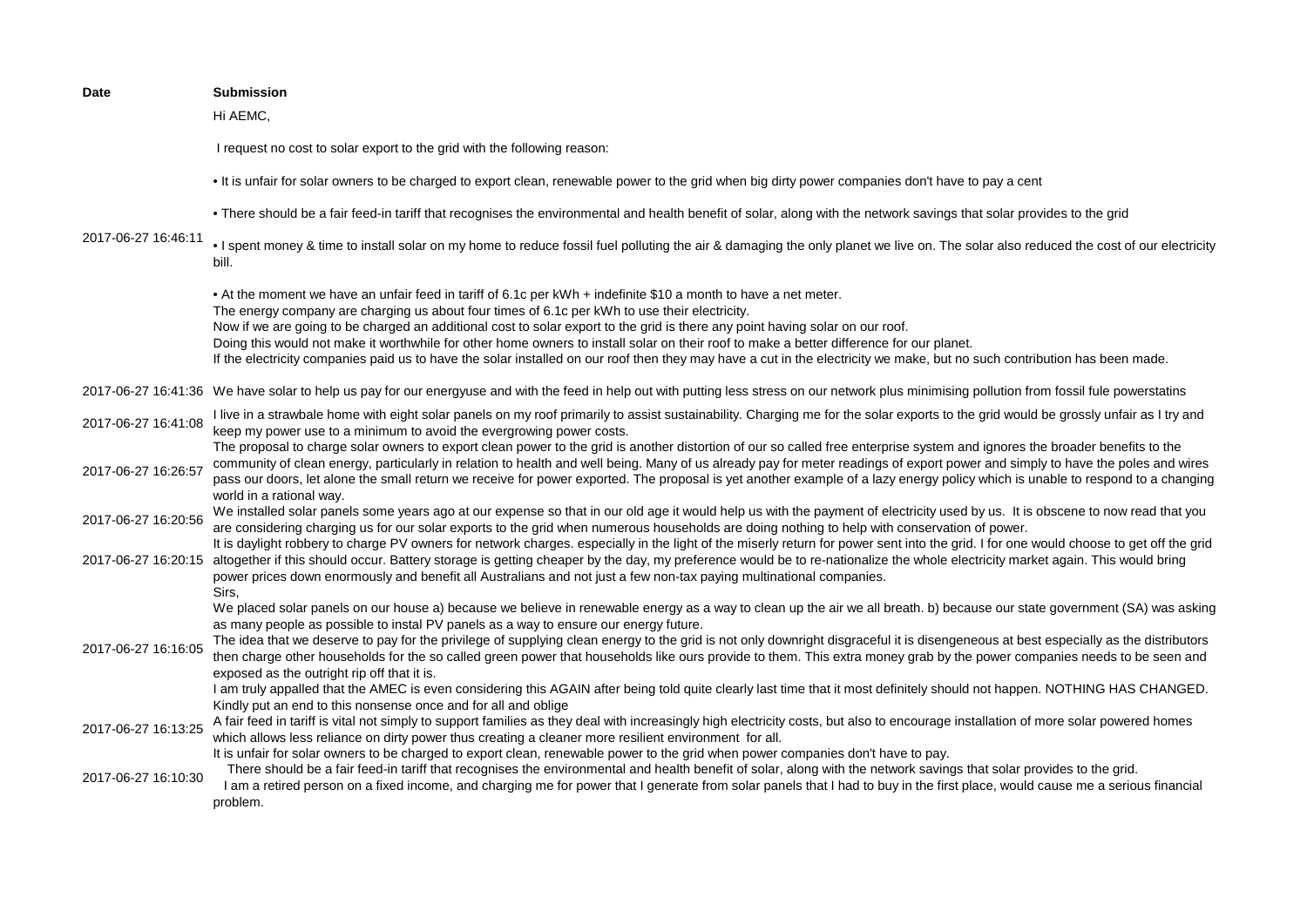| Date | Submission |
| --- | --- |
| 2017-06-27 16:46:11 | Hi AEMC,<br><br>I request no cost to solar export to the grid with the following reason:<br><br>• It is unfair for solar owners to be charged to export clean, renewable power to the grid when big dirty power companies don't have to pay a cent<br><br>• There should be a fair feed-in tariff that recognises the environmental and health benefit of solar, along with the network savings that solar provides to the grid<br><br>• I spent money & time to install solar on my home to reduce fossil fuel polluting the air & damaging the only planet we live on. The solar also reduced the cost of our electricity bill.<br><br>• At the moment we have an unfair feed in tariff of 6.1c per kWh + indefinite $10 a month to have a net meter.<br>The energy company are charging us about four times of 6.1c per kWh to use their electricity.<br>Now if we are going to be charged an additional cost to solar export to the grid is there any point having solar on our roof.<br>Doing this would not make it worthwhile for other home owners to install solar on their roof to make a better difference for our planet.<br>If the electricity companies paid us to have the solar installed on our roof then they may have a cut in the electricity we make, but no such contribution has been made. |
| 2017-06-27 16:41:36 | We have solar to help us pay for our energyuse and with the feed in help out with putting less stress on our network plus minimising pollution from fossil fule powerstatins |
| 2017-06-27 16:41:08 | I live in a strawbale home with eight solar panels on my roof primarily to assist sustainability. Charging me for the solar exports to the grid would be grossly unfair as I try and keep my power use to a minimum to avoid the evergrowing power costs. |
| 2017-06-27 16:26:57 | The proposal to charge solar owners to export clean power to the grid is another distortion of our so called free enterprise system and ignores the broader benefits to the community of clean energy, particularly in relation to health and well being. Many of us already pay for meter readings of export power and simply to have the poles and wires pass our doors, let alone the small return we receive for power exported. The proposal is yet another example of a lazy energy policy which is unable to respond to a changing world in a rational way. |
| 2017-06-27 16:20:56 | We installed solar panels some years ago at our expense so that in our old age it would help us with the payment of electricity used by us. It is obscene to now read that you are considering charging us for our solar exports to the grid when numerous households are doing nothing to help with conservation of power. |
| 2017-06-27 16:20:15 | It is daylight robbery to charge PV owners for network charges. especially in the light of the miserly return for power sent into the grid. I for one would choose to get off the grid altogether if this should occur. Battery storage is getting cheaper by the day, my preference would be to re-nationalize the whole electricity market again. This would bring power prices down enormously and benefit all Australians and not just a few non-tax paying multinational companies. |
| 2017-06-27 16:16:05 | Sirs,<br>We placed solar panels on our house a) because we believe in renewable energy as a way to clean up the air we all breath. b) because our state government (SA) was asking as many people as possible to instal PV panels as a way to ensure our energy future.<br>The idea that we deserve to pay for the privilege of supplying clean energy to the grid is not only downright disgraceful it is disengeneous at best especially as the distributors then charge other households for the so called green power that households like ours provide to them. This extra money grab by the power companies needs to be seen and exposed as the outright rip off that it is.<br>I am truly appalled that the AMEC is even considering this AGAIN after being told quite clearly last time that it most definitely should not happen. NOTHING HAS CHANGED. Kindly put an end to this nonsense once and for all and oblige |
| 2017-06-27 16:13:25 | A fair feed in tariff is vital not simply to support families as they deal with increasingly high electricity costs, but also to encourage installation of more solar powered homes which allows less reliance on dirty power thus creating a cleaner more resilient environment for all. |
| 2017-06-27 16:10:30 | It is unfair for solar owners to be charged to export clean, renewable power to the grid when power companies don't have to pay.<br>There should be a fair feed-in tariff that recognises the environmental and health benefit of solar, along with the network savings that solar provides to the grid.<br>I am a retired person on a fixed income, and charging me for power that I generate from solar panels that I had to buy in the first place, would cause me a serious financial problem. |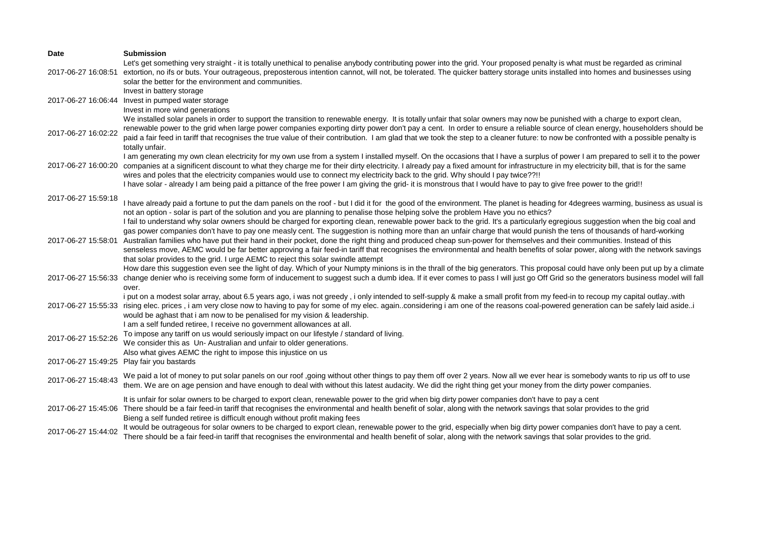| Date | Submission |
| --- | --- |
| 2017-06-27 16:08:51 | Let's get something very straight - it is totally unethical to penalise anybody contributing power into the grid. Your proposed penalty is what must be regarded as criminal extortion, no ifs or buts. Your outrageous, preposterous intention cannot, will not, be tolerated. The quicker battery storage units installed into homes and businesses using solar the better for the environment and communities. |
| 2017-06-27 16:06:44 | Invest in battery storage<br>Invest in pumped water storage<br>Invest in more wind generations |
| 2017-06-27 16:02:22 | We installed solar panels in order to support the transition to renewable energy. It is totally unfair that solar owners may now be punished with a charge to export clean, renewable power to the grid when large power companies exporting dirty power don't pay a cent. In order to ensure a reliable source of clean energy, householders should be paid a fair feed in tariff that recognises the true value of their contribution. I am glad that we took the step to a cleaner future: to now be confronted with a possible penalty is totally unfair. |
| 2017-06-27 16:00:20 | I am generating my own clean electricity for my own use from a system I installed myself. On the occasions that I have a surplus of power I am prepared to sell it to the power companies at a significent discount to what they charge me for their dirty electricity. I already pay a fixed amount for infrastructure in my electricity bill, that is for the same wires and poles that the electricity companies would use to connect my electricity back to the grid. Why should I pay twice??!! |
| 2017-06-27 15:59:18 | I have solar - already I am being paid a pittance of the free power I am giving the grid- it is monstrous that I would have to pay to give free power to the grid!!<br><br>I have already paid a fortune to put the dam panels on the roof - but I did it for the good of the environment. The planet is heading for 4degrees warming, business as usual is not an option - solar is part of the solution and you are planning to penalise those helping solve the problem Have you no ethics? |
| 2017-06-27 15:58:01 | I fail to understand why solar owners should be charged for exporting clean, renewable power back to the grid. It's a particularly egregious suggestion when the big coal and gas power companies don't have to pay one measly cent. The suggestion is nothing more than an unfair charge that would punish the tens of thousands of hard-working Australian families who have put their hand in their pocket, done the right thing and produced cheap sun-power for themselves and their communities. Instead of this senseless move, AEMC would be far better approving a fair feed-in tariff that recognises the environmental and health benefits of solar power, along with the network savings that solar provides to the grid. I urge AEMC to reject this solar swindle attempt |
| 2017-06-27 15:56:33 | How dare this suggestion even see the light of day. Which of your Numpty minions is in the thrall of the big generators. This proposal could have only been put up by a climate change denier who is receiving some form of inducement to suggest such a dumb idea. If it ever comes to pass I will just go Off Grid so the generators business model will fall over. |
| 2017-06-27 15:55:33 | i put on a modest solar array, about 6.5 years ago, i was not greedy , i only intended to self-supply & make a small profit from my feed-in to recoup my capital outlay..with rising elec. prices , i am very close now to having to pay for some of my elec. again..considering i am one of the reasons coal-powered generation can be safely laid aside..i would be aghast that i am now to be penalised for my vision & leadership. |
| 2017-06-27 15:52:26 | I am a self funded retiree, I receive no government allowances at all.<br>To impose any tariff on us would seriously impact on our lifestyle / standard of living.<br>We consider this as Un- Australian and unfair to older generations.<br>Also what gives AEMC the right to impose this injustice on us |
| 2017-06-27 15:49:25 | Play fair you bastards |
| 2017-06-27 15:48:43 | We paid a lot of money to put solar panels on our roof ,going without other things to pay them off over 2 years. Now all we ever hear is somebody wants to rip us off to use them. We are on age pension and have enough to deal with without this latest audacity. We did the right thing get your money from the dirty power companies. |
| 2017-06-27 15:45:06 | It is unfair for solar owners to be charged to export clean, renewable power to the grid when big dirty power companies don't have to pay a cent<br>There should be a fair feed-in tariff that recognises the environmental and health benefit of solar, along with the network savings that solar provides to the grid<br>Bieng a self funded retiree is difficult enough without profit making fees |
| 2017-06-27 15:44:02 | It would be outrageous for solar owners to be charged to export clean, renewable power to the grid, especially when big dirty power companies don't have to pay a cent.<br>There should be a fair feed-in tariff that recognises the environmental and health benefit of solar, along with the network savings that solar provides to the grid. |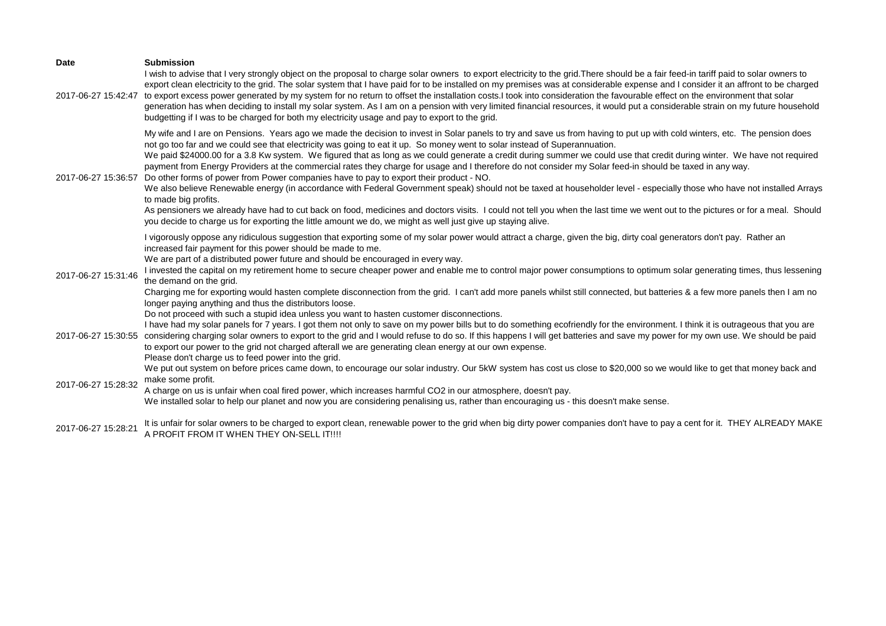| Date | Submission |
| --- | --- |
| 2017-06-27 15:42:47 | I wish to advise that I very strongly object on the proposal to charge solar owners  to export electricity to the grid.There should be a fair feed-in tariff paid to solar owners to export clean electricity to the grid. The solar system that I have paid for to be installed on my premises was at considerable expense and I consider it an affront to be charged to export excess power generated by my system for no return to offset the installation costs.I took into consideration the favourable effect on the environment that solar generation has when deciding to install my solar system. As I am on a pension with very limited financial resources, it would put a considerable strain on my future household budgetting if I was to be charged for both my electricity usage and pay to export to the grid. |
| 2017-06-27 15:36:57 | My wife and I are on Pensions.  Years ago we made the decision to invest in Solar panels to try and save us from having to put up with cold winters, etc.  The pension does not go too far and we could see that electricity was going to eat it up.  So money went to solar instead of Superannuation.<br>We paid $24000.00 for a 3.8 Kw system.  We figured that as long as we could generate a credit during summer we could use that credit during winter.  We have not required payment from Energy Providers at the commercial rates they charge for usage and I therefore do not consider my Solar feed-in should be taxed in any way.<br>Do other forms of power from Power companies have to pay to export their product - NO.<br>We also believe Renewable energy (in accordance with Federal Government speak) should not be taxed at householder level - especially those who have not installed Arrays to made big profits.<br>As pensioners we already have had to cut back on food, medicines and doctors visits.  I could not tell you when the last time we went out to the pictures or for a meal.  Should you decide to charge us for exporting the little amount we do, we might as well just give up staying alive. |
| 2017-06-27 15:31:46 | I vigorously oppose any ridiculous suggestion that exporting some of my solar power would attract a charge, given the big, dirty coal generators don't pay.  Rather an increased fair payment for this power should be made to me.<br>We are part of a distributed power future and should be encouraged in every way.<br>I invested the capital on my retirement home to secure cheaper power and enable me to control major power consumptions to optimum solar generating times, thus lessening the demand on the grid.<br>Charging me for exporting would hasten complete disconnection from the grid.  I can't add more panels whilst still connected, but batteries & a few more panels then I am no longer paying anything and thus the distributors loose.<br>Do not proceed with such a stupid idea unless you want to hasten customer disconnections. |
| 2017-06-27 15:30:55 | I have had my solar panels for 7 years. I got them not only to save on my power bills but to do something ecofriendly for the environment. I think it is outrageous that you are considering charging solar owners to export to the grid and I would refuse to do so. If this happens I will get batteries and save my power for my own use. We should be paid to export our power to the grid not charged afterall we are generating clean energy at our own expense. |
| 2017-06-27 15:28:32 | Please don't charge us to feed power into the grid.<br>We put out system on before prices came down, to encourage our solar industry. Our 5kW system has cost us close to $20,000 so we would like to get that money back and make some profit.<br>A charge on us is unfair when coal fired power, which increases harmful CO2 in our atmosphere, doesn't pay.<br>We installed solar to help our planet and now you are considering penalising us, rather than encouraging us - this doesn't make sense. |
| 2017-06-27 15:28:21 | It is unfair for solar owners to be charged to export clean, renewable power to the grid when big dirty power companies don't have to pay a cent for it.  THEY ALREADY MAKE A PROFIT FROM IT WHEN THEY ON-SELL IT!!!! |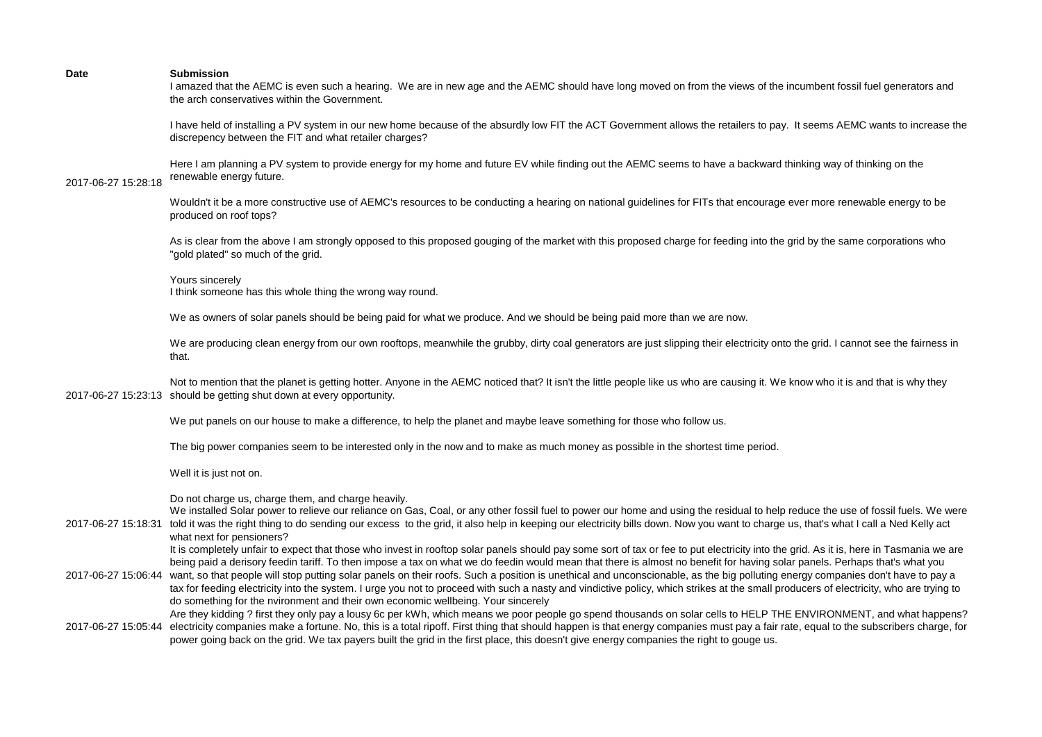| Date | Submission |
| --- | --- |
| 2017-06-27 15:28:18 | I amazed that the AEMC is even such a hearing. We are in new age and the AEMC should have long moved on from the views of the incumbent fossil fuel generators and the arch conservatives within the Government.<br><br>I have held of installing a PV system in our new home because of the absurdly low FIT the ACT Government allows the retailers to pay. It seems AEMC wants to increase the discrepency between the FIT and what retailer charges?<br><br>Here I am planning a PV system to provide energy for my home and future EV while finding out the AEMC seems to have a backward thinking way of thinking on the renewable energy future.<br><br>Wouldn't it be a more constructive use of AEMC's resources to be conducting a hearing on national guidelines for FITs that encourage ever more renewable energy to be produced on roof tops?<br><br>As is clear from the above I am strongly opposed to this proposed gouging of the market with this proposed charge for feeding into the grid by the same corporations who "gold plated" so much of the grid.<br><br>Yours sincerely |
| 2017-06-27 15:23:13 | I think someone has this whole thing the wrong way round.<br><br>We as owners of solar panels should be being paid for what we produce. And we should be being paid more than we are now.<br><br>We are producing clean energy from our own rooftops, meanwhile the grubby, dirty coal generators are just slipping their electricity onto the grid. I cannot see the fairness in that.<br><br>Not to mention that the planet is getting hotter. Anyone in the AEMC noticed that? It isn't the little people like us who are causing it. We know who it is and that is why they should be getting shut down at every opportunity.<br><br>We put panels on our house to make a difference, to help the planet and maybe leave something for those who follow us.<br><br>The big power companies seem to be interested only in the now and to make as much money as possible in the shortest time period.<br><br>Well it is just not on.<br><br>Do not charge us, charge them, and charge heavily. |
| 2017-06-27 15:18:31 | We installed Solar power to relieve our reliance on Gas, Coal, or any other fossil fuel to power our home and using the residual to help reduce the use of fossil fuels. We were told it was the right thing to do sending our excess to the grid, it also help in keeping our electricity bills down. Now you want to charge us, that's what I call a Ned Kelly act what next for pensioners? |
| 2017-06-27 15:06:44 | It is completely unfair to expect that those who invest in rooftop solar panels should pay some sort of tax or fee to put electricity into the grid. As it is, here in Tasmania we are being paid a derisory feedin tariff. To then impose a tax on what we do feedin would mean that there is almost no benefit for having solar panels. Perhaps that's what you want, so that people will stop putting solar panels on their roofs. Such a position is unethical and unconscionable, as the big polluting energy companies don't have to pay a tax for feeding electricity into the system. I urge you not to proceed with such a nasty and vindictive policy, which strikes at the small producers of electricity, who are trying to do something for the nvironment and their own economic wellbeing. Your sincerely |
| 2017-06-27 15:05:44 | Are they kidding ? first they only pay a lousy 6c per kWh, which means we poor people go spend thousands on solar cells to HELP THE ENVIRONMENT, and what happens? electricity companies make a fortune. No, this is a total ripoff. First thing that should happen is that energy companies must pay a fair rate, equal to the subscribers charge, for power going back on the grid. We tax payers built the grid in the first place, this doesn't give energy companies the right to gouge us. |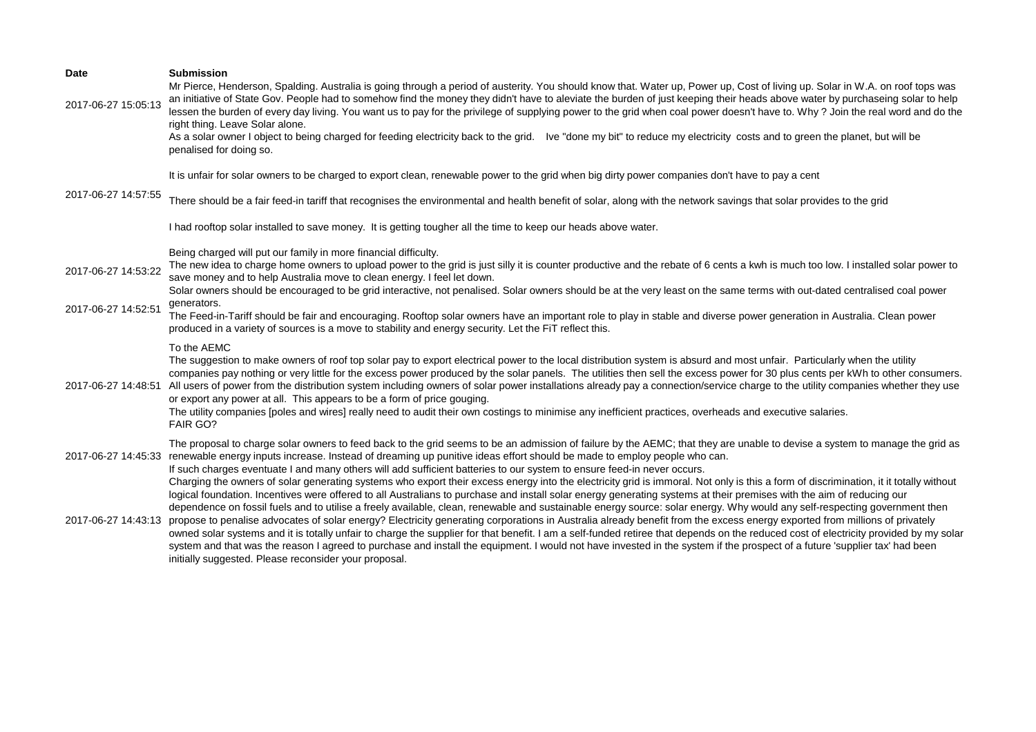| Date | Submission |
| --- | --- |
| 2017-06-27 15:05:13 | Mr Pierce, Henderson, Spalding. Australia is going through a period of austerity. You should know that. Water up, Power up, Cost of living up. Solar in W.A. on roof tops was an initiative of State Gov. People had to somehow find the money they didn't have to aleviate the burden of just keeping their heads above water by purchaseing solar to help lessen the burden of every day living. You want us to pay for the privilege of supplying power to the grid when coal power doesn't have to. Why ? Join the real word and do the right thing. Leave Solar alone. |
| 2017-06-27 14:57:55 | As a solar owner I object to being charged for feeding electricity back to the grid. Ive "done my bit" to reduce my electricity costs and to green the planet, but will be penalised for doing so.<br><br>It is unfair for solar owners to be charged to export clean, renewable power to the grid when big dirty power companies don't have to pay a cent<br><br>There should be a fair feed-in tariff that recognises the environmental and health benefit of solar, along with the network savings that solar provides to the grid<br><br>I had rooftop solar installed to save money. It is getting tougher all the time to keep our heads above water.<br><br>Being charged will put our family in more financial difficulty. |
| 2017-06-27 14:53:22 | The new idea to charge home owners to upload power to the grid is just silly it is counter productive and the rebate of 6 cents a kwh is much too low. I installed solar power to save money and to help Australia move to clean energy. I feel let down. |
| 2017-06-27 14:52:51 | Solar owners should be encouraged to be grid interactive, not penalised. Solar owners should be at the very least on the same terms with out-dated centralised coal power generators.<br>The Feed-in-Tariff should be fair and encouraging. Rooftop solar owners have an important role to play in stable and diverse power generation in Australia. Clean power produced in a variety of sources is a move to stability and energy security. Let the FiT reflect this. |
| 2017-06-27 14:48:51 | To the AEMC<br>The suggestion to make owners of roof top solar pay to export electrical power to the local distribution system is absurd and most unfair. Particularly when the utility companies pay nothing or very little for the excess power produced by the solar panels. The utilities then sell the excess power for 30 plus cents per kWh to other consumers. All users of power from the distribution system including owners of solar power installations already pay a connection/service charge to the utility companies whether they use or export any power at all. This appears to be a form of price gouging.<br>The utility companies [poles and wires] really need to audit their own costings to minimise any inefficient practices, overheads and executive salaries.<br>FAIR GO? |
| 2017-06-27 14:45:33 | The proposal to charge solar owners to feed back to the grid seems to be an admission of failure by the AEMC; that they are unable to devise a system to manage the grid as renewable energy inputs increase. Instead of dreaming up punitive ideas effort should be made to employ people who can.<br>If such charges eventuate I and many others will add sufficient batteries to our system to ensure feed-in never occurs. |
| 2017-06-27 14:43:13 | Charging the owners of solar generating systems who export their excess energy into the electricity grid is immoral. Not only is this a form of discrimination, it it totally without logical foundation. Incentives were offered to all Australians to purchase and install solar energy generating systems at their premises with the aim of reducing our dependence on fossil fuels and to utilise a freely available, clean, renewable and sustainable energy source: solar energy. Why would any self-respecting government then propose to penalise advocates of solar energy? Electricity generating corporations in Australia already benefit from the excess energy exported from millions of privately owned solar systems and it is totally unfair to charge the supplier for that benefit. I am a self-funded retiree that depends on the reduced cost of electricity provided by my solar system and that was the reason I agreed to purchase and install the equipment. I would not have invested in the system if the prospect of a future 'supplier tax' had been initially suggested. Please reconsider your proposal. |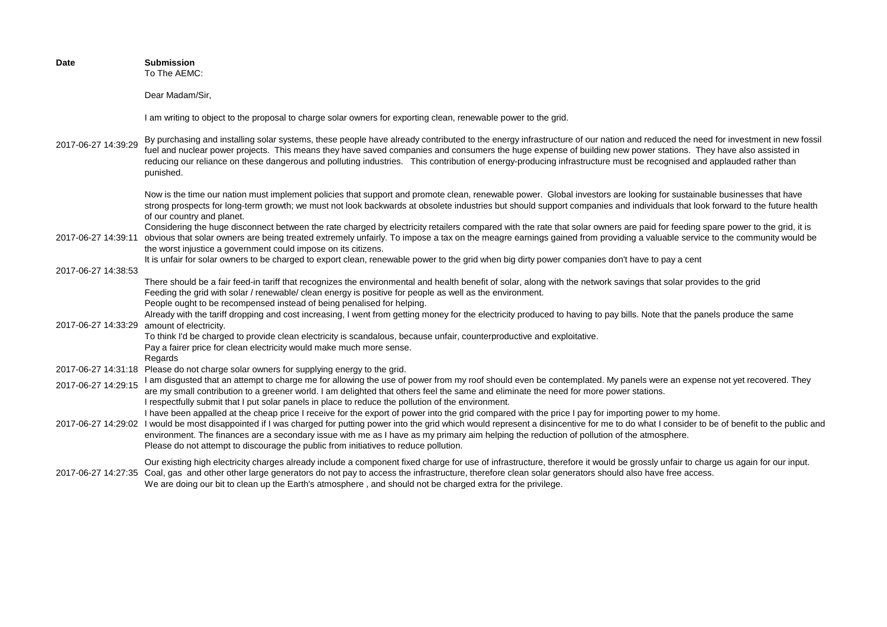| Date | Submission |
| --- | --- |
| 2017-06-27 14:39:29 | To The AEMC:<br><br>Dear Madam/Sir,<br><br>I am writing to object to the proposal to charge solar owners for exporting clean, renewable power to the grid.<br><br>By purchasing and installing solar systems, these people have already contributed to the energy infrastructure of our nation and reduced the need for investment in new fossil fuel and nuclear power projects. This means they have saved companies and consumers the huge expense of building new power stations. They have also assisted in reducing our reliance on these dangerous and polluting industries. This contribution of energy-producing infrastructure must be recognised and applauded rather than punished.<br><br>Now is the time our nation must implement policies that support and promote clean, renewable power. Global investors are looking for sustainable businesses that have strong prospects for long-term growth; we must not look backwards at obsolete industries but should support companies and individuals that look forward to the future health of our country and planet. |
| 2017-06-27 14:39:11 | Considering the huge disconnect between the rate charged by electricity retailers compared with the rate that solar owners are paid for feeding spare power to the grid, it is obvious that solar owners are being treated extremely unfairly. To impose a tax on the meagre earnings gained from providing a valuable service to the community would be the worst injustice a government could impose on its citizens. |
| 2017-06-27 14:38:53 | It is unfair for solar owners to be charged to export clean, renewable power to the grid when big dirty power companies don't have to pay a cent<br><br>There should be a fair feed-in tariff that recognizes the environmental and health benefit of solar, along with the network savings that solar provides to the grid |
| 2017-06-27 14:33:29 | Feeding the grid with solar / renewable/ clean energy is positive for people as well as the environment.<br>People ought to be recompensed instead of being penalised for helping.<br>Already with the tariff dropping and cost increasing, I went from getting money for the electricity produced to having to pay bills. Note that the panels produce the same amount of electricity.<br>To think I'd be charged to provide clean electricity is scandalous, because unfair, counterproductive and exploitative.<br>Pay a fairer price for clean electricity would make much more sense.<br>Regards |
| 2017-06-27 14:31:18 | Please do not charge solar owners for supplying energy to the grid. |
| 2017-06-27 14:29:15 | I am disgusted that an attempt to charge me for allowing the use of power from my roof should even be contemplated. My panels were an expense not yet recovered. They are my small contribution to a greener world. I am delighted that others feel the same and eliminate the need for more power stations. |
| 2017-06-27 14:29:02 | I respectfully submit that I put solar panels in place to reduce the pollution of the environment.<br>I have been appalled at the cheap price I receive for the export of power into the grid compared with the price I pay for importing power to my home.<br>I would be most disappointed if I was charged for putting power into the grid which would represent a disincentive for me to do what I consider to be of benefit to the public and environment. The finances are a secondary issue with me as I have as my primary aim helping the reduction of pollution of the atmosphere.<br>Please do not attempt to discourage the public from initiatives to reduce pollution. |
| 2017-06-27 14:27:35 | Our existing high electricity charges already include a component fixed charge for use of infrastructure, therefore it would be grossly unfair to charge us again for our input.<br>Coal, gas and other other large generators do not pay to access the infrastructure, therefore clean solar generators should also have free access.<br>We are doing our bit to clean up the Earth's atmosphere , and should not be charged extra for the privilege. |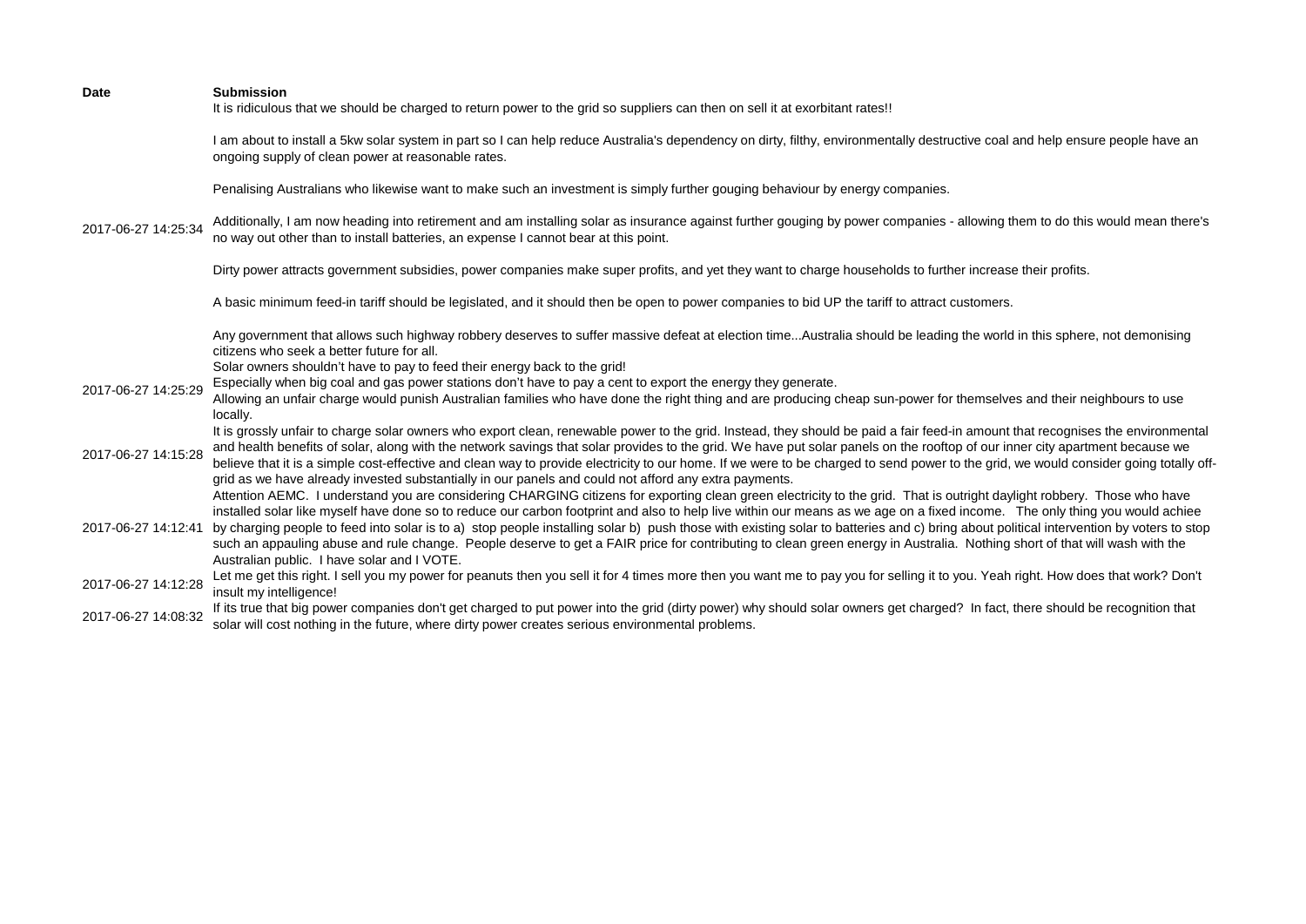| Date | Submission |
| --- | --- |
| 2017-06-27 14:25:34 | It is ridiculous that we should be charged to return power to the grid so suppliers can then on sell it at exorbitant rates!!<br><br>I am about to install a 5kw solar system in part so I can help reduce Australia's dependency on dirty, filthy, environmentally destructive coal and help ensure people have an ongoing supply of clean power at reasonable rates.<br><br>Penalising Australians who likewise want to make such an investment is simply further gouging behaviour by energy companies.<br><br>Additionally, I am now heading into retirement and am installing solar as insurance against further gouging by power companies - allowing them to do this would mean there's no way out other than to install batteries, an expense I cannot bear at this point.<br><br>Dirty power attracts government subsidies, power companies make super profits, and yet they want to charge households to further increase their profits.<br><br>A basic minimum feed-in tariff should be legislated, and it should then be open to power companies to bid UP the tariff to attract customers.<br><br>Any government that allows such highway robbery deserves to suffer massive defeat at election time...Australia should be leading the world in this sphere, not demonising citizens who seek a better future for all. |
| 2017-06-27 14:25:29 | Solar owners shouldn't have to pay to feed their energy back to the grid!<br>Especially when big coal and gas power stations don't have to pay a cent to export the energy they generate.<br>Allowing an unfair charge would punish Australian families who have done the right thing and are producing cheap sun-power for themselves and their neighbours to use locally. |
| 2017-06-27 14:15:28 | It is grossly unfair to charge solar owners who export clean, renewable power to the grid. Instead, they should be paid a fair feed-in amount that recognises the environmental and health benefits of solar, along with the network savings that solar provides to the grid. We have put solar panels on the rooftop of our inner city apartment because we believe that it is a simple cost-effective and clean way to provide electricity to our home. If we were to be charged to send power to the grid, we would consider going totally off-grid as we have already invested substantially in our panels and could not afford any extra payments. |
| 2017-06-27 14:12:41 | Attention AEMC. I understand you are considering CHARGING citizens for exporting clean green electricity to the grid. That is outright daylight robbery. Those who have installed solar like myself have done so to reduce our carbon footprint and also to help live within our means as we age on a fixed income. The only thing you would achiee by charging people to feed into solar is to a) stop people installing solar b) push those with existing solar to batteries and c) bring about political intervention by voters to stop such an appauling abuse and rule change. People deserve to get a FAIR price for contributing to clean green energy in Australia. Nothing short of that will wash with the Australian public. I have solar and I VOTE. |
| 2017-06-27 14:12:28 | Let me get this right. I sell you my power for peanuts then you sell it for 4 times more then you want me to pay you for selling it to you. Yeah right. How does that work? Don't insult my intelligence! |
| 2017-06-27 14:08:32 | If its true that big power companies don't get charged to put power into the grid (dirty power) why should solar owners get charged? In fact, there should be recognition that solar will cost nothing in the future, where dirty power creates serious environmental problems. |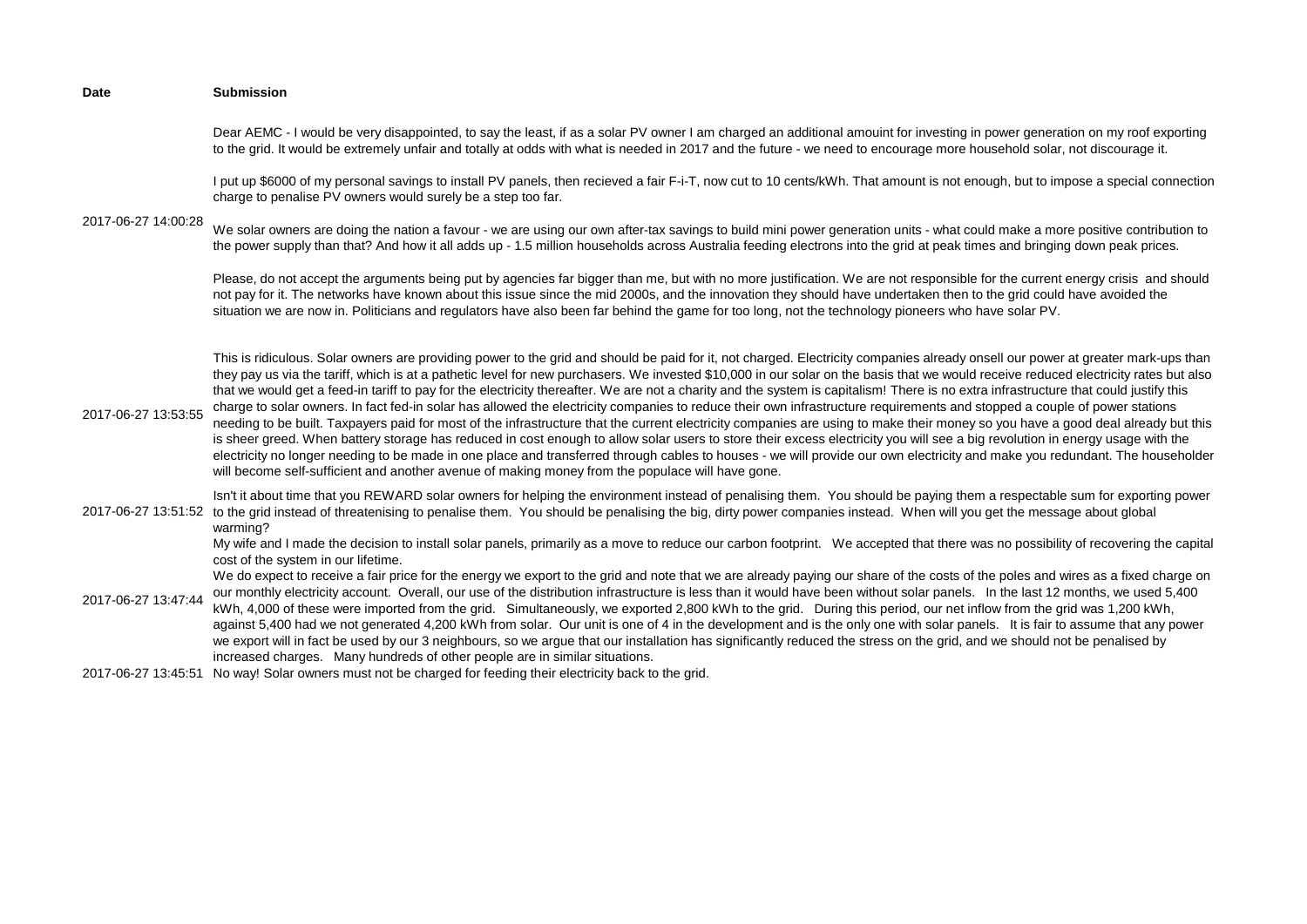| Date | Submission |
| --- | --- |
| 2017-06-27 14:00:28 | Dear AEMC - I would be very disappointed, to say the least, if as a solar PV owner I am charged an additional amouint for investing in power generation on my roof exporting to the grid. It would be extremely unfair and totally at odds with what is needed in 2017 and the future - we need to encourage more household solar, not discourage it.<br><br>I put up $6000 of my personal savings to install PV panels, then recieved a fair F-i-T, now cut to 10 cents/kWh. That amount is not enough, but to impose a special connection charge to penalise PV owners would surely be a step too far.<br><br>We solar owners are doing the nation a favour - we are using our own after-tax savings to build mini power generation units - what could make a more positive contribution to the power supply than that? And how it all adds up - 1.5 million households across Australia feeding electrons into the grid at peak times and bringing down peak prices.<br><br>Please, do not accept the arguments being put by agencies far bigger than me, but with no more justification. We are not responsible for the current energy crisis and should not pay for it. The networks have known about this issue since the mid 2000s, and the innovation they should have undertaken then to the grid could have avoided the situation we are now in. Politicians and regulators have also been far behind the game for too long, not the technology pioneers who have solar PV. |
| 2017-06-27 13:53:55 | This is ridiculous. Solar owners are providing power to the grid and should be paid for it, not charged. Electricity companies already onsell our power at greater mark-ups than they pay us via the tariff, which is at a pathetic level for new purchasers. We invested $10,000 in our solar on the basis that we would receive reduced electricity rates but also that we would get a feed-in tariff to pay for the electricity thereafter. We are not a charity and the system is capitalism! There is no extra infrastructure that could justify this charge to solar owners. In fact fed-in solar has allowed the electricity companies to reduce their own infrastructure requirements and stopped a couple of power stations needing to be built. Taxpayers paid for most of the infrastructure that the current electricity companies are using to make their money so you have a good deal already but this is sheer greed. When battery storage has reduced in cost enough to allow solar users to store their excess electricity you will see a big revolution in energy usage with the electricity no longer needing to be made in one place and transferred through cables to houses - we will provide our own electricity and make you redundant. The householder will become self-sufficient and another avenue of making money from the populace will have gone. |
| 2017-06-27 13:51:52 | Isn't it about time that you REWARD solar owners for helping the environment instead of penalising them. You should be paying them a respectable sum for exporting power to the grid instead of threatenising to penalise them. You should be penalising the big, dirty power companies instead. When will you get the message about global warming? |
| 2017-06-27 13:47:44 | My wife and I made the decision to install solar panels, primarily as a move to reduce our carbon footprint. We accepted that there was no possibility of recovering the capital cost of the system in our lifetime.<br>We do expect to receive a fair price for the energy we export to the grid and note that we are already paying our share of the costs of the poles and wires as a fixed charge on our monthly electricity account. Overall, our use of the distribution infrastructure is less than it would have been without solar panels. In the last 12 months, we used 5,400 kWh, 4,000 of these were imported from the grid. Simultaneously, we exported 2,800 kWh to the grid. During this period, our net inflow from the grid was 1,200 kWh, against 5,400 had we not generated 4,200 kWh from solar. Our unit is one of 4 in the development and is the only one with solar panels. It is fair to assume that any power we export will in fact be used by our 3 neighbours, so we argue that our installation has significantly reduced the stress on the grid, and we should not be penalised by increased charges. Many hundreds of other people are in similar situations. |
| 2017-06-27 13:45:51 | No way! Solar owners must not be charged for feeding their electricity back to the grid. |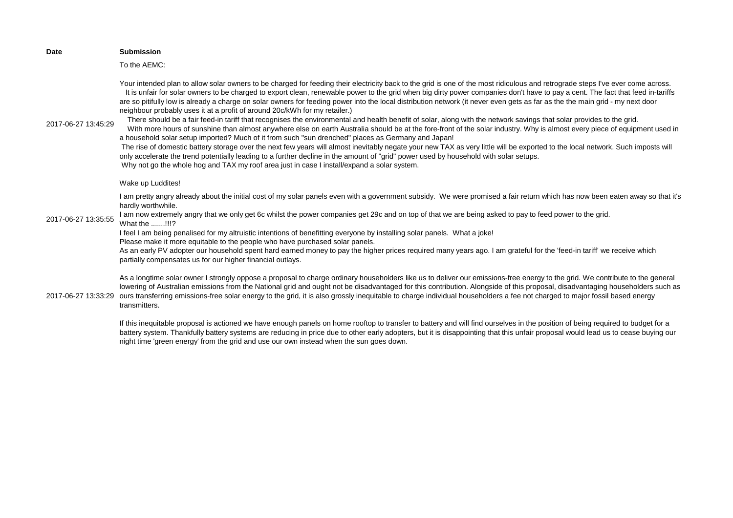| Date | Submission |
| --- | --- |
| 2017-06-27 13:45:29 | To the AEMC:<br><br>Your intended plan to allow solar owners to be charged for feeding their electricity back to the grid is one of the most ridiculous and retrograde steps I've ever come across.<br>It is unfair for solar owners to be charged to export clean, renewable power to the grid when big dirty power companies don't have to pay a cent. The fact that feed in-tariffs are so pitifully low is already a charge on solar owners for feeding power into the local distribution network (it never even gets as far as the the main grid - my next door neighbour probably uses it at a profit of around 20c/kWh for my retailer.)<br>There should be a fair feed-in tariff that recognises the environmental and health benefit of solar, along with the network savings that solar provides to the grid.<br>With more hours of sunshine than almost anywhere else on earth Australia should be at the fore-front of the solar industry. Why is almost every piece of equipment used in a household solar setup imported? Much of it from such "sun drenched" places as Germany and Japan!<br>The rise of domestic battery storage over the next few years will almost inevitably negate your new TAX as very little will be exported to the local network. Such imposts will only accelerate the trend potentially leading to a further decline in the amount of "grid" power used by household with solar setups.<br>Why not go the whole hog and TAX my roof area just in case I install/expand a solar system.<br><br>Wake up Luddites! |
| 2017-06-27 13:35:55 | I am pretty angry already about the initial cost of my solar panels even with a government subsidy. We were promised a fair return which has now been eaten away so that it's hardly worthwhile.<br>I am now extremely angry that we only get 6c whilst the power companies get 29c and on top of that we are being asked to pay to feed power to the grid.<br>What the .......!!!?<br>I feel I am being penalised for my altruistic intentions of benefitting everyone by installing solar panels. What a joke!<br>Please make it more equitable to the people who have purchased solar panels.<br>As an early PV adopter our household spent hard earned money to pay the higher prices required many years ago. I am grateful for the 'feed-in tariff' we receive which partially compensates us for our higher financial outlays. |
| 2017-06-27 13:33:29 | As a longtime solar owner I strongly oppose a proposal to charge ordinary householders like us to deliver our emissions-free energy to the grid. We contribute to the general lowering of Australian emissions from the National grid and ought not be disadvantaged for this contribution. Alongside of this proposal, disadvantaging householders such as ours transferring emissions-free solar energy to the grid, it is also grossly inequitable to charge individual householders a fee not charged to major fossil based energy transmitters.<br><br>If this inequitable proposal is actioned we have enough panels on home rooftop to transfer to battery and will find ourselves in the position of being required to budget for a battery system. Thankfully battery systems are reducing in price due to other early adopters, but it is disappointing that this unfair proposal would lead us to cease buying our night time 'green energy' from the grid and use our own instead when the sun goes down. |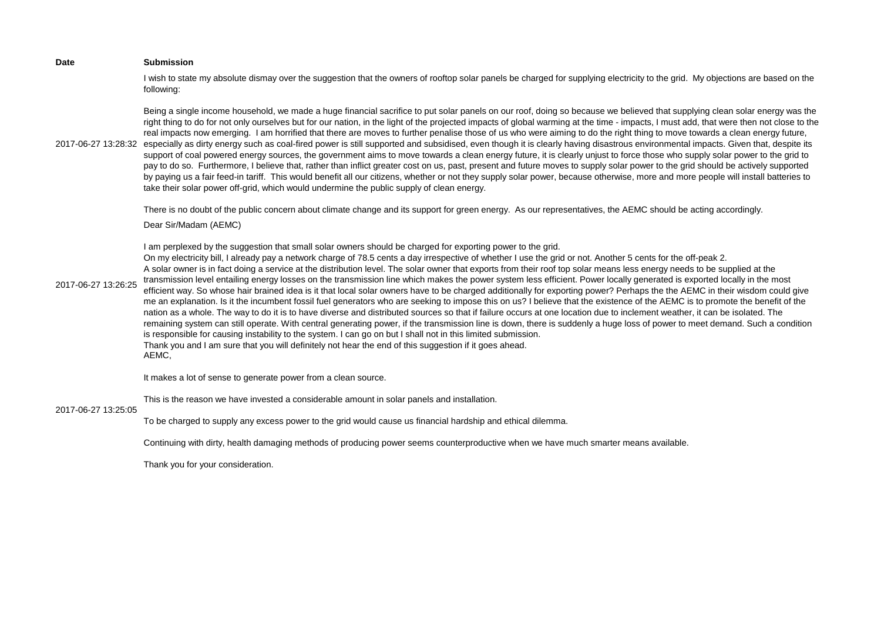| Date | Submission |
|---|---|
| 2017-06-27 13:28:32 | I wish to state my absolute dismay over the suggestion that the owners of rooftop solar panels be charged for supplying electricity to the grid. My objections are based on the following:<br><br>Being a single income household, we made a huge financial sacrifice to put solar panels on our roof, doing so because we believed that supplying clean solar energy was the right thing to do for not only ourselves but for our nation, in the light of the projected impacts of global warming at the time - impacts, I must add, that were then not close to the real impacts now emerging. I am horrified that there are moves to further penalise those of us who were aiming to do the right thing to move towards a clean energy future, especially as dirty energy such as coal-fired power is still supported and subsidised, even though it is clearly having disastrous environmental impacts. Given that, despite its support of coal powered energy sources, the government aims to move towards a clean energy future, it is clearly unjust to force those who supply solar power to the grid to pay to do so. Furthermore, I believe that, rather than inflict greater cost on us, past, present and future moves to supply solar power to the grid should be actively supported by paying us a fair feed-in tariff. This would benefit all our citizens, whether or not they supply solar power, because otherwise, more and more people will install batteries to take their solar power off-grid, which would undermine the public supply of clean energy.<br><br>There is no doubt of the public concern about climate change and its support for green energy. As our representatives, the AEMC should be acting accordingly. |
| 2017-06-27 13:26:25 | Dear Sir/Madam (AEMC)<br><br>I am perplexed by the suggestion that small solar owners should be charged for exporting power to the grid.<br>On my electricity bill, I already pay a network charge of 78.5 cents a day irrespective of whether I use the grid or not. Another 5 cents for the off-peak 2.<br>A solar owner is in fact doing a service at the distribution level. The solar owner that exports from their roof top solar means less energy needs to be supplied at the transmission level entailing energy losses on the transmission line which makes the power system less efficient. Power locally generated is exported locally in the most efficient way. So whose hair brained idea is it that local solar owners have to be charged additionally for exporting power? Perhaps the the AEMC in their wisdom could give me an explanation. Is it the incumbent fossil fuel generators who are seeking to impose this on us? I believe that the existence of the AEMC is to promote the benefit of the nation as a whole. The way to do it is to have diverse and distributed sources so that if failure occurs at one location due to inclement weather, it can be isolated. The remaining system can still operate. With central generating power, if the transmission line is down, there is suddenly a huge loss of power to meet demand. Such a condition is responsible for causing instability to the system. I can go on but I shall not in this limited submission.<br>Thank you and I am sure that you will definitely not hear the end of this suggestion if it goes ahead. |
| 2017-06-27 13:25:05 | AEMC,<br><br>It makes a lot of sense to generate power from a clean source.<br><br>This is the reason we have invested a considerable amount in solar panels and installation.<br><br>To be charged to supply any excess power to the grid would cause us financial hardship and ethical dilemma.<br><br>Continuing with dirty, health damaging methods of producing power seems counterproductive when we have much smarter means available.<br><br>Thank you for your consideration. |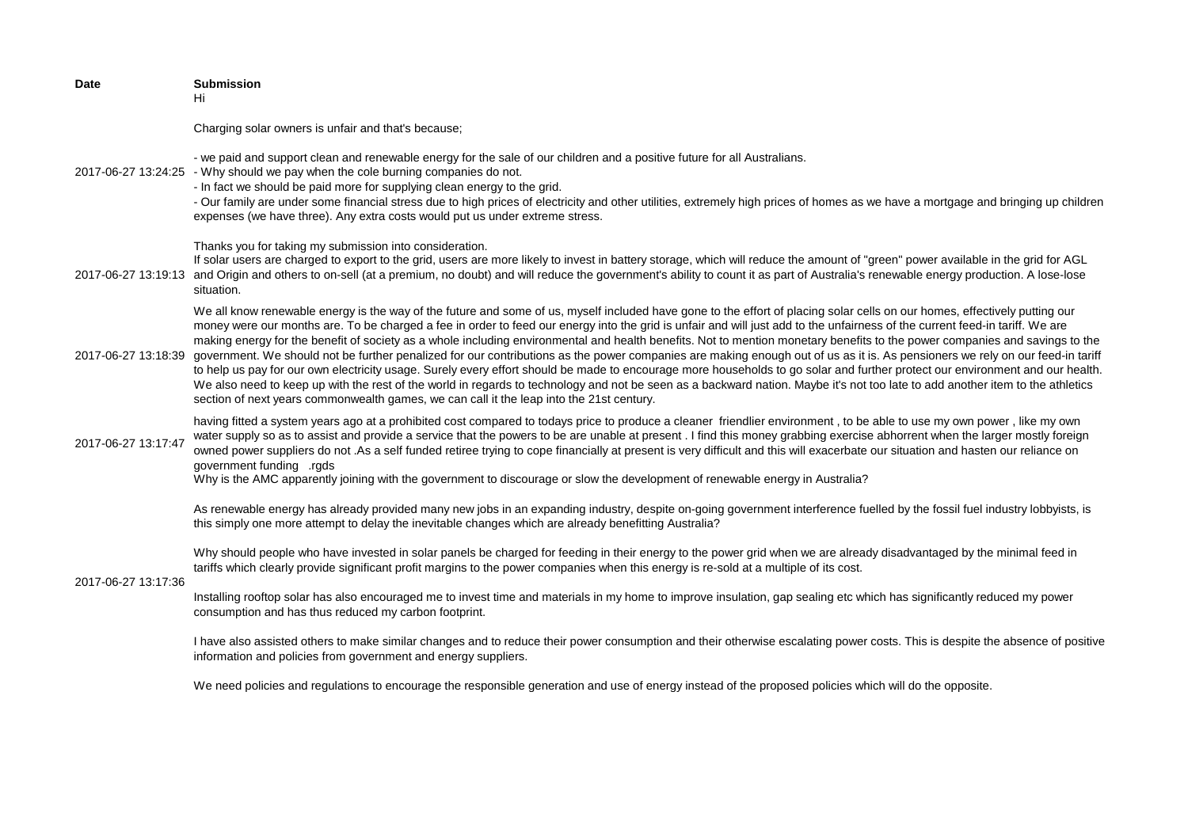| Date | Submission |
| --- | --- |
| 2017-06-27 13:24:25 | Hi<br><br>Charging solar owners is unfair and that's because;<br><br>- we paid and support clean and renewable energy for the sale of our children and a positive future for all Australians.<br>- Why should we pay when the cole burning companies do not.<br>- In fact we should be paid more for supplying clean energy to the grid.<br>- Our family are under some financial stress due to high prices of electricity and other utilities, extremely high prices of homes as we have a mortgage and bringing up children expenses (we have three). Any extra costs would put us under extreme stress.<br><br>Thanks you for taking my submission into consideration. |
| 2017-06-27 13:19:13 | If solar users are charged to export to the grid, users are more likely to invest in battery storage, which will reduce the amount of "green" power available in the grid for AGL and Origin and others to on-sell (at a premium, no doubt) and will reduce the government's ability to count it as part of Australia's renewable energy production. A lose-lose situation. |
| 2017-06-27 13:18:39 | We all know renewable energy is the way of the future and some of us, myself included have gone to the effort of placing solar cells on our homes, effectively putting our money were our months are. To be charged a fee in order to feed our energy into the grid is unfair and will just add to the unfairness of the current feed-in tariff. We are making energy for the benefit of society as a whole including environmental and health benefits. Not to mention monetary benefits to the power companies and savings to the government. We should not be further penalized for our contributions as the power companies are making enough out of us as it is. As pensioners we rely on our feed-in tariff to help us pay for our own electricity usage. Surely every effort should be made to encourage more households to go solar and further protect our environment and our health. We also need to keep up with the rest of the world in regards to technology and not be seen as a backward nation. Maybe it's not too late to add another item to the athletics section of next years commonwealth games, we can call it the leap into the 21st century. |
| 2017-06-27 13:17:47 | having fitted a system years ago at a prohibited cost compared to todays price to produce a cleaner friendlier environment , to be able to use my own power , like my own water supply so as to assist and provide a service that the powers to be are unable at present . I find this money grabbing exercise abhorrent when the larger mostly foreign owned power suppliers do not .As a self funded retiree trying to cope financially at present is very difficult and this will exacerbate our situation and hasten our reliance on government funding .rgds |
| 2017-06-27 13:17:36 | Why is the AMC apparently joining with the government to discourage or slow the development of renewable energy in Australia?<br><br>As renewable energy has already provided many new jobs in an expanding industry, despite on-going government interference fuelled by the fossil fuel industry lobbyists, is this simply one more attempt to delay the inevitable changes which are already benefitting Australia?<br><br>Why should people who have invested in solar panels be charged for feeding in their energy to the power grid when we are already disadvantaged by the minimal feed in tariffs which clearly provide significant profit margins to the power companies when this energy is re-sold at a multiple of its cost.<br><br>Installing rooftop solar has also encouraged me to invest time and materials in my home to improve insulation, gap sealing etc which has significantly reduced my power consumption and has thus reduced my carbon footprint.<br><br>I have also assisted others to make similar changes and to reduce their power consumption and their otherwise escalating power costs. This is despite the absence of positive information and policies from government and energy suppliers.<br><br>We need policies and regulations to encourage the responsible generation and use of energy instead of the proposed policies which will do the opposite. |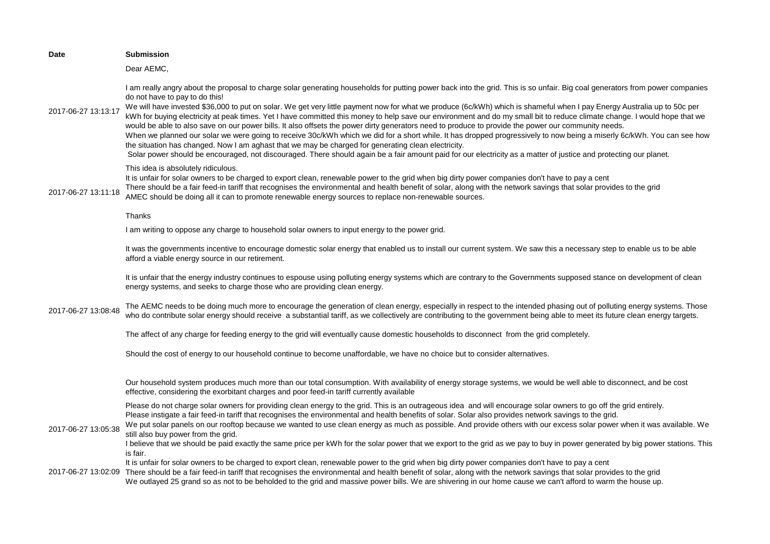| Date | Submission |
| --- | --- |
| 2017-06-27 13:13:17 | Dear AEMC,<br><br>I am really angry about the proposal to charge solar generating households for putting power back into the grid. This is so unfair. Big coal generators from power companies do not have to pay to do this!<br>We will have invested $36,000 to put on solar. We get very little payment now for what we produce (6c/kWh) which is shameful when I pay Energy Australia up to 50c per kWh for buying electricity at peak times. Yet I have committed this money to help save our environment and do my small bit to reduce climate change. I would hope that we would be able to also save on our power bills. It also offsets the power dirty generators need to produce to provide the power our community needs.<br>When we planned our solar we were going to receive 30c/kWh which we did for a short while. It has dropped progressively to now being a miserly 6c/kWh. You can see how the situation has changed. Now I am aghast that we may be charged for generating clean electricity.<br>Solar power should be encouraged, not discouraged. There should again be a fair amount paid for our electricity as a matter of justice and protecting our planet. |
| 2017-06-27 13:11:18 | This idea is absolutely ridiculous.<br>It is unfair for solar owners to be charged to export clean, renewable power to the grid when big dirty power companies don't have to pay a cent<br>There should be a fair feed-in tariff that recognises the environmental and health benefit of solar, along with the network savings that solar provides to the grid<br>AMEC should be doing all it can to promote renewable energy sources to replace non-renewable sources.<br><br>Thanks |
| 2017-06-27 13:08:48 | I am writing to oppose any charge to household solar owners to input energy to the power grid.<br><br>It was the governments incentive to encourage domestic solar energy that enabled us to install our current system. We saw this a necessary step to enable us to be able afford a viable energy source in our retirement.<br><br>It is unfair that the energy industry continues to espouse using polluting energy systems which are contrary to the Governments supposed stance on development of clean energy systems, and seeks to charge those who are providing clean energy.<br><br>The AEMC needs to be doing much more to encourage the generation of clean energy, especially in respect to the intended phasing out of polluting energy systems. Those who do contribute solar energy should receive a substantial tariff, as we collectively are contributing to the government being able to meet its future clean energy targets.<br><br>The affect of any charge for feeding energy to the grid will eventually cause domestic households to disconnect from the grid completely.<br><br>Should the cost of energy to our household continue to become unaffordable, we have no choice but to consider alternatives.<br><br>Our household system produces much more than our total consumption. With availability of energy storage systems, we would be well able to disconnect, and be cost effective, considering the exorbitant charges and poor feed-in tariff currently available |
| 2017-06-27 13:05:38 | Please do not charge solar owners for providing clean energy to the grid. This is an outrageous idea and will encourage solar owners to go off the grid entirely.<br>Please instigate a fair feed-in tariff that recognises the environmental and health benefits of solar. Solar also provides network savings to the grid.<br>We put solar panels on our rooftop because we wanted to use clean energy as much as possible. And provide others with our excess solar power when it was available. We still also buy power from the grid.<br>I believe that we should be paid exactly the same price per kWh for the solar power that we export to the grid as we pay to buy in power generated by big power stations. This is fair. |
| 2017-06-27 13:02:09 | It is unfair for solar owners to be charged to export clean, renewable power to the grid when big dirty power companies don't have to pay a cent<br>There should be a fair feed-in tariff that recognises the environmental and health benefit of solar, along with the network savings that solar provides to the grid<br>We outlayed 25 grand so as not to be beholded to the grid and massive power bills. We are shivering in our home cause we can't afford to warm the house up. |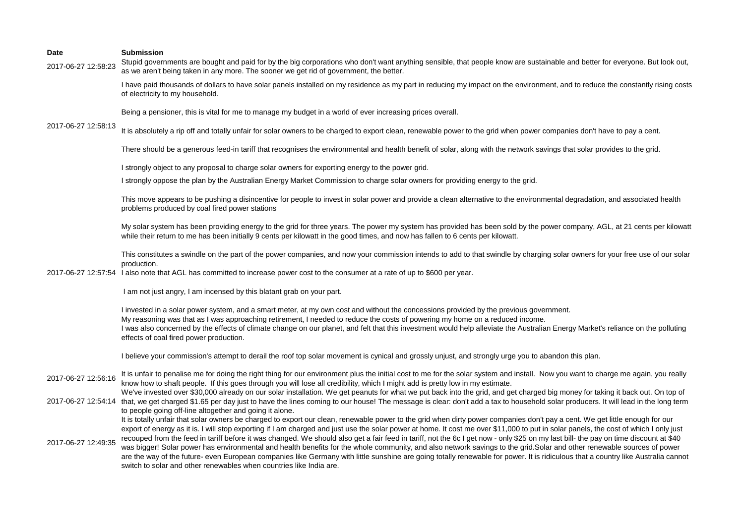| Date | Submission |
| --- | --- |
| 2017-06-27 12:58:23 | Stupid governments are bought and paid for by the big corporations who don't want anything sensible, that people know are sustainable and better for everyone. But look out, as we aren't being taken in any more. The sooner we get rid of government, the better. |
| 2017-06-27 12:58:13 | I have paid thousands of dollars to have solar panels installed on my residence as my part in reducing my impact on the environment, and to reduce the constantly rising costs of electricity to my household.<br><br>Being a pensioner, this is vital for me to manage my budget in a world of ever increasing prices overall.<br><br>It is absolutely a rip off and totally unfair for solar owners to be charged to export clean, renewable power to the grid when power companies don't have to pay a cent.<br><br>There should be a generous feed-in tariff that recognises the environmental and health benefit of solar, along with the network savings that solar provides to the grid.<br><br>I strongly object to any proposal to charge solar owners for exporting energy to the power grid. |
| 2017-06-27 12:57:54 | I strongly oppose the plan by the Australian Energy Market Commission to charge solar owners for providing energy to the grid.<br><br>This move appears to be pushing a disincentive for people to invest in solar power and provide a clean alternative to the environmental degradation, and associated health problems produced by coal fired power stations<br><br>My solar system has been providing energy to the grid for three years. The power my system has provided has been sold by the power company, AGL, at 21 cents per kilowatt while their return to me has been initially 9 cents per kilowatt in the good times, and now has fallen to 6 cents per kilowatt.<br><br>This constitutes a swindle on the part of the power companies, and now your commission intends to add to that swindle by charging solar owners for your free use of our solar production.<br>I also note that AGL has committed to increase power cost to the consumer at a rate of up to $600 per year.<br><br>I am not just angry, I am incensed by this blatant grab on your part.<br><br>I invested in a solar power system, and a smart meter, at my own cost and without the concessions provided by the previous government.<br>My reasoning was that as I was approaching retirement, I needed to reduce the costs of powering my home on a reduced income.<br>I was also concerned by the effects of climate change on our planet, and felt that this investment would help alleviate the Australian Energy Market's reliance on the polluting effects of coal fired power production.<br><br>I believe your commission's attempt to derail the roof top solar movement is cynical and grossly unjust, and strongly urge you to abandon this plan. |
| 2017-06-27 12:56:16 | It is unfair to penalise me for doing the right thing for our environment plus the initial cost to me for the solar system and install. Now you want to charge me again, you really know how to shaft people. If this goes through you will lose all credibility, which I might add is pretty low in my estimate. |
| 2017-06-27 12:54:14 | We've invested over $30,000 already on our solar installation. We get peanuts for what we put back into the grid, and get charged big money for taking it back out. On top of that, we get charged $1.65 per day just to have the lines coming to our house! The message is clear: don't add a tax to household solar producers. It will lead in the long term to people going off-line altogether and going it alone. |
| 2017-06-27 12:49:35 | It is totally unfair that solar owners be charged to export our clean, renewable power to the grid when dirty power companies don't pay a cent. We get little enough for our export of energy as it is. I will stop exporting if I am charged and just use the solar power at home. It cost me over $11,000 to put in solar panels, the cost of which I only just recouped from the feed in tariff before it was changed. We should also get a fair feed in tariff, not the 6c I get now - only $25 on my last bill- the pay on time discount at $40 was bigger! Solar power has environmental and health benefits for the whole community, and also network savings to the grid.Solar and other renewable sources of power are the way of the future- even European companies like Germany with little sunshine are going totally renewable for power. It is ridiculous that a country like Australia cannot switch to solar and other renewables when countries like India are. |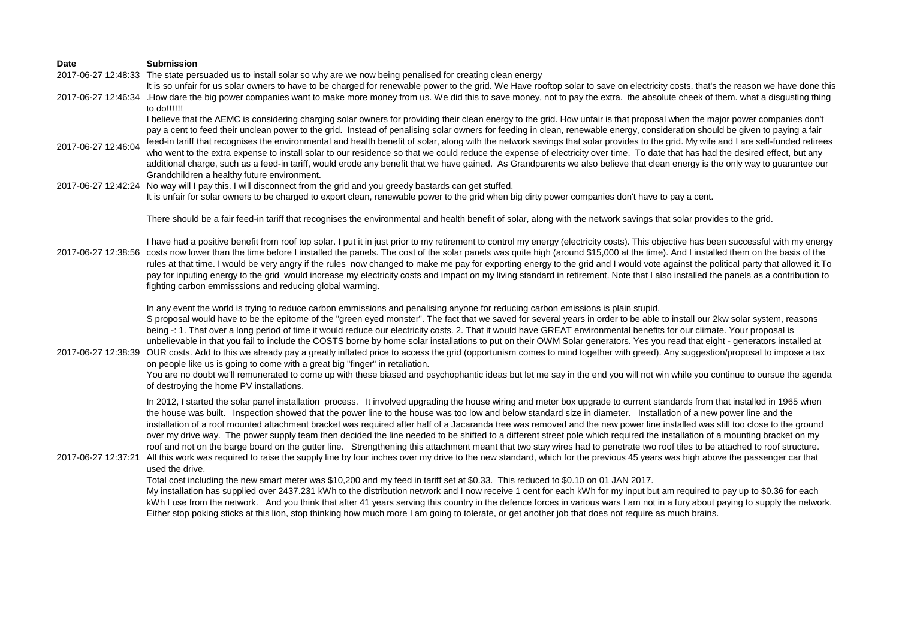| Date | Submission |
|---|---|
| 2017-06-27 12:48:33 | The state persuaded us to install solar so why are we now being penalised for creating clean energy |
| 2017-06-27 12:46:34 | It is so unfair for us solar owners to have to be charged for renewable power to the grid. We Have rooftop solar to save on electricity costs. that's the reason we have done this .How dare the big power companies want to make more money from us. We did this to save money, not to pay the extra. the absolute cheek of them. what a disgusting thing to do!!!!!! |
| 2017-06-27 12:46:04 | I believe that the AEMC is considering charging solar owners for providing their clean energy to the grid. How unfair is that proposal when the major power companies don't pay a cent to feed their unclean power to the grid. Instead of penalising solar owners for feeding in clean, renewable energy, consideration should be given to paying a fair feed-in tariff that recognises the environmental and health benefit of solar, along with the network savings that solar provides to the grid. My wife and I are self-funded retirees who went to the extra expense to install solar to our residence so that we could reduce the expense of electricity over time. To date that has had the desired effect, but any additional charge, such as a feed-in tariff, would erode any benefit that we have gained. As Grandparents we also believe that clean energy is the only way to guarantee our Grandchildren a healthy future environment. |
| 2017-06-27 12:42:24 | No way will I pay this. I will disconnect from the grid and you greedy bastards can get stuffed. |
| 2017-06-27 12:38:56 | It is unfair for solar owners to be charged to export clean, renewable power to the grid when big dirty power companies don't have to pay a cent.<br><br>There should be a fair feed-in tariff that recognises the environmental and health benefit of solar, along with the network savings that solar provides to the grid.<br><br>I have had a positive benefit from roof top solar. I put it in just prior to my retirement to control my energy (electricity costs). This objective has been successful with my energy costs now lower than the time before I installed the panels. The cost of the solar panels was quite high (around $15,000 at the time). And I installed them on the basis of the rules at that time. I would be very angry if the rules now changed to make me pay for exporting energy to the grid and I would vote against the political party that allowed it.To pay for inputing energy to the grid would increase my electricity costs and impact on my living standard in retirement. Note that I also installed the panels as a contribution to fighting carbon emmisssions and reducing global warming.<br><br>In any event the world is trying to reduce carbon emmissions and penalising anyone for reducing carbon emissions is plain stupid. |
| 2017-06-27 12:38:39 | S proposal would have to be the epitome of the "green eyed monster". The fact that we saved for several years in order to be able to install our 2kw solar system, reasons being -: 1. That over a long period of time it would reduce our electricity costs. 2. That it would have GREAT environmental benefits for our climate. Your proposal is unbelievable in that you fail to include the COSTS borne by home solar installations to put on their OWM Solar generators. Yes you read that eight - generators installed at OUR costs. Add to this we already pay a greatly inflated price to access the grid (opportunism comes to mind together with greed). Any suggestion/proposal to impose a tax on people like us is going to come with a great big "finger" in retaliation.<br>You are no doubt we'll remunerated to come up with these biased and psychophantic ideas but let me say in the end you will not win while you continue to oursue the agenda of destroying the home PV installations. |
| 2017-06-27 12:37:21 | In 2012, I started the solar panel installation process. It involved upgrading the house wiring and meter box upgrade to current standards from that installed in 1965 when the house was built. Inspection showed that the power line to the house was too low and below standard size in diameter. Installation of a new power line and the installation of a roof mounted attachment bracket was required after half of a Jacaranda tree was removed and the new power line installed was still too close to the ground over my drive way. The power supply team then decided the line needed to be shifted to a different street pole which required the installation of a mounting bracket on my roof and not on the barge board on the gutter line. Strengthening this attachment meant that two stay wires had to penetrate two roof tiles to be attached to roof structure. All this work was required to raise the supply line by four inches over my drive to the new standard, which for the previous 45 years was high above the passenger car that used the drive.<br>Total cost including the new smart meter was $10,200 and my feed in tariff set at $0.33. This reduced to $0.10 on 01 JAN 2017.<br>My installation has supplied over 2437.231 kWh to the distribution network and I now receive 1 cent for each kWh for my input but am required to pay up to $0.36 for each kWh I use from the network. And you think that after 41 years serving this country in the defence forces in various wars I am not in a fury about paying to supply the network. Either stop poking sticks at this lion, stop thinking how much more I am going to tolerate, or get another job that does not require as much brains. |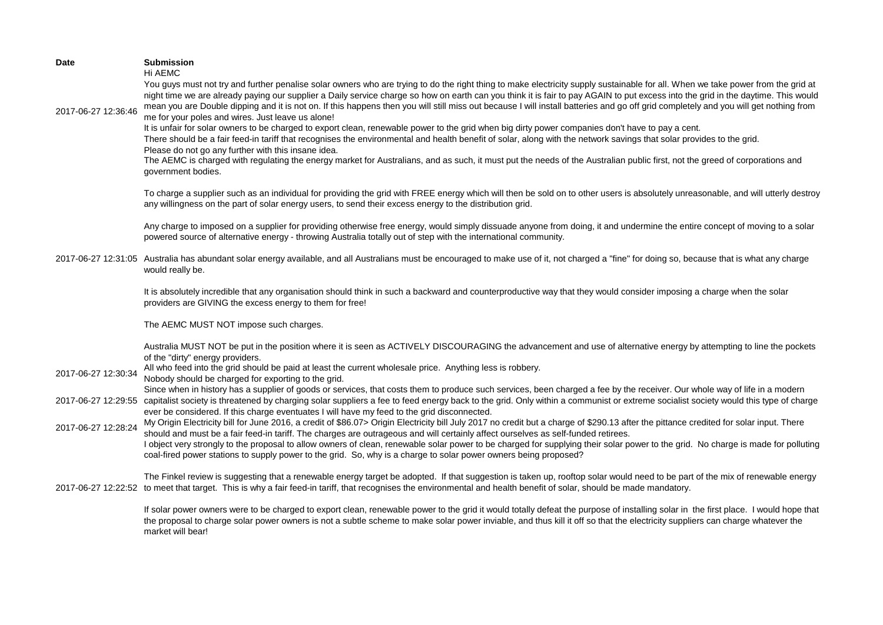| Date | Submission |
| --- | --- |
| 2017-06-27 12:36:46 | Hi AEMC<br>You guys must not try and further penalise solar owners who are trying to do the right thing to make electricity supply sustainable for all. When we take power from the grid at night time we are already paying our supplier a Daily service charge so how on earth can you think it is fair to pay AGAIN to put excess into the grid in the daytime. This would mean you are Double dipping and it is not on. If this happens then you will still miss out because I will install batteries and go off grid completely and you will get nothing from me for your poles and wires. Just leave us alone!<br>It is unfair for solar owners to be charged to export clean, renewable power to the grid when big dirty power companies don't have to pay a cent.<br>There should be a fair feed-in tariff that recognises the environmental and health benefit of solar, along with the network savings that solar provides to the grid.<br>Please do not go any further with this insane idea. |
| 2017-06-27 12:31:05 | The AEMC is charged with regulating the energy market for Australians, and as such, it must put the needs of the Australian public first, not the greed of corporations and government bodies.<br><br>To charge a supplier such as an individual for providing the grid with FREE energy which will then be sold on to other users is absolutely unreasonable, and will utterly destroy any willingness on the part of solar energy users, to send their excess energy to the distribution grid.<br><br>Any charge to imposed on a supplier for providing otherwise free energy, would simply dissuade anyone from doing, it and undermine the entire concept of moving to a solar powered source of alternative energy - throwing Australia totally out of step with the international community.<br><br>Australia has abundant solar energy available, and all Australians must be encouraged to make use of it, not charged a "fine" for doing so, because that is what any charge would really be.<br><br>It is absolutely incredible that any organisation should think in such a backward and counterproductive way that they would consider imposing a charge when the solar providers are GIVING the excess energy to them for free!<br><br>The AEMC MUST NOT impose such charges.<br><br>Australia MUST NOT be put in the position where it is seen as ACTIVELY DISCOURAGING the advancement and use of alternative energy by attempting to line the pockets of the "dirty" energy providers. |
| 2017-06-27 12:30:34 | All who feed into the grid should be paid at least the current wholesale price. Anything less is robbery.<br>Nobody should be charged for exporting to the grid. |
| 2017-06-27 12:29:55 | Since when in history has a supplier of goods or services, that costs them to produce such services, been charged a fee by the receiver. Our whole way of life in a modern capitalist society is threatened by charging solar suppliers a fee to feed energy back to the grid. Only within a communist or extreme socialist society would this type of charge ever be considered. If this charge eventuates I will have my feed to the grid disconnected. |
| 2017-06-27 12:28:24 | My Origin Electricity bill for June 2016, a credit of $86.07> Origin Electricity bill July 2017 no credit but a charge of $290.13 after the pittance credited for solar input. There should and must be a fair feed-in tariff. The charges are outrageous and will certainly affect ourselves as self-funded retirees. |
| 2017-06-27 12:22:52 | I object very strongly to the proposal to allow owners of clean, renewable solar power to be charged for supplying their solar power to the grid. No charge is made for polluting coal-fired power stations to supply power to the grid. So, why is a charge to solar power owners being proposed?<br><br>The Finkel review is suggesting that a renewable energy target be adopted. If that suggestion is taken up, rooftop solar would need to be part of the mix of renewable energy to meet that target. This is why a fair feed-in tariff, that recognises the environmental and health benefit of solar, should be made mandatory.<br><br>If solar power owners were to be charged to export clean, renewable power to the grid it would totally defeat the purpose of installing solar in the first place. I would hope that the proposal to charge solar power owners is not a subtle scheme to make solar power inviable, and thus kill it off so that the electricity suppliers can charge whatever the market will bear! |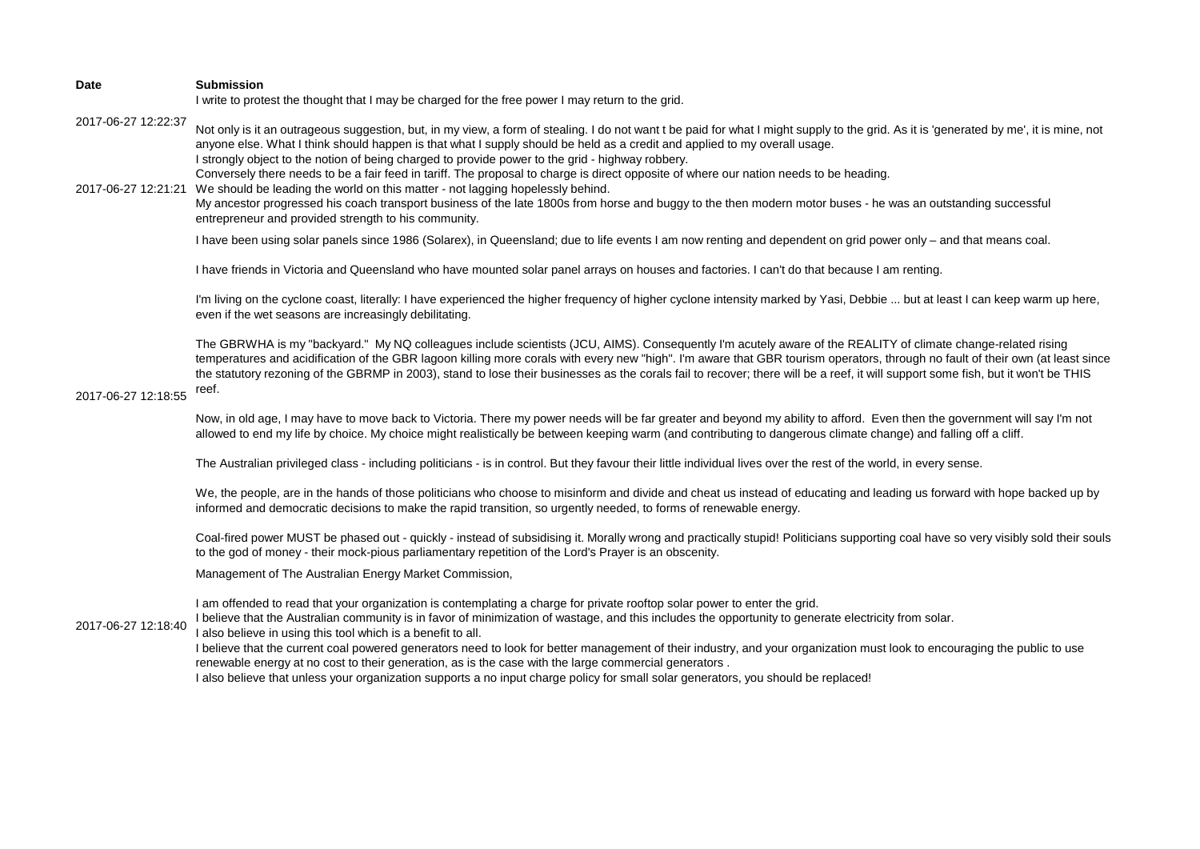| Date | Submission |
| --- | --- |
| 2017-06-27 12:22:37 | I write to protest the thought that I may be charged for the free power I may return to the grid.<br><br>Not only is it an outrageous suggestion, but, in my view, a form of stealing. I do not want t be paid for what I might supply to the grid. As it is 'generated by me', it is mine, not anyone else. What I think should happen is that what I supply should be held as a credit and applied to my overall usage. |
| 2017-06-27 12:21:21 | I strongly object to the notion of being charged to provide power to the grid - highway robbery.<br>Conversely there needs to be a fair feed in tariff. The proposal to charge is direct opposite of where our nation needs to be heading.<br>We should be leading the world on this matter - not lagging hopelessly behind.<br>My ancestor progressed his coach transport business of the late 1800s from horse and buggy to the then modern motor buses - he was an outstanding successful entrepreneur and provided strength to his community. |
| 2017-06-27 12:18:55 | I have been using solar panels since 1986 (Solarex), in Queensland; due to life events I am now renting and dependent on grid power only – and that means coal.<br><br>I have friends in Victoria and Queensland who have mounted solar panel arrays on houses and factories. I can't do that because I am renting.<br><br>I'm living on the cyclone coast, literally: I have experienced the higher frequency of higher cyclone intensity marked by Yasi, Debbie ... but at least I can keep warm up here, even if the wet seasons are increasingly debilitating.<br><br>The GBRWHA is my "backyard." My NQ colleagues include scientists (JCU, AIMS). Consequently I'm acutely aware of the REALITY of climate change-related rising temperatures and acidification of the GBR lagoon killing more corals with every new "high". I'm aware that GBR tourism operators, through no fault of their own (at least since the statutory rezoning of the GBRMP in 2003), stand to lose their businesses as the corals fail to recover; there will be a reef, it will support some fish, but it won't be THIS reef.<br><br>Now, in old age, I may have to move back to Victoria. There my power needs will be far greater and beyond my ability to afford. Even then the government will say I'm not allowed to end my life by choice. My choice might realistically be between keeping warm (and contributing to dangerous climate change) and falling off a cliff.<br><br>The Australian privileged class - including politicians - is in control. But they favour their little individual lives over the rest of the world, in every sense.<br><br>We, the people, are in the hands of those politicians who choose to misinform and divide and cheat us instead of educating and leading us forward with hope backed up by informed and democratic decisions to make the rapid transition, so urgently needed, to forms of renewable energy.<br><br>Coal-fired power MUST be phased out - quickly - instead of subsidising it. Morally wrong and practically stupid! Politicians supporting coal have so very visibly sold their souls to the god of money - their mock-pious parliamentary repetition of the Lord's Prayer is an obscenity. |
| 2017-06-27 12:18:40 | Management of The Australian Energy Market Commission,<br><br>I am offended to read that your organization is contemplating a charge for private rooftop solar power to enter the grid.<br>I believe that the Australian community is in favor of minimization of wastage, and this includes the opportunity to generate electricity from solar.<br>I also believe in using this tool which is a benefit to all.<br>I believe that the current coal powered generators need to look for better management of their industry, and your organization must look to encouraging the public to use renewable energy at no cost to their generation, as is the case with the large commercial generators .<br>I also believe that unless your organization supports a no input charge policy for small solar generators, you should be replaced! |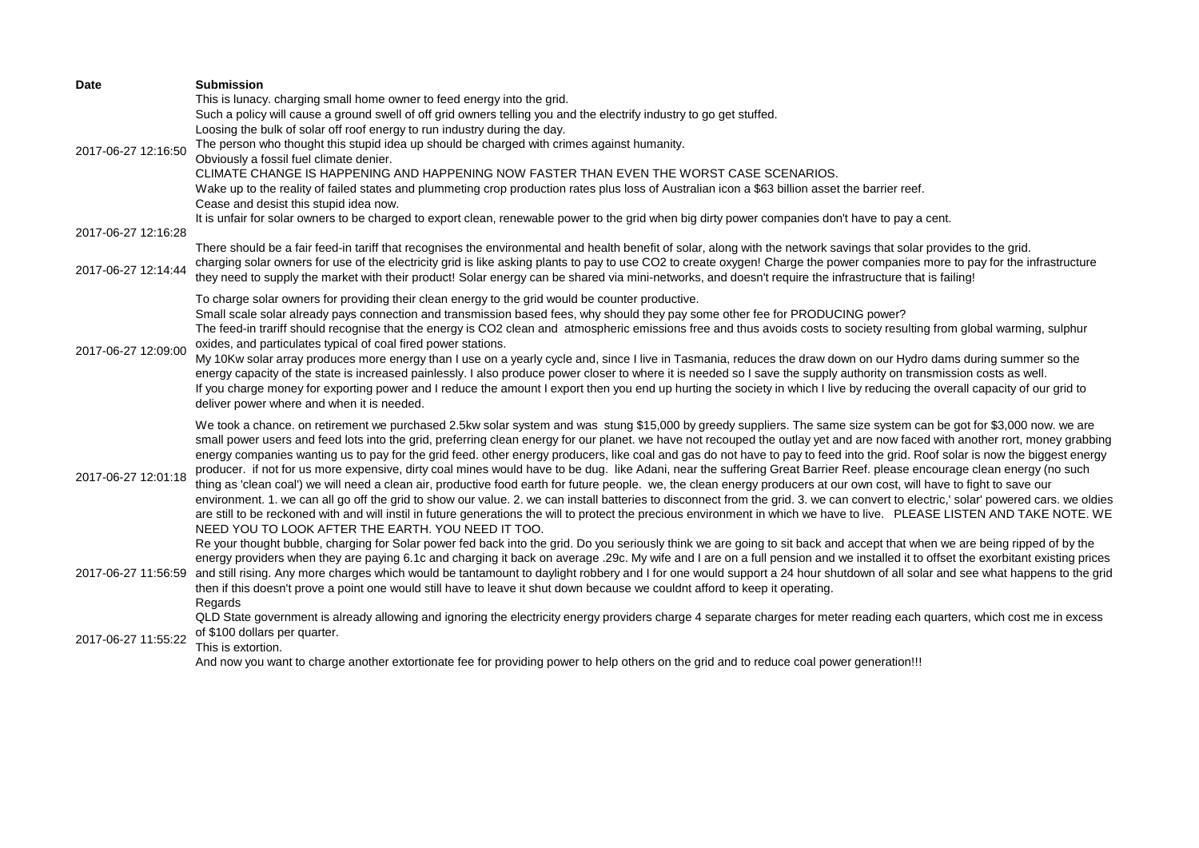| Date | Submission |
| --- | --- |
| 2017-06-27 12:16:50 | This is lunacy. charging small home owner to feed energy into the grid.<br>Such a policy will cause a ground swell of off grid owners telling you and the electrify industry to go get stuffed.<br>Loosing the bulk of solar off roof energy to run industry during the day.<br>The person who thought this stupid idea up should be charged with crimes against humanity.<br>Obviously a fossil fuel climate denier.<br>CLIMATE CHANGE IS HAPPENING AND HAPPENING NOW FASTER THAN EVEN THE WORST CASE SCENARIOS.<br>Wake up to the reality of failed states and plummeting crop production rates plus loss of Australian icon a $63 billion asset the barrier reef.<br>Cease and desist this stupid idea now. |
| 2017-06-27 12:16:28 | It is unfair for solar owners to be charged to export clean, renewable power to the grid when big dirty power companies don't have to pay a cent.<br><br>There should be a fair feed-in tariff that recognises the environmental and health benefit of solar, along with the network savings that solar provides to the grid. |
| 2017-06-27 12:14:44 | charging solar owners for use of the electricity grid is like asking plants to pay to use CO2 to create oxygen! Charge the power companies more to pay for the infrastructure they need to supply the market with their product! Solar energy can be shared via mini-networks, and doesn't require the infrastructure that is failing! |
| 2017-06-27 12:09:00 | To charge solar owners for providing their clean energy to the grid would be counter productive.<br>Small scale solar already pays connection and transmission based fees, why should they pay some other fee for PRODUCING power?<br>The feed-in tariff should recognise that the energy is CO2 clean and atmospheric emissions free and thus avoids costs to society resulting from global warming, sulphur oxides, and particulates typical of coal fired power stations.<br>My 10Kw solar array produces more energy than I use on a yearly cycle and, since I live in Tasmania, reduces the draw down on our Hydro dams during summer so the energy capacity of the state is increased painlessly. I also produce power closer to where it is needed so I save the supply authority on transmission costs as well.<br>If you charge money for exporting power and I reduce the amount I export then you end up hurting the society in which I live by reducing the overall capacity of our grid to deliver power where and when it is needed. |
| 2017-06-27 12:01:18 | We took a chance. on retirement we purchased 2.5kw solar system and was stung $15,000 by greedy suppliers. The same size system can be got for $3,000 now. we are small power users and feed lots into the grid, preferring clean energy for our planet. we have not recouped the outlay yet and are now faced with another rort, money grabbing energy companies wanting us to pay for the grid feed. other energy producers, like coal and gas do not have to pay to feed into the grid. Roof solar is now the biggest energy producer. if not for us more expensive, dirty coal mines would have to be dug. like Adani, near the suffering Great Barrier Reef. please encourage clean energy (no such thing as 'clean coal') we will need a clean air, productive food earth for future people. we, the clean energy producers at our own cost, will have to fight to save our environment. 1. we can all go off the grid to show our value. 2. we can install batteries to disconnect from the grid. 3. we can convert to electric,' solar' powered cars. we oldies are still to be reckoned with and will instil in future generations the will to protect the precious environment in which we have to live. PLEASE LISTEN AND TAKE NOTE. WE NEED YOU TO LOOK AFTER THE EARTH. YOU NEED IT TOO. |
| 2017-06-27 11:56:59 | Re your thought bubble, charging for Solar power fed back into the grid. Do you seriously think we are going to sit back and accept that when we are being ripped of by the energy providers when they are paying 6.1c and charging it back on average .29c. My wife and I are on a full pension and we installed it to offset the exorbitant existing prices and still rising. Any more charges which would be tantamount to daylight robbery and I for one would support a 24 hour shutdown of all solar and see what happens to the grid then if this doesn't prove a point one would still have to leave it shut down because we couldnt afford to keep it operating.<br>Regards |
| 2017-06-27 11:55:22 | QLD State government is already allowing and ignoring the electricity energy providers charge 4 separate charges for meter reading each quarters, which cost me in excess of $100 dollars per quarter.<br>This is extortion.<br>And now you want to charge another extortionate fee for providing power to help others on the grid and to reduce coal power generation!!! |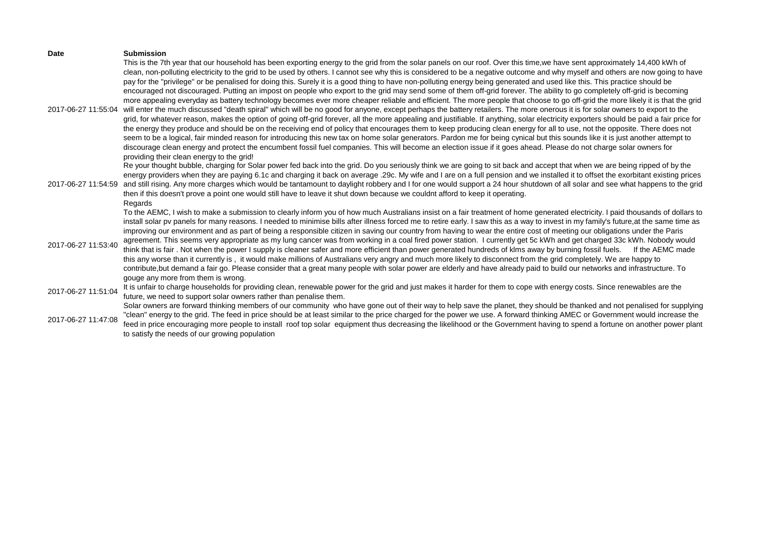| Date | Submission |
| --- | --- |
| 2017-06-27 11:55:04 | This is the 7th year that our household has been exporting energy to the grid from the solar panels on our roof. Over this time,we have sent approximately 14,400 kWh of clean, non-polluting electricity to the grid to be used by others. I cannot see why this is considered to be a negative outcome and why myself and others are now going to have pay for the "privilege" or be penalised for doing this. Surely it is a good thing to have non-polluting energy being generated and used like this. This practice should be encouraged not discouraged. Putting an impost on people who export to the grid may send some of them off-grid forever. The ability to go completely off-grid is becoming more appealing everyday as battery technology becomes ever more cheaper reliable and efficient. The more people that choose to go off-grid the more likely it is that the grid will enter the much discussed "death spiral" which will be no good for anyone, except perhaps the battery retailers. The more onerous it is for solar owners to export to the grid, for whatever reason, makes the option of going off-grid forever, all the more appealing and justifiable. If anything, solar electricity exporters should be paid a fair price for the energy they produce and should be on the receiving end of policy that encourages them to keep producing clean energy for all to use, not the opposite. There does not seem to be a logical, fair minded reason for introducing this new tax on home solar generators. Pardon me for being cynical but this sounds like it is just another attempt to discourage clean energy and protect the encumbent fossil fuel companies. This will become an election issue if it goes ahead. Please do not charge solar owners for providing their clean energy to the grid! |
| 2017-06-27 11:54:59 | Re your thought bubble, charging for Solar power fed back into the grid. Do you seriously think we are going to sit back and accept that when we are being ripped of by the energy providers when they are paying 6.1c and charging it back on average .29c. My wife and I are on a full pension and we installed it to offset the exorbitant existing prices and still rising. Any more charges which would be tantamount to daylight robbery and I for one would support a 24 hour shutdown of all solar and see what happens to the grid then if this doesn't prove a point one would still have to leave it shut down because we couldnt afford to keep it operating. Regards |
| 2017-06-27 11:53:40 | To the AEMC, I wish to make a submission to clearly inform you of how much Australians insist on a fair treatment of home generated electricity. I paid thousands of dollars to install solar pv panels for many reasons. I needed to minimise bills after illness forced me to retire early. I saw this as a way to invest in my family's future,at the same time as improving our environment and as part of being a responsible citizen in saving our country from having to wear the entire cost of meeting our obligations under the Paris agreement. This seems very appropriate as my lung cancer was from working in a coal fired power station. I currently get 5c kWh and get charged 33c kWh. Nobody would think that is fair . Not when the power I supply is cleaner safer and more efficient than power generated hundreds of klms away by burning fossil fuels. If the AEMC made this any worse than it currently is , it would make millions of Australians very angry and much more likely to disconnect from the grid completely. We are happy to contribute,but demand a fair go. Please consider that a great many people with solar power are elderly and have already paid to build our networks and infrastructure. To gouge any more from them is wrong. |
| 2017-06-27 11:51:04 | It is unfair to charge households for providing clean, renewable power for the grid and just makes it harder for them to cope with energy costs. Since renewables are the future, we need to support solar owners rather than penalise them. |
| 2017-06-27 11:47:08 | Solar owners are forward thinking members of our community who have gone out of their way to help save the planet, they should be thanked and not penalised for supplying "clean" energy to the grid. The feed in price should be at least similar to the price charged for the power we use. A forward thinking AMEC or Government would increase the feed in price encouraging more people to install roof top solar equipment thus decreasing the likelihood or the Government having to spend a fortune on another power plant to satisfy the needs of our growing population |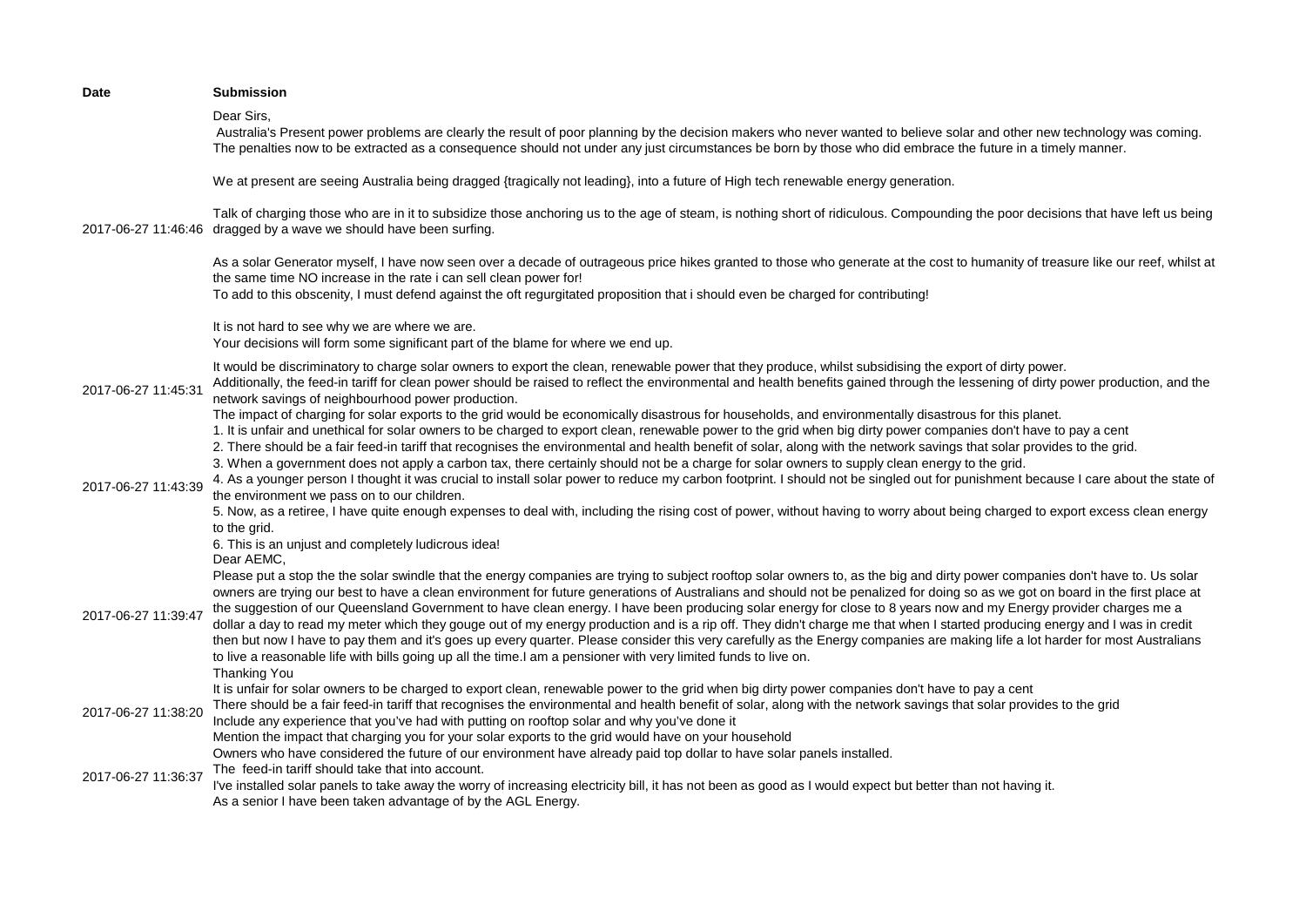| Date | Submission |
|---|---|
| 2017-06-27 11:46:46 | Dear Sirs,<br> Australia's Present power problems are clearly the result of poor planning by the decision makers who never wanted to believe solar and other new technology was coming. The penalties now to be extracted as a consequence should not under any just circumstances be born by those who did embrace the future in a timely manner.<br><br>We at present are seeing Australia being dragged {tragically not leading}, into a future of High tech renewable energy generation.<br><br>Talk of charging those who are in it to subsidize those anchoring us to the age of steam, is nothing short of ridiculous. Compounding the poor decisions that have left us being dragged by a wave we should have been surfing.<br><br>As a solar Generator myself, I have now seen over a decade of outrageous price hikes granted to those who generate at the cost to humanity of treasure like our reef, whilst at the same time NO increase in the rate i can sell clean power for!<br>To add to this obscenity, I must defend against the oft regurgitated proposition that i should even be charged for contributing!<br><br>It is not hard to see why we are where we are.<br>Your decisions will form some significant part of the blame for where we end up. |
| 2017-06-27 11:45:31 | It would be discriminatory to charge solar owners to export the clean, renewable power that they produce, whilst subsidising the export of dirty power.<br>Additionally, the feed-in tariff for clean power should be raised to reflect the environmental and health benefits gained through the lessening of dirty power production, and the network savings of neighbourhood power production.<br>The impact of charging for solar exports to the grid would be economically disastrous for households, and environmentally disastrous for this planet. |
| 2017-06-27 11:43:39 | 1. It is unfair and unethical for solar owners to be charged to export clean, renewable power to the grid when big dirty power companies don't have to pay a cent<br>2. There should be a fair feed-in tariff that recognises the environmental and health benefit of solar, along with the network savings that solar provides to the grid.<br>3. When a government does not apply a carbon tax, there certainly should not be a charge for solar owners to supply clean energy to the grid.<br>4. As a younger person I thought it was crucial to install solar power to reduce my carbon footprint. I should not be singled out for punishment because I care about the state of the environment we pass on to our children.<br>5. Now, as a retiree, I have quite enough expenses to deal with, including the rising cost of power, without having to worry about being charged to export excess clean energy to the grid.<br>6. This is an unjust and completely ludicrous idea! |
| 2017-06-27 11:39:47 | Dear AEMC,<br>Please put a stop the the solar swindle that the energy companies are trying to subject rooftop solar owners to, as the big and dirty power companies don't have to. Us solar owners are trying our best to have a clean environment for future generations of Australians and should not be penalized for doing so as we got on board in the first place at the suggestion of our Queensland Government to have clean energy. I have been producing solar energy for close to 8 years now and my Energy provider charges me a dollar a day to read my meter which they gouge out of my energy production and is a rip off. They didn't charge me that when I started producing energy and I was in credit then but now I have to pay them and it's goes up every quarter. Please consider this very carefully as the Energy companies are making life a lot harder for most Australians to live a reasonable life with bills going up all the time.I am a pensioner with very limited funds to live on.<br>Thanking You |
| 2017-06-27 11:38:20 | It is unfair for solar owners to be charged to export clean, renewable power to the grid when big dirty power companies don't have to pay a cent<br>There should be a fair feed-in tariff that recognises the environmental and health benefit of solar, along with the network savings that solar provides to the grid<br>Include any experience that you've had with putting on rooftop solar and why you've done it<br>Mention the impact that charging you for your solar exports to the grid would have on your household |
| 2017-06-27 11:36:37 | Owners who have considered the future of our environment have already paid top dollar to have solar panels installed.<br>The feed-in tariff should take that into account.<br>I've installed solar panels to take away the worry of increasing electricity bill, it has not been as good as I would expect but better than not having it.<br>As a senior I have been taken advantage of by the AGL Energy. |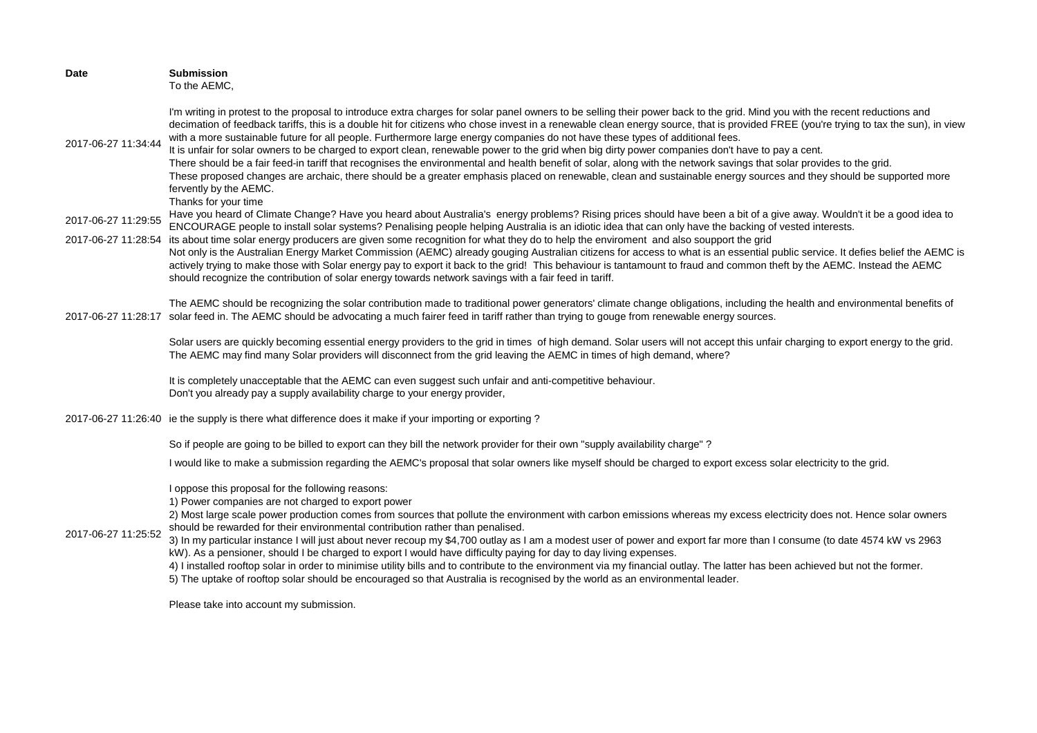| Date | Submission |
|---|---|
| 2017-06-27 11:34:44 | To the AEMC,<br><br>I'm writing in protest to the proposal to introduce extra charges for solar panel owners to be selling their power back to the grid. Mind you with the recent reductions and decimation of feedback tariffs, this is a double hit for citizens who chose invest in a renewable clean energy source, that is provided FREE (you're trying to tax the sun), in view with a more sustainable future for all people. Furthermore large energy companies do not have these types of additional fees.<br>It is unfair for solar owners to be charged to export clean, renewable power to the grid when big dirty power companies don't have to pay a cent.<br>There should be a fair feed-in tariff that recognises the environmental and health benefit of solar, along with the network savings that solar provides to the grid.<br>These proposed changes are archaic, there should be a greater emphasis placed on renewable, clean and sustainable energy sources and they should be supported more fervently by the AEMC.<br>Thanks for your time |
| 2017-06-27 11:29:55 | Have you heard of Climate Change? Have you heard about Australia's energy problems? Rising prices should have been a bit of a give away. Wouldn't it be a good idea to ENCOURAGE people to install solar systems? Penalising people helping Australia is an idiotic idea that can only have the backing of vested interests. |
| 2017-06-27 11:28:54 | its about time solar energy producers are given some recognition for what they do to help the enviroment and also soupport the grid |
| 2017-06-27 11:28:17 | Not only is the Australian Energy Market Commission (AEMC) already gouging Australian citizens for access to what is an essential public service. It defies belief the AEMC is actively trying to make those with Solar energy pay to export it back to the grid! This behaviour is tantamount to fraud and common theft by the AEMC. Instead the AEMC should recognize the contribution of solar energy towards network savings with a fair feed in tariff.<br><br>The AEMC should be recognizing the solar contribution made to traditional power generators' climate change obligations, including the health and environmental benefits of solar feed in. The AEMC should be advocating a much fairer feed in tariff rather than trying to gouge from renewable energy sources.<br><br>Solar users are quickly becoming essential energy providers to the grid in times of high demand. Solar users will not accept this unfair charging to export energy to the grid. The AEMC may find many Solar providers will disconnect from the grid leaving the AEMC in times of high demand, where?<br><br>It is completely unacceptable that the AEMC can even suggest such unfair and anti-competitive behaviour. |
| 2017-06-27 11:26:40 | Don't you already pay a supply availability charge to your energy provider,<br><br>ie the supply is there what difference does it make if your importing or exporting ?<br><br>So if people are going to be billed to export can they bill the network provider for their own "supply availability charge" ? |
| 2017-06-27 11:25:52 | I would like to make a submission regarding the AEMC's proposal that solar owners like myself should be charged to export excess solar electricity to the grid.<br><br>I oppose this proposal for the following reasons:<br>1) Power companies are not charged to export power<br>2) Most large scale power production comes from sources that pollute the environment with carbon emissions whereas my excess electricity does not. Hence solar owners should be rewarded for their environmental contribution rather than penalised.<br>3) In my particular instance I will just about never recoup my $4,700 outlay as I am a modest user of power and export far more than I consume (to date 4574 kW vs 2963 kW). As a pensioner, should I be charged to export I would have difficulty paying for day to day living expenses.<br>4) I installed rooftop solar in order to minimise utility bills and to contribute to the environment via my financial outlay. The latter has been achieved but not the former.<br>5) The uptake of rooftop solar should be encouraged so that Australia is recognised by the world as an environmental leader.<br><br>Please take into account my submission. |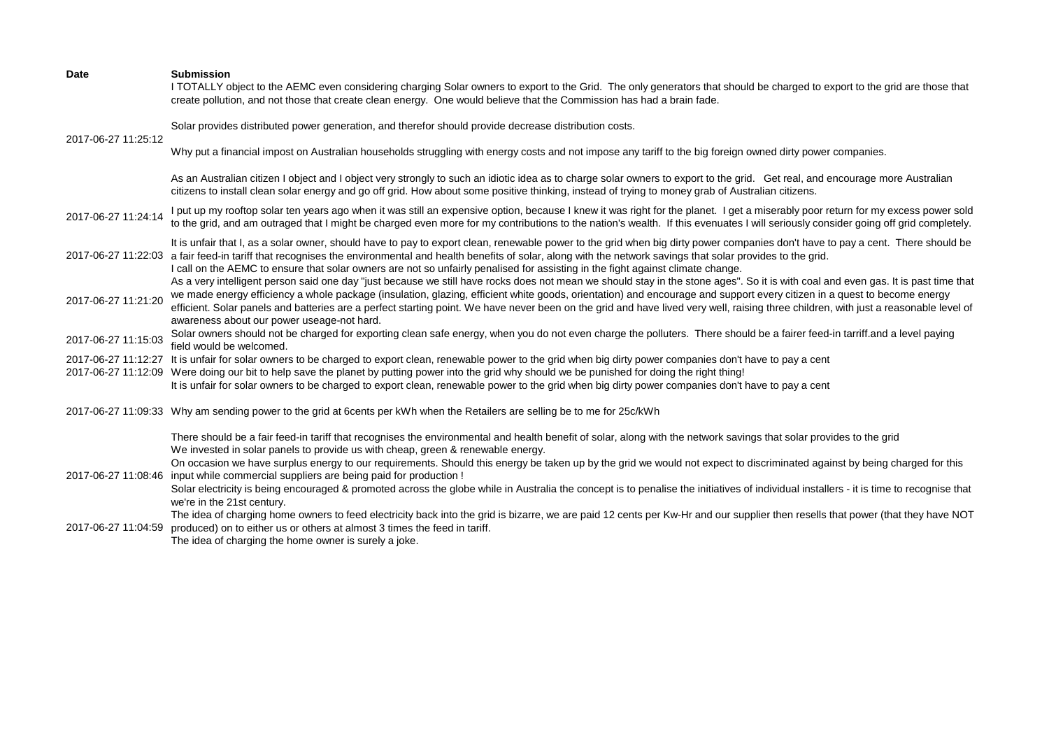| Date | Submission |
| --- | --- |
| 2017-06-27 11:25:12 | I TOTALLY object to the AEMC even considering charging Solar owners to export to the Grid. The only generators that should be charged to export to the grid are those that create pollution, and not those that create clean energy. One would believe that the Commission has had a brain fade.<br><br>Solar provides distributed power generation, and therefor should provide decrease distribution costs.<br><br>Why put a financial impost on Australian households struggling with energy costs and not impose any tariff to the big foreign owned dirty power companies.<br><br>As an Australian citizen I object and I object very strongly to such an idiotic idea as to charge solar owners to export to the grid. Get real, and encourage more Australian citizens to install clean solar energy and go off grid. How about some positive thinking, instead of trying to money grab of Australian citizens. |
| 2017-06-27 11:24:14 | I put up my rooftop solar ten years ago when it was still an expensive option, because I knew it was right for the planet. I get a miserably poor return for my excess power sold to the grid, and am outraged that I might be charged even more for my contributions to the nation's wealth. If this evenuates I will seriously consider going off grid completely. |
| 2017-06-27 11:22:03 | It is unfair that I, as a solar owner, should have to pay to export clean, renewable power to the grid when big dirty power companies don't have to pay a cent. There should be a fair feed-in tariff that recognises the environmental and health benefits of solar, along with the network savings that solar provides to the grid.<br>I call on the AEMC to ensure that solar owners are not so unfairly penalised for assisting in the fight against climate change. |
| 2017-06-27 11:21:20 | As a very intelligent person said one day "just because we still have rocks does not mean we should stay in the stone ages". So it is with coal and even gas. It is past time that we made energy efficiency a whole package (insulation, glazing, efficient white goods, orientation) and encourage and support every citizen in a quest to become energy efficient. Solar panels and batteries are a perfect starting point. We have never been on the grid and have lived very well, raising three children, with just a reasonable level of awareness about our power useage-not hard. |
| 2017-06-27 11:15:03 | Solar owners should not be charged for exporting clean safe energy, when you do not even charge the polluters. There should be a fairer feed-in tarriff.and a level paying field would be welcomed. |
| 2017-06-27 11:12:27 | It is unfair for solar owners to be charged to export clean, renewable power to the grid when big dirty power companies don't have to pay a cent |
| 2017-06-27 11:12:09 | Were doing our bit to help save the planet by putting power into the grid why should we be punished for doing the right thing!<br>It is unfair for solar owners to be charged to export clean, renewable power to the grid when big dirty power companies don't have to pay a cent |
| 2017-06-27 11:09:33 | Why am sending power to the grid at 6cents per kWh when the Retailers are selling be to me for 25c/kWh |
| 2017-06-27 11:08:46 | There should be a fair feed-in tariff that recognises the environmental and health benefit of solar, along with the network savings that solar provides to the grid<br>We invested in solar panels to provide us with cheap, green & renewable energy.<br>On occasion we have surplus energy to our requirements. Should this energy be taken up by the grid we would not expect to discriminated against by being charged for this input while commercial suppliers are being paid for production !<br>Solar electricity is being encouraged & promoted across the globe while in Australia the concept is to penalise the initiatives of individual installers - it is time to recognise that we're in the 21st century. |
| 2017-06-27 11:04:59 | The idea of charging home owners to feed electricity back into the grid is bizarre, we are paid 12 cents per Kw-Hr and our supplier then resells that power (that they have NOT produced) on to either us or others at almost 3 times the feed in tariff.<br>The idea of charging the home owner is surely a joke. |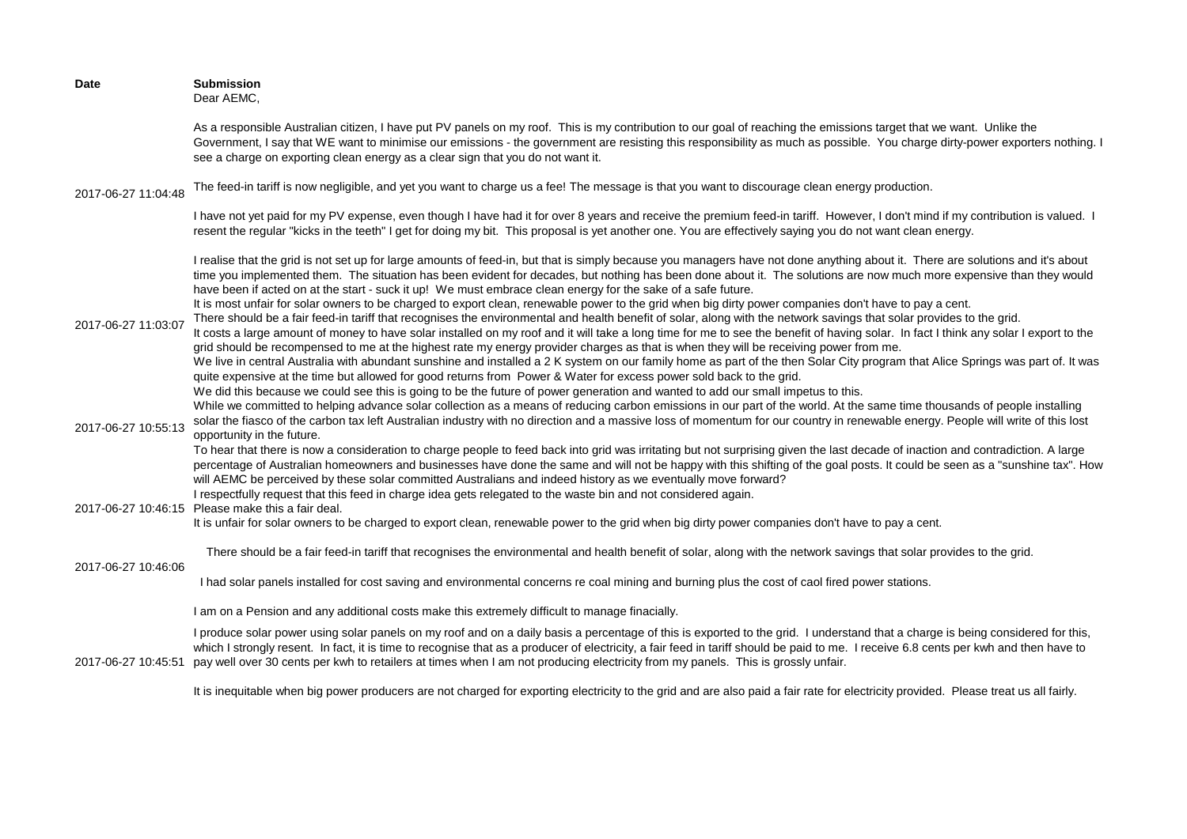| Date | Submission |
|---|---|
| 2017-06-27 11:04:48 | Dear AEMC,<br><br>As a responsible Australian citizen, I have put PV panels on my roof. This is my contribution to our goal of reaching the emissions target that we want. Unlike the Government, I say that WE want to minimise our emissions - the government are resisting this responsibility as much as possible. You charge dirty-power exporters nothing. I see a charge on exporting clean energy as a clear sign that you do not want it.<br><br>The feed-in tariff is now negligible, and yet you want to charge us a fee! The message is that you want to discourage clean energy production.<br><br>I have not yet paid for my PV expense, even though I have had it for over 8 years and receive the premium feed-in tariff. However, I don't mind if my contribution is valued. I resent the regular "kicks in the teeth" I get for doing my bit. This proposal is yet another one. You are effectively saying you do not want clean energy.<br><br>I realise that the grid is not set up for large amounts of feed-in, but that is simply because you managers have not done anything about it. There are solutions and it's about time you implemented them. The situation has been evident for decades, but nothing has been done about it. The solutions are now much more expensive than they would have been if acted on at the start - suck it up! We must embrace clean energy for the sake of a safe future. |
| 2017-06-27 11:03:07 | It is most unfair for solar owners to be charged to export clean, renewable power to the grid when big dirty power companies don't have to pay a cent.<br>There should be a fair feed-in tariff that recognises the environmental and health benefit of solar, along with the network savings that solar provides to the grid.<br>It costs a large amount of money to have solar installed on my roof and it will take a long time for me to see the benefit of having solar. In fact I think any solar I export to the grid should be recompensed to me at the highest rate my energy provider charges as that is when they will be receiving power from me. |
| 2017-06-27 10:55:13 | We live in central Australia with abundant sunshine and installed a 2 K system on our family home as part of the then Solar City program that Alice Springs was part of. It was quite expensive at the time but allowed for good returns from Power & Water for excess power sold back to the grid.<br>We did this because we could see this is going to be the future of power generation and wanted to add our small impetus to this.<br>While we committed to helping advance solar collection as a means of reducing carbon emissions in our part of the world. At the same time thousands of people installing solar the fiasco of the carbon tax left Australian industry with no direction and a massive loss of momentum for our country in renewable energy. People will write of this lost opportunity in the future.<br>To hear that there is now a consideration to charge people to feed back into grid was irritating but not surprising given the last decade of inaction and contradiction. A large percentage of Australian homeowners and businesses have done the same and will not be happy with this shifting of the goal posts. It could be seen as a "sunshine tax". How will AEMC be perceived by these solar committed Australians and indeed history as we eventually move forward?<br>I respectfully request that this feed in charge idea gets relegated to the waste bin and not considered again. |
| 2017-06-27 10:46:15 | Please make this a fair deal. |
| 2017-06-27 10:46:06 | It is unfair for solar owners to be charged to export clean, renewable power to the grid when big dirty power companies don't have to pay a cent.<br><br>There should be a fair feed-in tariff that recognises the environmental and health benefit of solar, along with the network savings that solar provides to the grid.<br><br>I had solar panels installed for cost saving and environmental concerns re coal mining and burning plus the cost of caol fired power stations.<br><br>I am on a Pension and any additional costs make this extremely difficult to manage finacially. |
| 2017-06-27 10:45:51 | I produce solar power using solar panels on my roof and on a daily basis a percentage of this is exported to the grid. I understand that a charge is being considered for this, which I strongly resent. In fact, it is time to recognise that as a producer of electricity, a fair feed in tariff should be paid to me. I receive 6.8 cents per kwh and then have to pay well over 30 cents per kwh to retailers at times when I am not producing electricity from my panels. This is grossly unfair.<br><br>It is inequitable when big power producers are not charged for exporting electricity to the grid and are also paid a fair rate for electricity provided. Please treat us all fairly. |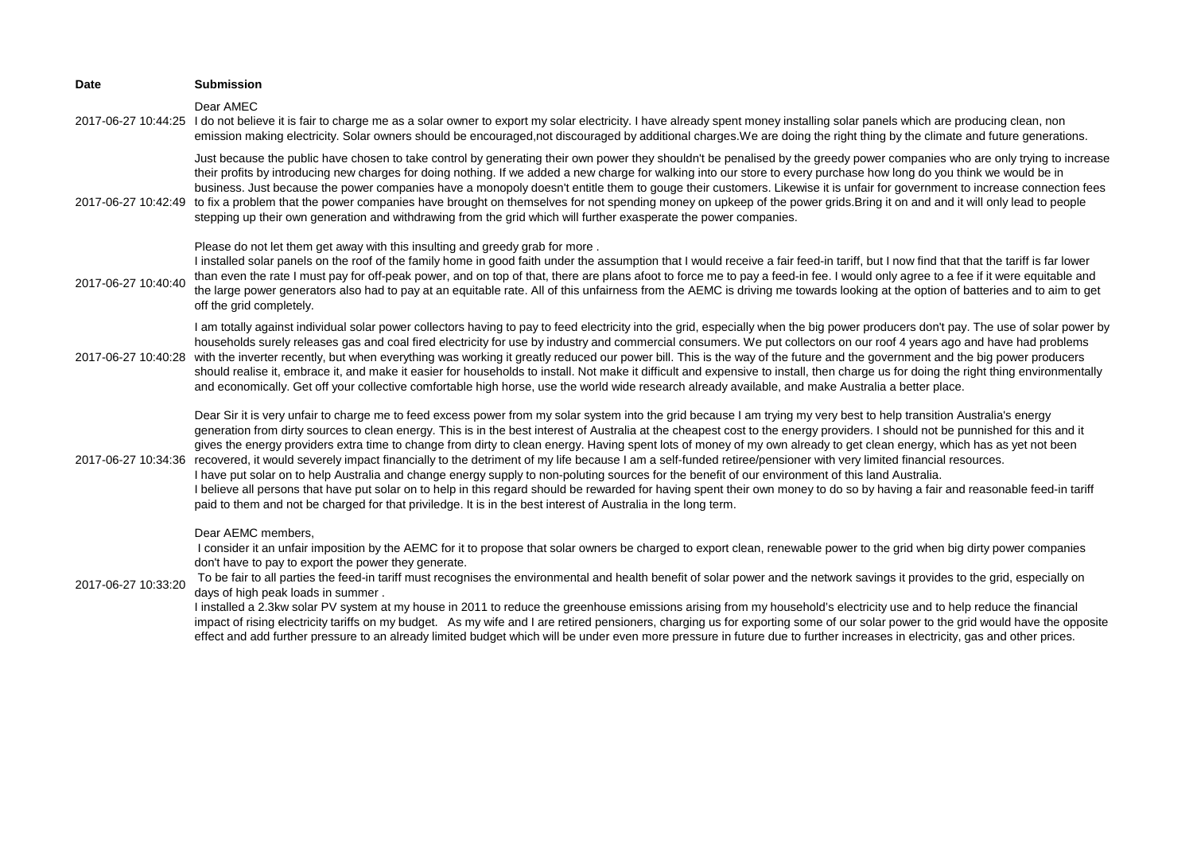| Date | Submission |
|---|---|
| 2017-06-27 10:44:25 | Dear AMEC<br>I do not believe it is fair to charge me as a solar owner to export my solar electricity. I have already spent money installing solar panels which are producing clean, non emission making electricity. Solar owners should be encouraged,not discouraged by additional charges.We are doing the right thing by the climate and future generations. |
| 2017-06-27 10:42:49 | Just because the public have chosen to take control by generating their own power they shouldn't be penalised by the greedy power companies who are only trying to increase their profits by introducing new charges for doing nothing. If we added a new charge for walking into our store to every purchase how long do you think we would be in business. Just because the power companies have a monopoly doesn't entitle them to gouge their customers. Likewise it is unfair for government to increase connection fees to fix a problem that the power companies have brought on themselves for not spending money on upkeep of the power grids.Bring it on and and it will only lead to people stepping up their own generation and withdrawing from the grid which will further exasperate the power companies. |
| 2017-06-27 10:40:40 | Please do not let them get away with this insulting and greedy grab for more .<br>I installed solar panels on the roof of the family home in good faith under the assumption that I would receive a fair feed-in tariff, but I now find that that the tariff is far lower than even the rate I must pay for off-peak power, and on top of that, there are plans afoot to force me to pay a feed-in fee. I would only agree to a fee if it were equitable and the large power generators also had to pay at an equitable rate. All of this unfairness from the AEMC is driving me towards looking at the option of batteries and to aim to get off the grid completely. |
| 2017-06-27 10:40:28 | I am totally against individual solar power collectors having to pay to feed electricity into the grid, especially when the big power producers don't pay. The use of solar power by households surely releases gas and coal fired electricity for use by industry and commercial consumers. We put collectors on our roof 4 years ago and have had problems with the inverter recently, but when everything was working it greatly reduced our power bill. This is the way of the future and the government and the big power producers should realise it, embrace it, and make it easier for households to install. Not make it difficult and expensive to install, then charge us for doing the right thing environmentally and economically. Get off your collective comfortable high horse, use the world wide research already available, and make Australia a better place. |
| 2017-06-27 10:34:36 | Dear Sir it is very unfair to charge me to feed excess power from my solar system into the grid because I am trying my very best to help transition Australia's energy generation from dirty sources to clean energy. This is in the best interest of Australia at the cheapest cost to the energy providers. I should not be punnished for this and it gives the energy providers extra time to change from dirty to clean energy. Having spent lots of money of my own already to get clean energy, which has as yet not been recovered, it would severely impact financially to the detriment of my life because I am a self-funded retiree/pensioner with very limited financial resources.<br>I have put solar on to help Australia and change energy supply to non-poluting sources for the benefit of our environment of this land Australia.<br>I believe all persons that have put solar on to help in this regard should be rewarded for having spent their own money to do so by having a fair and reasonable feed-in tariff paid to them and not be charged for that priviledge. It is in the best interest of Australia in the long term. |
| 2017-06-27 10:33:20 | Dear AEMC members,<br>I consider it an unfair imposition by the AEMC for it to propose that solar owners be charged to export clean, renewable power to the grid when big dirty power companies don't have to pay to export the power they generate.<br>To be fair to all parties the feed-in tariff must recognises the environmental and health benefit of solar power and the network savings it provides to the grid, especially on days of high peak loads in summer .<br>I installed a 2.3kw solar PV system at my house in 2011 to reduce the greenhouse emissions arising from my household's electricity use and to help reduce the financial impact of rising electricity tariffs on my budget. As my wife and I are retired pensioners, charging us for exporting some of our solar power to the grid would have the opposite effect and add further pressure to an already limited budget which will be under even more pressure in future due to further increases in electricity, gas and other prices. |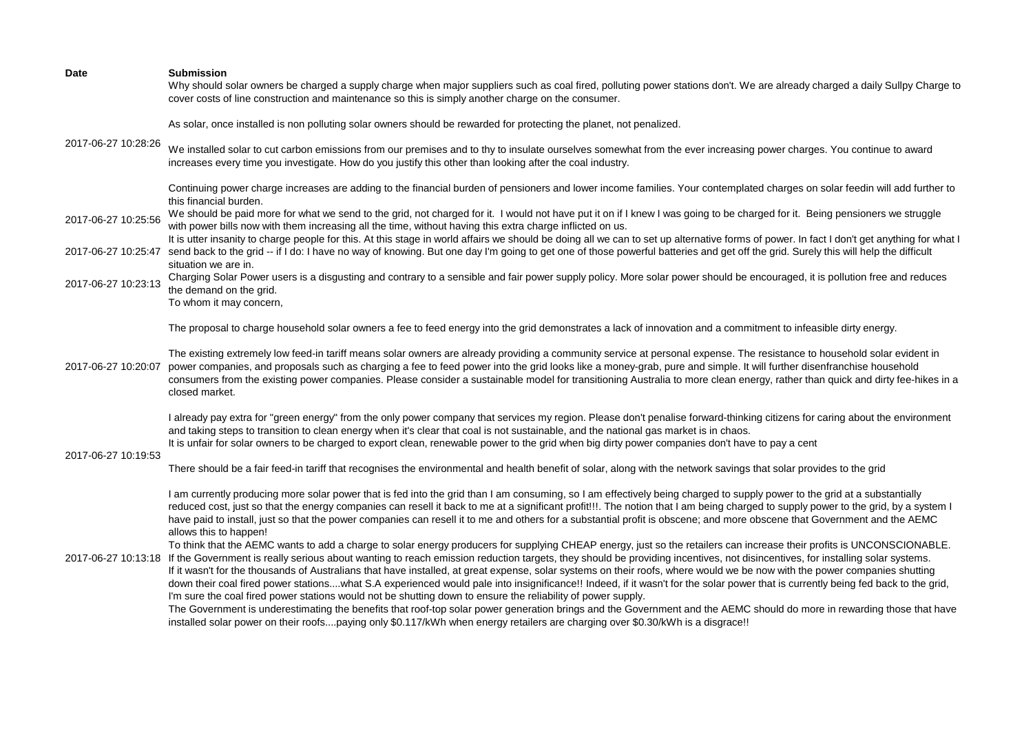| Date | Submission |
| --- | --- |
| 2017-06-27 10:28:26 | Why should solar owners be charged a supply charge when major suppliers such as coal fired, polluting power stations don't. We are already charged a daily Sullpy Charge to cover costs of line construction and maintenance so this is simply another charge on the consumer.<br><br>As solar, once installed is non polluting solar owners should be rewarded for protecting the planet, not penalized.<br><br>We installed solar to cut carbon emissions from our premises and to thy to insulate ourselves somewhat from the ever increasing power charges. You continue to award increases every time you investigate. How do you justify this other than looking after the coal industry.<br><br>Continuing power charge increases are adding to the financial burden of pensioners and lower income families. Your contemplated charges on solar feedin will add further to this financial burden. |
| 2017-06-27 10:25:56 | We should be paid more for what we send to the grid, not charged for it. I would not have put it on if I knew I was going to be charged for it. Being pensioners we struggle with power bills now with them increasing all the time, without having this extra charge inflicted on us. |
| 2017-06-27 10:25:47 | It is utter insanity to charge people for this. At this stage in world affairs we should be doing all we can to set up alternative forms of power. In fact I don't get anything for what I send back to the grid -- if I do: I have no way of knowing. But one day I'm going to get one of those powerful batteries and get off the grid. Surely this will help the difficult situation we are in. |
| 2017-06-27 10:23:13 | Charging Solar Power users is a disgusting and contrary to a sensible and fair power supply policy. More solar power should be encouraged, it is pollution free and reduces the demand on the grid. |
| 2017-06-27 10:20:07 | To whom it may concern,<br><br>The proposal to charge household solar owners a fee to feed energy into the grid demonstrates a lack of innovation and a commitment to infeasible dirty energy.<br><br>The existing extremely low feed-in tariff means solar owners are already providing a community service at personal expense. The resistance to household solar evident in power companies, and proposals such as charging a fee to feed power into the grid looks like a money-grab, pure and simple. It will further disenfranchise household consumers from the existing power companies. Please consider a sustainable model for transitioning Australia to more clean energy, rather than quick and dirty fee-hikes in a closed market.<br><br>I already pay extra for "green energy" from the only power company that services my region. Please don't penalise forward-thinking citizens for caring about the environment and taking steps to transition to clean energy when it's clear that coal is not sustainable, and the national gas market is in chaos. |
| 2017-06-27 10:19:53 | It is unfair for solar owners to be charged to export clean, renewable power to the grid when big dirty power companies don't have to pay a cent<br><br>There should be a fair feed-in tariff that recognises the environmental and health benefit of solar, along with the network savings that solar provides to the grid |
| 2017-06-27 10:13:18 | I am currently producing more solar power that is fed into the grid than I am consuming, so I am effectively being charged to supply power to the grid at a substantially reduced cost, just so that the energy companies can resell it back to me at a significant profit!!!. The notion that I am being charged to supply power to the grid, by a system I have paid to install, just so that the power companies can resell it to me and others for a substantial profit is obscene; and more obscene that Government and the AEMC allows this to happen!<br>To think that the AEMC wants to add a charge to solar energy producers for supplying CHEAP energy, just so the retailers can increase their profits is UNCONSCIONABLE.<br>If the Government is really serious about wanting to reach emission reduction targets, they should be providing incentives, not disincentives, for installing solar systems.<br>If it wasn't for the thousands of Australians that have installed, at great expense, solar systems on their roofs, where would we be now with the power companies shutting down their coal fired power stations....what S.A experienced would pale into insignificance!! Indeed, if it wasn't for the solar power that is currently being fed back to the grid, I'm sure the coal fired power stations would not be shutting down to ensure the reliability of power supply.<br>The Government is underestimating the benefits that roof-top solar power generation brings and the Government and the AEMC should do more in rewarding those that have installed solar power on their roofs....paying only \$0.117/kWh when energy retailers are charging over \$0.30/kWh is a disgrace!! |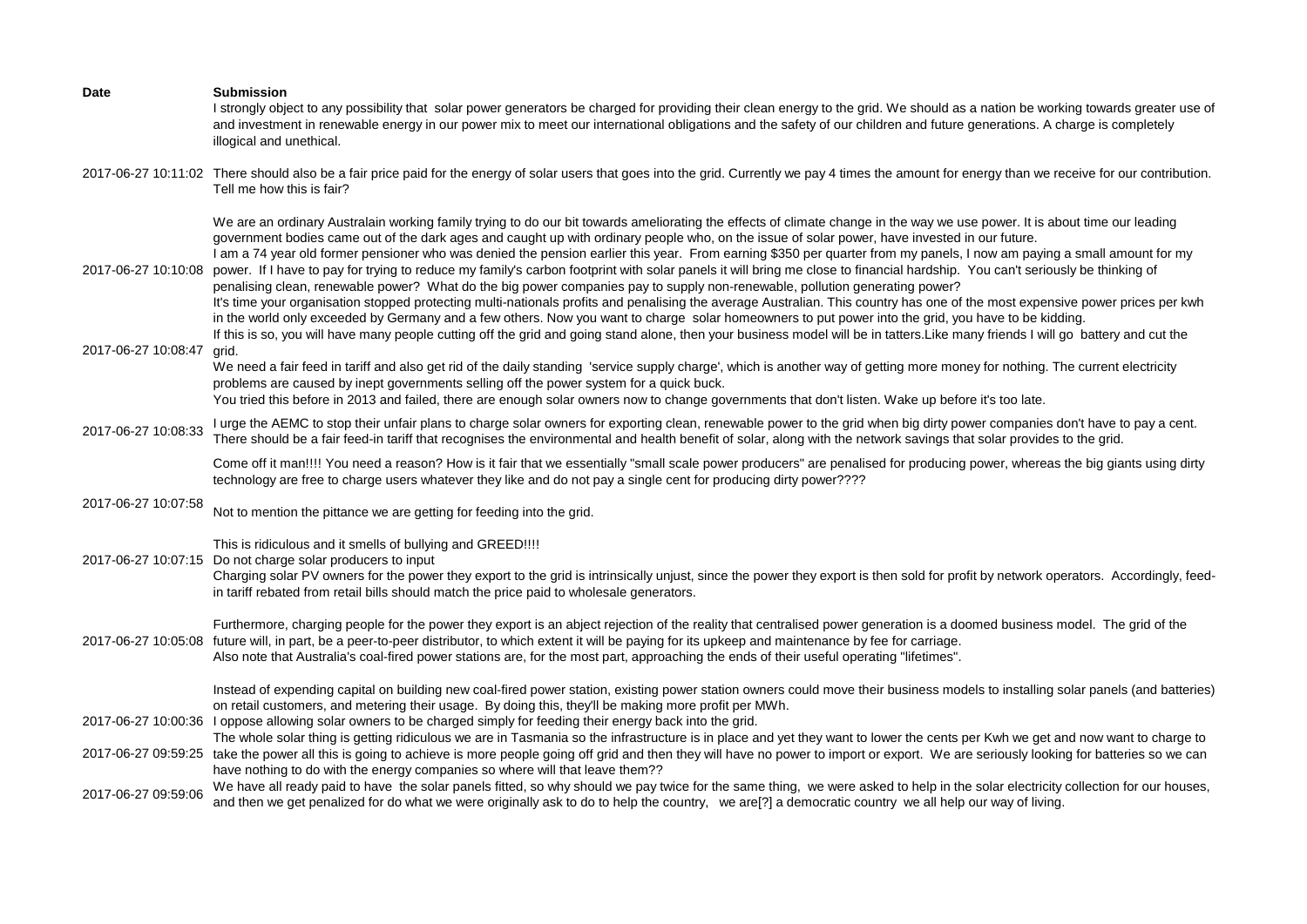| Date | Submission |
|---|---|
| | I strongly object to any possibility that solar power generators be charged for providing their clean energy to the grid. We should as a nation be working towards greater use of and investment in renewable energy in our power mix to meet our international obligations and the safety of our children and future generations. A charge is completely illogical and unethical. |
| 2017-06-27 10:11:02 | There should also be a fair price paid for the energy of solar users that goes into the grid. Currently we pay 4 times the amount for energy than we receive for our contribution. Tell me how this is fair? |
| 2017-06-27 10:10:08 | We are an ordinary Australain working family trying to do our bit towards ameliorating the effects of climate change in the way we use power. It is about time our leading government bodies came out of the dark ages and caught up with ordinary people who, on the issue of solar power, have invested in our future.<br>I am a 74 year old former pensioner who was denied the pension earlier this year. From earning $350 per quarter from my panels, I now am paying a small amount for my power. If I have to pay for trying to reduce my family's carbon footprint with solar panels it will bring me close to financial hardship. You can't seriously be thinking of penalising clean, renewable power? What do the big power companies pay to supply non-renewable, pollution generating power? |
| 2017-06-27 10:08:47 | It's time your organisation stopped protecting multi-nationals profits and penalising the average Australian. This country has one of the most expensive power prices per kwh in the world only exceeded by Germany and a few others. Now you want to charge solar homeowners to put power into the grid, you have to be kidding.<br>If this is so, you will have many people cutting off the grid and going stand alone, then your business model will be in tatters.Like many friends I will go battery and cut the grid.<br>We need a fair feed in tariff and also get rid of the daily standing 'service supply charge', which is another way of getting more money for nothing. The current electricity problems are caused by inept governments selling off the power system for a quick buck.<br>You tried this before in 2013 and failed, there are enough solar owners now to change governments that don't listen. Wake up before it's too late. |
| 2017-06-27 10:08:33 | I urge the AEMC to stop their unfair plans to charge solar owners for exporting clean, renewable power to the grid when big dirty power companies don't have to pay a cent. There should be a fair feed-in tariff that recognises the environmental and health benefit of solar, along with the network savings that solar provides to the grid. |
| 2017-06-27 10:07:58 | Come off it man!!!! You need a reason? How is it fair that we essentially "small scale power producers" are penalised for producing power, whereas the big giants using dirty technology are free to charge users whatever they like and do not pay a single cent for producing dirty power????<br><br>Not to mention the pittance we are getting for feeding into the grid.<br><br>This is ridiculous and it smells of bullying and GREED!!!! |
| 2017-06-27 10:07:15 | Do not charge solar producers to input |
| 2017-06-27 10:05:08 | Charging solar PV owners for the power they export to the grid is intrinsically unjust, since the power they export is then sold for profit by network operators. Accordingly, feed-in tariff rebated from retail bills should match the price paid to wholesale generators.<br><br>Furthermore, charging people for the power they export is an abject rejection of the reality that centralised power generation is a doomed business model. The grid of the future will, in part, be a peer-to-peer distributor, to which extent it will be paying for its upkeep and maintenance by fee for carriage.<br>Also note that Australia's coal-fired power stations are, for the most part, approaching the ends of their useful operating "lifetimes".<br><br>Instead of expending capital on building new coal-fired power station, existing power station owners could move their business models to installing solar panels (and batteries) on retail customers, and metering their usage. By doing this, they'll be making more profit per MWh. |
| 2017-06-27 10:00:36 | I oppose allowing solar owners to be charged simply for feeding their energy back into the grid. |
| 2017-06-27 09:59:25 | The whole solar thing is getting ridiculous we are in Tasmania so the infrastructure is in place and yet they want to lower the cents per Kwh we get and now want to charge to take the power all this is going to achieve is more people going off grid and then they will have no power to import or export. We are seriously looking for batteries so we can have nothing to do with the energy companies so where will that leave them?? |
| 2017-06-27 09:59:06 | We have all ready paid to have the solar panels fitted, so why should we pay twice for the same thing, we were asked to help in the solar electricity collection for our houses, and then we get penalized for do what we were originally ask to do to help the country, we are[?] a democratic country we all help our way of living. |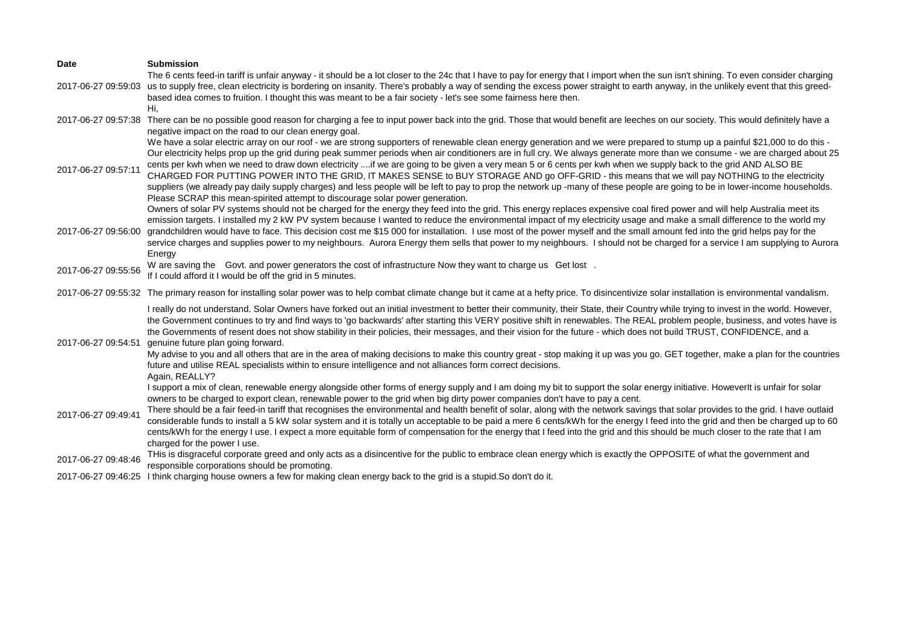| Date | Submission |
| --- | --- |
| 2017-06-27 09:59:03 | The 6 cents feed-in tariff is unfair anyway - it should be a lot closer to the 24c that I have to pay for energy that I import when the sun isn't shining. To even consider charging us to supply free, clean electricity is bordering on insanity. There's probably a way of sending the excess power straight to earth anyway, in the unlikely event that this greed-based idea comes to fruition. I thought this was meant to be a fair society - let's see some fairness here then. |
| 2017-06-27 09:57:38 | Hi,<br>There can be no possible good reason for charging a fee to input power back into the grid. Those that would benefit are leeches on our society. This would definitely have a negative impact on the road to our clean energy goal. |
| 2017-06-27 09:57:11 | We have a solar electric array on our roof - we are strong supporters of renewable clean energy generation and we were prepared to stump up a painful $21,000 to do this - Our electricity helps prop up the grid during peak summer periods when air conditioners are in full cry. We always generate more than we consume - we are charged about 25 cents per kwh when we need to draw down electricity ....if we are going to be given a very mean 5 or 6 cents per kwh when we supply back to the grid AND ALSO BE CHARGED FOR PUTTING POWER INTO THE GRID, IT MAKES SENSE to BUY STORAGE AND go OFF-GRID - this means that we will pay NOTHING to the electricity suppliers (we already pay daily supply charges) and less people will be left to pay to prop the network up -many of these people are going to be in lower-income households. Please SCRAP this mean-spirited attempt to discourage solar power generation. |
| 2017-06-27 09:56:00 | Owners of solar PV systems should not be charged for the energy they feed into the grid. This energy replaces expensive coal fired power and will help Australia meet its emission targets. I installed my 2 kW PV system because I wanted to reduce the environmental impact of my electricity usage and make a small difference to the world my grandchildren would have to face. This decision cost me $15 000 for installation. I use most of the power myself and the small amount fed into the grid helps pay for the service charges and supplies power to my neighbours. Aurora Energy them sells that power to my neighbours. I should not be charged for a service I am supplying to Aurora Energy |
| 2017-06-27 09:55:56 | W are saving the Govt. and power generators the cost of infrastructure Now they want to charge us Get lost .<br>If I could afford it I would be off the grid in 5 minutes. |
| 2017-06-27 09:55:32 | The primary reason for installing solar power was to help combat climate change but it came at a hefty price. To disincentivize solar installation is environmental vandalism. |
| 2017-06-27 09:54:51 | I really do not understand. Solar Owners have forked out an initial investment to better their community, their State, their Country while trying to invest in the world. However, the Government continues to try and find ways to 'go backwards' after starting this VERY positive shift in renewables. The REAL problem people, business, and votes have is the Governments of resent does not show stability in their policies, their messages, and their vision for the future - which does not build TRUST, CONFIDENCE, and a genuine future plan going forward.<br>My advise to you and all others that are in the area of making decisions to make this country great - stop making it up was you go. GET together, make a plan for the countries future and utilise REAL specialists within to ensure intelligence and not alliances form correct decisions.<br>Again, REALLY? |
| 2017-06-27 09:49:41 | I support a mix of clean, renewable energy alongside other forms of energy supply and I am doing my bit to support the solar energy initiative. HoweverIt is unfair for solar owners to be charged to export clean, renewable power to the grid when big dirty power companies don't have to pay a cent.<br>There should be a fair feed-in tariff that recognises the environmental and health benefit of solar, along with the network savings that solar provides to the grid. I have outlaid considerable funds to install a 5 kW solar system and it is totally un acceptable to be paid a mere 6 cents/kWh for the energy I feed into the grid and then be charged up to 60 cents/kWh for the energy I use. I expect a more equitable form of compensation for the energy that I feed into the grid and this should be much closer to the rate that I am charged for the power I use. |
| 2017-06-27 09:48:46 | THis is disgraceful corporate greed and only acts as a disincentive for the public to embrace clean energy which is exactly the OPPOSITE of what the government and responsible corporations should be promoting. |
| 2017-06-27 09:46:25 | I think charging house owners a fee for making clean energy back to the grid is a stupid.So don't do it. |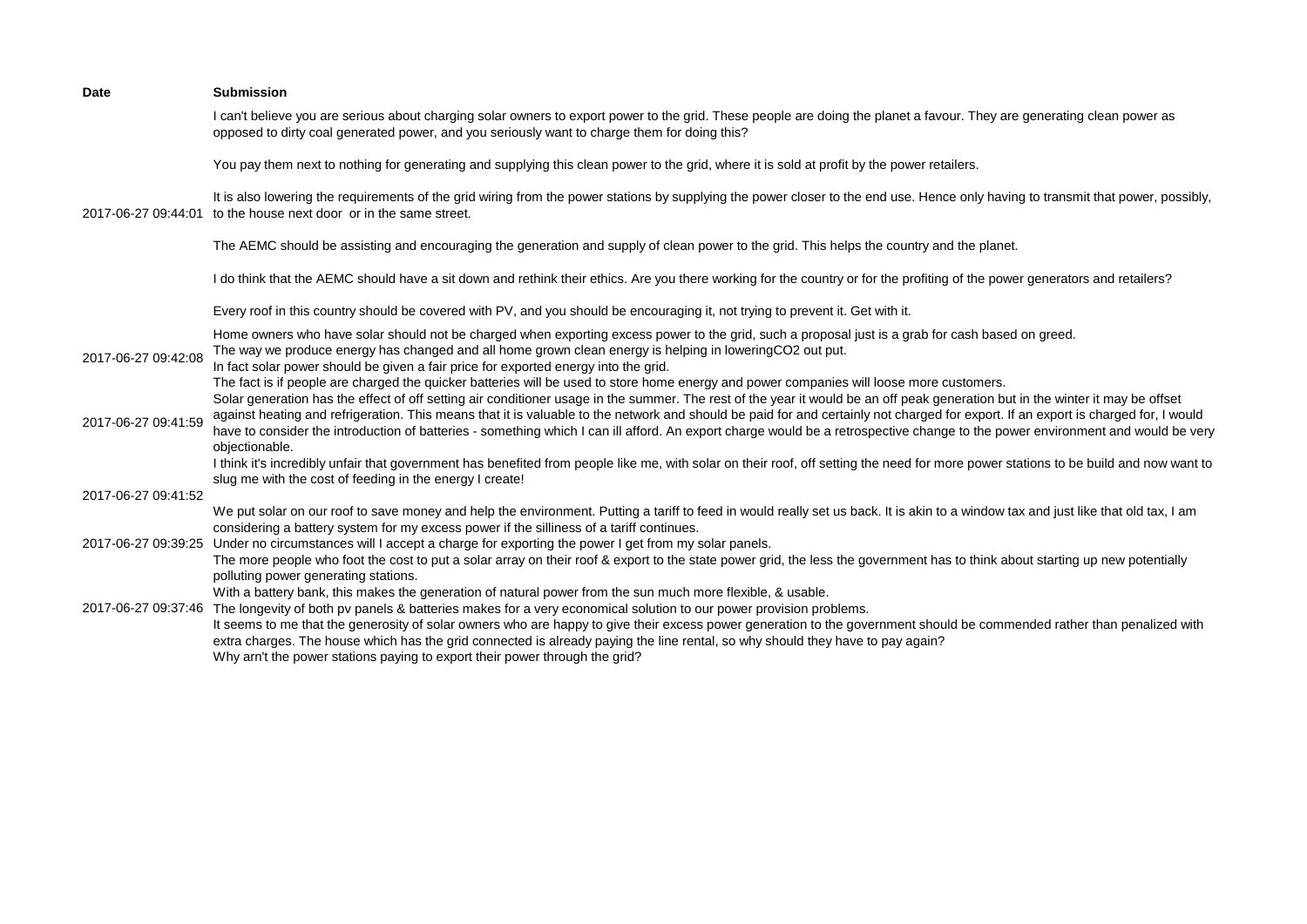| Date | Submission |
| --- | --- |
| 2017-06-27 09:44:01 | I can't believe you are serious about charging solar owners to export power to the grid. These people are doing the planet a favour. They are generating clean power as opposed to dirty coal generated power, and you seriously want to charge them for doing this?<br><br>You pay them next to nothing for generating and supplying this clean power to the grid, where it is sold at profit by the power retailers.<br><br>It is also lowering the requirements of the grid wiring from the power stations by supplying the power closer to the end use. Hence only having to transmit that power, possibly, to the house next door or in the same street.<br><br>The AEMC should be assisting and encouraging the generation and supply of clean power to the grid. This helps the country and the planet.<br><br>I do think that the AEMC should have a sit down and rethink their ethics. Are you there working for the country or for the profiting of the power generators and retailers?<br><br>Every roof in this country should be covered with PV, and you should be encouraging it, not trying to prevent it. Get with it. |
| 2017-06-27 09:42:08 | Home owners who have solar should not be charged when exporting excess power to the grid, such a proposal just is a grab for cash based on greed.<br>The way we produce energy has changed and all home grown clean energy is helping in loweringCO2 out put.<br>In fact solar power should be given a fair price for exported energy into the grid.<br>The fact is if people are charged the quicker batteries will be used to store home energy and power companies will loose more customers. |
| 2017-06-27 09:41:59 | Solar generation has the effect of off setting air conditioner usage in the summer. The rest of the year it would be an off peak generation but in the winter it may be offset against heating and refrigeration. This means that it is valuable to the network and should be paid for and certainly not charged for export. If an export is charged for, I would have to consider the introduction of batteries - something which I can ill afford. An export charge would be a retrospective change to the power environment and would be very objectionable. |
| 2017-06-27 09:41:52 | I think it's incredibly unfair that government has benefited from people like me, with solar on their roof, off setting the need for more power stations to be build and now want to slug me with the cost of feeding in the energy I create!<br><br>We put solar on our roof to save money and help the environment. Putting a tariff to feed in would really set us back. It is akin to a window tax and just like that old tax, I am considering a battery system for my excess power if the silliness of a tariff continues. |
| 2017-06-27 09:39:25 | Under no circumstances will I accept a charge for exporting the power I get from my solar panels. |
| 2017-06-27 09:37:46 | The more people who foot the cost to put a solar array on their roof & export to the state power grid, the less the government has to think about starting up new potentially polluting power generating stations.<br>With a battery bank, this makes the generation of natural power from the sun much more flexible, & usable.<br>The longevity of both pv panels & batteries makes for a very economical solution to our power provision problems.<br>It seems to me that the generosity of solar owners who are happy to give their excess power generation to the government should be commended rather than penalized with extra charges. The house which has the grid connected is already paying the line rental, so why should they have to pay again?<br>Why arn't the power stations paying to export their power through the grid? |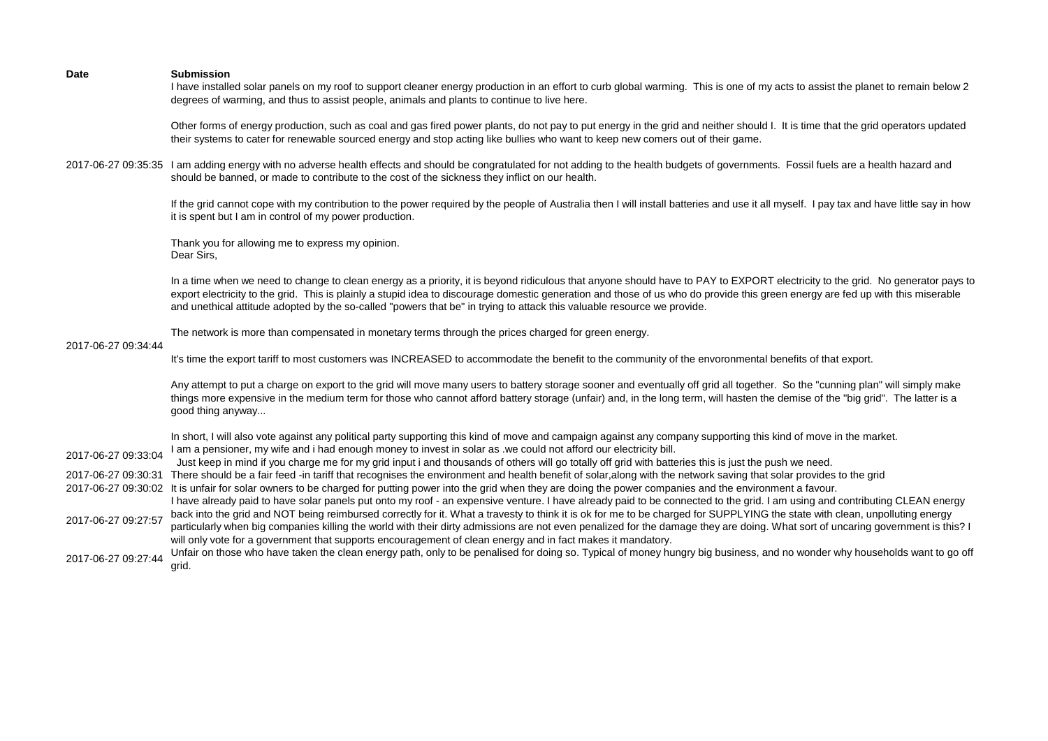| Date | Submission |
| --- | --- |
| 2017-06-27 09:35:35 | I have installed solar panels on my roof to support cleaner energy production in an effort to curb global warming. This is one of my acts to assist the planet to remain below 2 degrees of warming, and thus to assist people, animals and plants to continue to live here.<br><br>Other forms of energy production, such as coal and gas fired power plants, do not pay to put energy in the grid and neither should I. It is time that the grid operators updated their systems to cater for renewable sourced energy and stop acting like bullies who want to keep new comers out of their game.<br><br>I am adding energy with no adverse health effects and should be congratulated for not adding to the health budgets of governments. Fossil fuels are a health hazard and should be banned, or made to contribute to the cost of the sickness they inflict on our health.<br><br>If the grid cannot cope with my contribution to the power required by the people of Australia then I will install batteries and use it all myself. I pay tax and have little say in how it is spent but I am in control of my power production.<br><br>Thank you for allowing me to express my opinion. |
| 2017-06-27 09:34:44 | Dear Sirs,<br><br>In a time when we need to change to clean energy as a priority, it is beyond ridiculous that anyone should have to PAY to EXPORT electricity to the grid. No generator pays to export electricity to the grid. This is plainly a stupid idea to discourage domestic generation and those of us who do provide this green energy are fed up with this miserable and unethical attitude adopted by the so-called "powers that be" in trying to attack this valuable resource we provide.<br><br>The network is more than compensated in monetary terms through the prices charged for green energy.<br><br>It's time the export tariff to most customers was INCREASED to accommodate the benefit to the community of the envoronmental benefits of that export.<br><br>Any attempt to put a charge on export to the grid will move many users to battery storage sooner and eventually off grid all together. So the "cunning plan" will simply make things more expensive in the medium term for those who cannot afford battery storage (unfair) and, in the long term, will hasten the demise of the "big grid". The latter is a good thing anyway...<br><br>In short, I will also vote against any political party supporting this kind of move and campaign against any company supporting this kind of move in the market. |
| 2017-06-27 09:33:04 | I am a pensioner, my wife and i had enough money to invest in solar as .we could not afford our electricity bill.<br>Just keep in mind if you charge me for my grid input i and thousands of others will go totally off grid with batteries this is just the push we need. |
| 2017-06-27 09:30:31 | There should be a fair feed -in tariff that recognises the environment and health benefit of solar,along with the network saving that solar provides to the grid |
| 2017-06-27 09:30:02 | It is unfair for solar owners to be charged for putting power into the grid when they are doing the power companies and the environment a favour. |
| 2017-06-27 09:27:57 | I have already paid to have solar panels put onto my roof - an expensive venture. I have already paid to be connected to the grid. I am using and contributing CLEAN energy back into the grid and NOT being reimbursed correctly for it. What a travesty to think it is ok for me to be charged for SUPPLYING the state with clean, unpolluting energy particularly when big companies killing the world with their dirty admissions are not even penalized for the damage they are doing. What sort of uncaring government is this? I will only vote for a government that supports encouragement of clean energy and in fact makes it mandatory. |
| 2017-06-27 09:27:44 | Unfair on those who have taken the clean energy path, only to be penalised for doing so. Typical of money hungry big business, and no wonder why households want to go off grid. |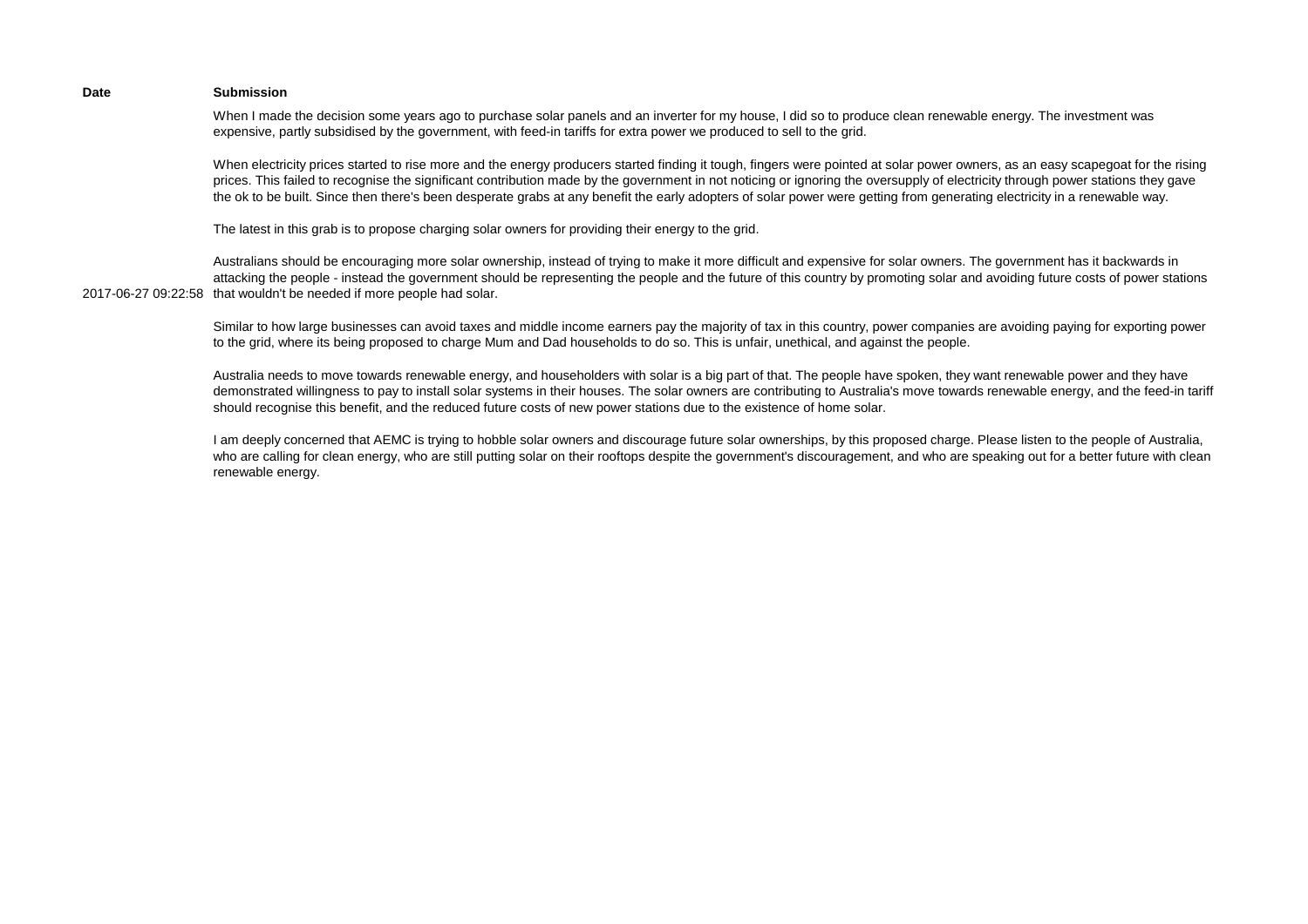| Date | Submission |
| --- | --- |
| 2017-06-27 09:22:58 | When I made the decision some years ago to purchase solar panels and an inverter for my house, I did so to produce clean renewable energy. The investment was expensive, partly subsidised by the government, with feed-in tariffs for extra power we produced to sell to the grid.<br><br>When electricity prices started to rise more and the energy producers started finding it tough, fingers were pointed at solar power owners, as an easy scapegoat for the rising prices. This failed to recognise the significant contribution made by the government in not noticing or ignoring the oversupply of electricity through power stations they gave the ok to be built. Since then there's been desperate grabs at any benefit the early adopters of solar power were getting from generating electricity in a renewable way.<br><br>The latest in this grab is to propose charging solar owners for providing their energy to the grid.<br><br>Australians should be encouraging more solar ownership, instead of trying to make it more difficult and expensive for solar owners. The government has it backwards in attacking the people - instead the government should be representing the people and the future of this country by promoting solar and avoiding future costs of power stations that wouldn't be needed if more people had solar.<br><br>Similar to how large businesses can avoid taxes and middle income earners pay the majority of tax in this country, power companies are avoiding paying for exporting power to the grid, where its being proposed to charge Mum and Dad households to do so. This is unfair, unethical, and against the people.<br><br>Australia needs to move towards renewable energy, and householders with solar is a big part of that. The people have spoken, they want renewable power and they have demonstrated willingness to pay to install solar systems in their houses. The solar owners are contributing to Australia's move towards renewable energy, and the feed-in tariff should recognise this benefit, and the reduced future costs of new power stations due to the existence of home solar.<br><br>I am deeply concerned that AEMC is trying to hobble solar owners and discourage future solar ownerships, by this proposed charge. Please listen to the people of Australia, who are calling for clean energy, who are still putting solar on their rooftops despite the government's discouragement, and who are speaking out for a better future with clean renewable energy. |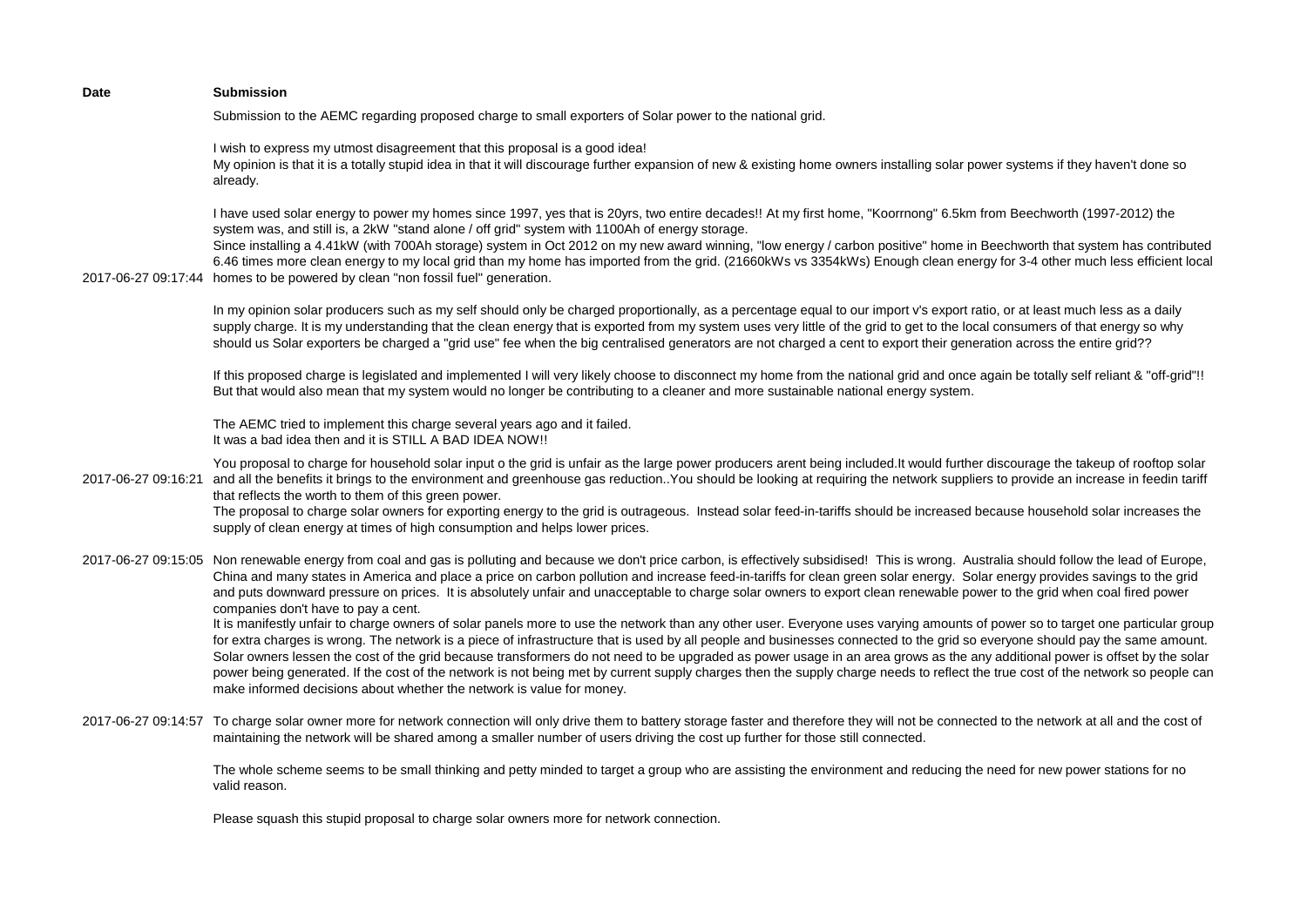| Date | Submission |
|---|---|
| 2017-06-27 09:17:44 | Submission to the AEMC regarding proposed charge to small exporters of Solar power to the national grid.<br><br>I wish to express my utmost disagreement that this proposal is a good idea!<br>My opinion is that it is a totally stupid idea in that it will discourage further expansion of new & existing home owners installing solar power systems if they haven't done so already.<br><br>I have used solar energy to power my homes since 1997, yes that is 20yrs, two entire decades!! At my first home, "Koorrnong" 6.5km from Beechworth (1997-2012) the system was, and still is, a 2kW "stand alone / off grid" system with 1100Ah of energy storage.<br>Since installing a 4.41kW (with 700Ah storage) system in Oct 2012 on my new award winning, "low energy / carbon positive" home in Beechworth that system has contributed 6.46 times more clean energy to my local grid than my home has imported from the grid. (21660kWs vs 3354kWs) Enough clean energy for 3-4 other much less efficient local homes to be powered by clean "non fossil fuel" generation.<br><br>In my opinion solar producers such as my self should only be charged proportionally, as a percentage equal to our import v's export ratio, or at least much less as a daily supply charge. It is my understanding that the clean energy that is exported from my system uses very little of the grid to get to the local consumers of that energy so why should us Solar exporters be charged a "grid use" fee when the big centralised generators are not charged a cent to export their generation across the entire grid??<br><br>If this proposed charge is legislated and implemented I will very likely choose to disconnect my home from the national grid and once again be totally self reliant & "off-grid"!! But that would also mean that my system would no longer be contributing to a cleaner and more sustainable national energy system.<br><br>The AEMC tried to implement this charge several years ago and it failed.<br>It was a bad idea then and it is STILL A BAD IDEA NOW!! |
| 2017-06-27 09:16:21 | You proposal to charge for household solar input o the grid is unfair as the large power producers arent being included.It would further discourage the takeup of rooftop solar and all the benefits it brings to the environment and greenhouse gas reduction..You should be looking at requiring the network suppliers to provide an increase in feedin tariff that reflects the worth to them of this green power.<br>The proposal to charge solar owners for exporting energy to the grid is outrageous. Instead solar feed-in-tariffs should be increased because household solar increases the supply of clean energy at times of high consumption and helps lower prices. |
| 2017-06-27 09:15:05 | Non renewable energy from coal and gas is polluting and because we don't price carbon, is effectively subsidised! This is wrong. Australia should follow the lead of Europe, China and many states in America and place a price on carbon pollution and increase feed-in-tariffs for clean green solar energy. Solar energy provides savings to the grid and puts downward pressure on prices. It is absolutely unfair and unacceptable to charge solar owners to export clean renewable power to the grid when coal fired power companies don't have to pay a cent.<br>It is manifestly unfair to charge owners of solar panels more to use the network than any other user. Everyone uses varying amounts of power so to target one particular group for extra charges is wrong. The network is a piece of infrastructure that is used by all people and businesses connected to the grid so everyone should pay the same amount. Solar owners lessen the cost of the grid because transformers do not need to be upgraded as power usage in an area grows as the any additional power is offset by the solar power being generated. If the cost of the network is not being met by current supply charges then the supply charge needs to reflect the true cost of the network so people can make informed decisions about whether the network is value for money. |
| 2017-06-27 09:14:57 | To charge solar owner more for network connection will only drive them to battery storage faster and therefore they will not be connected to the network at all and the cost of maintaining the network will be shared among a smaller number of users driving the cost up further for those still connected.<br><br>The whole scheme seems to be small thinking and petty minded to target a group who are assisting the environment and reducing the need for new power stations for no valid reason.<br><br>Please squash this stupid proposal to charge solar owners more for network connection. |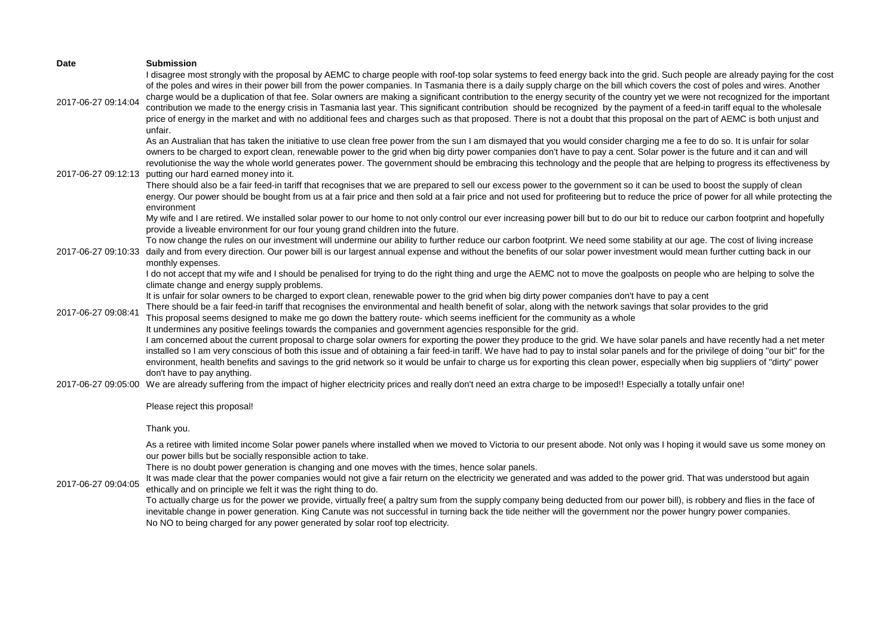| Date | Submission |
| --- | --- |
| 2017-06-27 09:14:04 | I disagree most strongly with the proposal by AEMC to charge people with roof-top solar systems to feed energy back into the grid. Such people are already paying for the cost of the poles and wires in their power bill from the power companies. In Tasmania there is a daily supply charge on the bill which covers the cost of poles and wires. Another charge would be a duplication of that fee. Solar owners are making a significant contribution to the energy security of the country yet we were not recognized for the important contribution we made to the energy crisis in Tasmania last year. This significant contribution should be recognized by the payment of a feed-in tariff equal to the wholesale price of energy in the market and with no additional fees and charges such as that proposed. There is not a doubt that this proposal on the part of AEMC is both unjust and unfair. |
| 2017-06-27 09:12:13 | As an Australian that has taken the initiative to use clean free power from the sun I am dismayed that you would consider charging me a fee to do so. It is unfair for solar owners to be charged to export clean, renewable power to the grid when big dirty power companies don't have to pay a cent. Solar power is the future and it can and will revolutionise the way the whole world generates power. The government should be embracing this technology and the people that are helping to progress its effectiveness by putting our hard earned money into it.<br>There should also be a fair feed-in tariff that recognises that we are prepared to sell our excess power to the government so it can be used to boost the supply of clean energy. Our power should be bought from us at a fair price and then sold at a fair price and not used for profiteering but to reduce the price of power for all while protecting the environment |
| 2017-06-27 09:10:33 | My wife and I are retired. We installed solar power to our home to not only control our ever increasing power bill but to do our bit to reduce our carbon footprint and hopefully provide a liveable environment for our four young grand children into the future.<br>To now change the rules on our investment will undermine our ability to further reduce our carbon footprint. We need some stability at our age. The cost of living increase daily and from every direction. Our power bill is our largest annual expense and without the benefits of our solar power investment would mean further cutting back in our monthly expenses.<br>I do not accept that my wife and I should be penalised for trying to do the right thing and urge the AEMC not to move the goalposts on people who are helping to solve the climate change and energy supply problems. |
| 2017-06-27 09:08:41 | It is unfair for solar owners to be charged to export clean, renewable power to the grid when big dirty power companies don't have to pay a cent<br>There should be a fair feed-in tariff that recognises the environmental and health benefit of solar, along with the network savings that solar provides to the grid<br>This proposal seems designed to make me go down the battery route- which seems inefficient for the community as a whole<br>It undermines any positive feelings towards the companies and government agencies responsible for the grid. |
| 2017-06-27 09:05:00 | I am concerned about the current proposal to charge solar owners for exporting the power they produce to the grid. We have solar panels and have recently had a net meter installed so I am very conscious of both this issue and of obtaining a fair feed-in tariff. We have had to pay to instal solar panels and for the privilege of doing "our bit" for the environment, health benefits and savings to the grid network so it would be unfair to charge us for exporting this clean power, especially when big suppliers of "dirty" power don't have to pay anything.<br>We are already suffering from the impact of higher electricity prices and really don't need an extra charge to be imposed!! Especially a totally unfair one!<br><br>Please reject this proposal!<br><br>Thank you. |
| 2017-06-27 09:04:05 | As a retiree with limited income Solar power panels where installed when we moved to Victoria to our present abode. Not only was I hoping it would save us some money on our power bills but be socially responsible action to take.<br>There is no doubt power generation is changing and one moves with the times, hence solar panels.<br>It was made clear that the power companies would not give a fair return on the electricity we generated and was added to the power grid. That was understood but again ethically and on principle we felt it was the right thing to do.<br>To actually charge us for the power we provide, virtually free( a paltry sum from the supply company being deducted from our power bill), is robbery and flies in the face of inevitable change in power generation. King Canute was not successful in turning back the tide neither will the government nor the power hungry power companies.<br>No NO to being charged for any power generated by solar roof top electricity. |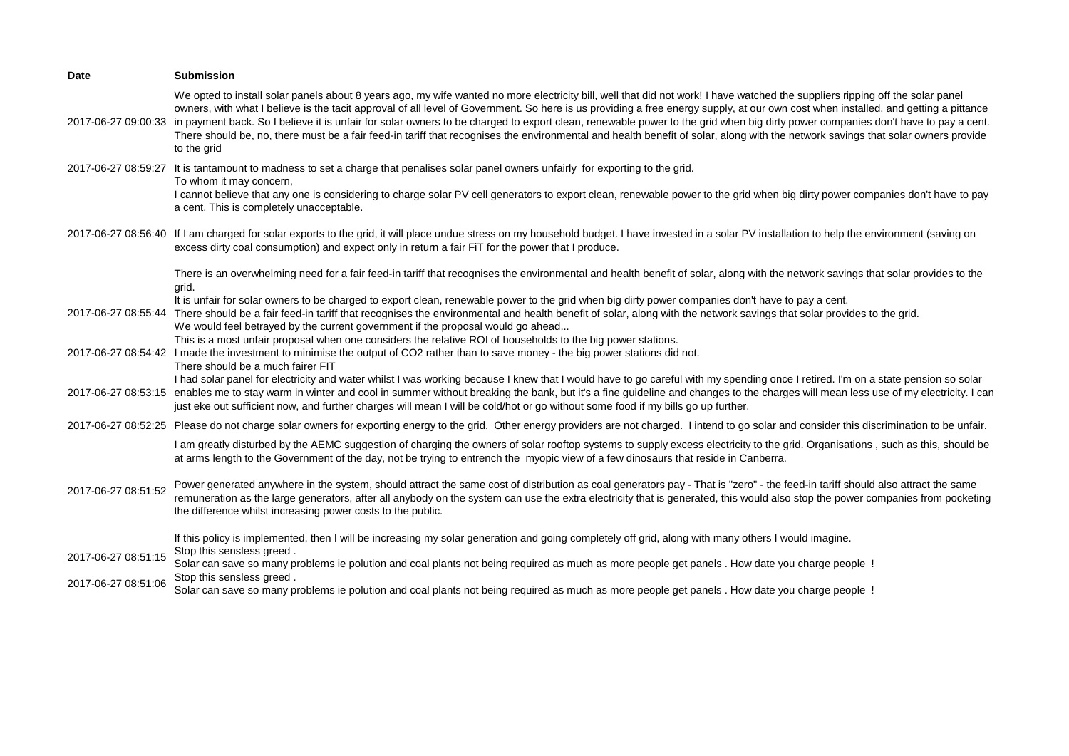| Date | Submission |
| --- | --- |
| 2017-06-27 09:00:33 | We opted to install solar panels about 8 years ago, my wife wanted no more electricity bill, well that did not work! I have watched the suppliers ripping off the solar panel owners, with what I believe is the tacit approval of all level of Government. So here is us providing a free energy supply, at our own cost when installed, and getting a pittance in payment back. So I believe it is unfair for solar owners to be charged to export clean, renewable power to the grid when big dirty power companies don't have to pay a cent. There should be, no, there must be a fair feed-in tariff that recognises the environmental and health benefit of solar, along with the network savings that solar owners provide to the grid |
| 2017-06-27 08:59:27 | It is tantamount to madness to set a charge that penalises solar panel owners unfairly for exporting to the grid.<br>To whom it may concern,<br>I cannot believe that any one is considering to charge solar PV cell generators to export clean, renewable power to the grid when big dirty power companies don't have to pay a cent. This is completely unacceptable. |
| 2017-06-27 08:56:40 | If I am charged for solar exports to the grid, it will place undue stress on my household budget. I have invested in a solar PV installation to help the environment (saving on excess dirty coal consumption) and expect only in return a fair FiT for the power that I produce. |
| 2017-06-27 08:55:44 | There is an overwhelming need for a fair feed-in tariff that recognises the environmental and health benefit of solar, along with the network savings that solar provides to the grid.<br>It is unfair for solar owners to be charged to export clean, renewable power to the grid when big dirty power companies don't have to pay a cent.<br>There should be a fair feed-in tariff that recognises the environmental and health benefit of solar, along with the network savings that solar provides to the grid.<br>We would feel betrayed by the current government if the proposal would go ahead... |
| 2017-06-27 08:54:42 | This is a most unfair proposal when one considers the relative ROI of households to the big power stations.<br>I made the investment to minimise the output of CO2 rather than to save money - the big power stations did not.<br>There should be a much fairer FIT |
| 2017-06-27 08:53:15 | I had solar panel for electricity and water whilst I was working because I knew that I would have to go careful with my spending once I retired. I'm on a state pension so solar enables me to stay warm in winter and cool in summer without breaking the bank, but it's a fine guideline and changes to the charges will mean less use of my electricity. I can just eke out sufficient now, and further charges will mean I will be cold/hot or go without some food if my bills go up further. |
| 2017-06-27 08:52:25 | Please do not charge solar owners for exporting energy to the grid. Other energy providers are not charged. I intend to go solar and consider this discrimination to be unfair. |
| 2017-06-27 08:51:52 | I am greatly disturbed by the AEMC suggestion of charging the owners of solar rooftop systems to supply excess electricity to the grid. Organisations , such as this, should be at arms length to the Government of the day, not be trying to entrench the myopic view of a few dinosaurs that reside in Canberra.<br><br>Power generated anywhere in the system, should attract the same cost of distribution as coal generators pay - That is "zero" - the feed-in tariff should also attract the same remuneration as the large generators, after all anybody on the system can use the extra electricity that is generated, this would also stop the power companies from pocketing the difference whilst increasing power costs to the public.<br><br>If this policy is implemented, then I will be increasing my solar generation and going completely off grid, along with many others I would imagine. |
| 2017-06-27 08:51:15 | Stop this sensless greed .<br>Solar can save so many problems ie polution and coal plants not being required as much as more people get panels . How date you charge people ! |
| 2017-06-27 08:51:06 | Stop this sensless greed .<br>Solar can save so many problems ie polution and coal plants not being required as much as more people get panels . How date you charge people ! |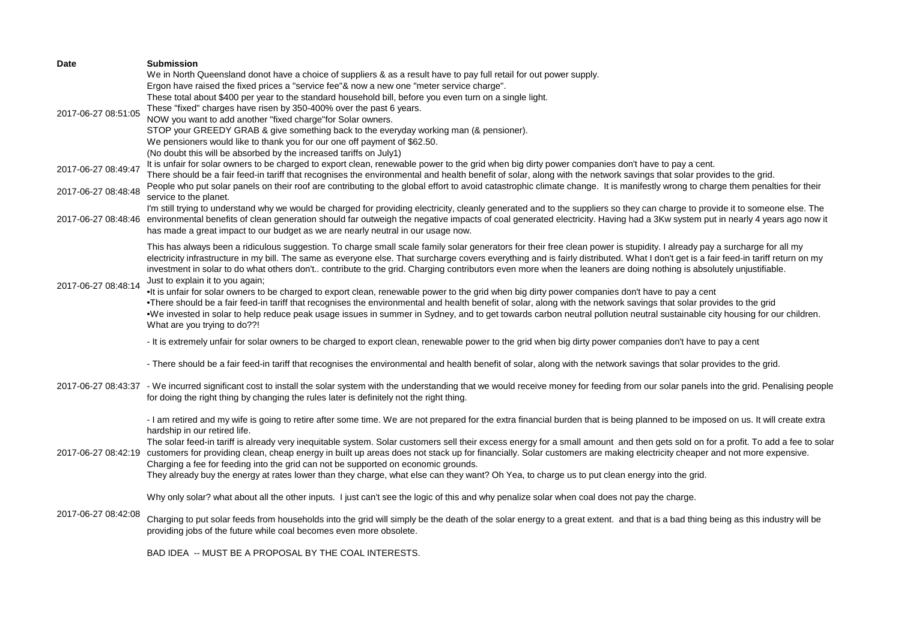| Date | Submission |
| --- | --- |
| 2017-06-27 08:51:05 | We in North Queensland donot have a choice of suppliers & as a result have to pay full retail for out power supply.<br>Ergon have raised the fixed prices a "service fee"& now a new one "meter service charge".<br>These total about $400 per year to the standard household bill, before you even turn on a single light.<br>These "fixed" charges have risen by 350-400% over the past 6 years.<br>NOW you want to add another "fixed charge"for Solar owners.<br>STOP your GREEDY GRAB & give something back to the everyday working man (& pensioner).<br>We pensioners would like to thank you for our one off payment of $62.50.<br>(No doubt this will be absorbed by the increased tariffs on July1) |
| 2017-06-27 08:49:47 | It is unfair for solar owners to be charged to export clean, renewable power to the grid when big dirty power companies don't have to pay a cent.<br>There should be a fair feed-in tariff that recognises the environmental and health benefit of solar, along with the network savings that solar provides to the grid. |
| 2017-06-27 08:48:48 | People who put solar panels on their roof are contributing to the global effort to avoid catastrophic climate change. It is manifestly wrong to charge them penalties for their service to the planet. |
| 2017-06-27 08:48:46 | I'm still trying to understand why we would be charged for providing electricity, cleanly generated and to the suppliers so they can charge to provide it to someone else. The environmental benefits of clean generation should far outweigh the negative impacts of coal generated electricity. Having had a 3Kw system put in nearly 4 years ago now it has made a great impact to our budget as we are nearly neutral in our usage now. |
| 2017-06-27 08:48:14 | This has always been a ridiculous suggestion. To charge small scale family solar generators for their free clean power is stupidity. I already pay a surcharge for all my electricity infrastructure in my bill. The same as everyone else. That surcharge covers everything and is fairly distributed. What I don't get is a fair feed-in tariff return on my investment in solar to do what others don't.. contribute to the grid. Charging contributors even more when the leaners are doing nothing is absolutely unjustifiable.<br>Just to explain it to you again;<br>•It is unfair for solar owners to be charged to export clean, renewable power to the grid when big dirty power companies don't have to pay a cent<br>•There should be a fair feed-in tariff that recognises the environmental and health benefit of solar, along with the network savings that solar provides to the grid<br>•We invested in solar to help reduce peak usage issues in summer in Sydney, and to get towards carbon neutral pollution neutral sustainable city housing for our children.<br>What are you trying to do??! |
| 2017-06-27 08:43:37 | - It is extremely unfair for solar owners to be charged to export clean, renewable power to the grid when big dirty power companies don't have to pay a cent<br><br>- There should be a fair feed-in tariff that recognises the environmental and health benefit of solar, along with the network savings that solar provides to the grid.<br><br>- We incurred significant cost to install the solar system with the understanding that we would receive money for feeding from our solar panels into the grid. Penalising people for doing the right thing by changing the rules later is definitely not the right thing.<br><br>- I am retired and my wife is going to retire after some time. We are not prepared for the extra financial burden that is being planned to be imposed on us. It will create extra hardship in our retired life. |
| 2017-06-27 08:42:19 | The solar feed-in tariff is already very inequitable system. Solar customers sell their excess energy for a small amount and then gets sold on for a profit. To add a fee to solar customers for providing clean, cheap energy in built up areas does not stack up for financially. Solar customers are making electricity cheaper and not more expensive.<br>Charging a fee for feeding into the grid can not be supported on economic grounds.<br>They already buy the energy at rates lower than they charge, what else can they want? Oh Yea, to charge us to put clean energy into the grid. |
| 2017-06-27 08:42:08 | Why only solar? what about all the other inputs. I just can't see the logic of this and why penalize solar when coal does not pay the charge.<br><br>Charging to put solar feeds from households into the grid will simply be the death of the solar energy to a great extent. and that is a bad thing being as this industry will be providing jobs of the future while coal becomes even more obsolete.<br><br>BAD IDEA -- MUST BE A PROPOSAL BY THE COAL INTERESTS. |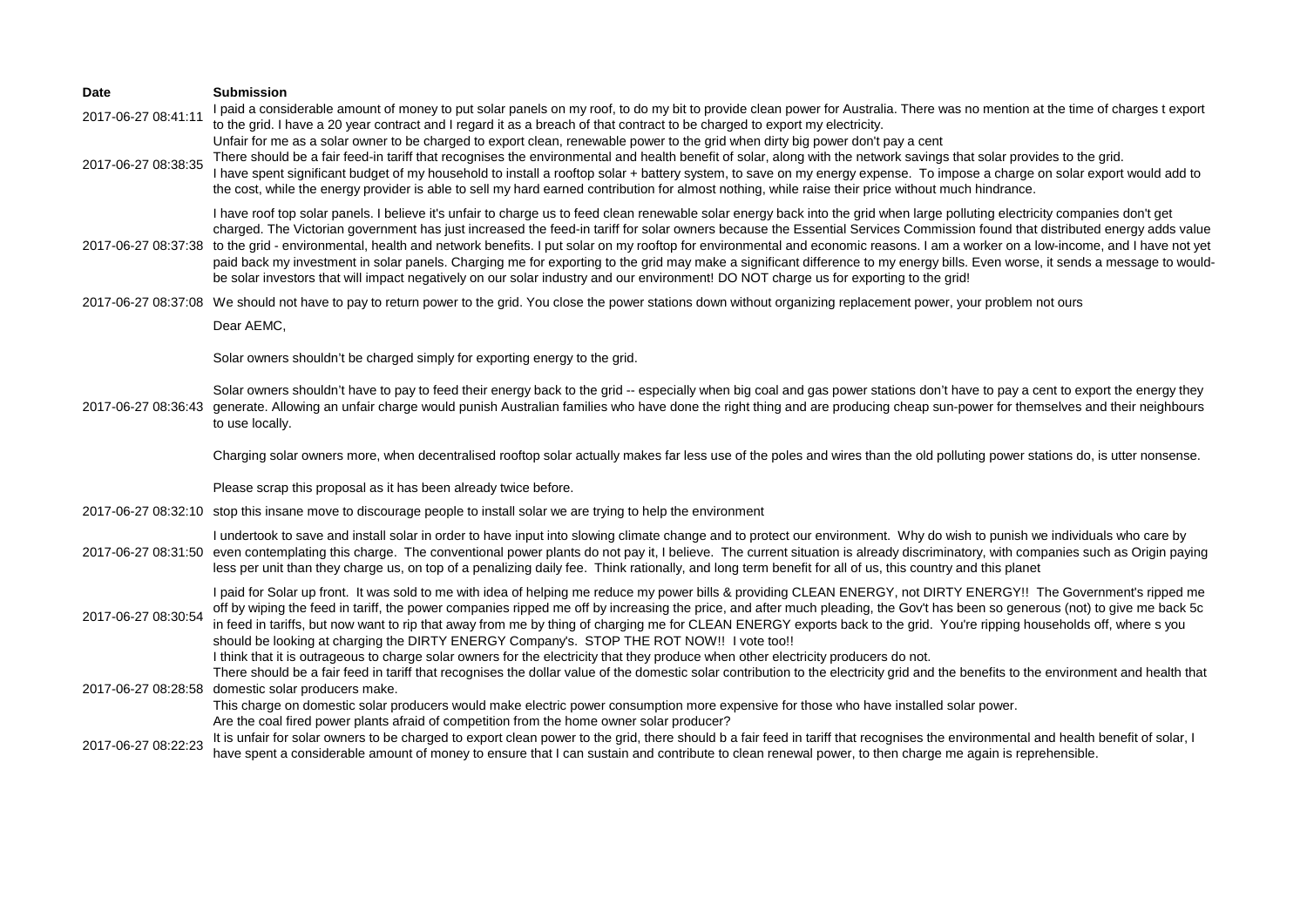| Date | Submission |
|---|---|
| 2017-06-27 08:41:11 | I paid a considerable amount of money to put solar panels on my roof, to do my bit to provide clean power for Australia. There was no mention at the time of charges t export to the grid. I have a 20 year contract and I regard it as a breach of that contract to be charged to export my electricity. |
| 2017-06-27 08:38:35 | Unfair for me as a solar owner to be charged to export clean, renewable power to the grid when dirty big power don't pay a cent<br>There should be a fair feed-in tariff that recognises the environmental and health benefit of solar, along with the network savings that solar provides to the grid.<br>I have spent significant budget of my household to install a rooftop solar + battery system, to save on my energy expense. To impose a charge on solar export would add to the cost, while the energy provider is able to sell my hard earned contribution for almost nothing, while raise their price without much hindrance. |
| 2017-06-27 08:37:38 | I have roof top solar panels. I believe it's unfair to charge us to feed clean renewable solar energy back into the grid when large polluting electricity companies don't get charged. The Victorian government has just increased the feed-in tariff for solar owners because the Essential Services Commission found that distributed energy adds value to the grid - environmental, health and network benefits. I put solar on my rooftop for environmental and economic reasons. I am a worker on a low-income, and I have not yet paid back my investment in solar panels. Charging me for exporting to the grid may make a significant difference to my energy bills. Even worse, it sends a message to would-be solar investors that will impact negatively on our solar industry and our environment! DO NOT charge us for exporting to the grid! |
| 2017-06-27 08:37:08 | We should not have to pay to return power to the grid. You close the power stations down without organizing replacement power, your problem not ours |
| 2017-06-27 08:36:43 | Dear AEMC,<br><br>Solar owners shouldn't be charged simply for exporting energy to the grid.<br><br>Solar owners shouldn't have to pay to feed their energy back to the grid -- especially when big coal and gas power stations don't have to pay a cent to export the energy they generate. Allowing an unfair charge would punish Australian families who have done the right thing and are producing cheap sun-power for themselves and their neighbours to use locally.<br><br>Charging solar owners more, when decentralised rooftop solar actually makes far less use of the poles and wires than the old polluting power stations do, is utter nonsense.<br><br>Please scrap this proposal as it has been already twice before. |
| 2017-06-27 08:32:10 | stop this insane move to discourage people to install solar we are trying to help the environment |
| 2017-06-27 08:31:50 | I undertook to save and install solar in order to have input into slowing climate change and to protect our environment. Why do wish to punish we individuals who care by even contemplating this charge. The conventional power plants do not pay it, I believe. The current situation is already discriminatory, with companies such as Origin paying less per unit than they charge us, on top of a penalizing daily fee. Think rationally, and long term benefit for all of us, this country and this planet |
| 2017-06-27 08:30:54 | I paid for Solar up front. It was sold to me with idea of helping me reduce my power bills & providing CLEAN ENERGY, not DIRTY ENERGY!! The Government's ripped me off by wiping the feed in tariff, the power companies ripped me off by increasing the price, and after much pleading, the Gov't has been so generous (not) to give me back 5c in feed in tariffs, but now want to rip that away from me by thing of charging me for CLEAN ENERGY exports back to the grid. You're ripping households off, where s you should be looking at charging the DIRTY ENERGY Company's. STOP THE ROT NOW!! I vote too!! |
| 2017-06-27 08:28:58 | I think that it is outrageous to charge solar owners for the electricity that they produce when other electricity producers do not.<br>There should be a fair feed in tariff that recognises the dollar value of the domestic solar contribution to the electricity grid and the benefits to the environment and health that domestic solar producers make.<br>This charge on domestic solar producers would make electric power consumption more expensive for those who have installed solar power.<br>Are the coal fired power plants afraid of competition from the home owner solar producer? |
| 2017-06-27 08:22:23 | It is unfair for solar owners to be charged to export clean power to the grid, there should b a fair feed in tariff that recognises the environmental and health benefit of solar, I have spent a considerable amount of money to ensure that I can sustain and contribute to clean renewal power, to then charge me again is reprehensible. |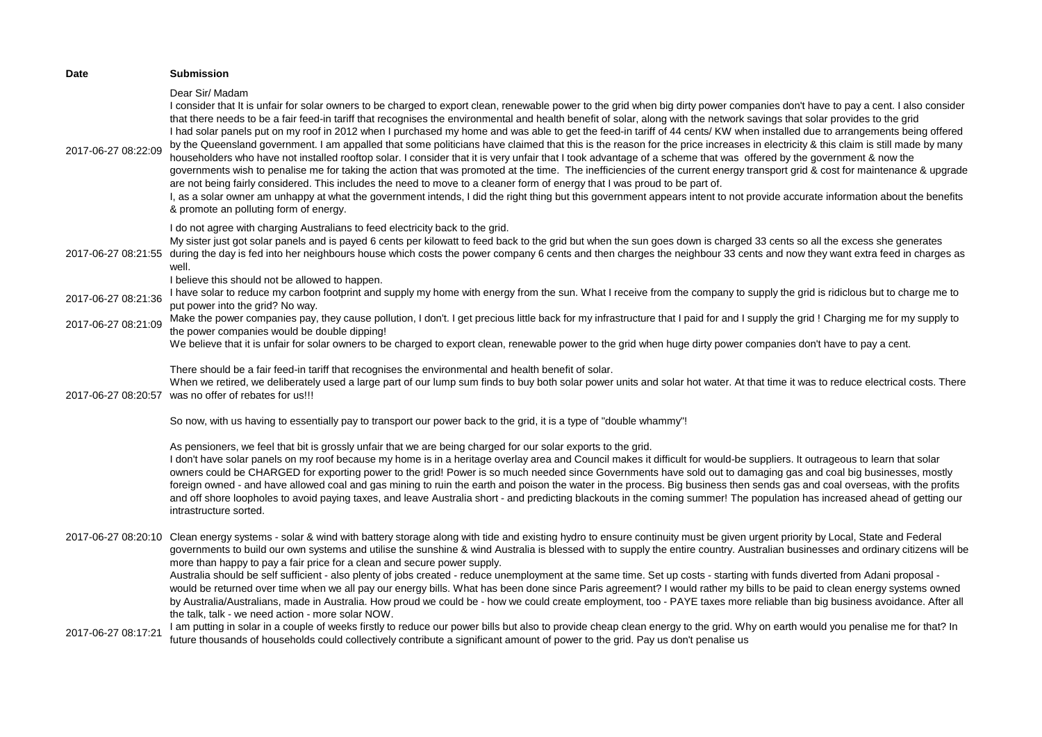| Date | Submission |
|---|---|
| 2017-06-27 08:22:09 | Dear Sir/ Madam<br>I consider that It is unfair for solar owners to be charged to export clean, renewable power to the grid when big dirty power companies don't have to pay a cent. I also consider that there needs to be a fair feed-in tariff that recognises the environmental and health benefit of solar, along with the network savings that solar provides to the grid<br>I had solar panels put on my roof in 2012 when I purchased my home and was able to get the feed-in tariff of 44 cents/ KW when installed due to arrangements being offered by the Queensland government. I am appalled that some politicians have claimed that this is the reason for the price increases in electricity & this claim is still made by many householders who have not installed rooftop solar. I consider that it is very unfair that I took advantage of a scheme that was offered by the government & now the governments wish to penalise me for taking the action that was promoted at the time. The inefficiencies of the current energy transport grid & cost for maintenance & upgrade are not being fairly considered. This includes the need to move to a cleaner form of energy that I was proud to be part of.<br>I, as a solar owner am unhappy at what the government intends, I did the right thing but this government appears intent to not provide accurate information about the benefits & promote an polluting form of energy. |
| 2017-06-27 08:21:55 | I do not agree with charging Australians to feed electricity back to the grid.<br>My sister just got solar panels and is payed 6 cents per kilowatt to feed back to the grid but when the sun goes down is charged 33 cents so all the excess she generates during the day is fed into her neighbours house which costs the power company 6 cents and then charges the neighbour 33 cents and now they want extra feed in charges as well.<br>I believe this should not be allowed to happen. |
| 2017-06-27 08:21:36 | I have solar to reduce my carbon footprint and supply my home with energy from the sun. What I receive from the company to supply the grid is ridiclous but to charge me to put power into the grid? No way. |
| 2017-06-27 08:21:09 | Make the power companies pay, they cause pollution, I don't. I get precious little back for my infrastructure that I paid for and I supply the grid ! Charging me for my supply to the power companies would be double dipping! |
| 2017-06-27 08:20:57 | We believe that it is unfair for solar owners to be charged to export clean, renewable power to the grid when huge dirty power companies don't have to pay a cent.<br><br>There should be a fair feed-in tariff that recognises the environmental and health benefit of solar.<br>When we retired, we deliberately used a large part of our lump sum finds to buy both solar power units and solar hot water. At that time it was to reduce electrical costs. There was no offer of rebates for us!!!<br><br>So now, with us having to essentially pay to transport our power back to the grid, it is a type of "double whammy"!<br><br>As pensioners, we feel that bit is grossly unfair that we are being charged for our solar exports to the grid. |
| 2017-06-27 08:20:10 | I don't have solar panels on my roof because my home is in a heritage overlay area and Council makes it difficult for would-be suppliers. It outrageous to learn that solar owners could be CHARGED for exporting power to the grid! Power is so much needed since Governments have sold out to damaging gas and coal big businesses, mostly foreign owned - and have allowed coal and gas mining to ruin the earth and poison the water in the process. Big business then sends gas and coal overseas, with the profits and off shore loopholes to avoid paying taxes, and leave Australia short - and predicting blackouts in the coming summer! The population has increased ahead of getting our intrastructure sorted.<br><br>Clean energy systems - solar & wind with battery storage along with tide and existing hydro to ensure continuity must be given urgent priority by Local, State and Federal governments to build our own systems and utilise the sunshine & wind Australia is blessed with to supply the entire country. Australian businesses and ordinary citizens will be more than happy to pay a fair price for a clean and secure power supply.<br>Australia should be self sufficient - also plenty of jobs created - reduce unemployment at the same time. Set up costs - starting with funds diverted from Adani proposal - would be returned over time when we all pay our energy bills. What has been done since Paris agreement? I would rather my bills to be paid to clean energy systems owned by Australia/Australians, made in Australia. How proud we could be - how we could create employment, too - PAYE taxes more reliable than big business avoidance. After all the talk, talk - we need action - more solar NOW. |
| 2017-06-27 08:17:21 | I am putting in solar in a couple of weeks firstly to reduce our power bills but also to provide cheap clean energy to the grid. Why on earth would you penalise me for that? In future thousands of households could collectively contribute a significant amount of power to the grid. Pay us don't penalise us |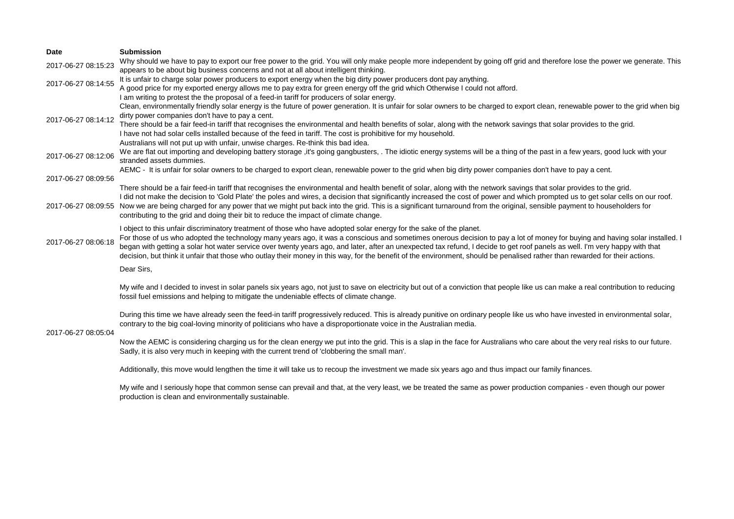| Date | Submission |
| --- | --- |
| 2017-06-27 08:15:23 | Why should we have to pay to export our free power to the grid. You will only make people more independent by going off grid and therefore lose the power we generate. This appears to be about big business concerns and not at all about intelligent thinking. |
| 2017-06-27 08:14:55 | It is unfair to charge solar power producers to export energy when the big dirty power producers dont pay anything.<br>A good price for my exported energy allows me to pay extra for green energy off the grid which Otherwise I could not afford. |
| 2017-06-27 08:14:12 | I am writing to protest the the proposal of a feed-in tariff for producers of solar energy.<br>Clean, environmentally friendly solar energy is the future of power generation. It is unfair for solar owners to be charged to export clean, renewable power to the grid when big dirty power companies don't have to pay a cent.<br>There should be a fair feed-in tariff that recognises the environmental and health benefits of solar, along with the network savings that solar provides to the grid.<br>I have not had solar cells installed because of the feed in tariff. The cost is prohibitive for my household.<br>Australians will not put up with unfair, unwise charges. Re-think this bad idea. |
| 2017-06-27 08:12:06 | We are flat out importing and developing battery storage ,it's going gangbusters, . The idiotic energy systems will be a thing of the past in a few years, good luck with your stranded assets dummies. |
| 2017-06-27 08:09:56 | AEMC - It is unfair for solar owners to be charged to export clean, renewable power to the grid when big dirty power companies don't have to pay a cent.<br><br>There should be a fair feed-in tariff that recognises the environmental and health benefit of solar, along with the network savings that solar provides to the grid. |
| 2017-06-27 08:09:55 | I did not make the decision to 'Gold Plate' the poles and wires, a decision that significantly increased the cost of power and which prompted us to get solar cells on our roof. Now we are being charged for any power that we might put back into the grid. This is a significant turnaround from the original, sensible payment to householders for contributing to the grid and doing their bit to reduce the impact of climate change. |
| 2017-06-27 08:06:18 | I object to this unfair discriminatory treatment of those who have adopted solar energy for the sake of the planet.<br>For those of us who adopted the technology many years ago, it was a conscious and sometimes onerous decision to pay a lot of money for buying and having solar installed. I began with getting a solar hot water service over twenty years ago, and later, after an unexpected tax refund, I decide to get roof panels as well. I'm very happy with that decision, but think it unfair that those who outlay their money in this way, for the benefit of the environment, should be penalised rather than rewarded for their actions. |
| 2017-06-27 08:05:04 | Dear Sirs,<br><br>My wife and I decided to invest in solar panels six years ago, not just to save on electricity but out of a conviction that people like us can make a real contribution to reducing fossil fuel emissions and helping to mitigate the undeniable effects of climate change.<br><br>During this time we have already seen the feed-in tariff progressively reduced. This is already punitive on ordinary people like us who have invested in environmental solar, contrary to the big coal-loving minority of politicians who have a disproportionate voice in the Australian media.<br><br>Now the AEMC is considering charging us for the clean energy we put into the grid. This is a slap in the face for Australians who care about the very real risks to our future. Sadly, it is also very much in keeping with the current trend of 'clobbering the small man'.<br><br>Additionally, this move would lengthen the time it will take us to recoup the investment we made six years ago and thus impact our family finances.<br><br>My wife and I seriously hope that common sense can prevail and that, at the very least, we be treated the same as power production companies - even though our power production is clean and environmentally sustainable. |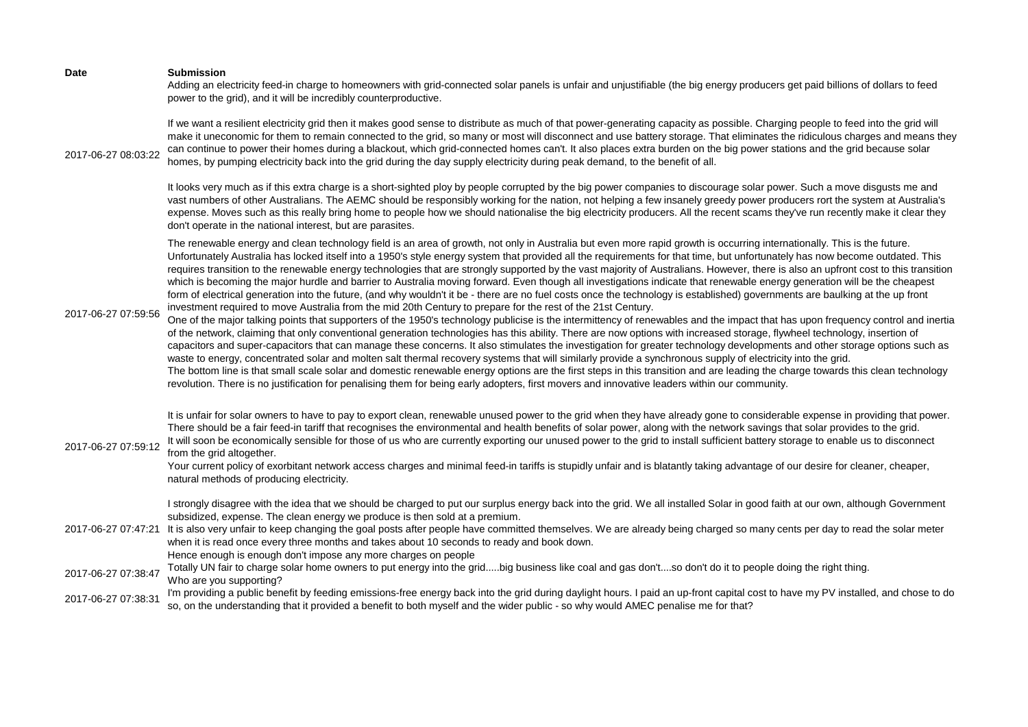| Date | Submission |
|---|---|
| 2017-06-27 08:03:22 | Adding an electricity feed-in charge to homeowners with grid-connected solar panels is unfair and unjustifiable (the big energy producers get paid billions of dollars to feed power to the grid), and it will be incredibly counterproductive.<br><br>If we want a resilient electricity grid then it makes good sense to distribute as much of that power-generating capacity as possible. Charging people to feed into the grid will make it uneconomic for them to remain connected to the grid, so many or most will disconnect and use battery storage. That eliminates the ridiculous charges and means they can continue to power their homes during a blackout, which grid-connected homes can't. It also places extra burden on the big power stations and the grid because solar homes, by pumping electricity back into the grid during the day supply electricity during peak demand, to the benefit of all.<br><br>It looks very much as if this extra charge is a short-sighted ploy by people corrupted by the big power companies to discourage solar power. Such a move disgusts me and vast numbers of other Australians. The AEMC should be responsibly working for the nation, not helping a few insanely greedy power producers rort the system at Australia's expense. Moves such as this really bring home to people how we should nationalise the big electricity producers. All the recent scams they've run recently make it clear they don't operate in the national interest, but are parasites. |
| 2017-06-27 07:59:56 | The renewable energy and clean technology field is an area of growth, not only in Australia but even more rapid growth is occurring internationally. This is the future. Unfortunately Australia has locked itself into a 1950's style energy system that provided all the requirements for that time, but unfortunately has now become outdated. This requires transition to the renewable energy technologies that are strongly supported by the vast majority of Australians. However, there is also an upfront cost to this transition which is becoming the major hurdle and barrier to Australia moving forward. Even though all investigations indicate that renewable energy generation will be the cheapest form of electrical generation into the future, (and why wouldn't it be - there are no fuel costs once the technology is established) governments are baulking at the up front investment required to move Australia from the mid 20th Century to prepare for the rest of the 21st Century.<br>One of the major talking points that supporters of the 1950's technology publicise is the intermittency of renewables and the impact that has upon frequency control and inertia of the network, claiming that only conventional generation technologies has this ability. There are now options with increased storage, flywheel technology, insertion of capacitors and super-capacitors that can manage these concerns. It also stimulates the investigation for greater technology developments and other storage options such as waste to energy, concentrated solar and molten salt thermal recovery systems that will similarly provide a synchronous supply of electricity into the grid.<br>The bottom line is that small scale solar and domestic renewable energy options are the first steps in this transition and are leading the charge towards this clean technology revolution. There is no justification for penalising them for being early adopters, first movers and innovative leaders within our community. |
| 2017-06-27 07:59:12 | It is unfair for solar owners to have to pay to export clean, renewable unused power to the grid when they have already gone to considerable expense in providing that power.<br>There should be a fair feed-in tariff that recognises the environmental and health benefits of solar power, along with the network savings that solar provides to the grid.<br>It will soon be economically sensible for those of us who are currently exporting our unused power to the grid to install sufficient battery storage to enable us to disconnect from the grid altogether.<br>Your current policy of exorbitant network access charges and minimal feed-in tariffs is stupidly unfair and is blatantly taking advantage of our desire for cleaner, cheaper, natural methods of producing electricity. |
| 2017-06-27 07:47:21 | I strongly disagree with the idea that we should be charged to put our surplus energy back into the grid. We all installed Solar in good faith at our own, although Government subsidized, expense. The clean energy we produce is then sold at a premium.<br>It is also very unfair to keep changing the goal posts after people have committed themselves. We are already being charged so many cents per day to read the solar meter when it is read once every three months and takes about 10 seconds to ready and book down.<br>Hence enough is enough don't impose any more charges on people |
| 2017-06-27 07:38:47 | Totally UN fair to charge solar home owners to put energy into the grid.....big business like coal and gas don't....so don't do it to people doing the right thing.<br>Who are you supporting? |
| 2017-06-27 07:38:31 | I'm providing a public benefit by feeding emissions-free energy back into the grid during daylight hours. I paid an up-front capital cost to have my PV installed, and chose to do so, on the understanding that it provided a benefit to both myself and the wider public - so why would AMEC penalise me for that? |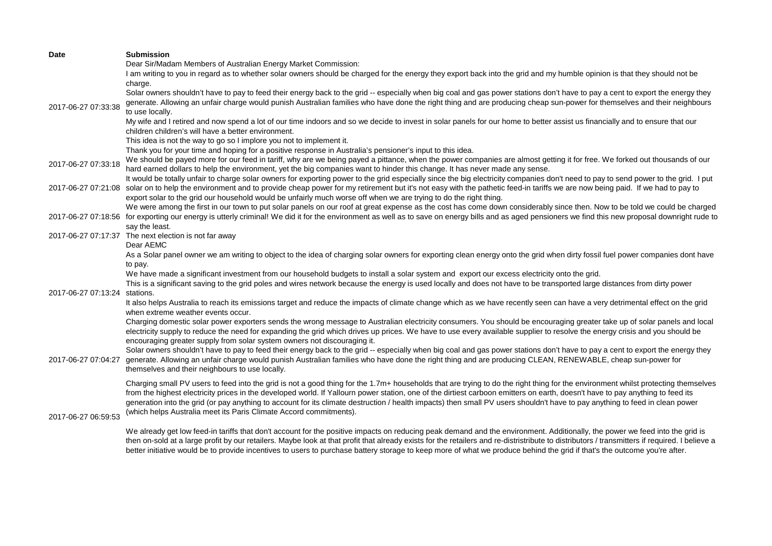| Date | Submission |
| --- | --- |
| 2017-06-27 07:33:38 | Dear Sir/Madam Members of Australian Energy Market Commission:<br>I am writing to you in regard as to whether solar owners should be charged for the energy they export back into the grid and my humble opinion is that they should not be charge.<br>Solar owners shouldn't have to pay to feed their energy back to the grid -- especially when big coal and gas power stations don't have to pay a cent to export the energy they generate. Allowing an unfair charge would punish Australian families who have done the right thing and are producing cheap sun-power for themselves and their neighbours to use locally.<br>My wife and I retired and now spend a lot of our time indoors and so we decide to invest in solar panels for our home to better assist us financially and to ensure that our children children's will have a better environment.<br>This idea is not the way to go so I implore you not to implement it.<br>Thank you for your time and hoping for a positive response in Australia's pensioner's input to this idea. |
| 2017-06-27 07:33:18 | We should be payed more for our feed in tariff, why are we being payed a pittance, when the power companies are almost getting it for free. We forked out thousands of our hard earned dollars to help the environment, yet the big companies want to hinder this change. It has never made any sense. |
| 2017-06-27 07:21:08 | It would be totally unfair to charge solar owners for exporting power to the grid especially since the big electricity companies don't need to pay to send power to the grid. I put solar on to help the environment and to provide cheap power for my retirement but it's not easy with the pathetic feed-in tariffs we are now being paid. If we had to pay to export solar to the grid our household would be unfairly much worse off when we are trying to do the right thing. |
| 2017-06-27 07:18:56 | We were among the first in our town to put solar panels on our roof at great expense as the cost has come down considerably since then. Now to be told we could be charged for exporting our energy is utterly criminal! We did it for the environment as well as to save on energy bills and as aged pensioners we find this new proposal downright rude to say the least. |
| 2017-06-27 07:17:37 | The next election is not far away |
| 2017-06-27 07:13:24 | Dear AEMC<br>As a Solar panel owner we am writing to object to the idea of charging solar owners for exporting clean energy onto the grid when dirty fossil fuel power companies dont have to pay.<br>We have made a significant investment from our household budgets to install a solar system and export our excess electricity onto the grid.<br>This is a significant saving to the grid poles and wires network because the energy is used locally and does not have to be transported large distances from dirty power stations.<br>It also helps Australia to reach its emissions target and reduce the impacts of climate change which as we have recently seen can have a very detrimental effect on the grid when extreme weather events occur.<br>Charging domestic solar power exporters sends the wrong message to Australian electricity consumers. You should be encouraging greater take up of solar panels and local electricity supply to reduce the need for expanding the grid which drives up prices. We have to use every available supplier to resolve the energy crisis and you should be encouraging greater supply from solar system owners not discouraging it. |
| 2017-06-27 07:04:27 | Solar owners shouldn't have to pay to feed their energy back to the grid -- especially when big coal and gas power stations don't have to pay a cent to export the energy they generate. Allowing an unfair charge would punish Australian families who have done the right thing and are producing CLEAN, RENEWABLE, cheap sun-power for themselves and their neighbours to use locally. |
| 2017-06-27 06:59:53 | Charging small PV users to feed into the grid is not a good thing for the 1.7m+ households that are trying to do the right thing for the environment whilst protecting themselves from the highest electricity prices in the developed world. If Yallourn power station, one of the dirtiest carboon emitters on earth, doesn't have to pay anything to feed its generation into the grid (or pay anything to account for its climate destruction / health impacts) then small PV users shouldn't have to pay anything to feed in clean power (which helps Australia meet its Paris Climate Accord commitments).<br><br>We already get low feed-in tariffs that don't account for the positive impacts on reducing peak demand and the environment. Additionally, the power we feed into the grid is then on-sold at a large profit by our retailers. Maybe look at that profit that already exists for the retailers and re-distristribute to distributors / transmitters if required. I believe a better initiative would be to provide incentives to users to purchase battery storage to keep more of what we produce behind the grid if that's the outcome you're after. |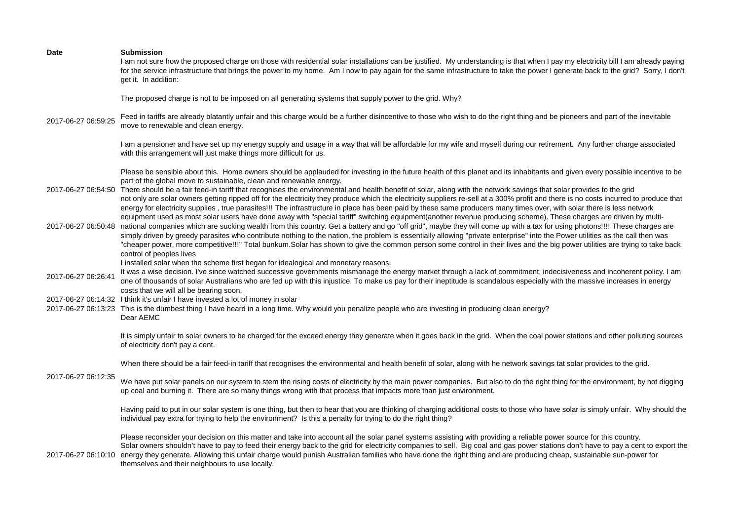| Date | Submission |
|---|---|
| 2017-06-27 06:59:25 | I am not sure how the proposed charge on those with residential solar installations can be justified. My understanding is that when I pay my electricity bill I am already paying for the service infrastructure that brings the power to my home. Am I now to pay again for the same infrastructure to take the power I generate back to the grid? Sorry, I don't get it. In addition:<br><br>The proposed charge is not to be imposed on all generating systems that supply power to the grid. Why?<br><br>Feed in tariffs are already blatantly unfair and this charge would be a further disincentive to those who wish to do the right thing and be pioneers and part of the inevitable move to renewable and clean energy.<br><br>I am a pensioner and have set up my energy supply and usage in a way that will be affordable for my wife and myself during our retirement. Any further charge associated with this arrangement will just make things more difficult for us.<br><br>Please be sensible about this. Home owners should be applauded for investing in the future health of this planet and its inhabitants and given every possible incentive to be part of the global move to sustainable, clean and renewable energy. |
| 2017-06-27 06:54:50 | There should be a fair feed-in tariff that recognises the environmental and health benefit of solar, along with the network savings that solar provides to the grid |
| 2017-06-27 06:50:48 | not only are solar owners getting ripped off for the electricity they produce which the electricity suppliers re-sell at a 300% profit and there is no costs incurred to produce that energy for electricity supplies , true parasites!!! The infrastructure in place has been paid by these same producers many times over, with solar there is less network equipment used as most solar users have done away with "special tariff" switching equipment(another revenue producing scheme). These charges are driven by multi-national companies which are sucking wealth from this country. Get a battery and go "off grid", maybe they will come up with a tax for using photons!!!! These charges are simply driven by greedy parasites who contribute nothing to the nation, the problem is essentially allowing "private enterprise" into the Power utilities as the call then was "cheaper power, more competitive!!!" Total bunkum.Solar has shown to give the common person some control in their lives and the big power utilities are trying to take back control of peoples lives |
| 2017-06-27 06:26:41 | I installed solar when the scheme first began for idealogical and monetary reasons.<br>It was a wise decision. I've since watched successive governments mismanage the energy market through a lack of commitment, indecisiveness and incoherent policy. I am one of thousands of solar Australians who are fed up with this injustice. To make us pay for their ineptitude is scandalous especially with the massive increases in energy costs that we will all be bearing soon. |
| 2017-06-27 06:14:32 | I think it's unfair I have invested a lot of money in solar |
| 2017-06-27 06:13:23 | This is the dumbest thing I have heard in a long time. Why would you penalize people who are investing in producing clean energy? |
| 2017-06-27 06:12:35 | Dear AEMC<br><br>It is simply unfair to solar owners to be charged for the exceed energy they generate when it goes back in the grid. When the coal power stations and other polluting sources of electricity don't pay a cent.<br><br>When there should be a fair feed-in tariff that recognises the environmental and health benefit of solar, along with he network savings tat solar provides to the grid.<br><br>We have put solar panels on our system to stem the rising costs of electricity by the main power companies. But also to do the right thing for the environment, by not digging up coal and burning it. There are so many things wrong with that process that impacts more than just environment.<br><br>Having paid to put in our solar system is one thing, but then to hear that you are thinking of charging additional costs to those who have solar is simply unfair. Why should the individual pay extra for trying to help the environment? Is this a penalty for trying to do the right thing?<br><br>Please reconsider your decision on this matter and take into account all the solar panel systems assisting with providing a reliable power source for this country. |
| 2017-06-27 06:10:10 | Solar owners shouldn't have to pay to feed their energy back to the grid for electricity companies to sell. Big coal and gas power stations don't have to pay a cent to export the energy they generate. Allowing this unfair charge would punish Australian families who have done the right thing and are producing cheap, sustainable sun-power for themselves and their neighbours to use locally. |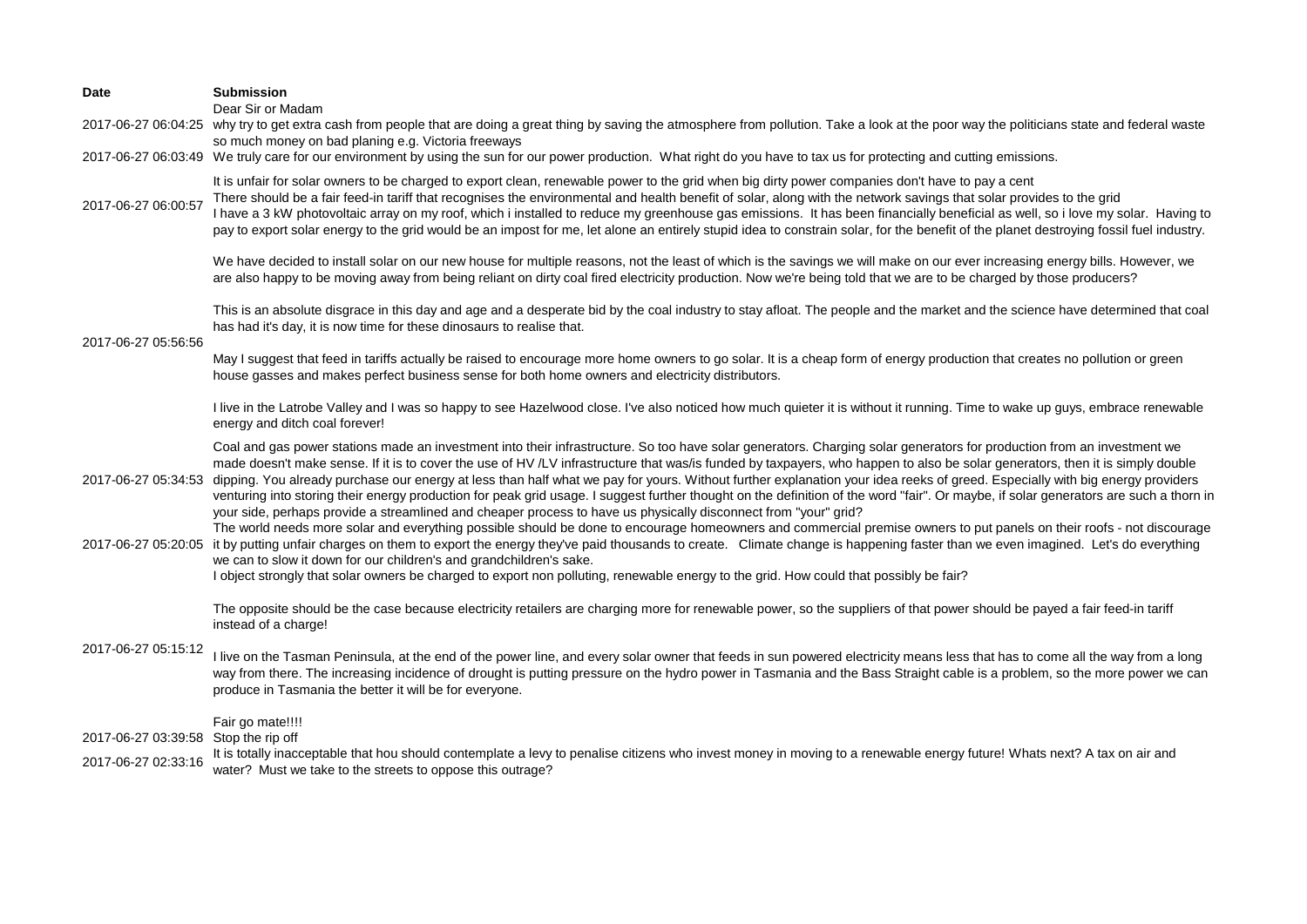| Date | Submission |
|---|---|
| 2017-06-27 06:04:25 | Dear Sir or Madam<br>why try to get extra cash from people that are doing a great thing by saving the atmosphere from pollution. Take a look at the poor way the politicians state and federal waste so much money on bad planing e.g. Victoria freeways |
| 2017-06-27 06:03:49 | We truly care for our environment by using the sun for our power production. What right do you have to tax us for protecting and cutting emissions. |
| 2017-06-27 06:00:57 | It is unfair for solar owners to be charged to export clean, renewable power to the grid when big dirty power companies don't have to pay a cent<br>There should be a fair feed-in tariff that recognises the environmental and health benefit of solar, along with the network savings that solar provides to the grid<br>I have a 3 kW photovoltaic array on my roof, which i installed to reduce my greenhouse gas emissions. It has been financially beneficial as well, so i love my solar. Having to pay to export solar energy to the grid would be an impost for me, let alone an entirely stupid idea to constrain solar, for the benefit of the planet destroying fossil fuel industry. |
| 2017-06-27 05:56:56 | We have decided to install solar on our new house for multiple reasons, not the least of which is the savings we will make on our ever increasing energy bills. However, we are also happy to be moving away from being reliant on dirty coal fired electricity production. Now we're being told that we are to be charged by those producers?<br><br>This is an absolute disgrace in this day and age and a desperate bid by the coal industry to stay afloat. The people and the market and the science have determined that coal has had it's day, it is now time for these dinosaurs to realise that.<br><br>May I suggest that feed in tariffs actually be raised to encourage more home owners to go solar. It is a cheap form of energy production that creates no pollution or green house gasses and makes perfect business sense for both home owners and electricity distributors.<br><br>I live in the Latrobe Valley and I was so happy to see Hazelwood close. I've also noticed how much quieter it is without it running. Time to wake up guys, embrace renewable energy and ditch coal forever! |
| 2017-06-27 05:34:53 | Coal and gas power stations made an investment into their infrastructure. So too have solar generators. Charging solar generators for production from an investment we made doesn't make sense. If it is to cover the use of HV /LV infrastructure that was/is funded by taxpayers, who happen to also be solar generators, then it is simply double dipping. You already purchase our energy at less than half what we pay for yours. Without further explanation your idea reeks of greed. Especially with big energy providers venturing into storing their energy production for peak grid usage. I suggest further thought on the definition of the word "fair". Or maybe, if solar generators are such a thorn in your side, perhaps provide a streamlined and cheaper process to have us physically disconnect from "your" grid? |
| 2017-06-27 05:20:05 | The world needs more solar and everything possible should be done to encourage homeowners and commercial premise owners to put panels on their roofs - not discourage it by putting unfair charges on them to export the energy they've paid thousands to create. Climate change is happening faster than we even imagined. Let's do everything we can to slow it down for our children's and grandchildren's sake. |
| 2017-06-27 05:15:12 | I object strongly that solar owners be charged to export non polluting, renewable energy to the grid. How could that possibly be fair?<br><br>The opposite should be the case because electricity retailers are charging more for renewable power, so the suppliers of that power should be payed a fair feed-in tariff instead of a charge!<br><br>I live on the Tasman Peninsula, at the end of the power line, and every solar owner that feeds in sun powered electricity means less that has to come all the way from a long way from there. The increasing incidence of drought is putting pressure on the hydro power in Tasmania and the Bass Straight cable is a problem, so the more power we can produce in Tasmania the better it will be for everyone. |
| 2017-06-27 03:39:58 | Fair go mate!!!!<br>Stop the rip off |
| 2017-06-27 02:33:16 | It is totally inacceptable that hou should contemplate a levy to penalise citizens who invest money in moving to a renewable energy future! Whats next? A tax on air and water? Must we take to the streets to oppose this outrage? |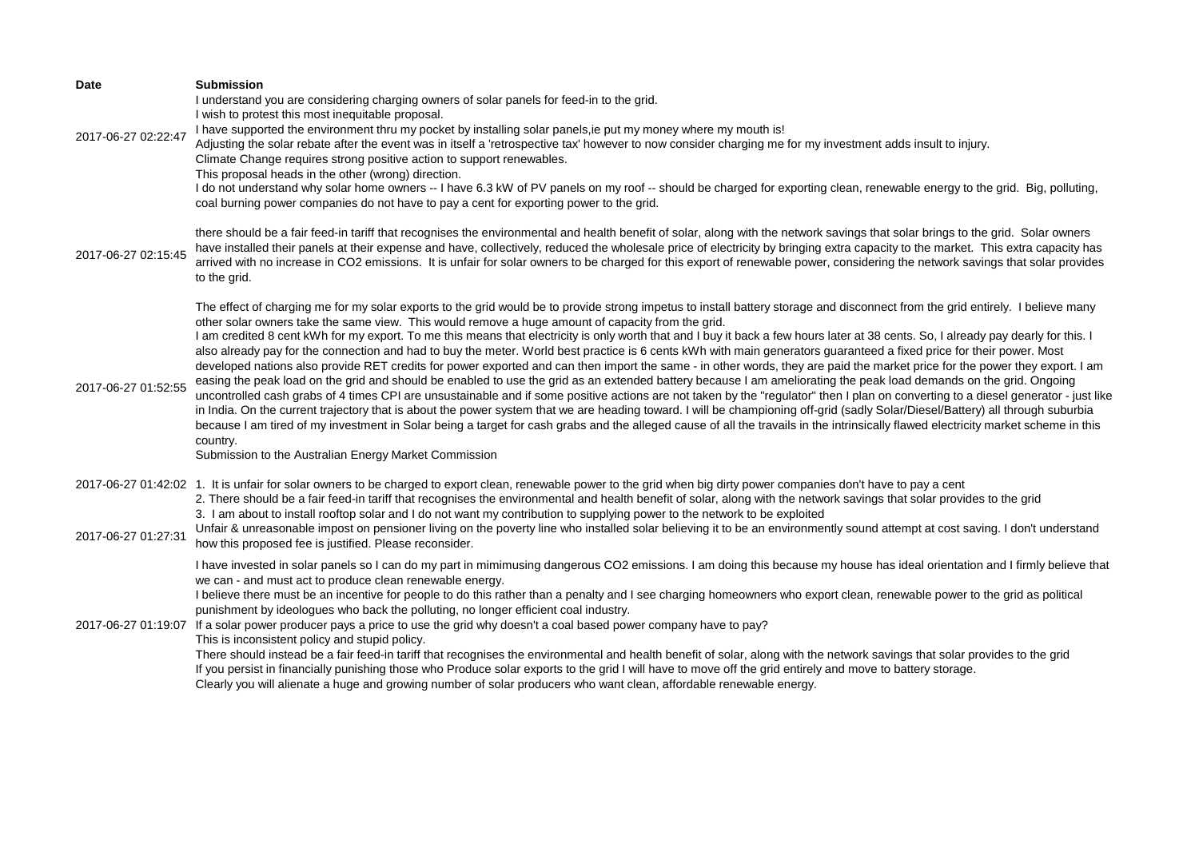| Date | Submission |
|---|---|
| 2017-06-27 02:22:47 | I understand you are considering charging owners of solar panels for feed-in to the grid.<br>I wish to protest this most inequitable proposal.<br>I have supported the environment thru my pocket by installing solar panels,ie put my money where my mouth is!<br>Adjusting the solar rebate after the event was in itself a 'retrospective tax' however to now consider charging me for my investment adds insult to injury.<br>Climate Change requires strong positive action to support renewables.<br>This proposal heads in the other (wrong) direction.<br>I do not understand why solar home owners -- I have 6.3 kW of PV panels on my roof -- should be charged for exporting clean, renewable energy to the grid. Big, polluting, coal burning power companies do not have to pay a cent for exporting power to the grid. |
| 2017-06-27 02:15:45 | there should be a fair feed-in tariff that recognises the environmental and health benefit of solar, along with the network savings that solar brings to the grid. Solar owners have installed their panels at their expense and have, collectively, reduced the wholesale price of electricity by bringing extra capacity to the market. This extra capacity has arrived with no increase in CO2 emissions. It is unfair for solar owners to be charged for this export of renewable power, considering the network savings that solar provides to the grid. |
| 2017-06-27 01:52:55 | The effect of charging me for my solar exports to the grid would be to provide strong impetus to install battery storage and disconnect from the grid entirely. I believe many other solar owners take the same view. This would remove a huge amount of capacity from the grid.<br>I am credited 8 cent kWh for my export. To me this means that electricity is only worth that and I buy it back a few hours later at 38 cents. So, I already pay dearly for this. I also already pay for the connection and had to buy the meter. World best practice is 6 cents kWh with main generators guaranteed a fixed price for their power. Most developed nations also provide RET credits for power exported and can then import the same - in other words, they are paid the market price for the power they export. I am easing the peak load on the grid and should be enabled to use the grid as an extended battery because I am ameliorating the peak load demands on the grid. Ongoing uncontrolled cash grabs of 4 times CPI are unsustainable and if some positive actions are not taken by the "regulator" then I plan on converting to a diesel generator - just like in India. On the current trajectory that is about the power system that we are heading toward. I will be championing off-grid (sadly Solar/Diesel/Battery) all through suburbia because I am tired of my investment in Solar being a target for cash grabs and the alleged cause of all the travails in the intrinsically flawed electricity market scheme in this country.<br>Submission to the Australian Energy Market Commission |
| 2017-06-27 01:42:02 | 1. It is unfair for solar owners to be charged to export clean, renewable power to the grid when big dirty power companies don't have to pay a cent<br>2. There should be a fair feed-in tariff that recognises the environmental and health benefit of solar, along with the network savings that solar provides to the grid<br>3. I am about to install rooftop solar and I do not want my contribution to supplying power to the network to be exploited |
| 2017-06-27 01:27:31 | Unfair & unreasonable impost on pensioner living on the poverty line who installed solar believing it to be an environmentally sound attempt at cost saving. I don't understand how this proposed fee is justified. Please reconsider. |
| 2017-06-27 01:19:07 | I have invested in solar panels so I can do my part in mimimusing dangerous CO2 emissions. I am doing this because my house has ideal orientation and I firmly believe that we can - and must act to produce clean renewable energy.<br>I believe there must be an incentive for people to do this rather than a penalty and I see charging homeowners who export clean, renewable power to the grid as political punishment by ideologues who back the polluting, no longer efficient coal industry.<br>If a solar power producer pays a price to use the grid why doesn't a coal based power company have to pay?<br>This is inconsistent policy and stupid policy.<br>There should instead be a fair feed-in tariff that recognises the environmental and health benefit of solar, along with the network savings that solar provides to the grid<br>If you persist in financially punishing those who Produce solar exports to the grid I will have to move off the grid entirely and move to battery storage.<br>Clearly you will alienate a huge and growing number of solar producers who want clean, affordable renewable energy. |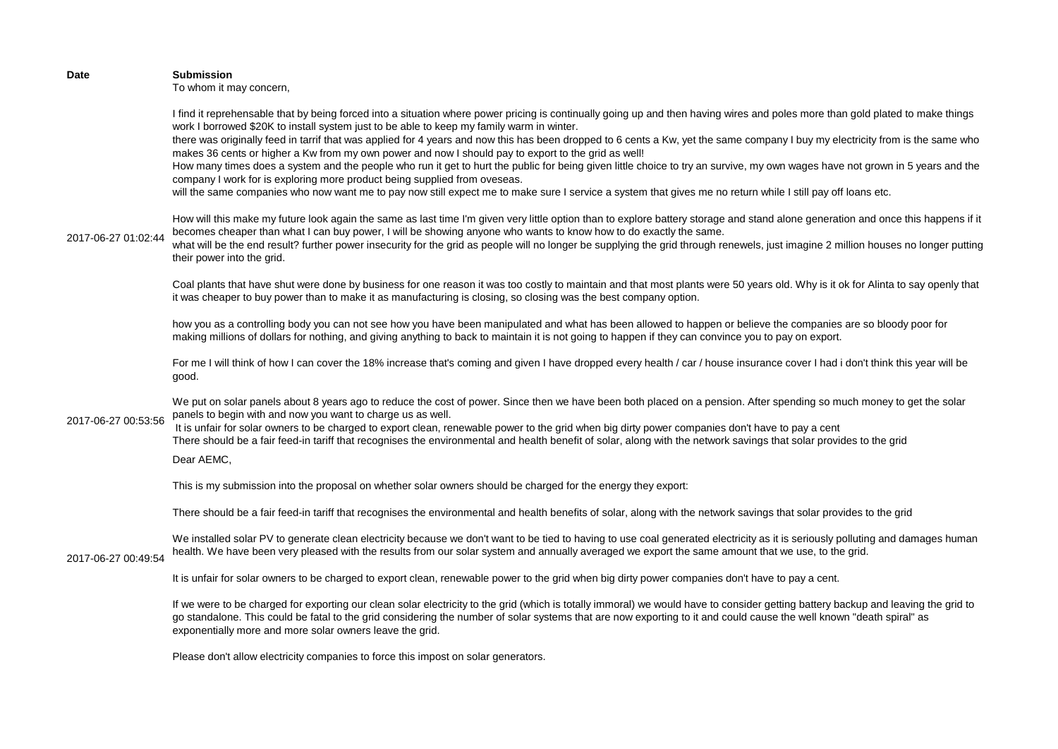| Date | Submission |
| --- | --- |
| 2017-06-27 01:02:44 | To whom it may concern,<br><br>I find it reprehensable that by being forced into a situation where power pricing is continually going up and then having wires and poles more than gold plated to make things work I borrowed $20K to install system just to be able to keep my family warm in winter.<br>there was originally feed in tarrif that was applied for 4 years and now this has been dropped to 6 cents a Kw, yet the same company I buy my electricity from is the same who makes 36 cents or higher a Kw from my own power and now I should pay to export to the grid as well!<br>How many times does a system and the people who run it get to hurt the public for being given little choice to try an survive, my own wages have not grown in 5 years and the company I work for is exploring more product being supplied from oveseas.<br>will the same companies who now want me to pay now still expect me to make sure I service a system that gives me no return while I still pay off loans etc.<br><br>How will this make my future look again the same as last time I'm given very little option than to explore battery storage and stand alone generation and once this happens if it becomes cheaper than what I can buy power, I will be showing anyone who wants to know how to do exactly the same.<br>what will be the end result? further power insecurity for the grid as people will no longer be supplying the grid through renewels, just imagine 2 million houses no longer putting their power into the grid.<br><br>Coal plants that have shut were done by business for one reason it was too costly to maintain and that most plants were 50 years old. Why is it ok for Alinta to say openly that it was cheaper to buy power than to make it as manufacturing is closing, so closing was the best company option.<br><br>how you as a controlling body you can not see how you have been manipulated and what has been allowed to happen or believe the companies are so bloody poor for making millions of dollars for nothing, and giving anything to back to maintain it is not going to happen if they can convince you to pay on export.<br><br>For me I will think of how I can cover the 18% increase that's coming and given I have dropped every health / car / house insurance cover I had i don't think this year will be good. |
| 2017-06-27 00:53:56 | We put on solar panels about 8 years ago to reduce the cost of power. Since then we have been both placed on a pension. After spending so much money to get the solar panels to begin with and now you want to charge us as well.<br>It is unfair for solar owners to be charged to export clean, renewable power to the grid when big dirty power companies don't have to pay a cent<br>There should be a fair feed-in tariff that recognises the environmental and health benefit of solar, along with the network savings that solar provides to the grid |
| 2017-06-27 00:49:54 | Dear AEMC,<br><br>This is my submission into the proposal on whether solar owners should be charged for the energy they export:<br><br>There should be a fair feed-in tariff that recognises the environmental and health benefits of solar, along with the network savings that solar provides to the grid<br><br>We installed solar PV to generate clean electricity because we don't want to be tied to having to use coal generated electricity as it is seriously polluting and damages human health. We have been very pleased with the results from our solar system and annually averaged we export the same amount that we use, to the grid.<br><br>It is unfair for solar owners to be charged to export clean, renewable power to the grid when big dirty power companies don't have to pay a cent.<br><br>If we were to be charged for exporting our clean solar electricity to the grid (which is totally immoral) we would have to consider getting battery backup and leaving the grid to go standalone. This could be fatal to the grid considering the number of solar systems that are now exporting to it and could cause the well known "death spiral" as exponentially more and more solar owners leave the grid.<br><br>Please don't allow electricity companies to force this impost on solar generators. |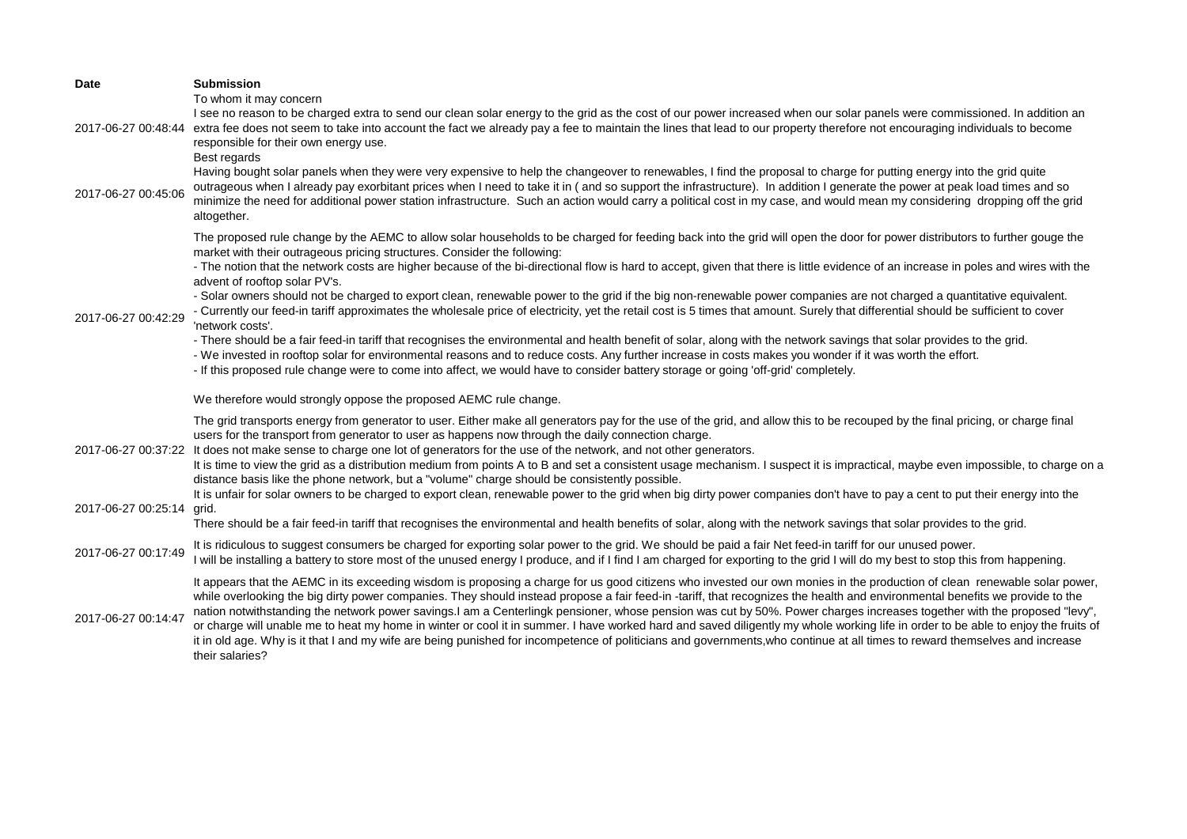| Date | Submission |
|---|---|
| 2017-06-27 00:48:44 | To whom it may concern<br>I see no reason to be charged extra to send our clean solar energy to the grid as the cost of our power increased when our solar panels were commissioned. In addition an extra fee does not seem to take into account the fact we already pay a fee to maintain the lines that lead to our property therefore not encouraging individuals to become responsible for their own energy use.<br>Best regards |
| 2017-06-27 00:45:06 | Having bought solar panels when they were very expensive to help the changeover to renewables, I find the proposal to charge for putting energy into the grid quite outrageous when I already pay exorbitant prices when I need to take it in ( and so support the infrastructure). In addition I generate the power at peak load times and so minimize the need for additional power station infrastructure. Such an action would carry a political cost in my case, and would mean my considering dropping off the grid altogether. |
| 2017-06-27 00:42:29 | The proposed rule change by the AEMC to allow solar households to be charged for feeding back into the grid will open the door for power distributors to further gouge the market with their outrageous pricing structures. Consider the following:<br>- The notion that the network costs are higher because of the bi-directional flow is hard to accept, given that there is little evidence of an increase in poles and wires with the advent of rooftop solar PV's.<br>- Solar owners should not be charged to export clean, renewable power to the grid if the big non-renewable power companies are not charged a quantitative equivalent.<br>- Currently our feed-in tariff approximates the wholesale price of electricity, yet the retail cost is 5 times that amount. Surely that differential should be sufficient to cover 'network costs'.<br>- There should be a fair feed-in tariff that recognises the environmental and health benefit of solar, along with the network savings that solar provides to the grid.<br>- We invested in rooftop solar for environmental reasons and to reduce costs. Any further increase in costs makes you wonder if it was worth the effort.<br>- If this proposed rule change were to come into affect, we would have to consider battery storage or going 'off-grid' completely.<br><br>We therefore would strongly oppose the proposed AEMC rule change. |
| 2017-06-27 00:37:22 | The grid transports energy from generator to user. Either make all generators pay for the use of the grid, and allow this to be recouped by the final pricing, or charge final users for the transport from generator to user as happens now through the daily connection charge.<br>It does not make sense to charge one lot of generators for the use of the network, and not other generators.<br>It is time to view the grid as a distribution medium from points A to B and set a consistent usage mechanism. I suspect it is impractical, maybe even impossible, to charge on a distance basis like the phone network, but a "volume" charge should be consistently possible. |
| 2017-06-27 00:25:14 | It is unfair for solar owners to be charged to export clean, renewable power to the grid when big dirty power companies don't have to pay a cent to put their energy into the grid.<br>There should be a fair feed-in tariff that recognises the environmental and health benefits of solar, along with the network savings that solar provides to the grid. |
| 2017-06-27 00:17:49 | It is ridiculous to suggest consumers be charged for exporting solar power to the grid. We should be paid a fair Net feed-in tariff for our unused power.<br>I will be installing a battery to store most of the unused energy I produce, and if I find I am charged for exporting to the grid I will do my best to stop this from happening. |
| 2017-06-27 00:14:47 | It appears that the AEMC in its exceeding wisdom is proposing a charge for us good citizens who invested our own monies in the production of clean renewable solar power, while overlooking the big dirty power companies. They should instead propose a fair feed-in -tariff, that recognizes the health and environmental benefits we provide to the nation notwithstanding the network power savings.I am a Centerlingk pensioner, whose pension was cut by 50%. Power charges increases together with the proposed "levy", or charge will unable me to heat my home in winter or cool it in summer. I have worked hard and saved diligently my whole working life in order to be able to enjoy the fruits of it in old age. Why is it that I and my wife are being punished for incompetence of politicians and governments,who continue at all times to reward themselves and increase their salaries? |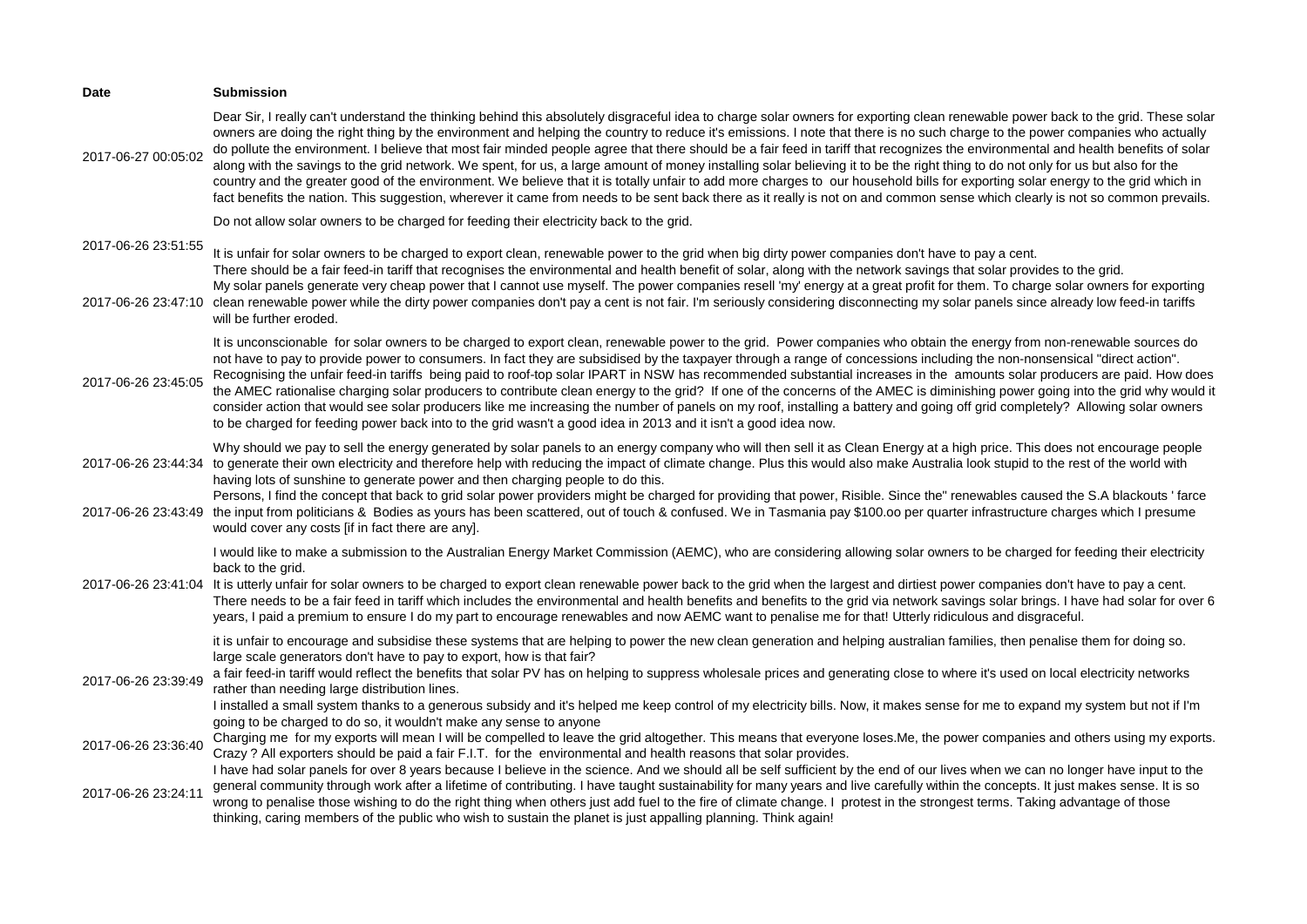| Date | Submission |
| --- | --- |
| 2017-06-27 00:05:02 | Dear Sir, I really can't understand the thinking behind this absolutely disgraceful idea to charge solar owners for exporting clean renewable power back to the grid. These solar owners are doing the right thing by the environment and helping the country to reduce it's emissions. I note that there is no such charge to the power companies who actually do pollute the environment. I believe that most fair minded people agree that there should be a fair feed in tariff that recognizes the environmental and health benefits of solar along with the savings to the grid network. We spent, for us, a large amount of money installing solar believing it to be the right thing to do not only for us but also for the country and the greater good of the environment. We believe that it is totally unfair to add more charges to our household bills for exporting solar energy to the grid which in fact benefits the nation. This suggestion, wherever it came from needs to be sent back there as it really is not on and common sense which clearly is not so common prevails. |
| 2017-06-26 23:51:55 | Do not allow solar owners to be charged for feeding their electricity back to the grid. |
| 2017-06-26 23:47:10 | It is unfair for solar owners to be charged to export clean, renewable power to the grid when big dirty power companies don't have to pay a cent. There should be a fair feed-in tariff that recognises the environmental and health benefit of solar, along with the network savings that solar provides to the grid. My solar panels generate very cheap power that I cannot use myself. The power companies resell 'my' energy at a great profit for them. To charge solar owners for exporting clean renewable power while the dirty power companies don't pay a cent is not fair. I'm seriously considering disconnecting my solar panels since already low feed-in tariffs will be further eroded. |
| 2017-06-26 23:45:05 | It is unconscionable for solar owners to be charged to export clean, renewable power to the grid. Power companies who obtain the energy from non-renewable sources do not have to pay to provide power to consumers. In fact they are subsidised by the taxpayer through a range of concessions including the non-nonsensical "direct action". Recognising the unfair feed-in tariffs being paid to roof-top solar IPART in NSW has recommended substantial increases in the amounts solar producers are paid. How does the AMEC rationalise charging solar producers to contribute clean energy to the grid? If one of the concerns of the AMEC is diminishing power going into the grid why would it consider action that would see solar producers like me increasing the number of panels on my roof, installing a battery and going off grid completely? Allowing solar owners to be charged for feeding power back into to the grid wasn't a good idea in 2013 and it isn't a good idea now. |
| 2017-06-26 23:44:34 | Why should we pay to sell the energy generated by solar panels to an energy company who will then sell it as Clean Energy at a high price. This does not encourage people to generate their own electricity and therefore help with reducing the impact of climate change. Plus this would also make Australia look stupid to the rest of the world with having lots of sunshine to generate power and then charging people to do this. |
| 2017-06-26 23:43:49 | Persons, I find the concept that back to grid solar power providers might be charged for providing that power, Risible. Since the" renewables caused the S.A blackouts ' farce the input from politicians & Bodies as yours has been scattered, out of touch & confused. We in Tasmania pay $100.oo per quarter infrastructure charges which I presume would cover any costs [if in fact there are any]. |
| 2017-06-26 23:41:04 | I would like to make a submission to the Australian Energy Market Commission (AEMC), who are considering allowing solar owners to be charged for feeding their electricity back to the grid. It is utterly unfair for solar owners to be charged to export clean renewable power back to the grid when the largest and dirtiest power companies don't have to pay a cent. There needs to be a fair feed in tariff which includes the environmental and health benefits and benefits to the grid via network savings solar brings. I have had solar for over 6 years, I paid a premium to ensure I do my part to encourage renewables and now AEMC want to penalise me for that! Utterly ridiculous and disgraceful. |
| 2017-06-26 23:39:49 | it is unfair to encourage and subsidise these systems that are helping to power the new clean generation and helping australian families, then penalise them for doing so. large scale generators don't have to pay to export, how is that fair? a fair feed-in tariff would reflect the benefits that solar PV has on helping to suppress wholesale prices and generating close to where it's used on local electricity networks rather than needing large distribution lines. I installed a small system thanks to a generous subsidy and it's helped me keep control of my electricity bills. Now, it makes sense for me to expand my system but not if I'm going to be charged to do so, it wouldn't make any sense to anyone |
| 2017-06-26 23:36:40 | Charging me for my exports will mean I will be compelled to leave the grid altogether. This means that everyone loses.Me, the power companies and others using my exports. Crazy ? All exporters should be paid a fair F.I.T. for the environmental and health reasons that solar provides. |
| 2017-06-26 23:24:11 | I have had solar panels for over 8 years because I believe in the science. And we should all be self sufficient by the end of our lives when we can no longer have input to the general community through work after a lifetime of contributing. I have taught sustainability for many years and live carefully within the concepts. It just makes sense. It is so wrong to penalise those wishing to do the right thing when others just add fuel to the fire of climate change. I protest in the strongest terms. Taking advantage of those thinking, caring members of the public who wish to sustain the planet is just appalling planning. Think again! |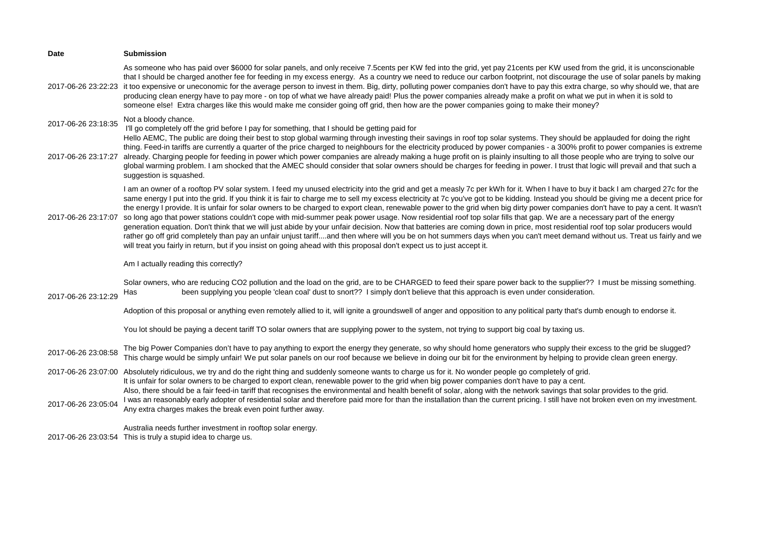| Date | Submission |
|---|---|
| 2017-06-26 23:22:23 | As someone who has paid over $6000 for solar panels, and only receive 7.5cents per KW fed into the grid, yet pay 21cents per KW used from the grid, it is unconscionable that I should be charged another fee for feeding in my excess energy. As a country we need to reduce our carbon footprint, not discourage the use of solar panels by making it too expensive or uneconomic for the average person to invest in them. Big, dirty, polluting power companies don't have to pay this extra charge, so why should we, that are producing clean energy have to pay more - on top of what we have already paid! Plus the power companies already make a profit on what we put in when it is sold to someone else! Extra charges like this would make me consider going off grid, then how are the power companies going to make their money? |
| 2017-06-26 23:18:35 | Not a bloody chance.<br>I'll go completely off the grid before I pay for something, that I should be getting paid for |
| 2017-06-26 23:17:27 | Hello AEMC, The public are doing their best to stop global warming through investing their savings in roof top solar systems. They should be applauded for doing the right thing. Feed-in tariffs are currently a quarter of the price charged to neighbours for the electricity produced by power companies - a 300% profit to power companies is extreme already. Charging people for feeding in power which power companies are already making a huge profit on is plainly insulting to all those people who are trying to solve our global warming problem. I am shocked that the AMEC should consider that solar owners should be charges for feeding in power. I trust that logic will prevail and that such a suggestion is squashed. |
| 2017-06-26 23:17:07 | I am an owner of a rooftop PV solar system. I feed my unused electricity into the grid and get a measly 7c per kWh for it. When I have to buy it back I am charged 27c for the same energy I put into the grid. If you think it is fair to charge me to sell my excess electricity at 7c you've got to be kidding. Instead you should be giving me a decent price for the energy I provide. It is unfair for solar owners to be charged to export clean, renewable power to the grid when big dirty power companies don't have to pay a cent. It wasn't so long ago that power stations couldn't cope with mid-summer peak power usage. Now residential roof top solar fills that gap. We are a necessary part of the energy generation equation. Don't think that we will just abide by your unfair decision. Now that batteries are coming down in price, most residential roof top solar producers would rather go off grid completely than pay an unfair unjust tariff....and then where will you be on hot summers days when you can't meet demand without us. Treat us fairly and we will treat you fairly in return, but if you insist on going ahead with this proposal don't expect us to just accept it. |
| 2017-06-26 23:12:29 | Am I actually reading this correctly?<br><br>Solar owners, who are reducing CO2 pollution and the load on the grid, are to be CHARGED to feed their spare power back to the supplier?? I must be missing something. Has been supplying you people 'clean coal' dust to snort?? I simply don't believe that this approach is even under consideration.<br><br>Adoption of this proposal or anything even remotely allied to it, will ignite a groundswell of anger and opposition to any political party that's dumb enough to endorse it.<br><br>You lot should be paying a decent tariff TO solar owners that are supplying power to the system, not trying to support big coal by taxing us. |
| 2017-06-26 23:08:58 | The big Power Companies don't have to pay anything to export the energy they generate, so why should home generators who supply their excess to the grid be slugged? This charge would be simply unfair! We put solar panels on our roof because we believe in doing our bit for the environment by helping to provide clean green energy. |
| 2017-06-26 23:07:00 | Absolutely ridiculous, we try and do the right thing and suddenly someone wants to charge us for it. No wonder people go completely of grid. |
| 2017-06-26 23:05:04 | It is unfair for solar owners to be charged to export clean, renewable power to the grid when big power companies don't have to pay a cent.<br>Also, there should be a fair feed-in tariff that recognises the environmental and health benefit of solar, along with the network savings that solar provides to the grid.<br>I was an reasonably early adopter of residential solar and therefore paid more for than the installation than the current pricing. I still have not broken even on my investment. Any extra charges makes the break even point further away.<br><br>Australia needs further investment in rooftop solar energy. |
| 2017-06-26 23:03:54 | This is truly a stupid idea to charge us. |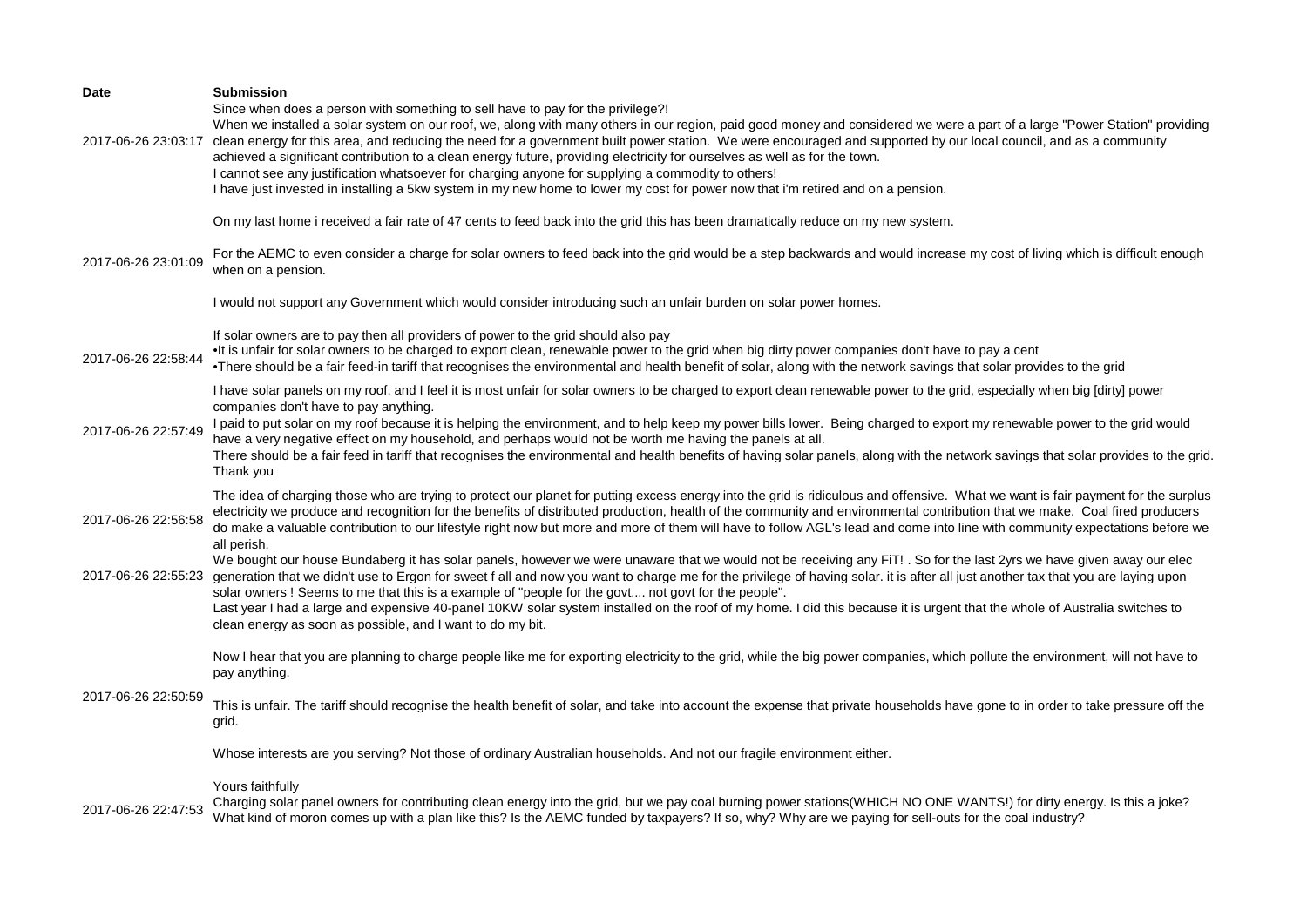| Date | Submission |
| --- | --- |
| 2017-06-26 23:03:17 | Since when does a person with something to sell have to pay for the privilege?! When we installed a solar system on our roof, we, along with many others in our region, paid good money and considered we were a part of a large "Power Station" providing clean energy for this area, and reducing the need for a government built power station. We were encouraged and supported by our local council, and as a community achieved a significant contribution to a clean energy future, providing electricity for ourselves as well as for the town. I cannot see any justification whatsoever for charging anyone for supplying a commodity to others! |
| 2017-06-26 23:01:09 | I have just invested in installing a 5kw system in my new home to lower my cost for power now that i'm retired and on a pension.<br><br>On my last home i received a fair rate of 47 cents to feed back into the grid this has been dramatically reduce on my new system.<br><br>For the AEMC to even consider a charge for solar owners to feed back into the grid would be a step backwards and would increase my cost of living which is difficult enough when on a pension.<br><br>I would not support any Government which would consider introducing such an unfair burden on solar power homes. |
| 2017-06-26 22:58:44 | If solar owners are to pay then all providers of power to the grid should also pay<br>•It is unfair for solar owners to be charged to export clean, renewable power to the grid when big dirty power companies don't have to pay a cent<br>•There should be a fair feed-in tariff that recognises the environmental and health benefit of solar, along with the network savings that solar provides to the grid |
| 2017-06-26 22:57:49 | I have solar panels on my roof, and I feel it is most unfair for solar owners to be charged to export clean renewable power to the grid, especially when big [dirty] power companies don't have to pay anything.<br>I paid to put solar on my roof because it is helping the environment, and to help keep my power bills lower. Being charged to export my renewable power to the grid would have a very negative effect on my household, and perhaps would not be worth me having the panels at all.<br>There should be a fair feed in tariff that recognises the environmental and health benefits of having solar panels, along with the network savings that solar provides to the grid.<br>Thank you |
| 2017-06-26 22:56:58 | The idea of charging those who are trying to protect our planet for putting excess energy into the grid is ridiculous and offensive. What we want is fair payment for the surplus electricity we produce and recognition for the benefits of distributed production, health of the community and environmental contribution that we make. Coal fired producers do make a valuable contribution to our lifestyle right now but more and more of them will have to follow AGL's lead and come into line with community expectations before we all perish. |
| 2017-06-26 22:55:23 | We bought our house Bundaberg it has solar panels, however we were unaware that we would not be receiving any FiT! . So for the last 2yrs we have given away our elec generation that we didn't use to Ergon for sweet f all and now you want to charge me for the privilege of having solar. it is after all just another tax that you are laying upon solar owners ! Seems to me that this is a example of "people for the govt.... not govt for the people". |
| 2017-06-26 22:50:59 | Last year I had a large and expensive 40-panel 10KW solar system installed on the roof of my home. I did this because it is urgent that the whole of Australia switches to clean energy as soon as possible, and I want to do my bit.<br><br>Now I hear that you are planning to charge people like me for exporting electricity to the grid, while the big power companies, which pollute the environment, will not have to pay anything.<br><br>This is unfair. The tariff should recognise the health benefit of solar, and take into account the expense that private households have gone to in order to take pressure off the grid.<br><br>Whose interests are you serving? Not those of ordinary Australian households. And not our fragile environment either.<br><br>Yours faithfully |
| 2017-06-26 22:47:53 | Charging solar panel owners for contributing clean energy into the grid, but we pay coal burning power stations(WHICH NO ONE WANTS!) for dirty energy. Is this a joke? What kind of moron comes up with a plan like this? Is the AEMC funded by taxpayers? If so, why? Why are we paying for sell-outs for the coal industry? |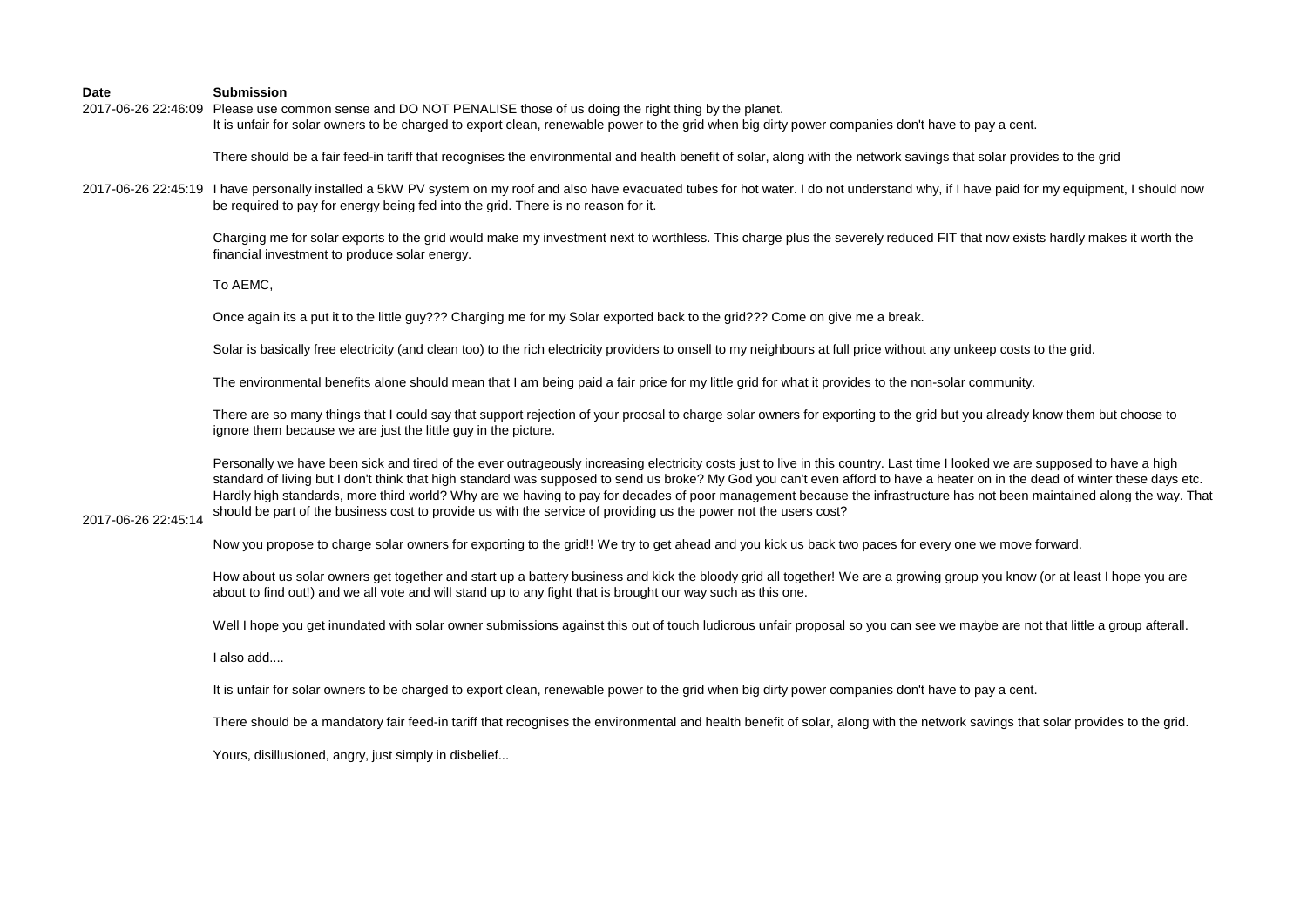| Date | Submission |
| --- | --- |
| 2017-06-26 22:46:09 | Please use common sense and DO NOT PENALISE those of us doing the right thing by the planet.<br>It is unfair for solar owners to be charged to export clean, renewable power to the grid when big dirty power companies don't have to pay a cent.<br><br>There should be a fair feed-in tariff that recognises the environmental and health benefit of solar, along with the network savings that solar provides to the grid |
| 2017-06-26 22:45:19 | I have personally installed a 5kW PV system on my roof and also have evacuated tubes for hot water. I do not understand why, if I have paid for my equipment, I should now be required to pay for energy being fed into the grid. There is no reason for it.<br><br>Charging me for solar exports to the grid would make my investment next to worthless. This charge plus the severely reduced FIT that now exists hardly makes it worth the financial investment to produce solar energy. |
| 2017-06-26 22:45:14 | To AEMC,<br><br>Once again its a put it to the little guy??? Charging me for my Solar exported back to the grid??? Come on give me a break.<br><br>Solar is basically free electricity (and clean too) to the rich electricity providers to onsell to my neighbours at full price without any unkeep costs to the grid.<br><br>The environmental benefits alone should mean that I am being paid a fair price for my little grid for what it provides to the non-solar community.<br><br>There are so many things that I could say that support rejection of your proosal to charge solar owners for exporting to the grid but you already know them but choose to ignore them because we are just the little guy in the picture.<br><br>Personally we have been sick and tired of the ever outrageously increasing electricity costs just to live in this country. Last time I looked we are supposed to have a high standard of living but I don't think that high standard was supposed to send us broke? My God you can't even afford to have a heater on in the dead of winter these days etc. Hardly high standards, more third world? Why are we having to pay for decades of poor management because the infrastructure has not been maintained along the way. That should be part of the business cost to provide us with the service of providing us the power not the users cost?<br><br>Now you propose to charge solar owners for exporting to the grid!! We try to get ahead and you kick us back two paces for every one we move forward.<br><br>How about us solar owners get together and start up a battery business and kick the bloody grid all together! We are a growing group you know (or at least I hope you are about to find out!) and we all vote and will stand up to any fight that is brought our way such as this one.<br><br>Well I hope you get inundated with solar owner submissions against this out of touch ludicrous unfair proposal so you can see we maybe are not that little a group afterall.<br><br>I also add....<br><br>It is unfair for solar owners to be charged to export clean, renewable power to the grid when big dirty power companies don't have to pay a cent.<br><br>There should be a mandatory fair feed-in tariff that recognises the environmental and health benefit of solar, along with the network savings that solar provides to the grid.<br><br>Yours, disillusioned, angry, just simply in disbelief... |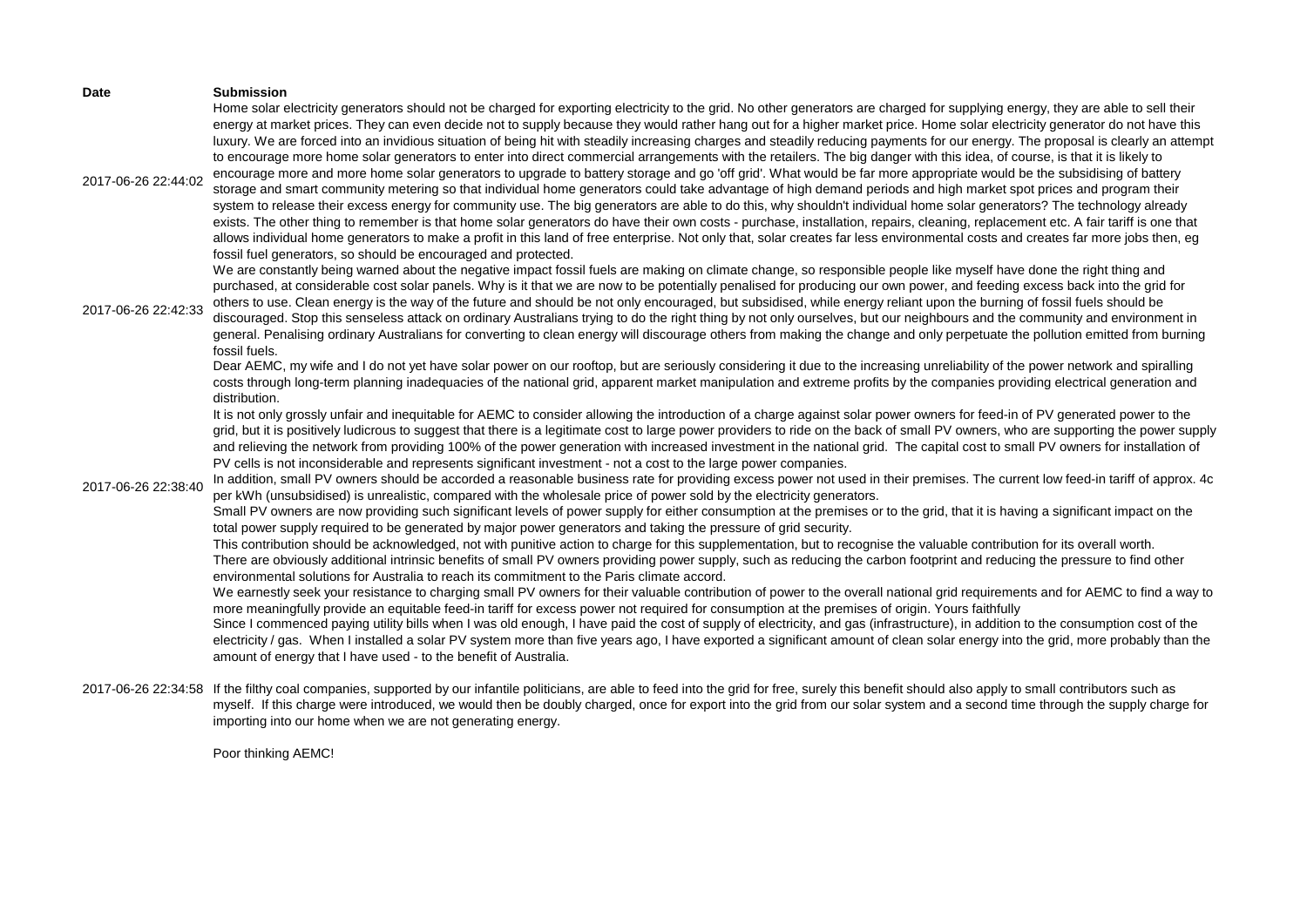| Date | Submission |
| --- | --- |
| 2017-06-26 22:44:02 | Home solar electricity generators should not be charged for exporting electricity to the grid. No other generators are charged for supplying energy, they are able to sell their energy at market prices. They can even decide not to supply because they would rather hang out for a higher market price. Home solar electricity generator do not have this luxury. We are forced into an invidious situation of being hit with steadily increasing charges and steadily reducing payments for our energy. The proposal is clearly an attempt to encourage more home solar generators to enter into direct commercial arrangements with the retailers. The big danger with this idea, of course, is that it is likely to encourage more and more home solar generators to upgrade to battery storage and go 'off grid'. What would be far more appropriate would be the subsidising of battery storage and smart community metering so that individual home generators could take advantage of high demand periods and high market spot prices and program their system to release their excess energy for community use. The big generators are able to do this, why shouldn't individual home solar generators? The technology already exists. The other thing to remember is that home solar generators do have their own costs - purchase, installation, repairs, cleaning, replacement etc. A fair tariff is one that allows individual home generators to make a profit in this land of free enterprise. Not only that, solar creates far less environmental costs and creates far more jobs then, eg fossil fuel generators, so should be encouraged and protected. |
| 2017-06-26 22:42:33 | We are constantly being warned about the negative impact fossil fuels are making on climate change, so responsible people like myself have done the right thing and purchased, at considerable cost solar panels. Why is it that we are now to be potentially penalised for producing our own power, and feeding excess back into the grid for others to use. Clean energy is the way of the future and should be not only encouraged, but subsidised, while energy reliant upon the burning of fossil fuels should be discouraged. Stop this senseless attack on ordinary Australians trying to do the right thing by not only ourselves, but our neighbours and the community and environment in general. Penalising ordinary Australians for converting to clean energy will discourage others from making the change and only perpetuate the pollution emitted from burning fossil fuels. |
| 2017-06-26 22:38:40 | Dear AEMC, my wife and I do not yet have solar power on our rooftop, but are seriously considering it due to the increasing unreliability of the power network and spiralling costs through long-term planning inadequacies of the national grid, apparent market manipulation and extreme profits by the companies providing electrical generation and distribution.<br>It is not only grossly unfair and inequitable for AEMC to consider allowing the introduction of a charge against solar power owners for feed-in of PV generated power to the grid, but it is positively ludicrous to suggest that there is a legitimate cost to large power providers to ride on the back of small PV owners, who are supporting the power supply and relieving the network from providing 100% of the power generation with increased investment in the national grid. The capital cost to small PV owners for installation of PV cells is not inconsiderable and represents significant investment - not a cost to the large power companies.<br>In addition, small PV owners should be accorded a reasonable business rate for providing excess power not used in their premises. The current low feed-in tariff of approx. 4c per kWh (unsubsidised) is unrealistic, compared with the wholesale price of power sold by the electricity generators.<br>Small PV owners are now providing such significant levels of power supply for either consumption at the premises or to the grid, that it is having a significant impact on the total power supply required to be generated by major power generators and taking the pressure of grid security.<br>This contribution should be acknowledged, not with punitive action to charge for this supplementation, but to recognise the valuable contribution for its overall worth.<br>There are obviously additional intrinsic benefits of small PV owners providing power supply, such as reducing the carbon footprint and reducing the pressure to find other environmental solutions for Australia to reach its commitment to the Paris climate accord.<br>We earnestly seek your resistance to charging small PV owners for their valuable contribution of power to the overall national grid requirements and for AEMC to find a way to more meaningfully provide an equitable feed-in tariff for excess power not required for consumption at the premises of origin. Yours faithfully<br>Since I commenced paying utility bills when I was old enough, I have paid the cost of supply of electricity, and gas (infrastructure), in addition to the consumption cost of the electricity / gas. When I installed a solar PV system more than five years ago, I have exported a significant amount of clean solar energy into the grid, more probably than the amount of energy that I have used - to the benefit of Australia. |
| 2017-06-26 22:34:58 | If the filthy coal companies, supported by our infantile politicians, are able to feed into the grid for free, surely this benefit should also apply to small contributors such as myself. If this charge were introduced, we would then be doubly charged, once for export into the grid from our solar system and a second time through the supply charge for importing into our home when we are not generating energy.<br><br>Poor thinking AEMC! |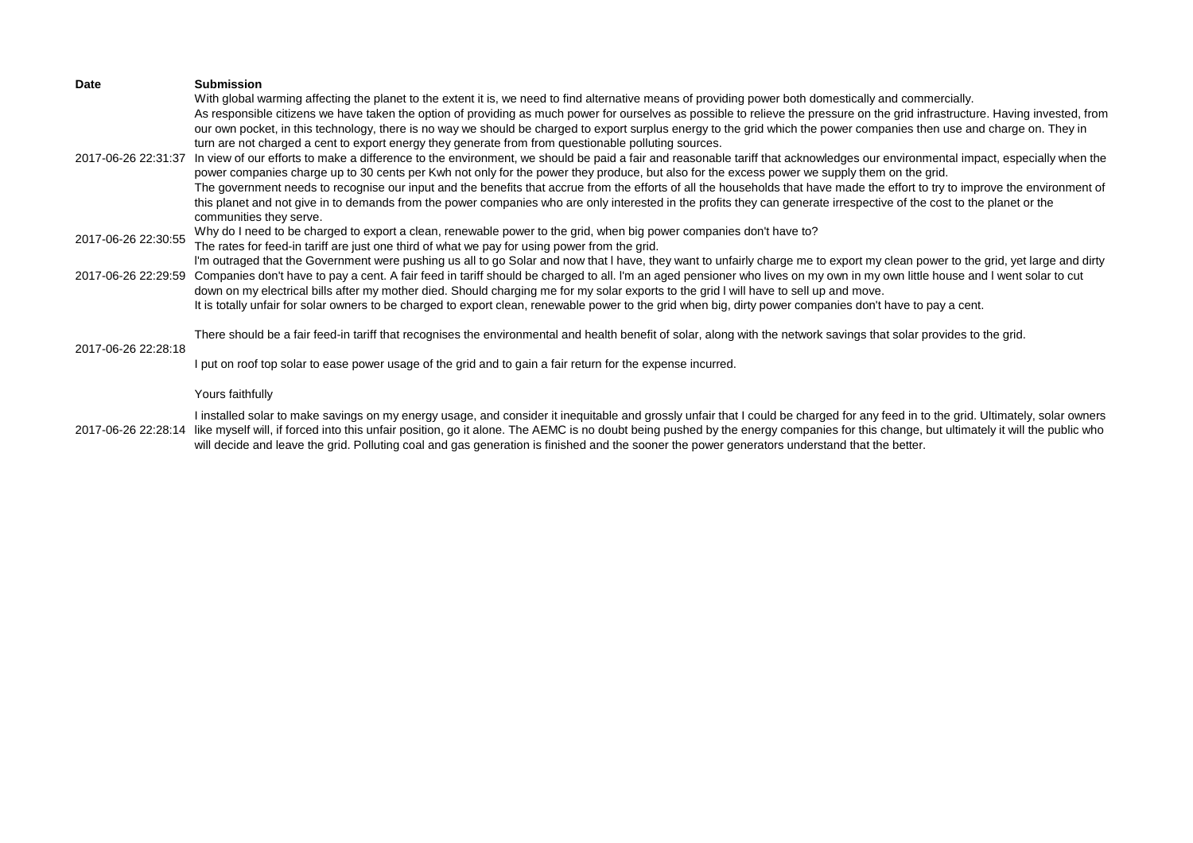| Date | Submission |
| --- | --- |
| 2017-06-26 22:31:37 | With global warming affecting the planet to the extent it is, we need to find alternative means of providing power both domestically and commercially. As responsible citizens we have taken the option of providing as much power for ourselves as possible to relieve the pressure on the grid infrastructure. Having invested, from our own pocket, in this technology, there is no way we should be charged to export surplus energy to the grid which the power companies then use and charge on. They in turn are not charged a cent to export energy they generate from from questionable polluting sources. In view of our efforts to make a difference to the environment, we should be paid a fair and reasonable tariff that acknowledges our environmental impact, especially when the power companies charge up to 30 cents per Kwh not only for the power they produce, but also for the excess power we supply them on the grid. The government needs to recognise our input and the benefits that accrue from the efforts of all the households that have made the effort to try to improve the environment of this planet and not give in to demands from the power companies who are only interested in the profits they can generate irrespective of the cost to the planet or the communities they serve. |
| 2017-06-26 22:30:55 | Why do I need to be charged to export a clean, renewable power to the grid, when big power companies don't have to? The rates for feed-in tariff are just one third of what we pay for using power from the grid. |
| 2017-06-26 22:29:59 | I'm outraged that the Government were pushing us all to go Solar and now that l have, they want to unfairly charge me to export my clean power to the grid, yet large and dirty Companies don't have to pay a cent. A fair feed in tariff should be charged to all. I'm an aged pensioner who lives on my own in my own little house and l went solar to cut down on my electrical bills after my mother died. Should charging me for my solar exports to the grid l will have to sell up and move. |
| 2017-06-26 22:28:18 | It is totally unfair for solar owners to be charged to export clean, renewable power to the grid when big, dirty power companies don't have to pay a cent.<br><br>There should be a fair feed-in tariff that recognises the environmental and health benefit of solar, along with the network savings that solar provides to the grid.<br><br>I put on roof top solar to ease power usage of the grid and to gain a fair return for the expense incurred.<br><br>Yours faithfully |
| 2017-06-26 22:28:14 | I installed solar to make savings on my energy usage, and consider it inequitable and grossly unfair that I could be charged for any feed in to the grid. Ultimately, solar owners like myself will, if forced into this unfair position, go it alone. The AEMC is no doubt being pushed by the energy companies for this change, but ultimately it will the public who will decide and leave the grid. Polluting coal and gas generation is finished and the sooner the power generators understand that the better. |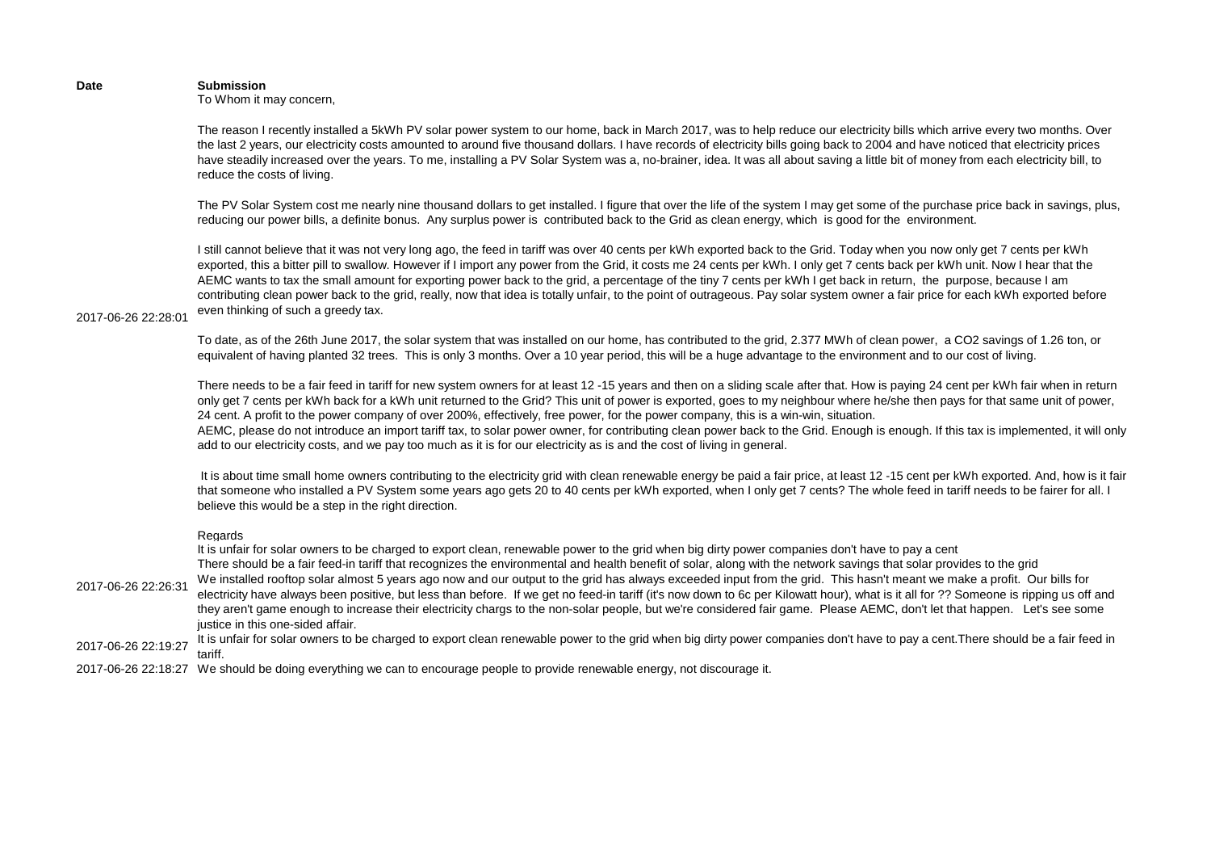| Date | Submission |
| --- | --- |
| 2017-06-26 22:28:01 | To Whom it may concern,<br><br>The reason I recently installed a 5kWh PV solar power system to our home, back in March 2017, was to help reduce our electricity bills which arrive every two months. Over the last 2 years, our electricity costs amounted to around five thousand dollars. I have records of electricity bills going back to 2004 and have noticed that electricity prices have steadily increased over the years. To me, installing a PV Solar System was a, no-brainer, idea. It was all about saving a little bit of money from each electricity bill, to reduce the costs of living.<br><br>The PV Solar System cost me nearly nine thousand dollars to get installed. I figure that over the life of the system I may get some of the purchase price back in savings, plus, reducing our power bills, a definite bonus. Any surplus power is contributed back to the Grid as clean energy, which is good for the environment.<br><br>I still cannot believe that it was not very long ago, the feed in tariff was over 40 cents per kWh exported back to the Grid. Today when you now only get 7 cents per kWh exported, this a bitter pill to swallow. However if I import any power from the Grid, it costs me 24 cents per kWh. I only get 7 cents back per kWh unit. Now I hear that the AEMC wants to tax the small amount for exporting power back to the grid, a percentage of the tiny 7 cents per kWh I get back in return, the purpose, because I am contributing clean power back to the grid, really, now that idea is totally unfair, to the point of outrageous. Pay solar system owner a fair price for each kWh exported before even thinking of such a greedy tax.<br><br>To date, as of the 26th June 2017, the solar system that was installed on our home, has contributed to the grid, 2.377 MWh of clean power, a CO2 savings of 1.26 ton, or equivalent of having planted 32 trees. This is only 3 months. Over a 10 year period, this will be a huge advantage to the environment and to our cost of living.<br><br>There needs to be a fair feed in tariff for new system owners for at least 12 -15 years and then on a sliding scale after that. How is paying 24 cent per kWh fair when in return only get 7 cents per kWh back for a kWh unit returned to the Grid? This unit of power is exported, goes to my neighbour where he/she then pays for that same unit of power, 24 cent. A profit to the power company of over 200%, effectively, free power, for the power company, this is a win-win, situation.<br>AEMC, please do not introduce an import tariff tax, to solar power owner, for contributing clean power back to the Grid. Enough is enough. If this tax is implemented, it will only add to our electricity costs, and we pay too much as it is for our electricity as is and the cost of living in general.<br><br>It is about time small home owners contributing to the electricity grid with clean renewable energy be paid a fair price, at least 12 -15 cent per kWh exported. And, how is it fair that someone who installed a PV System some years ago gets 20 to 40 cents per kWh exported, when I only get 7 cents? The whole feed in tariff needs to be fairer for all. I believe this would be a step in the right direction.<br><br>Regards |
| 2017-06-26 22:26:31 | It is unfair for solar owners to be charged to export clean, renewable power to the grid when big dirty power companies don't have to pay a cent<br>There should be a fair feed-in tariff that recognizes the environmental and health benefit of solar, along with the network savings that solar provides to the grid<br>We installed rooftop solar almost 5 years ago now and our output to the grid has always exceeded input from the grid. This hasn't meant we make a profit. Our bills for electricity have always been positive, but less than before. If we get no feed-in tariff (it's now down to 6c per Kilowatt hour), what is it all for ?? Someone is ripping us off and they aren't game enough to increase their electricity chargs to the non-solar people, but we're considered fair game. Please AEMC, don't let that happen. Let's see some justice in this one-sided affair. |
| 2017-06-26 22:19:27 | It is unfair for solar owners to be charged to export clean renewable power to the grid when big dirty power companies don't have to pay a cent.There should be a fair feed in tariff. |
| 2017-06-26 22:18:27 | We should be doing everything we can to encourage people to provide renewable energy, not discourage it. |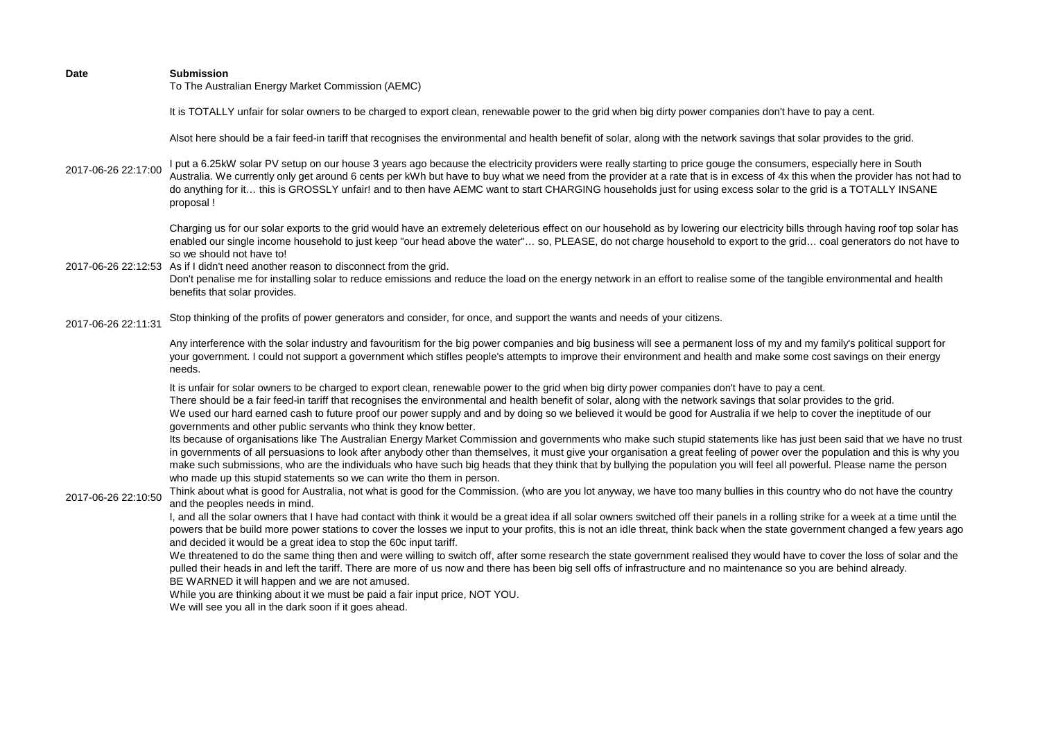| Date | Submission |
|---|---|
| | To The Australian Energy Market Commission (AEMC)<br><br>It is TOTALLY unfair for solar owners to be charged to export clean, renewable power to the grid when big dirty power companies don't have to pay a cent.<br><br>Alsot here should be a fair feed-in tariff that recognises the environmental and health benefit of solar, along with the network savings that solar provides to the grid. |
| 2017-06-26 22:17:00 | I put a 6.25kW solar PV setup on our house 3 years ago because the electricity providers were really starting to price gouge the consumers, especially here in South Australia. We currently only get around 6 cents per kWh but have to buy what we need from the provider at a rate that is in excess of 4x this when the provider has not had to do anything for it… this is GROSSLY unfair! and to then have AEMC want to start CHARGING households just for using excess solar to the grid is a TOTALLY INSANE proposal ! |
| 2017-06-26 22:12:53 | Charging us for our solar exports to the grid would have an extremely deleterious effect on our household as by lowering our electricity bills through having roof top solar has enabled our single income household to just keep "our head above the water"… so, PLEASE, do not charge household to export to the grid… coal generators do not have to so we should not have to!<br>As if I didn't need another reason to disconnect from the grid.<br>Don't penalise me for installing solar to reduce emissions and reduce the load on the energy network in an effort to realise some of the tangible environmental and health benefits that solar provides. |
| 2017-06-26 22:11:31 | Stop thinking of the profits of power generators and consider, for once, and support the wants and needs of your citizens.<br><br>Any interference with the solar industry and favouritism for the big power companies and big business will see a permanent loss of my and my family's political support for your government. I could not support a government which stifles people's attempts to improve their environment and health and make some cost savings on their energy needs. |
| 2017-06-26 22:10:50 | It is unfair for solar owners to be charged to export clean, renewable power to the grid when big dirty power companies don't have to pay a cent.<br>There should be a fair feed-in tariff that recognises the environmental and health benefit of solar, along with the network savings that solar provides to the grid.<br>We used our hard earned cash to future proof our power supply and and by doing so we believed it would be good for Australia if we help to cover the ineptitude of our governments and other public servants who think they know better.<br>Its because of organisations like The Australian Energy Market Commission and governments who make such stupid statements like has just been said that we have no trust in governments of all persuasions to look after anybody other than themselves, it must give your organisation a great feeling of power over the population and this is why you make such submissions, who are the individuals who have such big heads that they think that by bullying the population you will feel all powerful. Please name the person who made up this stupid statements so we can write tho them in person.<br>Think about what is good for Australia, not what is good for the Commission. (who are you lot anyway, we have too many bullies in this country who do not have the country and the peoples needs in mind.<br>I, and all the solar owners that I have had contact with think it would be a great idea if all solar owners switched off their panels in a rolling strike for a week at a time until the powers that be build more power stations to cover the losses we input to your profits, this is not an idle threat, think back when the state government changed a few years ago and decided it would be a great idea to stop the 60c input tariff.<br>We threatened to do the same thing then and were willing to switch off, after some research the state government realised they would have to cover the loss of solar and the pulled their heads in and left the tariff. There are more of us now and there has been big sell offs of infrastructure and no maintenance so you are behind already.<br>BE WARNED it will happen and we are not amused.<br>While you are thinking about it we must be paid a fair input price, NOT YOU.<br>We will see you all in the dark soon if it goes ahead. |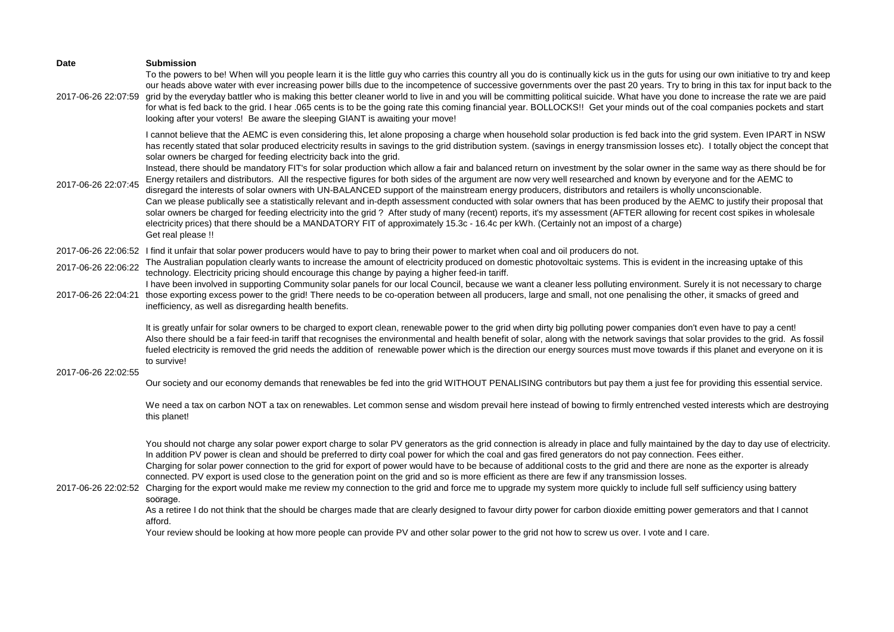| Date | Submission |
|---|---|
| 2017-06-26 22:07:59 | To the powers to be! When will you people learn it is the little guy who carries this country all you do is continually kick us in the guts for using our own initiative to try and keep our heads above water with ever increasing power bills due to the incompetence of successive governments over the past 20 years. Try to bring in this tax for input back to the grid by the everyday battler who is making this better cleaner world to live in and you will be committing political suicide. What have you done to increase the rate we are paid for what is fed back to the grid. I hear .065 cents is to be the going rate this coming financial year. BOLLOCKS!! Get your minds out of the coal companies pockets and start looking after your voters! Be aware the sleeping GIANT is awaiting your move! |
| 2017-06-26 22:07:45 | I cannot believe that the AEMC is even considering this, let alone proposing a charge when household solar production is fed back into the grid system. Even IPART in NSW has recently stated that solar produced electricity results in savings to the grid distribution system. (savings in energy transmission losses etc). I totally object the concept that solar owners be charged for feeding electricity back into the grid.<br>Instead, there should be mandatory FIT's for solar production which allow a fair and balanced return on investment by the solar owner in the same way as there should be for Energy retailers and distributors. All the respective figures for both sides of the argument are now very well researched and known by everyone and for the AEMC to disregard the interests of solar owners with UN-BALANCED support of the mainstream energy producers, distributors and retailers is wholly unconscionable.<br>Can we please publically see a statistically relevant and in-depth assessment conducted with solar owners that has been produced by the AEMC to justify their proposal that solar owners be charged for feeding electricity into the grid ? After study of many (recent) reports, it's my assessment (AFTER allowing for recent cost spikes in wholesale electricity prices) that there should be a MANDATORY FIT of approximately 15.3c - 16.4c per kWh. (Certainly not an impost of a charge)<br>Get real please !! |
| 2017-06-26 22:06:52 | I find it unfair that solar power producers would have to pay to bring their power to market when coal and oil producers do not. |
| 2017-06-26 22:06:22 | The Australian population clearly wants to increase the amount of electricity produced on domestic photovoltaic systems. This is evident in the increasing uptake of this technology. Electricity pricing should encourage this change by paying a higher feed-in tariff. |
| 2017-06-26 22:04:21 | I have been involved in supporting Community solar panels for our local Council, because we want a cleaner less polluting environment. Surely it is not necessary to charge those exporting excess power to the grid! There needs to be co-operation between all producers, large and small, not one penalising the other, it smacks of greed and inefficiency, as well as disregarding health benefits. |
| 2017-06-26 22:02:55 | It is greatly unfair for solar owners to be charged to export clean, renewable power to the grid when dirty big polluting power companies don't even have to pay a cent!<br>Also there should be a fair feed-in tariff that recognises the environmental and health benefit of solar, along with the network savings that solar provides to the grid. As fossil fueled electricity is removed the grid needs the addition of renewable power which is the direction our energy sources must move towards if this planet and everyone on it is to survive!<br><br>Our society and our economy demands that renewables be fed into the grid WITHOUT PENALISING contributors but pay them a just fee for providing this essential service.<br><br>We need a tax on carbon NOT a tax on renewables. Let common sense and wisdom prevail here instead of bowing to firmly entrenched vested interests which are destroying this planet! |
| 2017-06-26 22:02:52 | You should not charge any solar power export charge to solar PV generators as the grid connection is already in place and fully maintained by the day to day use of electricity. In addition PV power is clean and should be preferred to dirty coal power for which the coal and gas fired generators do not pay connection. Fees either.<br>Charging for solar power connection to the grid for export of power would have to be because of additional costs to the grid and there are none as the exporter is already connected. PV export is used close to the generation point on the grid and so is more efficient as there are few if any transmission losses.<br>Charging for the export would make me review my connection to the grid and force me to upgrade my system more quickly to include full self sufficiency using battery soorage.<br>As a retiree I do not think that the should be charges made that are clearly designed to favour dirty power for carbon dioxide emitting power gemerators and that I cannot afford.<br>Your review should be looking at how more people can provide PV and other solar power to the grid not how to screw us over. I vote and I care. |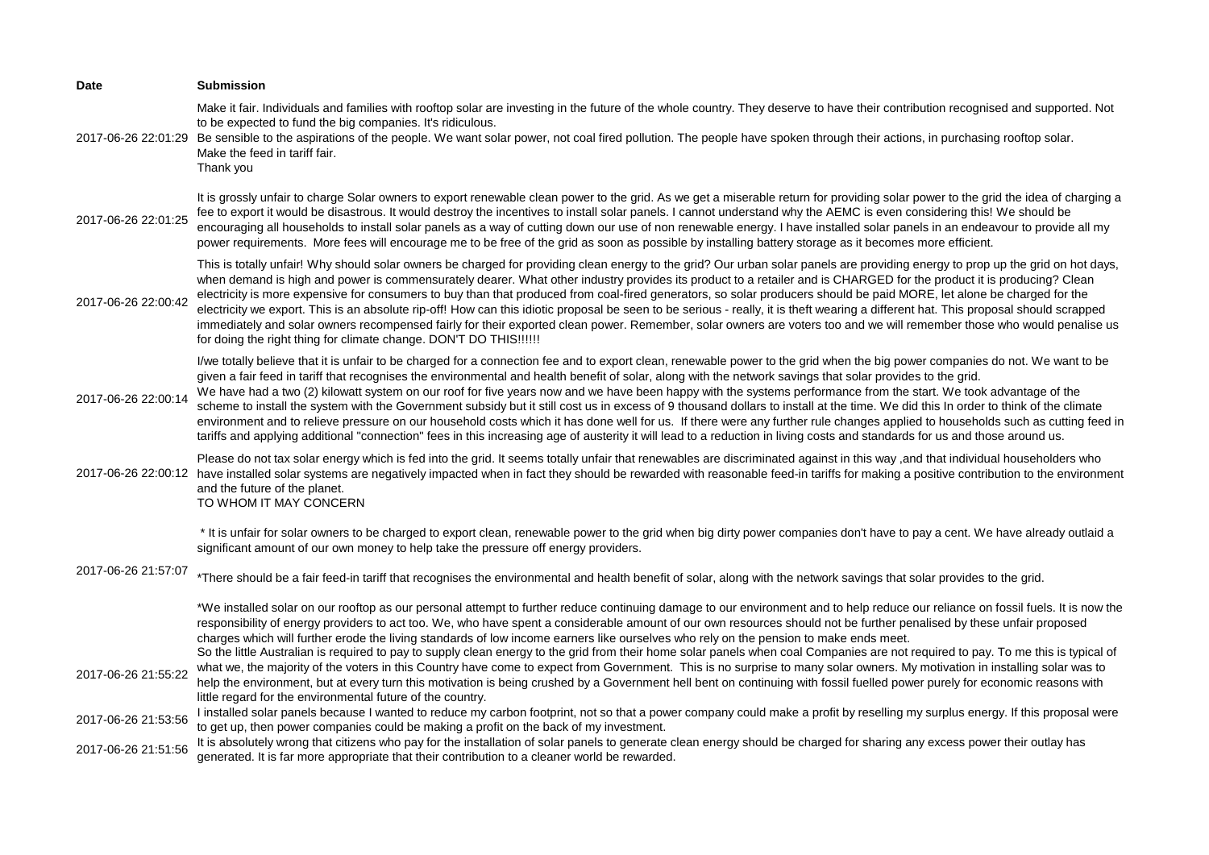| Date | Submission |
|---|---|
| 2017-06-26 22:01:29 | Make it fair. Individuals and families with rooftop solar are investing in the future of the whole country. They deserve to have their contribution recognised and supported. Not to be expected to fund the big companies. It's ridiculous.<br>Be sensible to the aspirations of the people. We want solar power, not coal fired pollution. The people have spoken through their actions, in purchasing rooftop solar.<br>Make the feed in tariff fair.<br>Thank you |
| 2017-06-26 22:01:25 | It is grossly unfair to charge Solar owners to export renewable clean power to the grid. As we get a miserable return for providing solar power to the grid the idea of charging a fee to export it would be disastrous. It would destroy the incentives to install solar panels. I cannot understand why the AEMC is even considering this! We should be encouraging all households to install solar panels as a way of cutting down our use of non renewable energy. I have installed solar panels in an endeavour to provide all my power requirements. More fees will encourage me to be free of the grid as soon as possible by installing battery storage as it becomes more efficient. |
| 2017-06-26 22:00:42 | This is totally unfair! Why should solar owners be charged for providing clean energy to the grid? Our urban solar panels are providing energy to prop up the grid on hot days, when demand is high and power is commensurately dearer. What other industry provides its product to a retailer and is CHARGED for the product it is producing? Clean electricity is more expensive for consumers to buy than that produced from coal-fired generators, so solar producers should be paid MORE, let alone be charged for the electricity we export. This is an absolute rip-off! How can this idiotic proposal be seen to be serious - really, it is theft wearing a different hat. This proposal should scrapped immediately and solar owners recompensed fairly for their exported clean power. Remember, solar owners are voters too and we will remember those who would penalise us for doing the right thing for climate change. DON'T DO THIS!!!!!! |
| 2017-06-26 22:00:14 | I/we totally believe that it is unfair to be charged for a connection fee and to export clean, renewable power to the grid when the big power companies do not. We want to be given a fair feed in tariff that recognises the environmental and health benefit of solar, along with the network savings that solar provides to the grid.<br>We have had a two (2) kilowatt system on our roof for five years now and we have been happy with the systems performance from the start. We took advantage of the scheme to install the system with the Government subsidy but it still cost us in excess of 9 thousand dollars to install at the time. We did this In order to think of the climate environment and to relieve pressure on our household costs which it has done well for us. If there were any further rule changes applied to households such as cutting feed in tariffs and applying additional "connection" fees in this increasing age of austerity it will lead to a reduction in living costs and standards for us and those around us. |
| 2017-06-26 22:00:12 | Please do not tax solar energy which is fed into the grid. It seems totally unfair that renewables are discriminated against in this way ,and that individual householders who have installed solar systems are negatively impacted when in fact they should be rewarded with reasonable feed-in tariffs for making a positive contribution to the environment and the future of the planet. |
| 2017-06-26 21:57:07 | TO WHOM IT MAY CONCERN<br><br>* It is unfair for solar owners to be charged to export clean, renewable power to the grid when big dirty power companies don't have to pay a cent. We have already outlaid a significant amount of our own money to help take the pressure off energy providers.<br><br>*There should be a fair feed-in tariff that recognises the environmental and health benefit of solar, along with the network savings that solar provides to the grid.<br><br>*We installed solar on our rooftop as our personal attempt to further reduce continuing damage to our environment and to help reduce our reliance on fossil fuels. It is now the responsibility of energy providers to act too. We, who have spent a considerable amount of our own resources should not be further penalised by these unfair proposed charges which will further erode the living standards of low income earners like ourselves who rely on the pension to make ends meet. |
| 2017-06-26 21:55:22 | So the little Australian is required to pay to supply clean energy to the grid from their home solar panels when coal Companies are not required to pay. To me this is typical of what we, the majority of the voters in this Country have come to expect from Government. This is no surprise to many solar owners. My motivation in installing solar was to help the environment, but at every turn this motivation is being crushed by a Government hell bent on continuing with fossil fuelled power purely for economic reasons with little regard for the environmental future of the country. |
| 2017-06-26 21:53:56 | I installed solar panels because I wanted to reduce my carbon footprint, not so that a power company could make a profit by reselling my surplus energy. If this proposal were to get up, then power companies could be making a profit on the back of my investment. |
| 2017-06-26 21:51:56 | It is absolutely wrong that citizens who pay for the installation of solar panels to generate clean energy should be charged for sharing any excess power their outlay has generated. It is far more appropriate that their contribution to a cleaner world be rewarded. |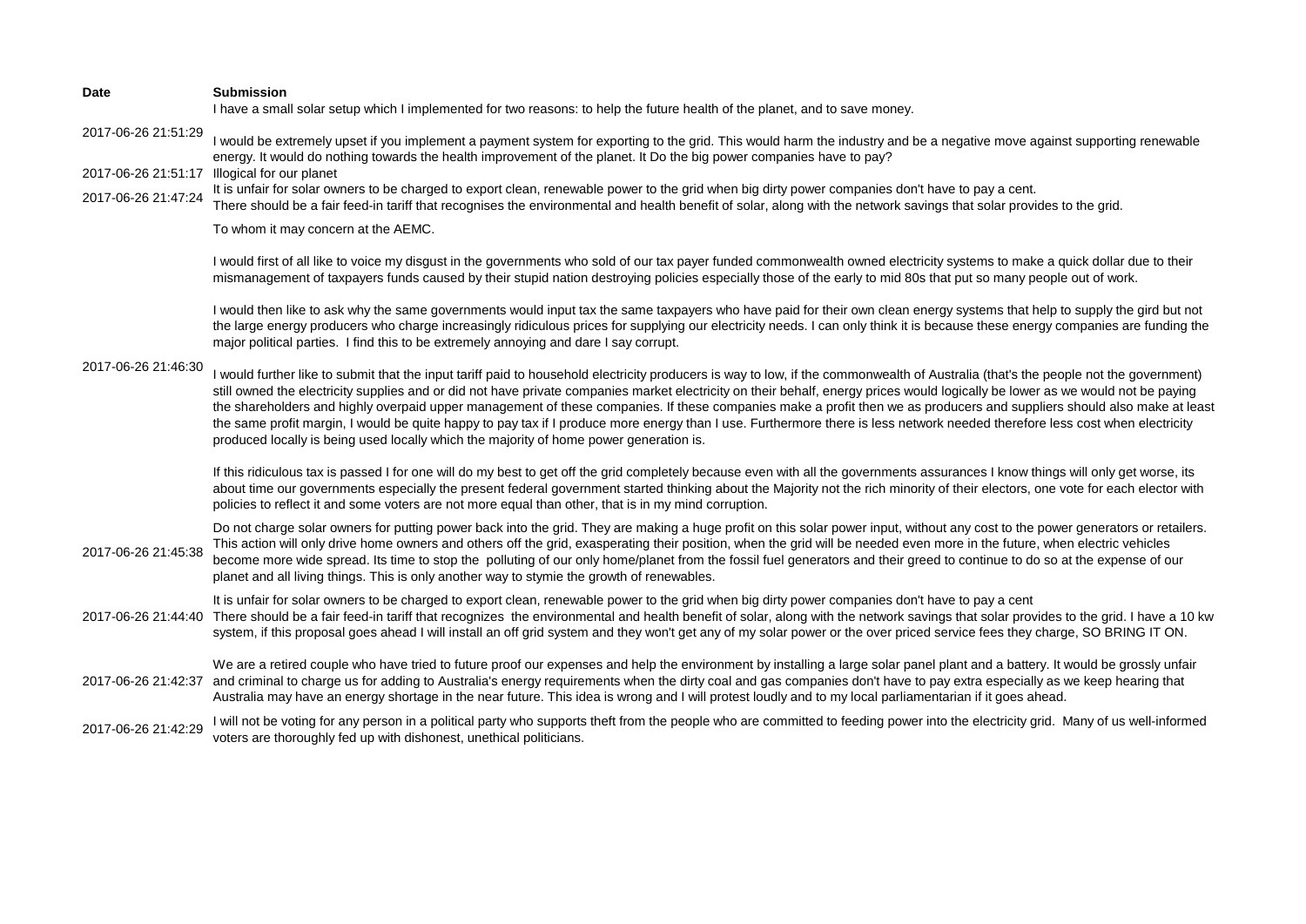| Date | Submission |
|---|---|
| 2017-06-26 21:51:29 | I have a small solar setup which I implemented for two reasons: to help the future health of the planet, and to save money.<br><br>I would be extremely upset if you implement a payment system for exporting to the grid. This would harm the industry and be a negative move against supporting renewable energy. It would do nothing towards the health improvement of the planet. It Do the big power companies have to pay? |
| 2017-06-26 21:51:17 | Illogical for our planet |
| 2017-06-26 21:47:24 | It is unfair for solar owners to be charged to export clean, renewable power to the grid when big dirty power companies don't have to pay a cent.<br>There should be a fair feed-in tariff that recognises the environmental and health benefit of solar, along with the network savings that solar provides to the grid. |
| 2017-06-26 21:46:30 | To whom it may concern at the AEMC.<br><br>I would first of all like to voice my disgust in the governments who sold of our tax payer funded commonwealth owned electricity systems to make a quick dollar due to their mismanagement of taxpayers funds caused by their stupid nation destroying policies especially those of the early to mid 80s that put so many people out of work.<br><br>I would then like to ask why the same governments would input tax the same taxpayers who have paid for their own clean energy systems that help to supply the gird but not the large energy producers who charge increasingly ridiculous prices for supplying our electricity needs. I can only think it is because these energy companies are funding the major political parties. I find this to be extremely annoying and dare I say corrupt.<br><br>I would further like to submit that the input tariff paid to household electricity producers is way to low, if the commonwealth of Australia (that's the people not the government) still owned the electricity supplies and or did not have private companies market electricity on their behalf, energy prices would logically be lower as we would not be paying the shareholders and highly overpaid upper management of these companies. If these companies make a profit then we as producers and suppliers should also make at least the same profit margin, I would be quite happy to pay tax if I produce more energy than I use. Furthermore there is less network needed therefore less cost when electricity produced locally is being used locally which the majority of home power generation is.<br><br>If this ridiculous tax is passed I for one will do my best to get off the grid completely because even with all the governments assurances I know things will only get worse, its about time our governments especially the present federal government started thinking about the Majority not the rich minority of their electors, one vote for each elector with policies to reflect it and some voters are not more equal than other, that is in my mind corruption. |
| 2017-06-26 21:45:38 | Do not charge solar owners for putting power back into the grid. They are making a huge profit on this solar power input, without any cost to the power generators or retailers. This action will only drive home owners and others off the grid, exasperating their position, when the grid will be needed even more in the future, when electric vehicles become more wide spread. Its time to stop the polluting of our only home/planet from the fossil fuel generators and their greed to continue to do so at the expense of our planet and all living things. This is only another way to stymie the growth of renewables. |
| 2017-06-26 21:44:40 | It is unfair for solar owners to be charged to export clean, renewable power to the grid when big dirty power companies don't have to pay a cent<br>There should be a fair feed-in tariff that recognizes the environmental and health benefit of solar, along with the network savings that solar provides to the grid. I have a 10 kw system, if this proposal goes ahead I will install an off grid system and they won't get any of my solar power or the over priced service fees they charge, SO BRING IT ON. |
| 2017-06-26 21:42:37 | We are a retired couple who have tried to future proof our expenses and help the environment by installing a large solar panel plant and a battery. It would be grossly unfair and criminal to charge us for adding to Australia's energy requirements when the dirty coal and gas companies don't have to pay extra especially as we keep hearing that Australia may have an energy shortage in the near future. This idea is wrong and I will protest loudly and to my local parliamentarian if it goes ahead. |
| 2017-06-26 21:42:29 | I will not be voting for any person in a political party who supports theft from the people who are committed to feeding power into the electricity grid. Many of us well-informed voters are thoroughly fed up with dishonest, unethical politicians. |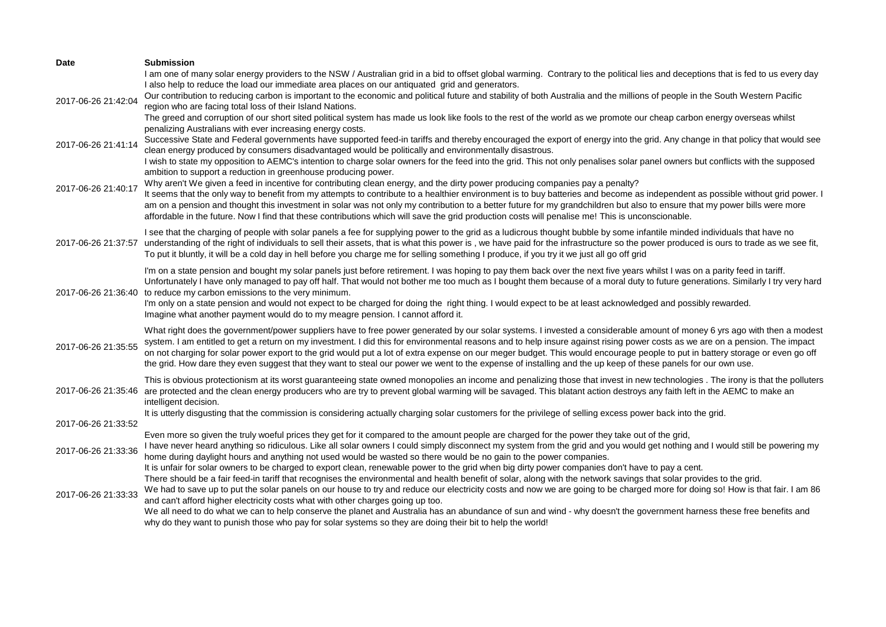| Date | Submission |
| --- | --- |
| 2017-06-26 21:42:04 | I am one of many solar energy providers to the NSW / Australian grid in a bid to offset global warming. Contrary to the political lies and deceptions that is fed to us every day I also help to reduce the load our immediate area places on our antiquated grid and generators. Our contribution to reducing carbon is important to the economic and political future and stability of both Australia and the millions of people in the South Western Pacific region who are facing total loss of their Island Nations. The greed and corruption of our short sited political system has made us look like fools to the rest of the world as we promote our cheap carbon energy overseas whilst penalizing Australians with ever increasing energy costs. |
| 2017-06-26 21:41:14 | Successive State and Federal governments have supported feed-in tariffs and thereby encouraged the export of energy into the grid. Any change in that policy that would see clean energy produced by consumers disadvantaged would be politically and environmentally disastrous. |
| 2017-06-26 21:40:17 | I wish to state my opposition to AEMC's intention to charge solar owners for the feed into the grid. This not only penalises solar panel owners but conflicts with the supposed ambition to support a reduction in greenhouse producing power. Why aren't We given a feed in incentive for contributing clean energy, and the dirty power producing companies pay a penalty? It seems that the only way to benefit from my attempts to contribute to a healthier environment is to buy batteries and become as independent as possible without grid power. I am on a pension and thought this investment in solar was not only my contribution to a better future for my grandchildren but also to ensure that my power bills were more affordable in the future. Now I find that these contributions which will save the grid production costs will penalise me! This is unconscionable. |
| 2017-06-26 21:37:57 | I see that the charging of people with solar panels a fee for supplying power to the grid as a ludicrous thought bubble by some infantile minded individuals that have no understanding of the right of individuals to sell their assets, that is what this power is , we have paid for the infrastructure so the power produced is ours to trade as we see fit, To put it bluntly, it will be a cold day in hell before you charge me for selling something I produce, if you try it we just all go off grid |
| 2017-06-26 21:36:40 | I'm on a state pension and bought my solar panels just before retirement. I was hoping to pay them back over the next five years whilst I was on a parity feed in tariff. Unfortunately I have only managed to pay off half. That would not bother me too much as I bought them because of a moral duty to future generations. Similarly I try very hard to reduce my carbon emissions to the very minimum. I'm only on a state pension and would not expect to be charged for doing the right thing. I would expect to be at least acknowledged and possibly rewarded. Imagine what another payment would do to my meagre pension. I cannot afford it. |
| 2017-06-26 21:35:55 | What right does the government/power suppliers have to free power generated by our solar systems. I invested a considerable amount of money 6 yrs ago with then a modest system. I am entitled to get a return on my investment. I did this for environmental reasons and to help insure against rising power costs as we are on a pension. The impact on not charging for solar power export to the grid would put a lot of extra expense on our meger budget. This would encourage people to put in battery storage or even go off the grid. How dare they even suggest that they want to steal our power we went to the expense of installing and the up keep of these panels for our own use. |
| 2017-06-26 21:35:46 | This is obvious protectionism at its worst guaranteeing state owned monopolies an income and penalizing those that invest in new technologies . The irony is that the polluters are protected and the clean energy producers who are try to prevent global warming will be savaged. This blatant action destroys any faith left in the AEMC to make an intelligent decision. |
| 2017-06-26 21:33:52 | It is utterly disgusting that the commission is considering actually charging solar customers for the privilege of selling excess power back into the grid. Even more so given the truly woeful prices they get for it compared to the amount people are charged for the power they take out of the grid, |
| 2017-06-26 21:33:36 | I have never heard anything so ridiculous. Like all solar owners I could simply disconnect my system from the grid and you would get nothing and I would still be powering my home during daylight hours and anything not used would be wasted so there would be no gain to the power companies. |
| 2017-06-26 21:33:33 | It is unfair for solar owners to be charged to export clean, renewable power to the grid when big dirty power companies don't have to pay a cent. There should be a fair feed-in tariff that recognises the environmental and health benefit of solar, along with the network savings that solar provides to the grid. We had to save up to put the solar panels on our house to try and reduce our electricity costs and now we are going to be charged more for doing so! How is that fair. I am 86 and can't afford higher electricity costs what with other charges going up too. We all need to do what we can to help conserve the planet and Australia has an abundance of sun and wind - why doesn't the government harness these free benefits and why do they want to punish those who pay for solar systems so they are doing their bit to help the world! |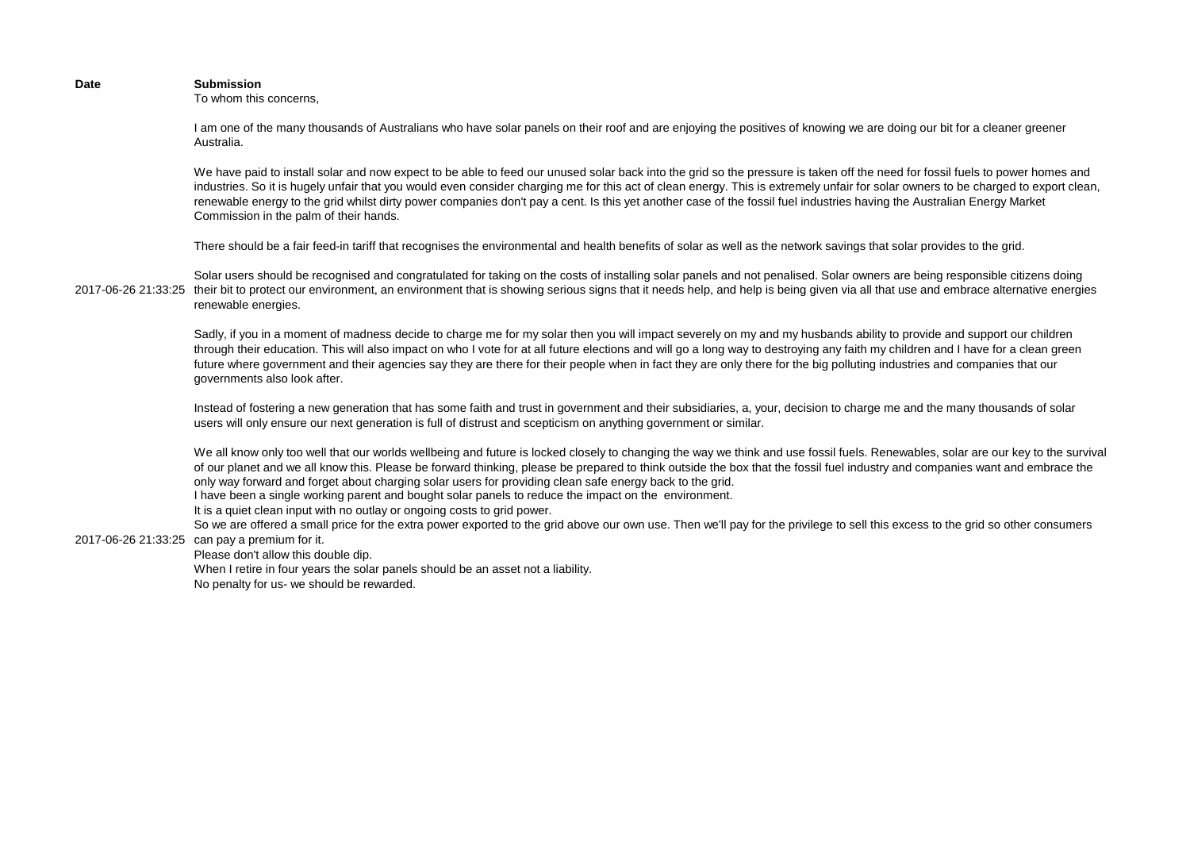| Date | Submission |
| --- | --- |
| 2017-06-26 21:33:25 | To whom this concerns,<br><br>I am one of the many thousands of Australians who have solar panels on their roof and are enjoying the positives of knowing we are doing our bit for a cleaner greener Australia.<br><br>We have paid to install solar and now expect to be able to feed our unused solar back into the grid so the pressure is taken off the need for fossil fuels to power homes and industries. So it is hugely unfair that you would even consider charging me for this act of clean energy. This is extremely unfair for solar owners to be charged to export clean, renewable energy to the grid whilst dirty power companies don't pay a cent. Is this yet another case of the fossil fuel industries having the Australian Energy Market Commission in the palm of their hands.<br><br>There should be a fair feed-in tariff that recognises the environmental and health benefits of solar as well as the network savings that solar provides to the grid.<br><br>Solar users should be recognised and congratulated for taking on the costs of installing solar panels and not penalised. Solar owners are being responsible citizens doing their bit to protect our environment, an environment that is showing serious signs that it needs help, and help is being given via all that use and embrace alternative energies renewable energies.<br><br>Sadly, if you in a moment of madness decide to charge me for my solar then you will impact severely on my and my husbands ability to provide and support our children through their education. This will also impact on who I vote for at all future elections and will go a long way to destroying any faith my children and I have for a clean green future where government and their agencies say they are there for their people when in fact they are only there for the big polluting industries and companies that our governments also look after.<br><br>Instead of fostering a new generation that has some faith and trust in government and their subsidiaries, a, your, decision to charge me and the many thousands of solar users will only ensure our next generation is full of distrust and scepticism on anything government or similar.<br><br>We all know only too well that our worlds wellbeing and future is locked closely to changing the way we think and use fossil fuels. Renewables, solar are our key to the survival of our planet and we all know this. Please be forward thinking, please be prepared to think outside the box that the fossil fuel industry and companies want and embrace the only way forward and forget about charging solar users for providing clean safe energy back to the grid. |
| 2017-06-26 21:33:25 | I have been a single working parent and bought solar panels to reduce the impact on the environment.<br>It is a quiet clean input with no outlay or ongoing costs to grid power.<br>So we are offered a small price for the extra power exported to the grid above our own use. Then we'll pay for the privilege to sell this excess to the grid so other consumers can pay a premium for it.<br>Please don't allow this double dip.<br>When I retire in four years the solar panels should be an asset not a liability.<br>No penalty for us- we should be rewarded. |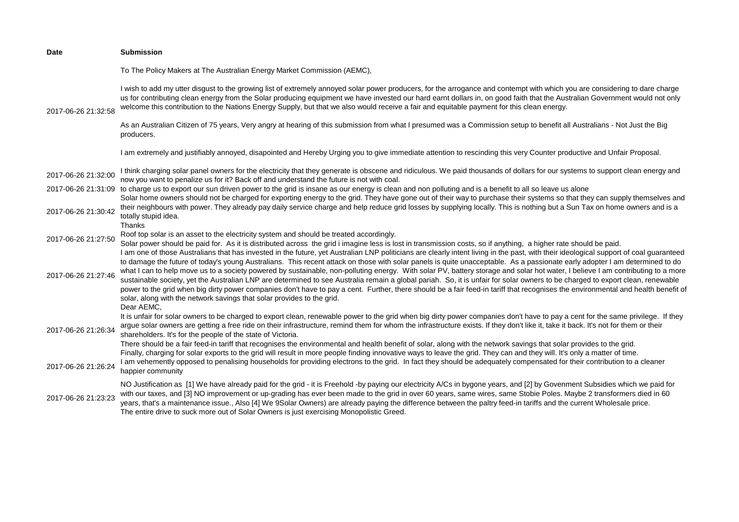| Date | Submission |
|---|---|
| 2017-06-26 21:32:58 | To The Policy Makers at The Australian Energy Market Commission (AEMC),<br><br>I wish to add my utter disgust to the growing list of extremely annoyed solar power producers, for the arrogance and contempt with which you are considering to dare charge us for contributing clean energy from the Solar producing equipment we have invested our hard earnt dollars in, on good faith that the Australian Government would not only welcome this contribution to the Nations Energy Supply, but that we also would receive a fair and equitable payment for this clean energy.<br><br>As an Australian Citizen of 75 years, Very angry at hearing of this submission from what I presumed was a Commission setup to benefit all Australians - Not Just the Big producers.<br><br>I am extremely and justifiably annoyed, disapointed and Hereby Urging you to give immediate attention to rescinding this very Counter productive and Unfair Proposal. |
| 2017-06-26 21:32:00 | I think charging solar panel owners for the electricity that they generate is obscene and ridiculous. We paid thousands of dollars for our systems to support clean energy and now you want to penalize us for it? Back off and understand the future is not with coal. |
| 2017-06-26 21:31:09 | to charge us to export our sun driven power to the grid is insane as our energy is clean and non polluting and is a benefit to all so leave us alone |
| 2017-06-26 21:30:42 | Solar home owners should not be charged for exporting energy to the grid. They have gone out of their way to purchase their systems so that they can supply themselves and their neighbours with power. They already pay daily service charge and help reduce grid losses by supplying locally. This is nothing but a Sun Tax on home owners and is a totally stupid idea.<br>Thanks |
| 2017-06-26 21:27:50 | Roof top solar is an asset to the electricity system and should be treated accordingly.<br>Solar power should be paid for. As it is distributed across the grid i imagine less is lost in transmission costs, so if anything, a higher rate should be paid. |
| 2017-06-26 21:27:46 | I am one of those Australians that has invested in the future, yet Australian LNP politicians are clearly intent living in the past, with their ideological support of coal guaranteed to damage the future of today's young Australians. This recent attack on those with solar panels is quite unacceptable. As a passionate early adopter I am determined to do what I can to help move us to a society powered by sustainable, non-polluting energy. With solar PV, battery storage and solar hot water, I believe I am contributing to a more sustainable society, yet the Australian LNP are determined to see Australia remain a global pariah. So, it is unfair for solar owners to be charged to export clean, renewable power to the grid when big dirty power companies don't have to pay a cent. Further, there should be a fair feed-in tariff that recognises the environmental and health benefit of solar, along with the network savings that solar provides to the grid. |
| 2017-06-26 21:26:34 | Dear AEMC,<br>It is unfair for solar owners to be charged to export clean, renewable power to the grid when big dirty power companies don't have to pay a cent for the same privilege. If they argue solar owners are getting a free ride on their infrastructure, remind them for whom the infrastructure exists. If they don't like it, take it back. It's not for them or their shareholders. It's for the people of the state of Victoria.<br>There should be a fair feed-in tariff that recognises the environmental and health benefit of solar, along with the network savings that solar provides to the grid.<br>Finally, charging for solar exports to the grid will result in more people finding innovative ways to leave the grid. They can and they will. It's only a matter of time. |
| 2017-06-26 21:26:24 | I am vehemently opposed to penalising households for providing electrons to the grid. In fact they should be adequately compensated for their contribution to a cleaner happier community |
| 2017-06-26 21:23:23 | NO Justification as [1] We have already paid for the grid - it is Freehold -by paying our electricity A/Cs in bygone years, and [2] by Govenment Subsidies which we paid for with our taxes, and [3] NO improvement or up-grading has ever been made to the grid in over 60 years, same wires, same Stobie Poles. Maybe 2 transformers died in 60 years, that's a maintenance issue., Also [4] We 9Solar Owners) are already paying the difference between the paltry feed-in tariffs and the current Wholesale price.<br>The entire drive to suck more out of Solar Owners is just exercising Monopolistic Greed. |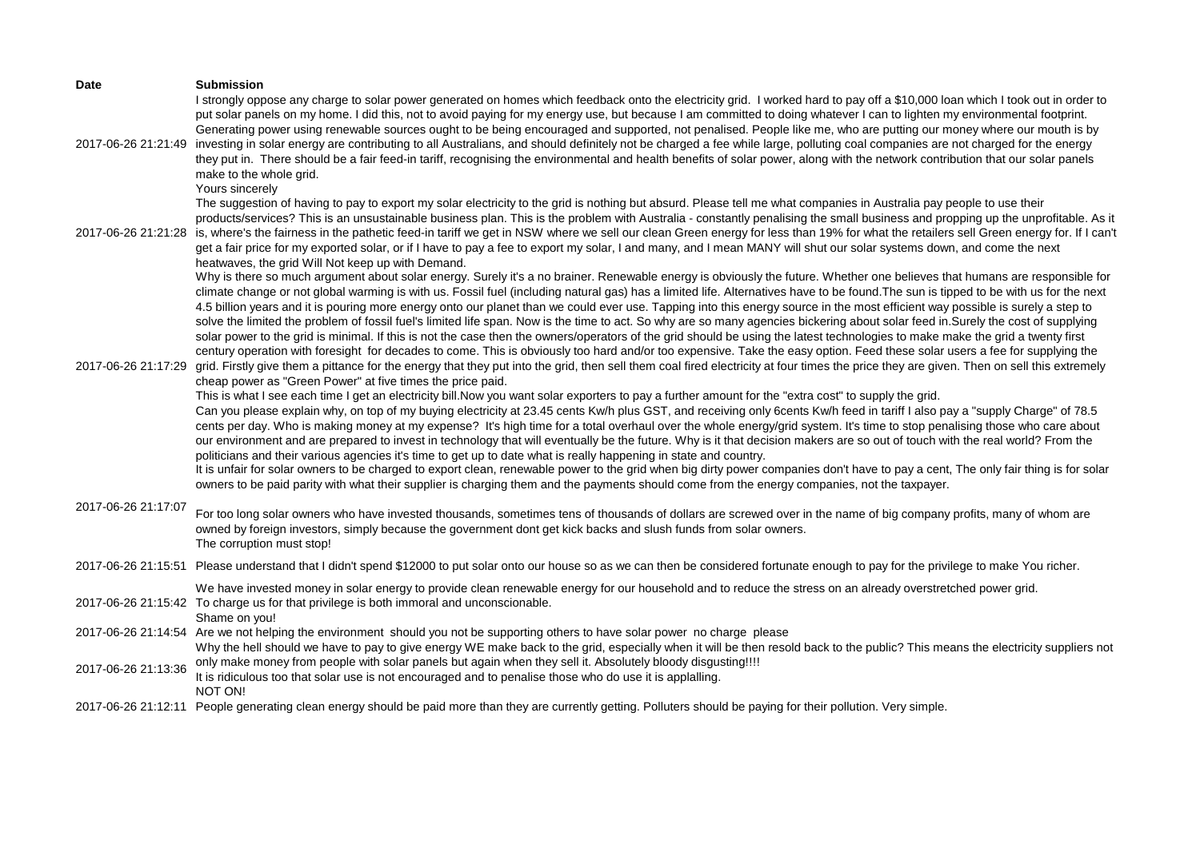| Date | Submission |
| --- | --- |
| 2017-06-26 21:21:49 | I strongly oppose any charge to solar power generated on homes which feedback onto the electricity grid. I worked hard to pay off a $10,000 loan which I took out in order to put solar panels on my home. I did this, not to avoid paying for my energy use, but because I am committed to doing whatever I can to lighten my environmental footprint. Generating power using renewable sources ought to be being encouraged and supported, not penalised. People like me, who are putting our money where our mouth is by investing in solar energy are contributing to all Australians, and should definitely not be charged a fee while large, polluting coal companies are not charged for the energy they put in. There should be a fair feed-in tariff, recognising the environmental and health benefits of solar power, along with the network contribution that our solar panels make to the whole grid.<br>Yours sincerely |
| 2017-06-26 21:21:28 | The suggestion of having to pay to export my solar electricity to the grid is nothing but absurd. Please tell me what companies in Australia pay people to use their products/services? This is an unsustainable business plan. This is the problem with Australia - constantly penalising the small business and propping up the unprofitable. As it is, where's the fairness in the pathetic feed-in tariff we get in NSW where we sell our clean Green energy for less than 19% for what the retailers sell Green energy for. If I can't get a fair price for my exported solar, or if I have to pay a fee to export my solar, I and many, and I mean MANY will shut our solar systems down, and come the next heatwaves, the grid Will Not keep up with Demand. |
| 2017-06-26 21:17:29 | Why is there so much argument about solar energy. Surely it's a no brainer. Renewable energy is obviously the future. Whether one believes that humans are responsible for climate change or not global warming is with us. Fossil fuel (including natural gas) has a limited life. Alternatives have to be found.The sun is tipped to be with us for the next 4.5 billion years and it is pouring more energy onto our planet than we could ever use. Tapping into this energy source in the most efficient way possible is surely a step to solve the limited the problem of fossil fuel's limited life span. Now is the time to act. So why are so many agencies bickering about solar feed in.Surely the cost of supplying solar power to the grid is minimal. If this is not the case then the owners/operators of the grid should be using the latest technologies to make make the grid a twenty first century operation with foresight for decades to come. This is obviously too hard and/or too expensive. Take the easy option. Feed these solar users a fee for supplying the grid. Firstly give them a pittance for the energy that they put into the grid, then sell them coal fired electricity at four times the price they are given. Then on sell this extremely cheap power as "Green Power" at five times the price paid.<br>This is what I see each time I get an electricity bill.Now you want solar exporters to pay a further amount for the "extra cost" to supply the grid.<br>Can you please explain why, on top of my buying electricity at 23.45 cents Kw/h plus GST, and receiving only 6cents Kw/h feed in tariff I also pay a "supply Charge" of 78.5 cents per day. Who is making money at my expense? It's high time for a total overhaul over the whole energy/grid system. It's time to stop penalising those who care about our environment and are prepared to invest in technology that will eventually be the future. Why is it that decision makers are so out of touch with the real world? From the politicians and their various agencies it's time to get up to date what is really happening in state and country.<br>It is unfair for solar owners to be charged to export clean, renewable power to the grid when big dirty power companies don't have to pay a cent, The only fair thing is for solar owners to be paid parity with what their supplier is charging them and the payments should come from the energy companies, not the taxpayer. |
| 2017-06-26 21:17:07 | For too long solar owners who have invested thousands, sometimes tens of thousands of dollars are screwed over in the name of big company profits, many of whom are owned by foreign investors, simply because the government dont get kick backs and slush funds from solar owners.<br>The corruption must stop! |
| 2017-06-26 21:15:51 | Please understand that I didn't spend $12000 to put solar onto our house so as we can then be considered fortunate enough to pay for the privilege to make You richer. |
| 2017-06-26 21:15:42 | We have invested money in solar energy to provide clean renewable energy for our household and to reduce the stress on an already overstretched power grid.<br>To charge us for that privilege is both immoral and unconscionable.<br>Shame on you! |
| 2017-06-26 21:14:54 | Are we not helping the environment should you not be supporting others to have solar power no charge please |
| 2017-06-26 21:13:36 | Why the hell should we have to pay to give energy WE make back to the grid, especially when it will be then resold back to the public? This means the electricity suppliers not only make money from people with solar panels but again when they sell it. Absolutely bloody disgusting!!!!<br>It is ridiculous too that solar use is not encouraged and to penalise those who do use it is applalling.<br>NOT ON! |
| 2017-06-26 21:12:11 | People generating clean energy should be paid more than they are currently getting. Polluters should be paying for their pollution. Very simple. |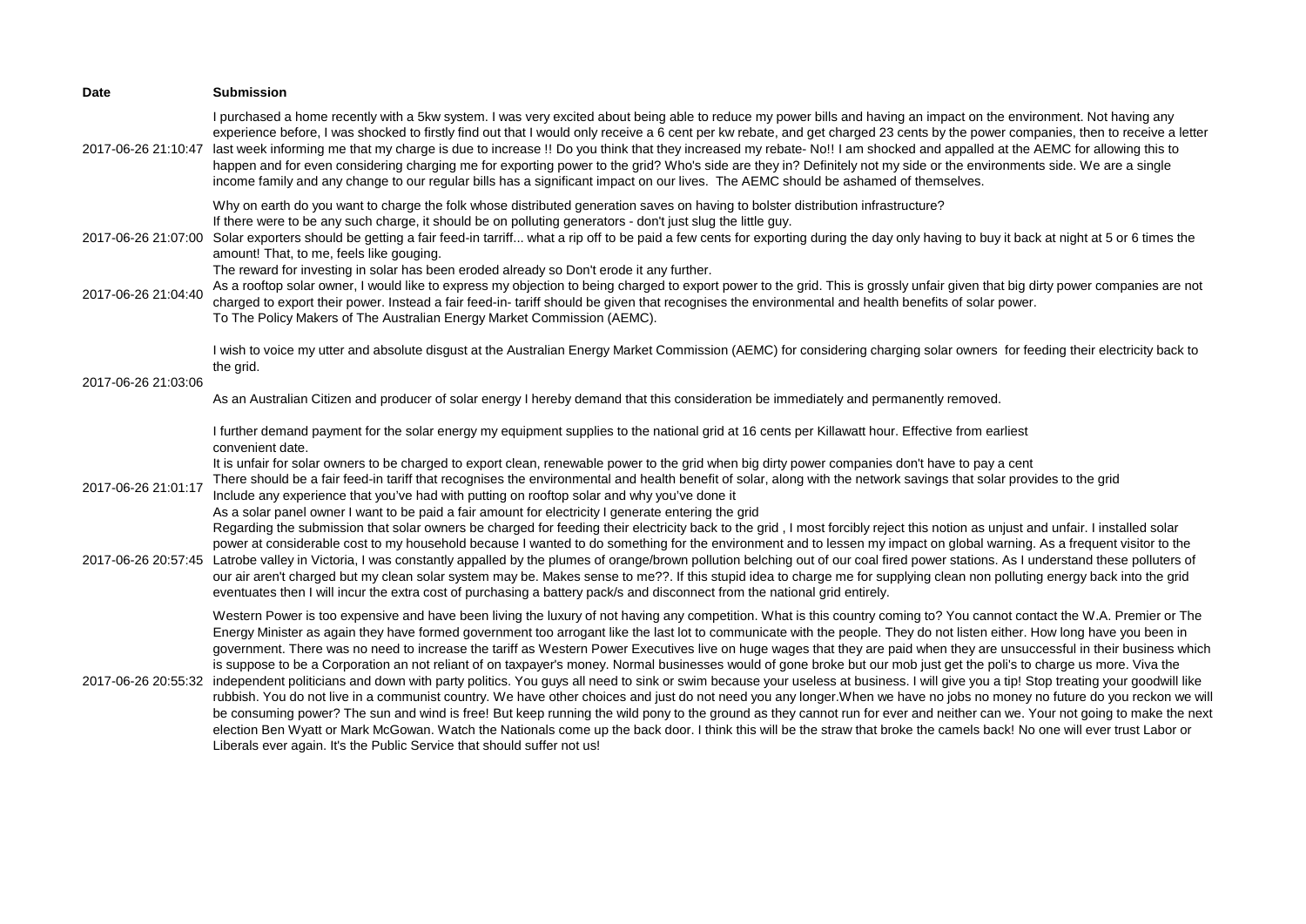| Date | Submission |
| --- | --- |
| 2017-06-26 21:10:47 | I purchased a home recently with a 5kw system. I was very excited about being able to reduce my power bills and having an impact on the environment. Not having any experience before, I was shocked to firstly find out that I would only receive a 6 cent per kw rebate, and get charged 23 cents by the power companies, then to receive a letter last week informing me that my charge is due to increase !! Do you think that they increased my rebate- No!! I am shocked and appalled at the AEMC for allowing this to happen and for even considering charging me for exporting power to the grid? Who's side are they in? Definitely not my side or the environments side. We are a single income family and any change to our regular bills has a significant impact on our lives. The AEMC should be ashamed of themselves. |
| 2017-06-26 21:07:00 | Why on earth do you want to charge the folk whose distributed generation saves on having to bolster distribution infrastructure? If there were to be any such charge, it should be on polluting generators - don't just slug the little guy. Solar exporters should be getting a fair feed-in tarriff... what a rip off to be paid a few cents for exporting during the day only having to buy it back at night at 5 or 6 times the amount! That, to me, feels like gouging. The reward for investing in solar has been eroded already so Don't erode it any further. |
| 2017-06-26 21:04:40 | As a rooftop solar owner, I would like to express my objection to being charged to export power to the grid. This is grossly unfair given that big dirty power companies are not charged to export their power. Instead a fair feed-in- tariff should be given that recognises the environmental and health benefits of solar power. |
| 2017-06-26 21:03:06 | To The Policy Makers of The Australian Energy Market Commission (AEMC).<br><br>I wish to voice my utter and absolute disgust at the Australian Energy Market Commission (AEMC) for considering charging solar owners for feeding their electricity back to the grid.<br><br>As an Australian Citizen and producer of solar energy I hereby demand that this consideration be immediately and permanently removed.<br><br>I further demand payment for the solar energy my equipment supplies to the national grid at 16 cents per Killawatt hour. Effective from earliest convenient date. |
| 2017-06-26 21:01:17 | It is unfair for solar owners to be charged to export clean, renewable power to the grid when big dirty power companies don't have to pay a cent There should be a fair feed-in tariff that recognises the environmental and health benefit of solar, along with the network savings that solar provides to the grid Include any experience that you've had with putting on rooftop solar and why you've done it As a solar panel owner I want to be paid a fair amount for electricity I generate entering the grid |
| 2017-06-26 20:57:45 | Regarding the submission that solar owners be charged for feeding their electricity back to the grid , I most forcibly reject this notion as unjust and unfair. I installed solar power at considerable cost to my household because I wanted to do something for the environment and to lessen my impact on global warning. As a frequent visitor to the Latrobe valley in Victoria, I was constantly appalled by the plumes of orange/brown pollution belching out of our coal fired power stations. As I understand these polluters of our air aren't charged but my clean solar system may be. Makes sense to me??. If this stupid idea to charge me for supplying clean non polluting energy back into the grid eventuates then I will incur the extra cost of purchasing a battery pack/s and disconnect from the national grid entirely. |
| 2017-06-26 20:55:32 | Western Power is too expensive and have been living the luxury of not having any competition. What is this country coming to? You cannot contact the W.A. Premier or The Energy Minister as again they have formed government too arrogant like the last lot to communicate with the people. They do not listen either. How long have you been in government. There was no need to increase the tariff as Western Power Executives live on huge wages that they are paid when they are unsuccessful in their business which is suppose to be a Corporation an not reliant of on taxpayer's money. Normal businesses would of gone broke but our mob just get the poli's to charge us more. Viva the independent politicians and down with party politics. You guys all need to sink or swim because your useless at business. I will give you a tip! Stop treating your goodwill like rubbish. You do not live in a communist country. We have other choices and just do not need you any longer.When we have no jobs no money no future do you reckon we will be consuming power? The sun and wind is free! But keep running the wild pony to the ground as they cannot run for ever and neither can we. Your not going to make the next election Ben Wyatt or Mark McGowan. Watch the Nationals come up the back door. I think this will be the straw that broke the camels back! No one will ever trust Labor or Liberals ever again. It's the Public Service that should suffer not us! |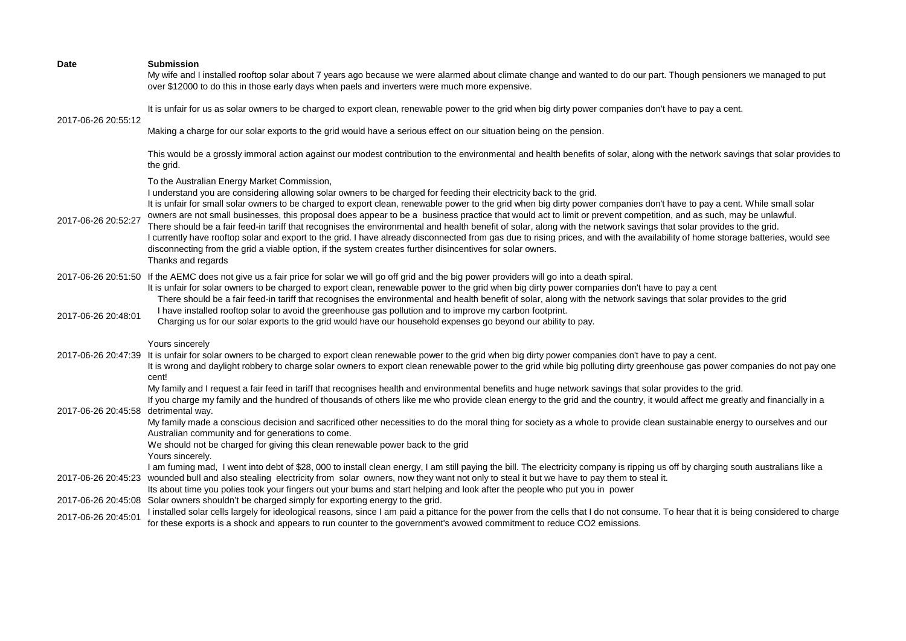| Date | Submission |
|---|---|
| 2017-06-26 20:55:12 | My wife and I installed rooftop solar about 7 years ago because we were alarmed about climate change and wanted to do our part. Though pensioners we managed to put over $12000 to do this in those early days when paels and inverters were much more expensive.<br><br>It is unfair for us as solar owners to be charged to export clean, renewable power to the grid when big dirty power companies don't have to pay a cent.<br><br>Making a charge for our solar exports to the grid would have a serious effect on our situation being on the pension.<br><br>This would be a grossly immoral action against our modest contribution to the environmental and health benefits of solar, along with the network savings that solar provides to the grid. |
| 2017-06-26 20:52:27 | To the Australian Energy Market Commission,<br>I understand you are considering allowing solar owners to be charged for feeding their electricity back to the grid.<br>It is unfair for small solar owners to be charged to export clean, renewable power to the grid when big dirty power companies don't have to pay a cent. While small solar owners are not small businesses, this proposal does appear to be a business practice that would act to limit or prevent competition, and as such, may be unlawful.<br>There should be a fair feed-in tariff that recognises the environmental and health benefit of solar, along with the network savings that solar provides to the grid.<br>I currently have rooftop solar and export to the grid. I have already disconnected from gas due to rising prices, and with the availability of home storage batteries, would see disconnecting from the grid a viable option, if the system creates further disincentives for solar owners.<br>Thanks and regards |
| 2017-06-26 20:51:50 | If the AEMC does not give us a fair price for solar we will go off grid and the big power providers will go into a death spiral. |
| 2017-06-26 20:48:01 | It is unfair for solar owners to be charged to export clean, renewable power to the grid when big dirty power companies don't have to pay a cent<br>There should be a fair feed-in tariff that recognises the environmental and health benefit of solar, along with the network savings that solar provides to the grid<br>I have installed rooftop solar to avoid the greenhouse gas pollution and to improve my carbon footprint.<br>Charging us for our solar exports to the grid would have our household expenses go beyond our ability to pay.<br><br>Yours sincerely |
| 2017-06-26 20:47:39 | It is unfair for solar owners to be charged to export clean renewable power to the grid when big dirty power companies don't have to pay a cent. |
| 2017-06-26 20:45:58 | It is wrong and daylight robbery to charge solar owners to export clean renewable power to the grid while big polluting dirty greenhouse gas power companies do not pay one cent!<br>My family and I request a fair feed in tariff that recognises health and environmental benefits and huge network savings that solar provides to the grid.<br>If you charge my family and the hundred of thousands of others like me who provide clean energy to the grid and the country, it would affect me greatly and financially in a detrimental way.<br>My family made a conscious decision and sacrificed other necessities to do the moral thing for society as a whole to provide clean sustainable energy to ourselves and our Australian community and for generations to come.<br>We should not be charged for giving this clean renewable power back to the grid<br>Yours sincerely. |
| 2017-06-26 20:45:23 | I am fuming mad, I went into debt of $28, 000 to install clean energy, I am still paying the bill. The electricity company is ripping us off by charging south australians like a wounded bull and also stealing electricity from solar owners, now they want not only to steal it but we have to pay them to steal it.<br>Its about time you polies took your fingers out your bums and start helping and look after the people who put you in power |
| 2017-06-26 20:45:08 | Solar owners shouldn't be charged simply for exporting energy to the grid. |
| 2017-06-26 20:45:01 | I installed solar cells largely for ideological reasons, since I am paid a pittance for the power from the cells that I do not consume. To hear that it is being considered to charge for these exports is a shock and appears to run counter to the government's avowed commitment to reduce CO2 emissions. |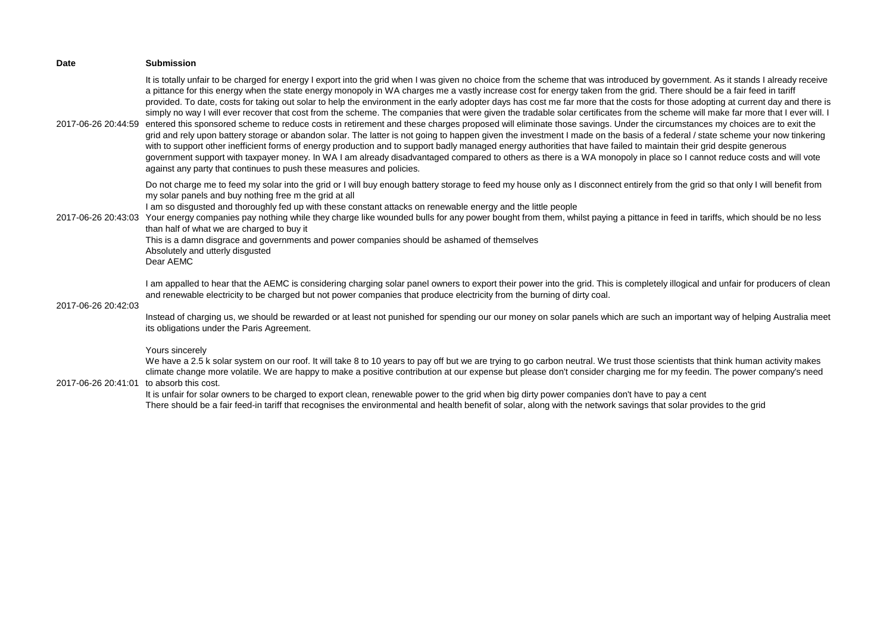| Date | Submission |
| --- | --- |
| 2017-06-26 20:44:59 | It is totally unfair to be charged for energy I export into the grid when I was given no choice from the scheme that was introduced by government. As it stands I already receive a pittance for this energy when the state energy monopoly in WA charges me a vastly increase cost for energy taken from the grid. There should be a fair feed in tariff provided. To date, costs for taking out solar to help the environment in the early adopter days has cost me far more that the costs for those adopting at current day and there is simply no way I will ever recover that cost from the scheme. The companies that were given the tradable solar certificates from the scheme will make far more that I ever will. I entered this sponsored scheme to reduce costs in retirement and these charges proposed will eliminate those savings. Under the circumstances my choices are to exit the grid and rely upon battery storage or abandon solar. The latter is not going to happen given the investment I made on the basis of a federal / state scheme your now tinkering with to support other inefficient forms of energy production and to support badly managed energy authorities that have failed to maintain their grid despite generous government support with taxpayer money. In WA I am already disadvantaged compared to others as there is a WA monopoly in place so I cannot reduce costs and will vote against any party that continues to push these measures and policies. |
| 2017-06-26 20:43:03 | Do not charge me to feed my solar into the grid or I will buy enough battery storage to feed my house only as I disconnect entirely from the grid so that only I will benefit from my solar panels and buy nothing free m the grid at all<br>I am so disgusted and thoroughly fed up with these constant attacks on renewable energy and the little people<br>Your energy companies pay nothing while they charge like wounded bulls for any power bought from them, whilst paying a pittance in feed in tariffs, which should be no less than half of what we are charged to buy it<br>This is a damn disgrace and governments and power companies should be ashamed of themselves<br>Absolutely and utterly disgusted |
| 2017-06-26 20:42:03 | Dear AEMC<br><br>I am appalled to hear that the AEMC is considering charging solar panel owners to export their power into the grid. This is completely illogical and unfair for producers of clean and renewable electricity to be charged but not power companies that produce electricity from the burning of dirty coal.<br><br>Instead of charging us, we should be rewarded or at least not punished for spending our our money on solar panels which are such an important way of helping Australia meet its obligations under the Paris Agreement.<br><br>Yours sincerely |
| 2017-06-26 20:41:01 | We have a 2.5 k solar system on our roof. It will take 8 to 10 years to pay off but we are trying to go carbon neutral. We trust those scientists that think human activity makes climate change more volatile. We are happy to make a positive contribution at our expense but please don't consider charging me for my feedin. The power company's need to absorb this cost.<br>It is unfair for solar owners to be charged to export clean, renewable power to the grid when big dirty power companies don't have to pay a cent<br>There should be a fair feed-in tariff that recognises the environmental and health benefit of solar, along with the network savings that solar provides to the grid |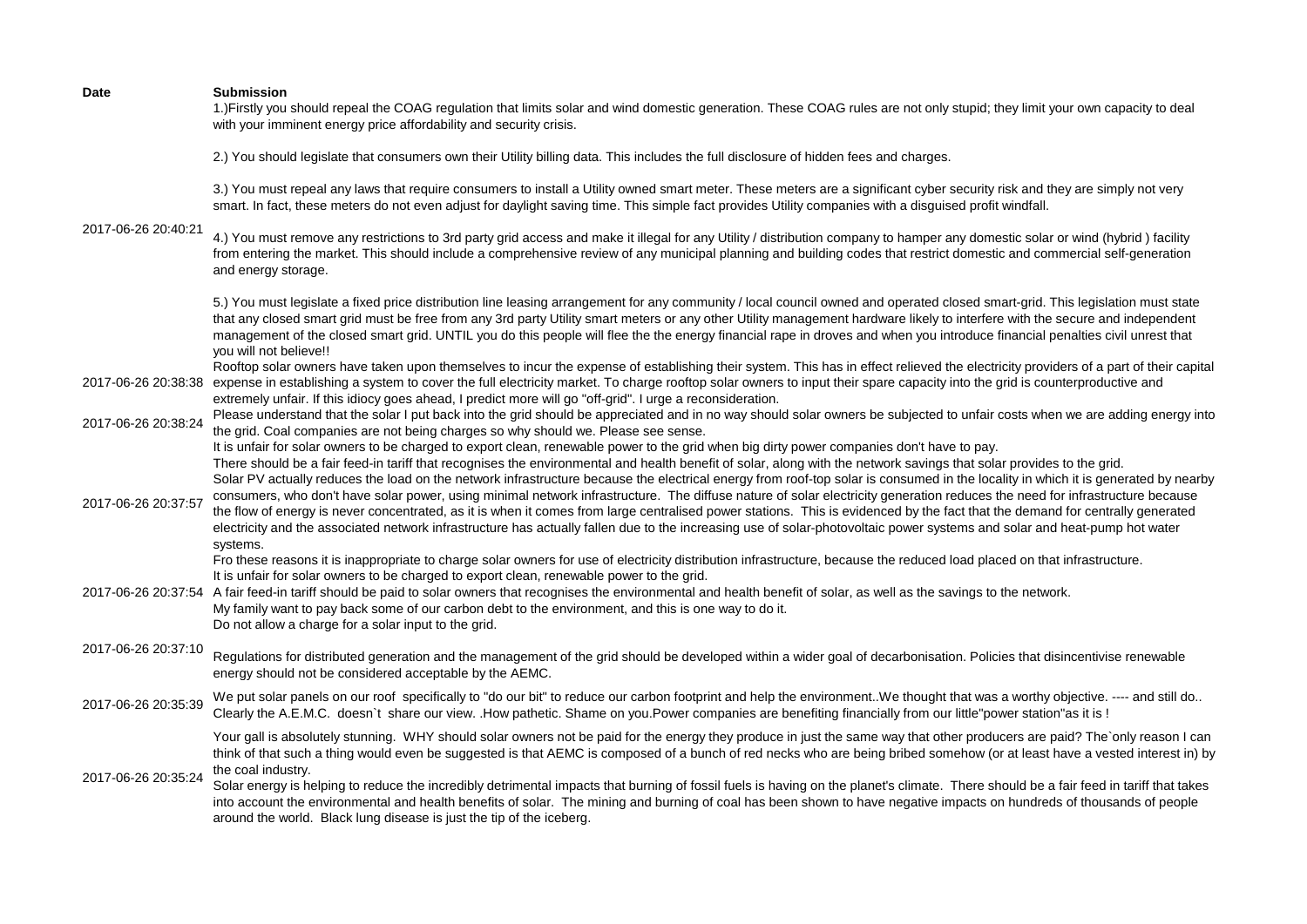| Date | Submission |
| --- | --- |
| 2017-06-26 20:40:21 | 1.)Firstly you should repeal the COAG regulation that limits solar and wind domestic generation. These COAG rules are not only stupid; they limit your own capacity to deal with your imminent energy price affordability and security crisis.<br><br>2.) You should legislate that consumers own their Utility billing data. This includes the full disclosure of hidden fees and charges.<br><br>3.) You must repeal any laws that require consumers to install a Utility owned smart meter. These meters are a significant cyber security risk and they are simply not very smart. In fact, these meters do not even adjust for daylight saving time. This simple fact provides Utility companies with a disguised profit windfall.<br><br>4.) You must remove any restrictions to 3rd party grid access and make it illegal for any Utility / distribution company to hamper any domestic solar or wind (hybrid ) facility from entering the market. This should include a comprehensive review of any municipal planning and building codes that restrict domestic and commercial self-generation and energy storage.<br><br>5.) You must legislate a fixed price distribution line leasing arrangement for any community / local council owned and operated closed smart-grid. This legislation must state that any closed smart grid must be free from any 3rd party Utility smart meters or any other Utility management hardware likely to interfere with the secure and independent management of the closed smart grid. UNTIL you do this people will flee the the energy financial rape in droves and when you introduce financial penalties civil unrest that you will not believe!! |
| 2017-06-26 20:38:38 | Rooftop solar owners have taken upon themselves to incur the expense of establishing their system. This has in effect relieved the electricity providers of a part of their capital expense in establishing a system to cover the full electricity market. To charge rooftop solar owners to input their spare capacity into the grid is counterproductive and extremely unfair. If this idiocy goes ahead, I predict more will go "off-grid". I urge a reconsideration. |
| 2017-06-26 20:38:24 | Please understand that the solar I put back into the grid should be appreciated and in no way should solar owners be subjected to unfair costs when we are adding energy into the grid. Coal companies are not being charges so why should we. Please see sense. |
| 2017-06-26 20:37:57 | It is unfair for solar owners to be charged to export clean, renewable power to the grid when big dirty power companies don't have to pay.<br>There should be a fair feed-in tariff that recognises the environmental and health benefit of solar, along with the network savings that solar provides to the grid.<br>Solar PV actually reduces the load on the network infrastructure because the electrical energy from roof-top solar is consumed in the locality in which it is generated by nearby consumers, who don't have solar power, using minimal network infrastructure. The diffuse nature of solar electricity generation reduces the need for infrastructure because the flow of energy is never concentrated, as it is when it comes from large centralised power stations. This is evidenced by the fact that the demand for centrally generated electricity and the associated network infrastructure has actually fallen due to the increasing use of solar-photovoltaic power systems and solar and heat-pump hot water systems.<br>Fro these reasons it is inappropriate to charge solar owners for use of electricity distribution infrastructure, because the reduced load placed on that infrastructure. |
| 2017-06-26 20:37:54 | It is unfair for solar owners to be charged to export clean, renewable power to the grid.<br>A fair feed-in tariff should be paid to solar owners that recognises the environmental and health benefit of solar, as well as the savings to the network.<br>My family want to pay back some of our carbon debt to the environment, and this is one way to do it.<br>Do not allow a charge for a solar input to the grid. |
| 2017-06-26 20:37:10 | Regulations for distributed generation and the management of the grid should be developed within a wider goal of decarbonisation. Policies that disincentivise renewable energy should not be considered acceptable by the AEMC. |
| 2017-06-26 20:35:39 | We put solar panels on our roof specifically to "do our bit" to reduce our carbon footprint and help the environment..We thought that was a worthy objective. ---- and still do.. Clearly the A.E.M.C. doesn`t share our view. .How pathetic. Shame on you.Power companies are benefiting financially from our little"power station"as it is ! |
| 2017-06-26 20:35:24 | Your gall is absolutely stunning. WHY should solar owners not be paid for the energy they produce in just the same way that other producers are paid? The`only reason I can think of that such a thing would even be suggested is that AEMC is composed of a bunch of red necks who are being bribed somehow (or at least have a vested interest in) by the coal industry.<br>Solar energy is helping to reduce the incredibly detrimental impacts that burning of fossil fuels is having on the planet's climate. There should be a fair feed in tariff that takes into account the environmental and health benefits of solar. The mining and burning of coal has been shown to have negative impacts on hundreds of thousands of people around the world. Black lung disease is just the tip of the iceberg. |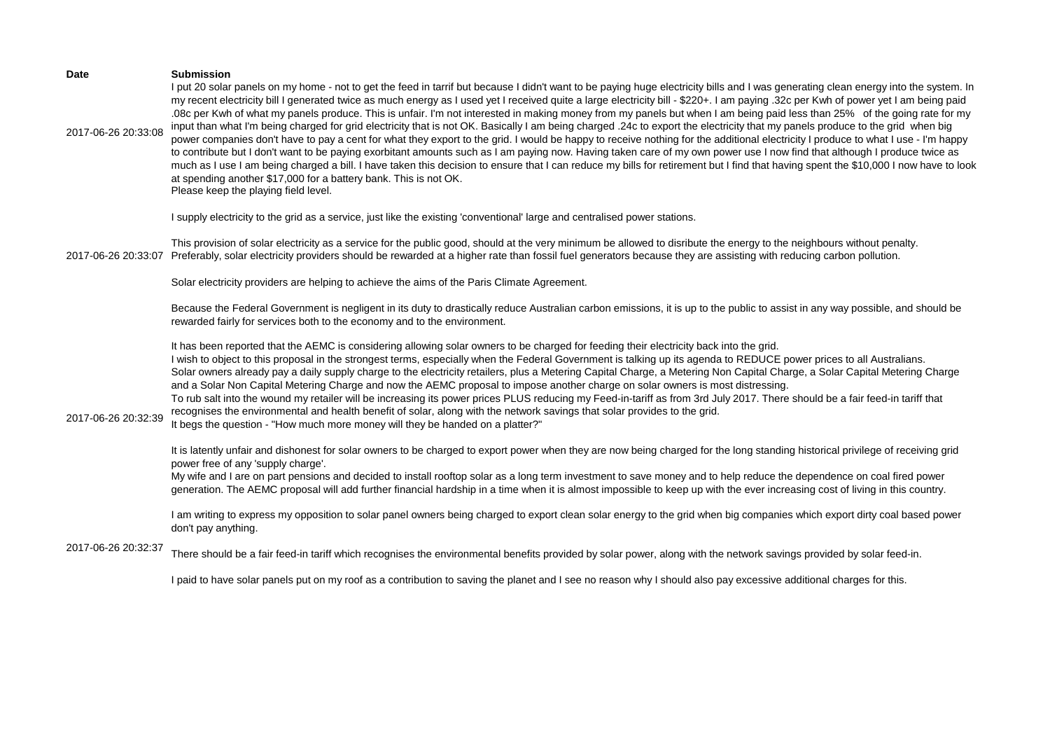| Date | Submission |
| --- | --- |
| 2017-06-26 20:33:08 | I put 20 solar panels on my home - not to get the feed in tarrif but because I didn't want to be paying huge electricity bills and I was generating clean energy into the system. In my recent electricity bill I generated twice as much energy as I used yet I received quite a large electricity bill - $220+. I am paying .32c per Kwh of power yet I am being paid .08c per Kwh of what my panels produce. This is unfair. I'm not interested in making money from my panels but when I am being paid less than 25% of the going rate for my input than what I'm being charged for grid electricity that is not OK. Basically I am being charged .24c to export the electricity that my panels produce to the grid when big power companies don't have to pay a cent for what they export to the grid. I would be happy to receive nothing for the additional electricity I produce to what I use - I'm happy to contribute but I don't want to be paying exorbitant amounts such as I am paying now. Having taken care of my own power use I now find that although I produce twice as much as I use I am being charged a bill. I have taken this decision to ensure that I can reduce my bills for retirement but I find that having spent the $10,000 I now have to look at spending another $17,000 for a battery bank. This is not OK.<br>Please keep the playing field level. |
| 2017-06-26 20:33:07 | I supply electricity to the grid as a service, just like the existing 'conventional' large and centralised power stations.<br><br>This provision of solar electricity as a service for the public good, should at the very minimum be allowed to disribute the energy to the neighbours without penalty. Preferably, solar electricity providers should be rewarded at a higher rate than fossil fuel generators because they are assisting with reducing carbon pollution.<br><br>Solar electricity providers are helping to achieve the aims of the Paris Climate Agreement.<br><br>Because the Federal Government is negligent in its duty to drastically reduce Australian carbon emissions, it is up to the public to assist in any way possible, and should be rewarded fairly for services both to the economy and to the environment. |
| 2017-06-26 20:32:39 | It has been reported that the AEMC is considering allowing solar owners to be charged for feeding their electricity back into the grid.<br>I wish to object to this proposal in the strongest terms, especially when the Federal Government is talking up its agenda to REDUCE power prices to all Australians.<br>Solar owners already pay a daily supply charge to the electricity retailers, plus a Metering Capital Charge, a Metering Non Capital Charge, a Solar Capital Metering Charge and a Solar Non Capital Metering Charge and now the AEMC proposal to impose another charge on solar owners is most distressing.<br>To rub salt into the wound my retailer will be increasing its power prices PLUS reducing my Feed-in-tariff as from 3rd July 2017. There should be a fair feed-in tariff that recognises the environmental and health benefit of solar, along with the network savings that solar provides to the grid.<br>It begs the question - "How much more money will they be handed on a platter?"<br><br>It is latently unfair and dishonest for solar owners to be charged to export power when they are now being charged for the long standing historical privilege of receiving grid power free of any 'supply charge'.<br>My wife and I are on part pensions and decided to install rooftop solar as a long term investment to save money and to help reduce the dependence on coal fired power generation. The AEMC proposal will add further financial hardship in a time when it is almost impossible to keep up with the ever increasing cost of living in this country. |
| 2017-06-26 20:32:37 | I am writing to express my opposition to solar panel owners being charged to export clean solar energy to the grid when big companies which export dirty coal based power don't pay anything.<br><br>There should be a fair feed-in tariff which recognises the environmental benefits provided by solar power, along with the network savings provided by solar feed-in.<br><br>I paid to have solar panels put on my roof as a contribution to saving the planet and I see no reason why I should also pay excessive additional charges for this. |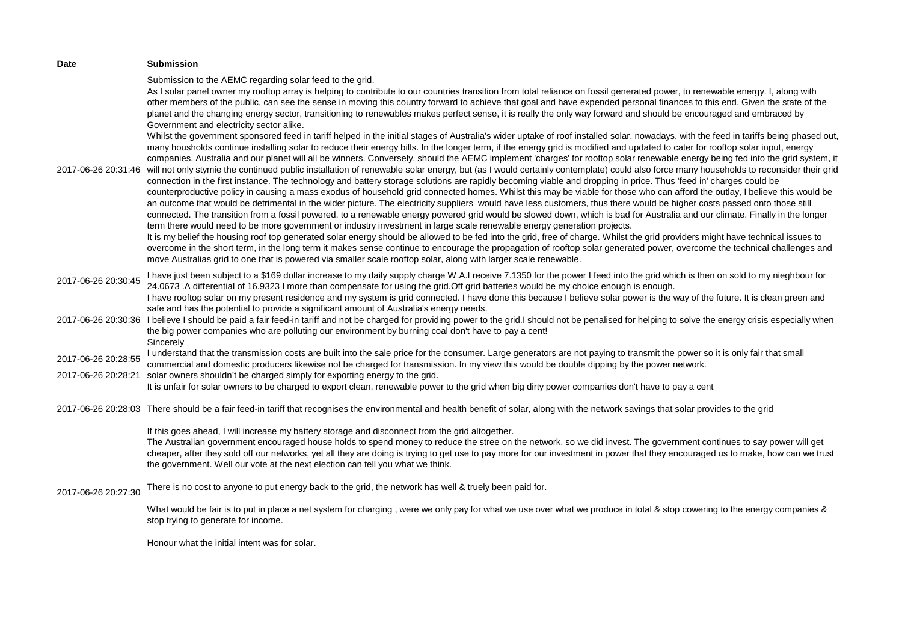| Date | Submission |
| --- | --- |
| 2017-06-26 20:31:46 | Submission to the AEMC regarding solar feed to the grid.<br>As I solar panel owner my rooftop array is helping to contribute to our countries transition from total reliance on fossil generated power, to renewable energy. I, along with other members of the public, can see the sense in moving this country forward to achieve that goal and have expended personal finances to this end. Given the state of the planet and the changing energy sector, transitioning to renewables makes perfect sense, it is really the only way forward and should be encouraged and embraced by Government and electricity sector alike.<br>Whilst the government sponsored feed in tariff helped in the initial stages of Australia's wider uptake of roof installed solar, nowadays, with the feed in tariffs being phased out, many housholds continue installing solar to reduce their energy bills. In the longer term, if the energy grid is modified and updated to cater for rooftop solar input, energy companies, Australia and our planet will all be winners. Conversely, should the AEMC implement 'charges' for rooftop solar renewable energy being fed into the grid system, it will not only stymie the continued public installation of renewable solar energy, but (as I would certainly contemplate) could also force many households to reconsider their grid connection in the first instance. The technology and battery storage solutions are rapidly becoming viable and dropping in price. Thus 'feed in' charges could be counterproductive policy in causing a mass exodus of household grid connected homes. Whilst this may be viable for those who can afford the outlay, I believe this would be an outcome that would be detrimental in the wider picture. The electricity suppliers would have less customers, thus there would be higher costs passed onto those still connected. The transition from a fossil powered, to a renewable energy powered grid would be slowed down, which is bad for Australia and our climate. Finally in the longer term there would need to be more government or industry investment in large scale renewable energy generation projects.<br>It is my belief the housing roof top generated solar energy should be allowed to be fed into the grid, free of charge. Whilst the grid providers might have technical issues to overcome in the short term, in the long term it makes sense continue to encourage the propagation of rooftop solar generated power, overcome the technical challenges and move Australias grid to one that is powered via smaller scale rooftop solar, along with larger scale renewable. |
| 2017-06-26 20:30:45 | I have just been subject to a $169 dollar increase to my daily supply charge W.A.I receive 7.1350 for the power I feed into the grid which is then on sold to my nieghbour for 24.0673 .A differential of 16.9323 I more than compensate for using the grid.Off grid batteries would be my choice enough is enough. |
| 2017-06-26 20:30:36 | I have rooftop solar on my present residence and my system is grid connected. I have done this because I believe solar power is the way of the future. It is clean green and safe and has the potential to provide a significant amount of Australia's energy needs.<br>I believe I should be paid a fair feed-in tariff and not be charged for providing power to the grid.I should not be penalised for helping to solve the energy crisis especially when the big power companies who are polluting our environment by burning coal don't have to pay a cent!<br>Sincerely |
| 2017-06-26 20:28:55 | I understand that the transmission costs are built into the sale price for the consumer. Large generators are not paying to transmit the power so it is only fair that small commercial and domestic producers likewise not be charged for transmission. In my view this would be double dipping by the power network. |
| 2017-06-26 20:28:21 | solar owners shouldn't be charged simply for exporting energy to the grid.<br>It is unfair for solar owners to be charged to export clean, renewable power to the grid when big dirty power companies don't have to pay a cent |
| 2017-06-26 20:28:03 | There should be a fair feed-in tariff that recognises the environmental and health benefit of solar, along with the network savings that solar provides to the grid |
| 2017-06-26 20:27:30 | If this goes ahead, I will increase my battery storage and disconnect from the grid altogether.<br>The Australian government encouraged house holds to spend money to reduce the stree on the network, so we did invest. The government continues to say power will get cheaper, after they sold off our networks, yet all they are doing is trying to get use to pay more for our investment in power that they encouraged us to make, how can we trust the government. Well our vote at the next election can tell you what we think.<br><br>There is no cost to anyone to put energy back to the grid, the network has well & truely been paid for.<br><br>What would be fair is to put in place a net system for charging , were we only pay for what we use over what we produce in total & stop cowering to the energy companies & stop trying to generate for income.<br><br>Honour what the initial intent was for solar. |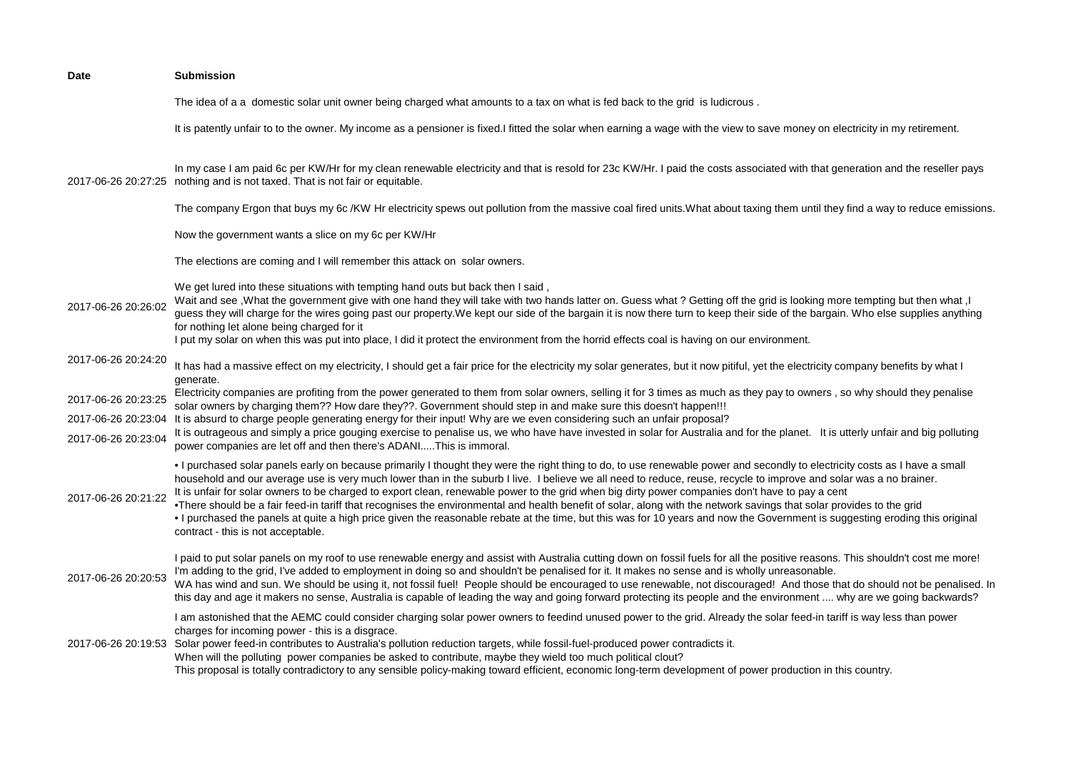| Date | Submission |
| --- | --- |
| 2017-06-26 20:27:25 | The idea of a a domestic solar unit owner being charged what amounts to a tax on what is fed back to the grid is ludicrous .<br><br>It is patently unfair to to the owner. My income as a pensioner is fixed.I fitted the solar when earning a wage with the view to save money on electricity in my retirement.<br><br>In my case I am paid 6c per KW/Hr for my clean renewable electricity and that is resold for 23c KW/Hr. I paid the costs associated with that generation and the reseller pays nothing and is not taxed. That is not fair or equitable.<br><br>The company Ergon that buys my 6c /KW Hr electricity spews out pollution from the massive coal fired units.What about taxing them until they find a way to reduce emissions.<br><br>Now the government wants a slice on my 6c per KW/Hr<br><br>The elections are coming and I will remember this attack on solar owners. |
| 2017-06-26 20:26:02 | We get lured into these situations with tempting hand outs but back then I said ,<br>Wait and see ,What the government give with one hand they will take with two hands latter on. Guess what ? Getting off the grid is looking more tempting but then what ,I guess they will charge for the wires going past our property.We kept our side of the bargain it is now there turn to keep their side of the bargain. Who else supplies anything for nothing let alone being charged for it |
| 2017-06-26 20:24:20 | I put my solar on when this was put into place, I did it protect the environment from the horrid effects coal is having on our environment.<br><br>It has had a massive effect on my electricity, I should get a fair price for the electricity my solar generates, but it now pitiful, yet the electricity company benefits by what I generate. |
| 2017-06-26 20:23:25 | Electricity companies are profiting from the power generated to them from solar owners, selling it for 3 times as much as they pay to owners , so why should they penalise solar owners by charging them?? How dare they??. Government should step in and make sure this doesn't happen!!! |
| 2017-06-26 20:23:04 | It is absurd to charge people generating energy for their input! Why are we even considering such an unfair proposal? |
| 2017-06-26 20:23:04 | It is outrageous and simply a price gouging exercise to penalise us, we who have have invested in solar for Australia and for the planet. It is utterly unfair and big polluting power companies are let off and then there's ADANI.....This is immoral. |
| 2017-06-26 20:21:22 | • I purchased solar panels early on because primarily I thought they were the right thing to do, to use renewable power and secondly to electricity costs as I have a small household and our average use is very much lower than in the suburb I live. I believe we all need to reduce, reuse, recycle to improve and solar was a no brainer.<br>It is unfair for solar owners to be charged to export clean, renewable power to the grid when big dirty power companies don't have to pay a cent<br>•There should be a fair feed-in tariff that recognises the environmental and health benefit of solar, along with the network savings that solar provides to the grid<br>• I purchased the panels at quite a high price given the reasonable rebate at the time, but this was for 10 years and now the Government is suggesting eroding this original contract - this is not acceptable. |
| 2017-06-26 20:20:53 | I paid to put solar panels on my roof to use renewable energy and assist with Australia cutting down on fossil fuels for all the positive reasons. This shouldn't cost me more! I'm adding to the grid, I've added to employment in doing so and shouldn't be penalised for it. It makes no sense and is wholly unreasonable.<br>WA has wind and sun. We should be using it, not fossil fuel! People should be encouraged to use renewable, not discouraged! And those that do should not be penalised. In this day and age it makers no sense, Australia is capable of leading the way and going forward protecting its people and the environment .... why are we going backwards? |
| 2017-06-26 20:19:53 | I am astonished that the AEMC could consider charging solar power owners to feedind unused power to the grid. Already the solar feed-in tariff is way less than power charges for incoming power - this is a disgrace.<br>Solar power feed-in contributes to Australia's pollution reduction targets, while fossil-fuel-produced power contradicts it.<br>When will the polluting power companies be asked to contribute, maybe they wield too much political clout?<br>This proposal is totally contradictory to any sensible policy-making toward efficient, economic long-term development of power production in this country. |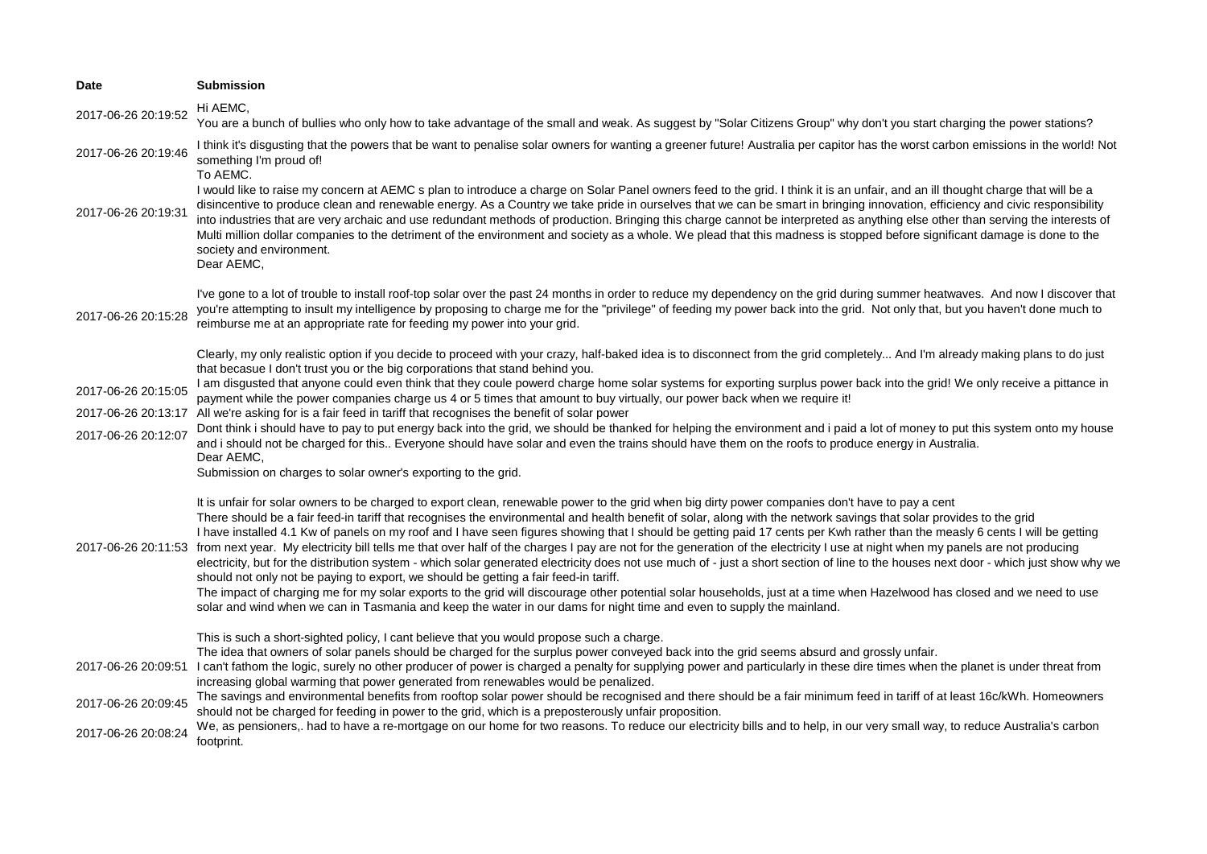| Date | Submission |
| --- | --- |
| 2017-06-26 20:19:52 | Hi AEMC,<br>You are a bunch of bullies who only how to take advantage of the small and weak. As suggest by "Solar Citizens Group" why don't you start charging the power stations? |
| 2017-06-26 20:19:46 | I think it's disgusting that the powers that be want to penalise solar owners for wanting a greener future! Australia per capitor has the worst carbon emissions in the world! Not something I'm proud of! |
| 2017-06-26 20:19:31 | To AEMC.<br>I would like to raise my concern at AEMC s plan to introduce a charge on Solar Panel owners feed to the grid. I think it is an unfair, and an ill thought charge that will be a disincentive to produce clean and renewable energy. As a Country we take pride in ourselves that we can be smart in bringing innovation, efficiency and civic responsibility into industries that are very archaic and use redundant methods of production. Bringing this charge cannot be interpreted as anything else other than serving the interests of Multi million dollar companies to the detriment of the environment and society as a whole. We plead that this madness is stopped before significant damage is done to the society and environment. |
| 2017-06-26 20:15:28 | Dear AEMC,<br><br>I've gone to a lot of trouble to install roof-top solar over the past 24 months in order to reduce my dependency on the grid during summer heatwaves. And now I discover that you're attempting to insult my intelligence by proposing to charge me for the "privilege" of feeding my power back into the grid. Not only that, but you haven't done much to reimburse me at an appropriate rate for feeding my power into your grid.<br><br>Clearly, my only realistic option if you decide to proceed with your crazy, half-baked idea is to disconnect from the grid completely... And I'm already making plans to do just that becasue I don't trust you or the big corporations that stand behind you. |
| 2017-06-26 20:15:05 | I am disgusted that anyone could even think that they coule powerd charge home solar systems for exporting surplus power back into the grid! We only receive a pittance in payment while the power companies charge us 4 or 5 times that amount to buy virtually, our power back when we require it! |
| 2017-06-26 20:13:17 | All we're asking for is a fair feed in tariff that recognises the benefit of solar power |
| 2017-06-26 20:12:07 | Dont think i should have to pay to put energy back into the grid, we should be thanked for helping the environment and i paid a lot of money to put this system onto my house and i should not be charged for this.. Everyone should have solar and even the trains should have them on the roofs to produce energy in Australia. |
| 2017-06-26 20:11:53 | Dear AEMC,<br>Submission on charges to solar owner's exporting to the grid.<br><br>It is unfair for solar owners to be charged to export clean, renewable power to the grid when big dirty power companies don't have to pay a cent<br>There should be a fair feed-in tariff that recognises the environmental and health benefit of solar, along with the network savings that solar provides to the grid<br>I have installed 4.1 Kw of panels on my roof and I have seen figures showing that I should be getting paid 17 cents per Kwh rather than the measly 6 cents I will be getting from next year. My electricity bill tells me that over half of the charges I pay are not for the generation of the electricity I use at night when my panels are not producing electricity, but for the distribution system - which solar generated electricity does not use much of - just a short section of line to the houses next door - which just show why we should not only not be paying to export, we should be getting a fair feed-in tariff.<br>The impact of charging me for my solar exports to the grid will discourage other potential solar households, just at a time when Hazelwood has closed and we need to use solar and wind when we can in Tasmania and keep the water in our dams for night time and even to supply the mainland.<br><br>This is such a short-sighted policy, I cant believe that you would propose such a charge. |
| 2017-06-26 20:09:51 | The idea that owners of solar panels should be charged for the surplus power conveyed back into the grid seems absurd and grossly unfair.<br>I can't fathom the logic, surely no other producer of power is charged a penalty for supplying power and particularly in these dire times when the planet is under threat from increasing global warming that power generated from renewables would be penalized. |
| 2017-06-26 20:09:45 | The savings and environmental benefits from rooftop solar power should be recognised and there should be a fair minimum feed in tariff of at least 16c/kWh. Homeowners should not be charged for feeding in power to the grid, which is a preposterously unfair proposition. |
| 2017-06-26 20:08:24 | We, as pensioners,. had to have a re-mortgage on our home for two reasons. To reduce our electricity bills and to help, in our very small way, to reduce Australia's carbon footprint. |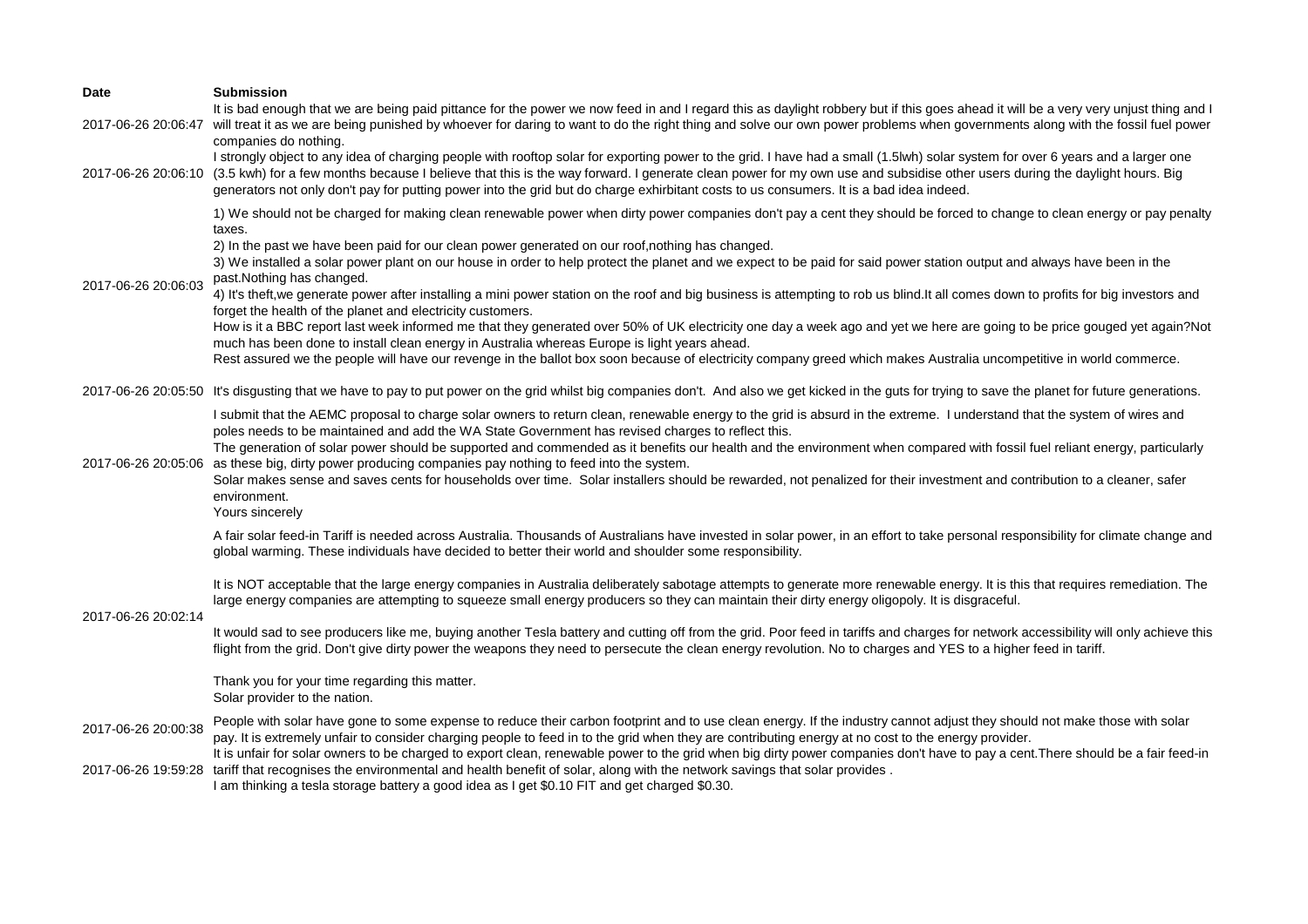| Date | Submission |
| --- | --- |
| 2017-06-26 20:06:47 | It is bad enough that we are being paid pittance for the power we now feed in and I regard this as daylight robbery but if this goes ahead it will be a very very unjust thing and I will treat it as we are being punished by whoever for daring to want to do the right thing and solve our own power problems when governments along with the fossil fuel power companies do nothing. |
| 2017-06-26 20:06:10 | I strongly object to any idea of charging people with rooftop solar for exporting power to the grid. I have had a small (1.5lwh) solar system for over 6 years and a larger one (3.5 kwh) for a few months because I believe that this is the way forward. I generate clean power for my own use and subsidise other users during the daylight hours. Big generators not only don't pay for putting power into the grid but do charge exhirbitant costs to us consumers. It is a bad idea indeed. |
| 2017-06-26 20:06:03 | 1) We should not be charged for making clean renewable power when dirty power companies don't pay a cent they should be forced to change to clean energy or pay penalty taxes.<br>2) In the past we have been paid for our clean power generated on our roof,nothing has changed.<br>3) We installed a solar power plant on our house in order to help protect the planet and we expect to be paid for said power station output and always have been in the past.Nothing has changed.<br>4) It's theft,we generate power after installing a mini power station on the roof and big business is attempting to rob us blind.It all comes down to profits for big investors and forget the health of the planet and electricity customers.<br>How is it a BBC report last week informed me that they generated over 50% of UK electricity one day a week ago and yet we here are going to be price gouged yet again?Not much has been done to install clean energy in Australia whereas Europe is light years ahead.<br>Rest assured we the people will have our revenge in the ballot box soon because of electricity company greed which makes Australia uncompetitive in world commerce. |
| 2017-06-26 20:05:50 | It's disgusting that we have to pay to put power on the grid whilst big companies don't. And also we get kicked in the guts for trying to save the planet for future generations. |
| 2017-06-26 20:05:06 | I submit that the AEMC proposal to charge solar owners to return clean, renewable energy to the grid is absurd in the extreme. I understand that the system of wires and poles needs to be maintained and add the WA State Government has revised charges to reflect this.<br>The generation of solar power should be supported and commended as it benefits our health and the environment when compared with fossil fuel reliant energy, particularly as these big, dirty power producing companies pay nothing to feed into the system.<br>Solar makes sense and saves cents for households over time. Solar installers should be rewarded, not penalized for their investment and contribution to a cleaner, safer environment.<br>Yours sincerely |
| 2017-06-26 20:02:14 | A fair solar feed-in Tariff is needed across Australia. Thousands of Australians have invested in solar power, in an effort to take personal responsibility for climate change and global warming. These individuals have decided to better their world and shoulder some responsibility.<br><br>It is NOT acceptable that the large energy companies in Australia deliberately sabotage attempts to generate more renewable energy. It is this that requires remediation. The large energy companies are attempting to squeeze small energy producers so they can maintain their dirty energy oligopoly. It is disgraceful.<br><br>It would sad to see producers like me, buying another Tesla battery and cutting off from the grid. Poor feed in tariffs and charges for network accessibility will only achieve this flight from the grid. Don't give dirty power the weapons they need to persecute the clean energy revolution. No to charges and YES to a higher feed in tariff.<br><br>Thank you for your time regarding this matter.<br>Solar provider to the nation. |
| 2017-06-26 20:00:38 | People with solar have gone to some expense to reduce their carbon footprint and to use clean energy. If the industry cannot adjust they should not make those with solar pay. It is extremely unfair to consider charging people to feed in to the grid when they are contributing energy at no cost to the energy provider. |
| 2017-06-26 19:59:28 | It is unfair for solar owners to be charged to export clean, renewable power to the grid when big dirty power companies don't have to pay a cent.There should be a fair feed-in tariff that recognises the environmental and health benefit of solar, along with the network savings that solar provides .<br>I am thinking a tesla storage battery a good idea as I get $0.10 FIT and get charged $0.30. |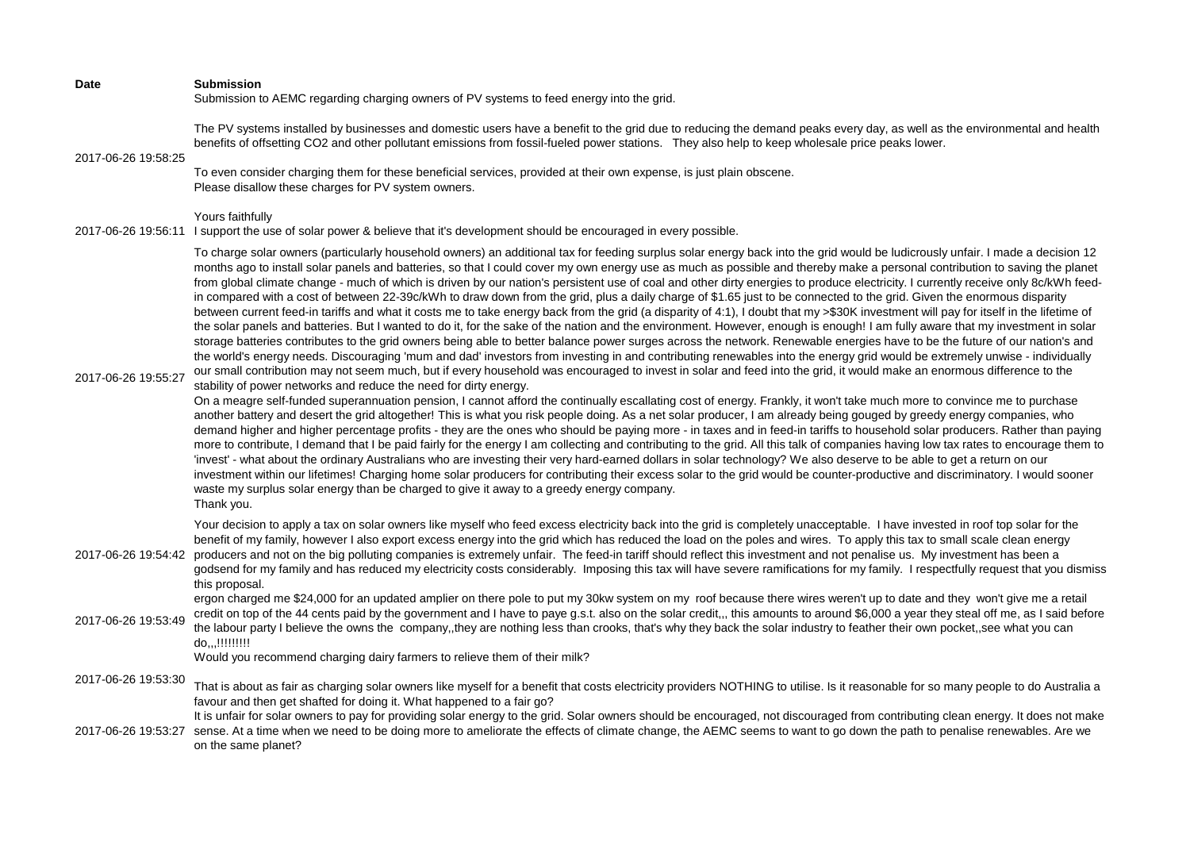| Date | Submission |
| --- | --- |
| 2017-06-26 19:58:25 | Submission to AEMC regarding charging owners of PV systems to feed energy into the grid.<br><br>The PV systems installed by businesses and domestic users have a benefit to the grid due to reducing the demand peaks every day, as well as the environmental and health benefits of offsetting CO2 and other pollutant emissions from fossil-fueled power stations. They also help to keep wholesale price peaks lower.<br><br>To even consider charging them for these beneficial services, provided at their own expense, is just plain obscene.<br>Please disallow these charges for PV system owners.<br><br>Yours faithfully |
| 2017-06-26 19:56:11 | I support the use of solar power & believe that it's development should be encouraged in every possible. |
| 2017-06-26 19:55:27 | To charge solar owners (particularly household owners) an additional tax for feeding surplus solar energy back into the grid would be ludicrously unfair. I made a decision 12 months ago to install solar panels and batteries, so that I could cover my own energy use as much as possible and thereby make a personal contribution to saving the planet from global climate change - much of which is driven by our nation's persistent use of coal and other dirty energies to produce electricity. I currently receive only 8c/kWh feed-in compared with a cost of between 22-39c/kWh to draw down from the grid, plus a daily charge of $1.65 just to be connected to the grid. Given the enormous disparity between current feed-in tariffs and what it costs me to take energy back from the grid (a disparity of 4:1), I doubt that my >$30K investment will pay for itself in the lifetime of the solar panels and batteries. But I wanted to do it, for the sake of the nation and the environment. However, enough is enough! I am fully aware that my investment in solar storage batteries contributes to the grid owners being able to better balance power surges across the network. Renewable energies have to be the future of our nation's and the world's energy needs. Discouraging 'mum and dad' investors from investing in and contributing renewables into the energy grid would be extremely unwise - individually our small contribution may not seem much, but if every household was encouraged to invest in solar and feed into the grid, it would make an enormous difference to the stability of power networks and reduce the need for dirty energy.<br>On a meagre self-funded superannuation pension, I cannot afford the continually escallating cost of energy. Frankly, it won't take much more to convince me to purchase another battery and desert the grid altogether! This is what you risk people doing. As a net solar producer, I am already being gouged by greedy energy companies, who demand higher and higher percentage profits - they are the ones who should be paying more - in taxes and in feed-in tariffs to household solar producers. Rather than paying more to contribute, I demand that I be paid fairly for the energy I am collecting and contributing to the grid. All this talk of companies having low tax rates to encourage them to 'invest' - what about the ordinary Australians who are investing their very hard-earned dollars in solar technology? We also deserve to be able to get a return on our investment within our lifetimes! Charging home solar producers for contributing their excess solar to the grid would be counter-productive and discriminatory. I would sooner waste my surplus solar energy than be charged to give it away to a greedy energy company.<br>Thank you. |
| 2017-06-26 19:54:42 | Your decision to apply a tax on solar owners like myself who feed excess electricity back into the grid is completely unacceptable. I have invested in roof top solar for the benefit of my family, however I also export excess energy into the grid which has reduced the load on the poles and wires. To apply this tax to small scale clean energy producers and not on the big polluting companies is extremely unfair. The feed-in tariff should reflect this investment and not penalise us. My investment has been a godsend for my family and has reduced my electricity costs considerably. Imposing this tax will have severe ramifications for my family. I respectfully request that you dismiss this proposal. |
| 2017-06-26 19:53:49 | ergon charged me $24,000 for an updated amplier on there pole to put my 30kw system on my roof because there wires weren't up to date and they won't give me a retail credit on top of the 44 cents paid by the government and I have to paye g.s.t. also on the solar credit,,, this amounts to around $6,000 a year they steal off me, as I said before the labour party I believe the owns the company,,they are nothing less than crooks, that's why they back the solar industry to feather their own pocket,,see what you can do,,,!!!!!!!!! |
| 2017-06-26 19:53:30 | Would you recommend charging dairy farmers to relieve them of their milk?<br><br>That is about as fair as charging solar owners like myself for a benefit that costs electricity providers NOTHING to utilise. Is it reasonable for so many people to do Australia a favour and then get shafted for doing it. What happened to a fair go? |
| 2017-06-26 19:53:27 | It is unfair for solar owners to pay for providing solar energy to the grid. Solar owners should be encouraged, not discouraged from contributing clean energy. It does not make sense. At a time when we need to be doing more to ameliorate the effects of climate change, the AEMC seems to want to go down the path to penalise renewables. Are we on the same planet? |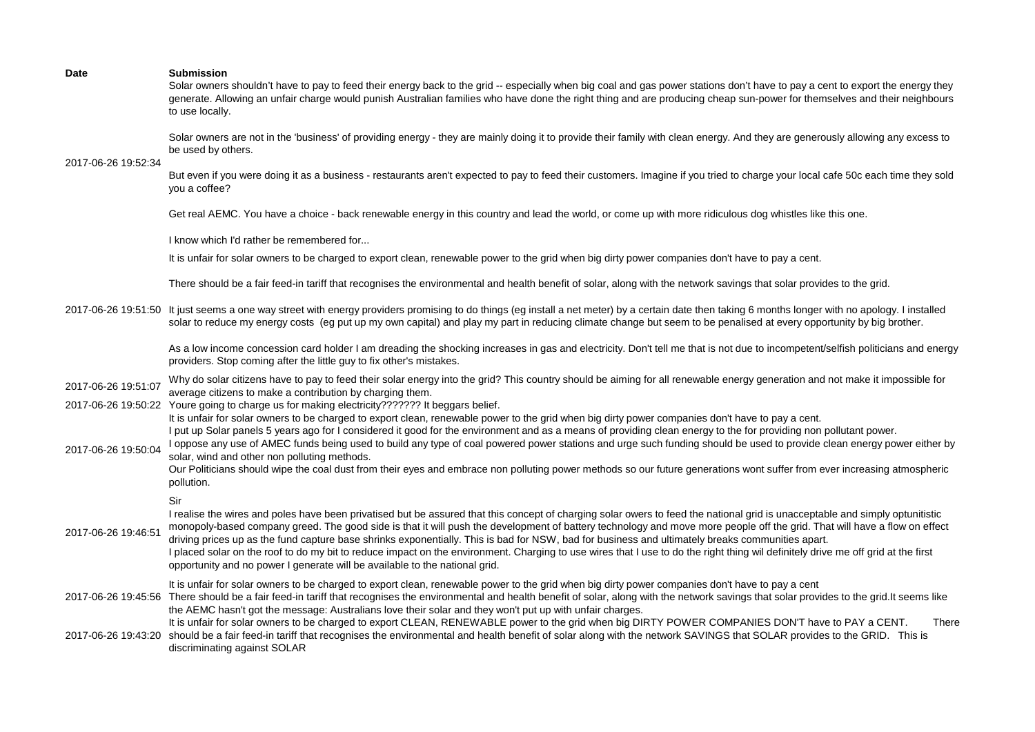| Date | Submission |
| --- | --- |
| 2017-06-26 19:52:34 | Solar owners shouldn't have to pay to feed their energy back to the grid -- especially when big coal and gas power stations don't have to pay a cent to export the energy they generate. Allowing an unfair charge would punish Australian families who have done the right thing and are producing cheap sun-power for themselves and their neighbours to use locally.<br><br>Solar owners are not in the 'business' of providing energy - they are mainly doing it to provide their family with clean energy. And they are generously allowing any excess to be used by others.<br><br>But even if you were doing it as a business - restaurants aren't expected to pay to feed their customers. Imagine if you tried to charge your local cafe 50c each time they sold you a coffee?<br><br>Get real AEMC. You have a choice - back renewable energy in this country and lead the world, or come up with more ridiculous dog whistles like this one.<br><br>I know which I'd rather be remembered for... |
| 2017-06-26 19:51:50 | It is unfair for solar owners to be charged to export clean, renewable power to the grid when big dirty power companies don't have to pay a cent.<br><br>There should be a fair feed-in tariff that recognises the environmental and health benefit of solar, along with the network savings that solar provides to the grid.<br><br>It just seems a one way street with energy providers promising to do things (eg install a net meter) by a certain date then taking 6 months longer with no apology. I installed solar to reduce my energy costs (eg put up my own capital) and play my part in reducing climate change but seem to be penalised at every opportunity by big brother.<br><br>As a low income concession card holder I am dreading the shocking increases in gas and electricity. Don't tell me that is not due to incompetent/selfish politicians and energy providers. Stop coming after the little guy to fix other's mistakes. |
| 2017-06-26 19:51:07 | Why do solar citizens have to pay to feed their solar energy into the grid? This country should be aiming for all renewable energy generation and not make it impossible for average citizens to make a contribution by charging them. |
| 2017-06-26 19:50:22 | Youre going to charge us for making electricity??????? It beggars belief. |
| 2017-06-26 19:50:04 | It is unfair for solar owners to be charged to export clean, renewable power to the grid when big dirty power companies don't have to pay a cent.<br>I put up Solar panels 5 years ago for I considered it good for the environment and as a means of providing clean energy to the for providing non pollutant power.<br>I oppose any use of AMEC funds being used to build any type of coal powered power stations and urge such funding should be used to provide clean energy power either by solar, wind and other non polluting methods.<br>Our Politicians should wipe the coal dust from their eyes and embrace non polluting power methods so our future generations wont suffer from ever increasing atmospheric pollution. |
| 2017-06-26 19:46:51 | Sir<br>I realise the wires and poles have been privatised but be assured that this concept of charging solar owers to feed the national grid is unacceptable and simply optunitistic monopoly-based company greed. The good side is that it will push the development of battery technology and move more people off the grid. That will have a flow on effect driving prices up as the fund capture base shrinks exponentially. This is bad for NSW, bad for business and ultimately breaks communities apart.<br>I placed solar on the roof to do my bit to reduce impact on the environment. Charging to use wires that I use to do the right thing wil definitely drive me off grid at the first opportunity and no power I generate will be available to the national grid. |
| 2017-06-26 19:45:56 | It is unfair for solar owners to be charged to export clean, renewable power to the grid when big dirty power companies don't have to pay a cent<br>There should be a fair feed-in tariff that recognises the environmental and health benefit of solar, along with the network savings that solar provides to the grid.It seems like the AEMC hasn't got the message: Australians love their solar and they won't put up with unfair charges. |
| 2017-06-26 19:43:20 | It is unfair for solar owners to be charged to export CLEAN, RENEWABLE power to the grid when big DIRTY POWER COMPANIES DON'T have to PAY a CENT. There should be a fair feed-in tariff that recognises the environmental and health benefit of solar along with the network SAVINGS that SOLAR provides to the GRID. This is discriminating against SOLAR |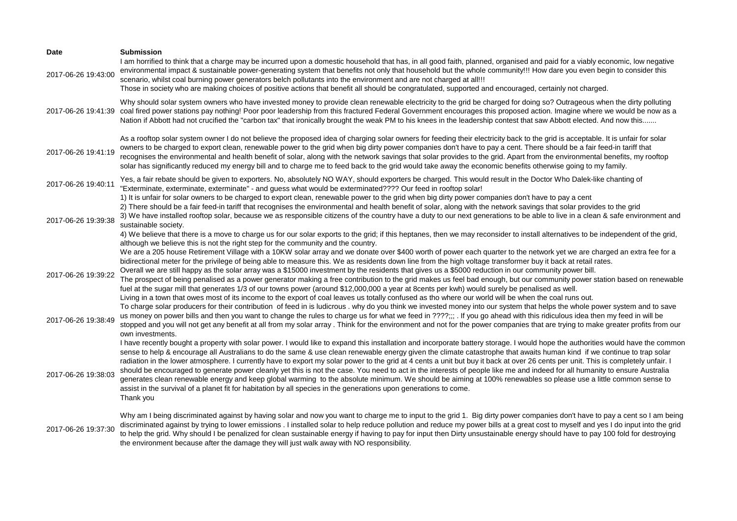| Date | Submission |
|---|---|
| 2017-06-26 19:43:00 | I am horrified to think that a charge may be incurred upon a domestic household that has, in all good faith, planned, organised and paid for a viably economic, low negative environmental impact & sustainable power-generating system that benefits not only that household but the whole community!!! How dare you even begin to consider this scenario, whilst coal burning power generators belch pollutants into the environment and are not charged at all!!! Those in society who are making choices of positive actions that benefit all should be congratulated, supported and encouraged, certainly not charged. |
| 2017-06-26 19:41:39 | Why should solar system owners who have invested money to provide clean renewable electricity to the grid be charged for doing so? Outrageous when the dirty polluting coal fired power stations pay nothing! Poor poor leadership from this fractured Federal Government encourages this proposed action. Imagine where we would be now as a Nation if Abbott had not crucified the "carbon tax" that ironically brought the weak PM to his knees in the leadership contest that saw Abbott elected. And now this....... |
| 2017-06-26 19:41:19 | As a rooftop solar system owner I do not believe the proposed idea of charging solar owners for feeding their electricity back to the grid is acceptable. It is unfair for solar owners to be charged to export clean, renewable power to the grid when big dirty power companies don't have to pay a cent. There should be a fair feed-in tariff that recognises the environmental and health benefit of solar, along with the network savings that solar provides to the grid. Apart from the environmental benefits, my rooftop solar has significantly reduced my energy bill and to charge me to feed back to the grid would take away the economic benefits otherwise going to my family. |
| 2017-06-26 19:40:11 | Yes, a fair rebate should be given to exporters. No, absolutely NO WAY, should exporters be charged. This would result in the Doctor Who Dalek-like chanting of "Exterminate, exterminate, exterminate" - and guess what would be exterminated???? Our feed in rooftop solar! |
| 2017-06-26 19:39:38 | 1) It is unfair for solar owners to be charged to export clean, renewable power to the grid when big dirty power companies don't have to pay a cent<br>2) There should be a fair feed-in tariff that recognises the environmental and health benefit of solar, along with the network savings that solar provides to the grid<br>3) We have installed rooftop solar, because we as responsible citizens of the country have a duty to our next generations to be able to live in a clean & safe environment and sustainable society.<br>4) We believe that there is a move to charge us for our solar exports to the grid; if this heptanes, then we may reconsider to install alternatives to be independent of the grid, although we believe this is not the right step for the community and the country. |
| 2017-06-26 19:39:22 | We are a 205 house Retirement Village with a 10KW solar array and we donate over $400 worth of power each quarter to the network yet we are charged an extra fee for a bidirectional meter for the privilege of being able to measure this. We as residents down line from the high voltage transformer buy it back at retail rates.<br>Overall we are still happy as the solar array was a $15000 investment by the residents that gives us a $5000 reduction in our community power bill.<br>The prospect of being penalised as a power generator making a free contribution to the grid makes us feel bad enough, but our community power station based on renewable fuel at the sugar mill that generates 1/3 of our towns power (around $12,000,000 a year at 8cents per kwh) would surely be penalised as well.<br>Living in a town that owes most of its income to the export of coal leaves us totally confused as tho where our world will be when the coal runs out. |
| 2017-06-26 19:38:49 | To charge solar producers for their contribution of feed in is ludicrous . why do you think we invested money into our system that helps the whole power system and to save us money on power bills and then you want to change the rules to charge us for what we feed in ????;;; . If you go ahead with this ridiculous idea then my feed in will be stopped and you will not get any benefit at all from my solar array . Think for the environment and not for the power companies that are trying to make greater profits from our own investments. |
| 2017-06-26 19:38:03 | I have recently bought a property with solar power. I would like to expand this installation and incorporate battery storage. I would hope the authorities would have the common sense to help & encourage all Australians to do the same & use clean renewable energy given the climate catastrophe that awaits human kind if we continue to trap solar radiation in the lower atmosphere. I currently have to export my solar power to the grid at 4 cents a unit but buy it back at over 26 cents per unit. This is completely unfair. I should be encouraged to generate power cleanly yet this is not the case. You need to act in the interests of people like me and indeed for all humanity to ensure Australia generates clean renewable energy and keep global warming to the absolute minimum. We should be aiming at 100% renewables so please use a little common sense to assist in the survival of a planet fit for habitation by all species in the generations upon generations to come.<br>Thank you |
| 2017-06-26 19:37:30 | Why am I being discriminated against by having solar and now you want to charge me to input to the grid 1. Big dirty power companies don't have to pay a cent so I am being discriminated against by trying to lower emissions . I installed solar to help reduce pollution and reduce my power bills at a great cost to myself and yes I do input into the grid to help the grid. Why should I be penalized for clean sustainable energy if having to pay for input then Dirty unsustainable energy should have to pay 100 fold for destroying the environment because after the damage they will just walk away with NO responsibility. |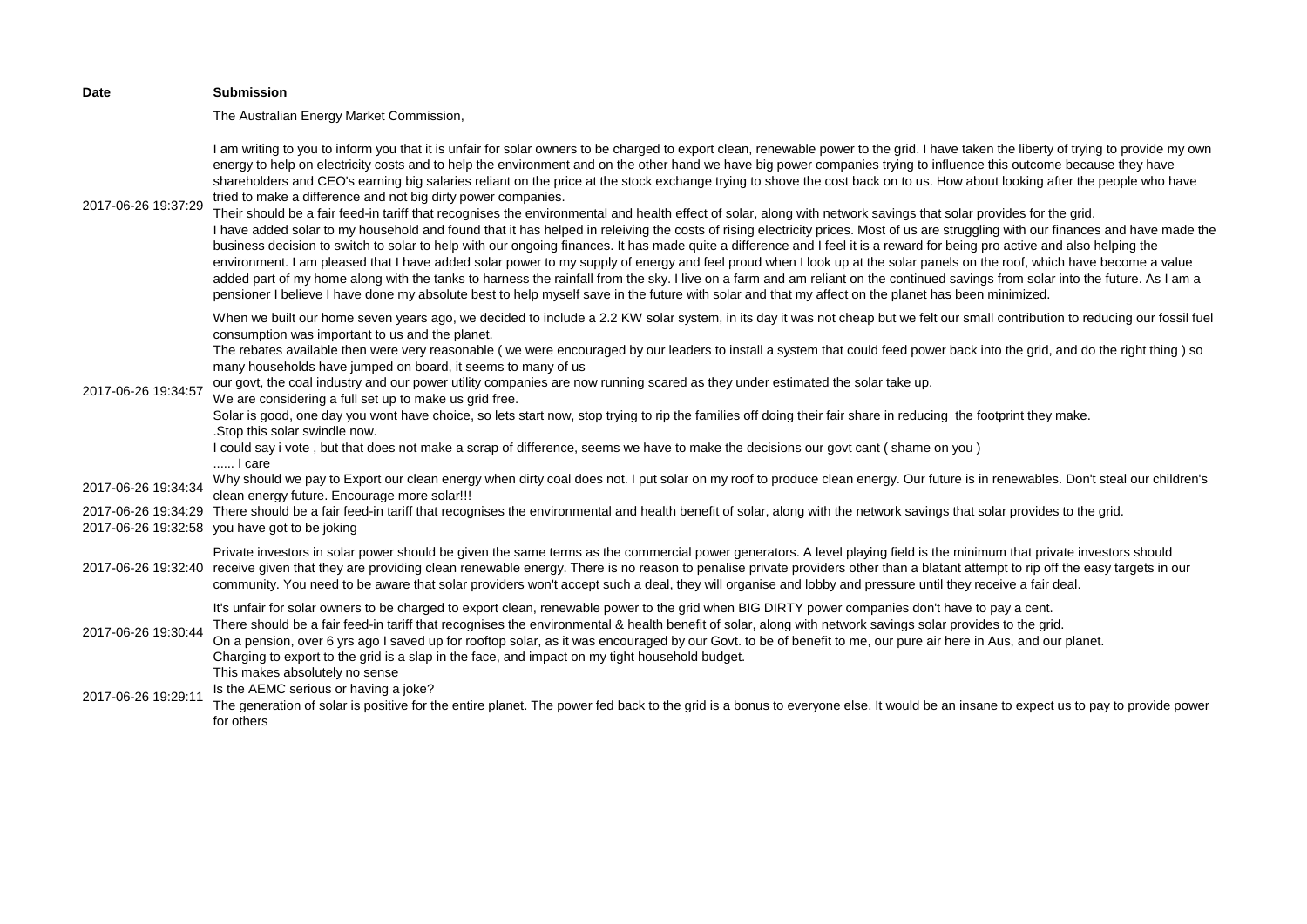| Date | Submission |
|---|---|
| 2017-06-26 19:37:29 | The Australian Energy Market Commission,<br><br>I am writing to you to inform you that it is unfair for solar owners to be charged to export clean, renewable power to the grid. I have taken the liberty of trying to provide my own energy to help on electricity costs and to help the environment and on the other hand we have big power companies trying to influence this outcome because they have shareholders and CEO's earning big salaries reliant on the price at the stock exchange trying to shove the cost back on to us. How about looking after the people who have tried to make a difference and not big dirty power companies.<br>Their should be a fair feed-in tariff that recognises the environmental and health effect of solar, along with network savings that solar provides for the grid.<br>I have added solar to my household and found that it has helped in releiving the costs of rising electricity prices. Most of us are struggling with our finances and have made the business decision to switch to solar to help with our ongoing finances. It has made quite a difference and I feel it is a reward for being pro active and also helping the environment. I am pleased that I have added solar power to my supply of energy and feel proud when I look up at the solar panels on the roof, which have become a value added part of my home along with the tanks to harness the rainfall from the sky. I live on a farm and am reliant on the continued savings from solar into the future. As I am a pensioner I believe I have done my absolute best to help myself save in the future with solar and that my affect on the planet has been minimized. |
| 2017-06-26 19:34:57 | When we built our home seven years ago, we decided to include a 2.2 KW solar system, in its day it was not cheap but we felt our small contribution to reducing our fossil fuel consumption was important to us and the planet.<br>The rebates available then were very reasonable ( we were encouraged by our leaders to install a system that could feed power back into the grid, and do the right thing ) so many households have jumped on board, it seems to many of us<br>our govt, the coal industry and our power utility companies are now running scared as they under estimated the solar take up.<br>We are considering a full set up to make us grid free.<br>Solar is good, one day you wont have choice, so lets start now, stop trying to rip the families off doing their fair share in reducing the footprint they make.<br>.Stop this solar swindle now.<br>I could say i vote , but that does not make a scrap of difference, seems we have to make the decisions our govt cant ( shame on you )<br>...... I care |
| 2017-06-26 19:34:34 | Why should we pay to Export our clean energy when dirty coal does not. I put solar on my roof to produce clean energy. Our future is in renewables. Don't steal our children's clean energy future. Encourage more solar!!! |
| 2017-06-26 19:34:29 | There should be a fair feed-in tariff that recognises the environmental and health benefit of solar, along with the network savings that solar provides to the grid. |
| 2017-06-26 19:32:58 | you have got to be joking |
| 2017-06-26 19:32:40 | Private investors in solar power should be given the same terms as the commercial power generators. A level playing field is the minimum that private investors should receive given that they are providing clean renewable energy. There is no reason to penalise private providers other than a blatant attempt to rip off the easy targets in our community. You need to be aware that solar providers won't accept such a deal, they will organise and lobby and pressure until they receive a fair deal. |
| 2017-06-26 19:30:44 | It's unfair for solar owners to be charged to export clean, renewable power to the grid when BIG DIRTY power companies don't have to pay a cent.<br>There should be a fair feed-in tariff that recognises the environmental & health benefit of solar, along with network savings solar provides to the grid.<br>On a pension, over 6 yrs ago I saved up for rooftop solar, as it was encouraged by our Govt. to be of benefit to me, our pure air here in Aus, and our planet.<br>Charging to export to the grid is a slap in the face, and impact on my tight household budget. |
| 2017-06-26 19:29:11 | This makes absolutely no sense<br>Is the AEMC serious or having a joke?<br>The generation of solar is positive for the entire planet. The power fed back to the grid is a bonus to everyone else. It would be an insane to expect us to pay to provide power for others |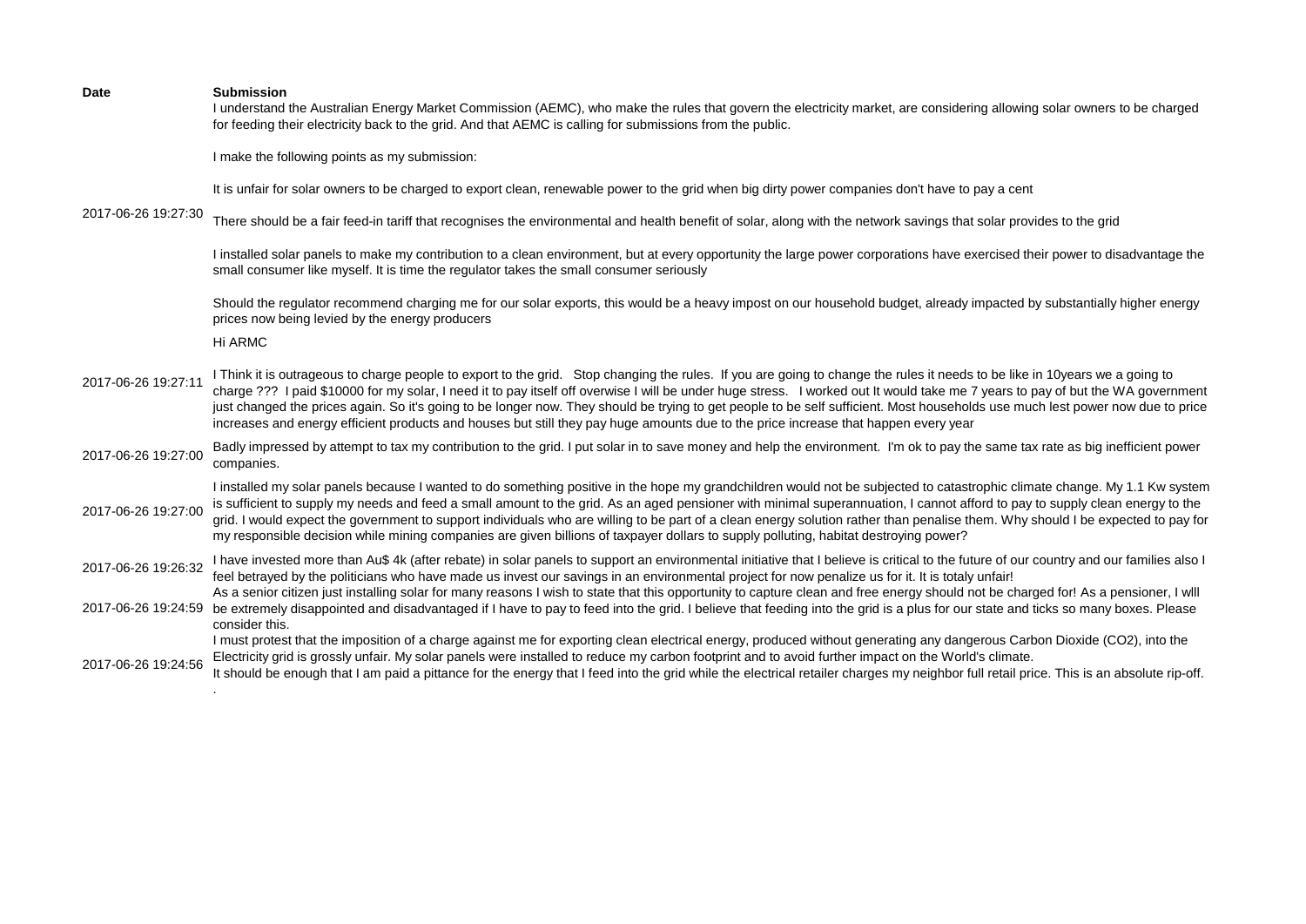| Date | Submission |
| --- | --- |
| 2017-06-26 19:27:30 | I understand the Australian Energy Market Commission (AEMC), who make the rules that govern the electricity market, are considering allowing solar owners to be charged for feeding their electricity back to the grid. And that AEMC is calling for submissions from the public.<br><br>I make the following points as my submission:<br><br>It is unfair for solar owners to be charged to export clean, renewable power to the grid when big dirty power companies don't have to pay a cent<br><br>There should be a fair feed-in tariff that recognises the environmental and health benefit of solar, along with the network savings that solar provides to the grid<br><br>I installed solar panels to make my contribution to a clean environment, but at every opportunity the large power corporations have exercised their power to disadvantage the small consumer like myself. It is time the regulator takes the small consumer seriously<br><br>Should the regulator recommend charging me for our solar exports, this would be a heavy impost on our household budget, already impacted by substantially higher energy prices now being levied by the energy producers |
| 2017-06-26 19:27:11 | Hi ARMC<br><br>I Think it is outrageous to charge people to export to the grid.   Stop changing the rules.  If you are going to change the rules it needs to be like in 10years we a going to charge ???  I paid $10000 for my solar, I need it to pay itself off overwise I will be under huge stress.   I worked out It would take me 7 years to pay of but the WA government just changed the prices again. So it's going to be longer now. They should be trying to get people to be self sufficient. Most households use much lest power now due to price increases and energy efficient products and houses but still they pay huge amounts due to the price increase that happen every year |
| 2017-06-26 19:27:00 | Badly impressed by attempt to tax my contribution to the grid. I put solar in to save money and help the environment.  I'm ok to pay the same tax rate as big inefficient power companies. |
| 2017-06-26 19:27:00 | I installed my solar panels because I wanted to do something positive in the hope my grandchildren would not be subjected to catastrophic climate change. My 1.1 Kw system is sufficient to supply my needs and feed a small amount to the grid. As an aged pensioner with minimal superannuation, I cannot afford to pay to supply clean energy to the grid. I would expect the government to support individuals who are willing to be part of a clean energy solution rather than penalise them. Why should I be expected to pay for my responsible decision while mining companies are given billions of taxpayer dollars to supply polluting, habitat destroying power? |
| 2017-06-26 19:26:32 | I have invested more than Au$ 4k (after rebate) in solar panels to support an environmental initiative that I believe is critical to the future of our country and our families also I feel betrayed by the politicians who have made us invest our savings in an environmental project for now penalize us for it. It is totaly unfair! |
| 2017-06-26 19:24:59 | As a senior citizen just installing solar for many reasons I wish to state that this opportunity to capture clean and free energy should not be charged for! As a pensioner, I will be extremely disappointed and disadvantaged if I have to pay to feed into the grid. I believe that feeding into the grid is a plus for our state and ticks so many boxes. Please consider this. |
| 2017-06-26 19:24:56 | I must protest that the imposition of a charge against me for exporting clean electrical energy, produced without generating any dangerous Carbon Dioxide ($CO_2$), into the Electricity grid is grossly unfair. My solar panels were installed to reduce my carbon footprint and to avoid further impact on the World's climate.<br>It should be enough that I am paid a pittance for the energy that I feed into the grid while the electrical retailer charges my neighbor full retail price. This is an absolute rip-off.<br>. |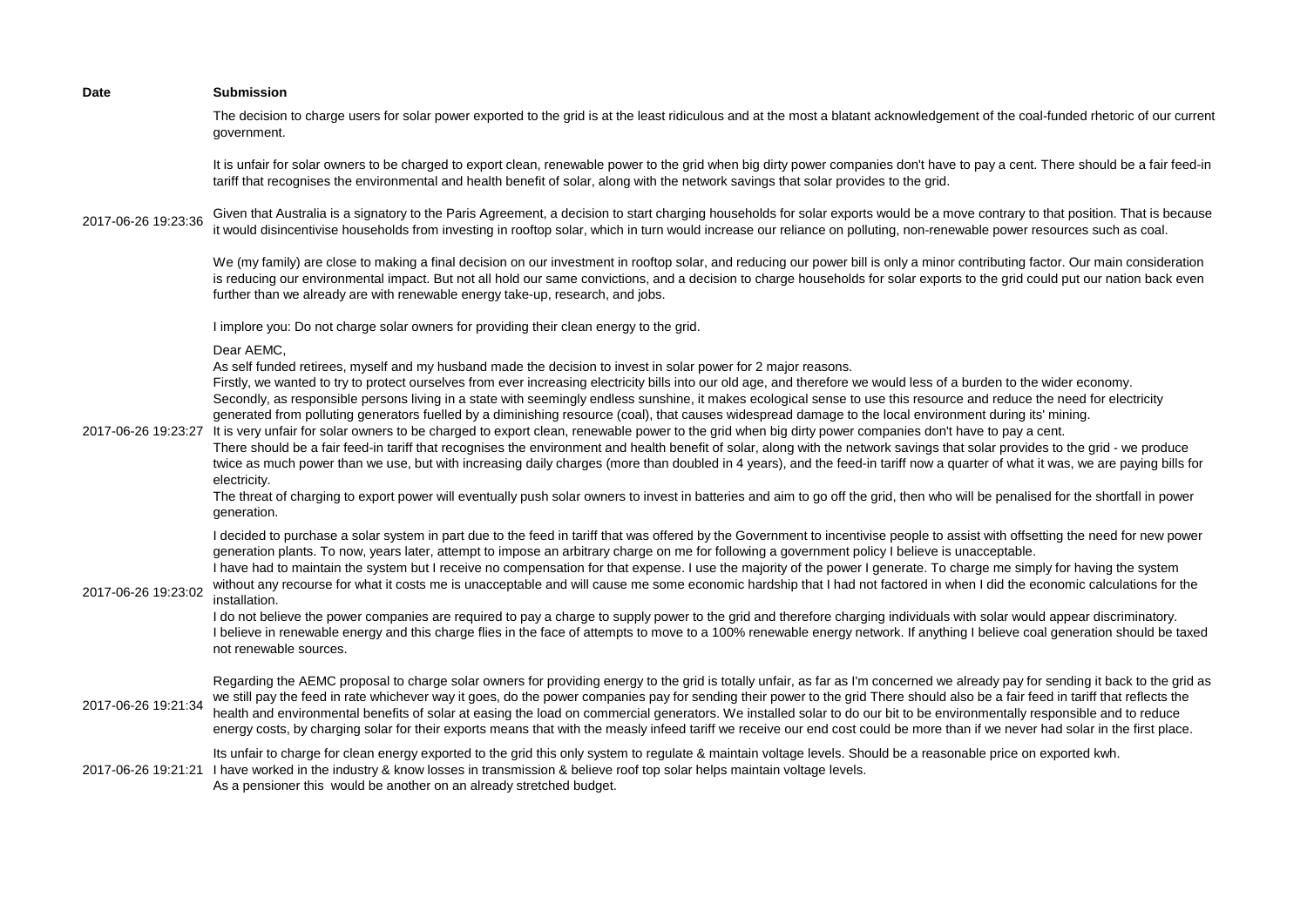| Date | Submission |
| --- | --- |
| 2017-06-26 19:23:36 | The decision to charge users for solar power exported to the grid is at the least ridiculous and at the most a blatant acknowledgement of the coal-funded rhetoric of our current government.<br><br>It is unfair for solar owners to be charged to export clean, renewable power to the grid when big dirty power companies don't have to pay a cent. There should be a fair feed-in tariff that recognises the environmental and health benefit of solar, along with the network savings that solar provides to the grid.<br><br>Given that Australia is a signatory to the Paris Agreement, a decision to start charging households for solar exports would be a move contrary to that position. That is because it would disincentivise households from investing in rooftop solar, which in turn would increase our reliance on polluting, non-renewable power resources such as coal.<br><br>We (my family) are close to making a final decision on our investment in rooftop solar, and reducing our power bill is only a minor contributing factor. Our main consideration is reducing our environmental impact. But not all hold our same convictions, and a decision to charge households for solar exports to the grid could put our nation back even further than we already are with renewable energy take-up, research, and jobs.<br><br>I implore you: Do not charge solar owners for providing their clean energy to the grid. |
| 2017-06-26 19:23:27 | Dear AEMC,<br>As self funded retirees, myself and my husband made the decision to invest in solar power for 2 major reasons.<br>Firstly, we wanted to try to protect ourselves from ever increasing electricity bills into our old age, and therefore we would less of a burden to the wider economy.<br>Secondly, as responsible persons living in a state with seemingly endless sunshine, it makes ecological sense to use this resource and reduce the need for electricity generated from polluting generators fuelled by a diminishing resource (coal), that causes widespread damage to the local environment during its' mining.<br>It is very unfair for solar owners to be charged to export clean, renewable power to the grid when big dirty power companies don't have to pay a cent.<br>There should be a fair feed-in tariff that recognises the environment and health benefit of solar, along with the network savings that solar provides to the grid - we produce twice as much power than we use, but with increasing daily charges (more than doubled in 4 years), and the feed-in tariff now a quarter of what it was, we are paying bills for electricity.<br>The threat of charging to export power will eventually push solar owners to invest in batteries and aim to go off the grid, then who will be penalised for the shortfall in power generation. |
| 2017-06-26 19:23:02 | I decided to purchase a solar system in part due to the feed in tariff that was offered by the Government to incentivise people to assist with offsetting the need for new power generation plants. To now, years later, attempt to impose an arbitrary charge on me for following a government policy I believe is unacceptable.<br>I have had to maintain the system but I receive no compensation for that expense. I use the majority of the power I generate. To charge me simply for having the system without any recourse for what it costs me is unacceptable and will cause me some economic hardship that I had not factored in when I did the economic calculations for the installation.<br>I do not believe the power companies are required to pay a charge to supply power to the grid and therefore charging individuals with solar would appear discriminatory.<br>I believe in renewable energy and this charge flies in the face of attempts to move to a 100% renewable energy network. If anything I believe coal generation should be taxed not renewable sources. |
| 2017-06-26 19:21:34 | Regarding the AEMC proposal to charge solar owners for providing energy to the grid is totally unfair, as far as I'm concerned we already pay for sending it back to the grid as we still pay the feed in rate whichever way it goes, do the power companies pay for sending their power to the grid There should also be a fair feed in tariff that reflects the health and environmental benefits of solar at easing the load on commercial generators. We installed solar to do our bit to be environmentally responsible and to reduce energy costs, by charging solar for their exports means that with the measly infeed tariff we receive our end cost could be more than if we never had solar in the first place. |
| 2017-06-26 19:21:21 | Its unfair to charge for clean energy exported to the grid this only system to regulate & maintain voltage levels. Should be a reasonable price on exported kwh.<br>I have worked in the industry & know losses in transmission & believe roof top solar helps maintain voltage levels.<br>As a pensioner this would be another on an already stretched budget. |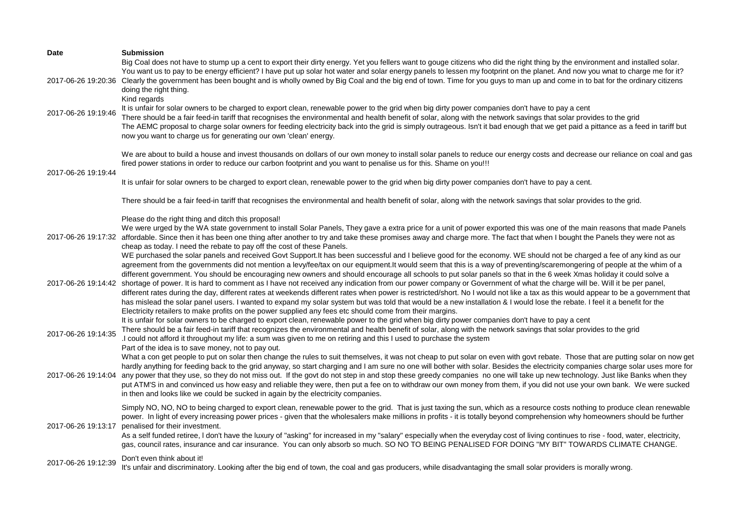| Date | Submission |
| --- | --- |
| 2017-06-26 19:20:36 | Big Coal does not have to stump up a cent to export their dirty energy. Yet you fellers want to gouge citizens who did the right thing by the environment and installed solar. You want us to pay to be energy efficient? I have put up solar hot water and solar energy panels to lessen my footprint on the planet. And now you wnat to charge me for it? Clearly the government has been bought and is wholly owned by Big Coal and the big end of town. Time for you guys to man up and come in to bat for the ordinary citizens doing the right thing.<br>Kind regards |
| 2017-06-26 19:19:46 | It is unfair for solar owners to be charged to export clean, renewable power to the grid when big dirty power companies don't have to pay a cent<br>There should be a fair feed-in tariff that recognises the environmental and health benefit of solar, along with the network savings that solar provides to the grid |
| 2017-06-26 19:19:44 | The AEMC proposal to charge solar owners for feeding electricity back into the grid is simply outrageous. Isn't it bad enough that we get paid a pittance as a feed in tariff but now you want to charge us for generating our own 'clean' energy.<br><br>We are about to build a house and invest thousands on dollars of our own money to install solar panels to reduce our energy costs and decrease our reliance on coal and gas fired power stations in order to reduce our carbon footprint and you want to penalise us for this. Shame on you!!!<br><br>It is unfair for solar owners to be charged to export clean, renewable power to the grid when big dirty power companies don't have to pay a cent.<br><br>There should be a fair feed-in tariff that recognises the environmental and health benefit of solar, along with the network savings that solar provides to the grid.<br><br>Please do the right thing and ditch this proposal! |
| 2017-06-26 19:17:32 | We were urged by the WA state government to install Solar Panels, They gave a extra price for a unit of power exported this was one of the main reasons that made Panels affordable. Since then it has been one thing after another to try and take these promises away and charge more. The fact that when I bought the Panels they were not as cheap as today. I need the rebate to pay off the cost of these Panels. |
| 2017-06-26 19:14:42 | WE purchased the solar panels and received Govt Support.It has been successful and I believe good for the economy. WE should not be charged a fee of any kind as our agreement from the governments did not mention a levy/fee/tax on our equipment.It would seem that this is a way of preventing/scaremongering of people at the whim of a different government. You should be encouraging new owners and should encourage all schools to put solar panels so that in the 6 week Xmas holiday it could solve a shortage of power. It is hard to comment as I have not received any indication from our power company or Government of what the charge will be. Will it be per panel, different rates during the day, different rates at weekends different rates when power is restricted/short. No I would not like a tax as this would appear to be a government that has mislead the solar panel users. I wanted to expand my solar system but was told that would be a new installation & I would lose the rebate. I feel it a benefit for the Electricity retailers to make profits on the power supplied any fees etc should come from their margins. |
| 2017-06-26 19:14:35 | It is unfair for solar owners to be charged to export clean, renewable power to the grid when big dirty power companies don't have to pay a cent<br>There should be a fair feed-in tariff that recognizes the environmental and health benefit of solar, along with the network savings that solar provides to the grid<br>.I could not afford it throughout my life: a sum was given to me on retiring and this I used to purchase the system<br>Part of the idea is to save money, not to pay out. |
| 2017-06-26 19:14:04 | What a con get people to put on solar then change the rules to suit themselves, it was not cheap to put solar on even with govt rebate. Those that are putting solar on now get hardly anything for feeding back to the grid anyway, so start charging and I am sure no one will bother with solar. Besides the electricity companies charge solar uses more for any power that they use, so they do not miss out. If the govt do not step in and stop these greedy companies no one will take up new technology. Just like Banks when they put ATM'S in and convinced us how easy and reliable they were, then put a fee on to withdraw our own money from them, if you did not use your own bank. We were sucked in then and looks like we could be sucked in again by the electricity companies. |
| 2017-06-26 19:13:17 | Simply NO, NO, NO to being charged to export clean, renewable power to the grid. That is just taxing the sun, which as a resource costs nothing to produce clean renewable power. In light of every increasing power prices - given that the wholesalers make millions in profits - it is totally beyond comprehension why homeowners should be further penalised for their investment.<br>As a self funded retiree, I don't have the luxury of "asking" for increased in my "salary" especially when the everyday cost of living continues to rise - food, water, electricity, gas, council rates, insurance and car insurance. You can only absorb so much. SO NO TO BEING PENALISED FOR DOING "MY BIT" TOWARDS CLIMATE CHANGE. |
| 2017-06-26 19:12:39 | Don't even think about it!<br>It's unfair and discriminatory. Looking after the big end of town, the coal and gas producers, while disadvantaging the small solar providers is morally wrong. |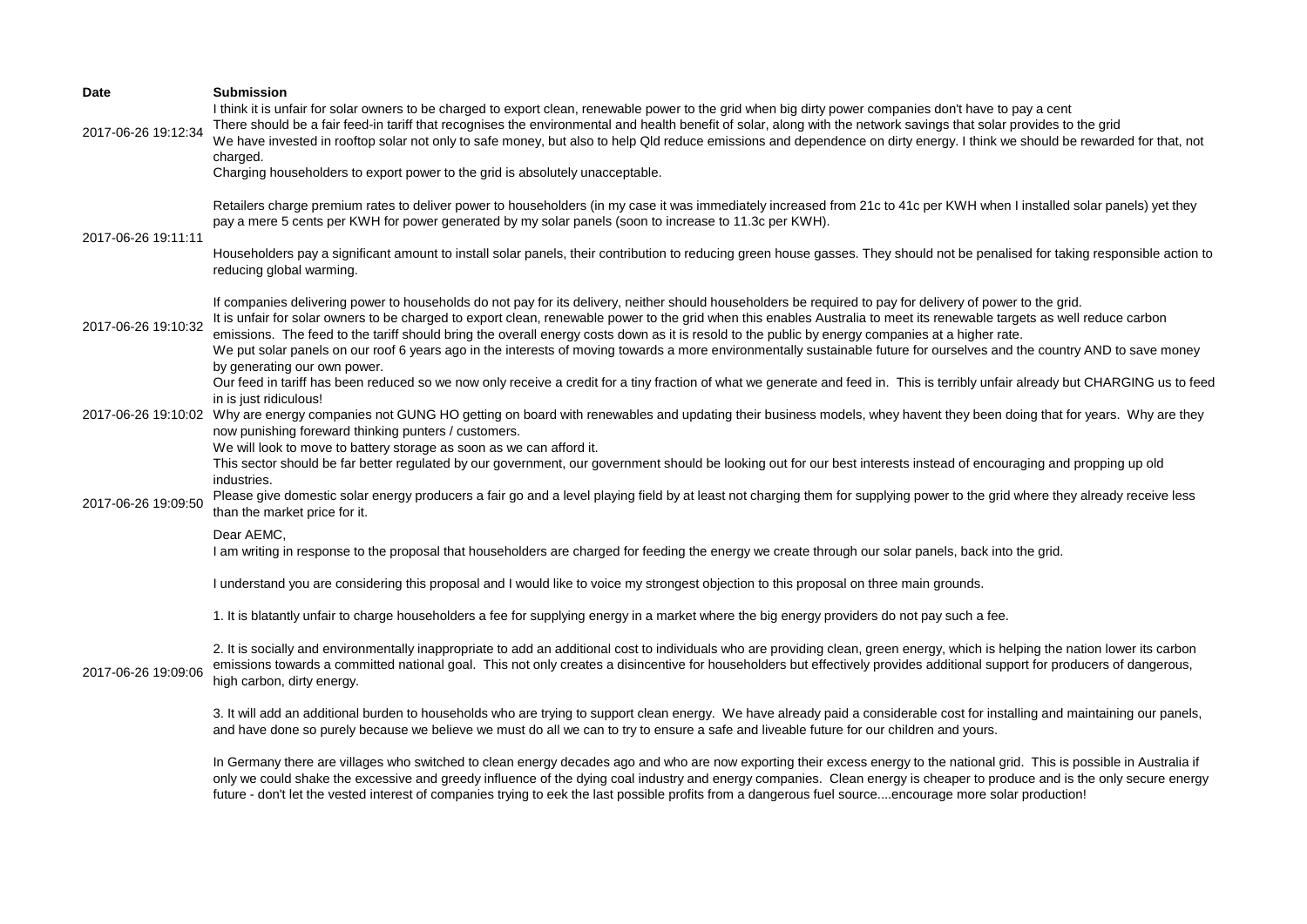| Date | Submission |
| --- | --- |
| 2017-06-26 19:12:34 | I think it is unfair for solar owners to be charged to export clean, renewable power to the grid when big dirty power companies don't have to pay a cent<br>There should be a fair feed-in tariff that recognises the environmental and health benefit of solar, along with the network savings that solar provides to the grid<br>We have invested in rooftop solar not only to safe money, but also to help Qld reduce emissions and dependence on dirty energy. I think we should be rewarded for that, not charged.<br>Charging householders to export power to the grid is absolutely unacceptable. |
| 2017-06-26 19:11:11 | Retailers charge premium rates to deliver power to householders (in my case it was immediately increased from 21c to 41c per KWH when I installed solar panels) yet they pay a mere 5 cents per KWH for power generated by my solar panels (soon to increase to 11.3c per KWH).<br><br>Householders pay a significant amount to install solar panels, their contribution to reducing green house gasses. They should not be penalised for taking responsible action to reducing global warming.<br><br>If companies delivering power to households do not pay for its delivery, neither should householders be required to pay for delivery of power to the grid. |
| 2017-06-26 19:10:32 | It is unfair for solar owners to be charged to export clean, renewable power to the grid when this enables Australia to meet its renewable targets as well reduce carbon emissions. The feed to the tariff should bring the overall energy costs down as it is resold to the public by energy companies at a higher rate. |
| 2017-06-26 19:10:02 | We put solar panels on our roof 6 years ago in the interests of moving towards a more environmentally sustainable future for ourselves and the country AND to save money by generating our own power.<br>Our feed in tariff has been reduced so we now only receive a credit for a tiny fraction of what we generate and feed in. This is terribly unfair already but CHARGING us to feed in is just ridiculous!<br>Why are energy companies not GUNG HO getting on board with renewables and updating their business models, whey havent they been doing that for years. Why are they now punishing foreward thinking punters / customers.<br>We will look to move to battery storage as soon as we can afford it.<br>This sector should be far better regulated by our government, our government should be looking out for our best interests instead of encouraging and propping up old industries. |
| 2017-06-26 19:09:50 | Please give domestic solar energy producers a fair go and a level playing field by at least not charging them for supplying power to the grid where they already receive less than the market price for it. |
| 2017-06-26 19:09:06 | Dear AEMC,<br>I am writing in response to the proposal that householders are charged for feeding the energy we create through our solar panels, back into the grid.<br><br>I understand you are considering this proposal and I would like to voice my strongest objection to this proposal on three main grounds.<br><br>1. It is blatantly unfair to charge householders a fee for supplying energy in a market where the big energy providers do not pay such a fee.<br><br>2. It is socially and environmentally inappropriate to add an additional cost to individuals who are providing clean, green energy, which is helping the nation lower its carbon emissions towards a committed national goal. This not only creates a disincentive for householders but effectively provides additional support for producers of dangerous, high carbon, dirty energy.<br><br>3. It will add an additional burden to households who are trying to support clean energy. We have already paid a considerable cost for installing and maintaining our panels, and have done so purely because we believe we must do all we can to try to ensure a safe and liveable future for our children and yours.<br><br>In Germany there are villages who switched to clean energy decades ago and who are now exporting their excess energy to the national grid. This is possible in Australia if only we could shake the excessive and greedy influence of the dying coal industry and energy companies. Clean energy is cheaper to produce and is the only secure energy future - don't let the vested interest of companies trying to eek the last possible profits from a dangerous fuel source....encourage more solar production! |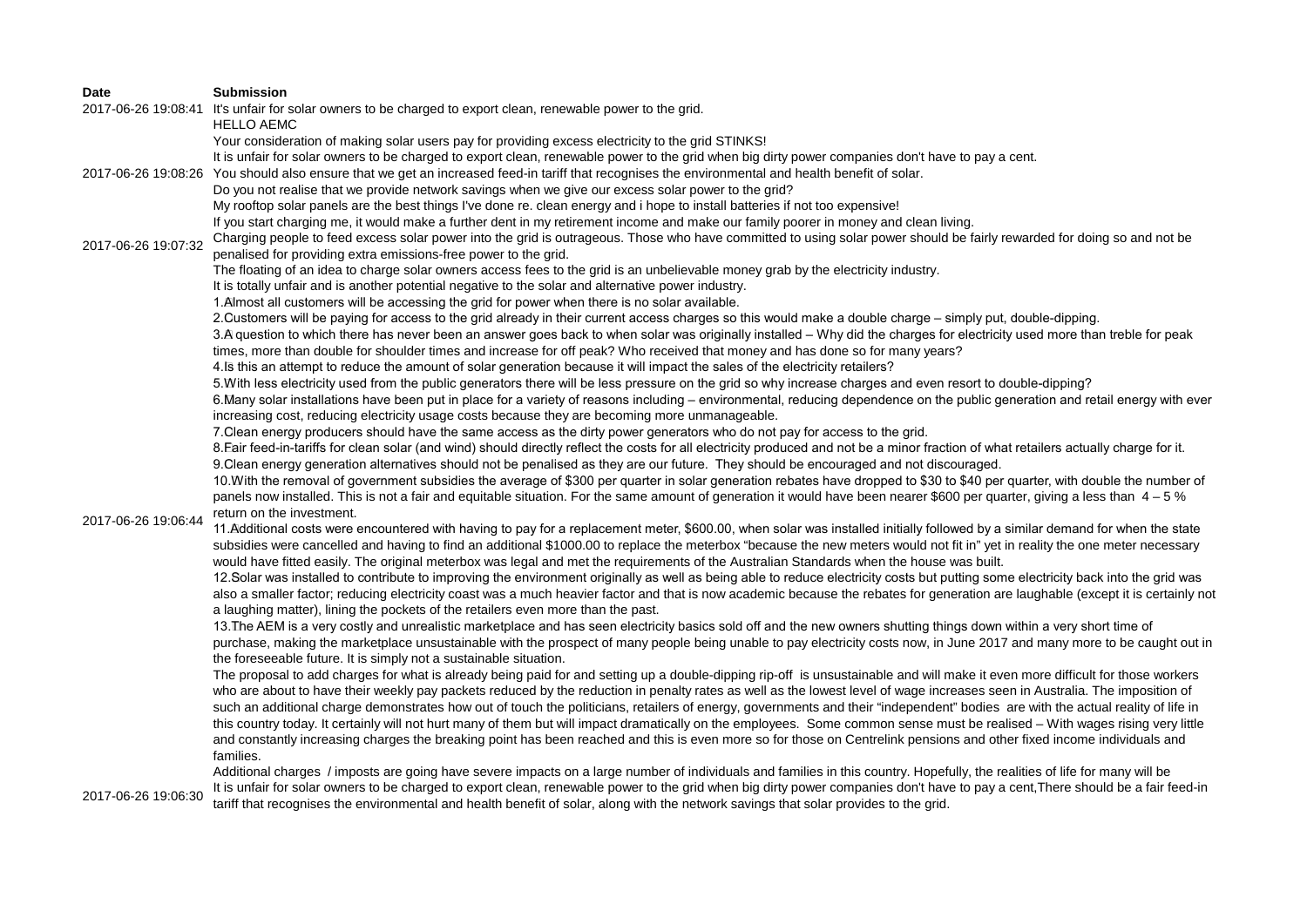| Date | Submission |
|---|---|
| 2017-06-26 19:08:41 | It's unfair for solar owners to be charged to export clean, renewable power to the grid. |
| 2017-06-26 19:08:26 | HELLO AEMC<br>Your consideration of making solar users pay for providing excess electricity to the grid STINKS!<br>It is unfair for solar owners to be charged to export clean, renewable power to the grid when big dirty power companies don't have to pay a cent.<br>You should also ensure that we get an increased feed-in tariff that recognises the environmental and health benefit of solar.<br>Do you not realise that we provide network savings when we give our excess solar power to the grid?<br>My rooftop solar panels are the best things I've done re. clean energy and i hope to install batteries if not too expensive!<br>If you start charging me, it would make a further dent in my retirement income and make our family poorer in money and clean living. |
| 2017-06-26 19:07:32 | Charging people to feed excess solar power into the grid is outrageous. Those who have committed to using solar power should be fairly rewarded for doing so and not be penalised for providing extra emissions-free power to the grid. |
| 2017-06-26 19:06:44 | The floating of an idea to charge solar owners access fees to the grid is an unbelievable money grab by the electricity industry.<br>It is totally unfair and is another potential negative to the solar and alternative power industry.<br>1.Almost all customers will be accessing the grid for power when there is no solar available.<br>2.Customers will be paying for access to the grid already in their current access charges so this would make a double charge – simply put, double-dipping.<br>3.A question to which there has never been an answer goes back to when solar was originally installed – Why did the charges for electricity used more than treble for peak times, more than double for shoulder times and increase for off peak? Who received that money and has done so for many years?<br>4.Is this an attempt to reduce the amount of solar generation because it will impact the sales of the electricity retailers?<br>5.With less electricity used from the public generators there will be less pressure on the grid so why increase charges and even resort to double-dipping?<br>6.Many solar installations have been put in place for a variety of reasons including – environmental, reducing dependence on the public generation and retail energy with ever increasing cost, reducing electricity usage costs because they are becoming more unmanageable.<br>7.Clean energy producers should have the same access as the dirty power generators who do not pay for access to the grid.<br>8.Fair feed-in-tariffs for clean solar (and wind) should directly reflect the costs for all electricity produced and not be a minor fraction of what retailers actually charge for it.<br>9.Clean energy generation alternatives should not be penalised as they are our future. They should be encouraged and not discouraged.<br>10.With the removal of government subsidies the average of $300 per quarter in solar generation rebates have dropped to $30 to $40 per quarter, with double the number of panels now installed. This is not a fair and equitable situation. For the same amount of generation it would have been nearer $600 per quarter, giving a less than 4 – 5 % return on the investment.<br>11.Additional costs were encountered with having to pay for a replacement meter, $600.00, when solar was installed initially followed by a similar demand for when the state subsidies were cancelled and having to find an additional $1000.00 to replace the meterbox "because the new meters would not fit in" yet in reality the one meter necessary would have fitted easily. The original meterbox was legal and met the requirements of the Australian Standards when the house was built.<br>12.Solar was installed to contribute to improving the environment originally as well as being able to reduce electricity costs but putting some electricity back into the grid was also a smaller factor; reducing electricity coast was a much heavier factor and that is now academic because the rebates for generation are laughable (except it is certainly not a laughing matter), lining the pockets of the retailers even more than the past.<br>13.The AEM is a very costly and unrealistic marketplace and has seen electricity basics sold off and the new owners shutting things down within a very short time of purchase, making the marketplace unsustainable with the prospect of many people being unable to pay electricity costs now, in June 2017 and many more to be caught out in the foreseeable future. It is simply not a sustainable situation.<br>The proposal to add charges for what is already being paid for and setting up a double-dipping rip-off is unsustainable and will make it even more difficult for those workers who are about to have their weekly pay packets reduced by the reduction in penalty rates as well as the lowest level of wage increases seen in Australia. The imposition of such an additional charge demonstrates how out of touch the politicians, retailers of energy, governments and their "independent" bodies are with the actual reality of life in this country today. It certainly will not hurt many of them but will impact dramatically on the employees. Some common sense must be realised – With wages rising very little and constantly increasing charges the breaking point has been reached and this is even more so for those on Centrelink pensions and other fixed income individuals and families.<br>Additional charges / imposts are going have severe impacts on a large number of individuals and families in this country. Hopefully, the realities of life for many will be |
| 2017-06-26 19:06:30 | It is unfair for solar owners to be charged to export clean, renewable power to the grid when big dirty power companies don't have to pay a cent,There should be a fair feed-in tariff that recognises the environmental and health benefit of solar, along with the network savings that solar provides to the grid. |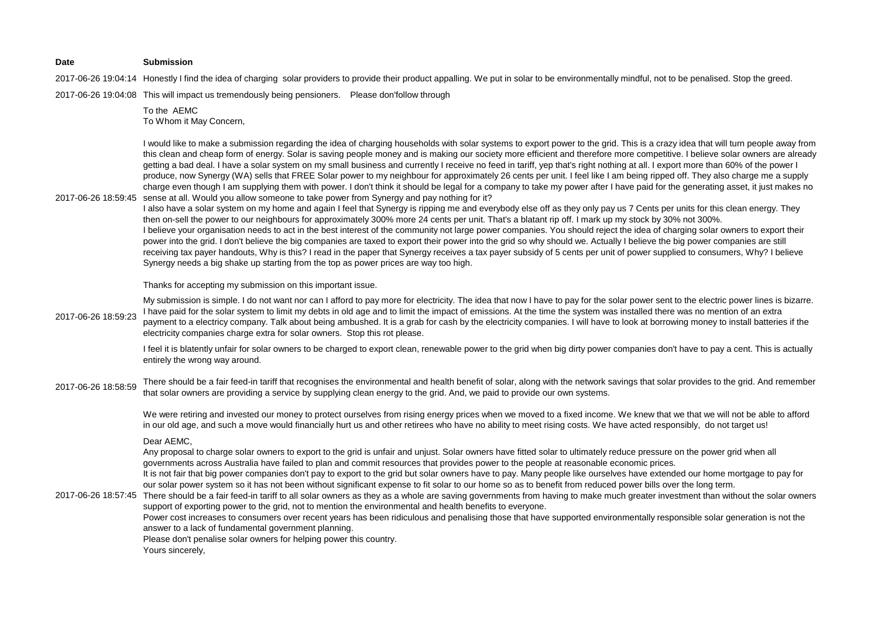| Date | Submission |
| --- | --- |
| 2017-06-26 19:04:14 | Honestly I find the idea of charging solar providers to provide their product appalling. We put in solar to be environmentally mindful, not to be penalised. Stop the greed. |
| 2017-06-26 19:04:08 | This will impact us tremendously being pensioners. Please don'follow through |
| 2017-06-26 18:59:45 | To the AEMC<br>To Whom it May Concern,<br><br>I would like to make a submission regarding the idea of charging households with solar systems to export power to the grid. This is a crazy idea that will turn people away from this clean and cheap form of energy. Solar is saving people money and is making our society more efficient and therefore more competitive. I believe solar owners are already getting a bad deal. I have a solar system on my small business and currently I receive no feed in tariff, yep that's right nothing at all. I export more than 60% of the power I produce, now Synergy (WA) sells that FREE Solar power to my neighbour for approximately 26 cents per unit. I feel like I am being ripped off. They also charge me a supply charge even though I am supplying them with power. I don't think it should be legal for a company to take my power after I have paid for the generating asset, it just makes no sense at all. Would you allow someone to take power from Synergy and pay nothing for it?<br>I also have a solar system on my home and again I feel that Synergy is ripping me and everybody else off as they only pay us 7 Cents per units for this clean energy. They then on-sell the power to our neighbours for approximately 300% more 24 cents per unit. That's a blatant rip off. I mark up my stock by 30% not 300%.<br>I believe your organisation needs to act in the best interest of the community not large power companies. You should reject the idea of charging solar owners to export their power into the grid. I don't believe the big companies are taxed to export their power into the grid so why should we. Actually I believe the big power companies are still receiving tax payer handouts, Why is this? I read in the paper that Synergy receives a tax payer subsidy of 5 cents per unit of power supplied to consumers, Why? I believe Synergy needs a big shake up starting from the top as power prices are way too high.<br><br>Thanks for accepting my submission on this important issue. |
| 2017-06-26 18:59:23 | My submission is simple. I do not want nor can I afford to pay more for electricity. The idea that now I have to pay for the solar power sent to the electric power lines is bizarre. I have paid for the solar system to limit my debts in old age and to limit the impact of emissions. At the time the system was installed there was no mention of an extra payment to a electricy company. Talk about being ambushed. It is a grab for cash by the electricity companies. I will have to look at borrowing money to install batteries if the electricity companies charge extra for solar owners. Stop this rot please. |
| 2017-06-26 18:58:59 | I feel it is blatently unfair for solar owners to be charged to export clean, renewable power to the grid when big dirty power companies don't have to pay a cent. This is actually entirely the wrong way around.<br><br>There should be a fair feed-in tariff that recognises the environmental and health benefit of solar, along with the network savings that solar provides to the grid. And remember that solar owners are providing a service by supplying clean energy to the grid. And, we paid to provide our own systems.<br><br>We were retiring and invested our money to protect ourselves from rising energy prices when we moved to a fixed income. We knew that we that we will not be able to afford in our old age, and such a move would financially hurt us and other retirees who have no ability to meet rising costs. We have acted responsibly, do not target us! |
| 2017-06-26 18:57:45 | Dear AEMC,<br>Any proposal to charge solar owners to export to the grid is unfair and unjust. Solar owners have fitted solar to ultimately reduce pressure on the power grid when all governments across Australia have failed to plan and commit resources that provides power to the people at reasonable economic prices.<br>It is not fair that big power companies don't pay to export to the grid but solar owners have to pay. Many people like ourselves have extended our home mortgage to pay for our solar power system so it has not been without significant expense to fit solar to our home so as to benefit from reduced power bills over the long term.<br>There should be a fair feed-in tariff to all solar owners as they as a whole are saving governments from having to make much greater investment than without the solar owners support of exporting power to the grid, not to mention the environmental and health benefits to everyone.<br>Power cost increases to consumers over recent years has been ridiculous and penalising those that have supported environmentally responsible solar generation is not the answer to a lack of fundamental government planning.<br>Please don't penalise solar owners for helping power this country.<br>Yours sincerely, |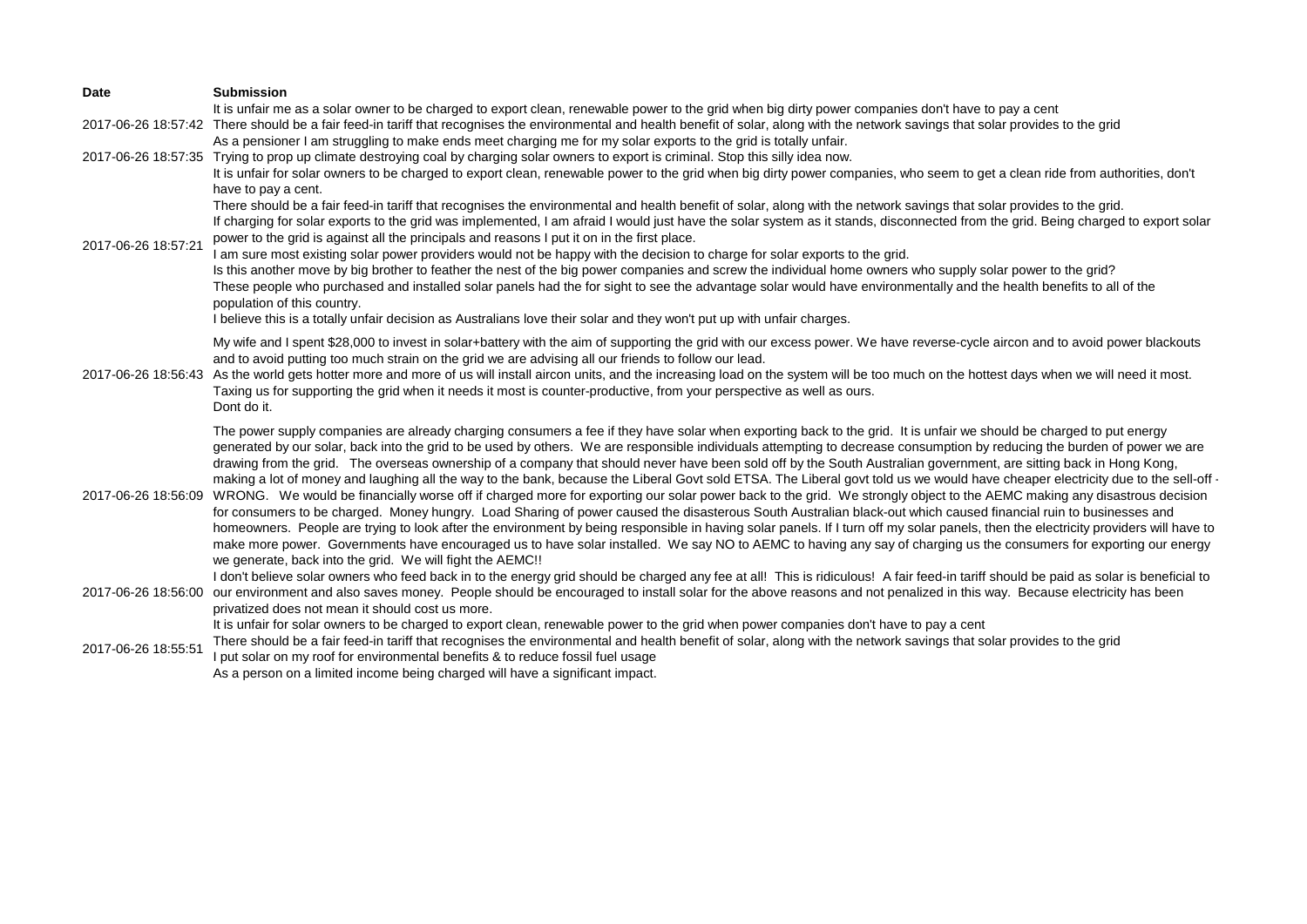| Date | Submission |
|---|---|
| 2017-06-26 18:57:42 | It is unfair me as a solar owner to be charged to export clean, renewable power to the grid when big dirty power companies don't have to pay a cent<br>There should be a fair feed-in tariff that recognises the environmental and health benefit of solar, along with the network savings that solar provides to the grid<br>As a pensioner I am struggling to make ends meet charging me for my solar exports to the grid is totally unfair. |
| 2017-06-26 18:57:35 | Trying to prop up climate destroying coal by charging solar owners to export is criminal. Stop this silly idea now. |
| 2017-06-26 18:57:21 | It is unfair for solar owners to be charged to export clean, renewable power to the grid when big dirty power companies, who seem to get a clean ride from authorities, don't have to pay a cent.<br>There should be a fair feed-in tariff that recognises the environmental and health benefit of solar, along with the network savings that solar provides to the grid.<br>If charging for solar exports to the grid was implemented, I am afraid I would just have the solar system as it stands, disconnected from the grid. Being charged to export solar power to the grid is against all the principals and reasons I put it on in the first place.<br>I am sure most existing solar power providers would not be happy with the decision to charge for solar exports to the grid.<br>Is this another move by big brother to feather the nest of the big power companies and screw the individual home owners who supply solar power to the grid?<br>These people who purchased and installed solar panels had the for sight to see the advantage solar would have environmentally and the health benefits to all of the population of this country.<br>I believe this is a totally unfair decision as Australians love their solar and they won't put up with unfair charges. |
| 2017-06-26 18:56:43 | My wife and I spent $28,000 to invest in solar+battery with the aim of supporting the grid with our excess power. We have reverse-cycle aircon and to avoid power blackouts and to avoid putting too much strain on the grid we are advising all our friends to follow our lead.<br>As the world gets hotter more and more of us will install aircon units, and the increasing load on the system will be too much on the hottest days when we will need it most.<br>Taxing us for supporting the grid when it needs it most is counter-productive, from your perspective as well as ours.<br>Dont do it. |
| 2017-06-26 18:56:09 | The power supply companies are already charging consumers a fee if they have solar when exporting back to the grid. It is unfair we should be charged to put energy generated by our solar, back into the grid to be used by others. We are responsible individuals attempting to decrease consumption by reducing the burden of power we are drawing from the grid. The overseas ownership of a company that should never have been sold off by the South Australian government, are sitting back in Hong Kong, making a lot of money and laughing all the way to the bank, because the Liberal Govt sold ETSA. The Liberal govt told us we would have cheaper electricity due to the sell-off - WRONG. We would be financially worse off if charged more for exporting our solar power back to the grid. We strongly object to the AEMC making any disastrous decision for consumers to be charged. Money hungry. Load Sharing of power caused the disasterous South Australian black-out which caused financial ruin to businesses and homeowners. People are trying to look after the environment by being responsible in having solar panels. If I turn off my solar panels, then the electricity providers will have to make more power. Governments have encouraged us to have solar installed. We say NO to AEMC to having any say of charging us the consumers for exporting our energy we generate, back into the grid. We will fight the AEMC!! |
| 2017-06-26 18:56:00 | I don't believe solar owners who feed back in to the energy grid should be charged any fee at all! This is ridiculous! A fair feed-in tariff should be paid as solar is beneficial to our environment and also saves money. People should be encouraged to install solar for the above reasons and not penalized in this way. Because electricity has been privatized does not mean it should cost us more. |
| 2017-06-26 18:55:51 | It is unfair for solar owners to be charged to export clean, renewable power to the grid when power companies don't have to pay a cent<br>There should be a fair feed-in tariff that recognises the environmental and health benefit of solar, along with the network savings that solar provides to the grid<br>I put solar on my roof for environmental benefits & to reduce fossil fuel usage<br>As a person on a limited income being charged will have a significant impact. |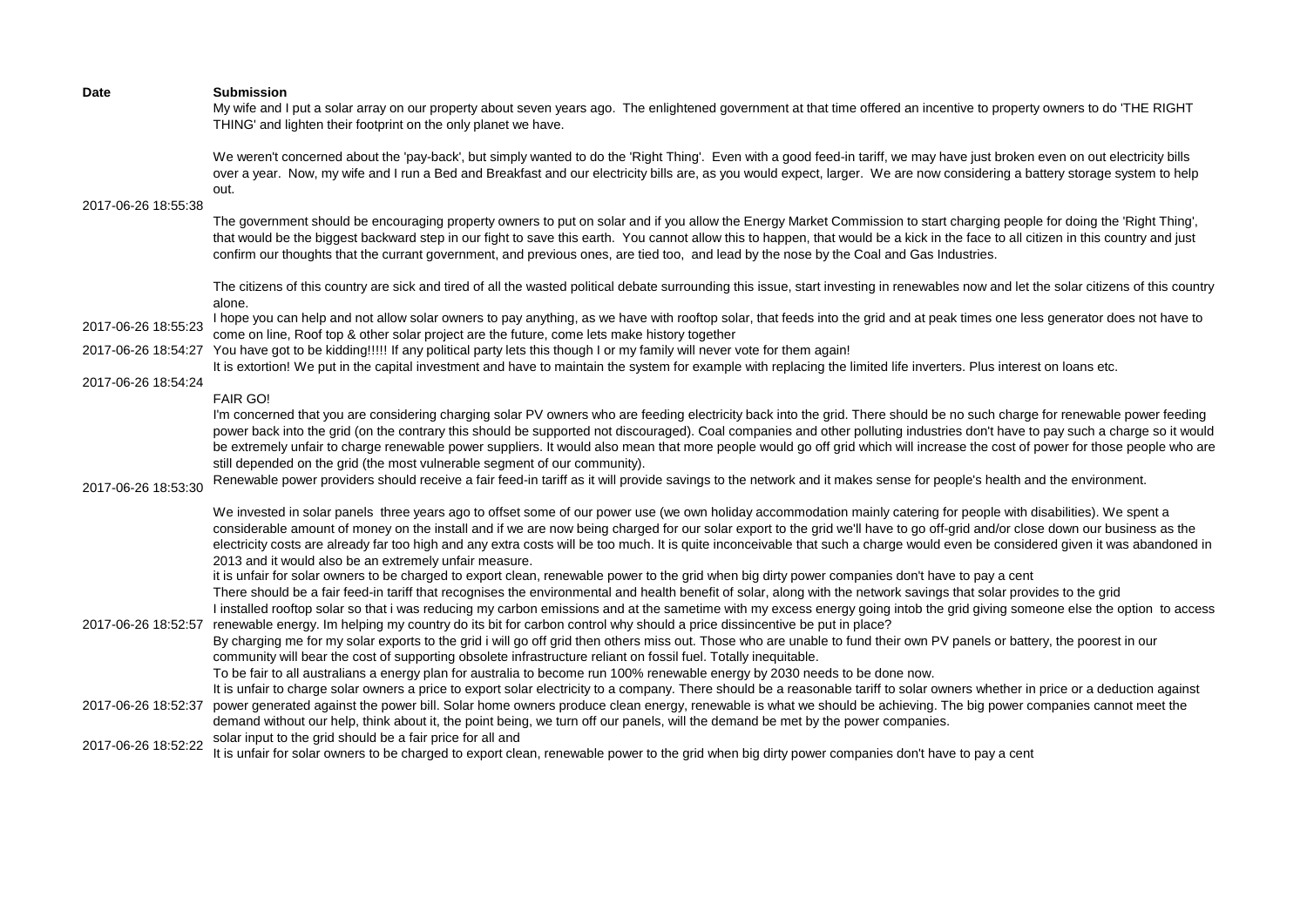| Date | Submission |
| --- | --- |
| 2017-06-26 18:55:38 | My wife and I put a solar array on our property about seven years ago. The enlightened government at that time offered an incentive to property owners to do 'THE RIGHT THING' and lighten their footprint on the only planet we have.<br><br>We weren't concerned about the 'pay-back', but simply wanted to do the 'Right Thing'. Even with a good feed-in tariff, we may have just broken even on out electricity bills over a year. Now, my wife and I run a Bed and Breakfast and our electricity bills are, as you would expect, larger. We are now considering a battery storage system to help out.<br><br>The government should be encouraging property owners to put on solar and if you allow the Energy Market Commission to start charging people for doing the 'Right Thing', that would be the biggest backward step in our fight to save this earth. You cannot allow this to happen, that would be a kick in the face to all citizen in this country and just confirm our thoughts that the currant government, and previous ones, are tied too, and lead by the nose by the Coal and Gas Industries.<br><br>The citizens of this country are sick and tired of all the wasted political debate surrounding this issue, start investing in renewables now and let the solar citizens of this country alone. |
| 2017-06-26 18:55:23 | I hope you can help and not allow solar owners to pay anything, as we have with rooftop solar, that feeds into the grid and at peak times one less generator does not have to come on line, Roof top & other solar project are the future, come lets make history together |
| 2017-06-26 18:54:27 | You have got to be kidding!!!!! If any political party lets this though I or my family will never vote for them again! |
| 2017-06-26 18:54:24 | It is extortion! We put in the capital investment and have to maintain the system for example with replacing the limited life inverters. Plus interest on loans etc. |
| 2017-06-26 18:53:30 | FAIR GO!<br>I'm concerned that you are considering charging solar PV owners who are feeding electricity back into the grid. There should be no such charge for renewable power feeding power back into the grid (on the contrary this should be supported not discouraged). Coal companies and other polluting industries don't have to pay such a charge so it would be extremely unfair to charge renewable power suppliers. It would also mean that more people would go off grid which will increase the cost of power for those people who are still depended on the grid (the most vulnerable segment of our community).<br>Renewable power providers should receive a fair feed-in tariff as it will provide savings to the network and it makes sense for people's health and the environment. |
| 2017-06-26 18:52:57 | We invested in solar panels three years ago to offset some of our power use (we own holiday accommodation mainly catering for people with disabilities). We spent a considerable amount of money on the install and if we are now being charged for our solar export to the grid we'll have to go off-grid and/or close down our business as the electricity costs are already far too high and any extra costs will be too much. It is quite inconceivable that such a charge would even be considered given it was abandoned in 2013 and it would also be an extremely unfair measure.<br>it is unfair for solar owners to be charged to export clean, renewable power to the grid when big dirty power companies don't have to pay a cent<br>There should be a fair feed-in tariff that recognises the environmental and health benefit of solar, along with the network savings that solar provides to the grid<br>I installed rooftop solar so that i was reducing my carbon emissions and at the sametime with my excess energy going intob the grid giving someone else the option to access renewable energy. Im helping my country do its bit for carbon control why should a price dissincentive be put in place?<br>By charging me for my solar exports to the grid i will go off grid then others miss out. Those who are unable to fund their own PV panels or battery, the poorest in our community will bear the cost of supporting obsolete infrastructure reliant on fossil fuel. Totally inequitable.<br>To be fair to all australians a energy plan for australia to become run 100% renewable energy by 2030 needs to be done now. |
| 2017-06-26 18:52:37 | It is unfair to charge solar owners a price to export solar electricity to a company. There should be a reasonable tariff to solar owners whether in price or a deduction against power generated against the power bill. Solar home owners produce clean energy, renewable is what we should be achieving. The big power companies cannot meet the demand without our help, think about it, the point being, we turn off our panels, will the demand be met by the power companies. |
| 2017-06-26 18:52:22 | solar input to the grid should be a fair price for all and<br>It is unfair for solar owners to be charged to export clean, renewable power to the grid when big dirty power companies don't have to pay a cent |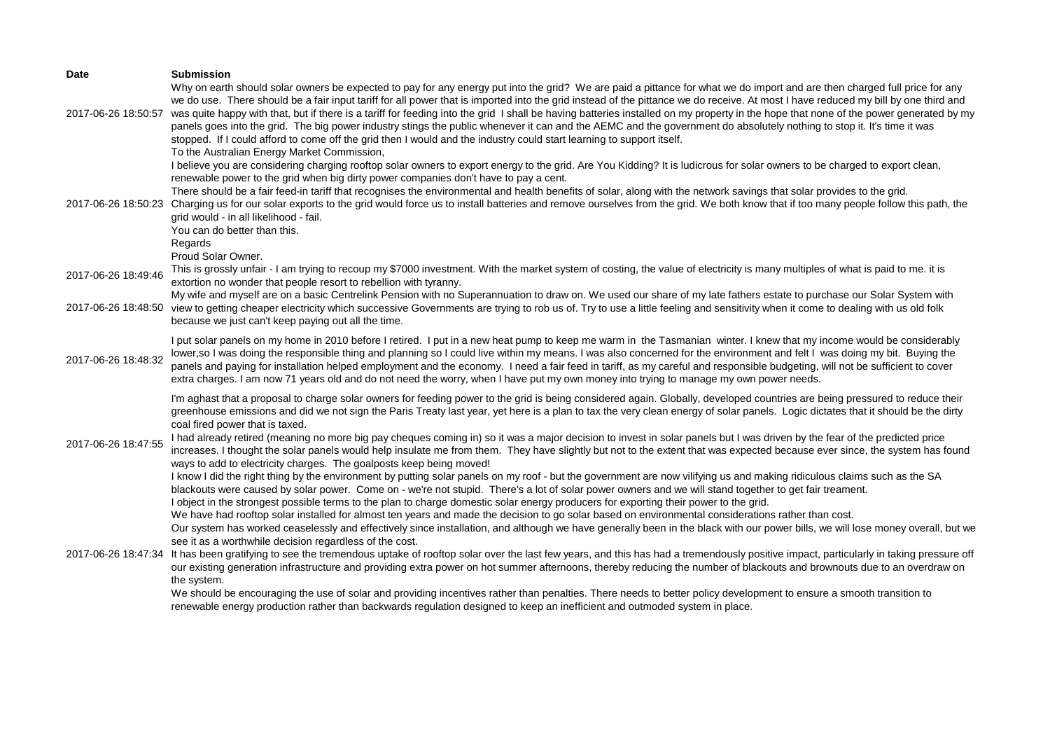| Date | Submission |
|---|---|
| 2017-06-26 18:50:57 | Why on earth should solar owners be expected to pay for any energy put into the grid? We are paid a pittance for what we do import and are then charged full price for any we do use. There should be a fair input tariff for all power that is imported into the grid instead of the pittance we do receive. At most I have reduced my bill by one third and was quite happy with that, but if there is a tariff for feeding into the grid I shall be having batteries installed on my property in the hope that none of the power generated by my panels goes into the grid. The big power industry stings the public whenever it can and the AEMC and the government do absolutely nothing to stop it. It's time it was stopped. If I could afford to come off the grid then I would and the industry could start learning to support itself. |
| 2017-06-26 18:50:23 | To the Australian Energy Market Commission,<br>I believe you are considering charging rooftop solar owners to export energy to the grid. Are You Kidding? It is ludicrous for solar owners to be charged to export clean, renewable power to the grid when big dirty power companies don't have to pay a cent.<br>There should be a fair feed-in tariff that recognises the environmental and health benefits of solar, along with the network savings that solar provides to the grid.<br>Charging us for our solar exports to the grid would force us to install batteries and remove ourselves from the grid. We both know that if too many people follow this path, the grid would - in all likelihood - fail.<br>You can do better than this.<br>Regards<br>Proud Solar Owner. |
| 2017-06-26 18:49:46 | This is grossly unfair - I am trying to recoup my $7000 investment. With the market system of costing, the value of electricity is many multiples of what is paid to me. it is extortion no wonder that people resort to rebellion with tyranny. |
| 2017-06-26 18:48:50 | My wife and myself are on a basic Centrelink Pension with no Superannuation to draw on. We used our share of my late fathers estate to purchase our Solar System with view to getting cheaper electricity which successive Governments are trying to rob us of. Try to use a little feeling and sensitivity when it come to dealing with us old folk because we just can't keep paying out all the time. |
| 2017-06-26 18:48:32 | I put solar panels on my home in 2010 before I retired. I put in a new heat pump to keep me warm in the Tasmanian winter. I knew that my income would be considerably lower,so I was doing the responsible thing and planning so I could live within my means. I was also concerned for the environment and felt I was doing my bit. Buying the panels and paying for installation helped employment and the economy. I need a fair feed in tariff, as my careful and responsible budgeting, will not be sufficient to cover extra charges. I am now 71 years old and do not need the worry, when I have put my own money into trying to manage my own power needs. |
| 2017-06-26 18:47:55 | I'm aghast that a proposal to charge solar owners for feeding power to the grid is being considered again. Globally, developed countries are being pressured to reduce their greenhouse emissions and did we not sign the Paris Treaty last year, yet here is a plan to tax the very clean energy of solar panels. Logic dictates that it should be the dirty coal fired power that is taxed.<br>I had already retired (meaning no more big pay cheques coming in) so it was a major decision to invest in solar panels but I was driven by the fear of the predicted price increases. I thought the solar panels would help insulate me from them. They have slightly but not to the extent that was expected because ever since, the system has found ways to add to electricity charges. The goalposts keep being moved!<br>I know I did the right thing by the environment by putting solar panels on my roof - but the government are now vilifying us and making ridiculous claims such as the SA blackouts were caused by solar power. Come on - we're not stupid. There's a lot of solar power owners and we will stand together to get fair treament. |
| 2017-06-26 18:47:34 | I object in the strongest possible terms to the plan to charge domestic solar energy producers for exporting their power to the grid.<br>We have had rooftop solar installed for almost ten years and made the decision to go solar based on environmental considerations rather than cost.<br>Our system has worked ceaselessly and effectively since installation, and although we have generally been in the black with our power bills, we will lose money overall, but we see it as a worthwhile decision regardless of the cost.<br>It has been gratifying to see the tremendous uptake of rooftop solar over the last few years, and this has had a tremendously positive impact, particularly in taking pressure off our existing generation infrastructure and providing extra power on hot summer afternoons, thereby reducing the number of blackouts and brownouts due to an overdraw on the system.<br>We should be encouraging the use of solar and providing incentives rather than penalties. There needs to better policy development to ensure a smooth transition to renewable energy production rather than backwards regulation designed to keep an inefficient and outmoded system in place. |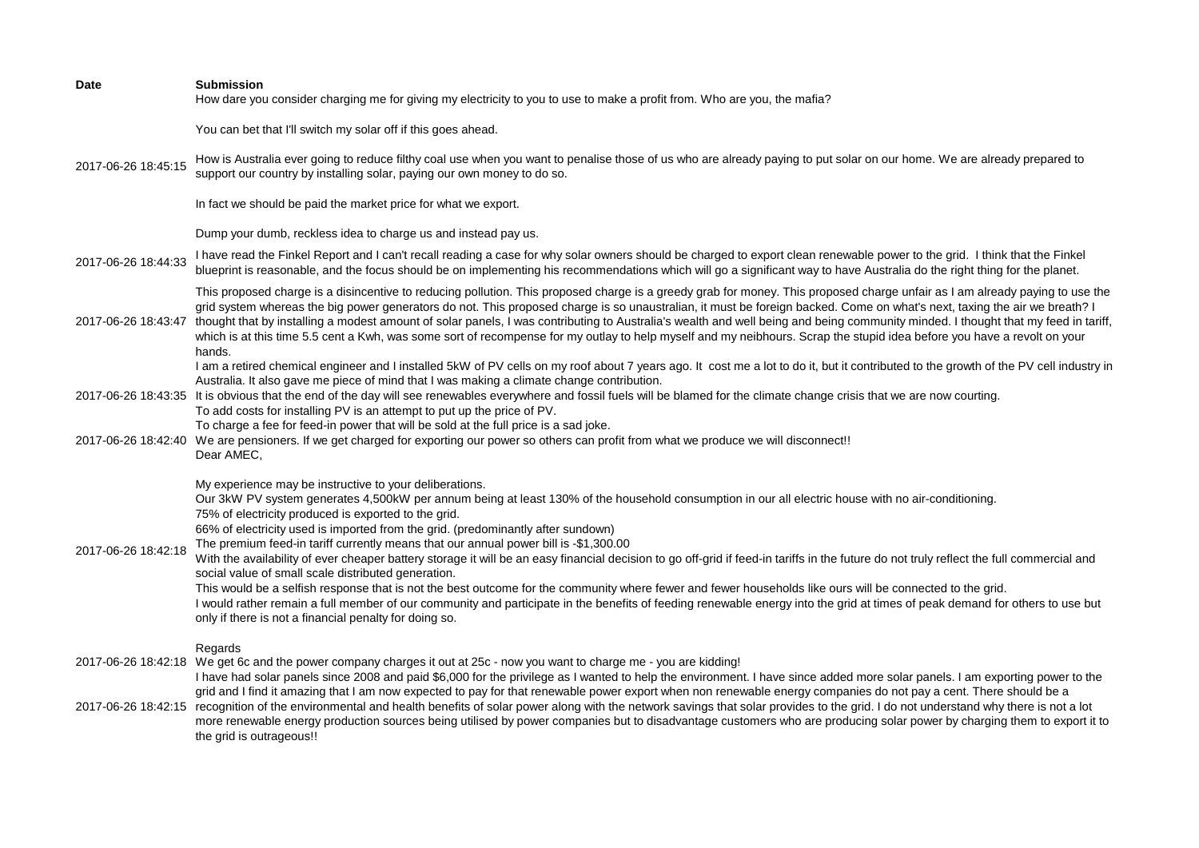| Date | Submission |
|---|---|
| 2017-06-26 18:45:15 | How dare you consider charging me for giving my electricity to you to use to make a profit from. Who are you, the mafia?<br><br>You can bet that I'll switch my solar off if this goes ahead.<br><br>How is Australia ever going to reduce filthy coal use when you want to penalise those of us who are already paying to put solar on our home. We are already prepared to support our country by installing solar, paying our own money to do so.<br><br>In fact we should be paid the market price for what we export.<br><br>Dump your dumb, reckless idea to charge us and instead pay us. |
| 2017-06-26 18:44:33 | I have read the Finkel Report and I can't recall reading a case for why solar owners should be charged to export clean renewable power to the grid. I think that the Finkel blueprint is reasonable, and the focus should be on implementing his recommendations which will go a significant way to have Australia do the right thing for the planet. |
| 2017-06-26 18:43:47 | This proposed charge is a disincentive to reducing pollution. This proposed charge is a greedy grab for money. This proposed charge unfair as I am already paying to use the grid system whereas the big power generators do not. This proposed charge is so unaustralian, it must be foreign backed. Come on what's next, taxing the air we breath? I thought that by installing a modest amount of solar panels, I was contributing to Australia's wealth and well being and being community minded. I thought that my feed in tariff, which is at this time 5.5 cent a Kwh, was some sort of recompense for my outlay to help myself and my neibhours. Scrap the stupid idea before you have a revolt on your hands. |
| 2017-06-26 18:43:35 | I am a retired chemical engineer and I installed 5kW of PV cells on my roof about 7 years ago. It cost me a lot to do it, but it contributed to the growth of the PV cell industry in Australia. It also gave me piece of mind that I was making a climate change contribution.<br>It is obvious that the end of the day will see renewables everywhere and fossil fuels will be blamed for the climate change crisis that we are now courting.<br>To add costs for installing PV is an attempt to put up the price of PV.<br>To charge a fee for feed-in power that will be sold at the full price is a sad joke. |
| 2017-06-26 18:42:40 | We are pensioners. If we get charged for exporting our power so others can profit from what we produce we will disconnect!! |
| 2017-06-26 18:42:18 | Dear AMEC,<br><br>My experience may be instructive to your deliberations.<br>Our 3kW PV system generates 4,500kW per annum being at least 130% of the household consumption in our all electric house with no air-conditioning.<br>75% of electricity produced is exported to the grid.<br>66% of electricity used is imported from the grid. (predominantly after sundown)<br>The premium feed-in tariff currently means that our annual power bill is -$1,300.00<br>With the availability of ever cheaper battery storage it will be an easy financial decision to go off-grid if feed-in tariffs in the future do not truly reflect the full commercial and social value of small scale distributed generation.<br>This would be a selfish response that is not the best outcome for the community where fewer and fewer households like ours will be connected to the grid.<br>I would rather remain a full member of our community and participate in the benefits of feeding renewable energy into the grid at times of peak demand for others to use but only if there is not a financial penalty for doing so.<br><br>Regards |
| 2017-06-26 18:42:18 | We get 6c and the power company charges it out at 25c - now you want to charge me - you are kidding! |
| 2017-06-26 18:42:15 | I have had solar panels since 2008 and paid $6,000 for the privilege as I wanted to help the environment. I have since added more solar panels. I am exporting power to the grid and I find it amazing that I am now expected to pay for that renewable power export when non renewable energy companies do not pay a cent. There should be a recognition of the environmental and health benefits of solar power along with the network savings that solar provides to the grid. I do not understand why there is not a lot more renewable energy production sources being utilised by power companies but to disadvantage customers who are producing solar power by charging them to export it to the grid is outrageous!! |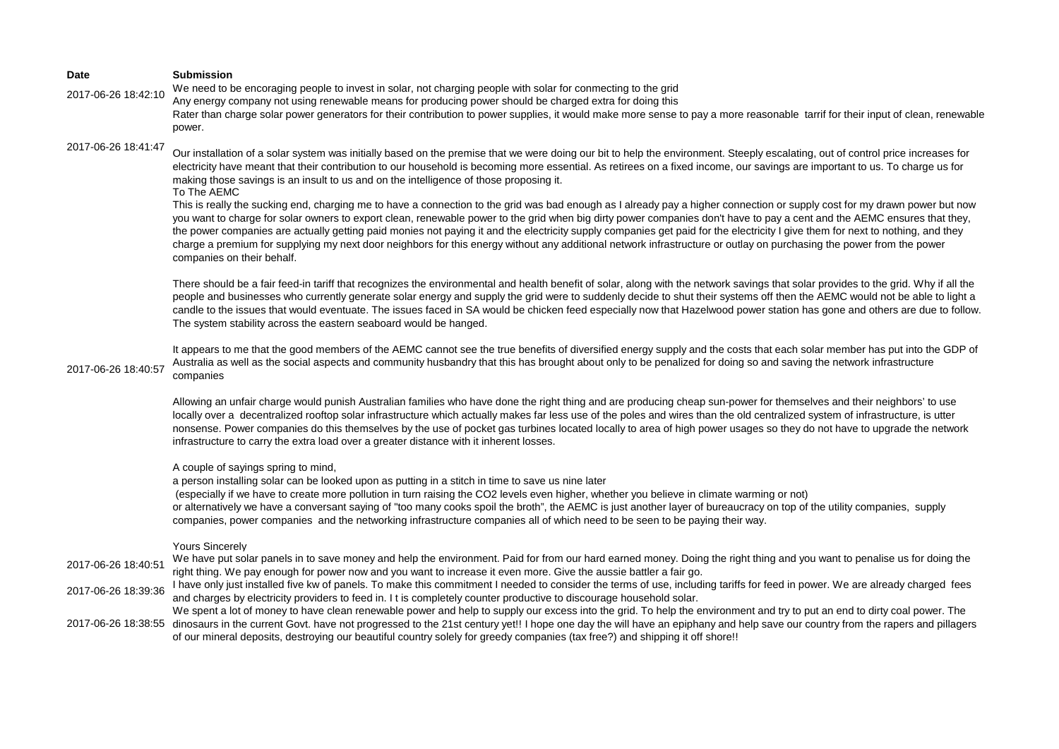| Date | Submission |
|---|---|
| 2017-06-26 18:42:10 | We need to be encoraging people to invest in solar, not charging people with solar for conmecting to the grid<br>Any energy company not using renewable means for producing power should be charged extra for doing this<br>Rater than charge solar power generators for their contribution to power supplies, it would make more sense to pay a more reasonable tarrif for their input of clean, renewable power. |
| 2017-06-26 18:41:47 | Our installation of a solar system was initially based on the premise that we were doing our bit to help the environment. Steeply escalating, out of control price increases for electricity have meant that their contribution to our household is becoming more essential. As retirees on a fixed income, our savings are important to us. To charge us for making those savings is an insult to us and on the intelligence of those proposing it. |
| 2017-06-26 18:40:57 | To The AEMC<br>This is really the sucking end, charging me to have a connection to the grid was bad enough as I already pay a higher connection or supply cost for my drawn power but now you want to charge for solar owners to export clean, renewable power to the grid when big dirty power companies don't have to pay a cent and the AEMC ensures that they, the power companies are actually getting paid monies not paying it and the electricity supply companies get paid for the electricity I give them for next to nothing, and they charge a premium for supplying my next door neighbors for this energy without any additional network infrastructure or outlay on purchasing the power from the power companies on their behalf.<br><br>There should be a fair feed-in tariff that recognizes the environmental and health benefit of solar, along with the network savings that solar provides to the grid. Why if all the people and businesses who currently generate solar energy and supply the grid were to suddenly decide to shut their systems off then the AEMC would not be able to light a candle to the issues that would eventuate. The issues faced in SA would be chicken feed especially now that Hazelwood power station has gone and others are due to follow. The system stability across the eastern seaboard would be hanged.<br><br>It appears to me that the good members of the AEMC cannot see the true benefits of diversified energy supply and the costs that each solar member has put into the GDP of Australia as well as the social aspects and community husbandry that this has brought about only to be penalized for doing so and saving the network infrastructure companies<br><br>Allowing an unfair charge would punish Australian families who have done the right thing and are producing cheap sun-power for themselves and their neighbors' to use locally over a decentralized rooftop solar infrastructure which actually makes far less use of the poles and wires than the old centralized system of infrastructure, is utter nonsense. Power companies do this themselves by the use of pocket gas turbines located locally to area of high power usages so they do not have to upgrade the network infrastructure to carry the extra load over a greater distance with it inherent losses.<br><br>A couple of sayings spring to mind,<br>a person installing solar can be looked upon as putting in a stitch in time to save us nine later<br>(especially if we have to create more pollution in turn raising the CO2 levels even higher, whether you believe in climate warming or not)<br>or alternatively we have a conversant saying of "too many cooks spoil the broth", the AEMC is just another layer of bureaucracy on top of the utility companies, supply companies, power companies and the networking infrastructure companies all of which need to be seen to be paying their way.<br><br>Yours Sincerely |
| 2017-06-26 18:40:51 | We have put solar panels in to save money and help the environment. Paid for from our hard earned money. Doing the right thing and you want to penalise us for doing the right thing. We pay enough for power now and you want to increase it even more. Give the aussie battler a fair go. |
| 2017-06-26 18:39:36 | I have only just installed five kw of panels. To make this commitment I needed to consider the terms of use, including tariffs for feed in power. We are already charged fees and charges by electricity providers to feed in. I t is completely counter productive to discourage household solar. |
| 2017-06-26 18:38:55 | We spent a lot of money to have clean renewable power and help to supply our excess into the grid. To help the environment and try to put an end to dirty coal power. The dinosaurs in the current Govt. have not progressed to the 21st century yet!! I hope one day the will have an epiphany and help save our country from the rapers and pillagers of our mineral deposits, destroying our beautiful country solely for greedy companies (tax free?) and shipping it off shore!! |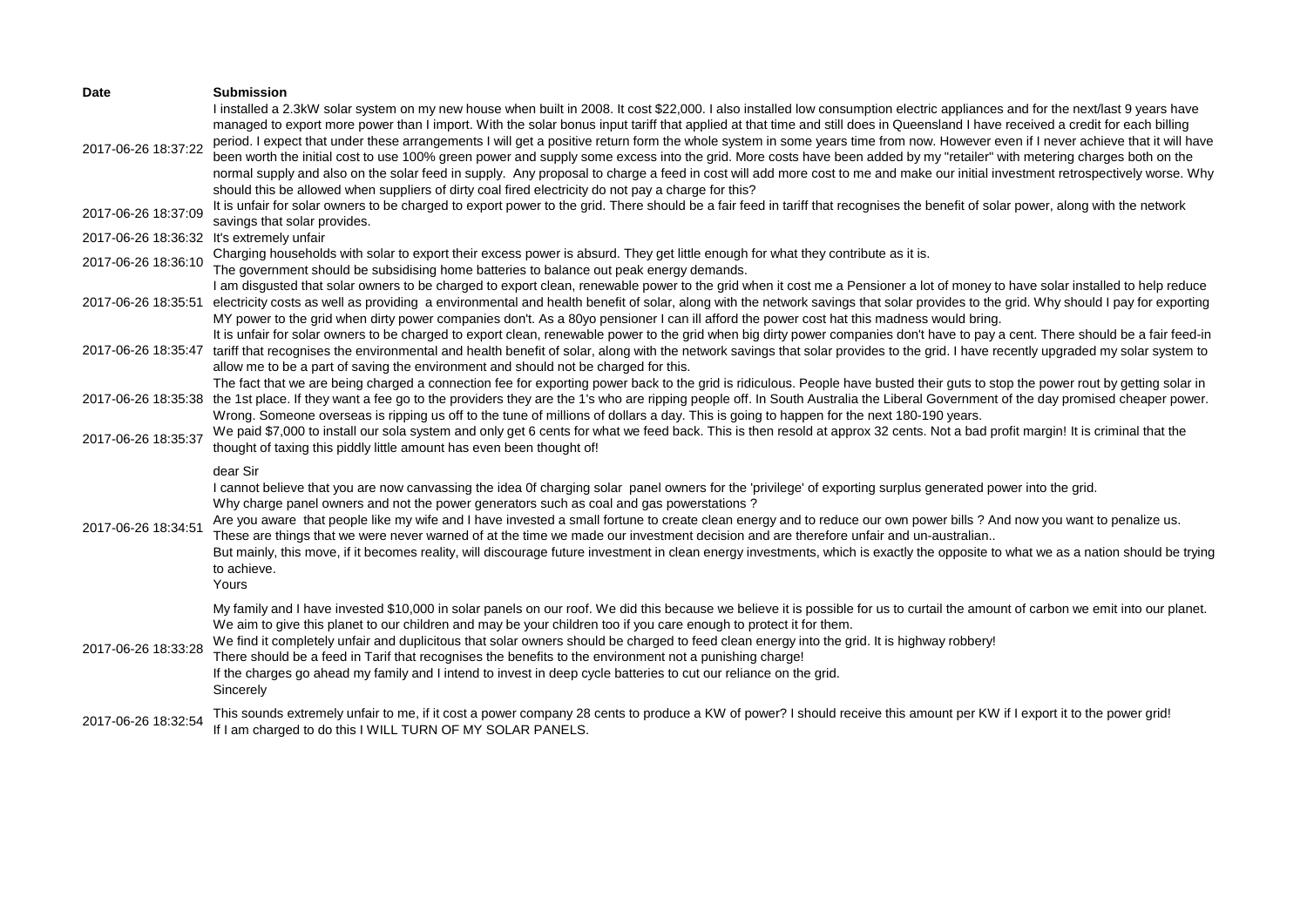| Date | Submission |
| --- | --- |
| 2017-06-26 18:37:22 | I installed a 2.3kW solar system on my new house when built in 2008. It cost $22,000. I also installed low consumption electric appliances and for the next/last 9 years have managed to export more power than I import. With the solar bonus input tariff that applied at that time and still does in Queensland I have received a credit for each billing period. I expect that under these arrangements I will get a positive return form the whole system in some years time from now. However even if I never achieve that it will have been worth the initial cost to use 100% green power and supply some excess into the grid. More costs have been added by my "retailer" with metering charges both on the normal supply and also on the solar feed in supply. Any proposal to charge a feed in cost will add more cost to me and make our initial investment retrospectively worse. Why should this be allowed when suppliers of dirty coal fired electricity do not pay a charge for this? |
| 2017-06-26 18:37:09 | It is unfair for solar owners to be charged to export power to the grid. There should be a fair feed in tariff that recognises the benefit of solar power, along with the network savings that solar provides. |
| 2017-06-26 18:36:32 | It's extremely unfair |
| 2017-06-26 18:36:10 | Charging households with solar to export their excess power is absurd. They get little enough for what they contribute as it is.<br>The government should be subsidising home batteries to balance out peak energy demands. |
| 2017-06-26 18:35:51 | I am disgusted that solar owners to be charged to export clean, renewable power to the grid when it cost me a Pensioner a lot of money to have solar installed to help reduce electricity costs as well as providing a environmental and health benefit of solar, along with the network savings that solar provides to the grid. Why should I pay for exporting MY power to the grid when dirty power companies don't. As a 80yo pensioner I can ill afford the power cost hat this madness would bring. |
| 2017-06-26 18:35:47 | It is unfair for solar owners to be charged to export clean, renewable power to the grid when big dirty power companies don't have to pay a cent. There should be a fair feed-in tariff that recognises the environmental and health benefit of solar, along with the network savings that solar provides to the grid. I have recently upgraded my solar system to allow me to be a part of saving the environment and should not be charged for this. |
| 2017-06-26 18:35:38 | The fact that we are being charged a connection fee for exporting power back to the grid is ridiculous. People have busted their guts to stop the power rout by getting solar in the 1st place. If they want a fee go to the providers they are the 1's who are ripping people off. In South Australia the Liberal Government of the day promised cheaper power. Wrong. Someone overseas is ripping us off to the tune of millions of dollars a day. This is going to happen for the next 180-190 years. |
| 2017-06-26 18:35:37 | We paid $7,000 to install our sola system and only get 6 cents for what we feed back. This is then resold at approx 32 cents. Not a bad profit margin! It is criminal that the thought of taxing this piddly little amount has even been thought of! |
| 2017-06-26 18:34:51 | dear Sir<br>I cannot believe that you are now canvassing the idea 0f charging solar panel owners for the 'privilege' of exporting surplus generated power into the grid.<br>Why charge panel owners and not the power generators such as coal and gas powerstations ?<br>Are you aware that people like my wife and I have invested a small fortune to create clean energy and to reduce our own power bills ? And now you want to penalize us.<br>These are things that we were never warned of at the time we made our investment decision and are therefore unfair and un-australian..<br>But mainly, this move, if it becomes reality, will discourage future investment in clean energy investments, which is exactly the opposite to what we as a nation should be trying to achieve.<br>Yours |
| 2017-06-26 18:33:28 | My family and I have invested $10,000 in solar panels on our roof. We did this because we believe it is possible for us to curtail the amount of carbon we emit into our planet. We aim to give this planet to our children and may be your children too if you care enough to protect it for them.<br>We find it completely unfair and duplicitous that solar owners should be charged to feed clean energy into the grid. It is highway robbery!<br>There should be a feed in Tarif that recognises the benefits to the environment not a punishing charge!<br>If the charges go ahead my family and I intend to invest in deep cycle batteries to cut our reliance on the grid.<br>Sincerely |
| 2017-06-26 18:32:54 | This sounds extremely unfair to me, if it cost a power company 28 cents to produce a KW of power? I should receive this amount per KW if I export it to the power grid!<br>If I am charged to do this I WILL TURN OF MY SOLAR PANELS. |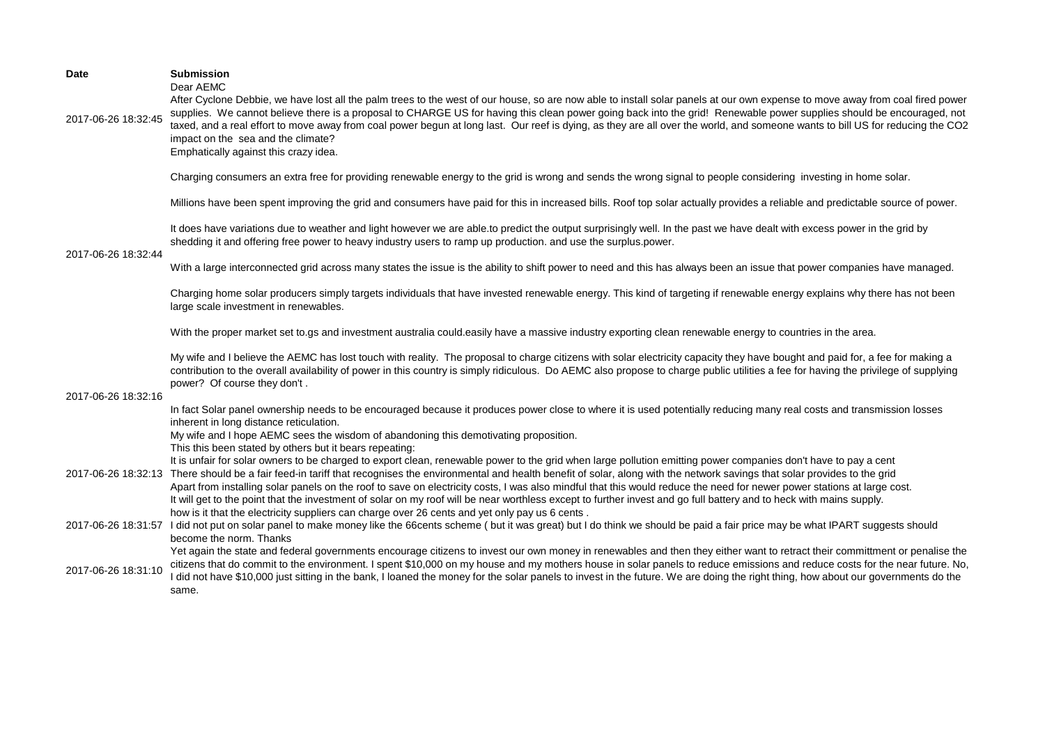| Date | Submission |
|---|---|
| 2017-06-26 18:32:45 | Dear AEMC<br>After Cyclone Debbie, we have lost all the palm trees to the west of our house, so are now able to install solar panels at our own expense to move away from coal fired power supplies. We cannot believe there is a proposal to CHARGE US for having this clean power going back into the grid! Renewable power supplies should be encouraged, not taxed, and a real effort to move away from coal power begun at long last. Our reef is dying, as they are all over the world, and someone wants to bill US for reducing the CO2 impact on the sea and the climate?<br>Emphatically against this crazy idea. |
| 2017-06-26 18:32:44 | Charging consumers an extra free for providing renewable energy to the grid is wrong and sends the wrong signal to people considering investing in home solar.<br><br>Millions have been spent improving the grid and consumers have paid for this in increased bills. Roof top solar actually provides a reliable and predictable source of power.<br><br>It does have variations due to weather and light however we are able.to predict the output surprisingly well. In the past we have dealt with excess power in the grid by shedding it and offering free power to heavy industry users to ramp up production. and use the surplus.power.<br><br>With a large interconnected grid across many states the issue is the ability to shift power to need and this has always been an issue that power companies have managed.<br><br>Charging home solar producers simply targets individuals that have invested renewable energy. This kind of targeting if renewable energy explains why there has not been large scale investment in renewables.<br><br>With the proper market set to.gs and investment australia could.easily have a massive industry exporting clean renewable energy to countries in the area. |
| 2017-06-26 18:32:16 | My wife and I believe the AEMC has lost touch with reality. The proposal to charge citizens with solar electricity capacity they have bought and paid for, a fee for making a contribution to the overall availability of power in this country is simply ridiculous. Do AEMC also propose to charge public utilities a fee for having the privilege of supplying power? Of course they don't .<br><br>In fact Solar panel ownership needs to be encouraged because it produces power close to where it is used potentially reducing many real costs and transmission losses inherent in long distance reticulation.<br>My wife and I hope AEMC sees the wisdom of abandoning this demotivating proposition. |
| 2017-06-26 18:32:13 | This this been stated by others but it bears repeating:<br>It is unfair for solar owners to be charged to export clean, renewable power to the grid when large pollution emitting power companies don't have to pay a cent<br>There should be a fair feed-in tariff that recognises the environmental and health benefit of solar, along with the network savings that solar provides to the grid |
| 2017-06-26 18:31:57 | Apart from installing solar panels on the roof to save on electricity costs, I was also mindful that this would reduce the need for newer power stations at large cost.<br>It will get to the point that the investment of solar on my roof will be near worthless except to further invest and go full battery and to heck with mains supply.<br>how is it that the electricity suppliers can charge over 26 cents and yet only pay us 6 cents .<br>I did not put on solar panel to make money like the 66cents scheme ( but it was great) but I do think we should be paid a fair price may be what IPART suggests should become the norm. Thanks |
| 2017-06-26 18:31:10 | Yet again the state and federal governments encourage citizens to invest our own money in renewables and then they either want to retract their committment or penalise the citizens that do commit to the environment. I spent $10,000 on my house and my mothers house in solar panels to reduce emissions and reduce costs for the near future. No, I did not have $10,000 just sitting in the bank, I loaned the money for the solar panels to invest in the future. We are doing the right thing, how about our governments do the same. |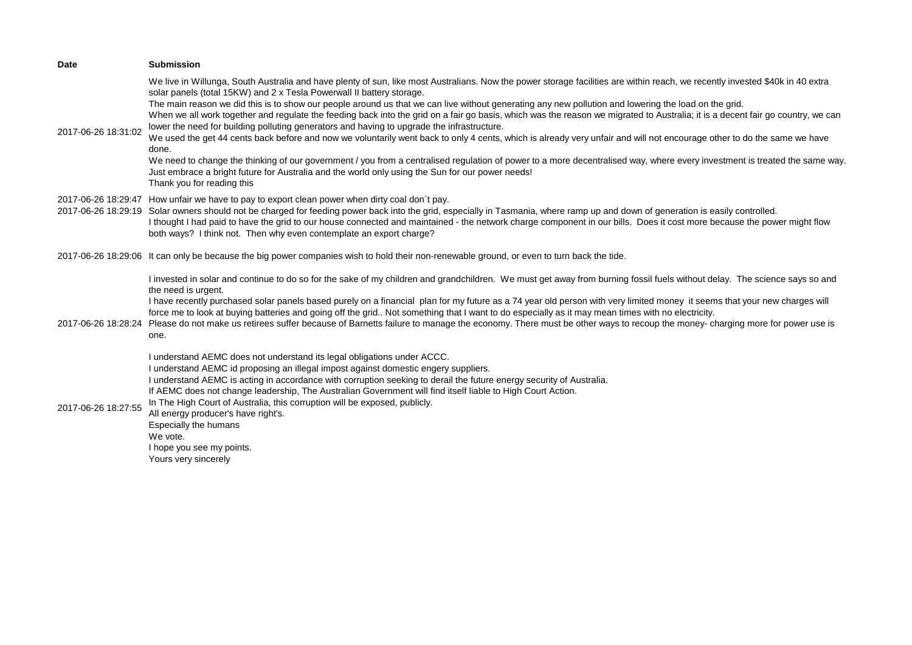| Date | Submission |
|---|---|
| 2017-06-26 18:31:02 | We live in Willunga, South Australia and have plenty of sun, like most Australians. Now the power storage facilities are within reach, we recently invested $40k in 40 extra solar panels (total 15KW) and 2 x Tesla Powerwall II battery storage.<br>The main reason we did this is to show our people around us that we can live without generating any new pollution and lowering the load on the grid.<br>When we all work together and regulate the feeding back into the grid on a fair go basis, which was the reason we migrated to Australia; it is a decent fair go country, we can lower the need for building polluting generators and having to upgrade the infrastructure.<br>We used the get 44 cents back before and now we voluntarily went back to only 4 cents, which is already very unfair and will not encourage other to do the same we have done.<br>We need to change the thinking of our government / you from a centralised regulation of power to a more decentralised way, where every investment is treated the same way.<br>Just embrace a bright future for Australia and the world only using the Sun for our power needs!<br>Thank you for reading this |
| 2017-06-26 18:29:47 | How unfair we have to pay to export clean power when dirty coal don`t pay. |
| 2017-06-26 18:29:19 | Solar owners should not be charged for feeding power back into the grid, especially in Tasmania, where ramp up and down of generation is easily controlled.<br>I thought I had paid to have the grid to our house connected and maintained - the network charge component in our bills. Does it cost more because the power might flow both ways? I think not. Then why even contemplate an export charge? |
| 2017-06-26 18:29:06 | It can only be because the big power companies wish to hold their non-renewable ground, or even to turn back the tide. |
| 2017-06-26 18:28:24 | I invested in solar and continue to do so for the sake of my children and grandchildren. We must get away from burning fossil fuels without delay. The science says so and the need is urgent.<br>I have recently purchased solar panels based purely on a financial plan for my future as a 74 year old person with very limited money it seems that your new charges will force me to look at buying batteries and going off the grid.. Not something that I want to do especially as it may mean times with no electricity.<br>Please do not make us retirees suffer because of Barnetts failure to manage the economy. There must be other ways to recoup the money- charging more for power use is one. |
| 2017-06-26 18:27:55 | I understand AEMC does not understand its legal obligations under ACCC.<br>I understand AEMC id proposing an illegal impost against domestic engery suppliers.<br>I understand AEMC is acting in accordance with corruption seeking to derail the future energy security of Australia.<br>If AEMC does not change leadership, The Australian Government will find itself liable to High Court Action.<br>In The High Court of Australia, this corruption will be exposed, publicly.<br>All energy producer's have right's.<br>Especially the humans<br>We vote.<br>I hope you see my points.<br>Yours very sincerely |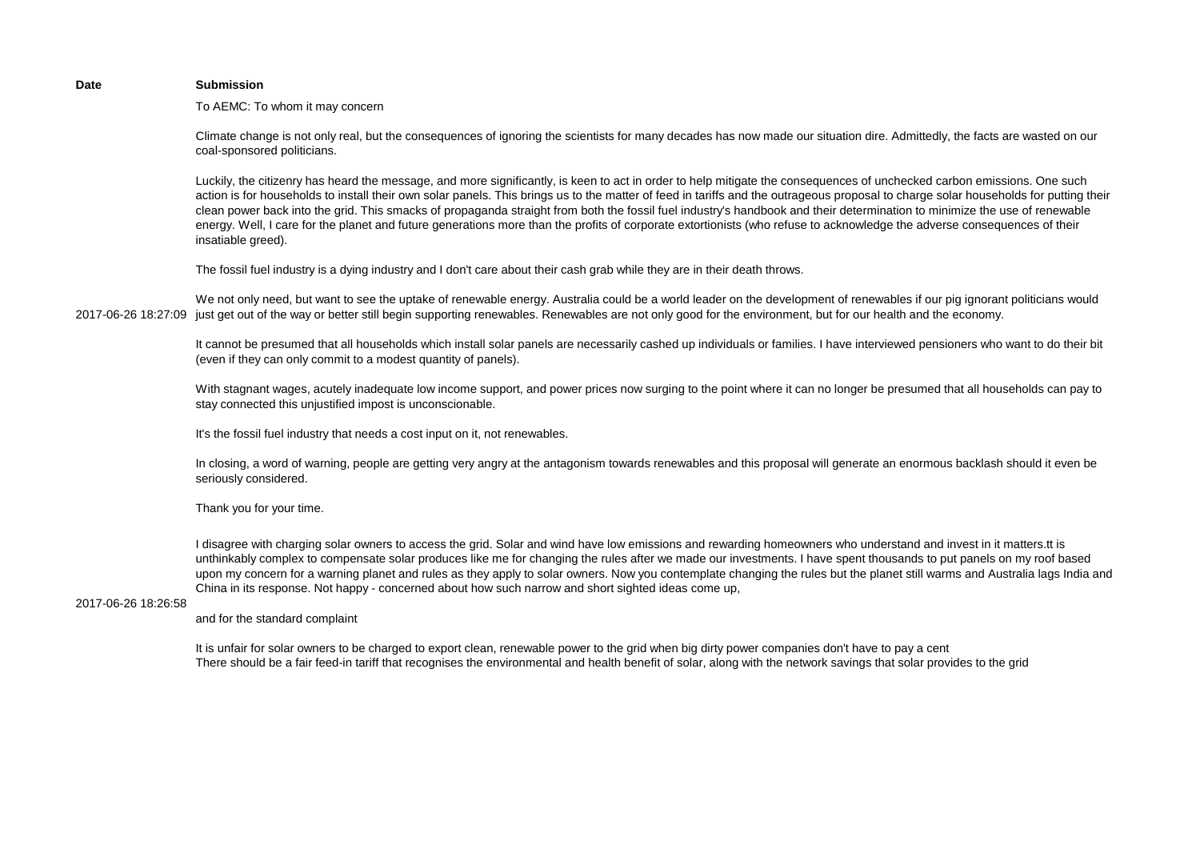| Date | Submission |
| --- | --- |
| 2017-06-26 18:27:09 | To AEMC: To whom it may concern<br><br>Climate change is not only real, but the consequences of ignoring the scientists for many decades has now made our situation dire. Admittedly, the facts are wasted on our coal-sponsored politicians.<br><br>Luckily, the citizenry has heard the message, and more significantly, is keen to act in order to help mitigate the consequences of unchecked carbon emissions. One such action is for households to install their own solar panels. This brings us to the matter of feed in tariffs and the outrageous proposal to charge solar households for putting their clean power back into the grid. This smacks of propaganda straight from both the fossil fuel industry's handbook and their determination to minimize the use of renewable energy. Well, I care for the planet and future generations more than the profits of corporate extortionists (who refuse to acknowledge the adverse consequences of their insatiable greed).<br><br>The fossil fuel industry is a dying industry and I don't care about their cash grab while they are in their death throws.<br><br>We not only need, but want to see the uptake of renewable energy. Australia could be a world leader on the development of renewables if our pig ignorant politicians would just get out of the way or better still begin supporting renewables. Renewables are not only good for the environment, but for our health and the economy.<br><br>It cannot be presumed that all households which install solar panels are necessarily cashed up individuals or families. I have interviewed pensioners who want to do their bit (even if they can only commit to a modest quantity of panels).<br><br>With stagnant wages, acutely inadequate low income support, and power prices now surging to the point where it can no longer be presumed that all households can pay to stay connected this unjustified impost is unconscionable.<br><br>It's the fossil fuel industry that needs a cost input on it, not renewables.<br><br>In closing, a word of warning, people are getting very angry at the antagonism towards renewables and this proposal will generate an enormous backlash should it even be seriously considered.<br><br>Thank you for your time. |
| 2017-06-26 18:26:58 | I disagree with charging solar owners to access the grid. Solar and wind have low emissions and rewarding homeowners who understand and invest in it matters.tt is unthinkably complex to compensate solar produces like me for changing the rules after we made our investments. I have spent thousands to put panels on my roof based upon my concern for a warning planet and rules as they apply to solar owners. Now you contemplate changing the rules but the planet still warms and Australia lags India and China in its response. Not happy - concerned about how such narrow and short sighted ideas come up,<br><br>and for the standard complaint<br><br>It is unfair for solar owners to be charged to export clean, renewable power to the grid when big dirty power companies don't have to pay a cent<br>There should be a fair feed-in tariff that recognises the environmental and health benefit of solar, along with the network savings that solar provides to the grid |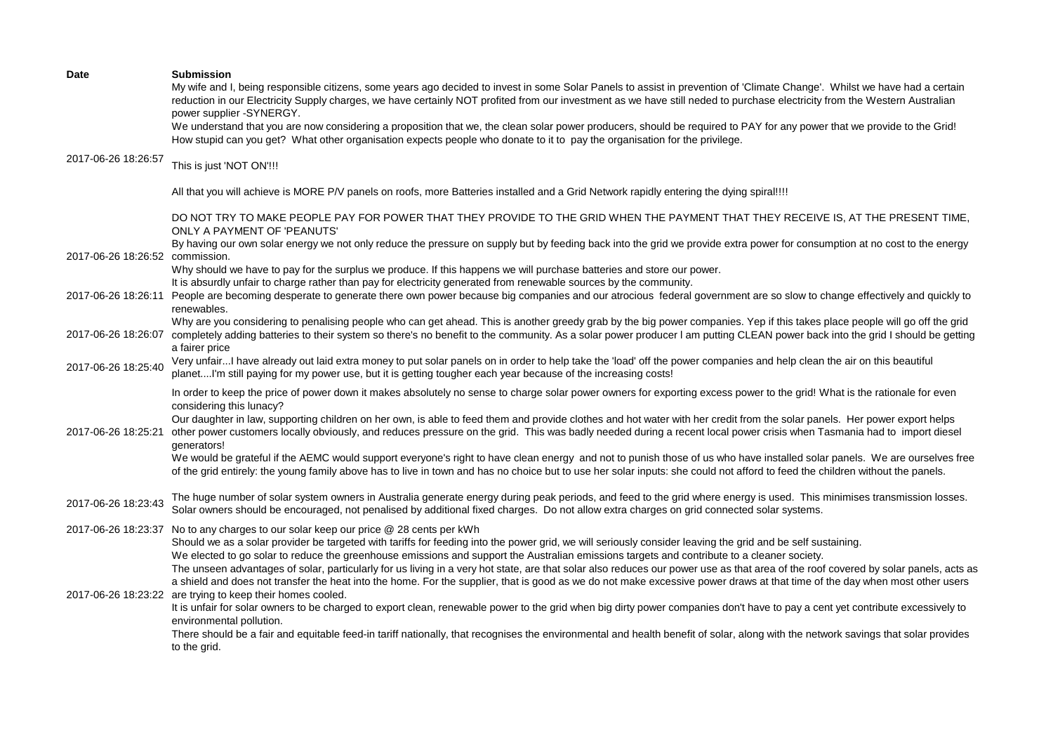| Date | Submission |
| --- | --- |
| 2017-06-26 18:26:57 | My wife and I, being responsible citizens, some years ago decided to invest in some Solar Panels to assist in prevention of 'Climate Change'. Whilst we have had a certain reduction in our Electricity Supply charges, we have certainly NOT profited from our investment as we have still neded to purchase electricity from the Western Australian power supplier -SYNERGY.<br>We understand that you are now considering a proposition that we, the clean solar power producers, should be required to PAY for any power that we provide to the Grid! How stupid can you get? What other organisation expects people who donate to it to pay the organisation for the privilege.<br>This is just 'NOT ON'!!!<br>All that you will achieve is MORE P/V panels on roofs, more Batteries installed and a Grid Network rapidly entering the dying spiral!!!!<br>DO NOT TRY TO MAKE PEOPLE PAY FOR POWER THAT THEY PROVIDE TO THE GRID WHEN THE PAYMENT THAT THEY RECEIVE IS, AT THE PRESENT TIME, ONLY A PAYMENT OF 'PEANUTS' |
| 2017-06-26 18:26:52 | By having our own solar energy we not only reduce the pressure on supply but by feeding back into the grid we provide extra power for consumption at no cost to the energy commission.<br>Why should we have to pay for the surplus we produce. If this happens we will purchase batteries and store our power. |
| 2017-06-26 18:26:11 | It is absurdly unfair to charge rather than pay for electricity generated from renewable sources by the community.<br>People are becoming desperate to generate there own power because big companies and our atrocious federal government are so slow to change effectively and quickly to renewables. |
| 2017-06-26 18:26:07 | Why are you considering to penalising people who can get ahead. This is another greedy grab by the big power companies. Yep if this takes place people will go off the grid completely adding batteries to their system so there's no benefit to the community. As a solar power producer l am putting CLEAN power back into the grid I should be getting a fairer price |
| 2017-06-26 18:25:40 | Very unfair...I have already out laid extra money to put solar panels on in order to help take the 'load' off the power companies and help clean the air on this beautiful planet....I'm still paying for my power use, but it is getting tougher each year because of the increasing costs! |
| 2017-06-26 18:25:21 | In order to keep the price of power down it makes absolutely no sense to charge solar power owners for exporting excess power to the grid! What is the rationale for even considering this lunacy?<br>Our daughter in law, supporting children on her own, is able to feed them and provide clothes and hot water with her credit from the solar panels. Her power export helps other power customers locally obviously, and reduces pressure on the grid. This was badly needed during a recent local power crisis when Tasmania had to import diesel generators!<br>We would be grateful if the AEMC would support everyone's right to have clean energy and not to punish those of us who have installed solar panels. We are ourselves free of the grid entirely: the young family above has to live in town and has no choice but to use her solar inputs: she could not afford to feed the children without the panels. |
| 2017-06-26 18:23:43 | The huge number of solar system owners in Australia generate energy during peak periods, and feed to the grid where energy is used. This minimises transmission losses. Solar owners should be encouraged, not penalised by additional fixed charges. Do not allow extra charges on grid connected solar systems. |
| 2017-06-26 18:23:37 | No to any charges to our solar keep our price @ 28 cents per kWh |
| 2017-06-26 18:23:22 | Should we as a solar provider be targeted with tariffs for feeding into the power grid, we will seriously consider leaving the grid and be self sustaining.<br>We elected to go solar to reduce the greenhouse emissions and support the Australian emissions targets and contribute to a cleaner society.<br>The unseen advantages of solar, particularly for us living in a very hot state, are that solar also reduces our power use as that area of the roof covered by solar panels, acts as a shield and does not transfer the heat into the home. For the supplier, that is good as we do not make excessive power draws at that time of the day when most other users are trying to keep their homes cooled.<br>It is unfair for solar owners to be charged to export clean, renewable power to the grid when big dirty power companies don't have to pay a cent yet contribute excessively to environmental pollution.<br>There should be a fair and equitable feed-in tariff nationally, that recognises the environmental and health benefit of solar, along with the network savings that solar provides to the grid. |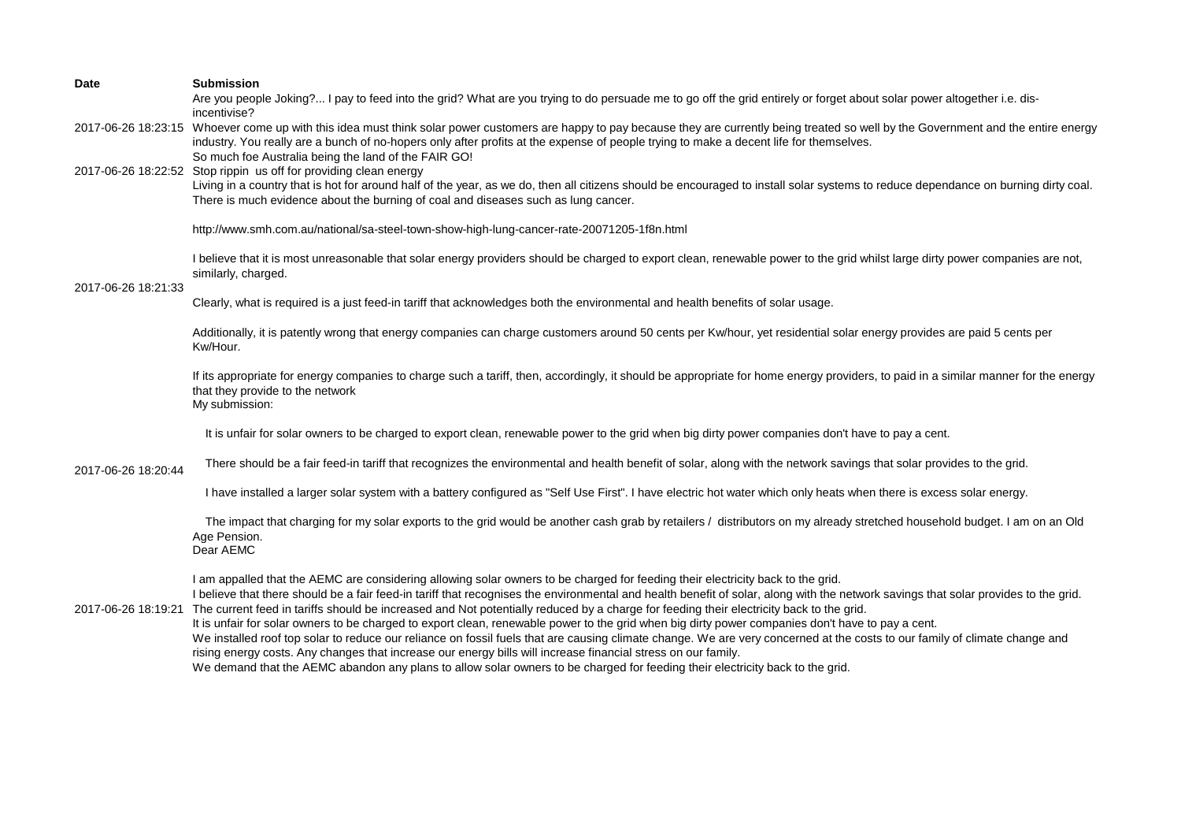| Date | Submission |
| --- | --- |
| 2017-06-26 18:23:15 | Are you people Joking?... I pay to feed into the grid? What are you trying to do persuade me to go off the grid entirely or forget about solar power altogether i.e. dis-incentivise?<br>Whoever come up with this idea must think solar power customers are happy to pay because they are currently being treated so well by the Government and the entire energy industry. You really are a bunch of no-hopers only after profits at the expense of people trying to make a decent life for themselves.<br>So much foe Australia being the land of the FAIR GO! |
| 2017-06-26 18:22:52 | Stop rippin  us off for providing clean energy |
| 2017-06-26 18:21:33 | Living in a country that is hot for around half of the year, as we do, then all citizens should be encouraged to install solar systems to reduce dependance on burning dirty coal. There is much evidence about the burning of coal and diseases such as lung cancer.<br><br>http://www.smh.com.au/national/sa-steel-town-show-high-lung-cancer-rate-20071205-1f8n.html<br><br>I believe that it is most unreasonable that solar energy providers should be charged to export clean, renewable power to the grid whilst large dirty power companies are not, similarly, charged.<br><br>Clearly, what is required is a just feed-in tariff that acknowledges both the environmental and health benefits of solar usage.<br><br>Additionally, it is patently wrong that energy companies can charge customers around 50 cents per Kw/hour, yet residential solar energy provides are paid 5 cents per Kw/Hour.<br><br>If its appropriate for energy companies to charge such a tariff, then, accordingly, it should be appropriate for home energy providers, to paid in a similar manner for the energy that they provide to the network |
| 2017-06-26 18:20:44 | My submission:<br><br>It is unfair for solar owners to be charged to export clean, renewable power to the grid when big dirty power companies don't have to pay a cent.<br><br>There should be a fair feed-in tariff that recognizes the environmental and health benefit of solar, along with the network savings that solar provides to the grid.<br><br>I have installed a larger solar system with a battery configured as "Self Use First". I have electric hot water which only heats when there is excess solar energy.<br><br>The impact that charging for my solar exports to the grid would be another cash grab by retailers / distributors on my already stretched household budget. I am on an Old Age Pension. |
| 2017-06-26 18:19:21 | Dear AEMC<br><br>I am appalled that the AEMC are considering allowing solar owners to be charged for feeding their electricity back to the grid.<br>I believe that there should be a fair feed-in tariff that recognises the environmental and health benefit of solar, along with the network savings that solar provides to the grid.<br>The current feed in tariffs should be increased and Not potentially reduced by a charge for feeding their electricity back to the grid.<br>It is unfair for solar owners to be charged to export clean, renewable power to the grid when big dirty power companies don't have to pay a cent.<br>We installed roof top solar to reduce our reliance on fossil fuels that are causing climate change. We are very concerned at the costs to our family of climate change and rising energy costs. Any changes that increase our energy bills will increase financial stress on our family.<br>We demand that the AEMC abandon any plans to allow solar owners to be charged for feeding their electricity back to the grid. |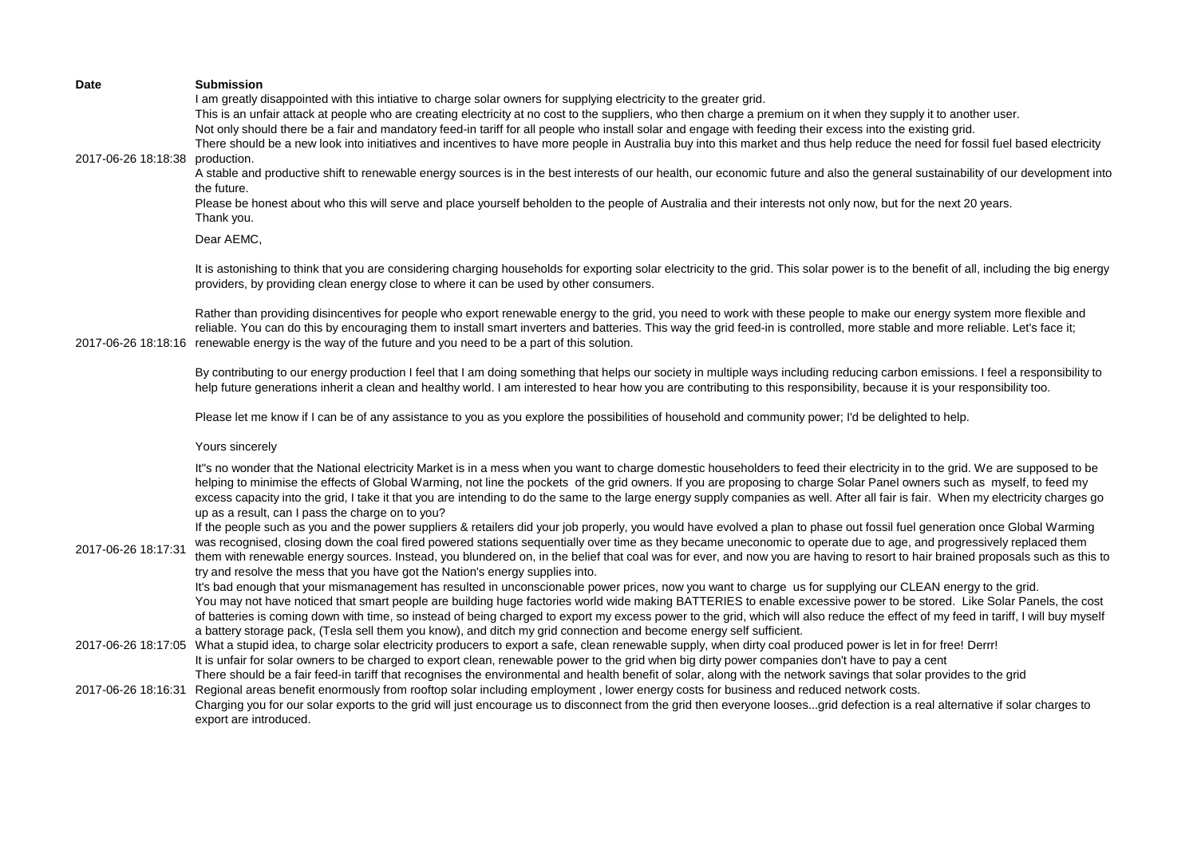| Date | Submission |
| --- | --- |
| 2017-06-26 18:18:38 | I am greatly disappointed with this intiative to charge solar owners for supplying electricity to the greater grid.<br>This is an unfair attack at people who are creating electricity at no cost to the suppliers, who then charge a premium on it when they supply it to another user.<br>Not only should there be a fair and mandatory feed-in tariff for all people who install solar and engage with feeding their excess into the existing grid.<br>There should be a new look into initiatives and incentives to have more people in Australia buy into this market and thus help reduce the need for fossil fuel based electricity production.<br>A stable and productive shift to renewable energy sources is in the best interests of our health, our economic future and also the general sustainability of our development into the future.<br>Please be honest about who this will serve and place yourself beholden to the people of Australia and their interests not only now, but for the next 20 years.<br>Thank you. |
| 2017-06-26 18:18:16 | Dear AEMC,<br><br>It is astonishing to think that you are considering charging households for exporting solar electricity to the grid. This solar power is to the benefit of all, including the big energy providers, by providing clean energy close to where it can be used by other consumers.<br><br>Rather than providing disincentives for people who export renewable energy to the grid, you need to work with these people to make our energy system more flexible and reliable. You can do this by encouraging them to install smart inverters and batteries. This way the grid feed-in is controlled, more stable and more reliable. Let's face it; renewable energy is the way of the future and you need to be a part of this solution.<br><br>By contributing to our energy production I feel that I am doing something that helps our society in multiple ways including reducing carbon emissions. I feel a responsibility to help future generations inherit a clean and healthy world. I am interested to hear how you are contributing to this responsibility, because it is your responsibility too.<br><br>Please let me know if I can be of any assistance to you as you explore the possibilities of household and community power; I'd be delighted to help.<br><br>Yours sincerely |
| 2017-06-26 18:17:31 | It''s no wonder that the National electricity Market is in a mess when you want to charge domestic householders to feed their electricity in to the grid. We are supposed to be helping to minimise the effects of Global Warming, not line the pockets of the grid owners. If you are proposing to charge Solar Panel owners such as myself, to feed my excess capacity into the grid, I take it that you are intending to do the same to the large energy supply companies as well. After all fair is fair. When my electricity charges go up as a result, can I pass the charge on to you?<br>If the people such as you and the power suppliers & retailers did your job properly, you would have evolved a plan to phase out fossil fuel generation once Global Warming was recognised, closing down the coal fired powered stations sequentially over time as they became uneconomic to operate due to age, and progressively replaced them them with renewable energy sources. Instead, you blundered on, in the belief that coal was for ever, and now you are having to resort to hair brained proposals such as this to try and resolve the mess that you have got the Nation's energy supplies into.<br>It's bad enough that your mismanagement has resulted in unconscionable power prices, now you want to charge us for supplying our CLEAN energy to the grid.<br>You may not have noticed that smart people are building huge factories world wide making BATTERIES to enable excessive power to be stored. Like Solar Panels, the cost of batteries is coming down with time, so instead of being charged to export my excess power to the grid, which will also reduce the effect of my feed in tariff, I will buy myself a battery storage pack, (Tesla sell them you know), and ditch my grid connection and become energy self sufficient. |
| 2017-06-26 18:17:05 | What a stupid idea, to charge solar electricity producers to export a safe, clean renewable supply, when dirty coal produced power is let in for free! Derrr! |
| 2017-06-26 18:16:31 | It is unfair for solar owners to be charged to export clean, renewable power to the grid when big dirty power companies don't have to pay a cent<br>There should be a fair feed-in tariff that recognises the environmental and health benefit of solar, along with the network savings that solar provides to the grid<br>Regional areas benefit enormously from rooftop solar including employment , lower energy costs for business and reduced network costs.<br>Charging you for our solar exports to the grid will just encourage us to disconnect from the grid then everyone looses...grid defection is a real alternative if solar charges to export are introduced. |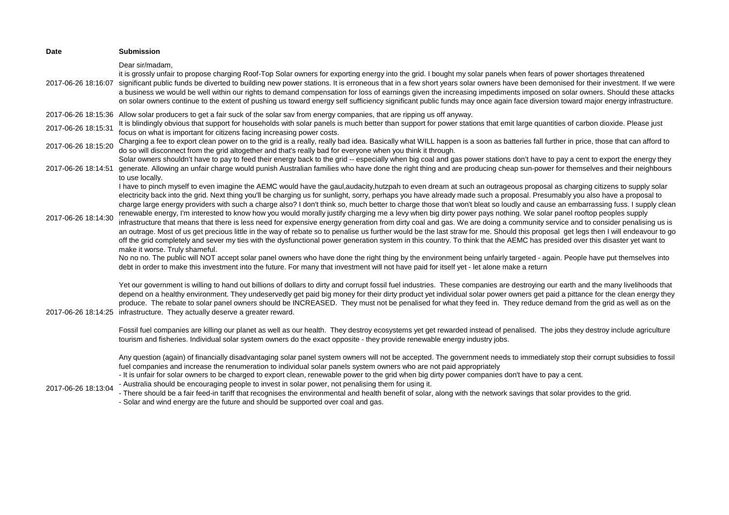| Date | Submission |
| --- | --- |
| 2017-06-26 18:16:07 | Dear sir/madam,<br>it is grossly unfair to propose charging Roof-Top Solar owners for exporting energy into the grid. I bought my solar panels when fears of power shortages threatened significant public funds be diverted to building new power stations. It is erroneous that in a few short years solar owners have been demonised for their investment. If we were a business we would be well within our rights to demand compensation for loss of earnings given the increasing impediments imposed on solar owners. Should these attacks on solar owners continue to the extent of pushing us toward energy self sufficiency significant public funds may once again face diversion toward major energy infrastructure. |
| 2017-06-26 18:15:36 | Allow solar producers to get a fair suck of the solar sav from energy companies, that are ripping us off anyway. |
| 2017-06-26 18:15:31 | It is blindingly obvious that support for households with solar panels is much better than support for power stations that emit large quantities of carbon dioxide. Please just focus on what is important for citizens facing increasing power costs. |
| 2017-06-26 18:15:20 | Charging a fee to export clean power on to the grid is a really, really bad idea. Basically what WILL happen is a soon as batteries fall further in price, those that can afford to do so will disconnect from the grid altogether and that's really bad for everyone when you think it through. |
| 2017-06-26 18:14:51 | Solar owners shouldn't have to pay to feed their energy back to the grid -- especially when big coal and gas power stations don't have to pay a cent to export the energy they generate. Allowing an unfair charge would punish Australian families who have done the right thing and are producing cheap sun-power for themselves and their neighbours to use locally. |
| 2017-06-26 18:14:30 | I have to pinch myself to even imagine the AEMC would have the gaul,audacity,hutzpah to even dream at such an outrageous proposal as charging citizens to supply solar electricity back into the grid. Next thing you'll be charging us for sunlight, sorry, perhaps you have already made such a proposal. Presumably you also have a proposal to charge large energy providers with such a charge also? I don't think so, much better to charge those that won't bleat so loudly and cause an embarrassing fuss. I supply clean renewable energy, I'm interested to know how you would morally justify charging me a levy when big dirty power pays nothing. We solar panel rooftop peoples supply infrastructure that means that there is less need for expensive energy generation from dirty coal and gas. We are doing a community service and to consider penalising us is an outrage. Most of us get precious little in the way of rebate so to penalise us further would be the last straw for me. Should this proposal get legs then I will endeavour to go off the grid completely and sever my ties with the dysfunctional power generation system in this country. To think that the AEMC has presided over this disaster yet want to make it worse. Truly shameful. |
| 2017-06-26 18:14:25 | No no no. The public will NOT accept solar panel owners who have done the right thing by the environment being unfairly targeted - again. People have put themselves into debt in order to make this investment into the future. For many that investment will not have paid for itself yet - let alone make a return<br><br>Yet our government is willing to hand out billions of dollars to dirty and corrupt fossil fuel industries. These companies are destroying our earth and the many livelihoods that depend on a healthy environment. They undeservedly get paid big money for their dirty product yet individual solar power owners get paid a pittance for the clean energy they produce. The rebate to solar panel owners should be INCREASED. They must not be penalised for what they feed in. They reduce demand from the grid as well as on the infrastructure. They actually deserve a greater reward.<br><br>Fossil fuel companies are killing our planet as well as our health. They destroy ecosystems yet get rewarded instead of penalised. The jobs they destroy include agriculture tourism and fisheries. Individual solar system owners do the exact opposite - they provide renewable energy industry jobs.<br><br>Any question (again) of financially disadvantaging solar panel system owners will not be accepted. The government needs to immediately stop their corrupt subsidies to fossil fuel companies and increase the renumeration to individual solar panels system owners who are not paid appropriately |
| 2017-06-26 18:13:04 | - It is unfair for solar owners to be charged to export clean, renewable power to the grid when big dirty power companies don't have to pay a cent.<br>- Australia should be encouraging people to invest in solar power, not penalising them for using it.<br>- There should be a fair feed-in tariff that recognises the environmental and health benefit of solar, along with the network savings that solar provides to the grid.<br>- Solar and wind energy are the future and should be supported over coal and gas. |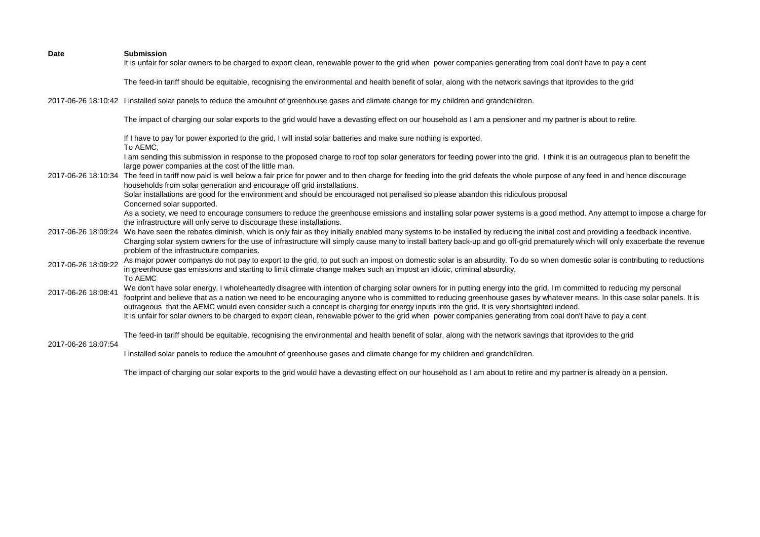| Date | Submission |
|---|---|
| 2017-06-26 18:10:42 | It is unfair for solar owners to be charged to export clean, renewable power to the grid when power companies generating from coal don't have to pay a cent<br><br>The feed-in tariff should be equitable, recognising the environmental and health benefit of solar, along with the network savings that itprovides to the grid<br><br>I installed solar panels to reduce the amouhnt of greenhouse gases and climate change for my children and grandchildren.<br><br>The impact of charging our solar exports to the grid would have a devasting effect on our household as I am a pensioner and my partner is about to retire.<br><br>If I have to pay for power exported to the grid, I will instal solar batteries and make sure nothing is exported. |
| 2017-06-26 18:10:34 | To AEMC,<br>I am sending this submission in response to the proposed charge to roof top solar generators for feeding power into the grid. I think it is an outrageous plan to benefit the large power companies at the cost of the little man.<br>The feed in tariff now paid is well below a fair price for power and to then charge for feeding into the grid defeats the whole purpose of any feed in and hence discourage households from solar generation and encourage off grid installations.<br>Solar installations are good for the environment and should be encouraged not penalised so please abandon this ridiculous proposal<br>Concerned solar supported. |
| 2017-06-26 18:09:24 | As a society, we need to encourage consumers to reduce the greenhouse emissions and installing solar power systems is a good method. Any attempt to impose a charge for the infrastructure will only serve to discourage these installations.<br>We have seen the rebates diminish, which is only fair as they initially enabled many systems to be installed by reducing the initial cost and providing a feedback incentive.<br>Charging solar system owners for the use of infrastructure will simply cause many to install battery back-up and go off-grid prematurely which will only exacerbate the revenue problem of the infrastructure companies. |
| 2017-06-26 18:09:22 | As major power companys do not pay to export to the grid, to put such an impost on domestic solar is an absurdity. To do so when domestic solar is contributing to reductions in greenhouse gas emissions and starting to limit climate change makes such an impost an idiotic, criminal absurdity. |
| 2017-06-26 18:08:41 | To AEMC<br>We don't have solar energy, I wholeheartedly disagree with intention of charging solar owners for in putting energy into the grid. I'm committed to reducing my personal footprint and believe that as a nation we need to be encouraging anyone who is committed to reducing greenhouse gases by whatever means. In this case solar panels. It is outrageous that the AEMC would even consider such a concept is charging for energy inputs into the grid. It is very shortsighted indeed. |
| 2017-06-26 18:07:54 | It is unfair for solar owners to be charged to export clean, renewable power to the grid when power companies generating from coal don't have to pay a cent<br><br>The feed-in tariff should be equitable, recognising the environmental and health benefit of solar, along with the network savings that itprovides to the grid<br><br>I installed solar panels to reduce the amouhnt of greenhouse gases and climate change for my children and grandchildren.<br><br>The impact of charging our solar exports to the grid would have a devasting effect on our household as I am about to retire and my partner is already on a pension. |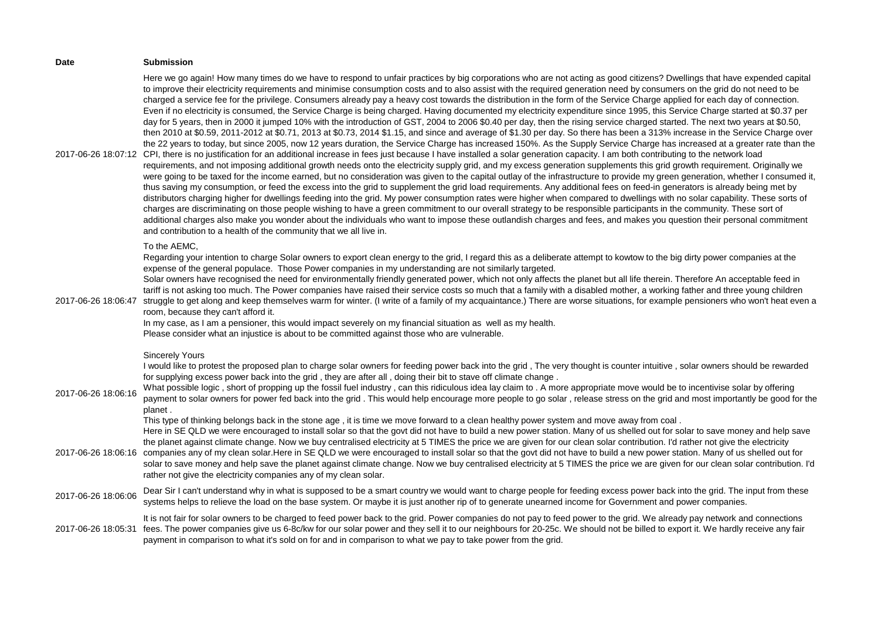| Date | Submission |
| --- | --- |
| 2017-06-26 18:07:12 | Here we go again! How many times do we have to respond to unfair practices by big corporations who are not acting as good citizens? Dwellings that have expended capital to improve their electricity requirements and minimise consumption costs and to also assist with the required generation need by consumers on the grid do not need to be charged a service fee for the privilege. Consumers already pay a heavy cost towards the distribution in the form of the Service Charge applied for each day of connection. Even if no electricity is consumed, the Service Charge is being charged. Having documented my electricity expenditure since 1995, this Service Charge started at \$0.37 per day for 5 years, then in 2000 it jumped 10% with the introduction of GST, 2004 to 2006 \$0.40 per day, then the rising service charged started. The next two years at \$0.50, then 2010 at \$0.59, 2011-2012 at \$0.71, 2013 at \$0.73, 2014 \$1.15, and since and average of \$1.30 per day. So there has been a 313% increase in the Service Charge over the 22 years to today, but since 2005, now 12 years duration, the Service Charge has increased 150%. As the Supply Service Charge has increased at a greater rate than the CPI, there is no justification for an additional increase in fees just because I have installed a solar generation capacity. I am both contributing to the network load requirements, and not imposing additional growth needs onto the electricity supply grid, and my excess generation supplements this grid growth requirement. Originally we were going to be taxed for the income earned, but no consideration was given to the capital outlay of the infrastructure to provide my green generation, whether I consumed it, thus saving my consumption, or feed the excess into the grid to supplement the grid load requirements. Any additional fees on feed-in generators is already being met by distributors charging higher for dwellings feeding into the grid. My power consumption rates were higher when compared to dwellings with no solar capability. These sorts of charges are discriminating on those people wishing to have a green commitment to our overall strategy to be responsible participants in the community. These sort of additional charges also make you wonder about the individuals who want to impose these outlandish charges and fees, and makes you question their personal commitment and contribution to a health of the community that we all live in. |
| 2017-06-26 18:06:47 | To the AEMC,<br>Regarding your intention to charge Solar owners to export clean energy to the grid, I regard this as a deliberate attempt to kowtow to the big dirty power companies at the expense of the general populace. Those Power companies in my understanding are not similarly targeted.<br>Solar owners have recognised the need for environmentally friendly generated power, which not only affects the planet but all life therein. Therefore An acceptable feed in tariff is not asking too much. The Power companies have raised their service costs so much that a family with a disabled mother, a working father and three young children struggle to get along and keep themselves warm for winter. (I write of a family of my acquaintance.) There are worse situations, for example pensioners who won't heat even a room, because they can't afford it.<br>In my case, as I am a pensioner, this would impact severely on my financial situation as well as my health.<br>Please consider what an injustice is about to be committed against those who are vulnerable.<br><br>Sincerely Yours |
| 2017-06-26 18:06:16 | I would like to protest the proposed plan to charge solar owners for feeding power back into the grid , The very thought is counter intuitive , solar owners should be rewarded for supplying excess power back into the grid , they are after all , doing their bit to stave off climate change .<br>What possible logic , short of propping up the fossil fuel industry , can this ridiculous idea lay claim to . A more appropriate move would be to incentivise solar by offering payment to solar owners for power fed back into the grid . This would help encourage more people to go solar , release stress on the grid and most importantly be good for the planet .<br>This type of thinking belongs back in the stone age , it is time we move forward to a clean healthy power system and move away from coal . |
| 2017-06-26 18:06:16 | Here in SE QLD we were encouraged to install solar so that the govt did not have to build a new power station. Many of us shelled out for solar to save money and help save the planet against climate change. Now we buy centralised electricity at 5 TIMES the price we are given for our clean solar contribution. I'd rather not give the electricity companies any of my clean solar.Here in SE QLD we were encouraged to install solar so that the govt did not have to build a new power station. Many of us shelled out for solar to save money and help save the planet against climate change. Now we buy centralised electricity at 5 TIMES the price we are given for our clean solar contribution. I'd rather not give the electricity companies any of my clean solar. |
| 2017-06-26 18:06:06 | Dear Sir I can't understand why in what is supposed to be a smart country we would want to charge people for feeding excess power back into the grid. The input from these systems helps to relieve the load on the base system. Or maybe it is just another rip of to generate unearned income for Government and power companies. |
| 2017-06-26 18:05:31 | It is not fair for solar owners to be charged to feed power back to the grid. Power companies do not pay to feed power to the grid. We already pay network and connections fees. The power companies give us 6-8c/kw for our solar power and they sell it to our neighbours for 20-25c. We should not be billed to export it. We hardly receive any fair payment in comparison to what it's sold on for and in comparison to what we pay to take power from the grid. |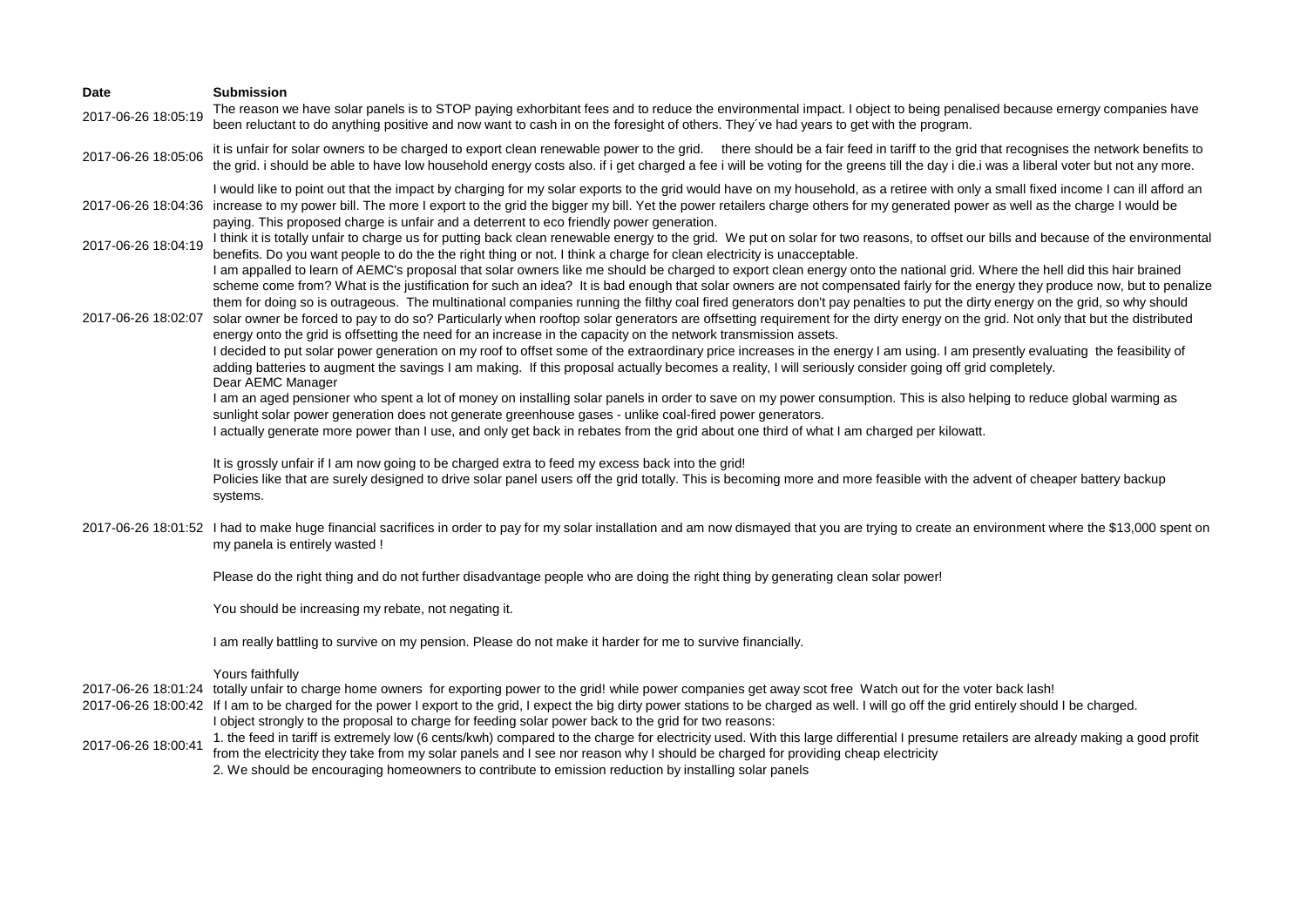| Date | Submission |
| --- | --- |
| 2017-06-26 18:05:19 | The reason we have solar panels is to STOP paying exhorbitant fees and to reduce the environmental impact. I object to being penalised because ernergy companies have been reluctant to do anything positive and now want to cash in on the foresight of others. They´ve had years to get with the program. |
| 2017-06-26 18:05:06 | it is unfair for solar owners to be charged to export clean renewable power to the grid. there should be a fair feed in tariff to the grid that recognises the network benefits to the grid. i should be able to have low household energy costs also. if i get charged a fee i will be voting for the greens till the day i die.i was a liberal voter but not any more. |
| 2017-06-26 18:04:36 | I would like to point out that the impact by charging for my solar exports to the grid would have on my household, as a retiree with only a small fixed income I can ill afford an increase to my power bill. The more I export to the grid the bigger my bill. Yet the power retailers charge others for my generated power as well as the charge I would be paying. This proposed charge is unfair and a deterrent to eco friendly power generation. |
| 2017-06-26 18:04:19 | I think it is totally unfair to charge us for putting back clean renewable energy to the grid. We put on solar for two reasons, to offset our bills and because of the environmental benefits. Do you want people to do the the right thing or not. I think a charge for clean electricity is unacceptable. |
| 2017-06-26 18:02:07 | I am appalled to learn of AEMC's proposal that solar owners like me should be charged to export clean energy onto the national grid. Where the hell did this hair brained scheme come from? What is the justification for such an idea? It is bad enough that solar owners are not compensated fairly for the energy they produce now, but to penalize them for doing so is outrageous. The multinational companies running the filthy coal fired generators don't pay penalties to put the dirty energy on the grid, so why should solar owner be forced to pay to do so? Particularly when rooftop solar generators are offsetting requirement for the dirty energy on the grid. Not only that but the distributed energy onto the grid is offsetting the need for an increase in the capacity on the network transmission assets.<br>I decided to put solar power generation on my roof to offset some of the extraordinary price increases in the energy I am using. I am presently evaluating the feasibility of adding batteries to augment the savings I am making. If this proposal actually becomes a reality, I will seriously consider going off grid completely. |
| 2017-06-26 18:01:52 | Dear AEMC Manager<br>I am an aged pensioner who spent a lot of money on installing solar panels in order to save on my power consumption. This is also helping to reduce global warming as sunlight solar power generation does not generate greenhouse gases - unlike coal-fired power generators.<br>I actually generate more power than I use, and only get back in rebates from the grid about one third of what I am charged per kilowatt.<br><br>It is grossly unfair if I am now going to be charged extra to feed my excess back into the grid!<br>Policies like that are surely designed to drive solar panel users off the grid totally. This is becoming more and more feasible with the advent of cheaper battery backup systems.<br><br>I had to make huge financial sacrifices in order to pay for my solar installation and am now dismayed that you are trying to create an environment where the $13,000 spent on my panela is entirely wasted !<br><br>Please do the right thing and do not further disadvantage people who are doing the right thing by generating clean solar power!<br><br>You should be increasing my rebate, not negating it.<br><br>I am really battling to survive on my pension. Please do not make it harder for me to survive financially.<br><br>Yours faithfully |
| 2017-06-26 18:01:24 | totally unfair to charge home owners for exporting power to the grid! while power companies get away scot free Watch out for the voter back lash! |
| 2017-06-26 18:00:42 | If I am to be charged for the power I export to the grid, I expect the big dirty power stations to be charged as well. I will go off the grid entirely should I be charged. |
| 2017-06-26 18:00:41 | I object strongly to the proposal to charge for feeding solar power back to the grid for two reasons:<br>1. the feed in tariff is extremely low (6 cents/kwh) compared to the charge for electricity used. With this large differential I presume retailers are already making a good profit from the electricity they take from my solar panels and I see nor reason why I should be charged for providing cheap electricity<br>2. We should be encouraging homeowners to contribute to emission reduction by installing solar panels |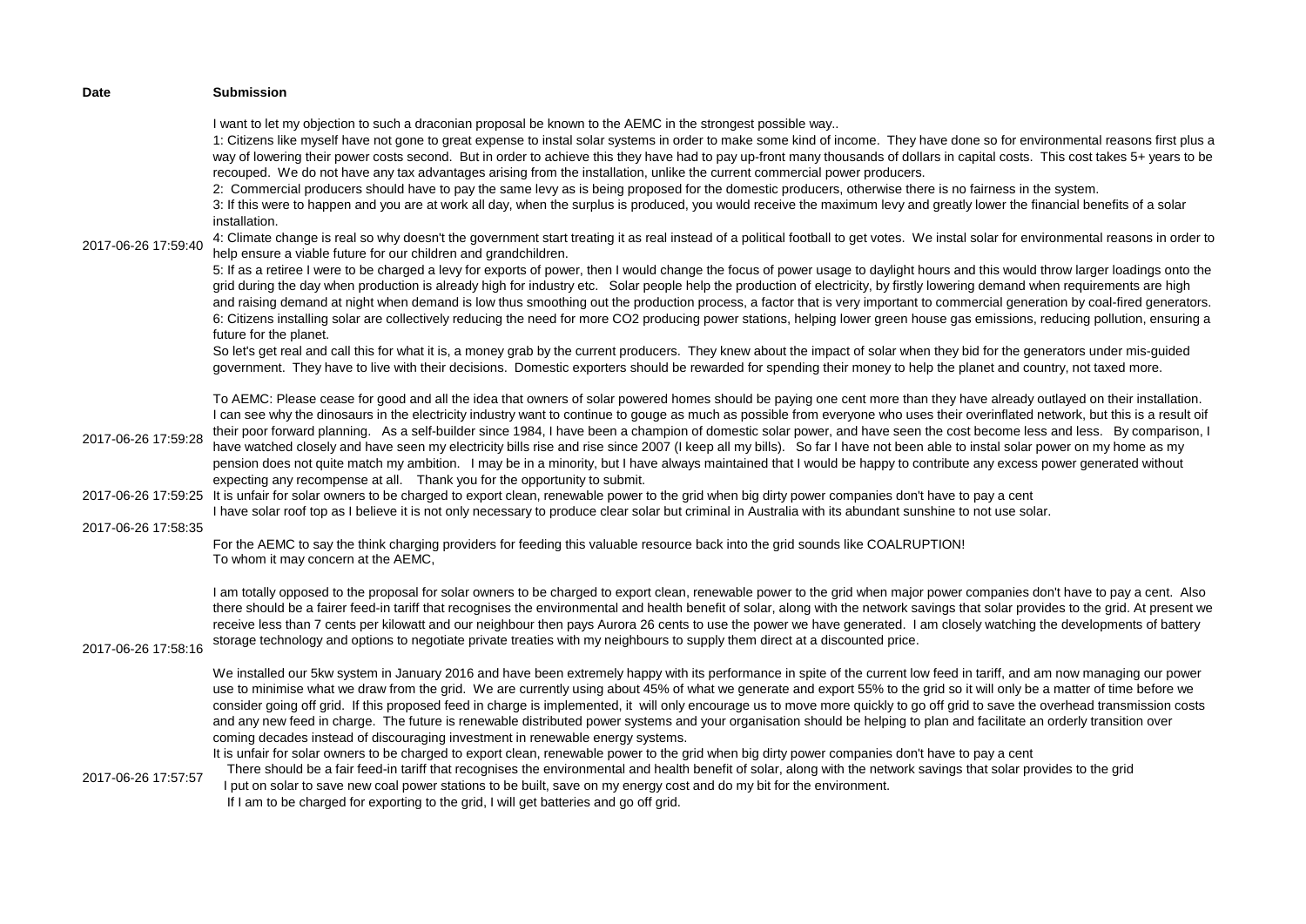| Date | Submission |
| --- | --- |
| 2017-06-26 17:59:40 | I want to let my objection to such a draconian proposal be known to the AEMC in the strongest possible way..<br>1: Citizens like myself have not gone to great expense to instal solar systems in order to make some kind of income. They have done so for environmental reasons first plus a way of lowering their power costs second. But in order to achieve this they have had to pay up-front many thousands of dollars in capital costs. This cost takes 5+ years to be recouped. We do not have any tax advantages arising from the installation, unlike the current commercial power producers.<br>2: Commercial producers should have to pay the same levy as is being proposed for the domestic producers, otherwise there is no fairness in the system.<br>3: If this were to happen and you are at work all day, when the surplus is produced, you would receive the maximum levy and greatly lower the financial benefits of a solar installation.<br>4: Climate change is real so why doesn't the government start treating it as real instead of a political football to get votes. We instal solar for environmental reasons in order to help ensure a viable future for our children and grandchildren.<br>5: If as a retiree I were to be charged a levy for exports of power, then I would change the focus of power usage to daylight hours and this would throw larger loadings onto the grid during the day when production is already high for industry etc. Solar people help the production of electricity, by firstly lowering demand when requirements are high and raising demand at night when demand is low thus smoothing out the production process, a factor that is very important to commercial generation by coal-fired generators.<br>6: Citizens installing solar are collectively reducing the need for more CO2 producing power stations, helping lower green house gas emissions, reducing pollution, ensuring a future for the planet.<br>So let's get real and call this for what it is, a money grab by the current producers. They knew about the impact of solar when they bid for the generators under mis-guided government. They have to live with their decisions. Domestic exporters should be rewarded for spending their money to help the planet and country, not taxed more. |
| 2017-06-26 17:59:28 | To AEMC: Please cease for good and all the idea that owners of solar powered homes should be paying one cent more than they have already outlayed on their installation. I can see why the dinosaurs in the electricity industry want to continue to gouge as much as possible from everyone who uses their overinflated network, but this is a result oif their poor forward planning. As a self-builder since 1984, I have been a champion of domestic solar power, and have seen the cost become less and less. By comparison, I have watched closely and have seen my electricity bills rise and rise since 2007 (I keep all my bills). So far I have not been able to instal solar power on my home as my pension does not quite match my ambition. I may be in a minority, but I have always maintained that I would be happy to contribute any excess power generated without expecting any recompense at all. Thank you for the opportunity to submit. |
| 2017-06-26 17:59:25 | It is unfair for solar owners to be charged to export clean, renewable power to the grid when big dirty power companies don't have to pay a cent |
| 2017-06-26 17:58:35 | I have solar roof top as I believe it is not only necessary to produce clear solar but criminal in Australia with its abundant sunshine to not use solar.<br>For the AEMC to say the think charging providers for feeding this valuable resource back into the grid sounds like COALRUPTION! |
| 2017-06-26 17:58:16 | To whom it may concern at the AEMC,<br><br>I am totally opposed to the proposal for solar owners to be charged to export clean, renewable power to the grid when major power companies don't have to pay a cent. Also there should be a fairer feed-in tariff that recognises the environmental and health benefit of solar, along with the network savings that solar provides to the grid. At present we receive less than 7 cents per kilowatt and our neighbour then pays Aurora 26 cents to use the power we have generated. I am closely watching the developments of battery storage technology and options to negotiate private treaties with my neighbours to supply them direct at a discounted price.<br><br>We installed our 5kw system in January 2016 and have been extremely happy with its performance in spite of the current low feed in tariff, and am now managing our power use to minimise what we draw from the grid. We are currently using about 45% of what we generate and export 55% to the grid so it will only be a matter of time before we consider going off grid. If this proposed feed in charge is implemented, it will only encourage us to move more quickly to go off grid to save the overhead transmission costs and any new feed in charge. The future is renewable distributed power systems and your organisation should be helping to plan and facilitate an orderly transition over coming decades instead of discouraging investment in renewable energy systems. |
| 2017-06-26 17:57:57 | It is unfair for solar owners to be charged to export clean, renewable power to the grid when big dirty power companies don't have to pay a cent<br>There should be a fair feed-in tariff that recognises the environmental and health benefit of solar, along with the network savings that solar provides to the grid<br>I put on solar to save new coal power stations to be built, save on my energy cost and do my bit for the environment.<br>If I am to be charged for exporting to the grid, I will get batteries and go off grid. |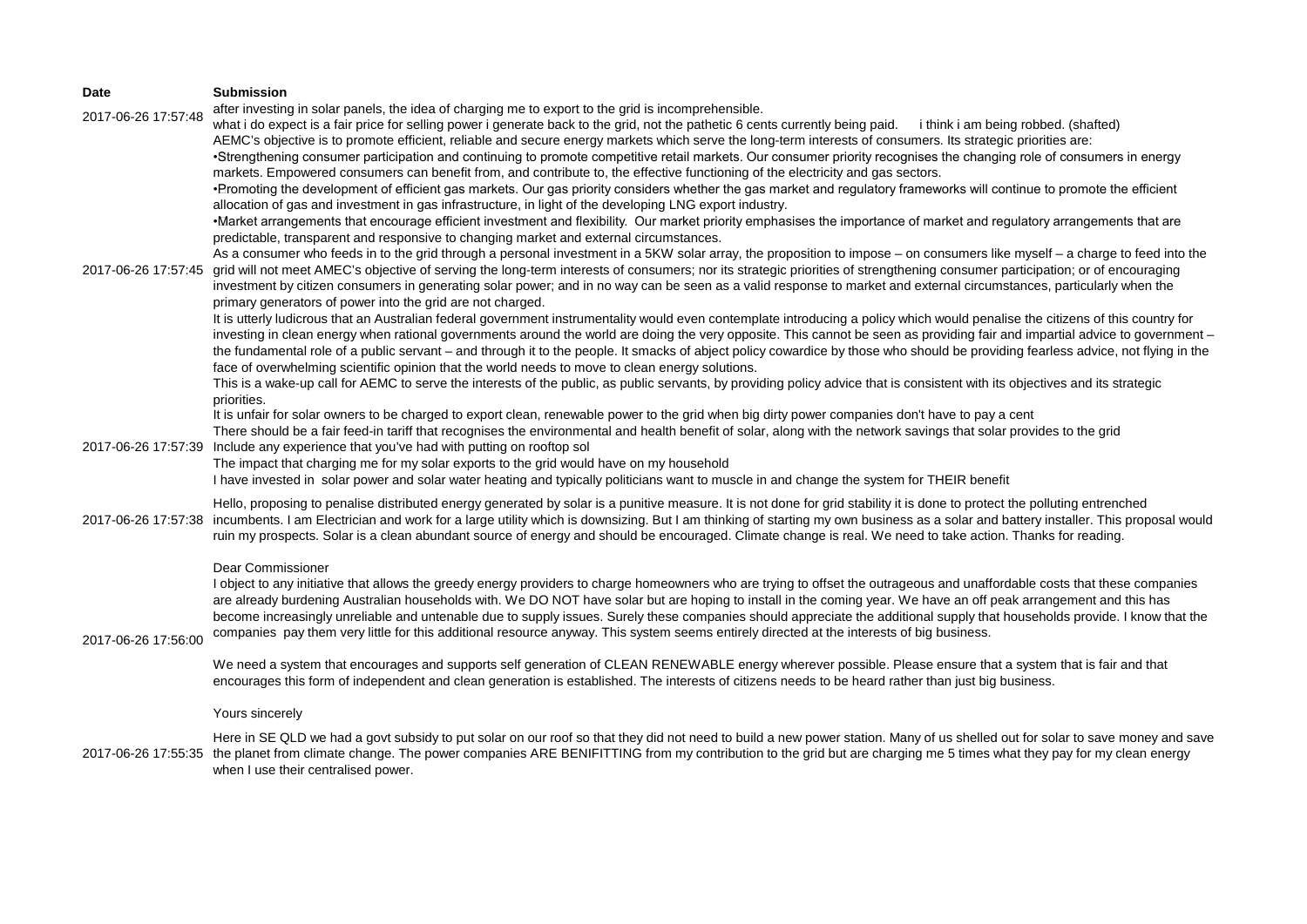| Date | Submission |
| --- | --- |
| 2017-06-26 17:57:48 | after investing in solar panels, the idea of charging me to export to the grid is incomprehensible.<br>what i do expect is a fair price for selling power i generate back to the grid, not the pathetic 6 cents currently being paid. i think i am being robbed. (shafted) |
| 2017-06-26 17:57:45 | AEMC's objective is to promote efficient, reliable and secure energy markets which serve the long-term interests of consumers. Its strategic priorities are:<br>•Strengthening consumer participation and continuing to promote competitive retail markets. Our consumer priority recognises the changing role of consumers in energy markets. Empowered consumers can benefit from, and contribute to, the effective functioning of the electricity and gas sectors.<br>•Promoting the development of efficient gas markets. Our gas priority considers whether the gas market and regulatory frameworks will continue to promote the efficient allocation of gas and investment in gas infrastructure, in light of the developing LNG export industry.<br>•Market arrangements that encourage efficient investment and flexibility. Our market priority emphasises the importance of market and regulatory arrangements that are predictable, transparent and responsive to changing market and external circumstances.<br>As a consumer who feeds in to the grid through a personal investment in a 5KW solar array, the proposition to impose – on consumers like myself – a charge to feed into the grid will not meet AMEC's objective of serving the long-term interests of consumers; nor its strategic priorities of strengthening consumer participation; or of encouraging investment by citizen consumers in generating solar power; and in no way can be seen as a valid response to market and external circumstances, particularly when the primary generators of power into the grid are not charged.<br>It is utterly ludicrous that an Australian federal government instrumentality would even contemplate introducing a policy which would penalise the citizens of this country for investing in clean energy when rational governments around the world are doing the very opposite. This cannot be seen as providing fair and impartial advice to government – the fundamental role of a public servant – and through it to the people. It smacks of abject policy cowardice by those who should be providing fearless advice, not flying in the face of overwhelming scientific opinion that the world needs to move to clean energy solutions.<br>This is a wake-up call for AEMC to serve the interests of the public, as public servants, by providing policy advice that is consistent with its objectives and its strategic priorities. |
| 2017-06-26 17:57:39 | It is unfair for solar owners to be charged to export clean, renewable power to the grid when big dirty power companies don't have to pay a cent<br>There should be a fair feed-in tariff that recognises the environmental and health benefit of solar, along with the network savings that solar provides to the grid<br>Include any experience that you've had with putting on rooftop sol<br>The impact that charging me for my solar exports to the grid would have on my household<br>I have invested in solar power and solar water heating and typically politicians want to muscle in and change the system for THEIR benefit |
| 2017-06-26 17:57:38 | Hello, proposing to penalise distributed energy generated by solar is a punitive measure. It is not done for grid stability it is done to protect the polluting entrenched incumbents. I am Electrician and work for a large utility which is downsizing. But I am thinking of starting my own business as a solar and battery installer. This proposal would ruin my prospects. Solar is a clean abundant source of energy and should be encouraged. Climate change is real. We need to take action. Thanks for reading. |
| 2017-06-26 17:56:00 | Dear Commissioner<br>I object to any initiative that allows the greedy energy providers to charge homeowners who are trying to offset the outrageous and unaffordable costs that these companies are already burdening Australian households with. We DO NOT have solar but are hoping to install in the coming year. We have an off peak arrangement and this has become increasingly unreliable and untenable due to supply issues. Surely these companies should appreciate the additional supply that households provide. I know that the companies pay them very little for this additional resource anyway. This system seems entirely directed at the interests of big business.<br>We need a system that encourages and supports self generation of CLEAN RENEWABLE energy wherever possible. Please ensure that a system that is fair and that encourages this form of independent and clean generation is established. The interests of citizens needs to be heard rather than just big business.<br>Yours sincerely |
| 2017-06-26 17:55:35 | Here in SE QLD we had a govt subsidy to put solar on our roof so that they did not need to build a new power station. Many of us shelled out for solar to save money and save the planet from climate change. The power companies ARE BENIFITTING from my contribution to the grid but are charging me 5 times what they pay for my clean energy when I use their centralised power. |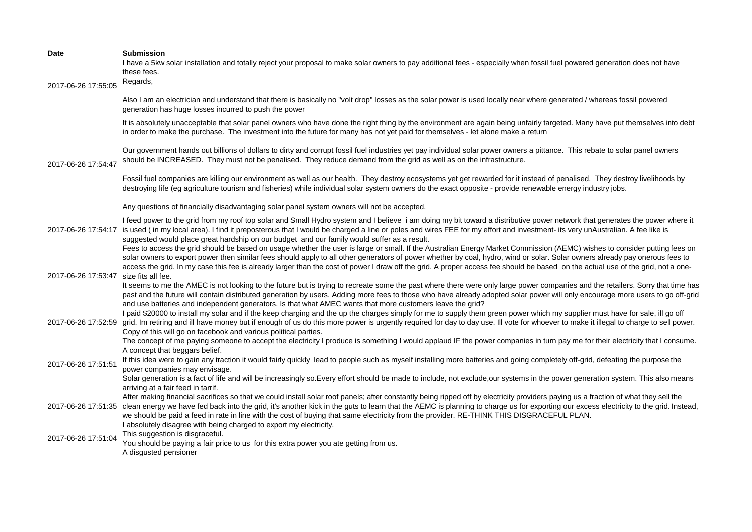| Date | Submission |
|---|---|
| 2017-06-26 17:55:05 | I have a 5kw solar installation and totally reject your proposal to make solar owners to pay additional fees - especially when fossil fuel powered generation does not have these fees.<br>Regards,<br><br>Also I am an electrician and understand that there is basically no "volt drop" losses as the solar power is used locally near where generated / whereas fossil powered generation has huge losses incurred to push the power |
| 2017-06-26 17:54:47 | It is absolutely unacceptable that solar panel owners who have done the right thing by the environment are again being unfairly targeted. Many have put themselves into debt in order to make the purchase. The investment into the future for many has not yet paid for themselves - let alone make a return<br><br>Our government hands out billions of dollars to dirty and corrupt fossil fuel industries yet pay individual solar power owners a pittance. This rebate to solar panel owners should be INCREASED. They must not be penalised. They reduce demand from the grid as well as on the infrastructure.<br><br>Fossil fuel companies are killing our environment as well as our health. They destroy ecosystems yet get rewarded for it instead of penalised. They destroy livelihoods by destroying life (eg agriculture tourism and fisheries) while individual solar system owners do the exact opposite - provide renewable energy industry jobs.<br><br>Any questions of financially disadvantaging solar panel system owners will not be accepted. |
| 2017-06-26 17:54:17 | I feed power to the grid from my roof top solar and Small Hydro system and I believe i am doing my bit toward a distributive power network that generates the power where it is used ( in my local area). I find it preposterous that I would be charged a line or poles and wires FEE for my effort and investment- its very unAustralian. A fee like is suggested would place great hardship on our budget and our family would suffer as a result. |
| 2017-06-26 17:53:47 | Fees to access the grid should be based on usage whether the user is large or small. If the Australian Energy Market Commission (AEMC) wishes to consider putting fees on solar owners to export power then similar fees should apply to all other generators of power whether by coal, hydro, wind or solar. Solar owners already pay onerous fees to access the grid. In my case this fee is already larger than the cost of power I draw off the grid. A proper access fee should be based on the actual use of the grid, not a one-size fits all fee.<br>It seems to me the AMEC is not looking to the future but is trying to recreate some the past where there were only large power companies and the retailers. Sorry that time has past and the future will contain distributed generation by users. Adding more fees to those who have already adopted solar power will only encourage more users to go off-grid and use batteries and independent generators. Is that what AMEC wants that more customers leave the grid? |
| 2017-06-26 17:52:59 | I paid $20000 to install my solar and if the keep charging and the up the charges simply for me to supply them green power which my supplier must have for sale, ill go off grid. Im retiring and ill have money but if enough of us do this more power is urgently required for day to day use. Ill vote for whoever to make it illegal to charge to sell power. Copy of this will go on facebook and various political parties. |
| 2017-06-26 17:51:51 | The concept of me paying someone to accept the electricity I produce is something I would applaud IF the power companies in turn pay me for their electricity that I consume. A concept that beggars belief.<br>If this idea were to gain any traction it would fairly quickly lead to people such as myself installing more batteries and going completely off-grid, defeating the purpose the power companies may envisage.<br>Solar generation is a fact of life and will be increasingly so.Every effort should be made to include, not exclude,our systems in the power generation system. This also means arriving at a fair feed in tarrif. |
| 2017-06-26 17:51:35 | After making financial sacrifices so that we could install solar roof panels; after constantly being ripped off by electricity providers paying us a fraction of what they sell the clean energy we have fed back into the grid, it's another kick in the guts to learn that the AEMC is planning to charge us for exporting our excess electricity to the grid. Instead, we should be paid a feed in rate in line with the cost of buying that same electricity from the provider. RE-THINK THIS DISGRACEFUL PLAN. |
| 2017-06-26 17:51:04 | I absolutely disagree with being charged to export my electricity.<br>This suggestion is disgraceful.<br>You should be paying a fair price to us for this extra power you ate getting from us.<br>A disgusted pensioner |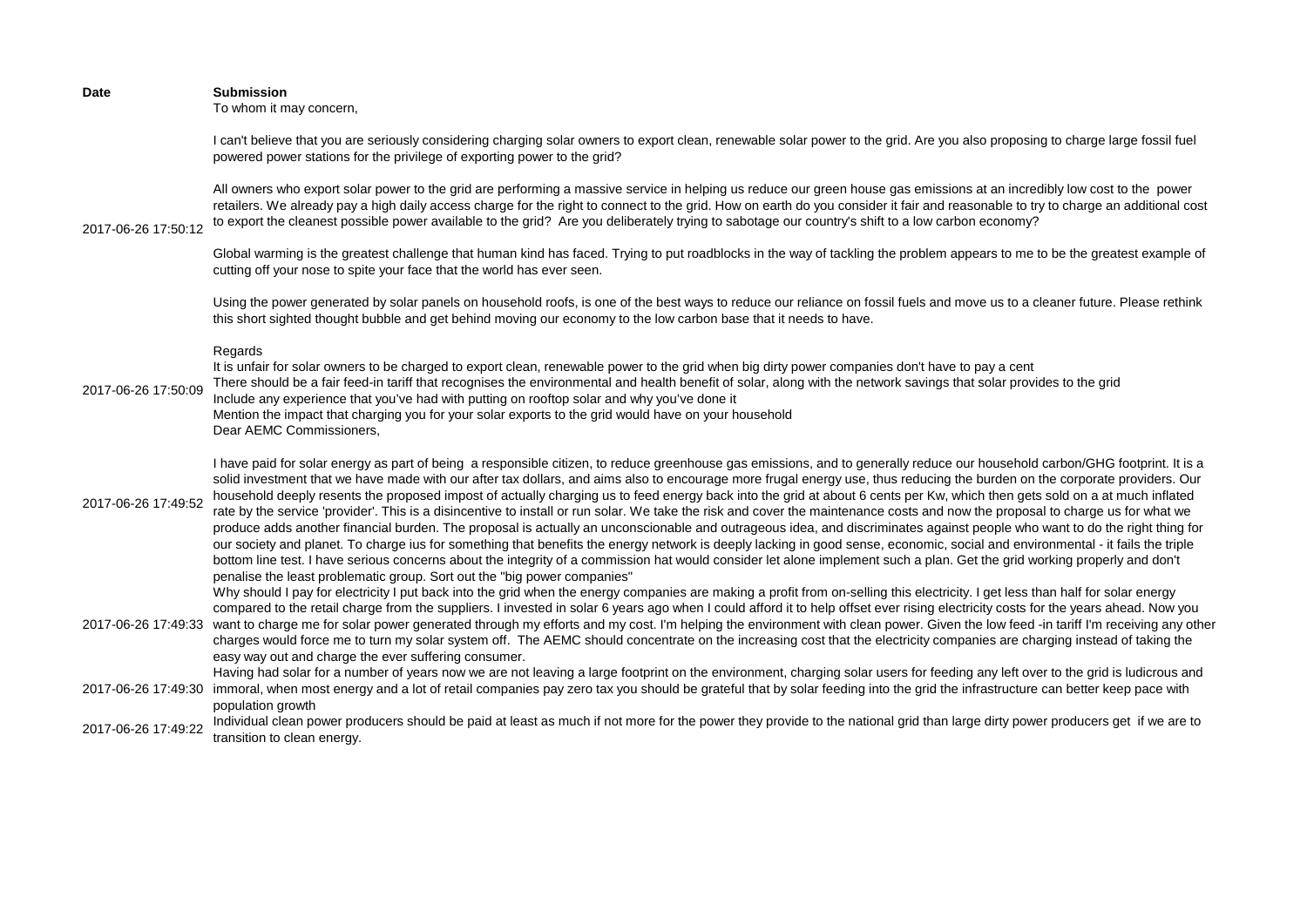| Date | Submission |
| --- | --- |
| 2017-06-26 17:50:12 | To whom it may concern,<br><br>I can't believe that you are seriously considering charging solar owners to export clean, renewable solar power to the grid. Are you also proposing to charge large fossil fuel powered power stations for the privilege of exporting power to the grid?<br><br>All owners who export solar power to the grid are performing a massive service in helping us reduce our green house gas emissions at an incredibly low cost to the power retailers. We already pay a high daily access charge for the right to connect to the grid. How on earth do you consider it fair and reasonable to try to charge an additional cost to export the cleanest possible power available to the grid? Are you deliberately trying to sabotage our country's shift to a low carbon economy?<br><br>Global warming is the greatest challenge that human kind has faced. Trying to put roadblocks in the way of tackling the problem appears to me to be the greatest example of cutting off your nose to spite your face that the world has ever seen.<br><br>Using the power generated by solar panels on household roofs, is one of the best ways to reduce our reliance on fossil fuels and move us to a cleaner future. Please rethink this short sighted thought bubble and get behind moving our economy to the low carbon base that it needs to have.<br><br>Regards |
| 2017-06-26 17:50:09 | It is unfair for solar owners to be charged to export clean, renewable power to the grid when big dirty power companies don't have to pay a cent<br>There should be a fair feed-in tariff that recognises the environmental and health benefit of solar, along with the network savings that solar provides to the grid<br>Include any experience that you've had with putting on rooftop solar and why you've done it<br>Mention the impact that charging you for your solar exports to the grid would have on your household |
| 2017-06-26 17:49:52 | Dear AEMC Commissioners,<br><br>I have paid for solar energy as part of being a responsible citizen, to reduce greenhouse gas emissions, and to generally reduce our household carbon/GHG footprint. It is a solid investment that we have made with our after tax dollars, and aims also to encourage more frugal energy use, thus reducing the burden on the corporate providers. Our household deeply resents the proposed impost of actually charging us to feed energy back into the grid at about 6 cents per Kw, which then gets sold on a at much inflated rate by the service 'provider'. This is a disincentive to install or run solar. We take the risk and cover the maintenance costs and now the proposal to charge us for what we produce adds another financial burden. The proposal is actually an unconscionable and outrageous idea, and discriminates against people who want to do the right thing for our society and planet. To charge ius for something that benefits the energy network is deeply lacking in good sense, economic, social and environmental - it fails the triple bottom line test. I have serious concerns about the integrity of a commission hat would consider let alone implement such a plan. Get the grid working properly and don't penalise the least problematic group. Sort out the "big power companies" |
| 2017-06-26 17:49:33 | Why should I pay for electricity I put back into the grid when the energy companies are making a profit from on-selling this electricity. I get less than half for solar energy compared to the retail charge from the suppliers. I invested in solar 6 years ago when I could afford it to help offset ever rising electricity costs for the years ahead. Now you want to charge me for solar power generated through my efforts and my cost. I'm helping the environment with clean power. Given the low feed -in tariff I'm receiving any other charges would force me to turn my solar system off. The AEMC should concentrate on the increasing cost that the electricity companies are charging instead of taking the easy way out and charge the ever suffering consumer. |
| 2017-06-26 17:49:30 | Having had solar for a number of years now we are not leaving a large footprint on the environment, charging solar users for feeding any left over to the grid is ludicrous and immoral, when most energy and a lot of retail companies pay zero tax you should be grateful that by solar feeding into the grid the infrastructure can better keep pace with population growth |
| 2017-06-26 17:49:22 | Individual clean power producers should be paid at least as much if not more for the power they provide to the national grid than large dirty power producers get if we are to transition to clean energy. |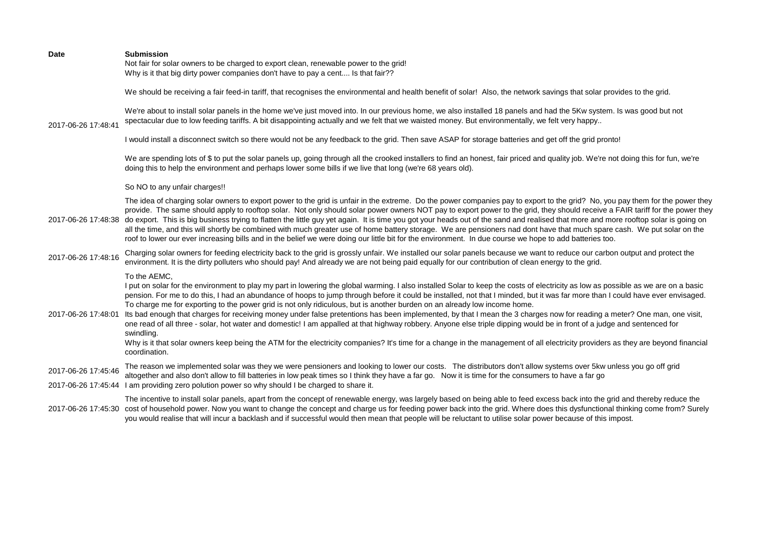| Date | Submission |
|---|---|
| 2017-06-26 17:48:41 | Not fair for solar owners to be charged to export clean, renewable power to the grid!<br>Why is it that big dirty power companies don't have to pay a cent.... Is that fair??<br><br>We should be receiving a fair feed-in tariff, that recognises the environmental and health benefit of solar! Also, the network savings that solar provides to the grid.<br><br>We're about to install solar panels in the home we've just moved into. In our previous home, we also installed 18 panels and had the 5Kw system. Is was good but not spectacular due to low feeding tariffs. A bit disappointing actually and we felt that we waisted money. But environmentally, we felt very happy..<br><br>I would install a disconnect switch so there would not be any feedback to the grid. Then save ASAP for storage batteries and get off the grid pronto!<br><br>We are spending lots of $ to put the solar panels up, going through all the crooked installers to find an honest, fair priced and quality job. We're not doing this for fun, we're doing this to help the environment and perhaps lower some bills if we live that long (we're 68 years old).<br><br>So NO to any unfair charges!! |
| 2017-06-26 17:48:38 | The idea of charging solar owners to export power to the grid is unfair in the extreme. Do the power companies pay to export to the grid? No, you pay them for the power they provide. The same should apply to rooftop solar. Not only should solar power owners NOT pay to export power to the grid, they should receive a FAIR tariff for the power they do export. This is big business trying to flatten the little guy yet again. It is time you got your heads out of the sand and realised that more and more rooftop solar is going on all the time, and this will shortly be combined with much greater use of home battery storage. We are pensioners nad dont have that much spare cash. We put solar on the roof to lower our ever increasing bills and in the belief we were doing our little bit for the environment. In due course we hope to add batteries too. |
| 2017-06-26 17:48:16 | Charging solar owners for feeding electricity back to the grid is grossly unfair. We installed our solar panels because we want to reduce our carbon output and protect the environment. It is the dirty polluters who should pay! And already we are not being paid equally for our contribution of clean energy to the grid. |
| 2017-06-26 17:48:01 | To the AEMC,<br>I put on solar for the environment to play my part in lowering the global warming. I also installed Solar to keep the costs of electricity as low as possible as we are on a basic pension. For me to do this, I had an abundance of hoops to jump through before it could be installed, not that I minded, but it was far more than I could have ever envisaged. To charge me for exporting to the power grid is not only ridiculous, but is another burden on an already low income home.<br>Its bad enough that charges for receiving money under false pretentions has been implemented, by that I mean the 3 charges now for reading a meter? One man, one visit, one read of all three - solar, hot water and domestic! I am appalled at that highway robbery. Anyone else triple dipping would be in front of a judge and sentenced for swindling.<br>Why is it that solar owners keep being the ATM for the electricity companies? It's time for a change in the management of all electricity providers as they are beyond financial coordination. |
| 2017-06-26 17:45:46 | The reason we implemented solar was they we were pensioners and looking to lower our costs. The distributors don't allow systems over 5kw unless you go off grid altogether and also don't allow to fill batteries in low peak times so I think they have a far go. Now it is time for the consumers to have a far go |
| 2017-06-26 17:45:44 | I am providing zero polution power so why should I be charged to share it. |
| 2017-06-26 17:45:30 | The incentive to install solar panels, apart from the concept of renewable energy, was largely based on being able to feed excess back into the grid and thereby reduce the cost of household power. Now you want to change the concept and charge us for feeding power back into the grid. Where does this dysfunctional thinking come from? Surely you would realise that will incur a backlash and if successful would then mean that people will be reluctant to utilise solar power because of this impost. |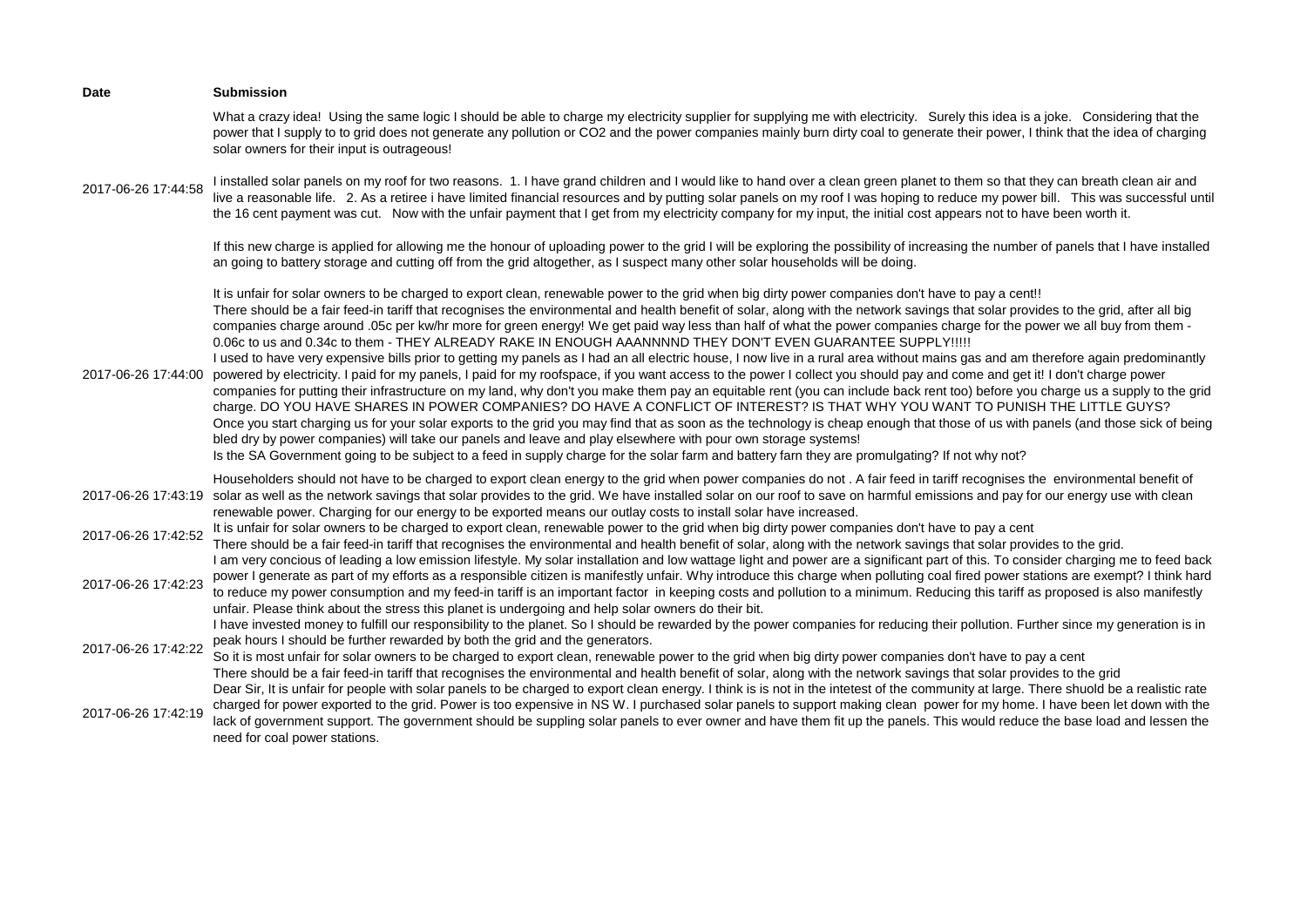| Date | Submission |
| --- | --- |
| 2017-06-26 17:44:58 | What a crazy idea! Using the same logic I should be able to charge my electricity supplier for supplying me with electricity. Surely this idea is a joke. Considering that the power that I supply to to grid does not generate any pollution or CO2 and the power companies mainly burn dirty coal to generate their power, I think that the idea of charging solar owners for their input is outrageous!<br><br>I installed solar panels on my roof for two reasons. 1. I have grand children and I would like to hand over a clean green planet to them so that they can breath clean air and live a reasonable life. 2. As a retiree i have limited financial resources and by putting solar panels on my roof I was hoping to reduce my power bill. This was successful until the 16 cent payment was cut. Now with the unfair payment that I get from my electricity company for my input, the initial cost appears not to have been worth it.<br><br>If this new charge is applied for allowing me the honour of uploading power to the grid I will be exploring the possibility of increasing the number of panels that I have installed an going to battery storage and cutting off from the grid altogether, as I suspect many other solar households will be doing. |
| 2017-06-26 17:44:00 | It is unfair for solar owners to be charged to export clean, renewable power to the grid when big dirty power companies don't have to pay a cent!!<br>There should be a fair feed-in tariff that recognises the environmental and health benefit of solar, along with the network savings that solar provides to the grid, after all big companies charge around .05c per kw/hr more for green energy! We get paid way less than half of what the power companies charge for the power we all buy from them - 0.06c to us and 0.34c to them - THEY ALREADY RAKE IN ENOUGH AAANNNND THEY DON'T EVEN GUARANTEE SUPPLY!!!!!<br>I used to have very expensive bills prior to getting my panels as I had an all electric house, I now live in a rural area without mains gas and am therefore again predominantly powered by electricity. I paid for my panels, I paid for my roofspace, if you want access to the power I collect you should pay and come and get it! I don't charge power companies for putting their infrastructure on my land, why don't you make them pay an equitable rent (you can include back rent too) before you charge us a supply to the grid charge. DO YOU HAVE SHARES IN POWER COMPANIES? DO HAVE A CONFLICT OF INTEREST? IS THAT WHY YOU WANT TO PUNISH THE LITTLE GUYS?<br>Once you start charging us for your solar exports to the grid you may find that as soon as the technology is cheap enough that those of us with panels (and those sick of being bled dry by power companies) will take our panels and leave and play elsewhere with pour own storage systems!<br>Is the SA Government going to be subject to a feed in supply charge for the solar farm and battery farn they are promulgating? If not why not? |
| 2017-06-26 17:43:19 | Householders should not have to be charged to export clean energy to the grid when power companies do not . A fair feed in tariff recognises the environmental benefit of solar as well as the network savings that solar provides to the grid. We have installed solar on our roof to save on harmful emissions and pay for our energy use with clean renewable power. Charging for our energy to be exported means our outlay costs to install solar have increased. |
| 2017-06-26 17:42:52 | It is unfair for solar owners to be charged to export clean, renewable power to the grid when big dirty power companies don't have to pay a cent<br>There should be a fair feed-in tariff that recognises the environmental and health benefit of solar, along with the network savings that solar provides to the grid. |
| 2017-06-26 17:42:23 | I am very concious of leading a low emission lifestyle. My solar installation and low wattage light and power are a significant part of this. To consider charging me to feed back power I generate as part of my efforts as a responsible citizen is manifestly unfair. Why introduce this charge when polluting coal fired power stations are exempt? I think hard to reduce my power consumption and my feed-in tariff is an important factor in keeping costs and pollution to a minimum. Reducing this tariff as proposed is also manifestly unfair. Please think about the stress this planet is undergoing and help solar owners do their bit. |
| 2017-06-26 17:42:22 | I have invested money to fulfill our responsibility to the planet. So I should be rewarded by the power companies for reducing their pollution. Further since my generation is in peak hours I should be further rewarded by both the grid and the generators.<br>So it is most unfair for solar owners to be charged to export clean, renewable power to the grid when big dirty power companies don't have to pay a cent<br>There should be a fair feed-in tariff that recognises the environmental and health benefit of solar, along with the network savings that solar provides to the grid |
| 2017-06-26 17:42:19 | Dear Sir, It is unfair for people with solar panels to be charged to export clean energy. I think is is not in the intetest of the community at large. There shuold be a realistic rate charged for power exported to the grid. Power is too expensive in NS W. I purchased solar panels to support making clean power for my home. I have been let down with the lack of government support. The government should be suppling solar panels to ever owner and have them fit up the panels. This would reduce the base load and lessen the need for coal power stations. |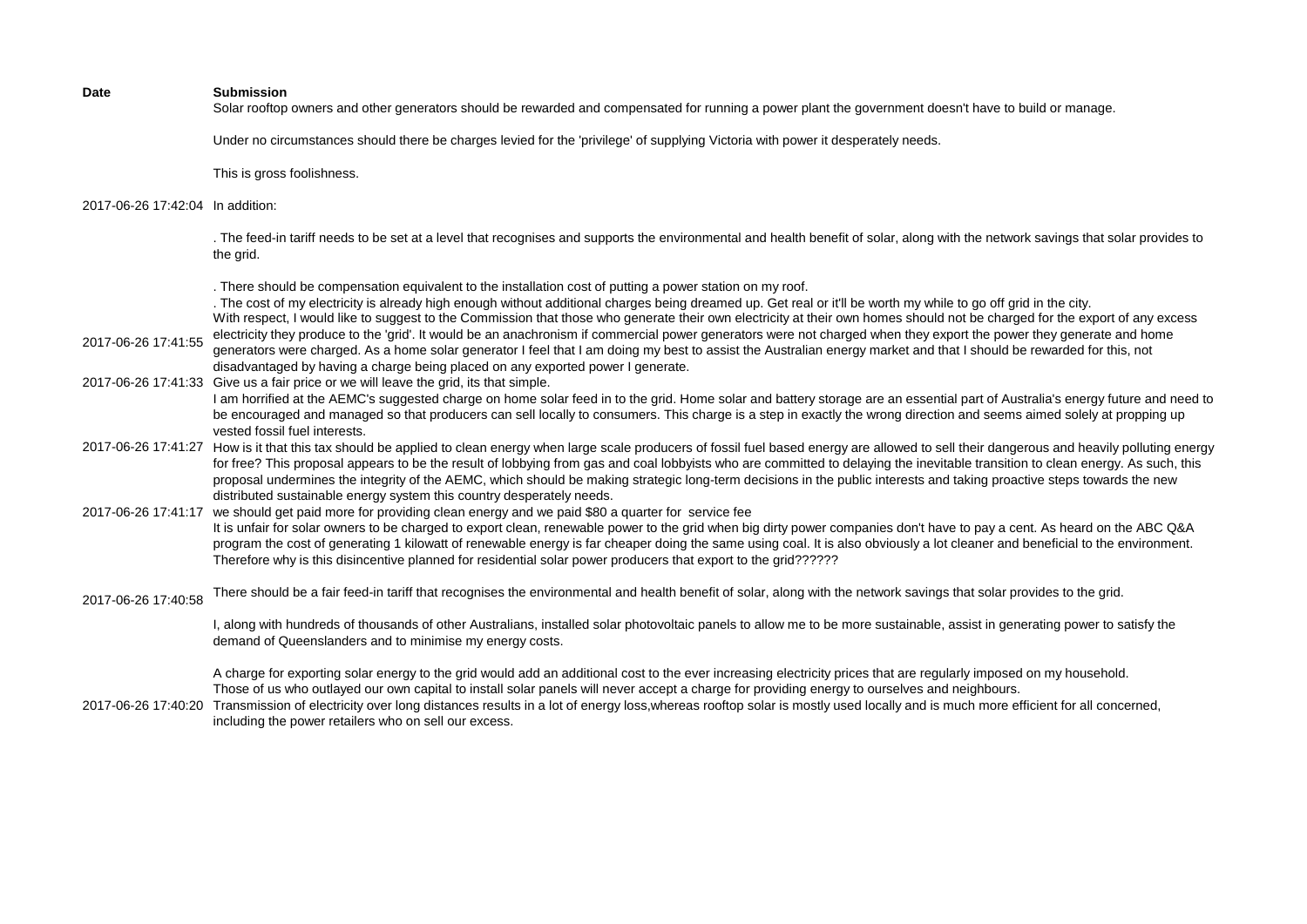| Date | Submission |
| --- | --- |
| 2017-06-26 17:42:04 | Solar rooftop owners and other generators should be rewarded and compensated for running a power plant the government doesn't have to build or manage.<br><br>Under no circumstances should there be charges levied for the 'privilege' of supplying Victoria with power it desperately needs.<br><br>This is gross foolishness.<br><br>In addition:<br><br>. The feed-in tariff needs to be set at a level that recognises and supports the environmental and health benefit of solar, along with the network savings that solar provides to the grid.<br><br>. There should be compensation equivalent to the installation cost of putting a power station on my roof.<br>. The cost of my electricity is already high enough without additional charges being dreamed up. Get real or it'll be worth my while to go off grid in the city. |
| 2017-06-26 17:41:55 | With respect, I would like to suggest to the Commission that those who generate their own electricity at their own homes should not be charged for the export of any excess electricity they produce to the 'grid'. It would be an anachronism if commercial power generators were not charged when they export the power they generate and home generators were charged. As a home solar generator I feel that I am doing my best to assist the Australian energy market and that I should be rewarded for this, not disadvantaged by having a charge being placed on any exported power I generate. |
| 2017-06-26 17:41:33 | Give us a fair price or we will leave the grid, its that simple. |
| 2017-06-26 17:41:27 | I am horrified at the AEMC's suggested charge on home solar feed in to the grid. Home solar and battery storage are an essential part of Australia's energy future and need to be encouraged and managed so that producers can sell locally to consumers. This charge is a step in exactly the wrong direction and seems aimed solely at propping up vested fossil fuel interests.<br>How is it that this tax should be applied to clean energy when large scale producers of fossil fuel based energy are allowed to sell their dangerous and heavily polluting energy for free? This proposal appears to be the result of lobbying from gas and coal lobbyists who are committed to delaying the inevitable transition to clean energy. As such, this proposal undermines the integrity of the AEMC, which should be making strategic long-term decisions in the public interests and taking proactive steps towards the new distributed sustainable energy system this country desperately needs. |
| 2017-06-26 17:41:17 | we should get paid more for providing clean energy and we paid $80 a quarter for service fee |
| 2017-06-26 17:40:58 | It is unfair for solar owners to be charged to export clean, renewable power to the grid when big dirty power companies don't have to pay a cent. As heard on the ABC Q&A program the cost of generating 1 kilowatt of renewable energy is far cheaper doing the same using coal. It is also obviously a lot cleaner and beneficial to the environment. Therefore why is this disincentive planned for residential solar power producers that export to the grid??????<br><br>There should be a fair feed-in tariff that recognises the environmental and health benefit of solar, along with the network savings that solar provides to the grid. |
| 2017-06-26 17:40:20 | I, along with hundreds of thousands of other Australians, installed solar photovoltaic panels to allow me to be more sustainable, assist in generating power to satisfy the demand of Queenslanders and to minimise my energy costs.<br><br>A charge for exporting solar energy to the grid would add an additional cost to the ever increasing electricity prices that are regularly imposed on my household.<br>Those of us who outlayed our own capital to install solar panels will never accept a charge for providing energy to ourselves and neighbours.<br>Transmission of electricity over long distances results in a lot of energy loss,whereas rooftop solar is mostly used locally and is much more efficient for all concerned, including the power retailers who on sell our excess. |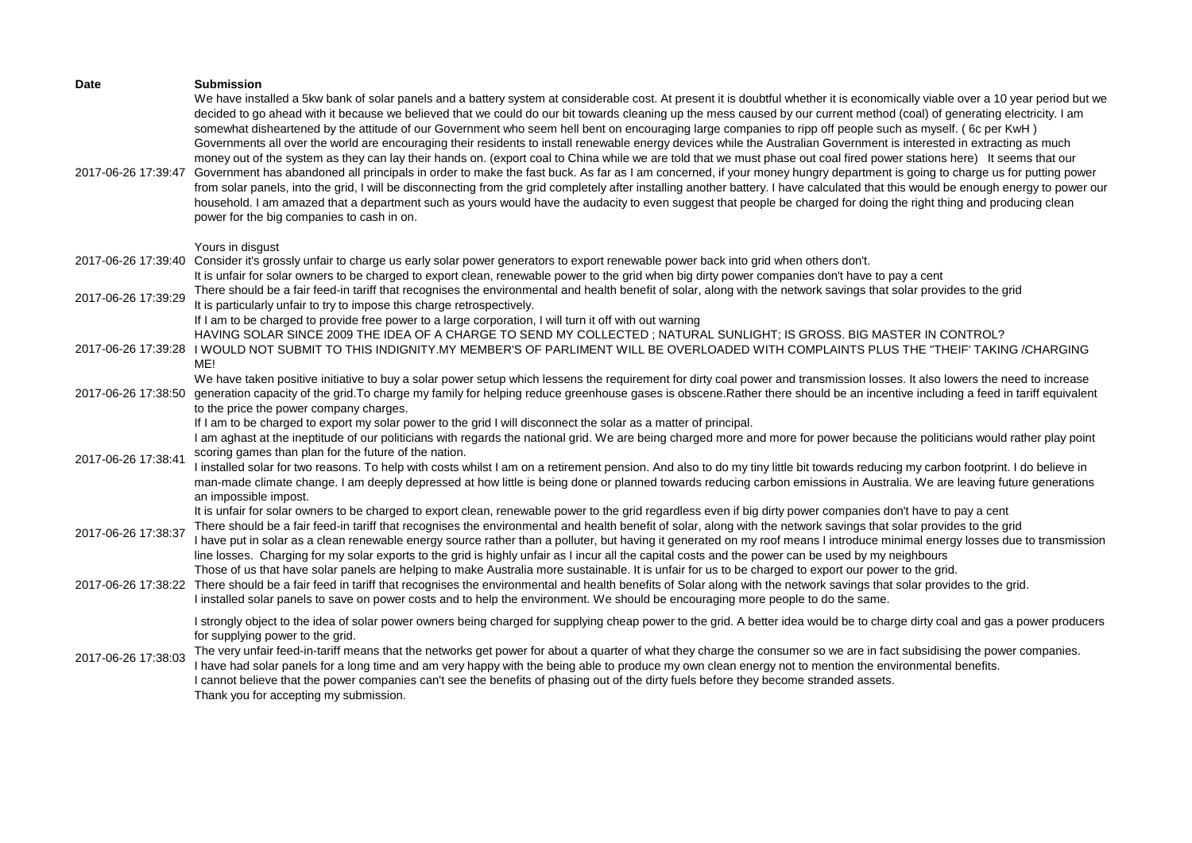| Date | Submission |
| --- | --- |
| 2017-06-26 17:39:47 | We have installed a 5kw bank of solar panels and a battery system at considerable cost. At present it is doubtful whether it is economically viable over a 10 year period but we decided to go ahead with it because we believed that we could do our bit towards cleaning up the mess caused by our current method (coal) of generating electricity. I am somewhat disheartened by the attitude of our Government who seem hell bent on encouraging large companies to ripp off people such as myself. ( 6c per KwH ) Governments all over the world are encouraging their residents to install renewable energy devices while the Australian Government is interested in extracting as much money out of the system as they can lay their hands on. (export coal to China while we are told that we must phase out coal fired power stations here) It seems that our Government has abandoned all principals in order to make the fast buck. As far as I am concerned, if your money hungry department is going to charge us for putting power from solar panels, into the grid, I will be disconnecting from the grid completely after installing another battery. I have calculated that this would be enough energy to power our household. I am amazed that a department such as yours would have the audacity to even suggest that people be charged for doing the right thing and producing clean power for the big companies to cash in on.<br><br>Yours in disgust |
| 2017-06-26 17:39:40 | Consider it's grossly unfair to charge us early solar power generators to export renewable power back into grid when others don't. |
| 2017-06-26 17:39:29 | It is unfair for solar owners to be charged to export clean, renewable power to the grid when big dirty power companies don't have to pay a cent<br>There should be a fair feed-in tariff that recognises the environmental and health benefit of solar, along with the network savings that solar provides to the grid<br>It is particularly unfair to try to impose this charge retrospectively.<br>If I am to be charged to provide free power to a large corporation, I will turn it off with out warning |
| 2017-06-26 17:39:28 | HAVING SOLAR SINCE 2009 THE IDEA OF A CHARGE TO SEND MY COLLECTED ; NATURAL SUNLIGHT; IS GROSS. BIG MASTER IN CONTROL?<br>I WOULD NOT SUBMIT TO THIS INDIGNITY.MY MEMBER'S OF PARLIMENT WILL BE OVERLOADED WITH COMPLAINTS PLUS THE "THEIF' TAKING /CHARGING ME! |
| 2017-06-26 17:38:50 | We have taken positive initiative to buy a solar power setup which lessens the requirement for dirty coal power and transmission losses. It also lowers the need to increase generation capacity of the grid.To charge my family for helping reduce greenhouse gases is obscene.Rather there should be an incentive including a feed in tariff equivalent to the price the power company charges. |
| 2017-06-26 17:38:41 | If I am to be charged to export my solar power to the grid I will disconnect the solar as a matter of principal.<br>I am aghast at the ineptitude of our politicians with regards the national grid. We are being charged more and more for power because the politicians would rather play point scoring games than plan for the future of the nation.<br>I installed solar for two reasons. To help with costs whilst I am on a retirement pension. And also to do my tiny little bit towards reducing my carbon footprint. I do believe in man-made climate change. I am deeply depressed at how little is being done or planned towards reducing carbon emissions in Australia. We are leaving future generations an impossible impost. |
| 2017-06-26 17:38:37 | It is unfair for solar owners to be charged to export clean, renewable power to the grid regardless even if big dirty power companies don't have to pay a cent<br>There should be a fair feed-in tariff that recognises the environmental and health benefit of solar, along with the network savings that solar provides to the grid<br>I have put in solar as a clean renewable energy source rather than a polluter, but having it generated on my roof means I introduce minimal energy losses due to transmission line losses. Charging for my solar exports to the grid is highly unfair as I incur all the capital costs and the power can be used by my neighbours |
| 2017-06-26 17:38:22 | Those of us that have solar panels are helping to make Australia more sustainable. It is unfair for us to be charged to export our power to the grid.<br>There should be a fair feed in tariff that recognises the environmental and health benefits of Solar along with the network savings that solar provides to the grid.<br>I installed solar panels to save on power costs and to help the environment. We should be encouraging more people to do the same. |
| 2017-06-26 17:38:03 | I strongly object to the idea of solar power owners being charged for supplying cheap power to the grid. A better idea would be to charge dirty coal and gas a power producers for supplying power to the grid.<br>The very unfair feed-in-tariff means that the networks get power for about a quarter of what they charge the consumer so we are in fact subsidising the power companies.<br>I have had solar panels for a long time and am very happy with the being able to produce my own clean energy not to mention the environmental benefits.<br>I cannot believe that the power companies can't see the benefits of phasing out of the dirty fuels before they become stranded assets.<br>Thank you for accepting my submission. |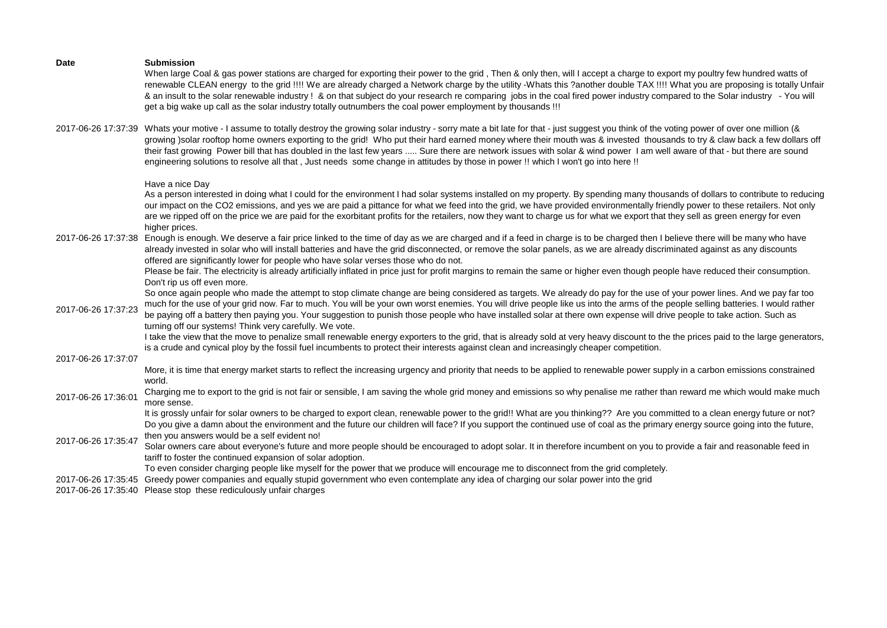| Date | Submission |
|---|---|
| 2017-06-26 17:37:39 | When large Coal & gas power stations are charged for exporting their power to the grid , Then & only then, will I accept a charge to export my poultry few hundred watts of renewable CLEAN energy to the grid !!!! We are already charged a Network charge by the utility -Whats this ?another double TAX !!!! What you are proposing is totally Unfair & an insult to the solar renewable industry ! & on that subject do your research re comparing jobs in the coal fired power industry compared to the Solar industry - You will get a big wake up call as the solar industry totally outnumbers the coal power employment by thousands !!!<br><br>Whats your motive - I assume to totally destroy the growing solar industry - sorry mate a bit late for that - just suggest you think of the voting power of over one million (& growing )solar rooftop home owners exporting to the grid! Who put their hard earned money where their mouth was & invested thousands to try & claw back a few dollars off their fast growing Power bill that has doubled in the last few years ..... Sure there are network issues with solar & wind power I am well aware of that - but there are sound engineering solutions to resolve all that , Just needs some change in attitudes by those in power !! which I won't go into here !!<br><br>Have a nice Day |
| 2017-06-26 17:37:38 | As a person interested in doing what I could for the environment I had solar systems installed on my property. By spending many thousands of dollars to contribute to reducing our impact on the CO2 emissions, and yes we are paid a pittance for what we feed into the grid, we have provided environmentally friendly power to these retailers. Not only are we ripped off on the price we are paid for the exorbitant profits for the retailers, now they want to charge us for what we export that they sell as green energy for even higher prices.<br>Enough is enough. We deserve a fair price linked to the time of day as we are charged and if a feed in charge is to be charged then I believe there will be many who have already invested in solar who will install batteries and have the grid disconnected, or remove the solar panels, as we are already discriminated against as any discounts offered are significantly lower for people who have solar verses those who do not.<br>Please be fair. The electricity is already artificially inflated in price just for profit margins to remain the same or higher even though people have reduced their consumption. Don't rip us off even more. |
| 2017-06-26 17:37:23 | So once again people who made the attempt to stop climate change are being considered as targets. We already do pay for the use of your power lines. And we pay far too much for the use of your grid now. Far to much. You will be your own worst enemies. You will drive people like us into the arms of the people selling batteries. I would rather be paying off a battery then paying you. Your suggestion to punish those people who have installed solar at there own expense will drive people to take action. Such as turning off our systems! Think very carefully. We vote. |
| 2017-06-26 17:37:07 | I take the view that the move to penalize small renewable energy exporters to the grid, that is already sold at very heavy discount to the the prices paid to the large generators, is a crude and cynical ploy by the fossil fuel incumbents to protect their interests against clean and increasingly cheaper competition.<br><br>More, it is time that energy market starts to reflect the increasing urgency and priority that needs to be applied to renewable power supply in a carbon emissions constrained world. |
| 2017-06-26 17:36:01 | Charging me to export to the grid is not fair or sensible, I am saving the whole grid money and emissions so why penalise me rather than reward me which would make much more sense. |
| 2017-06-26 17:35:47 | It is grossly unfair for solar owners to be charged to export clean, renewable power to the grid!! What are you thinking?? Are you committed to a clean energy future or not? Do you give a damn about the environment and the future our children will face? If you support the continued use of coal as the primary energy source going into the future, then you answers would be a self evident no!<br>Solar owners care about everyone's future and more people should be encouraged to adopt solar. It in therefore incumbent on you to provide a fair and reasonable feed in tariff to foster the continued expansion of solar adoption.<br>To even consider charging people like myself for the power that we produce will encourage me to disconnect from the grid completely. |
| 2017-06-26 17:35:45 | Greedy power companies and equally stupid government who even contemplate any idea of charging our solar power into the grid |
| 2017-06-26 17:35:40 | Please stop these rediculously unfair charges |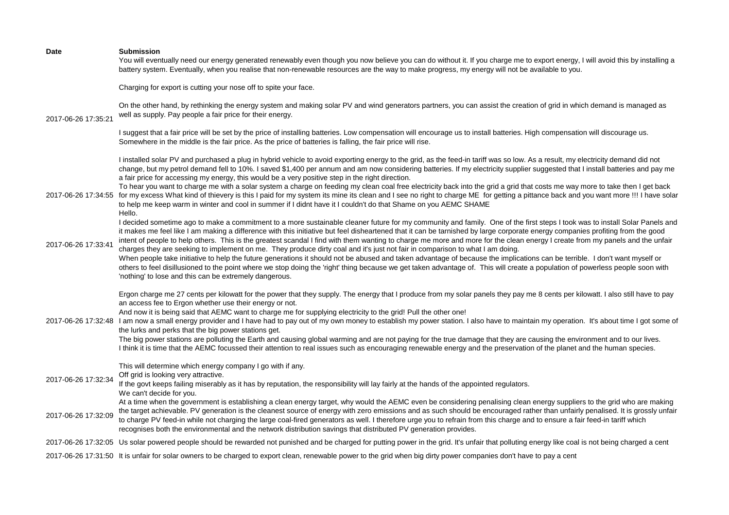| Date | Submission |
| --- | --- |
| 2017-06-26 17:35:21 | You will eventually need our energy generated renewably even though you now believe you can do without it. If you charge me to export energy, I will avoid this by installing a battery system. Eventually, when you realise that non-renewable resources are the way to make progress, my energy will not be available to you.<br><br>Charging for export is cutting your nose off to spite your face.<br><br>On the other hand, by rethinking the energy system and making solar PV and wind generators partners, you can assist the creation of grid in which demand is managed as well as supply. Pay people a fair price for their energy.<br><br>I suggest that a fair price will be set by the price of installing batteries. Low compensation will encourage us to install batteries. High compensation will discourage us. Somewhere in the middle is the fair price. As the price of batteries is falling, the fair price will rise.<br><br>I installed solar PV and purchased a plug in hybrid vehicle to avoid exporting energy to the grid, as the feed-in tariff was so low. As a result, my electricity demand did not change, but my petrol demand fell to 10%. I saved $1,400 per annum and am now considering batteries. If my electricity supplier suggested that I install batteries and pay me a fair price for accessing my energy, this would be a very positive step in the right direction. |
| 2017-06-26 17:34:55 | To hear you want to charge me with a solar system a charge on feeding my clean coal free electricity back into the grid a grid that costs me way more to take then I get back for my excess What kind of thievery is this I paid for my system its mine its clean and I see no right to charge ME for getting a pittance back and you want more !!! I have solar to help me keep warm in winter and cool in summer if I didnt have it I couldn't do that Shame on you AEMC SHAME |
| 2017-06-26 17:33:41 | Hello.<br>I decided sometime ago to make a commitment to a more sustainable cleaner future for my community and family. One of the first steps I took was to install Solar Panels and it makes me feel like I am making a difference with this initiative but feel disheartened that it can be tarnished by large corporate energy companies profiting from the good intent of people to help others. This is the greatest scandal I find with them wanting to charge me more and more for the clean energy I create from my panels and the unfair charges they are seeking to implement on me. They produce dirty coal and it's just not fair in comparison to what I am doing.<br>When people take initiative to help the future generations it should not be abused and taken advantage of because the implications can be terrible. I don't want myself or others to feel disillusioned to the point where we stop doing the 'right' thing because we get taken advantage of. This will create a population of powerless people soon with 'nothing' to lose and this can be extremely dangerous. |
| 2017-06-26 17:32:48 | Ergon charge me 27 cents per kilowatt for the power that they supply. The energy that I produce from my solar panels they pay me 8 cents per kilowatt. I also still have to pay an access fee to Ergon whether use their energy or not.<br>And now it is being said that AEMC want to charge me for supplying electricity to the grid! Pull the other one!<br>I am now a small energy provider and I have had to pay out of my own money to establish my power station. I also have to maintain my operation. It's about time I got some of the lurks and perks that the big power stations get.<br>The big power stations are polluting the Earth and causing global warming and are not paying for the true damage that they are causing the environment and to our lives.<br>I think it is time that the AEMC focussed their attention to real issues such as encouraging renewable energy and the preservation of the planet and the human species. |
| 2017-06-26 17:32:34 | This will determine which energy company I go with if any.<br>Off grid is looking very attractive.<br>If the govt keeps failing miserably as it has by reputation, the responsibility will lay fairly at the hands of the appointed regulators.<br>We can't decide for you. |
| 2017-06-26 17:32:09 | At a time when the government is establishing a clean energy target, why would the AEMC even be considering penalising clean energy suppliers to the grid who are making the target achievable. PV generation is the cleanest source of energy with zero emissions and as such should be encouraged rather than unfairly penalised. It is grossly unfair to charge PV feed-in while not charging the large coal-fired generators as well. I therefore urge you to refrain from this charge and to ensure a fair feed-in tariff which recognises both the environmental and the network distribution savings that distributed PV generation provides. |
| 2017-06-26 17:32:05 | Us solar powered people should be rewarded not punished and be charged for putting power in the grid. It's unfair that polluting energy like coal is not being charged a cent |
| 2017-06-26 17:31:50 | It is unfair for solar owners to be charged to export clean, renewable power to the grid when big dirty power companies don't have to pay a cent |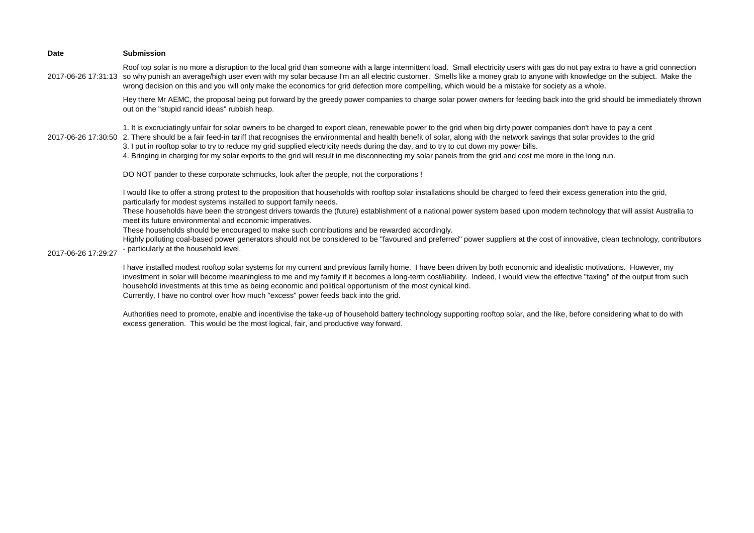| Date | Submission |
| --- | --- |
| 2017-06-26 17:31:13 | Roof top solar is no more a disruption to the local grid than someone with a large intermittent load. Small electricity users with gas do not pay extra to have a grid connection so why punish an average/high user even with my solar because I'm an all electric customer. Smells like a money grab to anyone with knowledge on the subject. Make the wrong decision on this and you will only make the economics for grid defection more compelling, which would be a mistake for society as a whole. |
| 2017-06-26 17:30:50 | Hey there Mr AEMC, the proposal being put forward by the greedy power companies to charge solar power owners for feeding back into the grid should be immediately thrown out on the "stupid rancid ideas" rubbish heap.<br><br>1. It is excruciatingly unfair for solar owners to be charged to export clean, renewable power to the grid when big dirty power companies don't have to pay a cent<br>2. There should be a fair feed-in tariff that recognises the environmental and health benefit of solar, along with the network savings that solar provides to the grid<br>3. I put in rooftop solar to try to reduce my grid supplied electricity needs during the day, and to try to cut down my power bills.<br>4. Bringing in charging for my solar exports to the grid will result in me disconnecting my solar panels from the grid and cost me more in the long run.<br><br>DO NOT pander to these corporate schmucks, look after the people, not the corporations ! |
| 2017-06-26 17:29:27 | I would like to offer a strong protest to the proposition that households with rooftop solar installations should be charged to feed their excess generation into the grid, particularly for modest systems installed to support family needs.<br>These households have been the strongest drivers towards the (future) establishment of a national power system based upon modern technology that will assist Australia to meet its future environmental and economic imperatives.<br>These households should be encouraged to make such contributions and be rewarded accordingly.<br>Highly polluting coal-based power generators should not be considered to be "favoured and preferred" power suppliers at the cost of innovative, clean technology, contributors - particularly at the household level.<br><br>I have installed modest rooftop solar systems for my current and previous family home. I have been driven by both economic and idealistic motivations. However, my investment in solar will become meaningless to me and my family if it becomes a long-term cost/liability. Indeed, I would view the effective "taxing" of the output from such household investments at this time as being economic and political opportunism of the most cynical kind.<br>Currently, I have no control over how much "excess" power feeds back into the grid.<br><br>Authorities need to promote, enable and incentivise the take-up of household battery technology supporting rooftop solar, and the like, before considering what to do with excess generation. This would be the most logical, fair, and productive way forward. |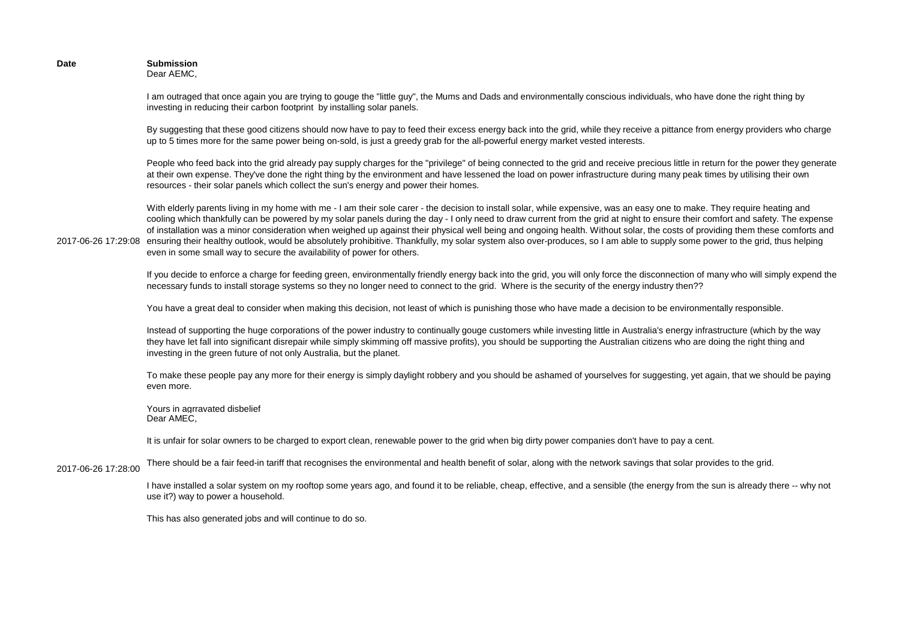| Date | Submission |
| --- | --- |
| 2017-06-26 17:29:08 | Dear AEMC,<br><br>I am outraged that once again you are trying to gouge the "little guy", the Mums and Dads and environmentally conscious individuals, who have done the right thing by investing in reducing their carbon footprint by installing solar panels.<br><br>By suggesting that these good citizens should now have to pay to feed their excess energy back into the grid, while they receive a pittance from energy providers who charge up to 5 times more for the same power being on-sold, is just a greedy grab for the all-powerful energy market vested interests.<br><br>People who feed back into the grid already pay supply charges for the "privilege" of being connected to the grid and receive precious little in return for the power they generate at their own expense. They've done the right thing by the environment and have lessened the load on power infrastructure during many peak times by utilising their own resources - their solar panels which collect the sun's energy and power their homes.<br><br>With elderly parents living in my home with me - I am their sole carer - the decision to install solar, while expensive, was an easy one to make. They require heating and cooling which thankfully can be powered by my solar panels during the day - I only need to draw current from the grid at night to ensure their comfort and safety. The expense of installation was a minor consideration when weighed up against their physical well being and ongoing health. Without solar, the costs of providing them these comforts and ensuring their healthy outlook, would be absolutely prohibitive. Thankfully, my solar system also over-produces, so I am able to supply some power to the grid, thus helping even in some small way to secure the availability of power for others.<br><br>If you decide to enforce a charge for feeding green, environmentally friendly energy back into the grid, you will only force the disconnection of many who will simply expend the necessary funds to install storage systems so they no longer need to connect to the grid. Where is the security of the energy industry then??<br><br>You have a great deal to consider when making this decision, not least of which is punishing those who have made a decision to be environmentally responsible.<br><br>Instead of supporting the huge corporations of the power industry to continually gouge customers while investing little in Australia's energy infrastructure (which by the way they have let fall into significant disrepair while simply skimming off massive profits), you should be supporting the Australian citizens who are doing the right thing and investing in the green future of not only Australia, but the planet.<br><br>To make these people pay any more for their energy is simply daylight robbery and you should be ashamed of yourselves for suggesting, yet again, that we should be paying even more.<br><br>Yours in agrravated disbelief |
| 2017-06-26 17:28:00 | Dear AMEC,<br><br>It is unfair for solar owners to be charged to export clean, renewable power to the grid when big dirty power companies don't have to pay a cent.<br><br>There should be a fair feed-in tariff that recognises the environmental and health benefit of solar, along with the network savings that solar provides to the grid.<br><br>I have installed a solar system on my rooftop some years ago, and found it to be reliable, cheap, effective, and a sensible (the energy from the sun is already there -- why not use it?) way to power a household.<br><br>This has also generated jobs and will continue to do so. |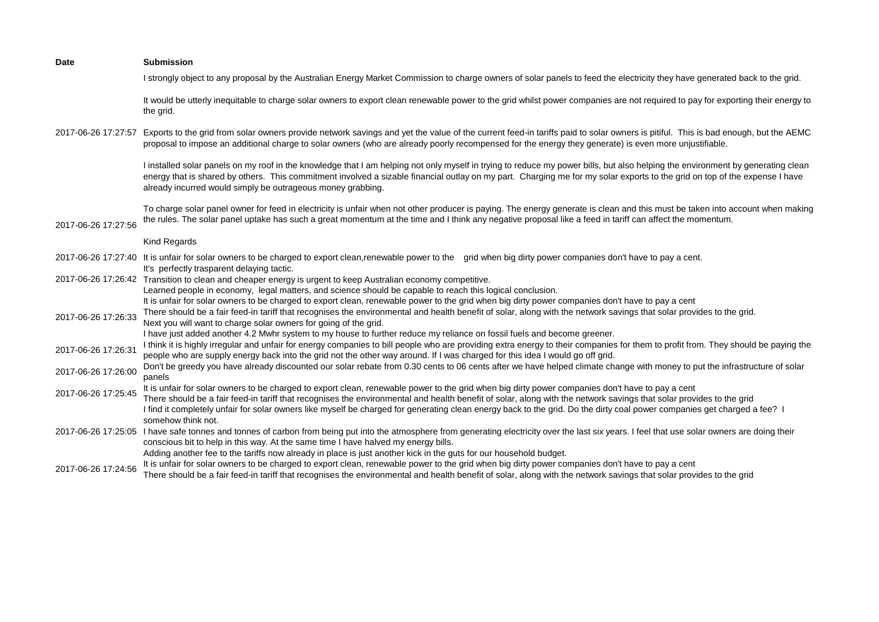| Date | Submission |
|---|---|
| 2017-06-26 17:27:57 | I strongly object to any proposal by the Australian Energy Market Commission to charge owners of solar panels to feed the electricity they have generated back to the grid.<br><br>It would be utterly inequitable to charge solar owners to export clean renewable power to the grid whilst power companies are not required to pay for exporting their energy to the grid.<br><br>Exports to the grid from solar owners provide network savings and yet the value of the current feed-in tariffs paid to solar owners is pitiful. This is bad enough, but the AEMC proposal to impose an additional charge to solar owners (who are already poorly recompensed for the energy they generate) is even more unjustifiable.<br><br>I installed solar panels on my roof in the knowledge that I am helping not only myself in trying to reduce my power bills, but also helping the environment by generating clean energy that is shared by others. This commitment involved a sizable financial outlay on my part. Charging me for my solar exports to the grid on top of the expense I have already incurred would simply be outrageous money grabbing. |
| 2017-06-26 17:27:56 | To charge solar panel owner for feed in electricity is unfair when not other producer is paying. The energy generate is clean and this must be taken into account when making the rules. The solar panel uptake has such a great momentum at the time and I think any negative proposal like a feed in tariff can affect the momentum.<br><br>Kind Regards |
| 2017-06-26 17:27:40 | It is unfair for solar owners to be charged to export clean,renewable power to the grid when big dirty power companies don't have to pay a cent. |
| 2017-06-26 17:26:42 | It's perfectly trasparent delaying tactic.<br>Transition to clean and cheaper energy is urgent to keep Australian economy competitive.<br>Learned people in economy, legal matters, and science should be capable to reach this logical conclusion. |
| 2017-06-26 17:26:33 | It is unfair for solar owners to be charged to export clean, renewable power to the grid when big dirty power companies don't have to pay a cent<br>There should be a fair feed-in tariff that recognises the environmental and health benefit of solar, along with the network savings that solar provides to the grid.<br>Next you will want to charge solar owners for going of the grid. |
| 2017-06-26 17:26:31 | I have just added another 4.2 Mwhr system to my house to further reduce my reliance on fossil fuels and become greener.<br>I think it is highly irregular and unfair for energy companies to bill people who are providing extra energy to their companies for them to profit from. They should be paying the people who are supply energy back into the grid not the other way around. If I was charged for this idea I would go off grid. |
| 2017-06-26 17:26:00 | Don't be greedy you have already discounted our solar rebate from 0.30 cents to 06 cents after we have helped climate change with money to put the infrastructure of solar panels |
| 2017-06-26 17:25:45 | It is unfair for solar owners to be charged to export clean, renewable power to the grid when big dirty power companies don't have to pay a cent<br>There should be a fair feed-in tariff that recognises the environmental and health benefit of solar, along with the network savings that solar provides to the grid |
| 2017-06-26 17:25:05 | I find it completely unfair for solar owners like myself be charged for generating clean energy back to the grid. Do the dirty coal power companies get charged a fee? I somehow think not.<br>I have safe tonnes and tonnes of carbon from being put into the atmosphere from generating electricity over the last six years. I feel that use solar owners are doing their conscious bit to help in this way. At the same time I have halved my energy bills.<br>Adding another fee to the tariffs now already in place is just another kick in the guts for our household budget. |
| 2017-06-26 17:24:56 | It is unfair for solar owners to be charged to export clean, renewable power to the grid when big dirty power companies don't have to pay a cent<br>There should be a fair feed-in tariff that recognises the environmental and health benefit of solar, along with the network savings that solar provides to the grid |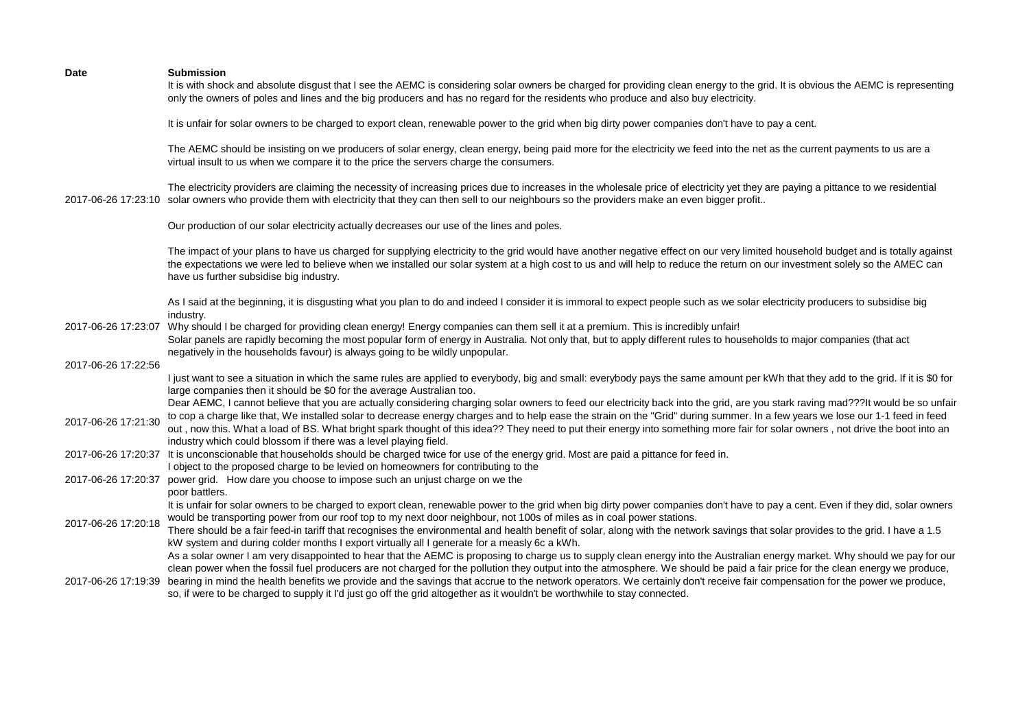| Date | Submission |
| --- | --- |
| 2017-06-26 17:23:10 | It is with shock and absolute disgust that I see the AEMC is considering solar owners be charged for providing clean energy to the grid. It is obvious the AEMC is representing only the owners of poles and lines and the big producers and has no regard for the residents who produce and also buy electricity.<br><br>It is unfair for solar owners to be charged to export clean, renewable power to the grid when big dirty power companies don't have to pay a cent.<br><br>The AEMC should be insisting on we producers of solar energy, clean energy, being paid more for the electricity we feed into the net as the current payments to us are a virtual insult to us when we compare it to the price the servers charge the consumers.<br><br>The electricity providers are claiming the necessity of increasing prices due to increases in the wholesale price of electricity yet they are paying a pittance to we residential solar owners who provide them with electricity that they can then sell to our neighbours so the providers make an even bigger profit..<br><br>Our production of our solar electricity actually decreases our use of the lines and poles.<br><br>The impact of your plans to have us charged for supplying electricity to the grid would have another negative effect on our very limited household budget and is totally against the expectations we were led to believe when we installed our solar system at a high cost to us and will help to reduce the return on our investment solely so the AMEC can have us further subsidise big industry.<br><br>As I said at the beginning, it is disgusting what you plan to do and indeed I consider it is immoral to expect people such as we solar electricity producers to subsidise big industry. |
| 2017-06-26 17:23:07 | Why should I be charged for providing clean energy! Energy companies can them sell it at a premium. This is incredibly unfair! |
| 2017-06-26 17:22:56 | Solar panels are rapidly becoming the most popular form of energy in Australia. Not only that, but to apply different rules to households to major companies (that act negatively in the households favour) is always going to be wildly unpopular.<br><br>I just want to see a situation in which the same rules are applied to everybody, big and small: everybody pays the same amount per kWh that they add to the grid. If it is $0 for large companies then it should be $0 for the average Australian too. |
| 2017-06-26 17:21:30 | Dear AEMC, I cannot believe that you are actually considering charging solar owners to feed our electricity back into the grid, are you stark raving mad???It would be so unfair to cop a charge like that, We installed solar to decrease energy charges and to help ease the strain on the "Grid" during summer. In a few years we lose our 1-1 feed in feed out , now this. What a load of BS. What bright spark thought of this idea?? They need to put their energy into something more fair for solar owners , not drive the boot into an industry which could blossom if there was a level playing field. |
| 2017-06-26 17:20:37 | It is unconscionable that households should be charged twice for use of the energy grid. Most are paid a pittance for feed in. |
| 2017-06-26 17:20:37 | I object to the proposed charge to be levied on homeowners for contributing to the power grid. How dare you choose to impose such an unjust charge on we the poor battlers. |
| 2017-06-26 17:20:18 | It is unfair for solar owners to be charged to export clean, renewable power to the grid when big dirty power companies don't have to pay a cent. Even if they did, solar owners would be transporting power from our roof top to my next door neighbour, not 100s of miles as in coal power stations.<br>There should be a fair feed-in tariff that recognises the environmental and health benefit of solar, along with the network savings that solar provides to the grid. I have a 1.5 kW system and during colder months I export virtually all I generate for a measly 6c a kWh. |
| 2017-06-26 17:19:39 | As a solar owner I am very disappointed to hear that the AEMC is proposing to charge us to supply clean energy into the Australian energy market. Why should we pay for our clean power when the fossil fuel producers are not charged for the pollution they output into the atmosphere. We should be paid a fair price for the clean energy we produce, bearing in mind the health benefits we provide and the savings that accrue to the network operators. We certainly don't receive fair compensation for the power we produce, so, if were to be charged to supply it I'd just go off the grid altogether as it wouldn't be worthwhile to stay connected. |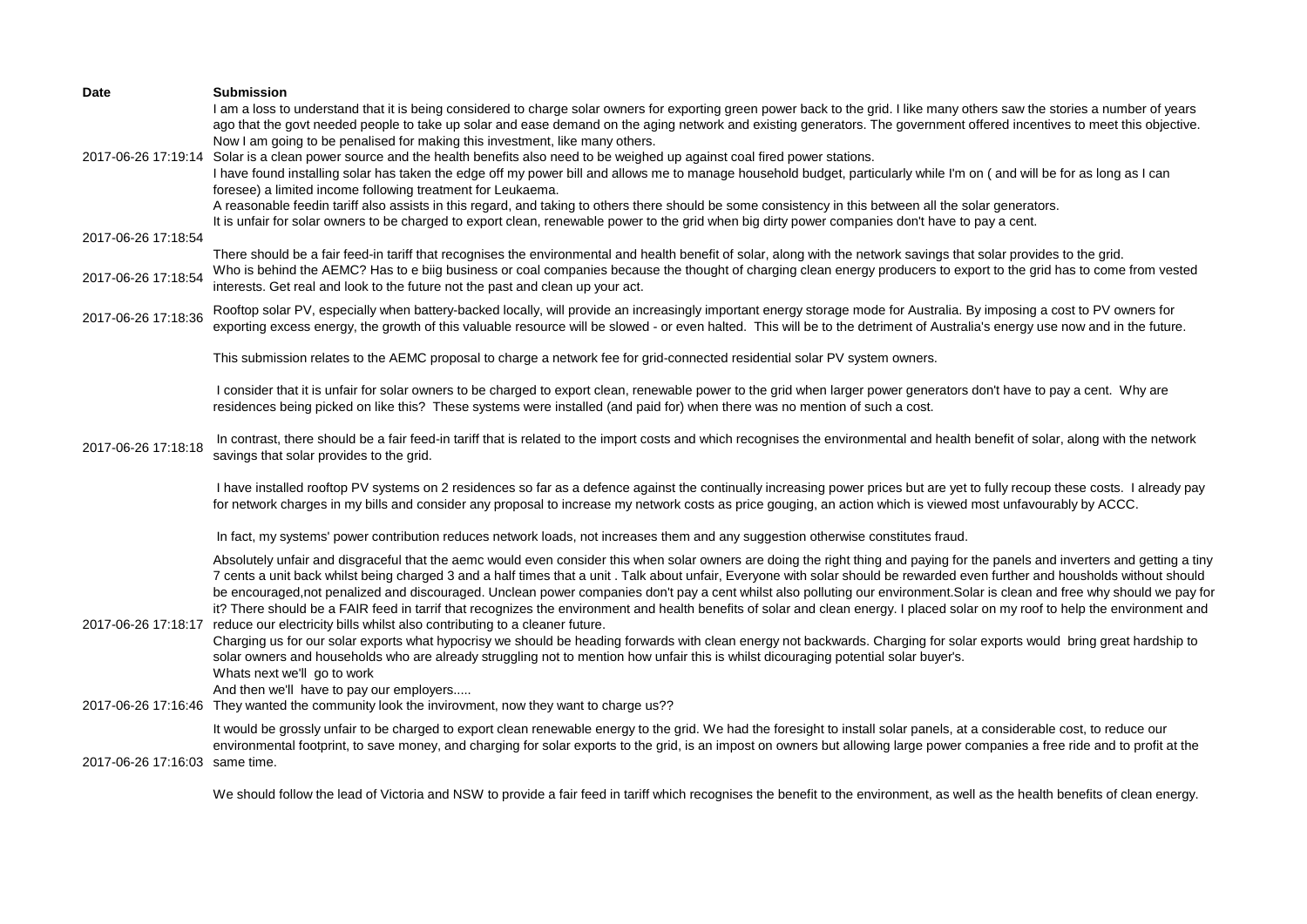| Date | Submission |
|---|---|
| 2017-06-26 17:19:14 | I am a loss to understand that it is being considered to charge solar owners for exporting green power back to the grid. I like many others saw the stories a number of years ago that the govt needed people to take up solar and ease demand on the aging network and existing generators. The government offered incentives to meet this objective. Now I am going to be penalised for making this investment, like many others.<br>Solar is a clean power source and the health benefits also need to be weighed up against coal fired power stations. |
| 2017-06-26 17:18:54 | I have found installing solar has taken the edge off my power bill and allows me to manage household budget, particularly while I'm on ( and will be for as long as I can foresee) a limited income following treatment for Leukaema.<br>A reasonable feedin tariff also assists in this regard, and taking to others there should be some consistency in this between all the solar generators.<br>It is unfair for solar owners to be charged to export clean, renewable power to the grid when big dirty power companies don't have to pay a cent. |
| 2017-06-26 17:18:54 | There should be a fair feed-in tariff that recognises the environmental and health benefit of solar, along with the network savings that solar provides to the grid.<br>Who is behind the AEMC? Has to e biig business or coal companies because the thought of charging clean energy producers to export to the grid has to come from vested interests. Get real and look to the future not the past and clean up your act. |
| 2017-06-26 17:18:36 | Rooftop solar PV, especially when battery-backed locally, will provide an increasingly important energy storage mode for Australia. By imposing a cost to PV owners for exporting excess energy, the growth of this valuable resource will be slowed - or even halted. This will be to the detriment of Australia's energy use now and in the future. |
| 2017-06-26 17:18:18 | This submission relates to the AEMC proposal to charge a network fee for grid-connected residential solar PV system owners.<br><br>I consider that it is unfair for solar owners to be charged to export clean, renewable power to the grid when larger power generators don't have to pay a cent. Why are residences being picked on like this? These systems were installed (and paid for) when there was no mention of such a cost.<br><br>In contrast, there should be a fair feed-in tariff that is related to the import costs and which recognises the environmental and health benefit of solar, along with the network savings that solar provides to the grid.<br><br>I have installed rooftop PV systems on 2 residences so far as a defence against the continually increasing power prices but are yet to fully recoup these costs. I already pay for network charges in my bills and consider any proposal to increase my network costs as price gouging, an action which is viewed most unfavourably by ACCC.<br><br>In fact, my systems' power contribution reduces network loads, not increases them and any suggestion otherwise constitutes fraud. |
| 2017-06-26 17:18:17 | Absolutely unfair and disgraceful that the aemc would even consider this when solar owners are doing the right thing and paying for the panels and inverters and getting a tiny 7 cents a unit back whilst being charged 3 and a half times that a unit . Talk about unfair, Everyone with solar should be rewarded even further and housholds without should be encouraged,not penalized and discouraged. Unclean power companies don't pay a cent whilst also polluting our environment.Solar is clean and free why should we pay for it? There should be a FAIR feed in tarrif that recognizes the environment and health benefits of solar and clean energy. I placed solar on my roof to help the environment and reduce our electricity bills whilst also contributing to a cleaner future. |
| 2017-06-26 17:16:46 | Charging us for our solar exports what hypocrisy we should be heading forwards with clean energy not backwards. Charging for solar exports would bring great hardship to solar owners and households who are already struggling not to mention how unfair this is whilst dicouraging potential solar buyer's.<br>Whats next we'll go to work<br>And then we'll have to pay our employers.....<br>They wanted the community look the invirovment, now they want to charge us?? |
| 2017-06-26 17:16:03 | It would be grossly unfair to be charged to export clean renewable energy to the grid. We had the foresight to install solar panels, at a considerable cost, to reduce our environmental footprint, to save money, and charging for solar exports to the grid, is an impost on owners but allowing large power companies a free ride and to profit at the same time. |
| | We should follow the lead of Victoria and NSW to provide a fair feed in tariff which recognises the benefit to the environment, as well as the health benefits of clean energy. |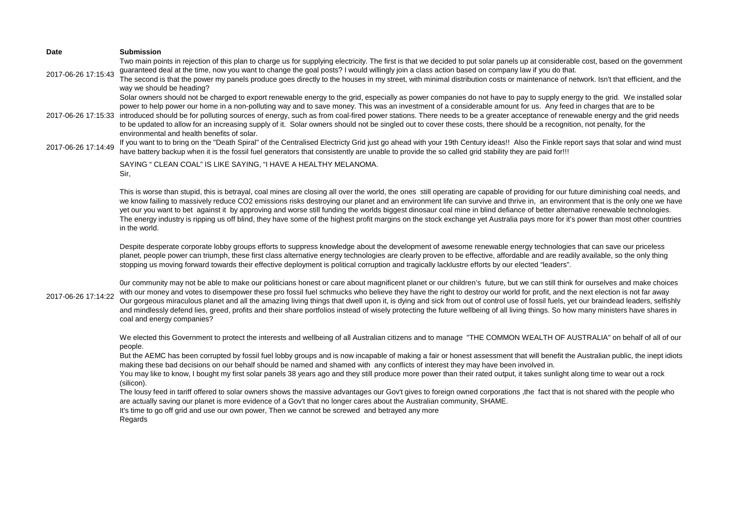| Date | Submission |
|---|---|
| 2017-06-26 17:15:43 | Two main points in rejection of this plan to charge us for supplying electricity. The first is that we decided to put solar panels up at considerable cost, based on the government guaranteed deal at the time, now you want to change the goal posts? I would willingly join a class action based on company law if you do that.<br>The second is that the power my panels produce goes directly to the houses in my street, with minimal distribution costs or maintenance of network. Isn't that efficient, and the way we should be heading? |
| 2017-06-26 17:15:33 | Solar owners should not be charged to export renewable energy to the grid, especially as power companies do not have to pay to supply energy to the grid. We installed solar power to help power our home in a non-polluting way and to save money. This was an investment of a considerable amount for us. Any feed in charges that are to be introduced should be for polluting sources of energy, such as from coal-fired power stations. There needs to be a greater acceptance of renewable energy and the grid needs to be updated to allow for an increasing supply of it. Solar owners should not be singled out to cover these costs, there should be a recognition, not penalty, for the environmental and health benefits of solar. |
| 2017-06-26 17:14:49 | If you want to to bring on the "Death Spiral" of the Centralised Electricty Grid just go ahead with your 19th Century ideas!! Also the Finkle report says that solar and wind must have battery backup when it is the fossil fuel generators that consistently are unable to provide the so called grid stability they are paid for!!! |
| 2017-06-26 17:14:22 | SAYING " CLEAN COAL" IS LIKE SAYING, "I HAVE A HEALTHY MELANOMA.<br>Sir,<br><br>This is worse than stupid, this is betrayal, coal mines are closing all over the world, the ones still operating are capable of providing for our future diminishing coal needs, and we know failing to massively reduce CO2 emissions risks destroying our planet and an environment life can survive and thrive in, an environment that is the only one we have yet our you want to bet against it by approving and worse still funding the worlds biggest dinosaur coal mine in blind defiance of better alternative renewable technologies. The energy industry is ripping us off blind, they have some of the highest profit margins on the stock exchange yet Australia pays more for it's power than most other countries in the world.<br><br>Despite desperate corporate lobby groups efforts to suppress knowledge about the development of awesome renewable energy technologies that can save our priceless planet, people power can triumph, these first class alternative energy technologies are clearly proven to be effective, affordable and are readily available, so the only thing stopping us moving forward towards their effective deployment is political corruption and tragically lacklustre efforts by our elected "leaders".<br><br>0ur community may not be able to make our politicians honest or care about magnificent planet or our children's future, but we can still think for ourselves and make choices with our money and votes to disempower these pro fossil fuel schmucks who believe they have the right to destroy our world for profit, and the next election is not far away<br>Our gorgeous miraculous planet and all the amazing living things that dwell upon it, is dying and sick from out of control use of fossil fuels, yet our braindead leaders, selfishly and mindlessly defend lies, greed, profits and their share portfolios instead of wisely protecting the future wellbeing of all living things. So how many ministers have shares in coal and energy companies?<br><br>We elected this Government to protect the interests and wellbeing of all Australian citizens and to manage "THE COMMON WEALTH OF AUSTRALIA" on behalf of all of our people.<br>But the AEMC has been corrupted by fossil fuel lobby groups and is now incapable of making a fair or honest assessment that will benefit the Australian public, the inept idiots making these bad decisions on our behalf should be named and shamed with any conflicts of interest they may have been involved in.<br>You may like to know, I bought my first solar panels 38 years ago and they still produce more power than their rated output, it takes sunlight along time to wear out a rock (silicon).<br>The lousy feed in tariff offered to solar owners shows the massive advantages our Gov't gives to foreign owned corporations ,the fact that is not shared with the people who are actually saving our planet is more evidence of a Gov't that no longer cares about the Australian community, SHAME.<br>It's time to go off grid and use our own power, Then we cannot be screwed and betrayed any more<br>Regards |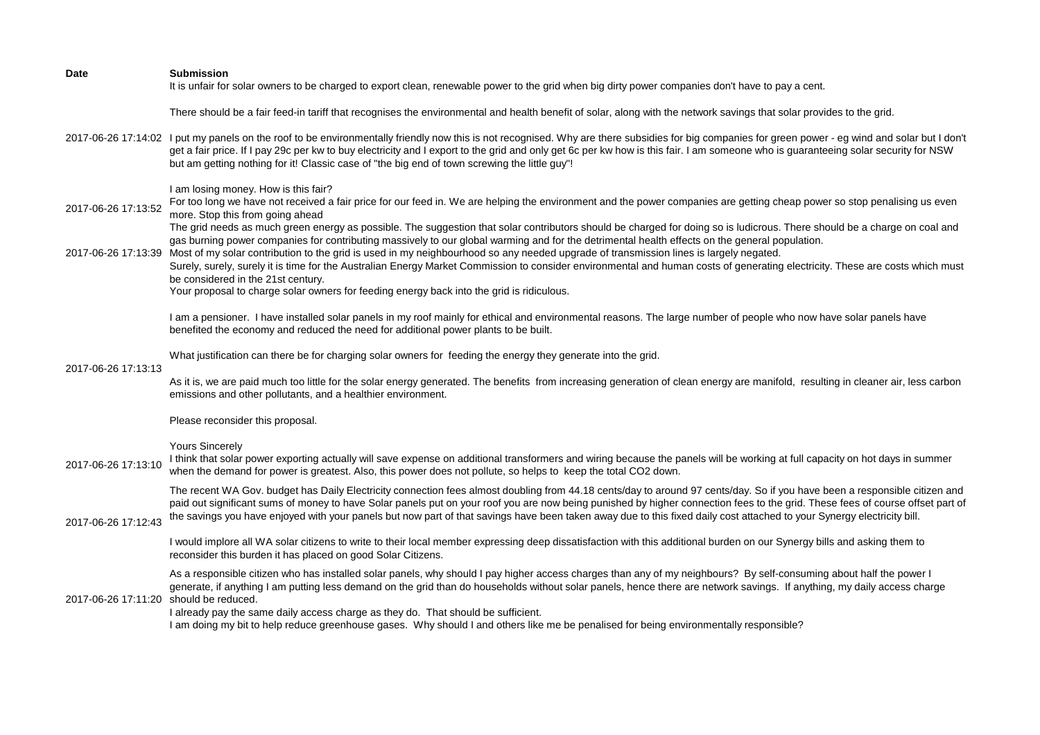| Date | Submission |
| --- | --- |
| | It is unfair for solar owners to be charged to export clean, renewable power to the grid when big dirty power companies don't have to pay a cent.<br><br>There should be a fair feed-in tariff that recognises the environmental and health benefit of solar, along with the network savings that solar provides to the grid. |
| 2017-06-26 17:14:02 | I put my panels on the roof to be environmentally friendly now this is not recognised. Why are there subsidies for big companies for green power - eg wind and solar but I don't get a fair price. If I pay 29c per kw to buy electricity and I export to the grid and only get 6c per kw how is this fair. I am someone who is guaranteeing solar security for NSW but am getting nothing for it! Classic case of "the big end of town screwing the little guy"!<br><br>I am losing money. How is this fair? |
| 2017-06-26 17:13:52 | For too long we have not received a fair price for our feed in. We are helping the environment and the power companies are getting cheap power so stop penalising us even more. Stop this from going ahead |
| 2017-06-26 17:13:39 | The grid needs as much green energy as possible. The suggestion that solar contributors should be charged for doing so is ludicrous. There should be a charge on coal and gas burning power companies for contributing massively to our global warming and for the detrimental health effects on the general population.<br>Most of my solar contribution to the grid is used in my neighbourhood so any needed upgrade of transmission lines is largely negated.<br>Surely, surely, surely it is time for the Australian Energy Market Commission to consider environmental and human costs of generating electricity. These are costs which must be considered in the 21st century.<br>Your proposal to charge solar owners for feeding energy back into the grid is ridiculous. |
| 2017-06-26 17:13:13 | I am a pensioner. I have installed solar panels in my roof mainly for ethical and environmental reasons. The large number of people who now have solar panels have benefited the economy and reduced the need for additional power plants to be built.<br><br>What justification can there be for charging solar owners for feeding the energy they generate into the grid.<br><br>As it is, we are paid much too little for the solar energy generated. The benefits from increasing generation of clean energy are manifold, resulting in cleaner air, less carbon emissions and other pollutants, and a healthier environment.<br><br>Please reconsider this proposal.<br><br>Yours Sincerely |
| 2017-06-26 17:13:10 | I think that solar power exporting actually will save expense on additional transformers and wiring because the panels will be working at full capacity on hot days in summer when the demand for power is greatest. Also, this power does not pollute, so helps to keep the total CO2 down. |
| 2017-06-26 17:12:43 | The recent WA Gov. budget has Daily Electricity connection fees almost doubling from 44.18 cents/day to around 97 cents/day. So if you have been a responsible citizen and paid out significant sums of money to have Solar panels put on your roof you are now being punished by higher connection fees to the grid. These fees of course offset part of the savings you have enjoyed with your panels but now part of that savings have been taken away due to this fixed daily cost attached to your Synergy electricity bill.<br><br>I would implore all WA solar citizens to write to their local member expressing deep dissatisfaction with this additional burden on our Synergy bills and asking them to reconsider this burden it has placed on good Solar Citizens. |
| 2017-06-26 17:11:20 | As a responsible citizen who has installed solar panels, why should I pay higher access charges than any of my neighbours? By self-consuming about half the power I generate, if anything I am putting less demand on the grid than do households without solar panels, hence there are network savings. If anything, my daily access charge should be reduced.<br>I already pay the same daily access charge as they do. That should be sufficient.<br>I am doing my bit to help reduce greenhouse gases. Why should I and others like me be penalised for being environmentally responsible? |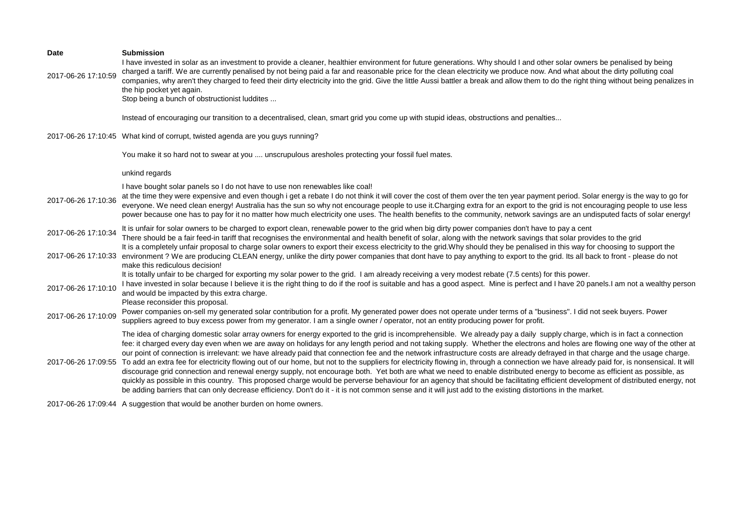| Date | Submission |
|---|---|
| 2017-06-26 17:10:59 | I have invested in solar as an investment to provide a cleaner, healthier environment for future generations. Why should I and other solar owners be penalised by being charged a tariff. We are currently penalised by not being paid a far and reasonable price for the clean electricity we produce now. And what about the dirty polluting coal companies, why aren't they charged to feed their dirty electricity into the grid. Give the little Aussi battler a break and allow them to do the right thing without being penalizes in the hip pocket yet again. |
| 2017-06-26 17:10:45 | Stop being a bunch of obstructionist luddites ...<br><br>Instead of encouraging our transition to a decentralised, clean, smart grid you come up with stupid ideas, obstructions and penalties...<br><br>What kind of corrupt, twisted agenda are you guys running?<br><br>You make it so hard not to swear at you .... unscrupulous aresholes protecting your fossil fuel mates.<br><br>unkind regards |
| 2017-06-26 17:10:36 | I have bought solar panels so I do not have to use non renewables like coal!<br>at the time they were expensive and even though i get a rebate I do not think it will cover the cost of them over the ten year payment period. Solar energy is the way to go for everyone. We need clean energy! Australia has the sun so why not encourage people to use it.Charging extra for an export to the grid is not encouraging people to use less power because one has to pay for it no matter how much electricity one uses. The health benefits to the community, network savings are an undisputed facts of solar energy! |
| 2017-06-26 17:10:34 | It is unfair for solar owners to be charged to export clean, renewable power to the grid when big dirty power companies don't have to pay a cent<br>There should be a fair feed-in tariff that recognises the environmental and health benefit of solar, along with the network savings that solar provides to the grid |
| 2017-06-26 17:10:33 | It is a completely unfair proposal to charge solar owners to export their excess electricity to the grid.Why should they be penalised in this way for choosing to support the environment ? We are producing CLEAN energy, unlike the dirty power companies that dont have to pay anything to export to the grid. Its all back to front - please do not make this rediculous decision! |
| 2017-06-26 17:10:10 | It is totally unfair to be charged for exporting my solar power to the grid. I am already receiving a very modest rebate (7.5 cents) for this power.<br>I have invested in solar because I believe it is the right thing to do if the roof is suitable and has a good aspect. Mine is perfect and I have 20 panels.I am not a wealthy person and would be impacted by this extra charge.<br>Please reconsider this proposal. |
| 2017-06-26 17:10:09 | Power companies on-sell my generated solar contribution for a profit. My generated power does not operate under terms of a "business". I did not seek buyers. Power suppliers agreed to buy excess power from my generator. I am a single owner / operator, not an entity producing power for profit. |
| 2017-06-26 17:09:55 | The idea of charging domestic solar array owners for energy exported to the grid is incomprehensible. We already pay a daily supply charge, which is in fact a connection fee: it charged every day even when we are away on holidays for any length period and not taking supply. Whether the electrons and holes are flowing one way of the other at our point of connection is irrelevant: we have already paid that connection fee and the network infrastructure costs are already defrayed in that charge and the usage charge. To add an extra fee for electricity flowing out of our home, but not to the suppliers for electricity flowing in, through a connection we have already paid for, is nonsensical. It will discourage grid connection and renewal energy supply, not encourage both. Yet both are what we need to enable distributed energy to become as efficient as possible, as quickly as possible in this country. This proposed charge would be perverse behaviour for an agency that should be facilitating efficient development of distributed energy, not be adding barriers that can only decrease efficiency. Don't do it - it is not common sense and it will just add to the existing distortions in the market. |
| 2017-06-26 17:09:44 | A suggestion that would be another burden on home owners. |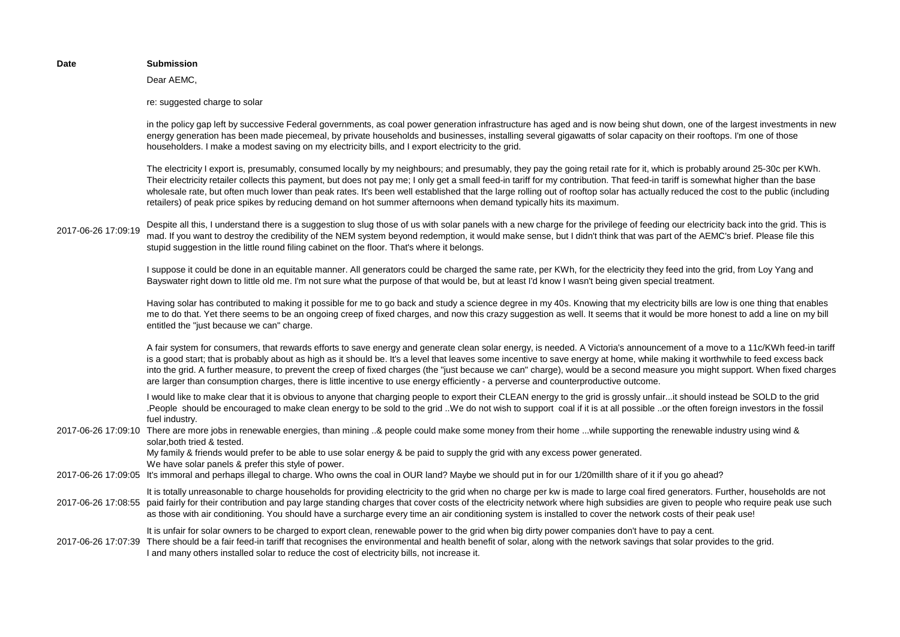| Date | Submission |
|---|---|
| 2017-06-26 17:09:19 | Dear AEMC,<br><br>re: suggested charge to solar<br><br>in the policy gap left by successive Federal governments, as coal power generation infrastructure has aged and is now being shut down, one of the largest investments in new energy generation has been made piecemeal, by private households and businesses, installing several gigawatts of solar capacity on their rooftops. I'm one of those householders. I make a modest saving on my electricity bills, and I export electricity to the grid.<br><br>The electricity I export is, presumably, consumed locally by my neighbours; and presumably, they pay the going retail rate for it, which is probably around 25-30c per KWh. Their electricity retailer collects this payment, but does not pay me; I only get a small feed-in tariff for my contribution. That feed-in tariff is somewhat higher than the base wholesale rate, but often much lower than peak rates. It's been well established that the large rolling out of rooftop solar has actually reduced the cost to the public (including retailers) of peak price spikes by reducing demand on hot summer afternoons when demand typically hits its maximum.<br><br>Despite all this, I understand there is a suggestion to slug those of us with solar panels with a new charge for the privilege of feeding our electricity back into the grid. This is mad. If you want to destroy the credibility of the NEM system beyond redemption, it would make sense, but I didn't think that was part of the AEMC's brief. Please file this stupid suggestion in the little round filing cabinet on the floor. That's where it belongs.<br><br>I suppose it could be done in an equitable manner. All generators could be charged the same rate, per KWh, for the electricity they feed into the grid, from Loy Yang and Bayswater right down to little old me. I'm not sure what the purpose of that would be, but at least I'd know I wasn't being given special treatment.<br><br>Having solar has contributed to making it possible for me to go back and study a science degree in my 40s. Knowing that my electricity bills are low is one thing that enables me to do that. Yet there seems to be an ongoing creep of fixed charges, and now this crazy suggestion as well. It seems that it would be more honest to add a line on my bill entitled the "just because we can" charge.<br><br>A fair system for consumers, that rewards efforts to save energy and generate clean solar energy, is needed. A Victoria's announcement of a move to a 11c/KWh feed-in tariff is a good start; that is probably about as high as it should be. It's a level that leaves some incentive to save energy at home, while making it worthwhile to feed excess back into the grid. A further measure, to prevent the creep of fixed charges (the "just because we can" charge), would be a second measure you might support. When fixed charges are larger than consumption charges, there is little incentive to use energy efficiently - a perverse and counterproductive outcome. |
| 2017-06-26 17:09:10 | I would like to make clear that it is obvious to anyone that charging people to export their CLEAN energy to the grid is grossly unfair...it should instead be SOLD to the grid .People should be encouraged to make clean energy to be sold to the grid ..We do not wish to support coal if it is at all possible ..or the often foreign investors in the fossil fuel industry.<br>There are more jobs in renewable energies, than mining ..& people could make some money from their home ...while supporting the renewable industry using wind & solar,both tried & tested.<br>My family & friends would prefer to be able to use solar energy & be paid to supply the grid with any excess power generated.<br>We have solar panels & prefer this style of power. |
| 2017-06-26 17:09:05 | It's immoral and perhaps illegal to charge. Who owns the coal in OUR land? Maybe we should put in for our 1/20millth share of it if you go ahead? |
| 2017-06-26 17:08:55 | It is totally unreasonable to charge households for providing electricity to the grid when no charge per kw is made to large coal fired generators. Further, households are not paid fairly for their contribution and pay large standing charges that cover costs of the electricity network where high subsidies are given to people who require peak use such as those with air conditioning. You should have a surcharge every time an air conditioning system is installed to cover the network costs of their peak use! |
| 2017-06-26 17:07:39 | It is unfair for solar owners to be charged to export clean, renewable power to the grid when big dirty power companies don't have to pay a cent.<br>There should be a fair feed-in tariff that recognises the environmental and health benefit of solar, along with the network savings that solar provides to the grid.<br>I and many others installed solar to reduce the cost of electricity bills, not increase it. |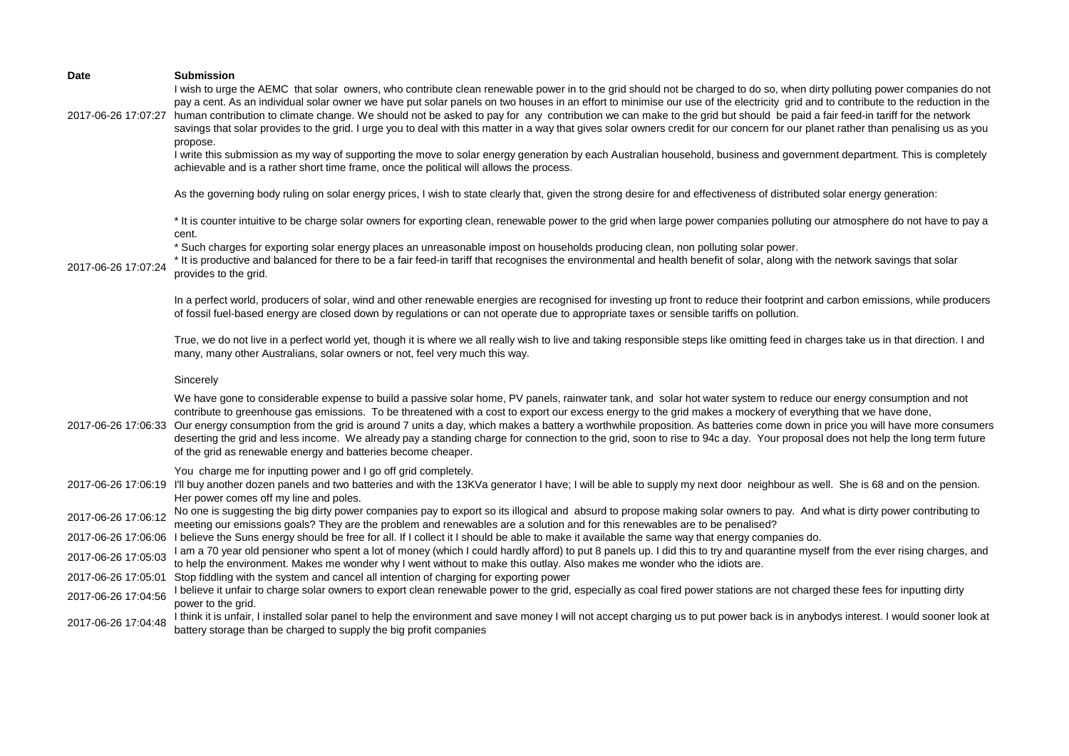| Date | Submission |
| --- | --- |
| 2017-06-26 17:07:27 | I wish to urge the AEMC that solar owners, who contribute clean renewable power in to the grid should not be charged to do so, when dirty polluting power companies do not pay a cent. As an individual solar owner we have put solar panels on two houses in an effort to minimise our use of the electricity grid and to contribute to the reduction in the human contribution to climate change. We should not be asked to pay for any contribution we can make to the grid but should be paid a fair feed-in tariff for the network savings that solar provides to the grid. I urge you to deal with this matter in a way that gives solar owners credit for our concern for our planet rather than penalising us as you propose. |
| 2017-06-26 17:07:24 | I write this submission as my way of supporting the move to solar energy generation by each Australian household, business and government department. This is completely achievable and is a rather short time frame, once the political will allows the process.<br><br>As the governing body ruling on solar energy prices, I wish to state clearly that, given the strong desire for and effectiveness of distributed solar energy generation:<br><br>* It is counter intuitive to be charge solar owners for exporting clean, renewable power to the grid when large power companies polluting our atmosphere do not have to pay a cent.<br>* Such charges for exporting solar energy places an unreasonable impost on households producing clean, non polluting solar power.<br>* It is productive and balanced for there to be a fair feed-in tariff that recognises the environmental and health benefit of solar, along with the network savings that solar provides to the grid.<br><br>In a perfect world, producers of solar, wind and other renewable energies are recognised for investing up front to reduce their footprint and carbon emissions, while producers of fossil fuel-based energy are closed down by regulations or can not operate due to appropriate taxes or sensible tariffs on pollution.<br><br>True, we do not live in a perfect world yet, though it is where we all really wish to live and taking responsible steps like omitting feed in charges take us in that direction. I and many, many other Australians, solar owners or not, feel very much this way.<br><br>Sincerely |
| 2017-06-26 17:06:33 | We have gone to considerable expense to build a passive solar home, PV panels, rainwater tank, and solar hot water system to reduce our energy consumption and not contribute to greenhouse gas emissions. To be threatened with a cost to export our excess energy to the grid makes a mockery of everything that we have done, Our energy consumption from the grid is around 7 units a day, which makes a battery a worthwhile proposition. As batteries come down in price you will have more consumers deserting the grid and less income. We already pay a standing charge for connection to the grid, soon to rise to 94c a day. Your proposal does not help the long term future of the grid as renewable energy and batteries become cheaper. |
| 2017-06-26 17:06:19 | You charge me for inputting power and I go off grid completely.<br>I'll buy another dozen panels and two batteries and with the 13KVa generator I have; I will be able to supply my next door neighbour as well. She is 68 and on the pension. Her power comes off my line and poles. |
| 2017-06-26 17:06:12 | No one is suggesting the big dirty power companies pay to export so its illogical and absurd to propose making solar owners to pay. And what is dirty power contributing to meeting our emissions goals? They are the problem and renewables are a solution and for this renewables are to be penalised? |
| 2017-06-26 17:06:06 | I believe the Suns energy should be free for all. If I collect it I should be able to make it available the same way that energy companies do. |
| 2017-06-26 17:05:03 | I am a 70 year old pensioner who spent a lot of money (which I could hardly afford) to put 8 panels up. I did this to try and quarantine myself from the ever rising charges, and to help the environment. Makes me wonder why I went without to make this outlay. Also makes me wonder who the idiots are. |
| 2017-06-26 17:05:01 | Stop fiddling with the system and cancel all intention of charging for exporting power |
| 2017-06-26 17:04:56 | I believe it unfair to charge solar owners to export clean renewable power to the grid, especially as coal fired power stations are not charged these fees for inputting dirty power to the grid. |
| 2017-06-26 17:04:48 | I think it is unfair, I installed solar panel to help the environment and save money I will not accept charging us to put power back is in anybodys interest. I would sooner look at battery storage than be charged to supply the big profit companies |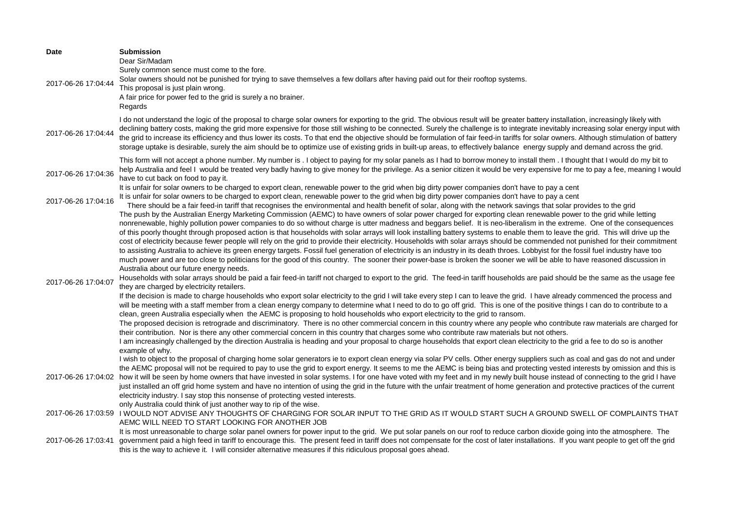| Date | Submission |
|---|---|
| 2017-06-26 17:04:44 | Dear Sir/Madam<br>Surely common sence must come to the fore.<br>Solar owners should not be punished for trying to save themselves a few dollars after having paid out for their rooftop systems.<br>This proposal is just plain wrong.<br>A fair price for power fed to the grid is surely a no brainer.<br>Regards |
| 2017-06-26 17:04:44 | I do not understand the logic of the proposal to charge solar owners for exporting to the grid. The obvious result will be greater battery installation, increasingly likely with declining battery costs, making the grid more expensive for those still wishing to be connected. Surely the challenge is to integrate inevitably increasing solar energy input with the grid to increase its efficiency and thus lower its costs. To that end the objective should be formulation of fair feed-in tariffs for solar owners. Although stimulation of battery storage uptake is desirable, surely the aim should be to optimize use of existing grids in built-up areas, to effectively balance energy supply and demand across the grid. |
| 2017-06-26 17:04:36 | This form will not accept a phone number. My number is . I object to paying for my solar panels as I had to borrow money to install them . I thought that I would do my bit to help Australia and feel I would be treated very badly having to give money for the privilege. As a senior citizen it would be very expensive for me to pay a fee, meaning I would have to cut back on food to pay it. |
| 2017-06-26 17:04:16 | It is unfair for solar owners to be charged to export clean, renewable power to the grid when big dirty power companies don't have to pay a cent<br>It is unfair for solar owners to be charged to export clean, renewable power to the grid when big dirty power companies don't have to pay a cent<br>There should be a fair feed-in tariff that recognises the environmental and health benefit of solar, along with the network savings that solar provides to the grid |
| 2017-06-26 17:04:07 | The push by the Australian Energy Marketing Commission (AEMC) to have owners of solar power charged for exporting clean renewable power to the grid while letting nonrenewable, highly pollution power companies to do so without charge is utter madness and beggars belief. It is neo-liberalism in the extreme. One of the consequences of this poorly thought through proposed action is that households with solar arrays will look installing battery systems to enable them to leave the grid. This will drive up the cost of electricity because fewer people will rely on the grid to provide their electricity. Households with solar arrays should be commended not punished for their commitment to assisting Australia to achieve its green energy targets. Fossil fuel generation of electricity is an industry in its death throes. Lobbyist for the fossil fuel industry have too much power and are too close to politicians for the good of this country. The sooner their power-base is broken the sooner we will be able to have reasoned discussion in Australia about our future energy needs.<br>Households with solar arrays should be paid a fair feed-in tariff not charged to export to the grid. The feed-in tariff households are paid should be the same as the usage fee they are charged by electricity retailers.<br>If the decision is made to charge households who export solar electricity to the grid I will take every step I can to leave the grid. I have already commenced the process and will be meeting with a staff member from a clean energy company to determine what I need to do to go off grid. This is one of the positive things I can do to contribute to a clean, green Australia especially when the AEMC is proposing to hold households who export electricity to the grid to ransom.<br>The proposed decision is retrograde and discriminatory. There is no other commercial concern in this country where any people who contribute raw materials are charged for their contribution. Nor is there any other commercial concern in this country that charges some who contribute raw materials but not others.<br>I am increasingly challenged by the direction Australia is heading and your proposal to charge households that export clean electricity to the grid a fee to do so is another example of why. |
| 2017-06-26 17:04:02 | I wish to object to the proposal of charging home solar generators ie to export clean energy via solar PV cells. Other energy suppliers such as coal and gas do not and under the AEMC proposal will not be required to pay to use the grid to export energy. It seems to me the AEMC is being bias and protecting vested interests by omission and this is how it will be seen by home owners that have invested in solar systems. I for one have voted with my feet and in my newly built house instead of connecting to the grid I have just installed an off grid home system and have no intention of using the grid in the future with the unfair treatment of home generation and protective practices of the current electricity industry. I say stop this nonsense of protecting vested interests. |
| 2017-06-26 17:03:59 | only Australia could think of just another way to rip of the wise.<br>I WOULD NOT ADVISE ANY THOUGHTS OF CHARGING FOR SOLAR INPUT TO THE GRID AS IT WOULD START SUCH A GROUND SWELL OF COMPLAINTS THAT AEMC WILL NEED TO START LOOKING FOR ANOTHER JOB |
| 2017-06-26 17:03:41 | It is most unreasonable to charge solar panel owners for power input to the grid. We put solar panels on our roof to reduce carbon dioxide going into the atmosphere. The government paid a high feed in tariff to encourage this. The present feed in tariff does not compensate for the cost of later installations. If you want people to get off the grid this is the way to achieve it. I will consider alternative measures if this ridiculous proposal goes ahead. |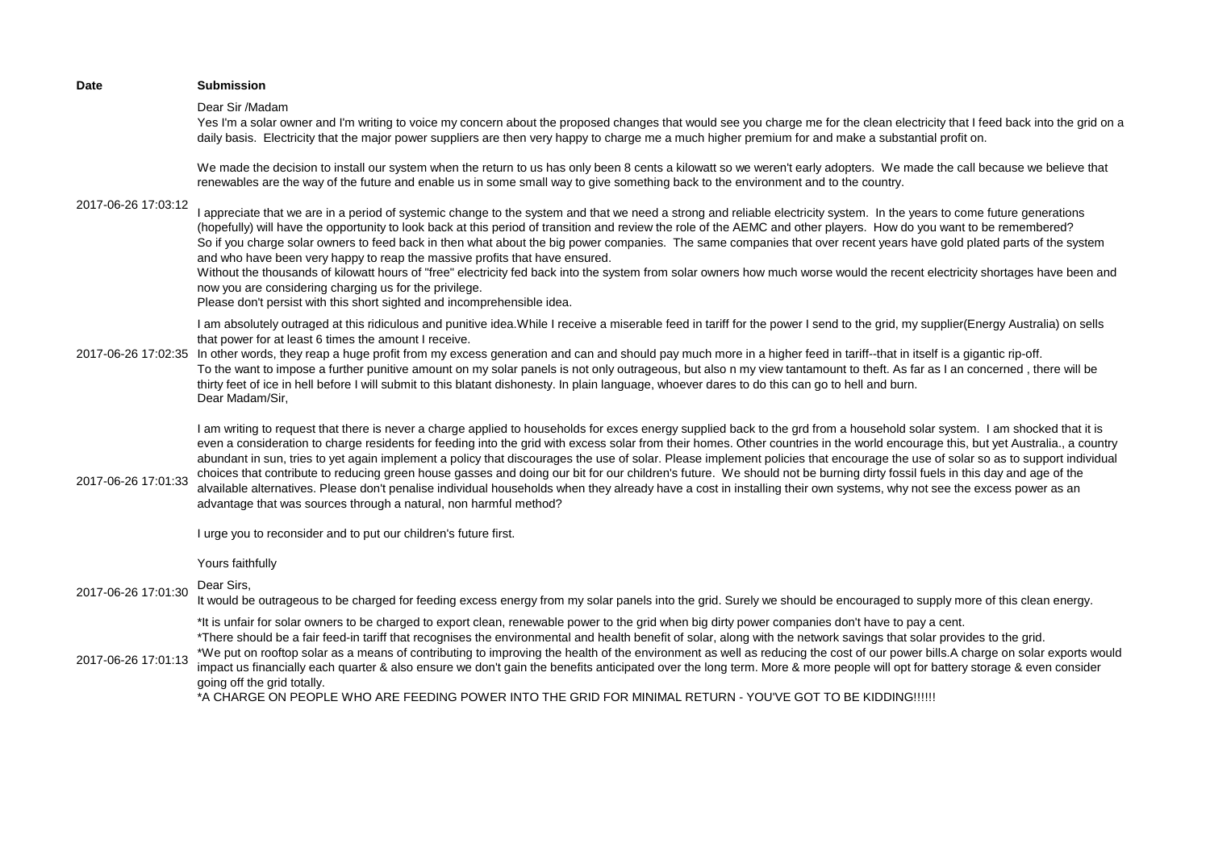| Date | Submission |
| --- | --- |
| 2017-06-26 17:03:12 | Dear Sir /Madam<br>Yes I'm a solar owner and I'm writing to voice my concern about the proposed changes that would see you charge me for the clean electricity that I feed back into the grid on a daily basis. Electricity that the major power suppliers are then very happy to charge me a much higher premium for and make a substantial profit on.<br><br>We made the decision to install our system when the return to us has only been 8 cents a kilowatt so we weren't early adopters. We made the call because we believe that renewables are the way of the future and enable us in some small way to give something back to the environment and to the country.<br><br>I appreciate that we are in a period of systemic change to the system and that we need a strong and reliable electricity system. In the years to come future generations (hopefully) will have the opportunity to look back at this period of transition and review the role of the AEMC and other players. How do you want to be remembered?<br>So if you charge solar owners to feed back in then what about the big power companies. The same companies that over recent years have gold plated parts of the system and who have been very happy to reap the massive profits that have ensured.<br>Without the thousands of kilowatt hours of "free" electricity fed back into the system from solar owners how much worse would the recent electricity shortages have been and now you are considering charging us for the privilege.<br>Please don't persist with this short sighted and incomprehensible idea. |
| 2017-06-26 17:02:35 | I am absolutely outraged at this ridiculous and punitive idea.While I receive a miserable feed in tariff for the power I send to the grid, my supplier(Energy Australia) on sells that power for at least 6 times the amount I receive.<br>In other words, they reap a huge profit from my excess generation and can and should pay much more in a higher feed in tariff--that in itself is a gigantic rip-off.<br>To the want to impose a further punitive amount on my solar panels is not only outrageous, but also n my view tantamount to theft. As far as I an concerned , there will be thirty feet of ice in hell before I will submit to this blatant dishonesty. In plain language, whoever dares to do this can go to hell and burn. |
| 2017-06-26 17:01:33 | Dear Madam/Sir,<br><br>I am writing to request that there is never a charge applied to households for exces energy supplied back to the grd from a household solar system. I am shocked that it is even a consideration to charge residents for feeding into the grid with excess solar from their homes. Other countries in the world encourage this, but yet Australia., a country abundant in sun, tries to yet again implement a policy that discourages the use of solar. Please implement policies that encourage the use of solar so as to support individual choices that contribute to reducing green house gasses and doing our bit for our children's future. We should not be burning dirty fossil fuels in this day and age of the alvailable alternatives. Please don't penalise individual households when they already have a cost in installing their own systems, why not see the excess power as an advantage that was sources through a natural, non harmful method?<br><br>I urge you to reconsider and to put our children's future first.<br><br>Yours faithfully |
| 2017-06-26 17:01:30 | Dear Sirs,<br>It would be outrageous to be charged for feeding excess energy from my solar panels into the grid. Surely we should be encouraged to supply more of this clean energy. |
| 2017-06-26 17:01:13 | *It is unfair for solar owners to be charged to export clean, renewable power to the grid when big dirty power companies don't have to pay a cent.<br>*There should be a fair feed-in tariff that recognises the environmental and health benefit of solar, along with the network savings that solar provides to the grid.<br>*We put on rooftop solar as a means of contributing to improving the health of the environment as well as reducing the cost of our power bills.A charge on solar exports would impact us financially each quarter & also ensure we don't gain the benefits anticipated over the long term. More & more people will opt for battery storage & even consider going off the grid totally.<br>*A CHARGE ON PEOPLE WHO ARE FEEDING POWER INTO THE GRID FOR MINIMAL RETURN - YOU'VE GOT TO BE KIDDING!!!!!! |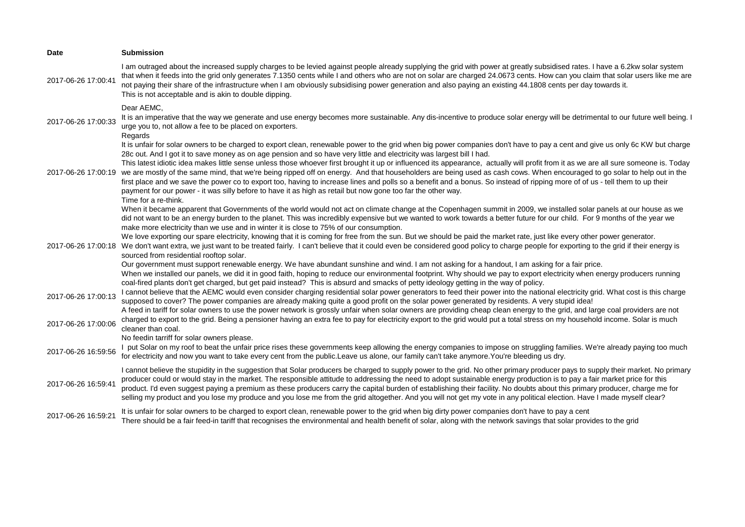| Date | Submission |
| --- | --- |
| 2017-06-26 17:00:41 | I am outraged about the increased supply charges to be levied against people already supplying the grid with power at greatly subsidised rates. I have a 6.2kw solar system that when it feeds into the grid only generates 7.1350 cents while I and others who are not on solar are charged 24.0673 cents. How can you claim that solar users like me are not paying their share of the infrastructure when I am obviously subsidising power generation and also paying an existing 44.1808 cents per day towards it.<br>This is not acceptable and is akin to double dipping. |
| 2017-06-26 17:00:33 | Dear AEMC,<br>It is an imperative that the way we generate and use energy becomes more sustainable. Any dis-incentive to produce solar energy will be detrimental to our future well being. I urge you to, not allow a fee to be placed on exporters.<br>Regards |
| 2017-06-26 17:00:19 | It is unfair for solar owners to be charged to export clean, renewable power to the grid when big power companies don't have to pay a cent and give us only 6c KW but charge 28c out. And I got it to save money as on age pension and so have very little and electricity was largest bill I had.<br>This latest idiotic idea makes little sense unless those whoever first brought it up or influenced its appearance, actually will profit from it as we are all sure someone is. Today we are mostly of the same mind, that we're being ripped off on energy. And that householders are being used as cash cows. When encouraged to go solar to help out in the first place and we save the power co to export too, having to increase lines and polls so a benefit and a bonus. So instead of ripping more of of us - tell them to up their payment for our power - it was silly before to have it as high as retail but now gone too far the other way.<br>Time for a re-think. |
| 2017-06-26 17:00:18 | When it became apparent that Governments of the world would not act on climate change at the Copenhagen summit in 2009, we installed solar panels at our house as we did not want to be an energy burden to the planet. This was incredibly expensive but we wanted to work towards a better future for our child. For 9 months of the year we make more electricity than we use and in winter it is close to 75% of our consumption.<br>We love exporting our spare electricity, knowing that it is coming for free from the sun. But we should be paid the market rate, just like every other power generator.<br>We don't want extra, we just want to be treated fairly. I can't believe that it could even be considered good policy to charge people for exporting to the grid if their energy is sourced from residential rooftop solar.<br>Our government must support renewable energy. We have abundant sunshine and wind. I am not asking for a handout, I am asking for a fair price.<br>When we installed our panels, we did it in good faith, hoping to reduce our environmental footprint. Why should we pay to export electricity when energy producers running coal-fired plants don't get charged, but get paid instead? This is absurd and smacks of petty ideology getting in the way of policy. |
| 2017-06-26 17:00:13 | I cannot believe that the AEMC would even consider charging residential solar power generators to feed their power into the national electricity grid. What cost is this charge supposed to cover? The power companies are already making quite a good profit on the solar power generated by residents. A very stupid idea! |
| 2017-06-26 17:00:06 | A feed in tariff for solar owners to use the power network is grossly unfair when solar owners are providing cheap clean energy to the grid, and large coal providers are not charged to export to the grid. Being a pensioner having an extra fee to pay for electricity export to the grid would put a total stress on my household income. Solar is much cleaner than coal.<br>No feedin tarriff for solar owners please. |
| 2017-06-26 16:59:56 | I put Solar on my roof to beat the unfair price rises these governments keep allowing the energy companies to impose on struggling families. We're already paying too much for electricity and now you want to take every cent from the public.Leave us alone, our family can't take anymore.You're bleeding us dry. |
| 2017-06-26 16:59:41 | I cannot believe the stupidity in the suggestion that Solar producers be charged to supply power to the grid. No other primary producer pays to supply their market. No primary producer could or would stay in the market. The responsible attitude to addressing the need to adopt sustainable energy production is to pay a fair market price for this product. I'd even suggest paying a premium as these producers carry the capital burden of establishing their facility. No doubts about this primary producer, charge me for selling my product and you lose my produce and you lose me from the grid altogether. And you will not get my vote in any political election. Have I made myself clear? |
| 2017-06-26 16:59:21 | It is unfair for solar owners to be charged to export clean, renewable power to the grid when big dirty power companies don't have to pay a cent<br>There should be a fair feed-in tariff that recognises the environmental and health benefit of solar, along with the network savings that solar provides to the grid |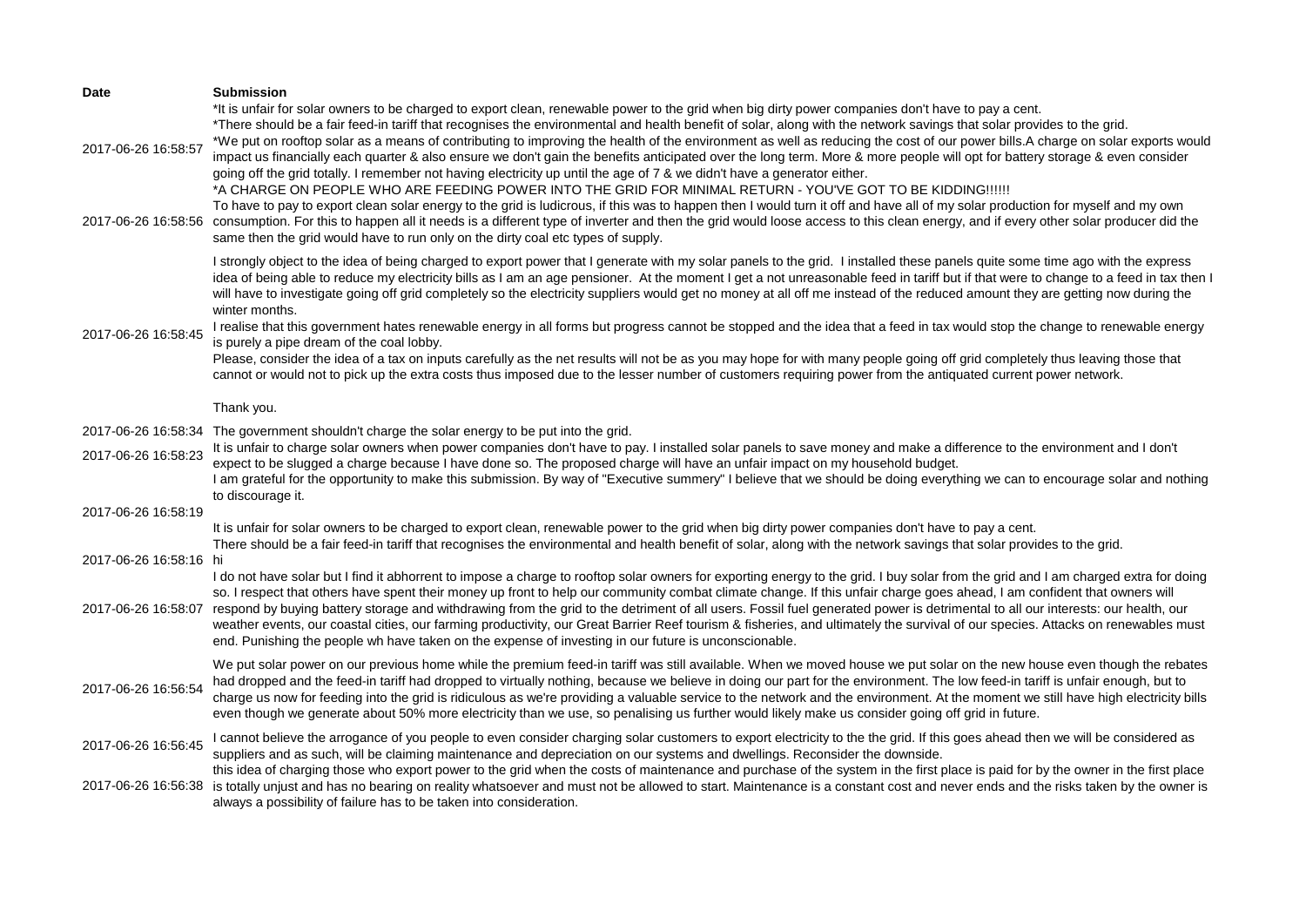| Date | Submission |
| --- | --- |
| 2017-06-26 16:58:57 | *It is unfair for solar owners to be charged to export clean, renewable power to the grid when big dirty power companies don't have to pay a cent.<br>*There should be a fair feed-in tariff that recognises the environmental and health benefit of solar, along with the network savings that solar provides to the grid.<br>*We put on rooftop solar as a means of contributing to improving the health of the environment as well as reducing the cost of our power bills.A charge on solar exports would impact us financially each quarter & also ensure we don't gain the benefits anticipated over the long term. More & more people will opt for battery storage & even consider going off the grid totally. I remember not having electricity up until the age of 7 & we didn't have a generator either.<br>*A CHARGE ON PEOPLE WHO ARE FEEDING POWER INTO THE GRID FOR MINIMAL RETURN - YOU'VE GOT TO BE KIDDING!!!!!! |
| 2017-06-26 16:58:56 | To have to pay to export clean solar energy to the grid is ludicrous, if this was to happen then I would turn it off and have all of my solar production for myself and my own consumption. For this to happen all it needs is a different type of inverter and then the grid would loose access to this clean energy, and if every other solar producer did the same then the grid would have to run only on the dirty coal etc types of supply. |
| 2017-06-26 16:58:45 | I strongly object to the idea of being charged to export power that I generate with my solar panels to the grid. I installed these panels quite some time ago with the express idea of being able to reduce my electricity bills as I am an age pensioner. At the moment I get a not unreasonable feed in tariff but if that were to change to a feed in tax then I will have to investigate going off grid completely so the electricity suppliers would get no money at all off me instead of the reduced amount they are getting now during the winter months.<br>I realise that this government hates renewable energy in all forms but progress cannot be stopped and the idea that a feed in tax would stop the change to renewable energy is purely a pipe dream of the coal lobby.<br>Please, consider the idea of a tax on inputs carefully as the net results will not be as you may hope for with many people going off grid completely thus leaving those that cannot or would not to pick up the extra costs thus imposed due to the lesser number of customers requiring power from the antiquated current power network.<br><br>Thank you. |
| 2017-06-26 16:58:34 | The government shouldn't charge the solar energy to be put into the grid. |
| 2017-06-26 16:58:23 | It is unfair to charge solar owners when power companies don't have to pay. I installed solar panels to save money and make a difference to the environment and I don't expect to be slugged a charge because I have done so. The proposed charge will have an unfair impact on my household budget. |
| 2017-06-26 16:58:19 | I am grateful for the opportunity to make this submission. By way of "Executive summery" I believe that we should be doing everything we can to encourage solar and nothing to discourage it.<br><br>It is unfair for solar owners to be charged to export clean, renewable power to the grid when big dirty power companies don't have to pay a cent.<br>There should be a fair feed-in tariff that recognises the environmental and health benefit of solar, along with the network savings that solar provides to the grid. |
| 2017-06-26 16:58:16 | hi |
| 2017-06-26 16:58:07 | I do not have solar but I find it abhorrent to impose a charge to rooftop solar owners for exporting energy to the grid. I buy solar from the grid and I am charged extra for doing so. I respect that others have spent their money up front to help our community combat climate change. If this unfair charge goes ahead, I am confident that owners will respond by buying battery storage and withdrawing from the grid to the detriment of all users. Fossil fuel generated power is detrimental to all our interests: our health, our weather events, our coastal cities, our farming productivity, our Great Barrier Reef tourism & fisheries, and ultimately the survival of our species. Attacks on renewables must end. Punishing the people wh have taken on the expense of investing in our future is unconscionable. |
| 2017-06-26 16:56:54 | We put solar power on our previous home while the premium feed-in tariff was still available. When we moved house we put solar on the new house even though the rebates had dropped and the feed-in tariff had dropped to virtually nothing, because we believe in doing our part for the environment. The low feed-in tariff is unfair enough, but to charge us now for feeding into the grid is ridiculous as we're providing a valuable service to the network and the environment. At the moment we still have high electricity bills even though we generate about 50% more electricity than we use, so penalising us further would likely make us consider going off grid in future. |
| 2017-06-26 16:56:45 | I cannot believe the arrogance of you people to even consider charging solar customers to export electricity to the the grid. If this goes ahead then we will be considered as suppliers and as such, will be claiming maintenance and depreciation on our systems and dwellings. Reconsider the downside. |
| 2017-06-26 16:56:38 | this idea of charging those who export power to the grid when the costs of maintenance and purchase of the system in the first place is paid for by the owner in the first place is totally unjust and has no bearing on reality whatsoever and must not be allowed to start. Maintenance is a constant cost and never ends and the risks taken by the owner is always a possibility of failure has to be taken into consideration. |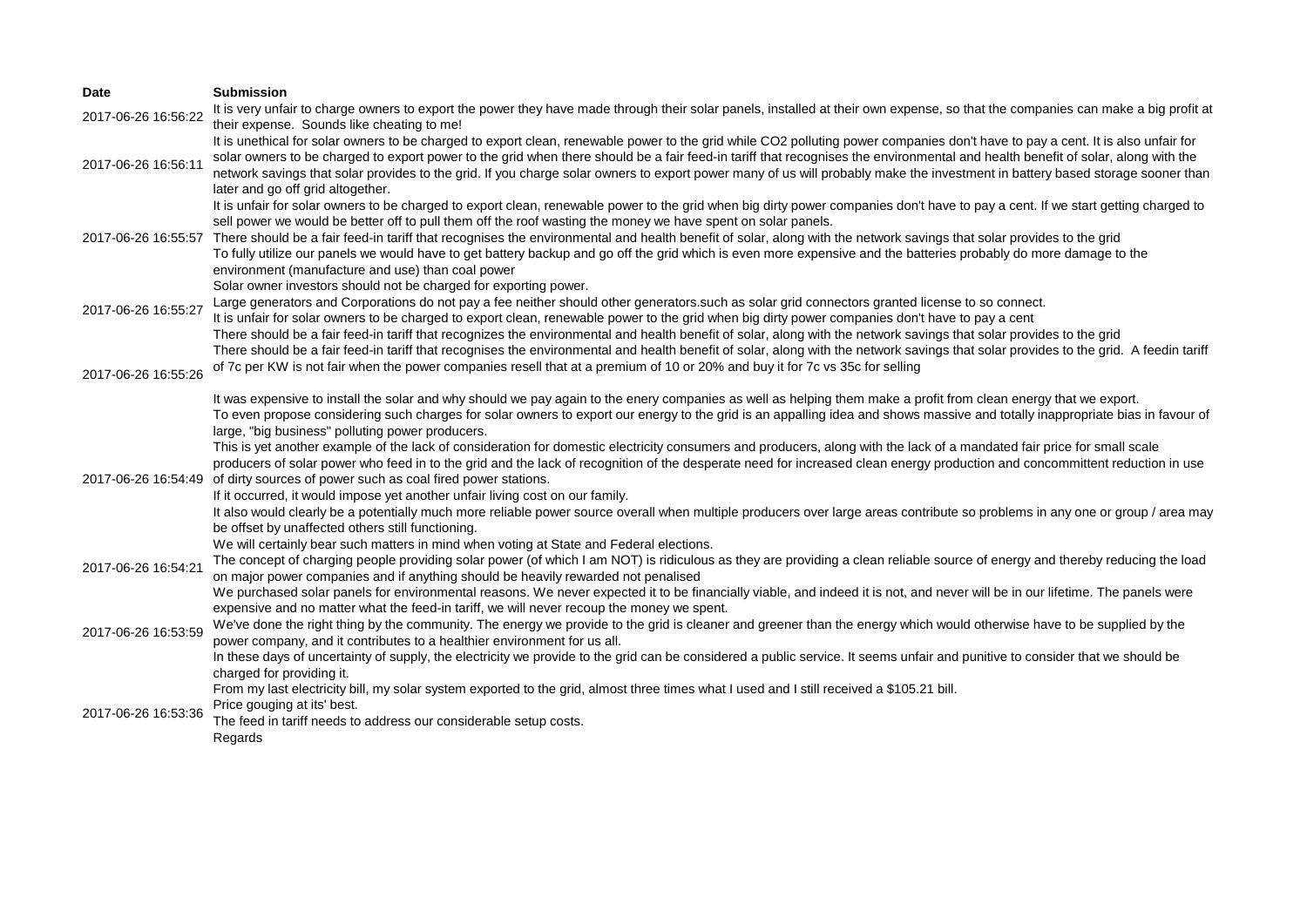| Date | Submission |
| --- | --- |
| 2017-06-26 16:56:22 | It is very unfair to charge owners to export the power they have made through their solar panels, installed at their own expense, so that the companies can make a big profit at their expense. Sounds like cheating to me! |
| 2017-06-26 16:56:11 | It is unethical for solar owners to be charged to export clean, renewable power to the grid while CO2 polluting power companies don't have to pay a cent. It is also unfair for solar owners to be charged to export power to the grid when there should be a fair feed-in tariff that recognises the environmental and health benefit of solar, along with the network savings that solar provides to the grid. If you charge solar owners to export power many of us will probably make the investment in battery based storage sooner than later and go off grid altogether. |
| 2017-06-26 16:55:57 | It is unfair for solar owners to be charged to export clean, renewable power to the grid when big dirty power companies don't have to pay a cent. If we start getting charged to sell power we would be better off to pull them off the roof wasting the money we have spent on solar panels.<br>There should be a fair feed-in tariff that recognises the environmental and health benefit of solar, along with the network savings that solar provides to the grid<br>To fully utilize our panels we would have to get battery backup and go off the grid which is even more expensive and the batteries probably do more damage to the environment (manufacture and use) than coal power |
| 2017-06-26 16:55:27 | Solar owner investors should not be charged for exporting power.<br>Large generators and Corporations do not pay a fee neither should other generators.such as solar grid connectors granted license to so connect.<br>It is unfair for solar owners to be charged to export clean, renewable power to the grid when big dirty power companies don't have to pay a cent<br>There should be a fair feed-in tariff that recognizes the environmental and health benefit of solar, along with the network savings that solar provides to the grid |
| 2017-06-26 16:55:26 | There should be a fair feed-in tariff that recognises the environmental and health benefit of solar, along with the network savings that solar provides to the grid. A feedin tariff of 7c per KW is not fair when the power companies resell that at a premium of 10 or 20% and buy it for 7c vs 35c for selling<br><br>It was expensive to install the solar and why should we pay again to the enery companies as well as helping them make a profit from clean energy that we export. |
| 2017-06-26 16:54:49 | To even propose considering such charges for solar owners to export our energy to the grid is an appalling idea and shows massive and totally inappropriate bias in favour of large, "big business" polluting power producers.<br>This is yet another example of the lack of consideration for domestic electricity consumers and producers, along with the lack of a mandated fair price for small scale producers of solar power who feed in to the grid and the lack of recognition of the desperate need for increased clean energy production and concommittent reduction in use of dirty sources of power such as coal fired power stations.<br>If it occurred, it would impose yet another unfair living cost on our family.<br>It also would clearly be a potentially much more reliable power source overall when multiple producers over large areas contribute so problems in any one or group / area may be offset by unaffected others still functioning.<br>We will certainly bear such matters in mind when voting at State and Federal elections. |
| 2017-06-26 16:54:21 | The concept of charging people providing solar power (of which I am NOT) is ridiculous as they are providing a clean reliable source of energy and thereby reducing the load on major power companies and if anything should be heavily rewarded not penalised |
| 2017-06-26 16:53:59 | We purchased solar panels for environmental reasons. We never expected it to be financially viable, and indeed it is not, and never will be in our lifetime. The panels were expensive and no matter what the feed-in tariff, we will never recoup the money we spent.<br>We've done the right thing by the community. The energy we provide to the grid is cleaner and greener than the energy which would otherwise have to be supplied by the power company, and it contributes to a healthier environment for us all.<br>In these days of uncertainty of supply, the electricity we provide to the grid can be considered a public service. It seems unfair and punitive to consider that we should be charged for providing it. |
| 2017-06-26 16:53:36 | From my last electricity bill, my solar system exported to the grid, almost three times what I used and I still received a $105.21 bill.<br>Price gouging at its' best.<br>The feed in tariff needs to address our considerable setup costs.<br>Regards |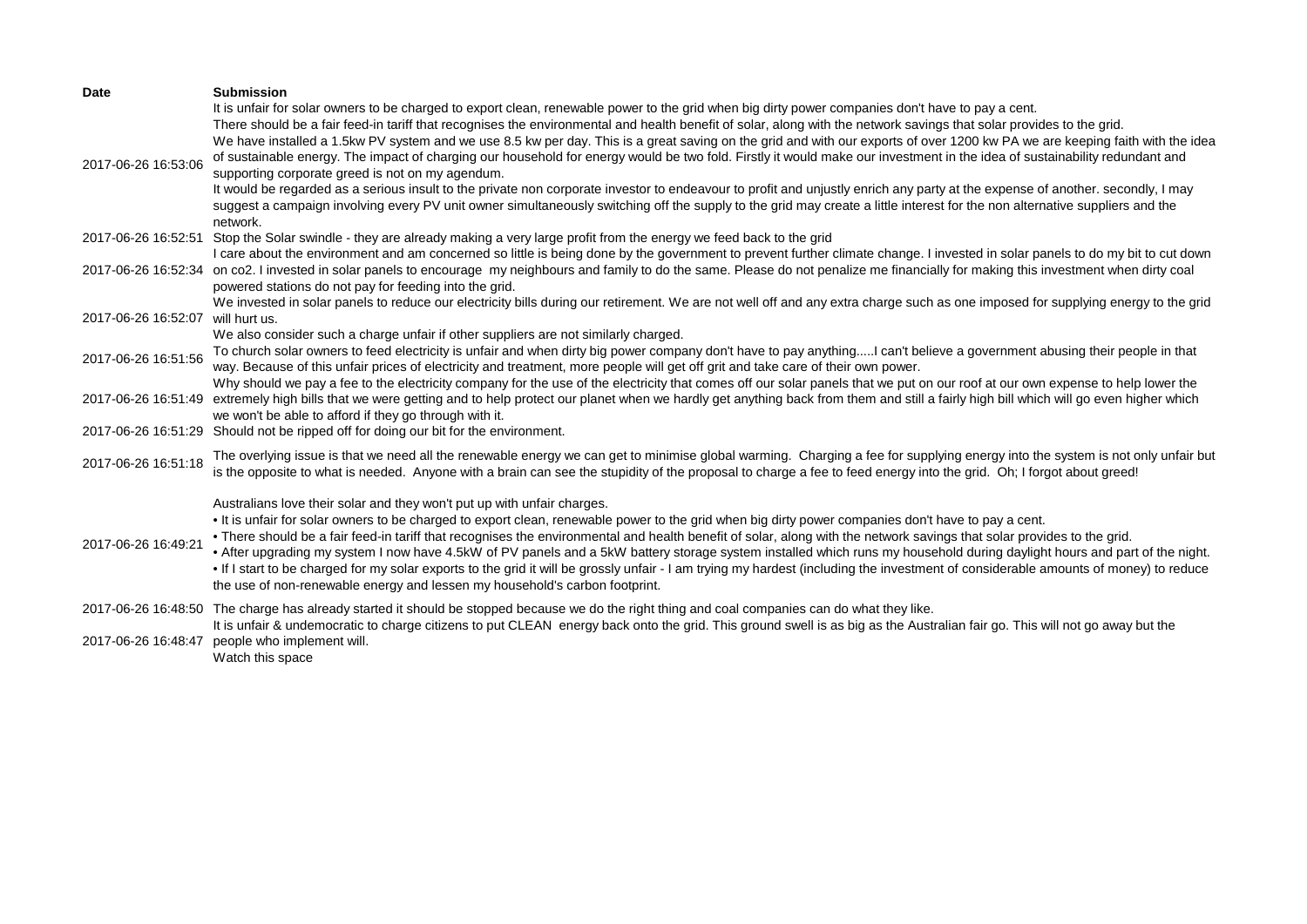| Date | Submission |
| --- | --- |
| 2017-06-26 16:53:06 | It is unfair for solar owners to be charged to export clean, renewable power to the grid when big dirty power companies don't have to pay a cent.<br>There should be a fair feed-in tariff that recognises the environmental and health benefit of solar, along with the network savings that solar provides to the grid.<br>We have installed a 1.5kw PV system and we use 8.5 kw per day. This is a great saving on the grid and with our exports of over 1200 kw PA we are keeping faith with the idea of sustainable energy. The impact of charging our household for energy would be two fold. Firstly it would make our investment in the idea of sustainability redundant and supporting corporate greed is not on my agendum.<br>It would be regarded as a serious insult to the private non corporate investor to endeavour to profit and unjustly enrich any party at the expense of another. secondly, I may suggest a campaign involving every PV unit owner simultaneously switching off the supply to the grid may create a little interest for the non alternative suppliers and the network. |
| 2017-06-26 16:52:51 | Stop the Solar swindle - they are already making a very large profit from the energy we feed back to the grid |
| 2017-06-26 16:52:34 | I care about the environment and am concerned so little is being done by the government to prevent further climate change. I invested in solar panels to do my bit to cut down on co2. I invested in solar panels to encourage my neighbours and family to do the same. Please do not penalize me financially for making this investment when dirty coal powered stations do not pay for feeding into the grid. |
| 2017-06-26 16:52:07 | We invested in solar panels to reduce our electricity bills during our retirement. We are not well off and any extra charge such as one imposed for supplying energy to the grid will hurt us.<br>We also consider such a charge unfair if other suppliers are not similarly charged. |
| 2017-06-26 16:51:56 | To church solar owners to feed electricity is unfair and when dirty big power company don't have to pay anything.....I can't believe a government abusing their people in that way. Because of this unfair prices of electricity and treatment, more people will get off grit and take care of their own power. |
| 2017-06-26 16:51:49 | Why should we pay a fee to the electricity company for the use of the electricity that comes off our solar panels that we put on our roof at our own expense to help lower the extremely high bills that we were getting and to help protect our planet when we hardly get anything back from them and still a fairly high bill which will go even higher which we won't be able to afford if they go through with it. |
| 2017-06-26 16:51:29 | Should not be ripped off for doing our bit for the environment. |
| 2017-06-26 16:51:18 | The overlying issue is that we need all the renewable energy we can get to minimise global warming. Charging a fee for supplying energy into the system is not only unfair but is the opposite to what is needed. Anyone with a brain can see the stupidity of the proposal to charge a fee to feed energy into the grid. Oh; I forgot about greed! |
| 2017-06-26 16:49:21 | Australians love their solar and they won't put up with unfair charges.<br>• It is unfair for solar owners to be charged to export clean, renewable power to the grid when big dirty power companies don't have to pay a cent.<br>• There should be a fair feed-in tariff that recognises the environmental and health benefit of solar, along with the network savings that solar provides to the grid.<br>• After upgrading my system I now have 4.5kW of PV panels and a 5kW battery storage system installed which runs my household during daylight hours and part of the night.<br>• If I start to be charged for my solar exports to the grid it will be grossly unfair - I am trying my hardest (including the investment of considerable amounts of money) to reduce the use of non-renewable energy and lessen my household's carbon footprint. |
| 2017-06-26 16:48:50 | The charge has already started it should be stopped because we do the right thing and coal companies can do what they like. |
| 2017-06-26 16:48:47 | It is unfair & undemocratic to charge citizens to put CLEAN energy back onto the grid. This ground swell is as big as the Australian fair go. This will not go away but the people who implement will.<br>Watch this space |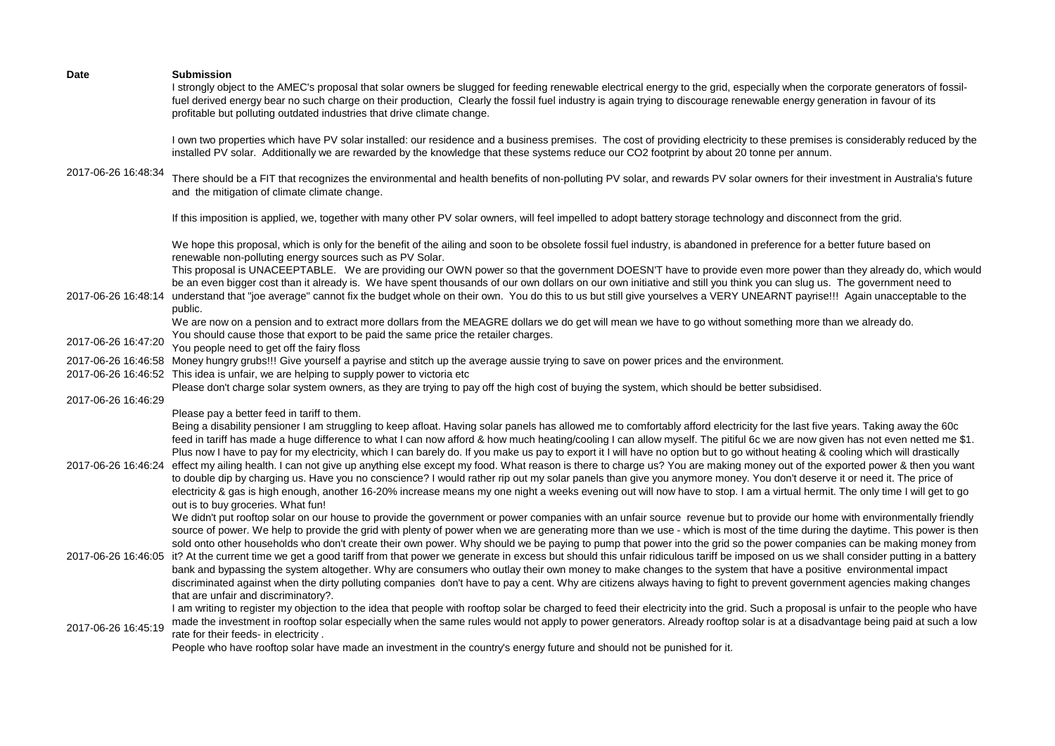| Date | Submission |
|---|---|
| 2017-06-26 16:48:34 | I strongly object to the AMEC's proposal that solar owners be slugged for feeding renewable electrical energy to the grid, especially when the corporate generators of fossil-fuel derived energy bear no such charge on their production, Clearly the fossil fuel industry is again trying to discourage renewable energy generation in favour of its profitable but polluting outdated industries that drive climate change.<br><br>I own two properties which have PV solar installed: our residence and a business premises. The cost of providing electricity to these premises is considerably reduced by the installed PV solar. Additionally we are rewarded by the knowledge that these systems reduce our CO2 footprint by about 20 tonne per annum.<br><br>There should be a FIT that recognizes the environmental and health benefits of non-polluting PV solar, and rewards PV solar owners for their investment in Australia's future and the mitigation of climate climate change.<br><br>If this imposition is applied, we, together with many other PV solar owners, will feel impelled to adopt battery storage technology and disconnect from the grid.<br><br>We hope this proposal, which is only for the benefit of the ailing and soon to be obsolete fossil fuel industry, is abandoned in preference for a better future based on renewable non-polluting energy sources such as PV Solar. |
| 2017-06-26 16:48:14 | This proposal is UNACEEPTABLE. We are providing our OWN power so that the government DOESN'T have to provide even more power than they already do, which would be an even bigger cost than it already is. We have spent thousands of our own dollars on our own initiative and still you think you can slug us. The government need to understand that "joe average" cannot fix the budget whole on their own. You do this to us but still give yourselves a VERY UNEARNT payrise!!! Again unacceptable to the public.<br>We are now on a pension and to extract more dollars from the MEAGRE dollars we do get will mean we have to go without something more than we already do. |
| 2017-06-26 16:47:20 | You should cause those that export to be paid the same price the retailer charges.<br>You people need to get off the fairy floss |
| 2017-06-26 16:46:58 | Money hungry grubs!!! Give yourself a payrise and stitch up the average aussie trying to save on power prices and the environment. |
| 2017-06-26 16:46:52 | This idea is unfair, we are helping to supply power to victoria etc |
| 2017-06-26 16:46:29 | Please don't charge solar system owners, as they are trying to pay off the high cost of buying the system, which should be better subsidised.<br><br>Please pay a better feed in tariff to them. |
| 2017-06-26 16:46:24 | Being a disability pensioner I am struggling to keep afloat. Having solar panels has allowed me to comfortably afford electricity for the last five years. Taking away the 60c feed in tariff has made a huge difference to what I can now afford & how much heating/cooling I can allow myself. The pitiful 6c we are now given has not even netted me $1. Plus now I have to pay for my electricity, which I can barely do. If you make us pay to export it I will have no option but to go without heating & cooling which will drastically effect my ailing health. I can not give up anything else except my food. What reason is there to charge us? You are making money out of the exported power & then you want to double dip by charging us. Have you no conscience? I would rather rip out my solar panels than give you anymore money. You don't deserve it or need it. The price of electricity & gas is high enough, another 16-20% increase means my one night a weeks evening out will now have to stop. I am a virtual hermit. The only time I will get to go out is to buy groceries. What fun! |
| 2017-06-26 16:46:05 | We didn't put rooftop solar on our house to provide the government or power companies with an unfair source revenue but to provide our home with environmentally friendly source of power. We help to provide the grid with plenty of power when we are generating more than we use - which is most of the time during the daytime. This power is then sold onto other households who don't create their own power. Why should we be paying to pump that power into the grid so the power companies can be making money from it? At the current time we get a good tariff from that power we generate in excess but should this unfair ridiculous tariff be imposed on us we shall consider putting in a battery bank and bypassing the system altogether. Why are consumers who outlay their own money to make changes to the system that have a positive environmental impact discriminated against when the dirty polluting companies don't have to pay a cent. Why are citizens always having to fight to prevent government agencies making changes that are unfair and discriminatory?. |
| 2017-06-26 16:45:19 | I am writing to register my objection to the idea that people with rooftop solar be charged to feed their electricity into the grid. Such a proposal is unfair to the people who have made the investment in rooftop solar especially when the same rules would not apply to power generators. Already rooftop solar is at a disadvantage being paid at such a low rate for their feeds- in electricity .<br>People who have rooftop solar have made an investment in the country's energy future and should not be punished for it. |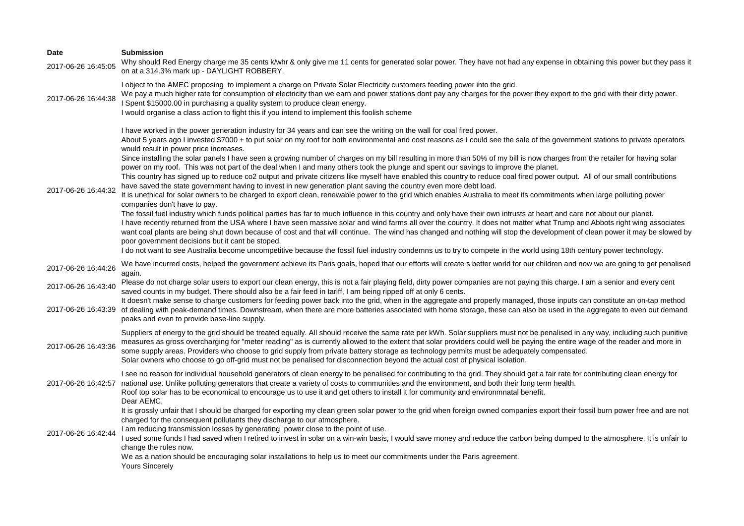| Date | Submission |
|---|---|
| 2017-06-26 16:45:05 | Why should Red Energy charge me 35 cents k/whr & only give me 11 cents for generated solar power. They have not had any expense in obtaining this power but they pass it on at a 314.3% mark up - DAYLIGHT ROBBERY. |
| 2017-06-26 16:44:38 | I object to the AMEC proposing to implement a charge on Private Solar Electricity customers feeding power into the grid.<br>We pay a much higher rate for consumption of electricity than we earn and power stations dont pay any charges for the power they export to the grid with their dirty power.<br>I Spent $15000.00 in purchasing a quality system to produce clean energy.<br>I would organise a class action to fight this if you intend to implement this foolish scheme |
| 2017-06-26 16:44:32 | I have worked in the power generation industry for 34 years and can see the writing on the wall for coal fired power.<br>About 5 years ago I invested $7000 + to put solar on my roof for both environmental and cost reasons as I could see the sale of the government stations to private operators would result in power price increases.<br>Since installing the solar panels I have seen a growing number of charges on my bill resulting in more than 50% of my bill is now charges from the retailer for having solar power on my roof. This was not part of the deal when I and many others took the plunge and spent our savings to improve the planet.<br>This country has signed up to reduce co2 output and private citizens like myself have enabled this country to reduce coal fired power output. All of our small contributions have saved the state government having to invest in new generation plant saving the country even more debt load.<br>It is unethical for solar owners to be charged to export clean, renewable power to the grid which enables Australia to meet its commitments when large polluting power companies don't have to pay.<br>The fossil fuel industry which funds political parties has far to much influence in this country and only have their own intrusts at heart and care not about our planet.<br>I have recently returned from the USA where I have seen massive solar and wind farms all over the country. It does not matter what Trump and Abbots right wing associates want coal plants are being shut down because of cost and that will continue. The wind has changed and nothing will stop the development of clean power it may be slowed by poor government decisions but it cant be stoped.<br>I do not want to see Australia become uncompetitive because the fossil fuel industry condemns us to try to compete in the world using 18th century power technology. |
| 2017-06-26 16:44:26 | We have incurred costs, helped the government achieve its Paris goals, hoped that our efforts will create s better world for our children and now we are going to get penalised again. |
| 2017-06-26 16:43:40 | Please do not charge solar users to export our clean energy, this is not a fair playing field, dirty power companies are not paying this charge. I am a senior and every cent saved counts in my budget. There should also be a fair feed in tariff, I am being ripped off at only 6 cents. |
| 2017-06-26 16:43:39 | It doesn't make sense to charge customers for feeding power back into the grid, when in the aggregate and properly managed, those inputs can constitute an on-tap method of dealing with peak-demand times. Downstream, when there are more batteries associated with home storage, these can also be used in the aggregate to even out demand peaks and even to provide base-line supply. |
| 2017-06-26 16:43:36 | Suppliers of energy to the grid should be treated equally. All should receive the same rate per kWh. Solar suppliers must not be penalised in any way, including such punitive measures as gross overcharging for "meter reading" as is currently allowed to the extent that solar providers could well be paying the entire wage of the reader and more in some supply areas. Providers who choose to grid supply from private battery storage as technology permits must be adequately compensated.<br>Solar owners who choose to go off-grid must not be penalised for disconnection beyond the actual cost of physical isolation. |
| 2017-06-26 16:42:57 | I see no reason for individual household generators of clean energy to be penalised for contributing to the grid. They should get a fair rate for contributing clean energy for national use. Unlike polluting generators that create a variety of costs to communities and the environment, and both their long term health.<br>Roof top solar has to be economical to encourage us to use it and get others to install it for community and environmnatal benefit. |
| 2017-06-26 16:42:44 | Dear AEMC,<br>It is grossly unfair that I should be charged for exporting my clean green solar power to the grid when foreign owned companies export their fossil burn power free and are not charged for the consequent pollutants they discharge to our atmosphere.<br>I am reducing transmission losses by generating power close to the point of use.<br>I used some funds I had saved when I retired to invest in solar on a win-win basis, I would save money and reduce the carbon being dumped to the atmosphere. It is unfair to change the rules now.<br>We as a nation should be encouraging solar installations to help us to meet our commitments under the Paris agreement.<br>Yours Sincerely |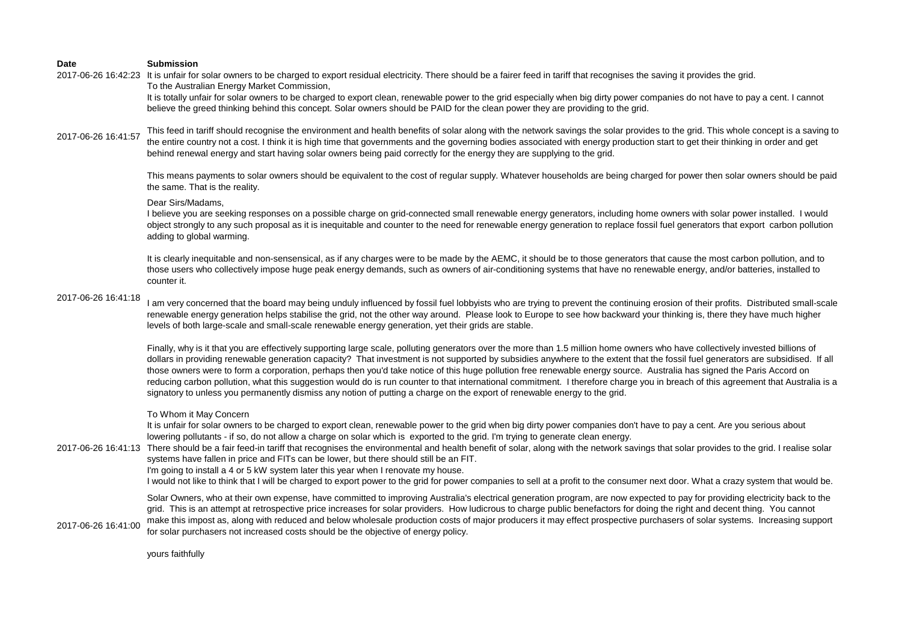| Date | Submission |
| --- | --- |
| 2017-06-26 16:42:23 | It is unfair for solar owners to be charged to export residual electricity. There should be a fairer feed in tariff that recognises the saving it provides the grid.<br>To the Australian Energy Market Commission,<br>It is totally unfair for solar owners to be charged to export clean, renewable power to the grid especially when big dirty power companies do not have to pay a cent. I cannot believe the greed thinking behind this concept. Solar owners should be PAID for the clean power they are providing to the grid. |
| 2017-06-26 16:41:57 | This feed in tariff should recognise the environment and health benefits of solar along with the network savings the solar provides to the grid. This whole concept is a saving to the entire country not a cost. I think it is high time that governments and the governing bodies associated with energy production start to get their thinking in order and get behind renewal energy and start having solar owners being paid correctly for the energy they are supplying to the grid.<br><br>This means payments to solar owners should be equivalent to the cost of regular supply. Whatever households are being charged for power then solar owners should be paid the same. That is the reality. |
| 2017-06-26 16:41:18 | Dear Sirs/Madams,<br>I believe you are seeking responses on a possible charge on grid-connected small renewable energy generators, including home owners with solar power installed. I would object strongly to any such proposal as it is inequitable and counter to the need for renewable energy generation to replace fossil fuel generators that export carbon pollution adding to global warming.<br><br>It is clearly inequitable and non-sensensical, as if any charges were to be made by the AEMC, it should be to those generators that cause the most carbon pollution, and to those users who collectively impose huge peak energy demands, such as owners of air-conditioning systems that have no renewable energy, and/or batteries, installed to counter it.<br><br>I am very concerned that the board may being unduly influenced by fossil fuel lobbyists who are trying to prevent the continuing erosion of their profits. Distributed small-scale renewable energy generation helps stabilise the grid, not the other way around. Please look to Europe to see how backward your thinking is, there they have much higher levels of both large-scale and small-scale renewable energy generation, yet their grids are stable.<br><br>Finally, why is it that you are effectively supporting large scale, polluting generators over the more than 1.5 million home owners who have collectively invested billions of dollars in providing renewable generation capacity? That investment is not supported by subsidies anywhere to the extent that the fossil fuel generators are subsidised. If all those owners were to form a corporation, perhaps then you'd take notice of this huge pollution free renewable energy source. Australia has signed the Paris Accord on reducing carbon pollution, what this suggestion would do is run counter to that international commitment. I therefore charge you in breach of this agreement that Australia is a signatory to unless you permanently dismiss any notion of putting a charge on the export of renewable energy to the grid. |
| 2017-06-26 16:41:13 | To Whom it May Concern<br>It is unfair for solar owners to be charged to export clean, renewable power to the grid when big dirty power companies don't have to pay a cent. Are you serious about lowering pollutants - if so, do not allow a charge on solar which is exported to the grid. I'm trying to generate clean energy.<br>There should be a fair feed-in tariff that recognises the environmental and health benefit of solar, along with the network savings that solar provides to the grid. I realise solar systems have fallen in price and FITs can be lower, but there should still be an FIT.<br>I'm going to install a 4 or 5 kW system later this year when I renovate my house.<br>I would not like to think that I will be charged to export power to the grid for power companies to sell at a profit to the consumer next door. What a crazy system that would be. |
| 2017-06-26 16:41:00 | Solar Owners, who at their own expense, have committed to improving Australia's electrical generation program, are now expected to pay for providing electricity back to the grid. This is an attempt at retrospective price increases for solar providers. How ludicrous to charge public benefactors for doing the right and decent thing. You cannot make this impost as, along with reduced and below wholesale production costs of major producers it may effect prospective purchasers of solar systems. Increasing support for solar purchasers not increased costs should be the objective of energy policy.<br><br>yours faithfully |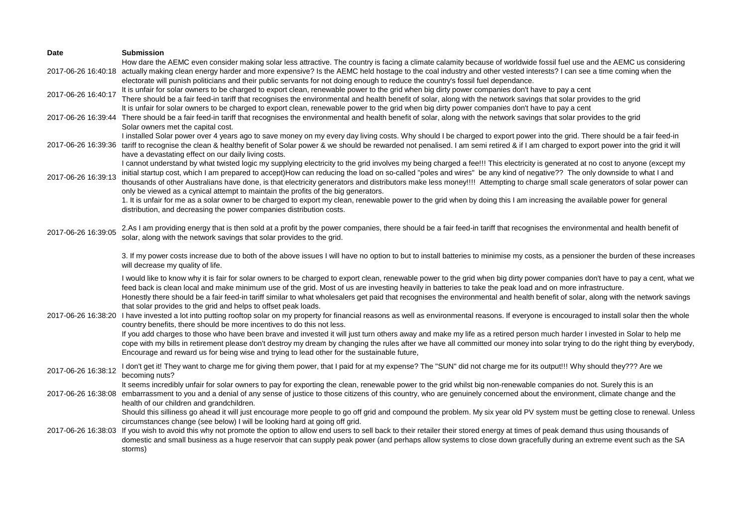| Date | Submission |
|---|---|
| 2017-06-26 16:40:18 | How dare the AEMC even consider making solar less attractive. The country is facing a climate calamity because of worldwide fossil fuel use and the AEMC us considering actually making clean energy harder and more expensive? Is the AEMC held hostage to the coal industry and other vested interests? I can see a time coming when the electorate will punish politicians and their public servants for not doing enough to reduce the country's fossil fuel dependance. |
| 2017-06-26 16:40:17 | It is unfair for solar owners to be charged to export clean, renewable power to the grid when big dirty power companies don't have to pay a cent<br>There should be a fair feed-in tariff that recognises the environmental and health benefit of solar, along with the network savings that solar provides to the grid |
| 2017-06-26 16:39:44 | It is unfair for solar owners to be charged to export clean, renewable power to the grid when big dirty power companies don't have to pay a cent<br>There should be a fair feed-in tariff that recognises the environmental and health benefit of solar, along with the network savings that solar provides to the grid<br>Solar owners met the capital cost. |
| 2017-06-26 16:39:36 | I installed Solar power over 4 years ago to save money on my every day living costs. Why should I be charged to export power into the grid. There should be a fair feed-in tariff to recognise the clean & healthy benefit of Solar power & we should be rewarded not penalised. I am semi retired & if I am charged to export power into the grid it will have a devastating effect on our daily living costs. |
| 2017-06-26 16:39:13 | I cannot understand by what twisted logic my supplying electricity to the grid involves my being charged a fee!!! This electricity is generated at no cost to anyone (except my initial startup cost, which I am prepared to accept)How can reducing the load on so-called "poles and wires" be any kind of negative?? The only downside to what I and thousands of other Australians have done, is that electricity generators and distributors make less money!!!! Attempting to charge small scale generators of solar power can only be viewed as a cynical attempt to maintain the profits of the big generators. |
| 2017-06-26 16:39:05 | 1. It is unfair for me as a solar owner to be charged to export my clean, renewable power to the grid when by doing this I am increasing the available power for general distribution, and decreasing the power companies distribution costs.<br><br>2.As I am providing energy that is then sold at a profit by the power companies, there should be a fair feed-in tariff that recognises the environmental and health benefit of solar, along with the network savings that solar provides to the grid.<br><br>3. If my power costs increase due to both of the above issues I will have no option to but to install batteries to minimise my costs, as a pensioner the burden of these increases will decrease my quality of life. |
| 2017-06-26 16:38:20 | I would like to know why it is fair for solar owners to be charged to export clean, renewable power to the grid when big dirty power companies don't have to pay a cent, what we feed back is clean local and make minimum use of the grid. Most of us are investing heavily in batteries to take the peak load and on more infrastructure.<br>Honestly there should be a fair feed-in tariff similar to what wholesalers get paid that recognises the environmental and health benefit of solar, along with the network savings that solar provides to the grid and helps to offset peak loads.<br>I have invested a lot into putting rooftop solar on my property for financial reasons as well as environmental reasons. If everyone is encouraged to install solar then the whole country benefits, there should be more incentives to do this not less.<br>If you add charges to those who have been brave and invested it will just turn others away and make my life as a retired person much harder I invested in Solar to help me cope with my bills in retirement please don't destroy my dream by changing the rules after we have all committed our money into solar trying to do the right thing by everybody, Encourage and reward us for being wise and trying to lead other for the sustainable future, |
| 2017-06-26 16:38:12 | I don't get it! They want to charge me for giving them power, that I paid for at my expense? The "SUN" did not charge me for its output!!! Why should they??? Are we becoming nuts? |
| 2017-06-26 16:38:08 | It seems incredibly unfair for solar owners to pay for exporting the clean, renewable power to the grid whilst big non-renewable companies do not. Surely this is an embarrassment to you and a denial of any sense of justice to those citizens of this country, who are genuinely concerned about the environment, climate change and the health of our children and grandchildren. |
| 2017-06-26 16:38:03 | Should this silliness go ahead it will just encourage more people to go off grid and compound the problem. My six year old PV system must be getting close to renewal. Unless circumstances change (see below) I will be looking hard at going off grid.<br>If you wish to avoid this why not promote the option to allow end users to sell back to their retailer their stored energy at times of peak demand thus using thousands of domestic and small business as a huge reservoir that can supply peak power (and perhaps allow systems to close down gracefully during an extreme event such as the SA storms) |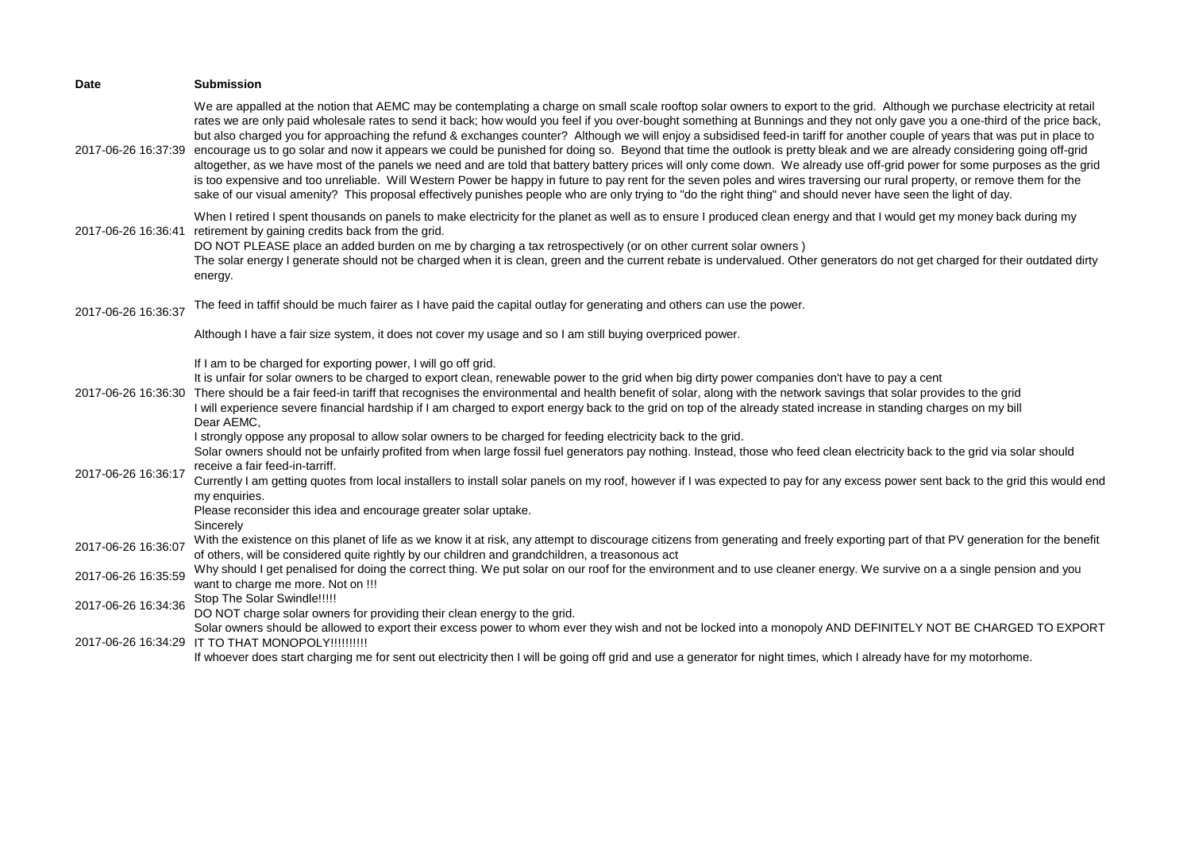| Date | Submission |
|---|---|
| 2017-06-26 16:37:39 | We are appalled at the notion that AEMC may be contemplating a charge on small scale rooftop solar owners to export to the grid. Although we purchase electricity at retail rates we are only paid wholesale rates to send it back; how would you feel if you over-bought something at Bunnings and they not only gave you a one-third of the price back, but also charged you for approaching the refund & exchanges counter? Although we will enjoy a subsidised feed-in tariff for another couple of years that was put in place to encourage us to go solar and now it appears we could be punished for doing so. Beyond that time the outlook is pretty bleak and we are already considering going off-grid altogether, as we have most of the panels we need and are told that battery battery prices will only come down. We already use off-grid power for some purposes as the grid is too expensive and too unreliable. Will Western Power be happy in future to pay rent for the seven poles and wires traversing our rural property, or remove them for the sake of our visual amenity? This proposal effectively punishes people who are only trying to "do the right thing" and should never have seen the light of day. |
| 2017-06-26 16:36:41 | When I retired I spent thousands on panels to make electricity for the planet as well as to ensure I produced clean energy and that I would get my money back during my retirement by gaining credits back from the grid.<br>DO NOT PLEASE place an added burden on me by charging a tax retrospectively (or on other current solar owners )<br>The solar energy I generate should not be charged when it is clean, green and the current rebate is undervalued. Other generators do not get charged for their outdated dirty energy. |
| 2017-06-26 16:36:37 | The feed in taffif should be much fairer as I have paid the capital outlay for generating and others can use the power.<br><br>Although I have a fair size system, it does not cover my usage and so I am still buying overpriced power. |
| 2017-06-26 16:36:30 | If I am to be charged for exporting power, I will go off grid.<br>It is unfair for solar owners to be charged to export clean, renewable power to the grid when big dirty power companies don't have to pay a cent<br>There should be a fair feed-in tariff that recognises the environmental and health benefit of solar, along with the network savings that solar provides to the grid<br>I will experience severe financial hardship if I am charged to export energy back to the grid on top of the already stated increase in standing charges on my bill |
| 2017-06-26 16:36:17 | Dear AEMC,<br>I strongly oppose any proposal to allow solar owners to be charged for feeding electricity back to the grid.<br>Solar owners should not be unfairly profited from when large fossil fuel generators pay nothing. Instead, those who feed clean electricity back to the grid via solar should receive a fair feed-in-tarriff.<br>Currently I am getting quotes from local installers to install solar panels on my roof, however if I was expected to pay for any excess power sent back to the grid this would end my enquiries.<br>Please reconsider this idea and encourage greater solar uptake.<br>Sincerely |
| 2017-06-26 16:36:07 | With the existence on this planet of life as we know it at risk, any attempt to discourage citizens from generating and freely exporting part of that PV generation for the benefit of others, will be considered quite rightly by our children and grandchildren, a treasonous act |
| 2017-06-26 16:35:59 | Why should I get penalised for doing the correct thing. We put solar on our roof for the environment and to use cleaner energy. We survive on a a single pension and you want to charge me more. Not on !!! |
| 2017-06-26 16:34:36 | Stop The Solar Swindle!!!!!<br>DO NOT charge solar owners for providing their clean energy to the grid. |
| 2017-06-26 16:34:29 | Solar owners should be allowed to export their excess power to whom ever they wish and not be locked into a monopoly AND DEFINITELY NOT BE CHARGED TO EXPORT IT TO THAT MONOPOLY!!!!!!!!!!<br>If whoever does start charging me for sent out electricity then I will be going off grid and use a generator for night times, which I already have for my motorhome. |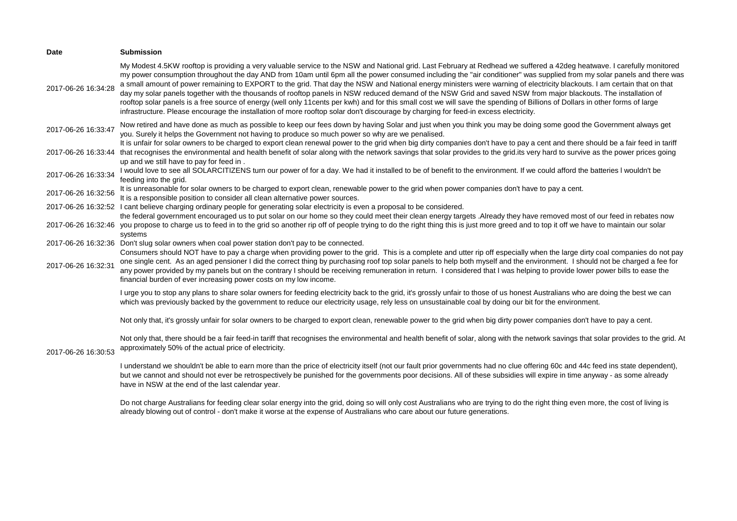| Date | Submission |
|---|---|
| 2017-06-26 16:34:28 | My Modest 4.5KW rooftop is providing a very valuable service to the NSW and National grid. Last February at Redhead we suffered a 42deg heatwave. I carefully monitored my power consumption throughout the day AND from 10am until 6pm all the power consumed including the "air conditioner" was supplied from my solar panels and there was a small amount of power remaining to EXPORT to the grid. That day the NSW and National energy ministers were warning of electricity blackouts. I am certain that on that day my solar panels together with the thousands of rooftop panels in NSW reduced demand of the NSW Grid and saved NSW from major blackouts. The installation of rooftop solar panels is a free source of energy (well only 11cents per kwh) and for this small cost we will save the spending of Billions of Dollars in other forms of large infrastructure. Please encourage the installation of more rooftop solar don't discourage by charging for feed-in excess electricity. |
| 2017-06-26 16:33:47 | Now retired and have done as much as possible to keep our fees down by having Solar and just when you think you may be doing some good the Government always get you. Surely it helps the Government not having to produce so much power so why are we penalised. |
| 2017-06-26 16:33:44 | It is unfair for solar owners to be charged to export clean renewal power to the grid when big dirty companies don't have to pay a cent and there should be a fair feed in tariff that recognises the environmental and health benefit of solar along with the network savings that solar provides to the grid.its very hard to survive as the power prices going up and we still have to pay for feed in . |
| 2017-06-26 16:33:34 | I would love to see all SOLARCITIZENS turn our power of for a day. We had it installed to be of benefit to the environment. If we could afford the batteries l wouldn't be feeding into the grid. |
| 2017-06-26 16:32:56 | It is unreasonable for solar owners to be charged to export clean, renewable power to the grid when power companies don't have to pay a cent.<br>It is a responsible position to consider all clean alternative power sources. |
| 2017-06-26 16:32:52 | I cant believe charging ordinary people for generating solar electricity is even a proposal to be considered. |
| 2017-06-26 16:32:46 | the federal government encouraged us to put solar on our home so they could meet their clean energy targets .Already they have removed most of our feed in rebates now you propose to charge us to feed in to the grid so another rip off of people trying to do the right thing this is just more greed and to top it off we have to maintain our solar systems |
| 2017-06-26 16:32:36 | Don't slug solar owners when coal power station don't pay to be connected. |
| 2017-06-26 16:32:31 | Consumers should NOT have to pay a charge when providing power to the grid. This is a complete and utter rip off especially when the large dirty coal companies do not pay one single cent. As an aged pensioner I did the correct thing by purchasing roof top solar panels to help both myself and the environment. I should not be charged a fee for any power provided by my panels but on the contrary I should be receiving remuneration in return. I considered that I was helping to provide lower power bills to ease the financial burden of ever increasing power costs on my low income. |
| 2017-06-26 16:30:53 | I urge you to stop any plans to share solar owners for feeding electricity back to the grid, it's grossly unfair to those of us honest Australians who are doing the best we can which was previously backed by the government to reduce our electricity usage, rely less on unsustainable coal by doing our bit for the environment.<br><br>Not only that, it's grossly unfair for solar owners to be charged to export clean, renewable power to the grid when big dirty power companies don't have to pay a cent.<br><br>Not only that, there should be a fair feed-in tariff that recognises the environmental and health benefit of solar, along with the network savings that solar provides to the grid. At approximately 50% of the actual price of electricity.<br><br>I understand we shouldn't be able to earn more than the price of electricity itself (not our fault prior governments had no clue offering 60c and 44c feed ins state dependent), but we cannot and should not ever be retrospectively be punished for the governments poor decisions. All of these subsidies will expire in time anyway - as some already have in NSW at the end of the last calendar year.<br><br>Do not charge Australians for feeding clear solar energy into the grid, doing so will only cost Australians who are trying to do the right thing even more, the cost of living is already blowing out of control - don't make it worse at the expense of Australians who care about our future generations. |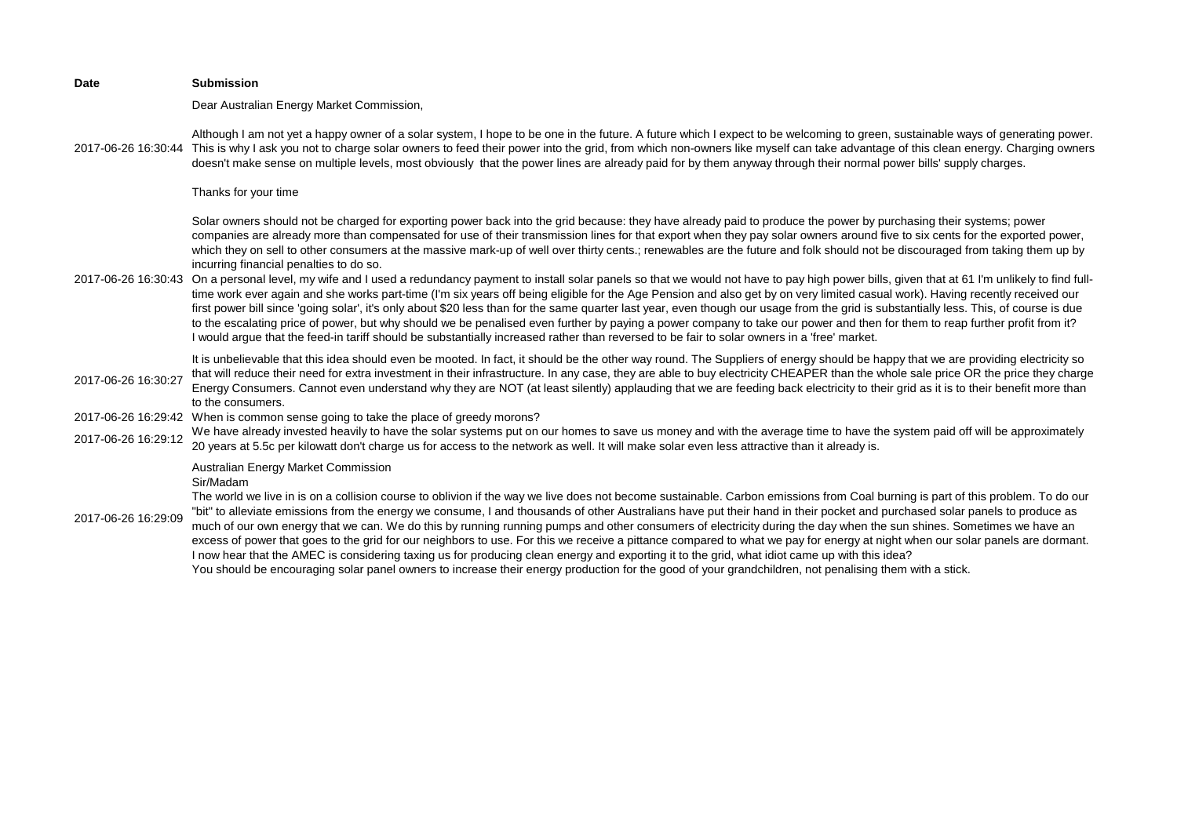| Date | Submission |
|---|---|
| 2017-06-26 16:30:44 | Dear Australian Energy Market Commission,<br><br>Although I am not yet a happy owner of a solar system, I hope to be one in the future. A future which I expect to be welcoming to green, sustainable ways of generating power. This is why I ask you not to charge solar owners to feed their power into the grid, from which non-owners like myself can take advantage of this clean energy. Charging owners doesn't make sense on multiple levels, most obviously that the power lines are already paid for by them anyway through their normal power bills' supply charges.<br><br>Thanks for your time |
| 2017-06-26 16:30:43 | Solar owners should not be charged for exporting power back into the grid because: they have already paid to produce the power by purchasing their systems; power companies are already more than compensated for use of their transmission lines for that export when they pay solar owners around five to six cents for the exported power, which they on sell to other consumers at the massive mark-up of well over thirty cents.; renewables are the future and folk should not be discouraged from taking them up by incurring financial penalties to do so.<br>On a personal level, my wife and I used a redundancy payment to install solar panels so that we would not have to pay high power bills, given that at 61 I'm unlikely to find full-time work ever again and she works part-time (I'm six years off being eligible for the Age Pension and also get by on very limited casual work). Having recently received our first power bill since 'going solar', it's only about $20 less than for the same quarter last year, even though our usage from the grid is substantially less. This, of course is due to the escalating price of power, but why should we be penalised even further by paying a power company to take our power and then for them to reap further profit from it?<br>I would argue that the feed-in tariff should be substantially increased rather than reversed to be fair to solar owners in a 'free' market. |
| 2017-06-26 16:30:27 | It is unbelievable that this idea should even be mooted. In fact, it should be the other way round. The Suppliers of energy should be happy that we are providing electricity so that will reduce their need for extra investment in their infrastructure. In any case, they are able to buy electricity CHEAPER than the whole sale price OR the price they charge Energy Consumers. Cannot even understand why they are NOT (at least silently) applauding that we are feeding back electricity to their grid as it is to their benefit more than to the consumers. |
| 2017-06-26 16:29:42 | When is common sense going to take the place of greedy morons? |
| 2017-06-26 16:29:12 | We have already invested heavily to have the solar systems put on our homes to save us money and with the average time to have the system paid off will be approximately 20 years at 5.5c per kilowatt don't charge us for access to the network as well. It will make solar even less attractive than it already is. |
| 2017-06-26 16:29:09 | Australian Energy Market Commission<br>Sir/Madam<br>The world we live in is on a collision course to oblivion if the way we live does not become sustainable. Carbon emissions from Coal burning is part of this problem. To do our "bit" to alleviate emissions from the energy we consume, I and thousands of other Australians have put their hand in their pocket and purchased solar panels to produce as much of our own energy that we can. We do this by running running pumps and other consumers of electricity during the day when the sun shines. Sometimes we have an excess of power that goes to the grid for our neighbors to use. For this we receive a pittance compared to what we pay for energy at night when our solar panels are dormant.<br>I now hear that the AMEC is considering taxing us for producing clean energy and exporting it to the grid, what idiot came up with this idea?<br>You should be encouraging solar panel owners to increase their energy production for the good of your grandchildren, not penalising them with a stick. |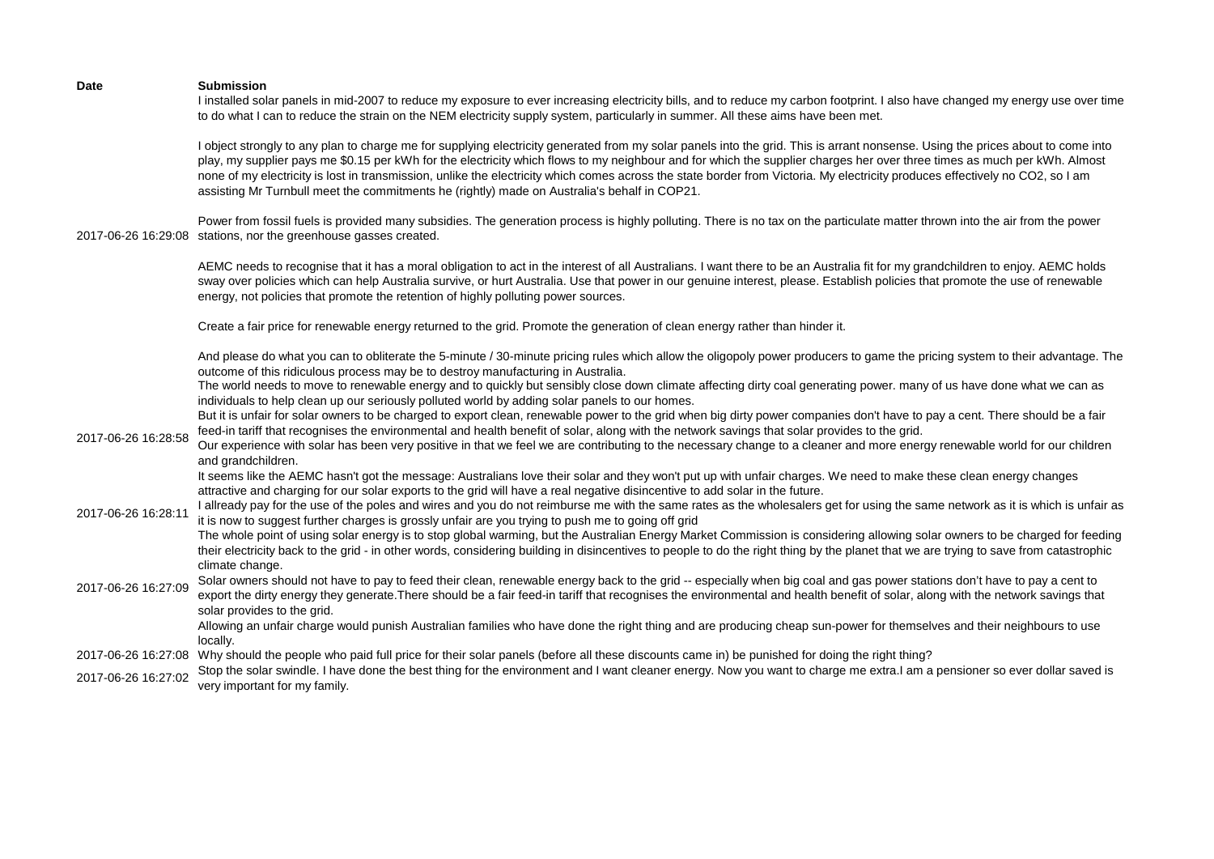| Date | Submission |
|---|---|
| 2017-06-26 16:29:08 | I installed solar panels in mid-2007 to reduce my exposure to ever increasing electricity bills, and to reduce my carbon footprint. I also have changed my energy use over time to do what I can to reduce the strain on the NEM electricity supply system, particularly in summer. All these aims have been met.<br><br>I object strongly to any plan to charge me for supplying electricity generated from my solar panels into the grid. This is arrant nonsense. Using the prices about to come into play, my supplier pays me $0.15 per kWh for the electricity which flows to my neighbour and for which the supplier charges her over three times as much per kWh. Almost none of my electricity is lost in transmission, unlike the electricity which comes across the state border from Victoria. My electricity produces effectively no CO2, so I am assisting Mr Turnbull meet the commitments he (rightly) made on Australia's behalf in COP21.<br><br>Power from fossil fuels is provided many subsidies. The generation process is highly polluting. There is no tax on the particulate matter thrown into the air from the power stations, nor the greenhouse gasses created.<br><br>AEMC needs to recognise that it has a moral obligation to act in the interest of all Australians. I want there to be an Australia fit for my grandchildren to enjoy. AEMC holds sway over policies which can help Australia survive, or hurt Australia. Use that power in our genuine interest, please. Establish policies that promote the use of renewable energy, not policies that promote the retention of highly polluting power sources.<br><br>Create a fair price for renewable energy returned to the grid. Promote the generation of clean energy rather than hinder it.<br><br>And please do what you can to obliterate the 5-minute / 30-minute pricing rules which allow the oligopoly power producers to game the pricing system to their advantage. The outcome of this ridiculous process may be to destroy manufacturing in Australia. |
| 2017-06-26 16:28:58 | The world needs to move to renewable energy and to quickly but sensibly close down climate affecting dirty coal generating power. many of us have done what we can as individuals to help clean up our seriously polluted world by adding solar panels to our homes.<br>But it is unfair for solar owners to be charged to export clean, renewable power to the grid when big dirty power companies don't have to pay a cent. There should be a fair feed-in tariff that recognises the environmental and health benefit of solar, along with the network savings that solar provides to the grid.<br>Our experience with solar has been very positive in that we feel we are contributing to the necessary change to a cleaner and more energy renewable world for our children and grandchildren.<br>It seems like the AEMC hasn't got the message: Australians love their solar and they won't put up with unfair charges. We need to make these clean energy changes attractive and charging for our solar exports to the grid will have a real negative disincentive to add solar in the future. |
| 2017-06-26 16:28:11 | I allready pay for the use of the poles and wires and you do not reimburse me with the same rates as the wholesalers get for using the same network as it is which is unfair as it is now to suggest further charges is grossly unfair are you trying to push me to going off grid |
| 2017-06-26 16:27:09 | The whole point of using solar energy is to stop global warming, but the Australian Energy Market Commission is considering allowing solar owners to be charged for feeding their electricity back to the grid - in other words, considering building in disincentives to people to do the right thing by the planet that we are trying to save from catastrophic climate change.<br>Solar owners should not have to pay to feed their clean, renewable energy back to the grid -- especially when big coal and gas power stations don't have to pay a cent to export the dirty energy they generate.There should be a fair feed-in tariff that recognises the environmental and health benefit of solar, along with the network savings that solar provides to the grid.<br>Allowing an unfair charge would punish Australian families who have done the right thing and are producing cheap sun-power for themselves and their neighbours to use locally. |
| 2017-06-26 16:27:08 | Why should the people who paid full price for their solar panels (before all these discounts came in) be punished for doing the right thing? |
| 2017-06-26 16:27:02 | Stop the solar swindle. I have done the best thing for the environment and I want cleaner energy. Now you want to charge me extra.I am a pensioner so ever dollar saved is very important for my family. |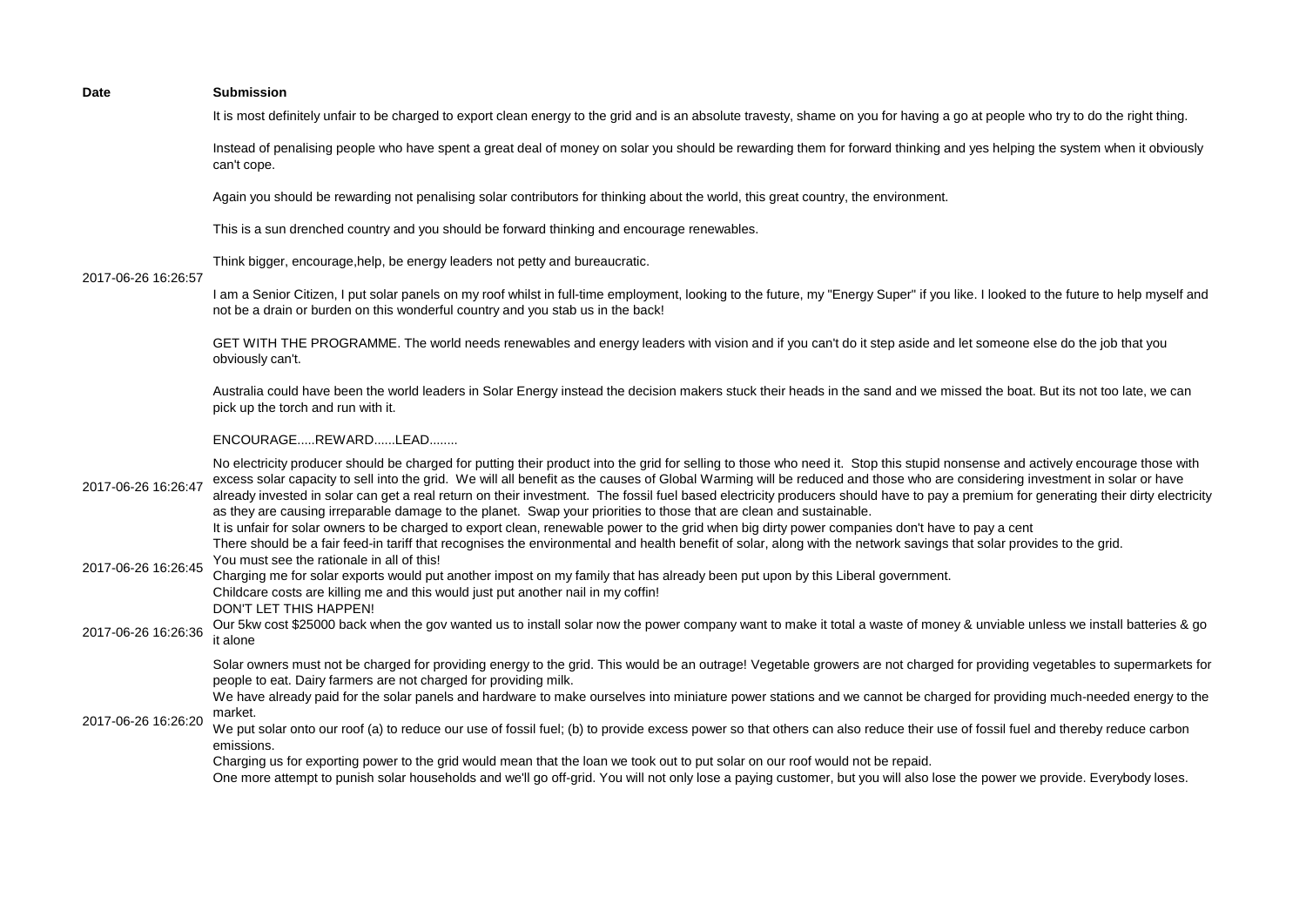| Date | Submission |
| --- | --- |
| 2017-06-26 16:26:57 | It is most definitely unfair to be charged to export clean energy to the grid and is an absolute travesty, shame on you for having a go at people who try to do the right thing.<br><br>Instead of penalising people who have spent a great deal of money on solar you should be rewarding them for forward thinking and yes helping the system when it obviously can't cope.<br><br>Again you should be rewarding not penalising solar contributors for thinking about the world, this great country, the environment.<br><br>This is a sun drenched country and you should be forward thinking and encourage renewables.<br><br>Think bigger, encourage,help, be energy leaders not petty and bureaucratic.<br><br>I am a Senior Citizen, I put solar panels on my roof whilst in full-time employment, looking to the future, my "Energy Super" if you like. I looked to the future to help myself and not be a drain or burden on this wonderful country and you stab us in the back!<br><br>GET WITH THE PROGRAMME. The world needs renewables and energy leaders with vision and if you can't do it step aside and let someone else do the job that you obviously can't.<br><br>Australia could have been the world leaders in Solar Energy instead the decision makers stuck their heads in the sand and we missed the boat. But its not too late, we can pick up the torch and run with it.<br><br>ENCOURAGE.....REWARD......LEAD........ |
| 2017-06-26 16:26:47 | No electricity producer should be charged for putting their product into the grid for selling to those who need it.  Stop this stupid nonsense and actively encourage those with excess solar capacity to sell into the grid.  We will all benefit as the causes of Global Warming will be reduced and those who are considering investment in solar or have already invested in solar can get a real return on their investment.  The fossil fuel based electricity producers should have to pay a premium for generating their dirty electricity as they are causing irreparable damage to the planet.  Swap your priorities to those that are clean and sustainable. |
| 2017-06-26 16:26:45 | It is unfair for solar owners to be charged to export clean, renewable power to the grid when big dirty power companies don't have to pay a cent<br>There should be a fair feed-in tariff that recognises the environmental and health benefit of solar, along with the network savings that solar provides to the grid.<br>You must see the rationale in all of this!<br>Charging me for solar exports would put another impost on my family that has already been put upon by this Liberal government.<br>Childcare costs are killing me and this would just put another nail in my coffin!<br>DON'T LET THIS HAPPEN! |
| 2017-06-26 16:26:36 | Our 5kw cost $25000 back when the gov wanted us to install solar now the power company want to make it total a waste of money & unviable unless we install batteries & go it alone |
| 2017-06-26 16:26:20 | Solar owners must not be charged for providing energy to the grid. This would be an outrage! Vegetable growers are not charged for providing vegetables to supermarkets for people to eat. Dairy farmers are not charged for providing milk.<br>We have already paid for the solar panels and hardware to make ourselves into miniature power stations and we cannot be charged for providing much-needed energy to the market.<br>We put solar onto our roof (a) to reduce our use of fossil fuel; (b) to provide excess power so that others can also reduce their use of fossil fuel and thereby reduce carbon emissions.<br>Charging us for exporting power to the grid would mean that the loan we took out to put solar on our roof would not be repaid.<br>One more attempt to punish solar households and we'll go off-grid. You will not only lose a paying customer, but you will also lose the power we provide. Everybody loses. |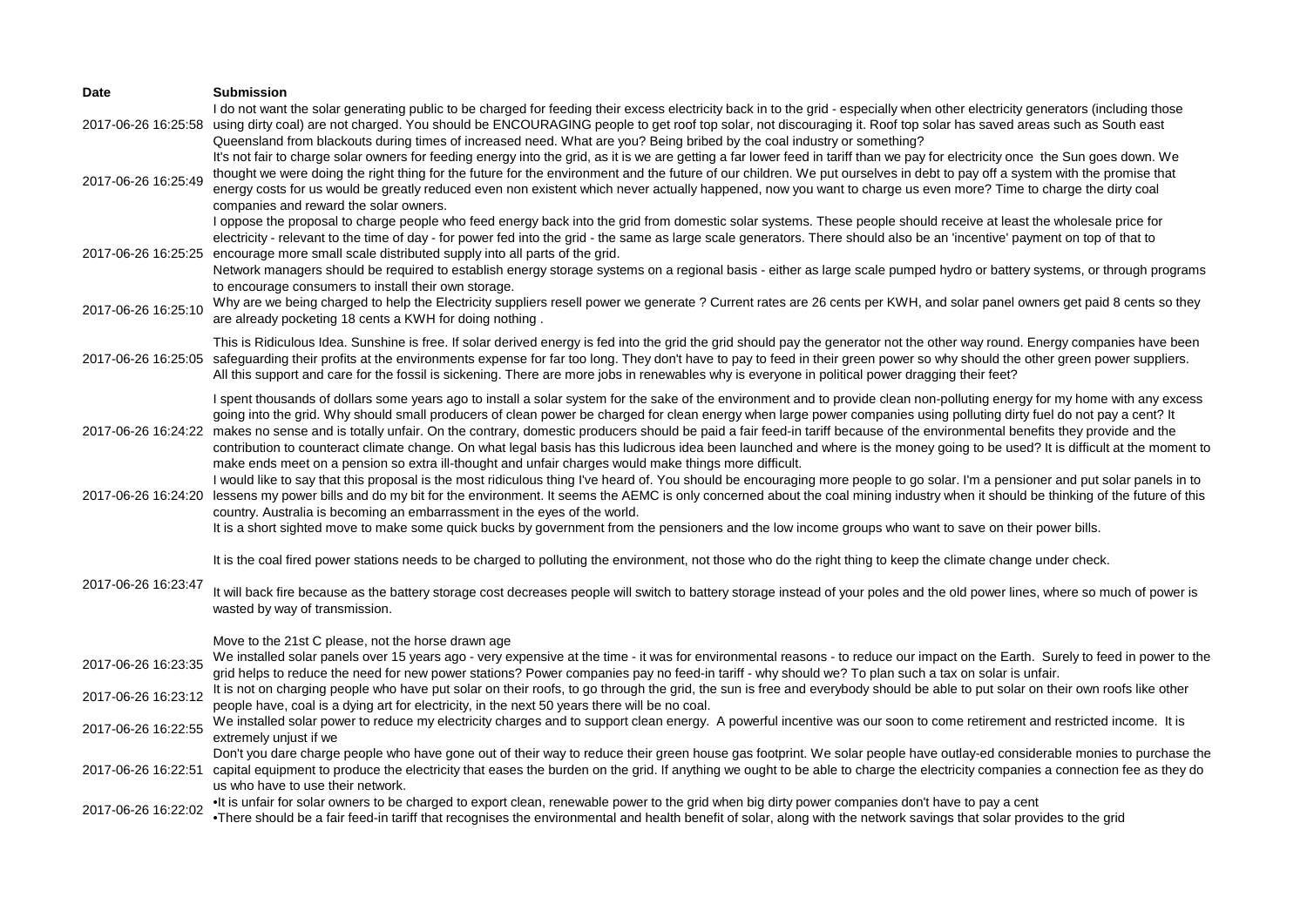| Date | Submission |
| --- | --- |
| 2017-06-26 16:25:58 | I do not want the solar generating public to be charged for feeding their excess electricity back in to the grid - especially when other electricity generators (including those using dirty coal) are not charged. You should be ENCOURAGING people to get roof top solar, not discouraging it. Roof top solar has saved areas such as South east Queensland from blackouts during times of increased need. What are you? Being bribed by the coal industry or something? |
| 2017-06-26 16:25:49 | It's not fair to charge solar owners for feeding energy into the grid, as it is we are getting a far lower feed in tariff than we pay for electricity once the Sun goes down. We thought we were doing the right thing for the future for the environment and the future of our children. We put ourselves in debt to pay off a system with the promise that energy costs for us would be greatly reduced even non existent which never actually happened, now you want to charge us even more? Time to charge the dirty coal companies and reward the solar owners. |
| 2017-06-26 16:25:25 | I oppose the proposal to charge people who feed energy back into the grid from domestic solar systems. These people should receive at least the wholesale price for electricity - relevant to the time of day - for power fed into the grid - the same as large scale generators. There should also be an 'incentive' payment on top of that to encourage more small scale distributed supply into all parts of the grid.<br>Network managers should be required to establish energy storage systems on a regional basis - either as large scale pumped hydro or battery systems, or through programs to encourage consumers to install their own storage. |
| 2017-06-26 16:25:10 | Why are we being charged to help the Electricity suppliers resell power we generate ? Current rates are 26 cents per KWH, and solar panel owners get paid 8 cents so they are already pocketing 18 cents a KWH for doing nothing . |
| 2017-06-26 16:25:05 | This is Ridiculous Idea. Sunshine is free. If solar derived energy is fed into the grid the grid should pay the generator not the other way round. Energy companies have been safeguarding their profits at the environments expense for far too long. They don't have to pay to feed in their green power so why should the other green power suppliers. All this support and care for the fossil is sickening. There are more jobs in renewables why is everyone in political power dragging their feet? |
| 2017-06-26 16:24:22 | I spent thousands of dollars some years ago to install a solar system for the sake of the environment and to provide clean non-polluting energy for my home with any excess going into the grid. Why should small producers of clean power be charged for clean energy when large power companies using polluting dirty fuel do not pay a cent? It makes no sense and is totally unfair. On the contrary, domestic producers should be paid a fair feed-in tariff because of the environmental benefits they provide and the contribution to counteract climate change. On what legal basis has this ludicrous idea been launched and where is the money going to be used? It is difficult at the moment to make ends meet on a pension so extra ill-thought and unfair charges would make things more difficult. |
| 2017-06-26 16:24:20 | I would like to say that this proposal is the most ridiculous thing I've heard of. You should be encouraging more people to go solar. I'm a pensioner and put solar panels in to lessens my power bills and do my bit for the environment. It seems the AEMC is only concerned about the coal mining industry when it should be thinking of the future of this country. Australia is becoming an embarrassment in the eyes of the world.<br>It is a short sighted move to make some quick bucks by government from the pensioners and the low income groups who want to save on their power bills. |
| 2017-06-26 16:23:47 | It is the coal fired power stations needs to be charged to polluting the environment, not those who do the right thing to keep the climate change under check.<br><br>It will back fire because as the battery storage cost decreases people will switch to battery storage instead of your poles and the old power lines, where so much of power is wasted by way of transmission.<br><br>Move to the 21st C please, not the horse drawn age |
| 2017-06-26 16:23:35 | We installed solar panels over 15 years ago - very expensive at the time - it was for environmental reasons - to reduce our impact on the Earth. Surely to feed in power to the grid helps to reduce the need for new power stations? Power companies pay no feed-in tariff - why should we? To plan such a tax on solar is unfair. |
| 2017-06-26 16:23:12 | It is not on charging people who have put solar on their roofs, to go through the grid, the sun is free and everybody should be able to put solar on their own roofs like other people have, coal is a dying art for electricity, in the next 50 years there will be no coal. |
| 2017-06-26 16:22:55 | We installed solar power to reduce my electricity charges and to support clean energy. A powerful incentive was our soon to come retirement and restricted income. It is extremely unjust if we |
| 2017-06-26 16:22:51 | Don't you dare charge people who have gone out of their way to reduce their green house gas footprint. We solar people have outlay-ed considerable monies to purchase the capital equipment to produce the electricity that eases the burden on the grid. If anything we ought to be able to charge the electricity companies a connection fee as they do us who have to use their network. |
| 2017-06-26 16:22:02 | •It is unfair for solar owners to be charged to export clean, renewable power to the grid when big dirty power companies don't have to pay a cent<br>•There should be a fair feed-in tariff that recognises the environmental and health benefit of solar, along with the network savings that solar provides to the grid |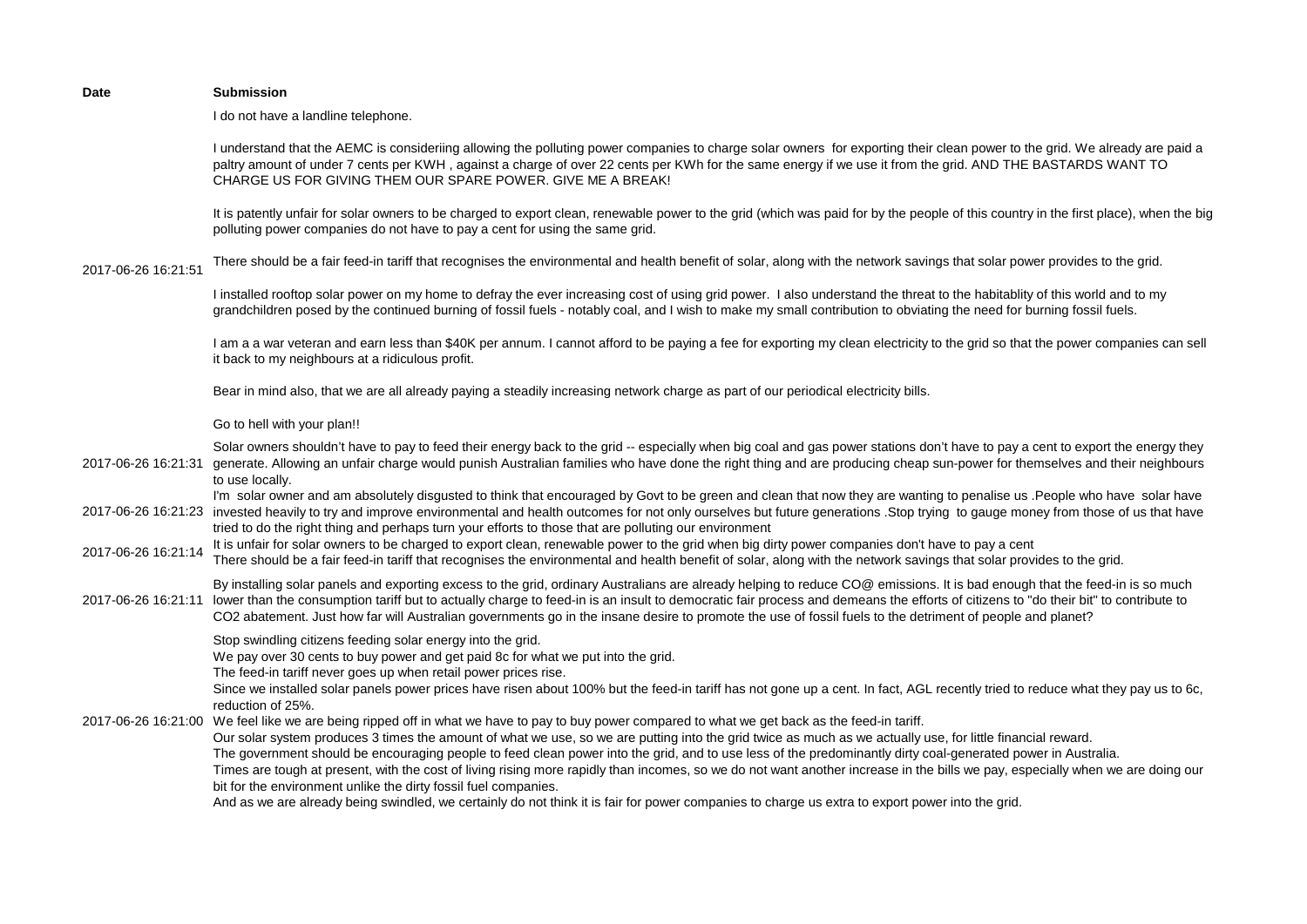| Date | Submission |
|---|---|
| 2017-06-26 16:21:51 | I do not have a landline telephone.<br><br>I understand that the AEMC is consideriing allowing the polluting power companies to charge solar owners for exporting their clean power to the grid. We already are paid a paltry amount of under 7 cents per KWH , against a charge of over 22 cents per KWh for the same energy if we use it from the grid. AND THE BASTARDS WANT TO CHARGE US FOR GIVING THEM OUR SPARE POWER. GIVE ME A BREAK!<br><br>It is patently unfair for solar owners to be charged to export clean, renewable power to the grid (which was paid for by the people of this country in the first place), when the big polluting power companies do not have to pay a cent for using the same grid.<br><br>There should be a fair feed-in tariff that recognises the environmental and health benefit of solar, along with the network savings that solar power provides to the grid.<br><br>I installed rooftop solar power on my home to defray the ever increasing cost of using grid power. I also understand the threat to the habitablity of this world and to my grandchildren posed by the continued burning of fossil fuels - notably coal, and I wish to make my small contribution to obviating the need for burning fossil fuels.<br><br>I am a a war veteran and earn less than $40K per annum. I cannot afford to be paying a fee for exporting my clean electricity to the grid so that the power companies can sell it back to my neighbours at a ridiculous profit.<br><br>Bear in mind also, that we are all already paying a steadily increasing network charge as part of our periodical electricity bills.<br><br>Go to hell with your plan!! |
| 2017-06-26 16:21:31 | Solar owners shouldn't have to pay to feed their energy back to the grid -- especially when big coal and gas power stations don't have to pay a cent to export the energy they generate. Allowing an unfair charge would punish Australian families who have done the right thing and are producing cheap sun-power for themselves and their neighbours to use locally. |
| 2017-06-26 16:21:23 | I'm solar owner and am absolutely disgusted to think that encouraged by Govt to be green and clean that now they are wanting to penalise us .People who have solar have invested heavily to try and improve environmental and health outcomes for not only ourselves but future generations .Stop trying to gauge money from those of us that have tried to do the right thing and perhaps turn your efforts to those that are polluting our environment |
| 2017-06-26 16:21:14 | It is unfair for solar owners to be charged to export clean, renewable power to the grid when big dirty power companies don't have to pay a cent<br>There should be a fair feed-in tariff that recognises the environmental and health benefit of solar, along with the network savings that solar provides to the grid. |
| 2017-06-26 16:21:11 | By installing solar panels and exporting excess to the grid, ordinary Australians are already helping to reduce CO@ emissions. It is bad enough that the feed-in is so much lower than the consumption tariff but to actually charge to feed-in is an insult to democratic fair process and demeans the efforts of citizens to "do their bit" to contribute to CO2 abatement. Just how far will Australian governments go in the insane desire to promote the use of fossil fuels to the detriment of people and planet? |
| 2017-06-26 16:21:00 | Stop swindling citizens feeding solar energy into the grid.<br>We pay over 30 cents to buy power and get paid 8c for what we put into the grid.<br>The feed-in tariff never goes up when retail power prices rise.<br>Since we installed solar panels power prices have risen about 100% but the feed-in tariff has not gone up a cent. In fact, AGL recently tried to reduce what they pay us to 6c, reduction of 25%.<br>We feel like we are being ripped off in what we have to pay to buy power compared to what we get back as the feed-in tariff.<br>Our solar system produces 3 times the amount of what we use, so we are putting into the grid twice as much as we actually use, for little financial reward.<br>The government should be encouraging people to feed clean power into the grid, and to use less of the predominantly dirty coal-generated power in Australia.<br>Times are tough at present, with the cost of living rising more rapidly than incomes, so we do not want another increase in the bills we pay, especially when we are doing our bit for the environment unlike the dirty fossil fuel companies.<br>And as we are already being swindled, we certainly do not think it is fair for power companies to charge us extra to export power into the grid. |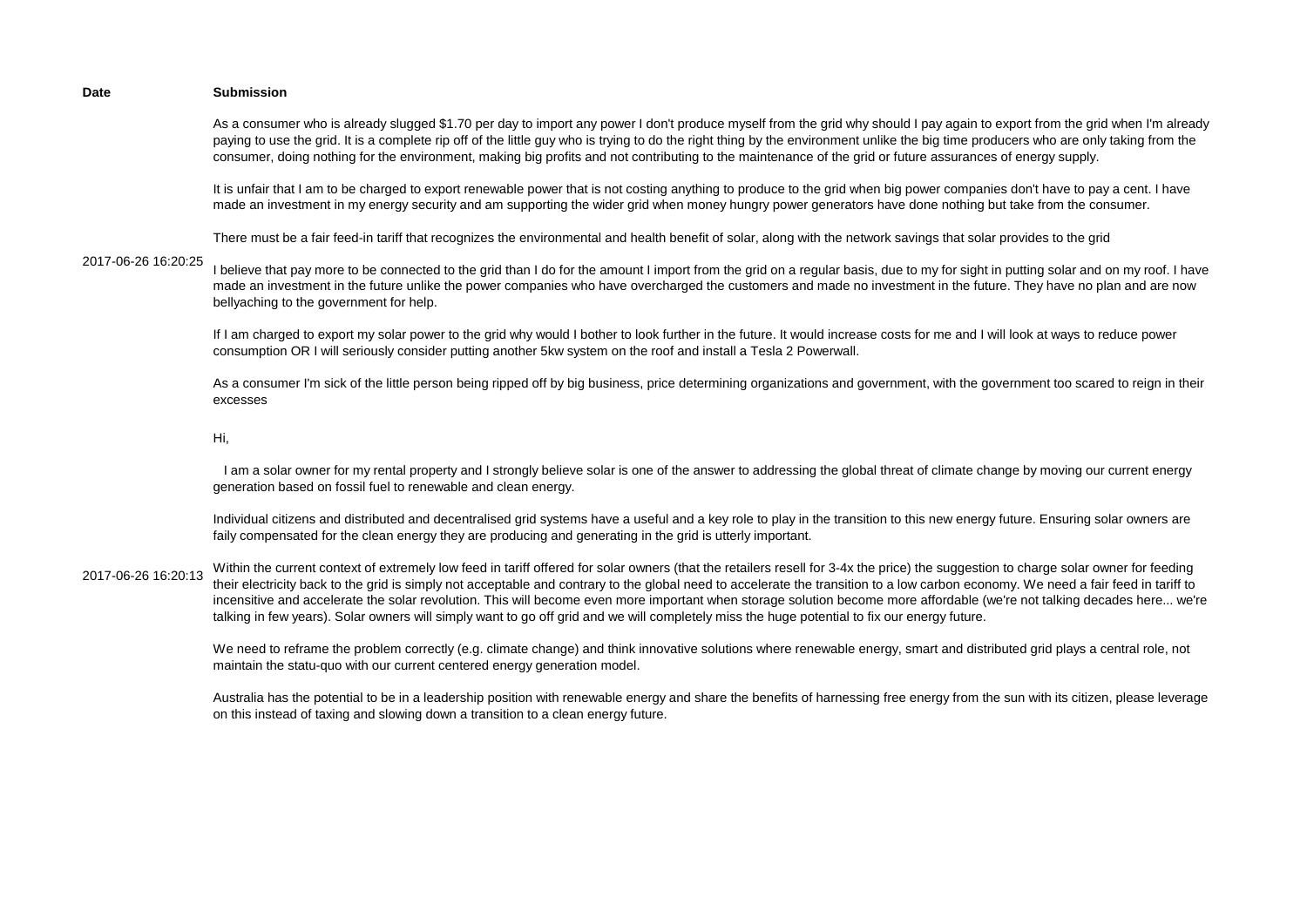| Date | Submission |
| --- | --- |
| 2017-06-26 16:20:25 | As a consumer who is already slugged $1.70 per day to import any power I don't produce myself from the grid why should I pay again to export from the grid when I'm already paying to use the grid. It is a complete rip off of the little guy who is trying to do the right thing by the environment unlike the big time producers who are only taking from the consumer, doing nothing for the environment, making big profits and not contributing to the maintenance of the grid or future assurances of energy supply.<br><br>It is unfair that I am to be charged to export renewable power that is not costing anything to produce to the grid when big power companies don't have to pay a cent. I have made an investment in my energy security and am supporting the wider grid when money hungry power generators have done nothing but take from the consumer.<br><br>There must be a fair feed-in tariff that recognizes the environmental and health benefit of solar, along with the network savings that solar provides to the grid<br><br>I believe that pay more to be connected to the grid than I do for the amount I import from the grid on a regular basis, due to my for sight in putting solar and on my roof. I have made an investment in the future unlike the power companies who have overcharged the customers and made no investment in the future. They have no plan and are now bellyaching to the government for help.<br><br>If I am charged to export my solar power to the grid why would I bother to look further in the future. It would increase costs for me and I will look at ways to reduce power consumption OR I will seriously consider putting another 5kw system on the roof and install a Tesla 2 Powerwall.<br><br>As a consumer I'm sick of the little person being ripped off by big business, price determining organizations and government, with the government too scared to reign in their excesses |
| 2017-06-26 16:20:13 | Hi,<br><br>I am a solar owner for my rental property and I strongly believe solar is one of the answer to addressing the global threat of climate change by moving our current energy generation based on fossil fuel to renewable and clean energy.<br><br>Individual citizens and distributed and decentralised grid systems have a useful and a key role to play in the transition to this new energy future. Ensuring solar owners are faily compensated for the clean energy they are producing and generating in the grid is utterly important.<br><br>Within the current context of extremely low feed in tariff offered for solar owners (that the retailers resell for 3-4x the price) the suggestion to charge solar owner for feeding their electricity back to the grid is simply not acceptable and contrary to the global need to accelerate the transition to a low carbon economy. We need a fair feed in tariff to incensitive and accelerate the solar revolution. This will become even more important when storage solution become more affordable (we're not talking decades here... we're talking in few years). Solar owners will simply want to go off grid and we will completely miss the huge potential to fix our energy future.<br><br>We need to reframe the problem correctly (e.g. climate change) and think innovative solutions where renewable energy, smart and distributed grid plays a central role, not maintain the statu-quo with our current centered energy generation model.<br><br>Australia has the potential to be in a leadership position with renewable energy and share the benefits of harnessing free energy from the sun with its citizen, please leverage on this instead of taxing and slowing down a transition to a clean energy future. |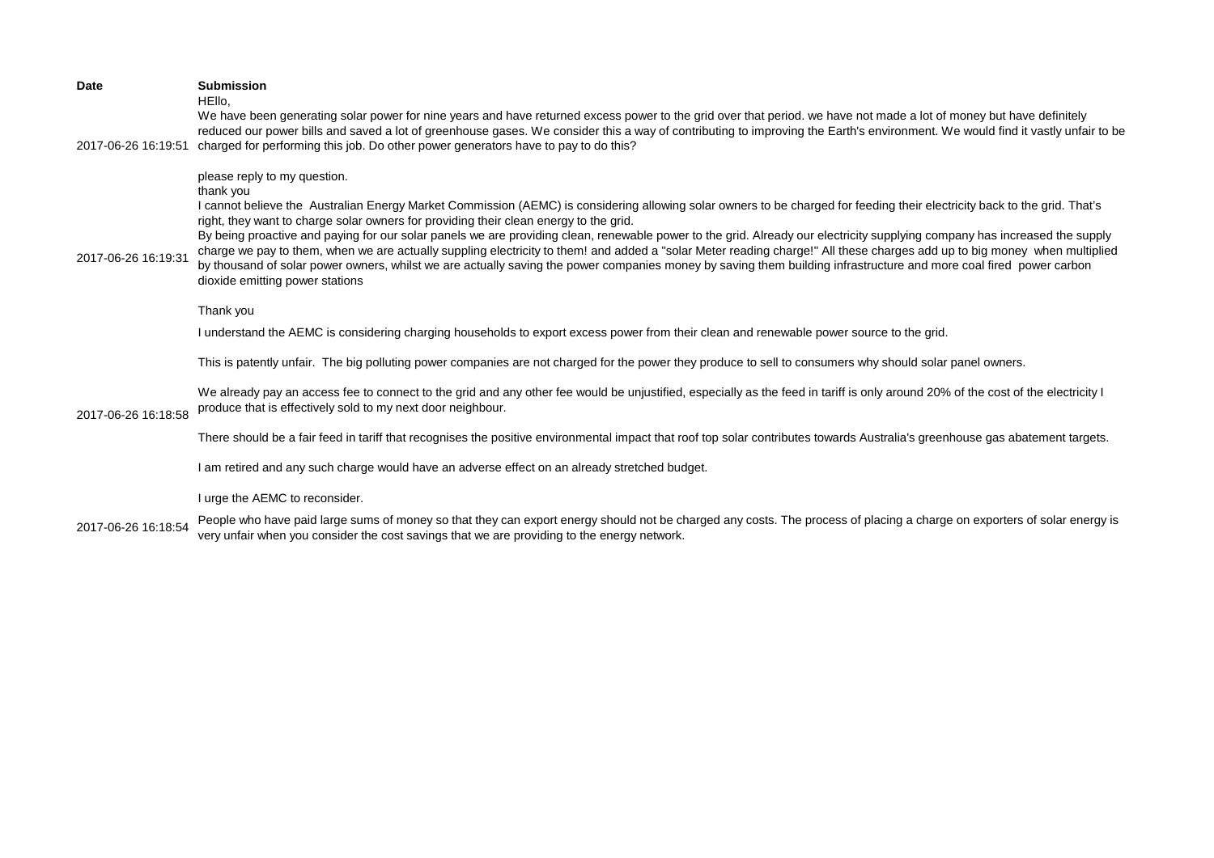| Date | Submission |
| --- | --- |
| 2017-06-26 16:19:51 | HEllo,<br>We have been generating solar power for nine years and have returned excess power to the grid over that period. we have not made a lot of money but have definitely reduced our power bills and saved a lot of greenhouse gases. We consider this a way of contributing to improving the Earth's environment. We would find it vastly unfair to be charged for performing this job. Do other power generators have to pay to do this?<br><br>please reply to my question.<br>thank you |
| 2017-06-26 16:19:31 | I cannot believe the Australian Energy Market Commission (AEMC) is considering allowing solar owners to be charged for feeding their electricity back to the grid. That's right, they want to charge solar owners for providing their clean energy to the grid.<br>By being proactive and paying for our solar panels we are providing clean, renewable power to the grid. Already our electricity supplying company has increased the supply charge we pay to them, when we are actually suppling electricity to them! and added a "solar Meter reading charge!" All these charges add up to big money when multiplied by thousand of solar power owners, whilst we are actually saving the power companies money by saving them building infrastructure and more coal fired power carbon dioxide emitting power stations<br><br>Thank you |
| 2017-06-26 16:18:58 | I understand the AEMC is considering charging households to export excess power from their clean and renewable power source to the grid.<br><br>This is patently unfair. The big polluting power companies are not charged for the power they produce to sell to consumers why should solar panel owners.<br><br>We already pay an access fee to connect to the grid and any other fee would be unjustified, especially as the feed in tariff is only around 20% of the cost of the electricity I produce that is effectively sold to my next door neighbour.<br><br>There should be a fair feed in tariff that recognises the positive environmental impact that roof top solar contributes towards Australia's greenhouse gas abatement targets.<br><br>I am retired and any such charge would have an adverse effect on an already stretched budget.<br><br>I urge the AEMC to reconsider. |
| 2017-06-26 16:18:54 | People who have paid large sums of money so that they can export energy should not be charged any costs. The process of placing a charge on exporters of solar energy is very unfair when you consider the cost savings that we are providing to the energy network. |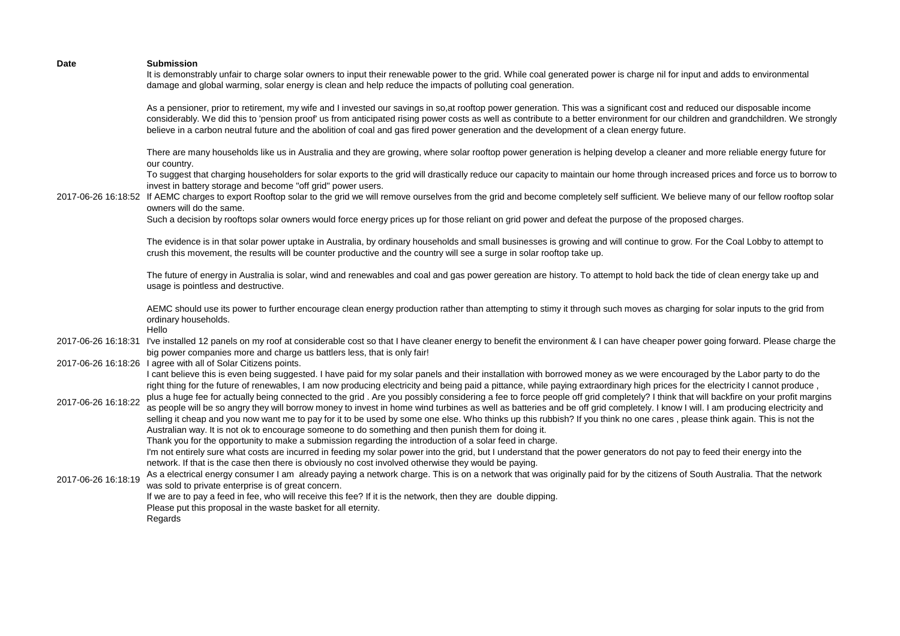| Date | Submission |
|---|---|
| 2017-06-26 16:18:52 | It is demonstrably unfair to charge solar owners to input their renewable power to the grid. While coal generated power is charge nil for input and adds to environmental damage and global warming, solar energy is clean and help reduce the impacts of polluting coal generation.<br><br>As a pensioner, prior to retirement, my wife and I invested our savings in so,at rooftop power generation. This was a significant cost and reduced our disposable income considerably. We did this to 'pension proof' us from anticipated rising power costs as well as contribute to a better environment for our children and grandchildren. We strongly believe in a carbon neutral future and the abolition of coal and gas fired power generation and the development of a clean energy future.<br><br>There are many households like us in Australia and they are growing, where solar rooftop power generation is helping develop a cleaner and more reliable energy future for our country.<br>To suggest that charging householders for solar exports to the grid will drastically reduce our capacity to maintain our home through increased prices and force us to borrow to invest in battery storage and become "off grid" power users.<br>If AEMC charges to export Rooftop solar to the grid we will remove ourselves from the grid and become completely self sufficient. We believe many of our fellow rooftop solar owners will do the same.<br>Such a decision by rooftops solar owners would force energy prices up for those reliant on grid power and defeat the purpose of the proposed charges.<br><br>The evidence is in that solar power uptake in Australia, by ordinary households and small businesses is growing and will continue to grow. For the Coal Lobby to attempt to crush this movement, the results will be counter productive and the country will see a surge in solar rooftop take up.<br><br>The future of energy in Australia is solar, wind and renewables and coal and gas power gereation are history. To attempt to hold back the tide of clean energy take up and usage is pointless and destructive.<br><br>AEMC should use its power to further encourage clean energy production rather than attempting to stimy it through such moves as charging for solar inputs to the grid from ordinary households. |
| 2017-06-26 16:18:31 | Hello<br>I've installed 12 panels on my roof at considerable cost so that I have cleaner energy to benefit the environment & I can have cheaper power going forward. Please charge the big power companies more and charge us battlers less, that is only fair! |
| 2017-06-26 16:18:26 | I agree with all of Solar Citizens points. |
| 2017-06-26 16:18:22 | I cant believe this is even being suggested. I have paid for my solar panels and their installation with borrowed money as we were encouraged by the Labor party to do the right thing for the future of renewables, I am now producing electricity and being paid a pittance, while paying extraordinary high prices for the electricity I cannot produce , plus a huge fee for actually being connected to the grid . Are you possibly considering a fee to force people off grid completely? I think that will backfire on your profit margins as people will be so angry they will borrow money to invest in home wind turbines as well as batteries and be off grid completely. I know I will. I am producing electricity and selling it cheap and you now want me to pay for it to be used by some one else. Who thinks up this rubbish? If you think no one cares , please think again. This is not the Australian way. It is not ok to encourage someone to do something and then punish them for doing it. |
| 2017-06-26 16:18:19 | Thank you for the opportunity to make a submission regarding the introduction of a solar feed in charge.<br>I'm not entirely sure what costs are incurred in feeding my solar power into the grid, but I understand that the power generators do not pay to feed their energy into the network. If that is the case then there is obviously no cost involved otherwise they would be paying.<br>As a electrical energy consumer I am already paying a network charge. This is on a network that was originally paid for by the citizens of South Australia. That the network was sold to private enterprise is of great concern.<br>If we are to pay a feed in fee, who will receive this fee? If it is the network, then they are double dipping.<br>Please put this proposal in the waste basket for all eternity.<br>Regards |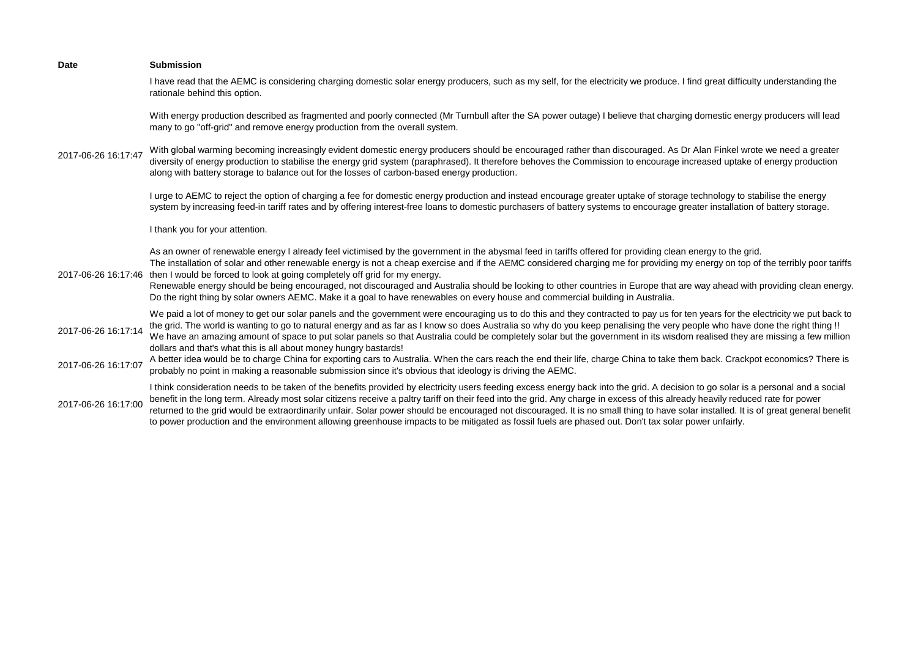| Date | Submission |
| --- | --- |
| 2017-06-26 16:17:47 | I have read that the AEMC is considering charging domestic solar energy producers, such as my self, for the electricity we produce. I find great difficulty understanding the rationale behind this option.<br><br>With energy production described as fragmented and poorly connected (Mr Turnbull after the SA power outage) I believe that charging domestic energy producers will lead many to go "off-grid" and remove energy production from the overall system.<br><br>With global warming becoming increasingly evident domestic energy producers should be encouraged rather than discouraged. As Dr Alan Finkel wrote we need a greater diversity of energy production to stabilise the energy grid system (paraphrased). It therefore behoves the Commission to encourage increased uptake of energy production along with battery storage to balance out for the losses of carbon-based energy production.<br><br>I urge to AEMC to reject the option of charging a fee for domestic energy production and instead encourage greater uptake of storage technology to stabilise the energy system by increasing feed-in tariff rates and by offering interest-free loans to domestic purchasers of battery systems to encourage greater installation of battery storage.<br><br>I thank you for your attention. |
| 2017-06-26 16:17:46 | As an owner of renewable energy I already feel victimised by the government in the abysmal feed in tariffs offered for providing clean energy to the grid.<br>The installation of solar and other renewable energy is not a cheap exercise and if the AEMC considered charging me for providing my energy on top of the terribly poor tariffs then I would be forced to look at going completely off grid for my energy.<br>Renewable energy should be being encouraged, not discouraged and Australia should be looking to other countries in Europe that are way ahead with providing clean energy. Do the right thing by solar owners AEMC. Make it a goal to have renewables on every house and commercial building in Australia. |
| 2017-06-26 16:17:14 | We paid a lot of money to get our solar panels and the government were encouraging us to do this and they contracted to pay us for ten years for the electricity we put back to the grid. The world is wanting to go to natural energy and as far as I know so does Australia so why do you keep penalising the very people who have done the right thing !!<br>We have an amazing amount of space to put solar panels so that Australia could be completely solar but the government in its wisdom realised they are missing a few million dollars and that's what this is all about money hungry bastards! |
| 2017-06-26 16:17:07 | A better idea would be to charge China for exporting cars to Australia. When the cars reach the end their life, charge China to take them back. Crackpot economics? There is probably no point in making a reasonable submission since it's obvious that ideology is driving the AEMC. |
| 2017-06-26 16:17:00 | I think consideration needs to be taken of the benefits provided by electricity users feeding excess energy back into the grid. A decision to go solar is a personal and a social benefit in the long term. Already most solar citizens receive a paltry tariff on their feed into the grid. Any charge in excess of this already heavily reduced rate for power returned to the grid would be extraordinarily unfair. Solar power should be encouraged not discouraged. It is no small thing to have solar installed. It is of great general benefit to power production and the environment allowing greenhouse impacts to be mitigated as fossil fuels are phased out. Don't tax solar power unfairly. |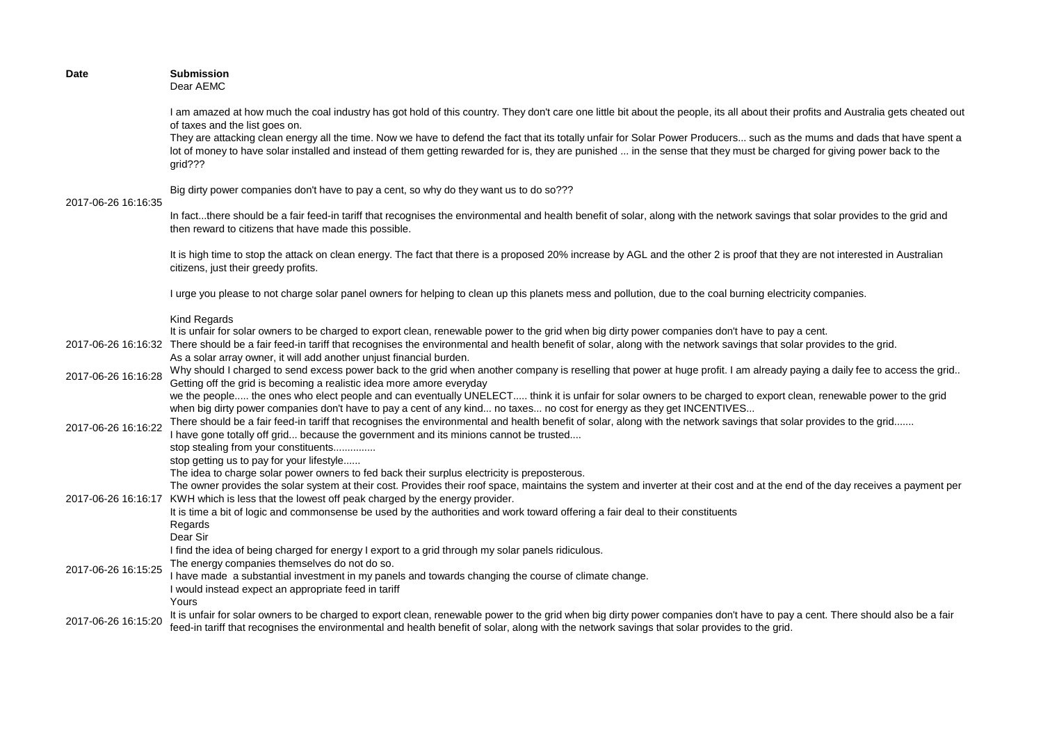| Date | Submission |
| --- | --- |
| 2017-06-26 16:16:35 | Dear AEMC<br><br>I am amazed at how much the coal industry has got hold of this country. They don't care one little bit about the people, its all about their profits and Australia gets cheated out of taxes and the list goes on.<br>They are attacking clean energy all the time. Now we have to defend the fact that its totally unfair for Solar Power Producers... such as the mums and dads that have spent a lot of money to have solar installed and instead of them getting rewarded for is, they are punished ... in the sense that they must be charged for giving power back to the grid???<br><br>Big dirty power companies don't have to pay a cent, so why do they want us to do so???<br><br>In fact...there should be a fair feed-in tariff that recognises the environmental and health benefit of solar, along with the network savings that solar provides to the grid and then reward to citizens that have made this possible.<br><br>It is high time to stop the attack on clean energy. The fact that there is a proposed 20% increase by AGL and the other 2 is proof that they are not interested in Australian citizens, just their greedy profits.<br><br>I urge you please to not charge solar panel owners for helping to clean up this planets mess and pollution, due to the coal burning electricity companies.<br><br>Kind Regards |
| 2017-06-26 16:16:32 | It is unfair for solar owners to be charged to export clean, renewable power to the grid when big dirty power companies don't have to pay a cent.<br>There should be a fair feed-in tariff that recognises the environmental and health benefit of solar, along with the network savings that solar provides to the grid.<br>As a solar array owner, it will add another unjust financial burden. |
| 2017-06-26 16:16:28 | Why should I charged to send excess power back to the grid when another company is reselling that power at huge profit. I am already paying a daily fee to access the grid..<br>Getting off the grid is becoming a realistic idea more amore everyday |
| 2017-06-26 16:16:22 | we the people..... the ones who elect people and can eventually UNELECT..... think it is unfair for solar owners to be charged to export clean, renewable power to the grid when big dirty power companies don't have to pay a cent of any kind... no taxes... no cost for energy as they get INCENTIVES...<br>There should be a fair feed-in tariff that recognises the environmental and health benefit of solar, along with the network savings that solar provides to the grid.......<br>I have gone totally off grid... because the government and its minions cannot be trusted....<br>stop stealing from your constituents..............<br>stop getting us to pay for your lifestyle...... |
| 2017-06-26 16:16:17 | The idea to charge solar power owners to fed back their surplus electricity is preposterous.<br>The owner provides the solar system at their cost. Provides their roof space, maintains the system and inverter at their cost and at the end of the day receives a payment per KWH which is less that the lowest off peak charged by the energy provider.<br>It is time a bit of logic and commonsense be used by the authorities and work toward offering a fair deal to their constituents<br>Regards |
| 2017-06-26 16:15:25 | Dear Sir<br>I find the idea of being charged for energy I export to a grid through my solar panels ridiculous.<br>The energy companies themselves do not do so.<br>I have made a substantial investment in my panels and towards changing the course of climate change.<br>I would instead expect an appropriate feed in tariff<br>Yours |
| 2017-06-26 16:15:20 | It is unfair for solar owners to be charged to export clean, renewable power to the grid when big dirty power companies don't have to pay a cent. There should also be a fair feed-in tariff that recognises the environmental and health benefit of solar, along with the network savings that solar provides to the grid. |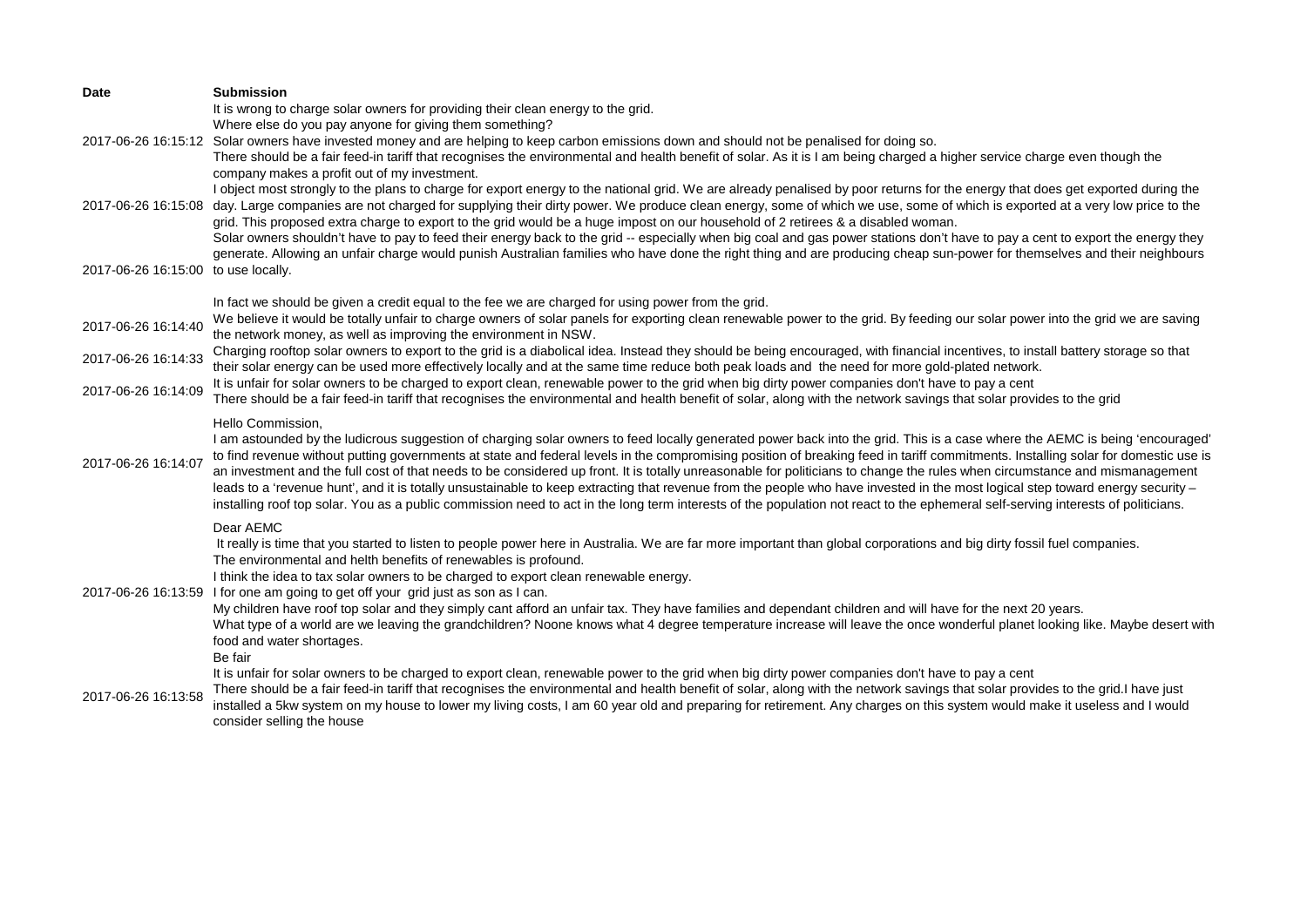| Date | Submission |
| --- | --- |
| 2017-06-26 16:15:12 | It is wrong to charge solar owners for providing their clean energy to the grid.<br>Where else do you pay anyone for giving them something?<br>Solar owners have invested money and are helping to keep carbon emissions down and should not be penalised for doing so.<br>There should be a fair feed-in tariff that recognises the environmental and health benefit of solar. As it is I am being charged a higher service charge even though the company makes a profit out of my investment. |
| 2017-06-26 16:15:08 | I object most strongly to the plans to charge for export energy to the national grid. We are already penalised by poor returns for the energy that does get exported during the day. Large companies are not charged for supplying their dirty power. We produce clean energy, some of which we use, some of which is exported at a very low price to the grid. This proposed extra charge to export to the grid would be a huge impost on our household of 2 retirees & a disabled woman. |
| 2017-06-26 16:15:00 | Solar owners shouldn't have to pay to feed their energy back to the grid -- especially when big coal and gas power stations don't have to pay a cent to export the energy they generate. Allowing an unfair charge would punish Australian families who have done the right thing and are producing cheap sun-power for themselves and their neighbours to use locally.<br><br>In fact we should be given a credit equal to the fee we are charged for using power from the grid. |
| 2017-06-26 16:14:40 | We believe it would be totally unfair to charge owners of solar panels for exporting clean renewable power to the grid. By feeding our solar power into the grid we are saving the network money, as well as improving the environment in NSW. |
| 2017-06-26 16:14:33 | Charging rooftop solar owners to export to the grid is a diabolical idea. Instead they should be being encouraged, with financial incentives, to install battery storage so that their solar energy can be used more effectively locally and at the same time reduce both peak loads and the need for more gold-plated network. |
| 2017-06-26 16:14:09 | It is unfair for solar owners to be charged to export clean, renewable power to the grid when big dirty power companies don't have to pay a cent<br>There should be a fair feed-in tariff that recognises the environmental and health benefit of solar, along with the network savings that solar provides to the grid |
| 2017-06-26 16:14:07 | Hello Commission,<br>I am astounded by the ludicrous suggestion of charging solar owners to feed locally generated power back into the grid. This is a case where the AEMC is being 'encouraged' to find revenue without putting governments at state and federal levels in the compromising position of breaking feed in tariff commitments. Installing solar for domestic use is an investment and the full cost of that needs to be considered up front. It is totally unreasonable for politicians to change the rules when circumstance and mismanagement leads to a 'revenue hunt', and it is totally unsustainable to keep extracting that revenue from the people who have invested in the most logical step toward energy security – installing roof top solar. You as a public commission need to act in the long term interests of the population not react to the ephemeral self-serving interests of politicians. |
| 2017-06-26 16:13:59 | Dear AEMC<br>It really is time that you started to listen to people power here in Australia. We are far more important than global corporations and big dirty fossil fuel companies.<br>The environmental and helth benefits of renewables is profound.<br>I think the idea to tax solar owners to be charged to export clean renewable energy.<br>I for one am going to get off your grid just as son as I can.<br>My children have roof top solar and they simply cant afford an unfair tax. They have families and dependant children and will have for the next 20 years.<br>What type of a world are we leaving the grandchildren? Noone knows what 4 degree temperature increase will leave the once wonderful planet looking like. Maybe desert with food and water shortages.<br>Be fair |
| 2017-06-26 16:13:58 | It is unfair for solar owners to be charged to export clean, renewable power to the grid when big dirty power companies don't have to pay a cent<br>There should be a fair feed-in tariff that recognises the environmental and health benefit of solar, along with the network savings that solar provides to the grid.I have just installed a 5kw system on my house to lower my living costs, I am 60 year old and preparing for retirement. Any charges on this system would make it useless and I would consider selling the house |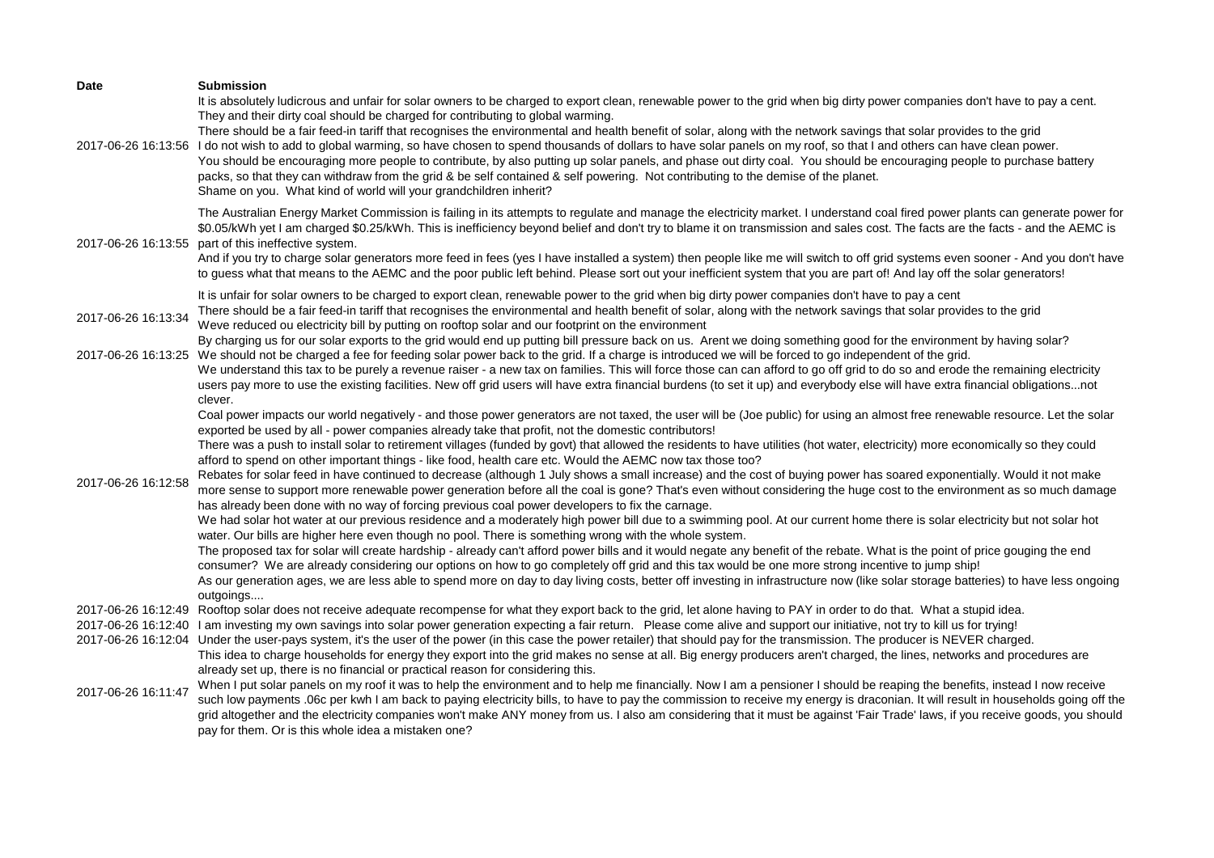| Date | Submission |
|---|---|
| 2017-06-26 16:13:56 | It is absolutely ludicrous and unfair for solar owners to be charged to export clean, renewable power to the grid when big dirty power companies don't have to pay a cent. They and their dirty coal should be charged for contributing to global warming.<br>There should be a fair feed-in tariff that recognises the environmental and health benefit of solar, along with the network savings that solar provides to the grid<br>I do not wish to add to global warming, so have chosen to spend thousands of dollars to have solar panels on my roof, so that I and others can have clean power.<br>You should be encouraging more people to contribute, by also putting up solar panels, and phase out dirty coal. You should be encouraging people to purchase battery packs, so that they can withdraw from the grid & be self contained & self powering. Not contributing to the demise of the planet.<br>Shame on you. What kind of world will your grandchildren inherit? |
| 2017-06-26 16:13:55 | The Australian Energy Market Commission is failing in its attempts to regulate and manage the electricity market. I understand coal fired power plants can generate power for $0.05/kWh yet I am charged $0.25/kWh. This is inefficiency beyond belief and don't try to blame it on transmission and sales cost. The facts are the facts - and the AEMC is part of this ineffective system.<br>And if you try to charge solar generators more feed in fees (yes I have installed a system) then people like me will switch to off grid systems even sooner - And you don't have to guess what that means to the AEMC and the poor public left behind. Please sort out your inefficient system that you are part of! And lay off the solar generators! |
| 2017-06-26 16:13:34 | It is unfair for solar owners to be charged to export clean, renewable power to the grid when big dirty power companies don't have to pay a cent<br>There should be a fair feed-in tariff that recognises the environmental and health benefit of solar, along with the network savings that solar provides to the grid<br>Weve reduced ou electricity bill by putting on rooftop solar and our footprint on the environment<br>By charging us for our solar exports to the grid would end up putting bill pressure back on us. Arent we doing something good for the environment by having solar? |
| 2017-06-26 16:13:25 | We should not be charged a fee for feeding solar power back to the grid. If a charge is introduced we will be forced to go independent of the grid. |
| 2017-06-26 16:12:58 | We understand this tax to be purely a revenue raiser - a new tax on families. This will force those can can afford to go off grid to do so and erode the remaining electricity users pay more to use the existing facilities. New off grid users will have extra financial burdens (to set it up) and everybody else will have extra financial obligations...not clever.<br>Coal power impacts our world negatively - and those power generators are not taxed, the user will be (Joe public) for using an almost free renewable resource. Let the solar exported be used by all - power companies already take that profit, not the domestic contributors!<br>There was a push to install solar to retirement villages (funded by govt) that allowed the residents to have utilities (hot water, electricity) more economically so they could afford to spend on other important things - like food, health care etc. Would the AEMC now tax those too?<br>Rebates for solar feed in have continued to decrease (although 1 July shows a small increase) and the cost of buying power has soared exponentially. Would it not make more sense to support more renewable power generation before all the coal is gone? That's even without considering the huge cost to the environment as so much damage has already been done with no way of forcing previous coal power developers to fix the carnage.<br>We had solar hot water at our previous residence and a moderately high power bill due to a swimming pool. At our current home there is solar electricity but not solar hot water. Our bills are higher here even though no pool. There is something wrong with the whole system.<br>The proposed tax for solar will create hardship - already can't afford power bills and it would negate any benefit of the rebate. What is the point of price gouging the end consumer? We are already considering our options on how to go completely off grid and this tax would be one more strong incentive to jump ship!<br>As our generation ages, we are less able to spend more on day to day living costs, better off investing in infrastructure now (like solar storage batteries) to have less ongoing outgoings.... |
| 2017-06-26 16:12:49 | Rooftop solar does not receive adequate recompense for what they export back to the grid, let alone having to PAY in order to do that. What a stupid idea. |
| 2017-06-26 16:12:40 | I am investing my own savings into solar power generation expecting a fair return. Please come alive and support our initiative, not try to kill us for trying! |
| 2017-06-26 16:12:04 | Under the user-pays system, it's the user of the power (in this case the power retailer) that should pay for the transmission. The producer is NEVER charged. |
| 2017-06-26 16:11:47 | This idea to charge households for energy they export into the grid makes no sense at all. Big energy producers aren't charged, the lines, networks and procedures are already set up, there is no financial or practical reason for considering this.<br>When I put solar panels on my roof it was to help the environment and to help me financially. Now I am a pensioner I should be reaping the benefits, instead I now receive such low payments .06c per kwh I am back to paying electricity bills, to have to pay the commission to receive my energy is draconian. It will result in households going off the grid altogether and the electricity companies won't make ANY money from us. I also am considering that it must be against 'Fair Trade' laws, if you receive goods, you should pay for them. Or is this whole idea a mistaken one? |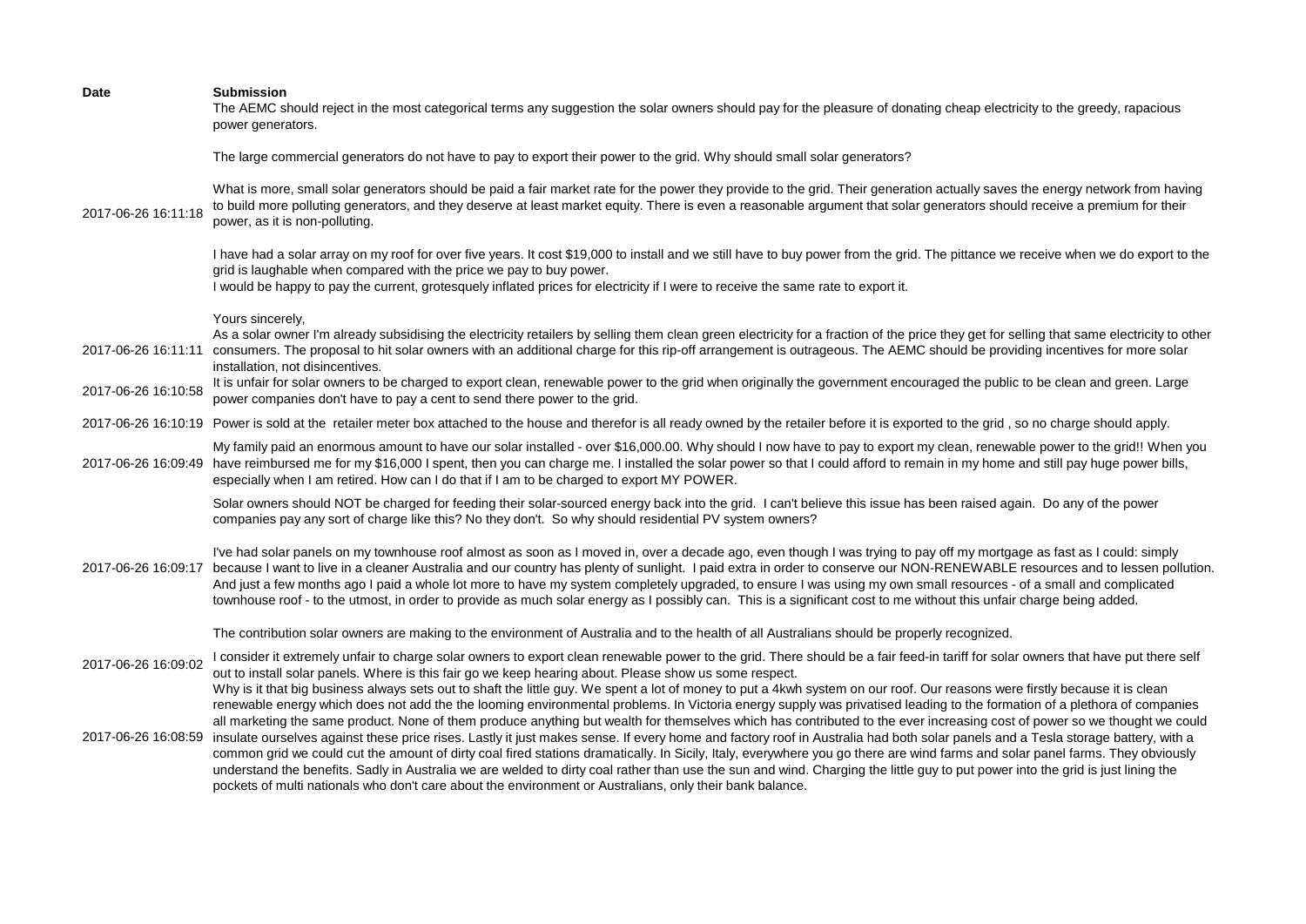| Date | Submission |
|---|---|
| 2017-06-26 16:11:18 | The AEMC should reject in the most categorical terms any suggestion the solar owners should pay for the pleasure of donating cheap electricity to the greedy, rapacious power generators.<br><br>The large commercial generators do not have to pay to export their power to the grid. Why should small solar generators?<br><br>What is more, small solar generators should be paid a fair market rate for the power they provide to the grid. Their generation actually saves the energy network from having to build more polluting generators, and they deserve at least market equity. There is even a reasonable argument that solar generators should receive a premium for their power, as it is non-polluting.<br><br>I have had a solar array on my roof for over five years. It cost $19,000 to install and we still have to buy power from the grid. The pittance we receive when we do export to the grid is laughable when compared with the price we pay to buy power.<br>I would be happy to pay the current, grotesquely inflated prices for electricity if I were to receive the same rate to export it.<br><br>Yours sincerely, |
| 2017-06-26 16:11:11 | As a solar owner I'm already subsidising the electricity retailers by selling them clean green electricity for a fraction of the price they get for selling that same electricity to other consumers. The proposal to hit solar owners with an additional charge for this rip-off arrangement is outrageous. The AEMC should be providing incentives for more solar installation, not disincentives. |
| 2017-06-26 16:10:58 | It is unfair for solar owners to be charged to export clean, renewable power to the grid when originally the government encouraged the public to be clean and green. Large power companies don't have to pay a cent to send there power to the grid. |
| 2017-06-26 16:10:19 | Power is sold at the retailer meter box attached to the house and therefor is all ready owned by the retailer before it is exported to the grid , so no charge should apply. |
| 2017-06-26 16:09:49 | My family paid an enormous amount to have our solar installed - over $16,000.00. Why should I now have to pay to export my clean, renewable power to the grid!! When you have reimbursed me for my $16,000 I spent, then you can charge me. I installed the solar power so that I could afford to remain in my home and still pay huge power bills, especially when I am retired. How can I do that if I am to be charged to export MY POWER. |
| 2017-06-26 16:09:17 | Solar owners should NOT be charged for feeding their solar-sourced energy back into the grid. I can't believe this issue has been raised again. Do any of the power companies pay any sort of charge like this? No they don't. So why should residential PV system owners?<br><br>I've had solar panels on my townhouse roof almost as soon as I moved in, over a decade ago, even though I was trying to pay off my mortgage as fast as I could: simply because I want to live in a cleaner Australia and our country has plenty of sunlight. I paid extra in order to conserve our NON-RENEWABLE resources and to lessen pollution. And just a few months ago I paid a whole lot more to have my system completely upgraded, to ensure I was using my own small resources - of a small and complicated townhouse roof - to the utmost, in order to provide as much solar energy as I possibly can. This is a significant cost to me without this unfair charge being added.<br><br>The contribution solar owners are making to the environment of Australia and to the health of all Australians should be properly recognized. |
| 2017-06-26 16:09:02 | I consider it extremely unfair to charge solar owners to export clean renewable power to the grid. There should be a fair feed-in tariff for solar owners that have put there self out to install solar panels. Where is this fair go we keep hearing about. Please show us some respect. |
| 2017-06-26 16:08:59 | Why is it that big business always sets out to shaft the little guy. We spent a lot of money to put a 4kwh system on our roof. Our reasons were firstly because it is clean renewable energy which does not add the the looming environmental problems. In Victoria energy supply was privatised leading to the formation of a plethora of companies all marketing the same product. None of them produce anything but wealth for themselves which has contributed to the ever increasing cost of power so we thought we could insulate ourselves against these price rises. Lastly it just makes sense. If every home and factory roof in Australia had both solar panels and a Tesla storage battery, with a common grid we could cut the amount of dirty coal fired stations dramatically. In Sicily, Italy, everywhere you go there are wind farms and solar panel farms. They obviously understand the benefits. Sadly in Australia we are welded to dirty coal rather than use the sun and wind. Charging the little guy to put power into the grid is just lining the pockets of multi nationals who don't care about the environment or Australians, only their bank balance. |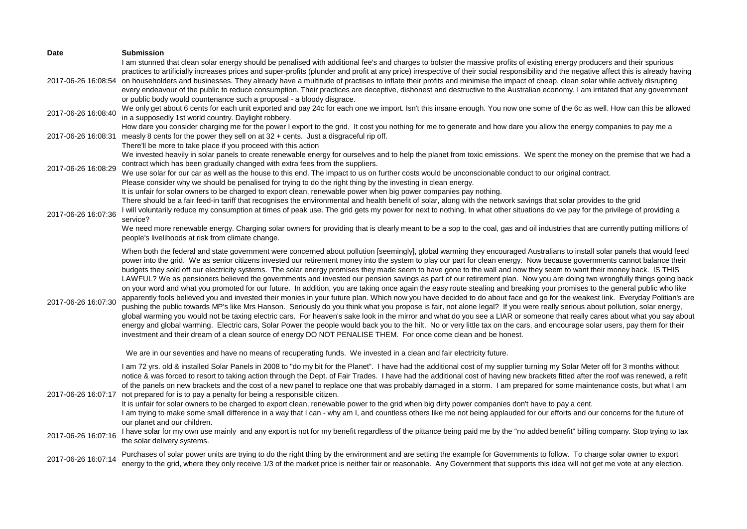| Date | Submission |
| --- | --- |
| 2017-06-26 16:08:54 | I am stunned that clean solar energy should be penalised with additional fee's and charges to bolster the massive profits of existing energy producers and their spurious practices to artificially increases prices and super-profits (plunder and profit at any price) irrespective of their social responsibility and the negative affect this is already having on householders and businesses. They already have a multitude of practises to inflate their profits and minimise the impact of cheap, clean solar while actively disrupting every endeavour of the public to reduce consumption. Their practices are deceptive, dishonest and destructive to the Australian economy. I am irritated that any government or public body would countenance such a proposal - a bloody disgrace. |
| 2017-06-26 16:08:40 | We only get about 6 cents for each unit exported and pay 24c for each one we import. Isn't this insane enough. You now one some of the 6c as well. How can this be allowed in a supposedly 1st world country. Daylight robbery. |
| 2017-06-26 16:08:31 | How dare you consider charging me for the power I export to the grid. It cost you nothing for me to generate and how dare you allow the energy companies to pay me a measly 8 cents for the power they sell on at 32 + cents. Just a disgraceful rip off.<br>There'll be more to take place if you proceed with this action |
| 2017-06-26 16:08:29 | We invested heavily in solar panels to create renewable energy for ourselves and to help the planet from toxic emissions. We spent the money on the premise that we had a contract which has been gradually changed with extra fees from the suppliers.<br>We use solar for our car as well as the house to this end. The impact to us on further costs would be unconscionable conduct to our original contract.<br>Please consider why we should be penalised for trying to do the right thing by the investing in clean energy. |
| 2017-06-26 16:07:36 | It is unfair for solar owners to be charged to export clean, renewable power when big power companies pay nothing.<br>There should be a fair feed-in tariff that recognises the environmental and health benefit of solar, along with the network savings that solar provides to the grid<br>I will voluntarily reduce my consumption at times of peak use. The grid gets my power for next to nothing. In what other situations do we pay for the privilege of providing a service?<br>We need more renewable energy. Charging solar owners for providing that is clearly meant to be a sop to the coal, gas and oil industries that are currently putting millions of people's livelihoods at risk from climate change. |
| 2017-06-26 16:07:30 | When both the federal and state government were concerned about pollution [seemingly], global warming they encouraged Australians to install solar panels that would feed power into the grid. We as senior citizens invested our retirement money into the system to play our part for clean energy. Now because governments cannot balance their budgets they sold off our electricity systems. The solar energy promises they made seem to have gone to the wall and now they seem to want their money back. IS THIS LAWFUL? We as pensioners believed the governments and invested our pension savings as part of our retirement plan. Now you are doing two wrongfully things going back on your word and what you promoted for our future. In addition, you are taking once again the easy route stealing and breaking your promises to the general public who like apparently fools believed you and invested their monies in your future plan. Which now you have decided to do about face and go for the weakest link. Everyday Politian's are pushing the public towards MP's like Mrs Hanson. Seriously do you think what you propose is fair, not alone legal? If you were really serious about pollution, solar energy, global warming you would not be taxing electric cars. For heaven's sake look in the mirror and what do you see a LIAR or someone that really cares about what you say about energy and global warming. Electric cars, Solar Power the people would back you to the hilt. No or very little tax on the cars, and encourage solar users, pay them for their investment and their dream of a clean source of energy DO NOT PENALISE THEM. For once come clean and be honest.<br><br>We are in our seventies and have no means of recuperating funds. We invested in a clean and fair electricity future. |
| 2017-06-26 16:07:17 | I am 72 yrs. old & installed Solar Panels in 2008 to "do my bit for the Planet". I have had the additional cost of my supplier turning my Solar Meter off for 3 months without notice & was forced to resort to taking action through the Dept. of Fair Trades. I have had the additional cost of having new brackets fitted after the roof was renewed, a refit of the panels on new brackets and the cost of a new panel to replace one that was probably damaged in a storm. I am prepared for some maintenance costs, but what I am not prepared for is to pay a penalty for being a responsible citizen.<br>It is unfair for solar owners to be charged to export clean, renewable power to the grid when big dirty power companies don't have to pay a cent.<br>I am trying to make some small difference in a way that I can - why am I, and countless others like me not being applauded for our efforts and our concerns for the future of our planet and our children. |
| 2017-06-26 16:07:16 | I have solar for my own use mainly and any export is not for my benefit regardless of the pittance being paid me by the "no added benefit" billing company. Stop trying to tax the solar delivery systems. |
| 2017-06-26 16:07:14 | Purchases of solar power units are trying to do the right thing by the environment and are setting the example for Governments to follow. To charge solar owner to export energy to the grid, where they only receive 1/3 of the market price is neither fair or reasonable. Any Government that supports this idea will not get me vote at any election. |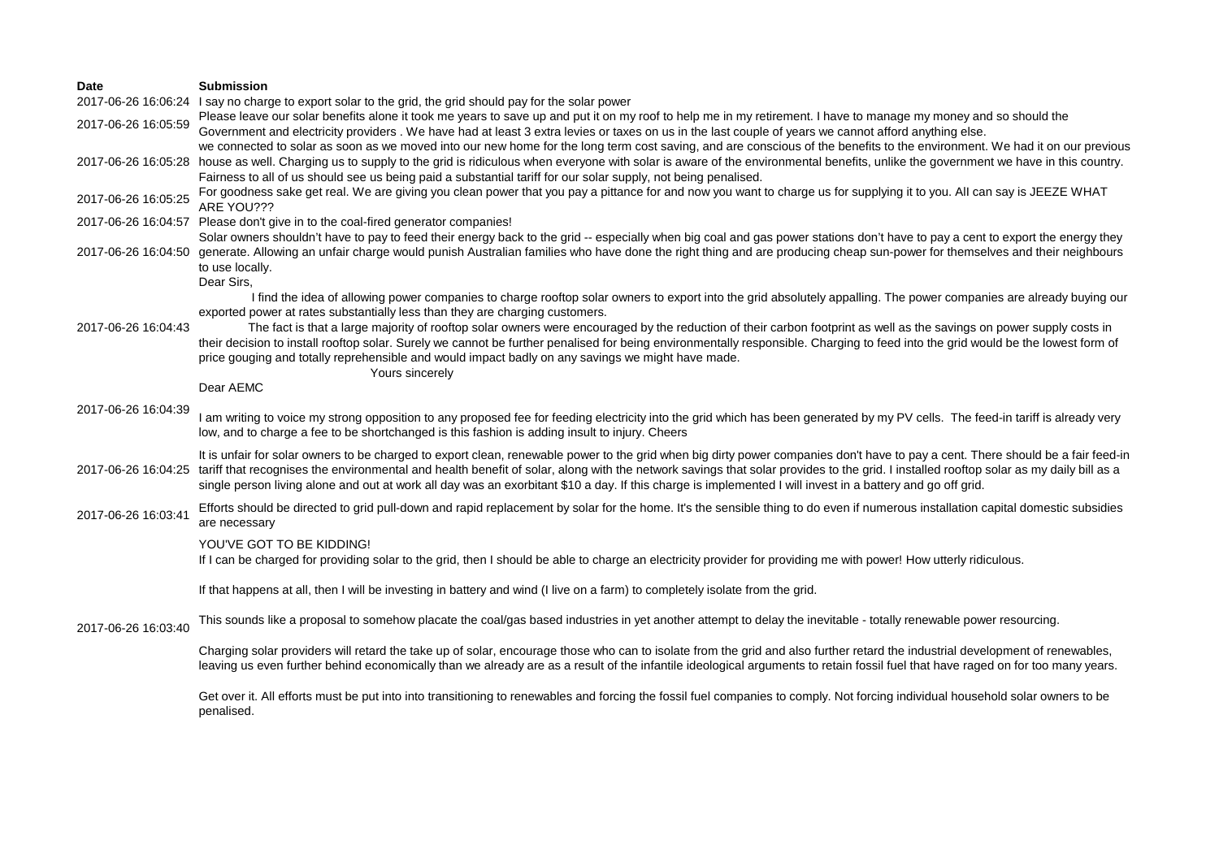| Date | Submission |
| --- | --- |
| 2017-06-26 16:06:24 | I say no charge to export solar to the grid, the grid should pay for the solar power |
| 2017-06-26 16:05:59 | Please leave our solar benefits alone it took me years to save up and put it on my roof to help me in my retirement. I have to manage my money and so should the Government and electricity providers . We have had at least 3 extra levies or taxes on us in the last couple of years we cannot afford anything else. |
| 2017-06-26 16:05:28 | we connected to solar as soon as we moved into our new home for the long term cost saving, and are conscious of the benefits to the environment. We had it on our previous house as well. Charging us to supply to the grid is ridiculous when everyone with solar is aware of the environmental benefits, unlike the government we have in this country. Fairness to all of us should see us being paid a substantial tariff for our solar supply, not being penalised. |
| 2017-06-26 16:05:25 | For goodness sake get real. We are giving you clean power that you pay a pittance for and now you want to charge us for supplying it to you. All can say is JEEZE WHAT ARE YOU??? |
| 2017-06-26 16:04:57 | Please don't give in to the coal-fired generator companies! |
| 2017-06-26 16:04:50 | Solar owners shouldn't have to pay to feed their energy back to the grid -- especially when big coal and gas power stations don't have to pay a cent to export the energy they generate. Allowing an unfair charge would punish Australian families who have done the right thing and are producing cheap sun-power for themselves and their neighbours to use locally. |
| 2017-06-26 16:04:43 | Dear Sirs,<br>I find the idea of allowing power companies to charge rooftop solar owners to export into the grid absolutely appalling. The power companies are already buying our exported power at rates substantially less than they are charging customers.<br>The fact is that a large majority of rooftop solar owners were encouraged by the reduction of their carbon footprint as well as the savings on power supply costs in their decision to install rooftop solar. Surely we cannot be further penalised for being environmentally responsible. Charging to feed into the grid would be the lowest form of price gouging and totally reprehensible and would impact badly on any savings we might have made.<br>Yours sincerely |
| 2017-06-26 16:04:39 | Dear AEMC<br>I am writing to voice my strong opposition to any proposed fee for feeding electricity into the grid which has been generated by my PV cells. The feed-in tariff is already very low, and to charge a fee to be shortchanged is this fashion is adding insult to injury. Cheers |
| 2017-06-26 16:04:25 | It is unfair for solar owners to be charged to export clean, renewable power to the grid when big dirty power companies don't have to pay a cent. There should be a fair feed-in tariff that recognises the environmental and health benefit of solar, along with the network savings that solar provides to the grid. I installed rooftop solar as my daily bill as a single person living alone and out at work all day was an exorbitant $10 a day. If this charge is implemented I will invest in a battery and go off grid. |
| 2017-06-26 16:03:41 | Efforts should be directed to grid pull-down and rapid replacement by solar for the home. It's the sensible thing to do even if numerous installation capital domestic subsidies are necessary |
| 2017-06-26 16:03:40 | YOU'VE GOT TO BE KIDDING!<br>If I can be charged for providing solar to the grid, then I should be able to charge an electricity provider for providing me with power! How utterly ridiculous.<br><br>If that happens at all, then I will be investing in battery and wind (I live on a farm) to completely isolate from the grid.<br><br>This sounds like a proposal to somehow placate the coal/gas based industries in yet another attempt to delay the inevitable - totally renewable power resourcing.<br><br>Charging solar providers will retard the take up of solar, encourage those who can to isolate from the grid and also further retard the industrial development of renewables, leaving us even further behind economically than we already are as a result of the infantile ideological arguments to retain fossil fuel that have raged on for too many years.<br><br>Get over it. All efforts must be put into into transitioning to renewables and forcing the fossil fuel companies to comply. Not forcing individual household solar owners to be penalised. |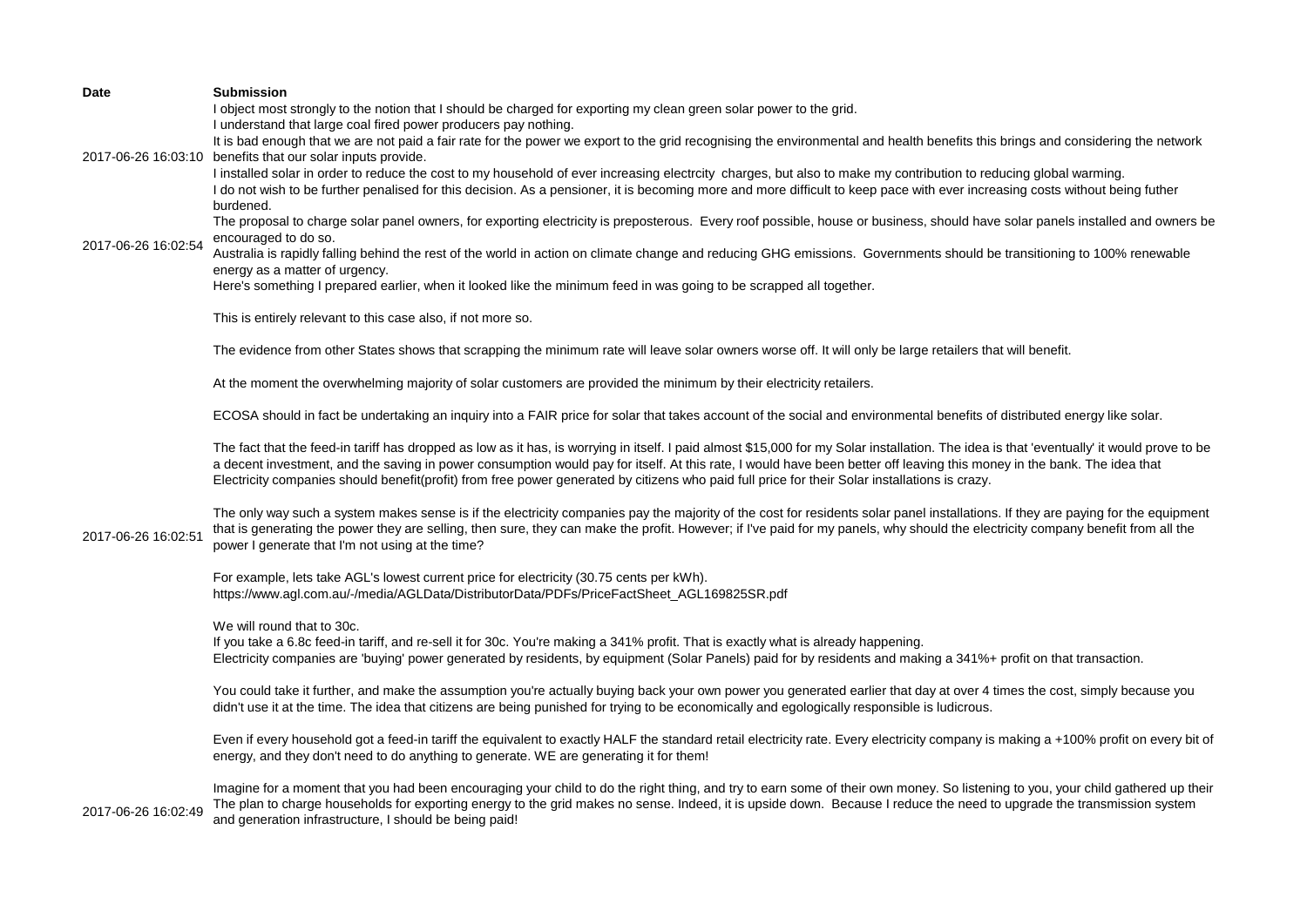| Date | Submission |
| --- | --- |
| 2017-06-26 16:03:10 | I object most strongly to the notion that I should be charged for exporting my clean green solar power to the grid.<br>I understand that large coal fired power producers pay nothing.<br>It is bad enough that we are not paid a fair rate for the power we export to the grid recognising the environmental and health benefits this brings and considering the network benefits that our solar inputs provide.<br>I installed solar in order to reduce the cost to my household of ever increasing electrcity charges, but also to make my contribution to reducing global warming.<br>I do not wish to be further penalised for this decision. As a pensioner, it is becoming more and more difficult to keep pace with ever increasing costs without being futher burdened. |
| 2017-06-26 16:02:54 | The proposal to charge solar panel owners, for exporting electricity is preposterous. Every roof possible, house or business, should have solar panels installed and owners be encouraged to do so.<br>Australia is rapidly falling behind the rest of the world in action on climate change and reducing GHG emissions. Governments should be transitioning to 100% renewable energy as a matter of urgency. |
| 2017-06-26 16:02:51 | Here's something I prepared earlier, when it looked like the minimum feed in was going to be scrapped all together.<br><br>This is entirely relevant to this case also, if not more so.<br><br>The evidence from other States shows that scrapping the minimum rate will leave solar owners worse off. It will only be large retailers that will benefit.<br><br>At the moment the overwhelming majority of solar customers are provided the minimum by their electricity retailers.<br><br>ECOSA should in fact be undertaking an inquiry into a FAIR price for solar that takes account of the social and environmental benefits of distributed energy like solar.<br><br>The fact that the feed-in tariff has dropped as low as it has, is worrying in itself. I paid almost $15,000 for my Solar installation. The idea is that 'eventually' it would prove to be a decent investment, and the saving in power consumption would pay for itself. At this rate, I would have been better off leaving this money in the bank. The idea that Electricity companies should benefit(profit) from free power generated by citizens who paid full price for their Solar installations is crazy.<br><br>The only way such a system makes sense is if the electricity companies pay the majority of the cost for residents solar panel installations. If they are paying for the equipment that is generating the power they are selling, then sure, they can make the profit. However; if I've paid for my panels, why should the electricity company benefit from all the power I generate that I'm not using at the time?<br><br>For example, lets take AGL's lowest current price for electricity (30.75 cents per kWh).<br>https://www.agl.com.au/-/media/AGLData/DistributorData/PDFs/PriceFactSheet_AGL169825SR.pdf<br><br>We will round that to 30c.<br>If you take a 6.8c feed-in tariff, and re-sell it for 30c. You're making a 341% profit. That is exactly what is already happening.<br>Electricity companies are 'buying' power generated by residents, by equipment (Solar Panels) paid for by residents and making a 341%+ profit on that transaction.<br><br>You could take it further, and make the assumption you're actually buying back your own power you generated earlier that day at over 4 times the cost, simply because you didn't use it at the time. The idea that citizens are being punished for trying to be economically and egologically responsible is ludicrous.<br><br>Even if every household got a feed-in tariff the equivalent to exactly HALF the standard retail electricity rate. Every electricity company is making a +100% profit on every bit of energy, and they don't need to do anything to generate. WE are generating it for them!<br><br>Imagine for a moment that you had been encouraging your child to do the right thing, and try to earn some of their own money. So listening to you, your child gathered up their |
| 2017-06-26 16:02:49 | The plan to charge households for exporting energy to the grid makes no sense. Indeed, it is upside down. Because I reduce the need to upgrade the transmission system and generation infrastructure, I should be being paid! |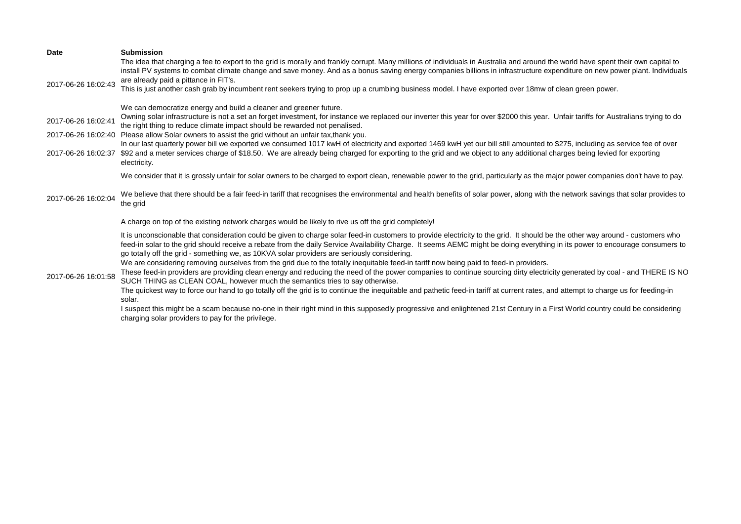| Date | Submission |
| --- | --- |
| 2017-06-26 16:02:43 | The idea that charging a fee to export to the grid is morally and frankly corrupt. Many millions of individuals in Australia and around the world have spent their own capital to install PV systems to combat climate change and save money. And as a bonus saving energy companies billions in infrastructure expenditure on new power plant. Individuals are already paid a pittance in FIT's.<br>This is just another cash grab by incumbent rent seekers trying to prop up a crumbing business model. I have exported over 18mw of clean green power.<br><br>We can democratize energy and build a cleaner and greener future. |
| 2017-06-26 16:02:41 | Owning solar infrastructure is not a set an forget investment, for instance we replaced our inverter this year for over $2000 this year. Unfair tariffs for Australians trying to do the right thing to reduce climate impact should be rewarded not penalised. |
| 2017-06-26 16:02:40 | Please allow Solar owners to assist the grid without an unfair tax,thank you. |
| 2017-06-26 16:02:37 | In our last quarterly power bill we exported we consumed 1017 kwH of electricity and exported 1469 kwH yet our bill still amounted to $275, including as service fee of over $92 and a meter services charge of $18.50. We are already being charged for exporting to the grid and we object to any additional charges being levied for exporting electricity. |
| 2017-06-26 16:02:04 | We consider that it is grossly unfair for solar owners to be charged to export clean, renewable power to the grid, particularly as the major power companies don't have to pay.<br><br>We believe that there should be a fair feed-in tariff that recognises the environmental and health benefits of solar power, along with the network savings that solar provides to the grid<br><br>A charge on top of the existing network charges would be likely to rive us off the grid completely! |
| 2017-06-26 16:01:58 | It is unconscionable that consideration could be given to charge solar feed-in customers to provide electricity to the grid. It should be the other way around - customers who feed-in solar to the grid should receive a rebate from the daily Service Availability Charge. It seems AEMC might be doing everything in its power to encourage consumers to go totally off the grid - something we, as 10KVA solar providers are seriously considering.<br>We are considering removing ourselves from the grid due to the totally inequitable feed-in tariff now being paid to feed-in providers.<br>These feed-in providers are providing clean energy and reducing the need of the power companies to continue sourcing dirty electricity generated by coal - and THERE IS NO SUCH THING as CLEAN COAL, however much the semantics tries to say otherwise.<br>The quickest way to force our hand to go totally off the grid is to continue the inequitable and pathetic feed-in tariff at current rates, and attempt to charge us for feeding-in solar.<br>I suspect this might be a scam because no-one in their right mind in this supposedly progressive and enlightened 21st Century in a First World country could be considering charging solar providers to pay for the privilege. |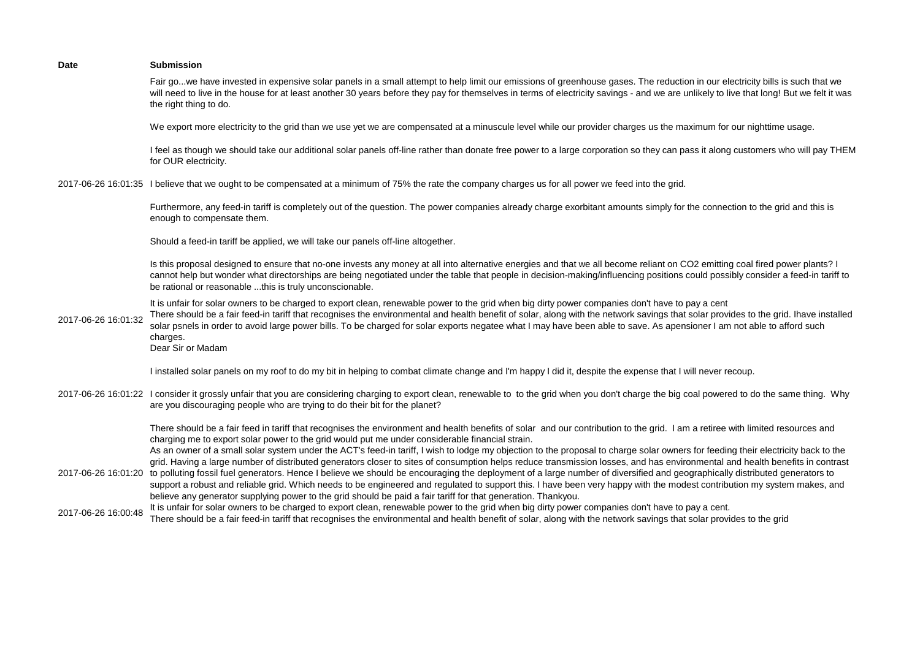| Date | Submission |
|---|---|
| 2017-06-26 16:01:35 | Fair go...we have invested in expensive solar panels in a small attempt to help limit our emissions of greenhouse gases. The reduction in our electricity bills is such that we will need to live in the house for at least another 30 years before they pay for themselves in terms of electricity savings - and we are unlikely to live that long! But we felt it was the right thing to do.<br><br>We export more electricity to the grid than we use yet we are compensated at a minuscule level while our provider charges us the maximum for our nighttime usage.<br><br>I feel as though we should take our additional solar panels off-line rather than donate free power to a large corporation so they can pass it along customers who will pay THEM for OUR electricity.<br><br>I believe that we ought to be compensated at a minimum of 75% the rate the company charges us for all power we feed into the grid.<br><br>Furthermore, any feed-in tariff is completely out of the question. The power companies already charge exorbitant amounts simply for the connection to the grid and this is enough to compensate them.<br><br>Should a feed-in tariff be applied, we will take our panels off-line altogether.<br><br>Is this proposal designed to ensure that no-one invests any money at all into alternative energies and that we all become reliant on CO2 emitting coal fired power plants? I cannot help but wonder what directorships are being negotiated under the table that people in decision-making/influencing positions could possibly consider a feed-in tariff to be rational or reasonable ...this is truly unconscionable. |
| 2017-06-26 16:01:32 | It is unfair for solar owners to be charged to export clean, renewable power to the grid when big dirty power companies don't have to pay a cent<br>There should be a fair feed-in tariff that recognises the environmental and health benefit of solar, along with the network savings that solar provides to the grid. Ihave installed solar psnels in order to avoid large power bills. To be charged for solar exports negatee what I may have been able to save. As apensioner I am not able to afford such charges. |
| 2017-06-26 16:01:22 | Dear Sir or Madam<br><br>I installed solar panels on my roof to do my bit in helping to combat climate change and I'm happy I did it, despite the expense that I will never recoup.<br><br>I consider it grossly unfair that you are considering charging to export clean, renewable to to the grid when you don't charge the big coal powered to do the same thing. Why are you discouraging people who are trying to do their bit for the planet?<br><br>There should be a fair feed in tariff that recognises the environment and health benefits of solar and our contribution to the grid. I am a retiree with limited resources and charging me to export solar power to the grid would put me under considerable financial strain. |
| 2017-06-26 16:01:20 | As an owner of a small solar system under the ACT's feed-in tariff, I wish to lodge my objection to the proposal to charge solar owners for feeding their electricity back to the grid. Having a large number of distributed generators closer to sites of consumption helps reduce transmission losses, and has environmental and health benefits in contrast to polluting fossil fuel generators. Hence I believe we should be encouraging the deployment of a large number of diversified and geographically distributed generators to support a robust and reliable grid. Which needs to be engineered and regulated to support this. I have been very happy with the modest contribution my system makes, and believe any generator supplying power to the grid should be paid a fair tariff for that generation. Thankyou. |
| 2017-06-26 16:00:48 | It is unfair for solar owners to be charged to export clean, renewable power to the grid when big dirty power companies don't have to pay a cent.<br>There should be a fair feed-in tariff that recognises the environmental and health benefit of solar, along with the network savings that solar provides to the grid |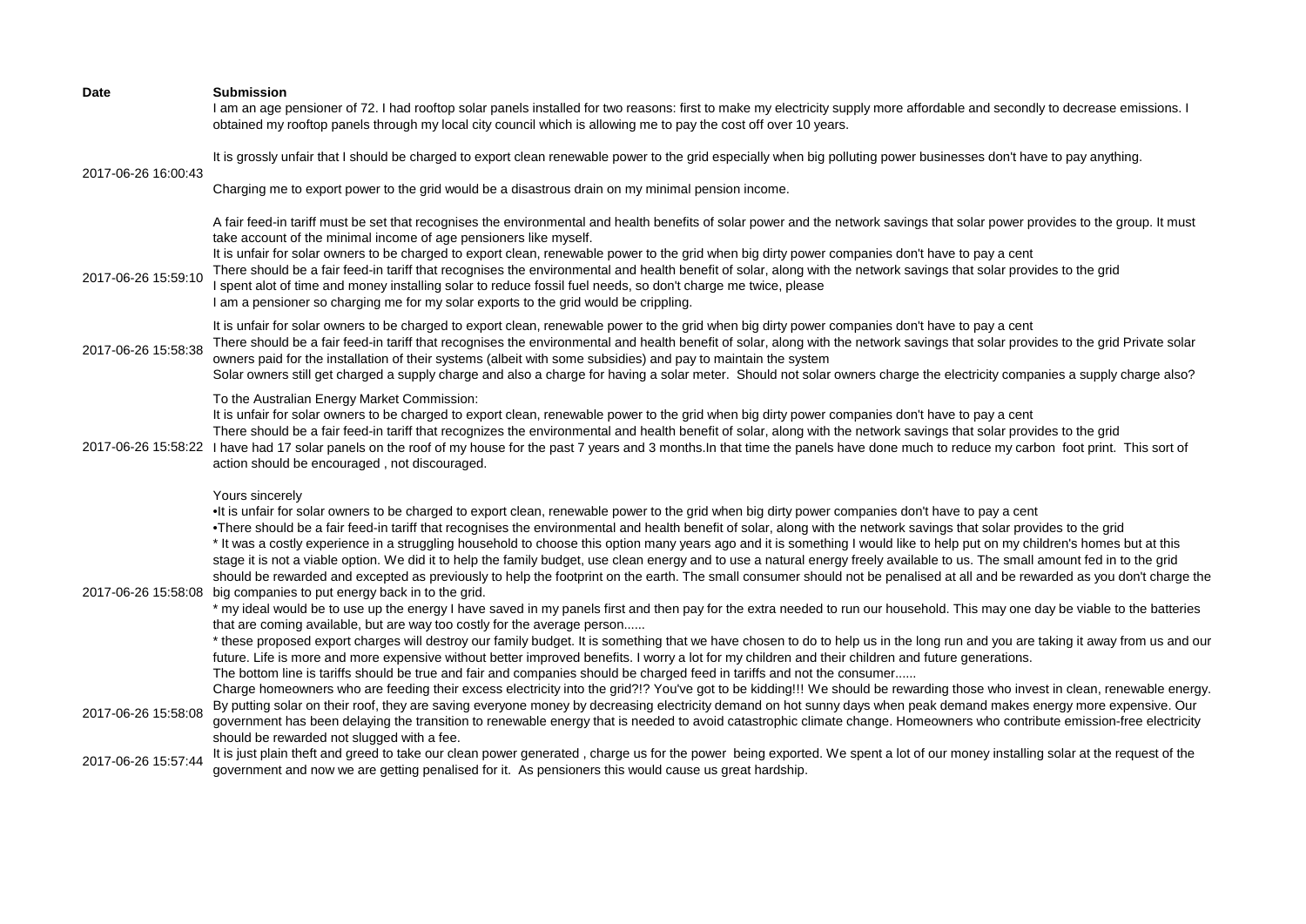| Date | Submission |
|---|---|
| 2017-06-26 16:00:43 | I am an age pensioner of 72. I had rooftop solar panels installed for two reasons: first to make my electricity supply more affordable and secondly to decrease emissions. I obtained my rooftop panels through my local city council which is allowing me to pay the cost off over 10 years.<br><br>It is grossly unfair that I should be charged to export clean renewable power to the grid especially when big polluting power businesses don't have to pay anything.<br><br>Charging me to export power to the grid would be a disastrous drain on my minimal pension income.<br><br>A fair feed-in tariff must be set that recognises the environmental and health benefits of solar power and the network savings that solar power provides to the group. It must take account of the minimal income of age pensioners like myself. |
| 2017-06-26 15:59:10 | It is unfair for solar owners to be charged to export clean, renewable power to the grid when big dirty power companies don't have to pay a cent<br>There should be a fair feed-in tariff that recognises the environmental and health benefit of solar, along with the network savings that solar provides to the grid<br>I spent alot of time and money installing solar to reduce fossil fuel needs, so don't charge me twice, please<br>I am a pensioner so charging me for my solar exports to the grid would be crippling. |
| 2017-06-26 15:58:38 | It is unfair for solar owners to be charged to export clean, renewable power to the grid when big dirty power companies don't have to pay a cent<br>There should be a fair feed-in tariff that recognises the environmental and health benefit of solar, along with the network savings that solar provides to the grid Private solar owners paid for the installation of their systems (albeit with some subsidies) and pay to maintain the system<br>Solar owners still get charged a supply charge and also a charge for having a solar meter. Should not solar owners charge the electricity companies a supply charge also? |
| 2017-06-26 15:58:22 | To the Australian Energy Market Commission:<br>It is unfair for solar owners to be charged to export clean, renewable power to the grid when big dirty power companies don't have to pay a cent<br>There should be a fair feed-in tariff that recognizes the environmental and health benefit of solar, along with the network savings that solar provides to the grid<br>I have had 17 solar panels on the roof of my house for the past 7 years and 3 months.In that time the panels have done much to reduce my carbon foot print. This sort of action should be encouraged , not discouraged.<br><br>Yours sincerely |
| 2017-06-26 15:58:08 | •It is unfair for solar owners to be charged to export clean, renewable power to the grid when big dirty power companies don't have to pay a cent<br>•There should be a fair feed-in tariff that recognises the environmental and health benefit of solar, along with the network savings that solar provides to the grid<br>* It was a costly experience in a struggling household to choose this option many years ago and it is something I would like to help put on my children's homes but at this stage it is not a viable option. We did it to help the family budget, use clean energy and to use a natural energy freely available to us. The small amount fed in to the grid should be rewarded and excepted as previously to help the footprint on the earth. The small consumer should not be penalised at all and be rewarded as you don't charge the big companies to put energy back in to the grid.<br>* my ideal would be to use up the energy I have saved in my panels first and then pay for the extra needed to run our household. This may one day be viable to the batteries that are coming available, but are way too costly for the average person......<br>* these proposed export charges will destroy our family budget. It is something that we have chosen to do to help us in the long run and you are taking it away from us and our future. Life is more and more expensive without better improved benefits. I worry a lot for my children and their children and future generations.<br>The bottom line is tariffs should be true and fair and companies should be charged feed in tariffs and not the consumer...... |
| 2017-06-26 15:58:08 | Charge homeowners who are feeding their excess electricity into the grid?!? You've got to be kidding!!! We should be rewarding those who invest in clean, renewable energy. By putting solar on their roof, they are saving everyone money by decreasing electricity demand on hot sunny days when peak demand makes energy more expensive. Our government has been delaying the transition to renewable energy that is needed to avoid catastrophic climate change. Homeowners who contribute emission-free electricity should be rewarded not slugged with a fee. |
| 2017-06-26 15:57:44 | It is just plain theft and greed to take our clean power generated , charge us for the power being exported. We spent a lot of our money installing solar at the request of the government and now we are getting penalised for it. As pensioners this would cause us great hardship. |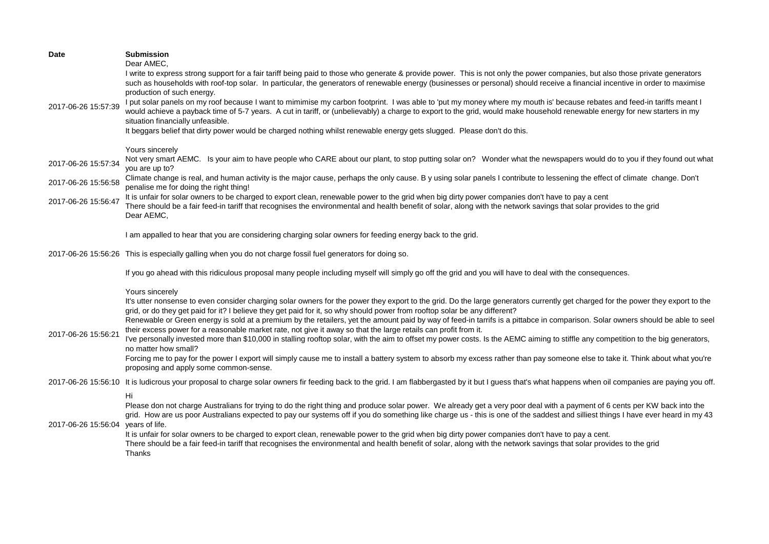| Date | Submission |
|---|---|
| 2017-06-26 15:57:39 | Dear AMEC,<br>I write to express strong support for a fair tariff being paid to those who generate & provide power. This is not only the power companies, but also those private generators such as households with roof-top solar. In particular, the generators of renewable energy (businesses or personal) should receive a financial incentive in order to maximise production of such energy.<br>I put solar panels on my roof because I want to mimimise my carbon footprint. I was able to 'put my money where my mouth is' because rebates and feed-in tariffs meant I would achieve a payback time of 5-7 years. A cut in tariff, or (unbelievably) a charge to export to the grid, would make household renewable energy for new starters in my situation financially unfeasible.<br>It beggars belief that dirty power would be charged nothing whilst renewable energy gets slugged. Please don't do this.<br><br>Yours sincerely |
| 2017-06-26 15:57:34 | Not very smart AEMC. Is your aim to have people who CARE about our plant, to stop putting solar on? Wonder what the newspapers would do to you if they found out what you are up to? |
| 2017-06-26 15:56:58 | Climate change is real, and human activity is the major cause, perhaps the only cause. B y using solar panels I contribute to lessening the effect of climate change. Don't penalise me for doing the right thing! |
| 2017-06-26 15:56:47 | It is unfair for solar owners to be charged to export clean, renewable power to the grid when big dirty power companies don't have to pay a cent<br>There should be a fair feed-in tariff that recognises the environmental and health benefit of solar, along with the network savings that solar provides to the grid |
| 2017-06-26 15:56:26 | Dear AEMC,<br><br>I am appalled to hear that you are considering charging solar owners for feeding energy back to the grid.<br><br>This is especially galling when you do not charge fossil fuel generators for doing so.<br><br>If you go ahead with this ridiculous proposal many people including myself will simply go off the grid and you will have to deal with the consequences.<br><br>Yours sincerely |
| 2017-06-26 15:56:21 | It's utter nonsense to even consider charging solar owners for the power they export to the grid. Do the large generators currently get charged for the power they export to the grid, or do they get paid for it? I believe they get paid for it, so why should power from rooftop solar be any different?<br>Renewable or Green energy is sold at a premium by the retailers, yet the amount paid by way of feed-in tarrifs is a pittabce in comparison. Solar owners should be able to seel their excess power for a reasonable market rate, not give it away so that the large retails can profit from it.<br>I've personally invested more than $10,000 in stalling rooftop solar, with the aim to offset my power costs. Is the AEMC aiming to stiffle any competition to the big generators, no matter how small?<br>Forcing me to pay for the power I export will simply cause me to install a battery system to absorb my excess rather than pay someone else to take it. Think about what you're proposing and apply some common-sense. |
| 2017-06-26 15:56:10 | It is ludicrous your proposal to charge solar owners fir feeding back to the grid. I am flabbergasted by it but I guess that's what happens when oil companies are paying you off. |
| 2017-06-26 15:56:04 | Hi<br>Please don not charge Australians for trying to do the right thing and produce solar power. We already get a very poor deal with a payment of 6 cents per KW back into the grid. How are us poor Australians expected to pay our systems off if you do something like charge us - this is one of the saddest and silliest things I have ever heard in my 43 years of life.<br>It is unfair for solar owners to be charged to export clean, renewable power to the grid when big dirty power companies don't have to pay a cent.<br>There should be a fair feed-in tariff that recognises the environmental and health benefit of solar, along with the network savings that solar provides to the grid<br>Thanks |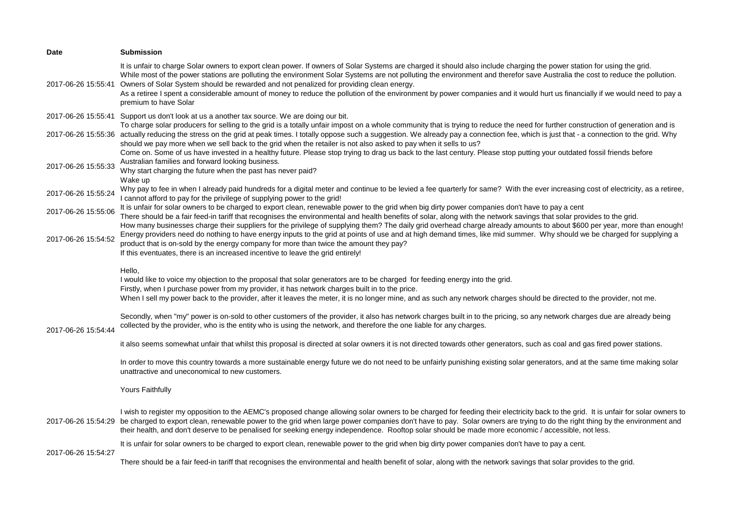| Date | Submission |
| --- | --- |
| 2017-06-26 15:55:41 | It is unfair to charge Solar owners to export clean power. If owners of Solar Systems are charged it should also include charging the power station for using the grid.<br>While most of the power stations are polluting the environment Solar Systems are not polluting the environment and therefor save Australia the cost to reduce the pollution.<br>Owners of Solar System should be rewarded and not penalized for providing clean energy.<br>As a retiree I spent a considerable amount of money to reduce the pollution of the environment by power companies and it would hurt us financially if we would need to pay a premium to have Solar |
| 2017-06-26 15:55:41 | Support us don't look at us a another tax source. We are doing our bit. |
| 2017-06-26 15:55:36 | To charge solar producers for selling to the grid is a totally unfair impost on a whole community that is trying to reduce the need for further construction of generation and is actually reducing the stress on the grid at peak times. I totally oppose such a suggestion. We already pay a connection fee, which is just that - a connection to the grid. Why should we pay more when we sell back to the grid when the retailer is not also asked to pay when it sells to us? |
| 2017-06-26 15:55:33 | Come on. Some of us have invested in a healthy future. Please stop trying to drag us back to the last century. Please stop putting your outdated fossil friends before Australian families and forward looking business.<br>Why start charging the future when the past has never paid?<br>Wake up |
| 2017-06-26 15:55:24 | Why pay to fee in when I already paid hundreds for a digital meter and continue to be levied a fee quarterly for same? With the ever increasing cost of electricity, as a retiree, I cannot afford to pay for the privilege of supplying power to the grid! |
| 2017-06-26 15:55:06 | It is unfair for solar owners to be charged to export clean, renewable power to the grid when big dirty power companies don't have to pay a cent<br>There should be a fair feed-in tariff that recognises the environmental and health benefits of solar, along with the network savings that solar provides to the grid. |
| 2017-06-26 15:54:52 | How many businesses charge their suppliers for the privilege of supplying them? The daily grid overhead charge already amounts to about $600 per year, more than enough!<br>Energy providers need do nothing to have energy inputs to the grid at points of use and at high demand times, like mid summer. Why should we be charged for supplying a product that is on-sold by the energy company for more than twice the amount they pay?<br>If this eventuates, there is an increased incentive to leave the grid entirely! |
| 2017-06-26 15:54:44 | Hello,<br>I would like to voice my objection to the proposal that solar generators are to be charged for feeding energy into the grid.<br>Firstly, when I purchase power from my provider, it has network charges built in to the price.<br>When I sell my power back to the provider, after it leaves the meter, it is no longer mine, and as such any network charges should be directed to the provider, not me.<br><br>Secondly, when "my" power is on-sold to other customers of the provider, it also has network charges built in to the pricing, so any network charges due are already being collected by the provider, who is the entity who is using the network, and therefore the one liable for any charges.<br><br>it also seems somewhat unfair that whilst this proposal is directed at solar owners it is not directed towards other generators, such as coal and gas fired power stations.<br><br>In order to move this country towards a more sustainable energy future we do not need to be unfairly punishing existing solar generators, and at the same time making solar unattractive and uneconomical to new customers.<br><br>Yours Faithfully |
| 2017-06-26 15:54:29 | I wish to register my opposition to the AEMC's proposed change allowing solar owners to be charged for feeding their electricity back to the grid. It is unfair for solar owners to be charged to export clean, renewable power to the grid when large power companies don't have to pay. Solar owners are trying to do the right thing by the environment and their health, and don't deserve to be penalised for seeking energy independence. Rooftop solar should be made more economic / accessible, not less. |
| 2017-06-26 15:54:27 | It is unfair for solar owners to be charged to export clean, renewable power to the grid when big dirty power companies don't have to pay a cent.<br><br>There should be a fair feed-in tariff that recognises the environmental and health benefit of solar, along with the network savings that solar provides to the grid. |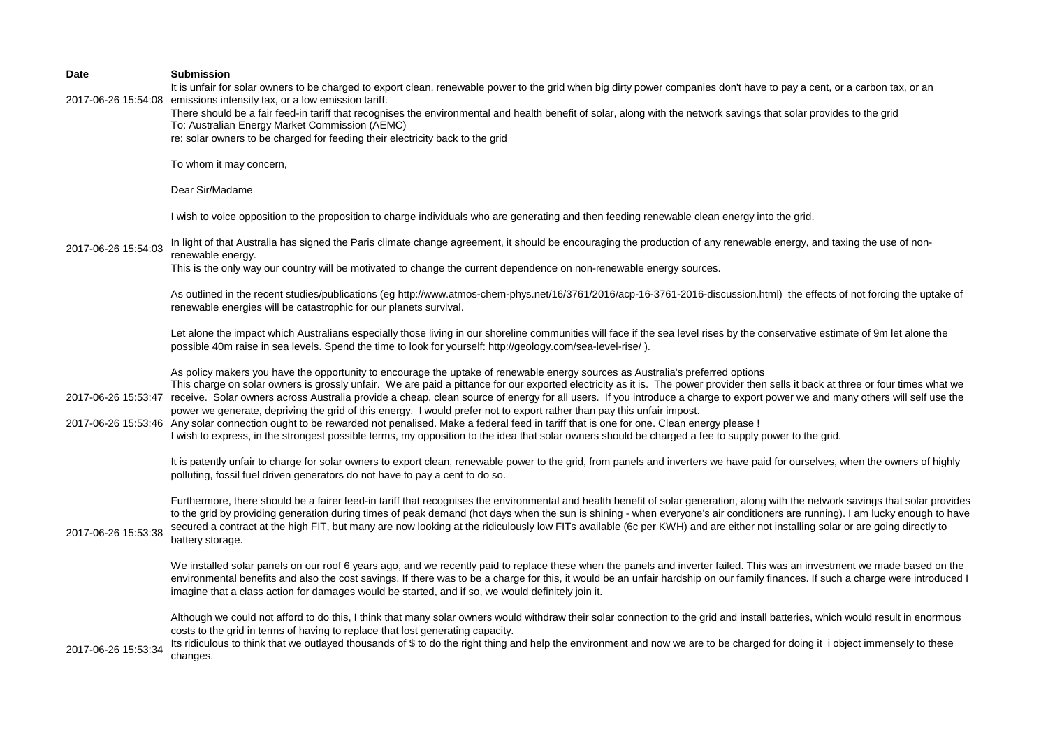| Date | Submission |
| --- | --- |
| 2017-06-26 15:54:08 | It is unfair for solar owners to be charged to export clean, renewable power to the grid when big dirty power companies don't have to pay a cent, or a carbon tax, or an emissions intensity tax, or a low emission tariff.<br>There should be a fair feed-in tariff that recognises the environmental and health benefit of solar, along with the network savings that solar provides to the grid |
| 2017-06-26 15:54:03 | To: Australian Energy Market Commission (AEMC)<br>re: solar owners to be charged for feeding their electricity back to the grid<br><br>To whom it may concern,<br><br>Dear Sir/Madame<br><br>I wish to voice opposition to the proposition to charge individuals who are generating and then feeding renewable clean energy into the grid.<br><br>In light of that Australia has signed the Paris climate change agreement, it should be encouraging the production of any renewable energy, and taxing the use of non-renewable energy.<br>This is the only way our country will be motivated to change the current dependence on non-renewable energy sources.<br><br>As outlined in the recent studies/publications (eg http://www.atmos-chem-phys.net/16/3761/2016/acp-16-3761-2016-discussion.html) the effects of not forcing the uptake of renewable energies will be catastrophic for our planets survival.<br><br>Let alone the impact which Australians especially those living in our shoreline communities will face if the sea level rises by the conservative estimate of 9m let alone the possible 40m raise in sea levels. Spend the time to look for yourself: http://geology.com/sea-level-rise/ ).<br><br>As policy makers you have the opportunity to encourage the uptake of renewable energy sources as Australia's preferred options |
| 2017-06-26 15:53:47 | This charge on solar owners is grossly unfair. We are paid a pittance for our exported electricity as it is. The power provider then sells it back at three or four times what we receive. Solar owners across Australia provide a cheap, clean source of energy for all users. If you introduce a charge to export power we and many others will self use the power we generate, depriving the grid of this energy. I would prefer not to export rather than pay this unfair impost. |
| 2017-06-26 15:53:46 | Any solar connection ought to be rewarded not penalised. Make a federal feed in tariff that is one for one. Clean energy please ! |
| 2017-06-26 15:53:38 | I wish to express, in the strongest possible terms, my opposition to the idea that solar owners should be charged a fee to supply power to the grid.<br><br>It is patently unfair to charge for solar owners to export clean, renewable power to the grid, from panels and inverters we have paid for ourselves, when the owners of highly polluting, fossil fuel driven generators do not have to pay a cent to do so.<br><br>Furthermore, there should be a fairer feed-in tariff that recognises the environmental and health benefit of solar generation, along with the network savings that solar provides to the grid by providing generation during times of peak demand (hot days when the sun is shining - when everyone's air conditioners are running). I am lucky enough to have secured a contract at the high FIT, but many are now looking at the ridiculously low FITs available (6c per KWH) and are either not installing solar or are going directly to battery storage.<br><br>We installed solar panels on our roof 6 years ago, and we recently paid to replace these when the panels and inverter failed. This was an investment we made based on the environmental benefits and also the cost savings. If there was to be a charge for this, it would be an unfair hardship on our family finances. If such a charge were introduced I imagine that a class action for damages would be started, and if so, we would definitely join it.<br><br>Although we could not afford to do this, I think that many solar owners would withdraw their solar connection to the grid and install batteries, which would result in enormous costs to the grid in terms of having to replace that lost generating capacity. |
| 2017-06-26 15:53:34 | Its ridiculous to think that we outlayed thousands of $ to do the right thing and help the environment and now we are to be charged for doing it i object immensely to these changes. |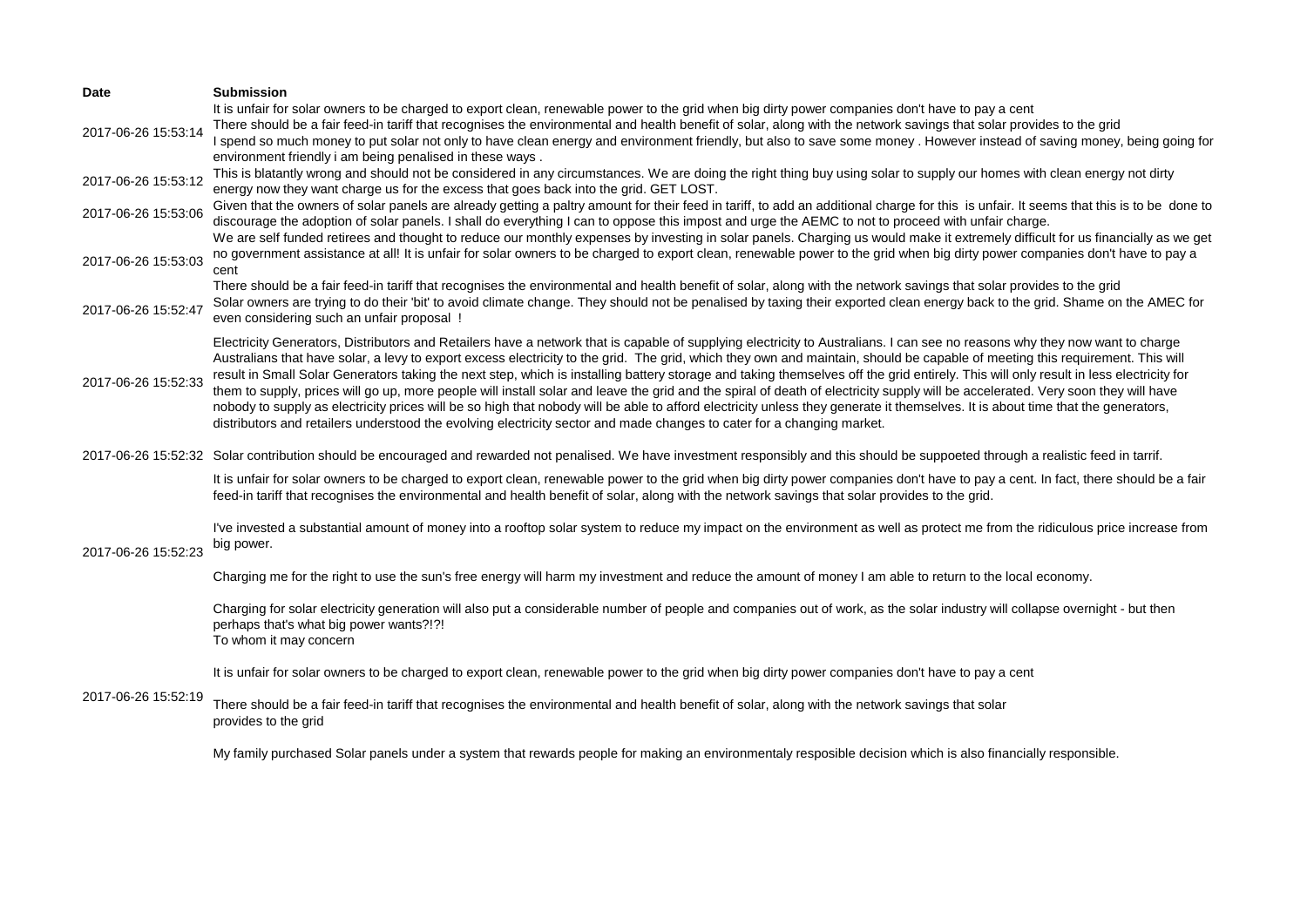| Date | Submission |
| --- | --- |
| 2017-06-26 15:53:14 | It is unfair for solar owners to be charged to export clean, renewable power to the grid when big dirty power companies don't have to pay a cent<br>There should be a fair feed-in tariff that recognises the environmental and health benefit of solar, along with the network savings that solar provides to the grid<br>I spend so much money to put solar not only to have clean energy and environment friendly, but also to save some money . However instead of saving money, being going for environment friendly i am being penalised in these ways . |
| 2017-06-26 15:53:12 | This is blatantly wrong and should not be considered in any circumstances. We are doing the right thing buy using solar to supply our homes with clean energy not dirty energy now they want charge us for the excess that goes back into the grid. GET LOST. |
| 2017-06-26 15:53:06 | Given that the owners of solar panels are already getting a paltry amount for their feed in tariff, to add an additional charge for this  is unfair. It seems that this is to be  done to discourage the adoption of solar panels. I shall do everything I can to oppose this impost and urge the AEMC to not to proceed with unfair charge. |
| 2017-06-26 15:53:03 | We are self funded retirees and thought to reduce our monthly expenses by investing in solar panels. Charging us would make it extremely difficult for us financially as we get no government assistance at all! It is unfair for solar owners to be charged to export clean, renewable power to the grid when big dirty power companies don't have to pay a cent<br>There should be a fair feed-in tariff that recognises the environmental and health benefit of solar, along with the network savings that solar provides to the grid |
| 2017-06-26 15:52:47 | Solar owners are trying to do their 'bit' to avoid climate change. They should not be penalised by taxing their exported clean energy back to the grid. Shame on the AMEC for even considering such an unfair proposal  ! |
| 2017-06-26 15:52:33 | Electricity Generators, Distributors and Retailers have a network that is capable of supplying electricity to Australians. I can see no reasons why they now want to charge Australians that have solar, a levy to export excess electricity to the grid.  The grid, which they own and maintain, should be capable of meeting this requirement. This will result in Small Solar Generators taking the next step, which is installing battery storage and taking themselves off the grid entirely. This will only result in less electricity for them to supply, prices will go up, more people will install solar and leave the grid and the spiral of death of electricity supply will be accelerated. Very soon they will have nobody to supply as electricity prices will be so high that nobody will be able to afford electricity unless they generate it themselves. It is about time that the generators, distributors and retailers understood the evolving electricity sector and made changes to cater for a changing market. |
| 2017-06-26 15:52:32 | Solar contribution should be encouraged and rewarded not penalised. We have investment responsibly and this should be suppoeted through a realistic feed in tarrif. |
| 2017-06-26 15:52:23 | It is unfair for solar owners to be charged to export clean, renewable power to the grid when big dirty power companies don't have to pay a cent. In fact, there should be a fair feed-in tariff that recognises the environmental and health benefit of solar, along with the network savings that solar provides to the grid.<br><br>I've invested a substantial amount of money into a rooftop solar system to reduce my impact on the environment as well as protect me from the ridiculous price increase from big power.<br><br>Charging me for the right to use the sun's free energy will harm my investment and reduce the amount of money I am able to return to the local economy.<br><br>Charging for solar electricity generation will also put a considerable number of people and companies out of work, as the solar industry will collapse overnight - but then perhaps that's what big power wants?!?! |
| 2017-06-26 15:52:19 | To whom it may concern<br><br>It is unfair for solar owners to be charged to export clean, renewable power to the grid when big dirty power companies don't have to pay a cent<br><br>There should be a fair feed-in tariff that recognises the environmental and health benefit of solar, along with the network savings that solar provides to the grid<br><br>My family purchased Solar panels under a system that rewards people for making an environmentaly resposible decision which is also financially responsible. |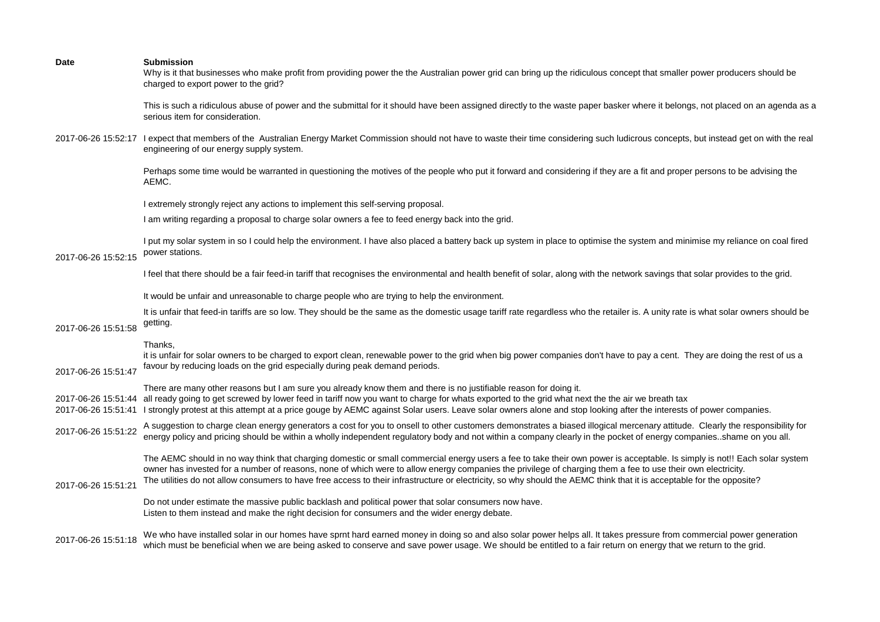| Date | Submission |
| --- | --- |
| 2017-06-26 15:52:17 | Why is it that businesses who make profit from providing power the the Australian power grid can bring up the ridiculous concept that smaller power producers should be charged to export power to the grid?<br><br>This is such a ridiculous abuse of power and the submittal for it should have been assigned directly to the waste paper basker where it belongs, not placed on an agenda as a serious item for consideration.<br><br>I expect that members of the Australian Energy Market Commission should not have to waste their time considering such ludicrous concepts, but instead get on with the real engineering of our energy supply system.<br><br>Perhaps some time would be warranted in questioning the motives of the people who put it forward and considering if they are a fit and proper persons to be advising the AEMC.<br><br>I extremely strongly reject any actions to implement this self-serving proposal. |
| 2017-06-26 15:52:15 | I am writing regarding a proposal to charge solar owners a fee to feed energy back into the grid.<br><br>I put my solar system in so I could help the environment. I have also placed a battery back up system in place to optimise the system and minimise my reliance on coal fired power stations.<br><br>I feel that there should be a fair feed-in tariff that recognises the environmental and health benefit of solar, along with the network savings that solar provides to the grid.<br><br>It would be unfair and unreasonable to charge people who are trying to help the environment. |
| 2017-06-26 15:51:58 | It is unfair that feed-in tariffs are so low. They should be the same as the domestic usage tariff rate regardless who the retailer is. A unity rate is what solar owners should be getting.<br><br>Thanks, |
| 2017-06-26 15:51:47 | it is unfair for solar owners to be charged to export clean, renewable power to the grid when big power companies don't have to pay a cent. They are doing the rest of us a favour by reducing loads on the grid especially during peak demand periods.<br><br>There are many other reasons but I am sure you already know them and there is no justifiable reason for doing it. |
| 2017-06-26 15:51:44 | all ready going to get screwed by lower feed in tariff now you want to charge for whats exported to the grid what next the the air we breath tax |
| 2017-06-26 15:51:41 | I strongly protest at this attempt at a price gouge by AEMC against Solar users. Leave solar owners alone and stop looking after the interests of power companies. |
| 2017-06-26 15:51:22 | A suggestion to charge clean energy generators a cost for you to onsell to other customers demonstrates a biased illogical mercenary attitude. Clearly the responsibility for energy policy and pricing should be within a wholly independent regulatory body and not within a company clearly in the pocket of energy companies..shame on you all. |
| 2017-06-26 15:51:21 | The AEMC should in no way think that charging domestic or small commercial energy users a fee to take their own power is acceptable. Is simply is not!! Each solar system owner has invested for a number of reasons, none of which were to allow energy companies the privilege of charging them a fee to use their own electricity.<br>The utilities do not allow consumers to have free access to their infrastructure or electricity, so why should the AEMC think that it is acceptable for the opposite?<br><br>Do not under estimate the massive public backlash and political power that solar consumers now have.<br>Listen to them instead and make the right decision for consumers and the wider energy debate. |
| 2017-06-26 15:51:18 | We who have installed solar in our homes have sprnt hard earned money in doing so and also solar power helps all. It takes pressure from commercial power generation which must be beneficial when we are being asked to conserve and save power usage. We should be entitled to a fair return on energy that we return to the grid. |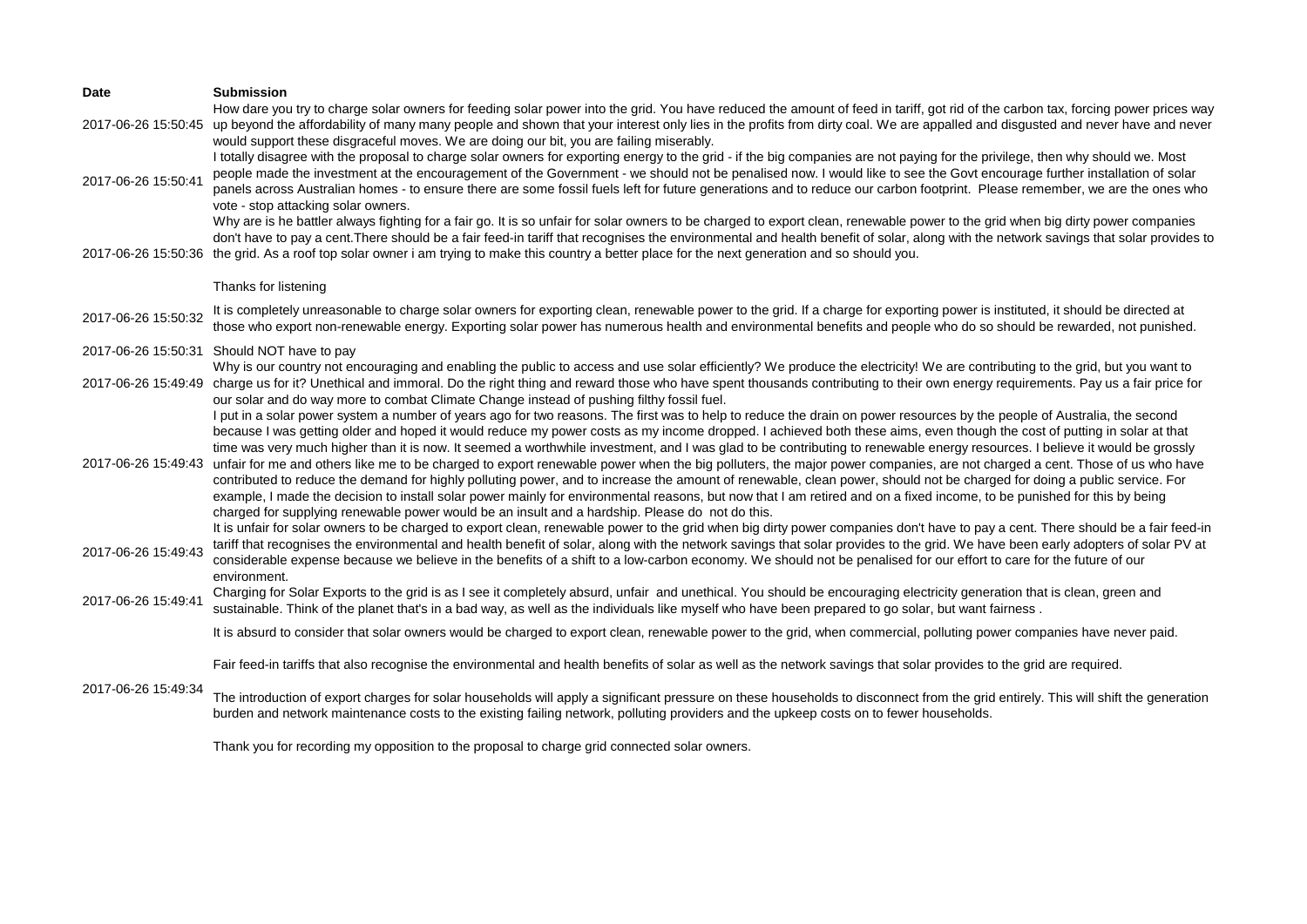| Date | Submission |
|---|---|
| 2017-06-26 15:50:45 | How dare you try to charge solar owners for feeding solar power into the grid. You have reduced the amount of feed in tariff, got rid of the carbon tax, forcing power prices way up beyond the affordability of many many people and shown that your interest only lies in the profits from dirty coal. We are appalled and disgusted and never have and never would support these disgraceful moves. We are doing our bit, you are failing miserably. |
| 2017-06-26 15:50:41 | I totally disagree with the proposal to charge solar owners for exporting energy to the grid - if the big companies are not paying for the privilege, then why should we. Most people made the investment at the encouragement of the Government - we should not be penalised now. I would like to see the Govt encourage further installation of solar panels across Australian homes - to ensure there are some fossil fuels left for future generations and to reduce our carbon footprint. Please remember, we are the ones who vote - stop attacking solar owners. |
| 2017-06-26 15:50:36 | Why are is he battler always fighting for a fair go. It is so unfair for solar owners to be charged to export clean, renewable power to the grid when big dirty power companies don't have to pay a cent.There should be a fair feed-in tariff that recognises the environmental and health benefit of solar, along with the network savings that solar provides to the grid. As a roof top solar owner i am trying to make this country a better place for the next generation and so should you.<br><br>Thanks for listening |
| 2017-06-26 15:50:32 | It is completely unreasonable to charge solar owners for exporting clean, renewable power to the grid. If a charge for exporting power is instituted, it should be directed at those who export non-renewable energy. Exporting solar power has numerous health and environmental benefits and people who do so should be rewarded, not punished. |
| 2017-06-26 15:50:31 | Should NOT have to pay |
| 2017-06-26 15:49:49 | Why is our country not encouraging and enabling the public to access and use solar efficiently? We produce the electricity! We are contributing to the grid, but you want to charge us for it? Unethical and immoral. Do the right thing and reward those who have spent thousands contributing to their own energy requirements. Pay us a fair price for our solar and do way more to combat Climate Change instead of pushing filthy fossil fuel. |
| 2017-06-26 15:49:43 | I put in a solar power system a number of years ago for two reasons. The first was to help to reduce the drain on power resources by the people of Australia, the second because I was getting older and hoped it would reduce my power costs as my income dropped. I achieved both these aims, even though the cost of putting in solar at that time was very much higher than it is now. It seemed a worthwhile investment, and I was glad to be contributing to renewable energy resources. I believe it would be grossly unfair for me and others like me to be charged to export renewable power when the big polluters, the major power companies, are not charged a cent. Those of us who have contributed to reduce the demand for highly polluting power, and to increase the amount of renewable, clean power, should not be charged for doing a public service. For example, I made the decision to install solar power mainly for environmental reasons, but now that I am retired and on a fixed income, to be punished for this by being charged for supplying renewable power would be an insult and a hardship. Please do not do this. |
| 2017-06-26 15:49:43 | It is unfair for solar owners to be charged to export clean, renewable power to the grid when big dirty power companies don't have to pay a cent. There should be a fair feed-in tariff that recognises the environmental and health benefit of solar, along with the network savings that solar provides to the grid. We have been early adopters of solar PV at considerable expense because we believe in the benefits of a shift to a low-carbon economy. We should not be penalised for our effort to care for the future of our environment. |
| 2017-06-26 15:49:41 | Charging for Solar Exports to the grid is as I see it completely absurd, unfair and unethical. You should be encouraging electricity generation that is clean, green and sustainable. Think of the planet that's in a bad way, as well as the individuals like myself who have been prepared to go solar, but want fairness . |
| 2017-06-26 15:49:34 | It is absurd to consider that solar owners would be charged to export clean, renewable power to the grid, when commercial, polluting power companies have never paid.<br><br>Fair feed-in tariffs that also recognise the environmental and health benefits of solar as well as the network savings that solar provides to the grid are required.<br><br>The introduction of export charges for solar households will apply a significant pressure on these households to disconnect from the grid entirely. This will shift the generation burden and network maintenance costs to the existing failing network, polluting providers and the upkeep costs on to fewer households.<br><br>Thank you for recording my opposition to the proposal to charge grid connected solar owners. |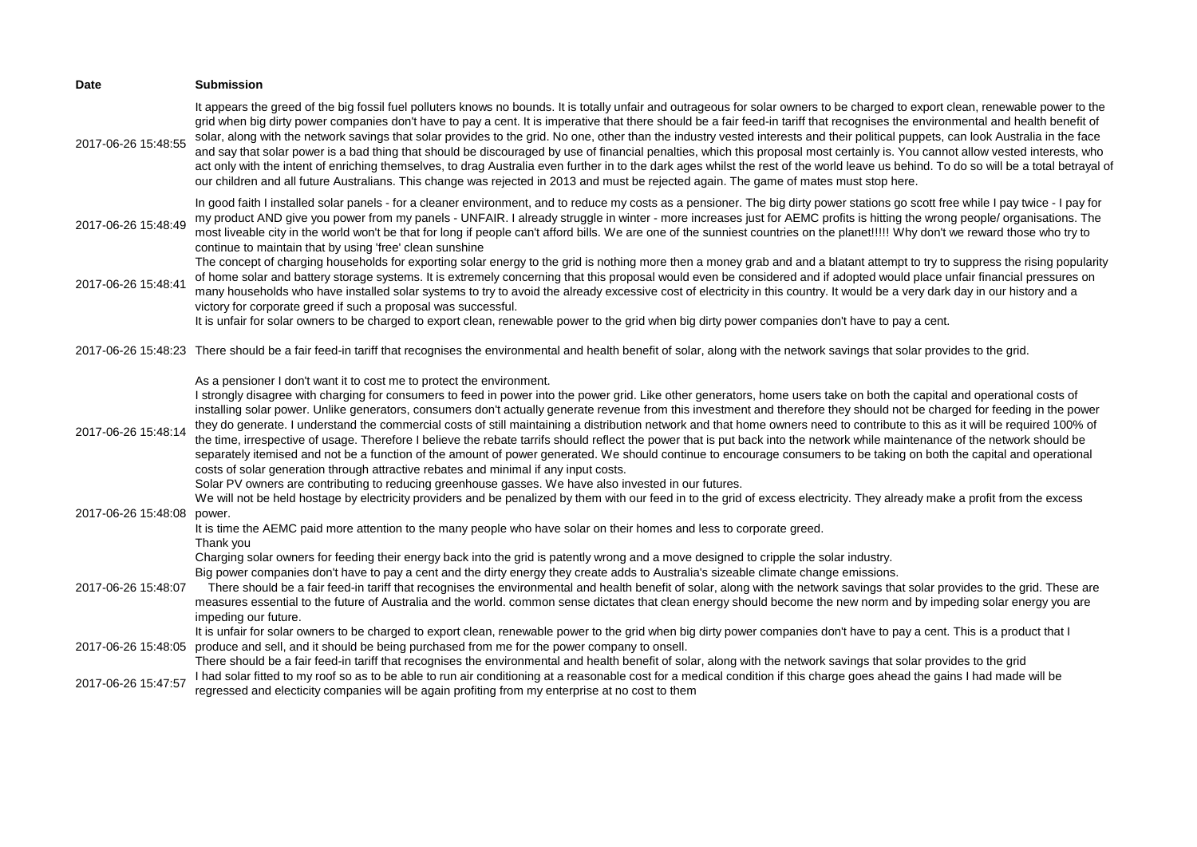| Date | Submission |
| --- | --- |
| 2017-06-26 15:48:55 | It appears the greed of the big fossil fuel polluters knows no bounds. It is totally unfair and outrageous for solar owners to be charged to export clean, renewable power to the grid when big dirty power companies don't have to pay a cent. It is imperative that there should be a fair feed-in tariff that recognises the environmental and health benefit of solar, along with the network savings that solar provides to the grid. No one, other than the industry vested interests and their political puppets, can look Australia in the face and say that solar power is a bad thing that should be discouraged by use of financial penalties, which this proposal most certainly is. You cannot allow vested interests, who act only with the intent of enriching themselves, to drag Australia even further in to the dark ages whilst the rest of the world leave us behind. To do so will be a total betrayal of our children and all future Australians. This change was rejected in 2013 and must be rejected again. The game of mates must stop here. |
| 2017-06-26 15:48:49 | In good faith I installed solar panels - for a cleaner environment, and to reduce my costs as a pensioner. The big dirty power stations go scott free while I pay twice - I pay for my product AND give you power from my panels - UNFAIR. I already struggle in winter - more increases just for AEMC profits is hitting the wrong people/ organisations. The most liveable city in the world won't be that for long if people can't afford bills. We are one of the sunniest countries on the planet!!!!! Why don't we reward those who try to continue to maintain that by using 'free' clean sunshine |
| 2017-06-26 15:48:41 | The concept of charging households for exporting solar energy to the grid is nothing more then a money grab and and a blatant attempt to try to suppress the rising popularity of home solar and battery storage systems. It is extremely concerning that this proposal would even be considered and if adopted would place unfair financial pressures on many households who have installed solar systems to try to avoid the already excessive cost of electricity in this country. It would be a very dark day in our history and a victory for corporate greed if such a proposal was successful.<br>It is unfair for solar owners to be charged to export clean, renewable power to the grid when big dirty power companies don't have to pay a cent. |
| 2017-06-26 15:48:23 | There should be a fair feed-in tariff that recognises the environmental and health benefit of solar, along with the network savings that solar provides to the grid. |
| 2017-06-26 15:48:14 | As a pensioner I don't want it to cost me to protect the environment.<br>I strongly disagree with charging for consumers to feed in power into the power grid. Like other generators, home users take on both the capital and operational costs of installing solar power. Unlike generators, consumers don't actually generate revenue from this investment and therefore they should not be charged for feeding in the power they do generate. I understand the commercial costs of still maintaining a distribution network and that home owners need to contribute to this as it will be required 100% of the time, irrespective of usage. Therefore I believe the rebate tarrifs should reflect the power that is put back into the network while maintenance of the network should be separately itemised and not be a function of the amount of power generated. We should continue to encourage consumers to be taking on both the capital and operational costs of solar generation through attractive rebates and minimal if any input costs. |
| 2017-06-26 15:48:08 | Solar PV owners are contributing to reducing greenhouse gasses. We have also invested in our futures.<br>We will not be held hostage by electricity providers and be penalized by them with our feed in to the grid of excess electricity. They already make a profit from the excess power.<br>It is time the AEMC paid more attention to the many people who have solar on their homes and less to corporate greed.<br>Thank you |
| 2017-06-26 15:48:07 | Charging solar owners for feeding their energy back into the grid is patently wrong and a move designed to cripple the solar industry.<br>Big power companies don't have to pay a cent and the dirty energy they create adds to Australia's sizeable climate change emissions.<br>There should be a fair feed-in tariff that recognises the environmental and health benefit of solar, along with the network savings that solar provides to the grid. These are measures essential to the future of Australia and the world. common sense dictates that clean energy should become the new norm and by impeding solar energy you are impeding our future. |
| 2017-06-26 15:48:05 | It is unfair for solar owners to be charged to export clean, renewable power to the grid when big dirty power companies don't have to pay a cent. This is a product that I produce and sell, and it should be being purchased from me for the power company to onsell.<br>There should be a fair feed-in tariff that recognises the environmental and health benefit of solar, along with the network savings that solar provides to the grid |
| 2017-06-26 15:47:57 | I had solar fitted to my roof so as to be able to run air conditioning at a reasonable cost for a medical condition if this charge goes ahead the gains I had made will be regressed and electicity companies will be again profiting from my enterprise at no cost to them |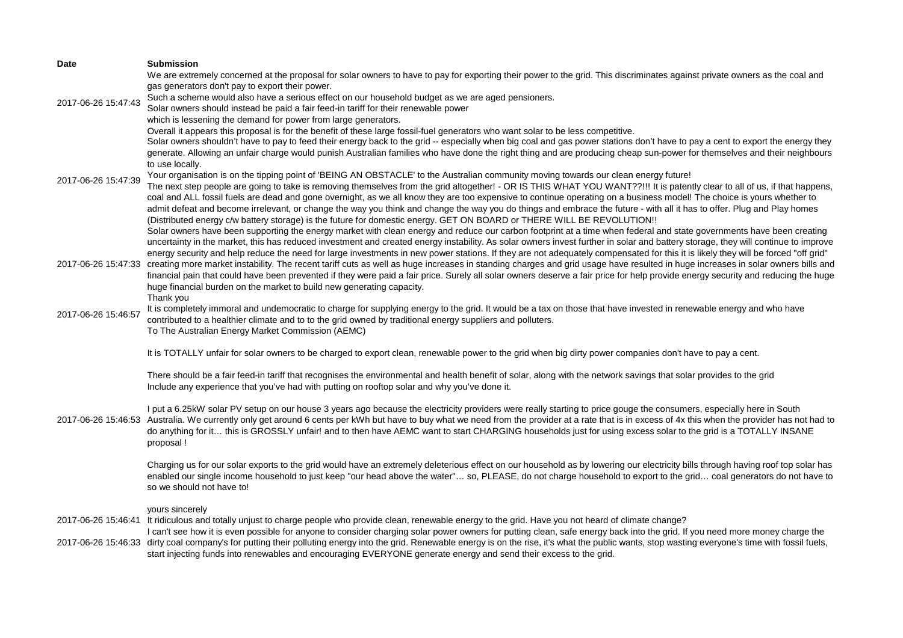| Date | Submission |
| --- | --- |
| 2017-06-26 15:47:43 | We are extremely concerned at the proposal for solar owners to have to pay for exporting their power to the grid. This discriminates against private owners as the coal and gas generators don't pay to export their power.<br>Such a scheme would also have a serious effect on our household budget as we are aged pensioners.<br>Solar owners should instead be paid a fair feed-in tariff for their renewable power<br>which is lessening the demand for power from large generators.<br>Overall it appears this proposal is for the benefit of these large fossil-fuel generators who want solar to be less competitive. |
| 2017-06-26 15:47:39 | Solar owners shouldn't have to pay to feed their energy back to the grid -- especially when big coal and gas power stations don't have to pay a cent to export the energy they generate. Allowing an unfair charge would punish Australian families who have done the right thing and are producing cheap sun-power for themselves and their neighbours to use locally.<br>Your organisation is on the tipping point of 'BEING AN OBSTACLE' to the Australian community moving towards our clean energy future!<br>The next step people are going to take is removing themselves from the grid altogether! - OR IS THIS WHAT YOU WANT??!!! It is patently clear to all of us, if that happens, coal and ALL fossil fuels are dead and gone overnight, as we all know they are too expensive to continue operating on a business model! The choice is yours whether to admit defeat and become irrelevant, or change the way you think and change the way you do things and embrace the future - with all it has to offer. Plug and Play homes (Distributed energy c/w battery storage) is the future for domestic energy. GET ON BOARD or THERE WILL BE REVOLUTION!! |
| 2017-06-26 15:47:33 | Solar owners have been supporting the energy market with clean energy and reduce our carbon footprint at a time when federal and state governments have been creating uncertainty in the market, this has reduced investment and created energy instability. As solar owners invest further in solar and battery storage, they will continue to improve energy security and help reduce the need for large investments in new power stations. If they are not adequately compensated for this it is likely they will be forced "off grid" creating more market instability. The recent tariff cuts as well as huge increases in standing charges and grid usage have resulted in huge increases in solar owners bills and financial pain that could have been prevented if they were paid a fair price. Surely all solar owners deserve a fair price for help provide energy security and reducing the huge huge financial burden on the market to build new generating capacity.<br>Thank you |
| 2017-06-26 15:46:57 | It is completely immoral and undemocratic to charge for supplying energy to the grid. It would be a tax on those that have invested in renewable energy and who have contributed to a healthier climate and to to the grid owned by traditional energy suppliers and polluters. |
| 2017-06-26 15:46:53 | To The Australian Energy Market Commission (AEMC)<br><br>It is TOTALLY unfair for solar owners to be charged to export clean, renewable power to the grid when big dirty power companies don't have to pay a cent.<br><br>There should be a fair feed-in tariff that recognises the environmental and health benefit of solar, along with the network savings that solar provides to the grid<br>Include any experience that you've had with putting on rooftop solar and why you've done it.<br><br>I put a 6.25kW solar PV setup on our house 3 years ago because the electricity providers were really starting to price gouge the consumers, especially here in South Australia. We currently only get around 6 cents per kWh but have to buy what we need from the provider at a rate that is in excess of 4x this when the provider has not had to do anything for it… this is GROSSLY unfair! and to then have AEMC want to start CHARGING households just for using excess solar to the grid is a TOTALLY INSANE proposal !<br><br>Charging us for our solar exports to the grid would have an extremely deleterious effect on our household as by lowering our electricity bills through having roof top solar has enabled our single income household to just keep "our head above the water"… so, PLEASE, do not charge household to export to the grid… coal generators do not have to so we should not have to!<br><br>yours sincerely |
| 2017-06-26 15:46:41 | It ridiculous and totally unjust to charge people who provide clean, renewable energy to the grid. Have you not heard of climate change? |
| 2017-06-26 15:46:33 | I can't see how it is even possible for anyone to consider charging solar power owners for putting clean, safe energy back into the grid. If you need more money charge the dirty coal company's for putting their polluting energy into the grid. Renewable energy is on the rise, it's what the public wants, stop wasting everyone's time with fossil fuels, start injecting funds into renewables and encouraging EVERYONE generate energy and send their excess to the grid. |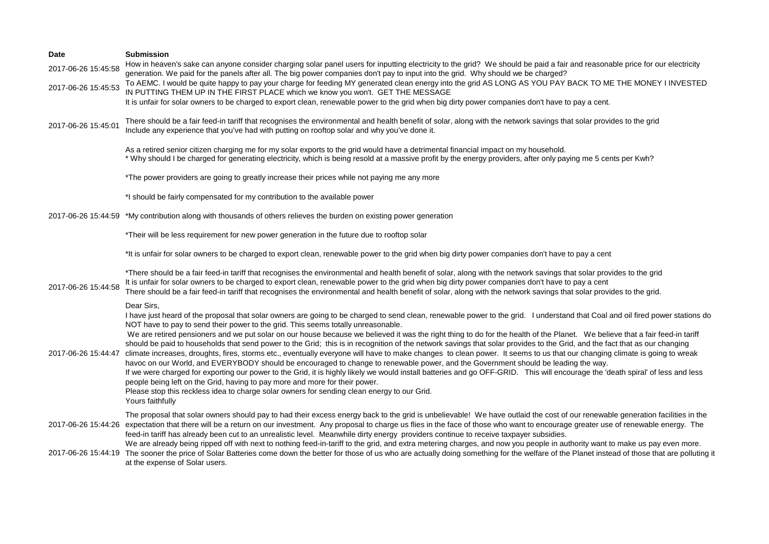| Date | Submission |
|---|---|
| 2017-06-26 15:45:58 | How in heaven's sake can anyone consider charging solar panel users for inputting electricity to the grid? We should be paid a fair and reasonable price for our electricity generation. We paid for the panels after all. The big power companies don't pay to input into the grid. Why should we be charged? |
| 2017-06-26 15:45:53 | To AEMC. I would be quite happy to pay your charge for feeding MY generated clean energy into the grid AS LONG AS YOU PAY BACK TO ME THE MONEY I INVESTED IN PUTTING THEM UP IN THE FIRST PLACE which we know you won't. GET THE MESSAGE |
| 2017-06-26 15:45:01 | It is unfair for solar owners to be charged to export clean, renewable power to the grid when big dirty power companies don't have to pay a cent.<br><br>There should be a fair feed-in tariff that recognises the environmental and health benefit of solar, along with the network savings that solar provides to the grid<br>Include any experience that you've had with putting on rooftop solar and why you've done it. |
| 2017-06-26 15:44:59 | As a retired senior citizen charging me for my solar exports to the grid would have a detrimental financial impact on my household.<br>* Why should I be charged for generating electricity, which is being resold at a massive profit by the energy providers, after only paying me 5 cents per Kwh?<br><br>*The power providers are going to greatly increase their prices while not paying me any more<br><br>*I should be fairly compensated for my contribution to the available power<br><br>*My contribution along with thousands of others relieves the burden on existing power generation<br><br>*Their will be less requirement for new power generation in the future due to rooftop solar<br><br>*It is unfair for solar owners to be charged to export clean, renewable power to the grid when big dirty power companies don't have to pay a cent<br><br>*There should be a fair feed-in tariff that recognises the environmental and health benefit of solar, along with the network savings that solar provides to the grid |
| 2017-06-26 15:44:58 | It is unfair for solar owners to be charged to export clean, renewable power to the grid when big dirty power companies don't have to pay a cent<br>There should be a fair feed-in tariff that recognises the environmental and health benefit of solar, along with the network savings that solar provides to the grid. |
| 2017-06-26 15:44:47 | Dear Sirs,<br>I have just heard of the proposal that solar owners are going to be charged to send clean, renewable power to the grid. I understand that Coal and oil fired power stations do NOT have to pay to send their power to the grid. This seems totally unreasonable.<br>We are retired pensioners and we put solar on our house because we believed it was the right thing to do for the health of the Planet. We believe that a fair feed-in tariff should be paid to households that send power to the Grid; this is in recognition of the network savings that solar provides to the Grid, and the fact that as our changing climate increases, droughts, fires, storms etc., eventually everyone will have to make changes to clean power. It seems to us that our changing climate is going to wreak havoc on our World, and EVERYBODY should be encouraged to change to renewable power, and the Government should be leading the way.<br>If we were charged for exporting our power to the Grid, it is highly likely we would install batteries and go OFF-GRID. This will encourage the 'death spiral' of less and less people being left on the Grid, having to pay more and more for their power.<br>Please stop this reckless idea to charge solar owners for sending clean energy to our Grid.<br>Yours faithfully |
| 2017-06-26 15:44:26 | The proposal that solar owners should pay to had their excess energy back to the grid is unbelievable! We have outlaid the cost of our renewable generation facilities in the expectation that there will be a return on our investment. Any proposal to charge us flies in the face of those who want to encourage greater use of renewable energy. The feed-in tariff has already been cut to an unrealistic level. Meanwhile dirty energy providers continue to receive taxpayer subsidies. |
| 2017-06-26 15:44:19 | We are already being ripped off with next to nothing feed-in-tariff to the grid, and extra metering charges, and now you people in authority want to make us pay even more. The sooner the price of Solar Batteries come down the better for those of us who are actually doing something for the welfare of the Planet instead of those that are polluting it at the expense of Solar users. |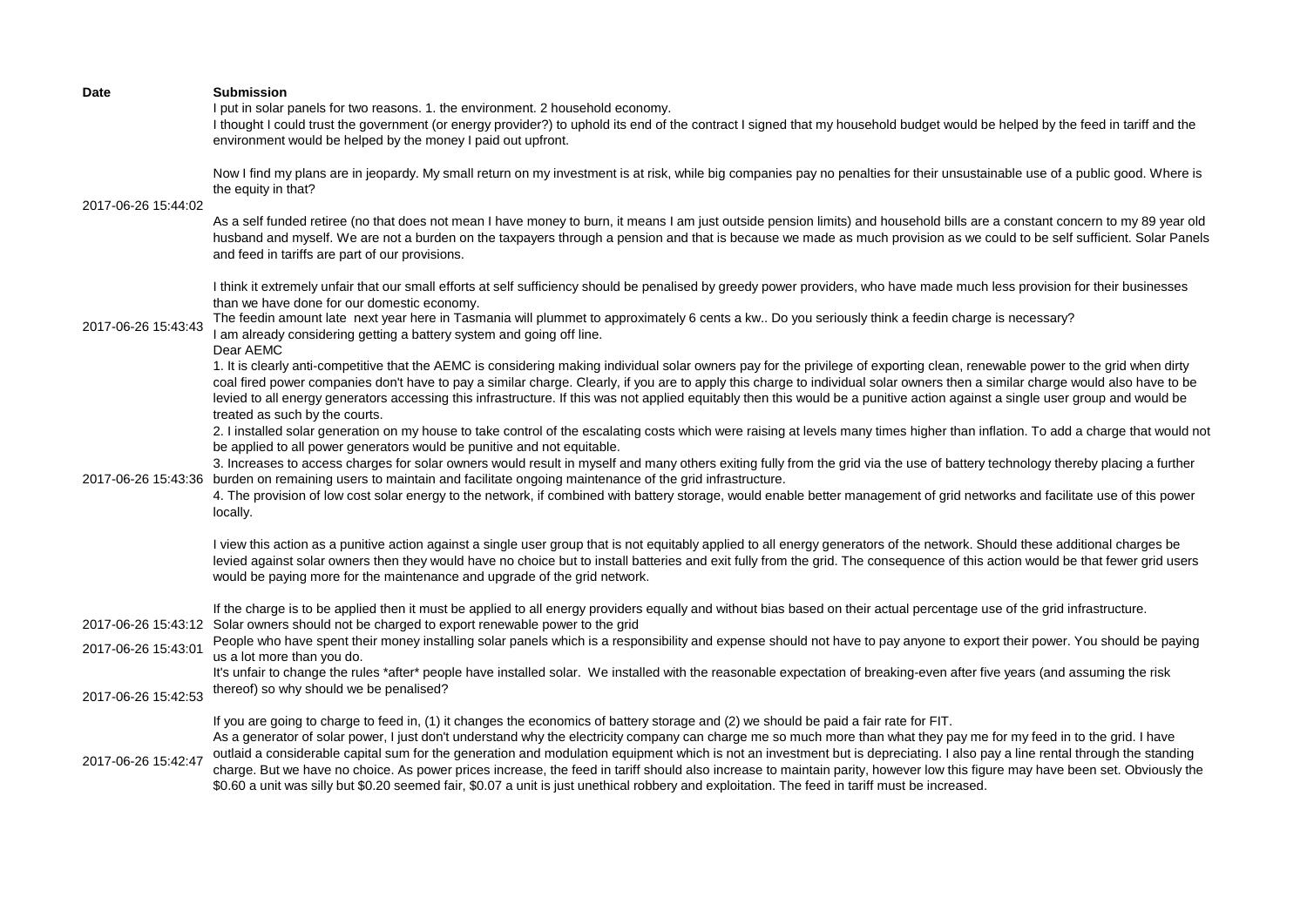| Date | Submission |
| --- | --- |
| 2017-06-26 15:44:02 | I put in solar panels for two reasons. 1. the environment. 2 household economy.<br>I thought I could trust the government (or energy provider?) to uphold its end of the contract I signed that my household budget would be helped by the feed in tariff and the environment would be helped by the money I paid out upfront.<br><br>Now I find my plans are in jeopardy. My small return on my investment is at risk, while big companies pay no penalties for their unsustainable use of a public good. Where is the equity in that?<br><br>As a self funded retiree (no that does not mean I have money to burn, it means I am just outside pension limits) and household bills are a constant concern to my 89 year old husband and myself. We are not a burden on the taxpayers through a pension and that is because we made as much provision as we could to be self sufficient. Solar Panels and feed in tariffs are part of our provisions.<br><br>I think it extremely unfair that our small efforts at self sufficiency should be penalised by greedy power providers, who have made much less provision for their businesses than we have done for our domestic economy. |
| 2017-06-26 15:43:43 | The feedin amount late next year here in Tasmania will plummet to approximately 6 cents a kw.. Do you seriously think a feedin charge is necessary?<br>I am already considering getting a battery system and going off line. |
| 2017-06-26 15:43:36 | Dear AEMC<br>1. It is clearly anti-competitive that the AEMC is considering making individual solar owners pay for the privilege of exporting clean, renewable power to the grid when dirty coal fired power companies don't have to pay a similar charge. Clearly, if you are to apply this charge to individual solar owners then a similar charge would also have to be levied to all energy generators accessing this infrastructure. If this was not applied equitably then this would be a punitive action against a single user group and would be treated as such by the courts.<br>2. I installed solar generation on my house to take control of the escalating costs which were raising at levels many times higher than inflation. To add a charge that would not be applied to all power generators would be punitive and not equitable.<br>3. Increases to access charges for solar owners would result in myself and many others exiting fully from the grid via the use of battery technology thereby placing a further burden on remaining users to maintain and facilitate ongoing maintenance of the grid infrastructure.<br>4. The provision of low cost solar energy to the network, if combined with battery storage, would enable better management of grid networks and facilitate use of this power locally.<br><br>I view this action as a punitive action against a single user group that is not equitably applied to all energy generators of the network. Should these additional charges be levied against solar owners then they would have no choice but to install batteries and exit fully from the grid. The consequence of this action would be that fewer grid users would be paying more for the maintenance and upgrade of the grid network.<br><br>If the charge is to be applied then it must be applied to all energy providers equally and without bias based on their actual percentage use of the grid infrastructure. |
| 2017-06-26 15:43:12 | Solar owners should not be charged to export renewable power to the grid |
| 2017-06-26 15:43:01 | People who have spent their money installing solar panels which is a responsibility and expense should not have to pay anyone to export their power. You should be paying us a lot more than you do. |
| 2017-06-26 15:42:53 | It's unfair to change the rules *after* people have installed solar. We installed with the reasonable expectation of breaking-even after five years (and assuming the risk thereof) so why should we be penalised?<br><br>If you are going to charge to feed in, (1) it changes the economics of battery storage and (2) we should be paid a fair rate for FIT. |
| 2017-06-26 15:42:47 | As a generator of solar power, I just don't understand why the electricity company can charge me so much more than what they pay me for my feed in to the grid. I have outlaid a considerable capital sum for the generation and modulation equipment which is not an investment but is depreciating. I also pay a line rental through the standing charge. But we have no choice. As power prices increase, the feed in tariff should also increase to maintain parity, however low this figure may have been set. Obviously the $0.60 a unit was silly but $0.20 seemed fair, $0.07 a unit is just unethical robbery and exploitation. The feed in tariff must be increased. |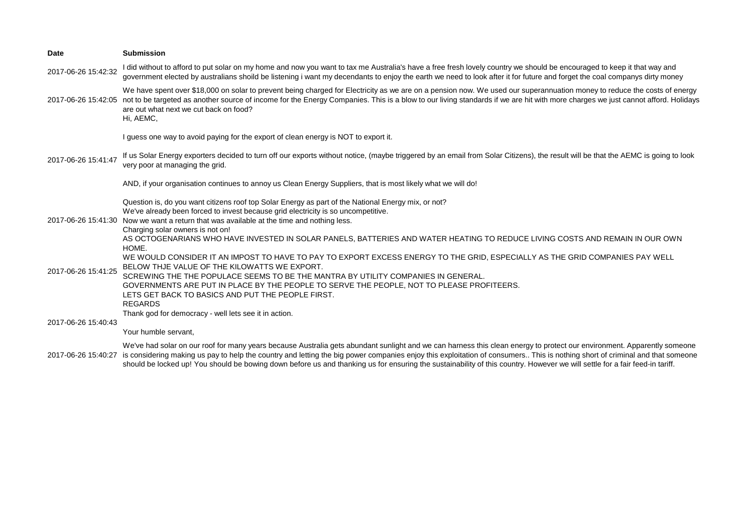| Date | Submission |
| --- | --- |
| 2017-06-26 15:42:32 | I did without to afford to put solar on my home and now you want to tax me Australia's have a free fresh lovely country we should be encouraged to keep it that way and government elected by australians shoild be listening i want my decendants to enjoy the earth we need to look after it for future and forget the coal companys dirty money |
| 2017-06-26 15:42:05 | We have spent over $18,000 on solar to prevent being charged for Electricity as we are on a pension now. We used our superannuation money to reduce the costs of energy not to be targeted as another source of income for the Energy Companies. This is a blow to our living standards if we are hit with more charges we just cannot afford. Holidays are out what next we cut back on food? |
| 2017-06-26 15:41:47 | Hi, AEMC,<br><br>I guess one way to avoid paying for the export of clean energy is NOT to export it.<br><br>If us Solar Energy exporters decided to turn off our exports without notice, (maybe triggered by an email from Solar Citizens), the result will be that the AEMC is going to look very poor at managing the grid.<br><br>AND, if your organisation continues to annoy us Clean Energy Suppliers, that is most likely what we will do!<br><br>Question is, do you want citizens roof top Solar Energy as part of the National Energy mix, or not? |
| 2017-06-26 15:41:30 | We've already been forced to invest because grid electricity is so uncompetitive.<br>Now we want a return that was available at the time and nothing less.<br>Charging solar owners is not on! |
| 2017-06-26 15:41:25 | AS OCTOGENARIANS WHO HAVE INVESTED IN SOLAR PANELS, BATTERIES AND WATER HEATING TO REDUCE LIVING COSTS AND REMAIN IN OUR OWN HOME.<br>WE WOULD CONSIDER IT AN IMPOST TO HAVE TO PAY TO EXPORT EXCESS ENERGY TO THE GRID, ESPECIALLY AS THE GRID COMPANIES PAY WELL BELOW THJE VALUE OF THE KILOWATTS WE EXPORT.<br>SCREWING THE THE POPULACE SEEMS TO BE THE MANTRA BY UTILITY COMPANIES IN GENERAL.<br>GOVERNMENTS ARE PUT IN PLACE BY THE PEOPLE TO SERVE THE PEOPLE, NOT TO PLEASE PROFITEERS.<br>LETS GET BACK TO BASICS AND PUT THE PEOPLE FIRST.<br>REGARDS |
| 2017-06-26 15:40:43 | Thank god for democracy - well lets see it in action.<br><br>Your humble servant, |
| 2017-06-26 15:40:27 | We've had solar on our roof for many years because Australia gets abundant sunlight and we can harness this clean energy to protect our environment. Apparently someone is considering making us pay to help the country and letting the big power companies enjoy this exploitation of consumers.. This is nothing short of criminal and that someone should be locked up! You should be bowing down before us and thanking us for ensuring the sustainability of this country. However we will settle for a fair feed-in tariff. |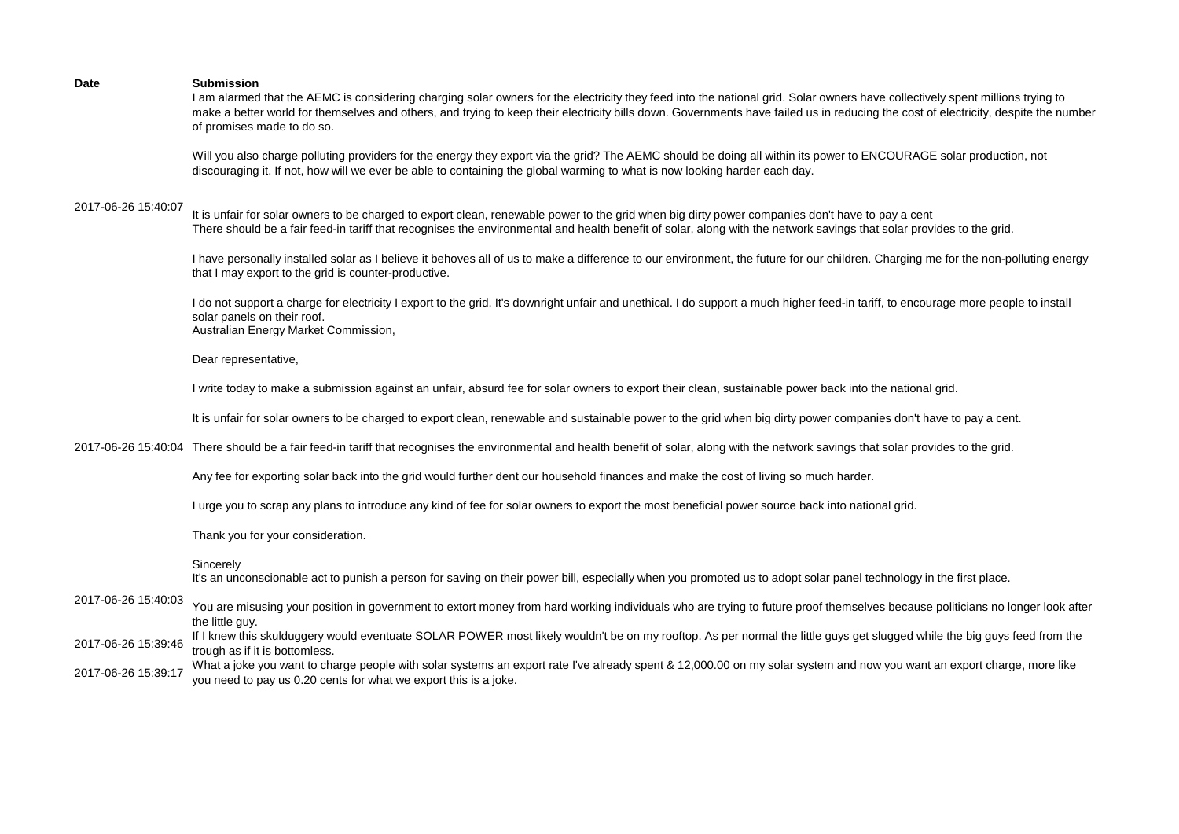| Date | Submission |
| --- | --- |
| | I am alarmed that the AEMC is considering charging solar owners for the electricity they feed into the national grid. Solar owners have collectively spent millions trying to make a better world for themselves and others, and trying to keep their electricity bills down. Governments have failed us in reducing the cost of electricity, despite the number of promises made to do so.<br><br>Will you also charge polluting providers for the energy they export via the grid? The AEMC should be doing all within its power to ENCOURAGE solar production, not discouraging it. If not, how will we ever be able to containing the global warming to what is now looking harder each day. |
| 2017-06-26 15:40:07 | It is unfair for solar owners to be charged to export clean, renewable power to the grid when big dirty power companies don't have to pay a cent<br>There should be a fair feed-in tariff that recognises the environmental and health benefit of solar, along with the network savings that solar provides to the grid.<br><br>I have personally installed solar as I believe it behoves all of us to make a difference to our environment, the future for our children. Charging me for the non-polluting energy that I may export to the grid is counter-productive.<br><br>I do not support a charge for electricity I export to the grid. It's downright unfair and unethical. I do support a much higher feed-in tariff, to encourage more people to install solar panels on their roof. |
| 2017-06-26 15:40:04 | Australian Energy Market Commission,<br><br>Dear representative,<br><br>I write today to make a submission against an unfair, absurd fee for solar owners to export their clean, sustainable power back into the national grid.<br><br>It is unfair for solar owners to be charged to export clean, renewable and sustainable power to the grid when big dirty power companies don't have to pay a cent.<br><br>There should be a fair feed-in tariff that recognises the environmental and health benefit of solar, along with the network savings that solar provides to the grid.<br><br>Any fee for exporting solar back into the grid would further dent our household finances and make the cost of living so much harder.<br><br>I urge you to scrap any plans to introduce any kind of fee for solar owners to export the most beneficial power source back into national grid.<br><br>Thank you for your consideration.<br><br>Sincerely |
| 2017-06-26 15:40:03 | It's an unconscionable act to punish a person for saving on their power bill, especially when you promoted us to adopt solar panel technology in the first place.<br><br>You are misusing your position in government to extort money from hard working individuals who are trying to future proof themselves because politicians no longer look after the little guy. |
| 2017-06-26 15:39:46 | If I knew this skulduggery would eventuate SOLAR POWER most likely wouldn't be on my rooftop. As per normal the little guys get slugged while the big guys feed from the trough as if it is bottomless. |
| 2017-06-26 15:39:17 | What a joke you want to charge people with solar systems an export rate I've already spent & 12,000.00 on my solar system and now you want an export charge, more like you need to pay us 0.20 cents for what we export this is a joke. |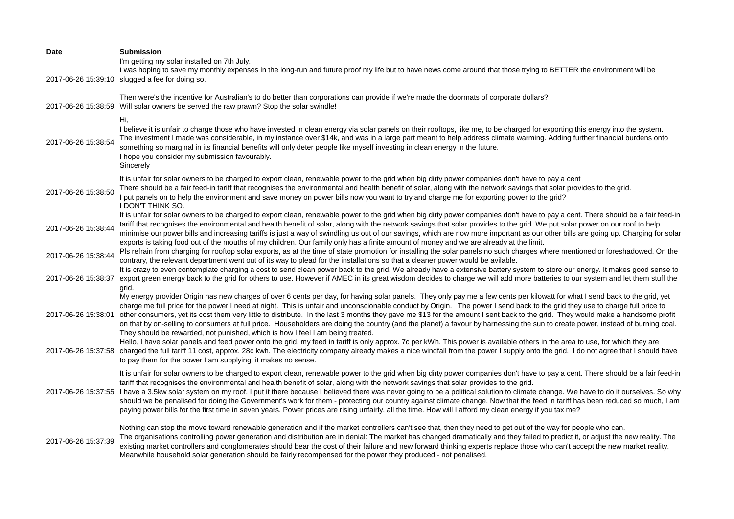| Date | Submission |
|---|---|
| 2017-06-26 15:39:10 | I'm getting my solar installed on 7th July.<br>I was hoping to save my monthly expenses in the long-run and future proof my life but to have news come around that those trying to BETTER the environment will be slugged a fee for doing so. |
| 2017-06-26 15:38:59 | Then were's the incentive for Australian's to do better than corporations can provide if we're made the doormats of corporate dollars?<br>Will solar owners be served the raw prawn? Stop the solar swindle! |
| 2017-06-26 15:38:54 | Hi,<br>I believe it is unfair to charge those who have invested in clean energy via solar panels on their rooftops, like me, to be charged for exporting this energy into the system. The investment I made was considerable, in my instance over $14k, and was in a large part meant to help address climate warming. Adding further financial burdens onto something so marginal in its financial benefits will only deter people like myself investing in clean energy in the future.<br>I hope you consider my submission favourably.<br>Sincerely |
| 2017-06-26 15:38:50 | It is unfair for solar owners to be charged to export clean, renewable power to the grid when big dirty power companies don't have to pay a cent<br>There should be a fair feed-in tariff that recognises the environmental and health benefit of solar, along with the network savings that solar provides to the grid.<br>I put panels on to help the environment and save money on power bills now you want to try and charge me for exporting power to the grid?<br>I DON'T THINK SO. |
| 2017-06-26 15:38:44 | It is unfair for solar owners to be charged to export clean, renewable power to the grid when big dirty power companies don't have to pay a cent. There should be a fair feed-in tariff that recognises the environmental and health benefit of solar, along with the network savings that solar provides to the grid. We put solar power on our roof to help minimise our power bills and increasing tariffs is just a way of swindling us out of our savings, which are now more important as our other bills are going up. Charging for solar exports is taking food out of the mouths of my children. Our family only has a finite amount of money and we are already at the limit. |
| 2017-06-26 15:38:44 | Pls refrain from charging for rooftop solar exports, as at the time of state promotion for installing the solar panels no such charges where mentioned or foreshadowed. On the contrary, the relevant department went out of its way to plead for the installations so that a cleaner power would be avilable. |
| 2017-06-26 15:38:37 | It is crazy to even contemplate charging a cost to send clean power back to the grid. We already have a extensive battery system to store our energy. It makes good sense to export green energy back to the grid for others to use. However if AMEC in its great wisdom decides to charge we will add more batteries to our system and let them stuff the grid. |
| 2017-06-26 15:38:01 | My energy provider Origin has new charges of over 6 cents per day, for having solar panels. They only pay me a few cents per kilowatt for what I send back to the grid, yet charge me full price for the power I need at night. This is unfair and unconscionable conduct by Origin. The power I send back to the grid they use to charge full price to other consumers, yet its cost them very little to distribute. In the last 3 months they gave me $13 for the amount I sent back to the grid. They would make a handsome profit on that by on-selling to consumers at full price. Householders are doing the country (and the planet) a favour by harnessing the sun to create power, instead of burning coal. They should be rewarded, not punished, which is how I feel I am being treated. |
| 2017-06-26 15:37:58 | Hello, I have solar panels and feed power onto the grid, my feed in tariff is only approx. 7c per kWh. This power is available others in the area to use, for which they are charged the full tariff 11 cost, approx. 28c kwh. The electricity company already makes a nice windfall from the power I supply onto the grid. I do not agree that I should have to pay them for the power I am supplying, it makes no sense. |
| 2017-06-26 15:37:55 | It is unfair for solar owners to be charged to export clean, renewable power to the grid when big dirty power companies don't have to pay a cent. There should be a fair feed-in tariff that recognises the environmental and health benefit of solar, along with the network savings that solar provides to the grid.<br>I have a 3.5kw solar system on my roof. I put it there because I believed there was never going to be a political solution to climate change. We have to do it ourselves. So why should we be penalised for doing the Government's work for them - protecting our country against climate change. Now that the feed in tariff has been reduced so much, I am paying power bills for the first time in seven years. Power prices are rising unfairly, all the time. How will I afford my clean energy if you tax me? |
| 2017-06-26 15:37:39 | Nothing can stop the move toward renewable generation and if the market controllers can't see that, then they need to get out of the way for people who can.<br>The organisations controlling power generation and distribution are in denial: The market has changed dramatically and they failed to predict it, or adjust the new reality. The existing market controllers and conglomerates should bear the cost of their failure and new forward thinking experts replace those who can't accept the new market reality.<br>Meanwhile household solar generation should be fairly recompensed for the power they produced - not penalised. |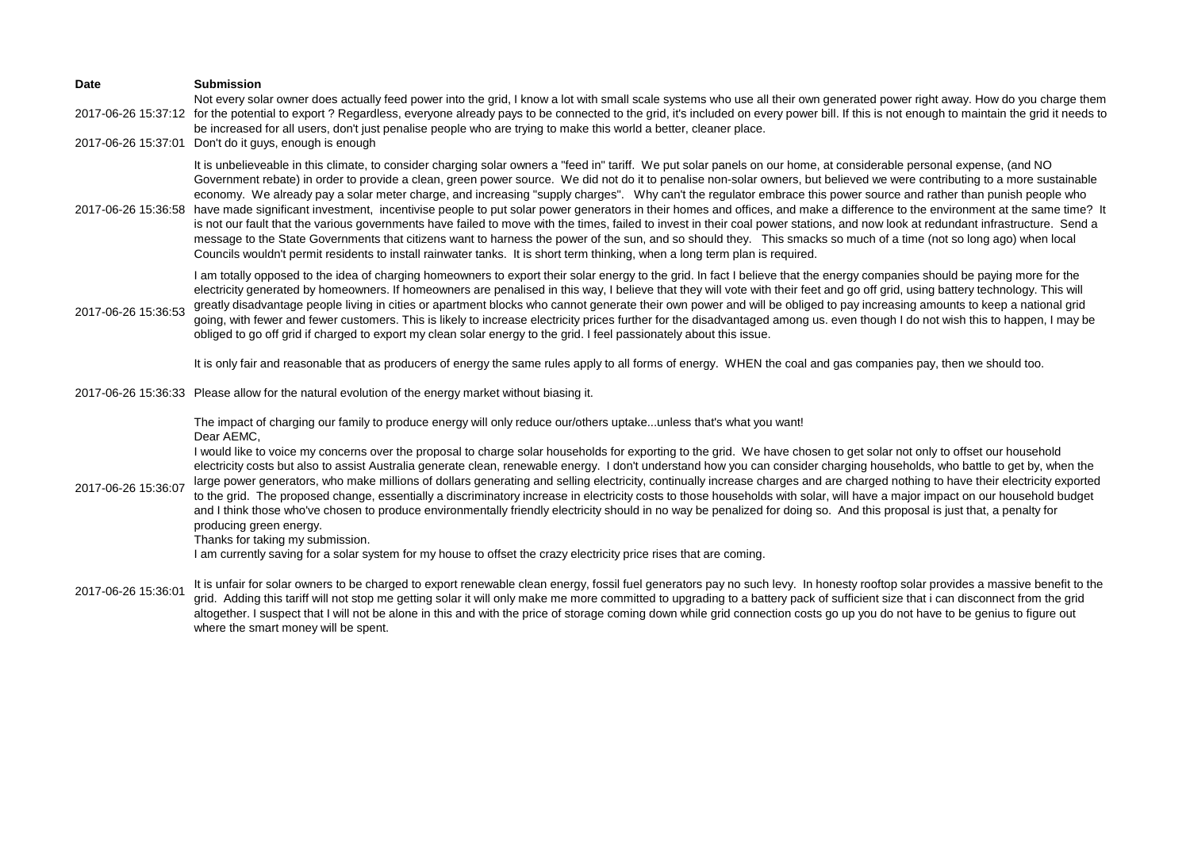| Date | Submission |
|---|---|
| 2017-06-26 15:37:12 | Not every solar owner does actually feed power into the grid, I know a lot with small scale systems who use all their own generated power right away. How do you charge them for the potential to export ? Regardless, everyone already pays to be connected to the grid, it's included on every power bill. If this is not enough to maintain the grid it needs to be increased for all users, don't just penalise people who are trying to make this world a better, cleaner place. |
| 2017-06-26 15:37:01 | Don't do it guys, enough is enough |
| 2017-06-26 15:36:58 | It is unbelieveable in this climate, to consider charging solar owners a "feed in" tariff. We put solar panels on our home, at considerable personal expense, (and NO Government rebate) in order to provide a clean, green power source. We did not do it to penalise non-solar owners, but believed we were contributing to a more sustainable economy. We already pay a solar meter charge, and increasing "supply charges". Why can't the regulator embrace this power source and rather than punish people who have made significant investment, incentivise people to put solar power generators in their homes and offices, and make a difference to the environment at the same time? It is not our fault that the various governments have failed to move with the times, failed to invest in their coal power stations, and now look at redundant infrastructure. Send a message to the State Governments that citizens want to harness the power of the sun, and so should they. This smacks so much of a time (not so long ago) when local Councils wouldn't permit residents to install rainwater tanks. It is short term thinking, when a long term plan is required. |
| 2017-06-26 15:36:53 | I am totally opposed to the idea of charging homeowners to export their solar energy to the grid. In fact I believe that the energy companies should be paying more for the electricity generated by homeowners. If homeowners are penalised in this way, I believe that they will vote with their feet and go off grid, using battery technology. This will greatly disadvantage people living in cities or apartment blocks who cannot generate their own power and will be obliged to pay increasing amounts to keep a national grid going, with fewer and fewer customers. This is likely to increase electricity prices further for the disadvantaged among us. even though I do not wish this to happen, I may be obliged to go off grid if charged to export my clean solar energy to the grid. I feel passionately about this issue. |
| | It is only fair and reasonable that as producers of energy the same rules apply to all forms of energy. WHEN the coal and gas companies pay, then we should too. |
| 2017-06-26 15:36:33 | Please allow for the natural evolution of the energy market without biasing it. |
| | The impact of charging our family to produce energy will only reduce our/others uptake...unless that's what you want! |
| 2017-06-26 15:36:07 | Dear AEMC,<br>I would like to voice my concerns over the proposal to charge solar households for exporting to the grid. We have chosen to get solar not only to offset our household electricity costs but also to assist Australia generate clean, renewable energy. I don't understand how you can consider charging households, who battle to get by, when the large power generators, who make millions of dollars generating and selling electricity, continually increase charges and are charged nothing to have their electricity exported to the grid. The proposed change, essentially a discriminatory increase in electricity costs to those households with solar, will have a major impact on our household budget and I think those who've chosen to produce environmentally friendly electricity should in no way be penalized for doing so. And this proposal is just that, a penalty for producing green energy.<br>Thanks for taking my submission.<br>I am currently saving for a solar system for my house to offset the crazy electricity price rises that are coming. |
| 2017-06-26 15:36:01 | It is unfair for solar owners to be charged to export renewable clean energy, fossil fuel generators pay no such levy. In honesty rooftop solar provides a massive benefit to the grid. Adding this tariff will not stop me getting solar it will only make me more committed to upgrading to a battery pack of sufficient size that i can disconnect from the grid altogether. I suspect that I will not be alone in this and with the price of storage coming down while grid connection costs go up you do not have to be genius to figure out where the smart money will be spent. |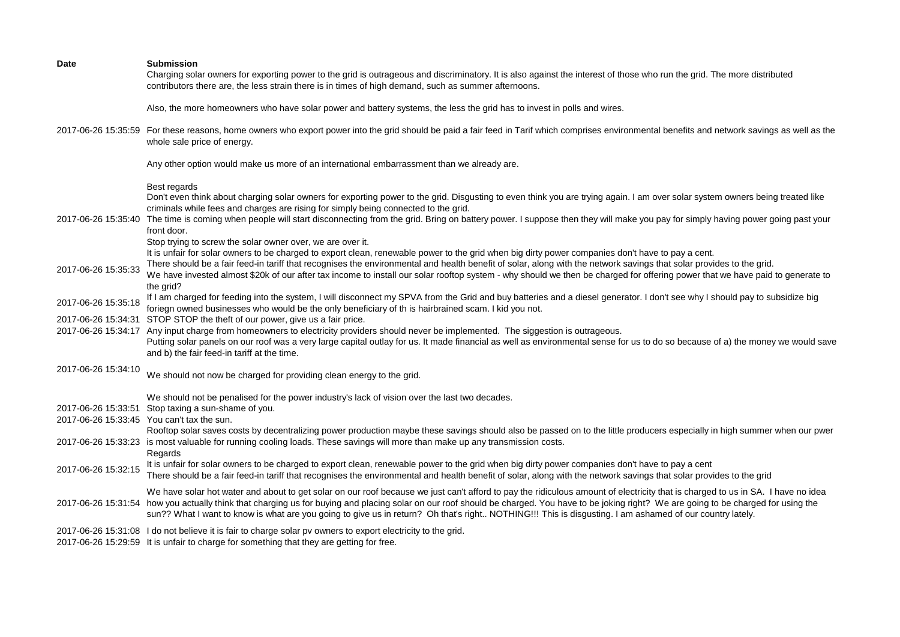| Date | Submission |
|---|---|
| 2017-06-26 15:35:59 | Charging solar owners for exporting power to the grid is outrageous and discriminatory. It is also against the interest of those who run the grid. The more distributed contributors there are, the less strain there is in times of high demand, such as summer afternoons.<br><br>Also, the more homeowners who have solar power and battery systems, the less the grid has to invest in polls and wires.<br><br>For these reasons, home owners who export power into the grid should be paid a fair feed in Tarif which comprises environmental benefits and network savings as well as the whole sale price of energy.<br><br>Any other option would make us more of an international embarrassment than we already are.<br><br>Best regards |
| 2017-06-26 15:35:40 | Don't even think about charging solar owners for exporting power to the grid. Disgusting to even think you are trying again. I am over solar system owners being treated like criminals while fees and charges are rising for simply being connected to the grid.<br>The time is coming when people will start disconnecting from the grid. Bring on battery power. I suppose then they will make you pay for simply having power going past your front door.<br>Stop trying to screw the solar owner over, we are over it. |
| 2017-06-26 15:35:33 | It is unfair for solar owners to be charged to export clean, renewable power to the grid when big dirty power companies don't have to pay a cent.<br>There should be a fair feed-in tariff that recognises the environmental and health benefit of solar, along with the network savings that solar provides to the grid.<br>We have invested almost $20k of our after tax income to install our solar rooftop system - why should we then be charged for offering power that we have paid to generate to the grid? |
| 2017-06-26 15:35:18 | If I am charged for feeding into the system, I will disconnect my SPVA from the Grid and buy batteries and a diesel generator. I don't see why I should pay to subsidize big foriegn owned businesses who would be the only beneficiary of th is hairbrained scam. I kid you not. |
| 2017-06-26 15:34:31 | STOP STOP the theft of our power, give us a fair price. |
| 2017-06-26 15:34:17 | Any input charge from homeowners to electricity providers should never be implemented. The siggestion is outrageous. |
| 2017-06-26 15:34:10 | Putting solar panels on our roof was a very large capital outlay for us. It made financial as well as environmental sense for us to do so because of a) the money we would save and b) the fair feed-in tariff at the time.<br><br>We should not now be charged for providing clean energy to the grid.<br><br>We should not be penalised for the power industry's lack of vision over the last two decades. |
| 2017-06-26 15:33:51 | Stop taxing a sun-shame of you. |
| 2017-06-26 15:33:45 | You can't tax the sun. |
| 2017-06-26 15:33:23 | Rooftop solar saves costs by decentralizing power production maybe these savings should also be passed on to the little producers especially in high summer when our pwer is most valuable for running cooling loads. These savings will more than make up any transmission costs.<br>Regards |
| 2017-06-26 15:32:15 | It is unfair for solar owners to be charged to export clean, renewable power to the grid when big dirty power companies don't have to pay a cent<br>There should be a fair feed-in tariff that recognises the environmental and health benefit of solar, along with the network savings that solar provides to the grid |
| 2017-06-26 15:31:54 | We have solar hot water and about to get solar on our roof because we just can't afford to pay the ridiculous amount of electricity that is charged to us in SA. I have no idea how you actually think that charging us for buying and placing solar on our roof should be charged. You have to be joking right? We are going to be charged for using the sun?? What I want to know is what are you going to give us in return? Oh that's right.. NOTHING!!! This is disgusting. I am ashamed of our country lately. |
| 2017-06-26 15:31:08 | I do not believe it is fair to charge solar pv owners to export electricity to the grid. |
| 2017-06-26 15:29:59 | It is unfair to charge for something that they are getting for free. |